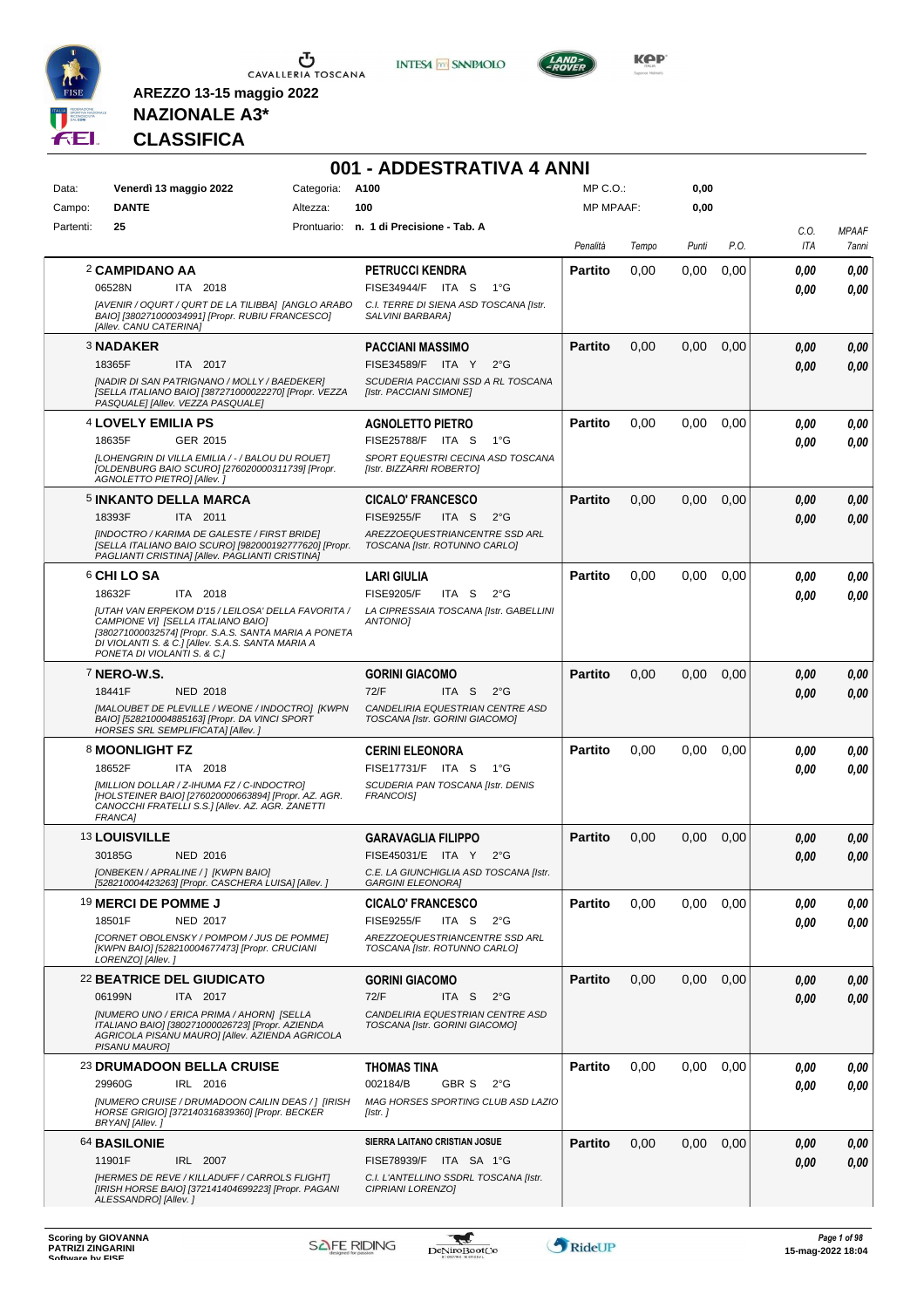**AREZZO 13-15 maggio 2022**

**NAZIONALE A3***

**CLASSIFICA**

# 001 - ADDESTRATIVA 4 ANNI

| | | | | | |
|---|---|---|---|---|---|
| Data: | **Venerdì 13 maggio 2022** | Categoria: | **A100** | MP C.O.: | **0,00** |
| Campo: | **DANTE** | Altezza: | **100** | MP MPAAF: | **0,00** |
| Partenti: | **25** | Prontuario: | **n. 1 di Precisione - Tab. A** | | |

| Cavallo | Cavaliere | Penalità | Tempo | Punti | P.O. | C.O. ITA | MPAAF 7anni |
|---|---|---|---|---|---|---|---|
| 2 **CAMPIDANO AA**<br>06528N ITA 2018<br>*[AVENIR / OQURT / QURT DE LA TILIBBA] [ANGLO ARABO BAIO] [380271000034991] [Propr. RUBIU FRANCESCO] [Allev. CANU CATERINA]* | **PETRUCCI KENDRA**<br>FISE34944/F ITA S 1°G<br>*C.I. TERRE DI SIENA ASD TOSCANA [Istr. SALVINI BARBARA]* | **Partito** | 0,00 | 0,00 | 0,00 | 0,00<br>0,00 | 0,00<br>0,00 |
| 3 **NADAKER**<br>18365F ITA 2017<br>*[NADIR DI SAN PATRIGNANO / MOLLY / BAEDEKER] [SELLA ITALIANO BAIO] [387271000022270] [Propr. VEZZA PASQUALE] [Allev. VEZZA PASQUALE]* | **PACCIANI MASSIMO**<br>FISE34589/F ITA Y 2°G<br>*SCUDERIA PACCIANI SSD A RL TOSCANA [Istr. PACCIANI SIMONE]* | **Partito** | 0,00 | 0,00 | 0,00 | 0,00<br>0,00 | 0,00<br>0,00 |
| 4 **LOVELY EMILIA PS**<br>18635F GER 2015<br>*[LOHENGRIN DI VILLA EMILIA / - / BALOU DU ROUET] [OLDENBURG BAIO SCURO] [276020000311739] [Propr. AGNOLETTO PIETRO] [Allev. ]* | **AGNOLETTO PIETRO**<br>FISE25788/F ITA S 1°G<br>*SPORT EQUESTRI CECINA ASD TOSCANA [Istr. BIZZARRI ROBERTO]* | **Partito** | 0,00 | 0,00 | 0,00 | 0,00<br>0,00 | 0,00<br>0,00 |
| 5 **INKANTO DELLA MARCA**<br>18393F ITA 2011<br>*[INDOCTRO / KARIMA DE GALESTE / FIRST BRIDE] [SELLA ITALIANO BAIO SCURO] [982000192777620] [Propr. PAGLIANTI CRISTINA] [Allev. PAGLIANTI CRISTINA]* | **CICALO' FRANCESCO**<br>FISE9255/F ITA S 2°G<br>*AREZZOEQUESTRIANCENTRE SSD ARL TOSCANA [Istr. ROTUNNO CARLO]* | **Partito** | 0,00 | 0,00 | 0,00 | 0,00<br>0,00 | 0,00<br>0,00 |
| 6 **CHI LO SA**<br>18632F ITA 2018<br>*[UTAH VAN ERPEKOM D'15 / LEILOSA' DELLA FAVORITA / CAMPIONE VI] [SELLA ITALIANO BAIO] [380271000032574] [Propr. S.A.S. SANTA MARIA A PONETA DI VIOLANTI S. & C.] [Allev. S.A.S. SANTA MARIA A PONETA DI VIOLANTI S. & C.]* | **LARI GIULIA**<br>FISE9205/F ITA S 2°G<br>*LA CIPRESSAIA TOSCANA [Istr. GABELLINI ANTONIO]* | **Partito** | 0,00 | 0,00 | 0,00 | 0,00<br>0,00 | 0,00<br>0,00 |
| 7 **NERO-W.S.**<br>18441F NED 2018<br>*[MALOUBET DE PLEVILLE / WEONE / INDOCTRO] [KWPN BAIO] [528210004885163] [Propr. DA VINCI SPORT HORSES SRL SEMPLIFICATA] [Allev. ]* | **GORINI GIACOMO**<br>72/F ITA S 2°G<br>*CANDELIRIA EQUESTRIAN CENTRE ASD TOSCANA [Istr. GORINI GIACOMO]* | **Partito** | 0,00 | 0,00 | 0,00 | 0,00<br>0,00 | 0,00<br>0,00 |
| 8 **MOONLIGHT FZ**<br>18652F ITA 2018<br>*[MILLION DOLLAR / Z-IHUMA FZ / C-INDOCTRO] [HOLSTEINER BAIO] [276020000663894] [Propr. AZ. AGR. CANOCCHI FRATELLI S.S.] [Allev. AZ. AGR. ZANETTI FRANCA]* | **CERINI ELEONORA**<br>FISE17731/F ITA S 1°G<br>*SCUDERIA PAN TOSCANA [Istr. DENIS FRANCOIS]* | **Partito** | 0,00 | 0,00 | 0,00 | 0,00<br>0,00 | 0,00<br>0,00 |
| 13 **LOUISVILLE**<br>30185G NED 2016<br>*[ONBEKEN / APRALINE / ] [KWPN BAIO] [528210004423263] [Propr. CASCHERA LUISA] [Allev. ]* | **GARAVAGLIA FILIPPO**<br>FISE45031/E ITA Y 2°G<br>*C.E. LA GIUNCHIGLIA ASD TOSCANA [Istr. GARGINI ELEONORA]* | **Partito** | 0,00 | 0,00 | 0,00 | 0,00<br>0,00 | 0,00<br>0,00 |
| 19 **MERCI DE POMME J**<br>18501F NED 2017<br>*[CORNET OBOLENSKY / POMPOM / JUS DE POMME] [KWPN BAIO] [528210004677473] [Propr. CRUCIANI LORENZO] [Allev. ]* | **CICALO' FRANCESCO**<br>FISE9255/F ITA S 2°G<br>*AREZZOEQUESTRIANCENTRE SSD ARL TOSCANA [Istr. ROTUNNO CARLO]* | **Partito** | 0,00 | 0,00 | 0,00 | 0,00<br>0,00 | 0,00<br>0,00 |
| 22 **BEATRICE DEL GIUDICATO**<br>06199N ITA 2017<br>*[NUMERO UNO / ERICA PRIMA / AHORN] [SELLA ITALIANO BAIO] [380271000026723] [Propr. AZIENDA AGRICOLA PISANU MAURO] [Allev. AZIENDA AGRICOLA PISANU MAURO]* | **GORINI GIACOMO**<br>72/F ITA S 2°G<br>*CANDELIRIA EQUESTRIAN CENTRE ASD TOSCANA [Istr. GORINI GIACOMO]* | **Partito** | 0,00 | 0,00 | 0,00 | 0,00<br>0,00 | 0,00<br>0,00 |
| 23 **DRUMADOON BELLA CRUISE**<br>29960G IRL 2016<br>*[NUMERO CRUISE / DRUMADOON CAILIN DEAS / ] [IRISH HORSE GRIGIO] [372140316839360] [Propr. BECKER BRYAN] [Allev. ]* | **THOMAS TINA**<br>002184/B GBR S 2°G<br>*MAG HORSES SPORTING CLUB ASD LAZIO [Istr. ]* | **Partito** | 0,00 | 0,00 | 0,00 | 0,00<br>0,00 | 0,00<br>0,00 |
| 64 **BASILONIE**<br>11901F IRL 2007<br>*[HERMES DE REVE / KILLADUFF / CARROLS FLIGHT] [IRISH HORSE BAIO] [372141404699223] [Propr. PAGANI ALESSANDRO] [Allev. ]* | **SIERRA LAITANO CRISTIAN JOSUE**<br>FISE78939/F ITA SA 1°G<br>*C.I. L'ANTELLINO SSDRL TOSCANA [Istr. CIPRIANI LORENZO]* | **Partito** | 0,00 | 0,00 | 0,00 | 0,00<br>0,00 | 0,00<br>0,00 |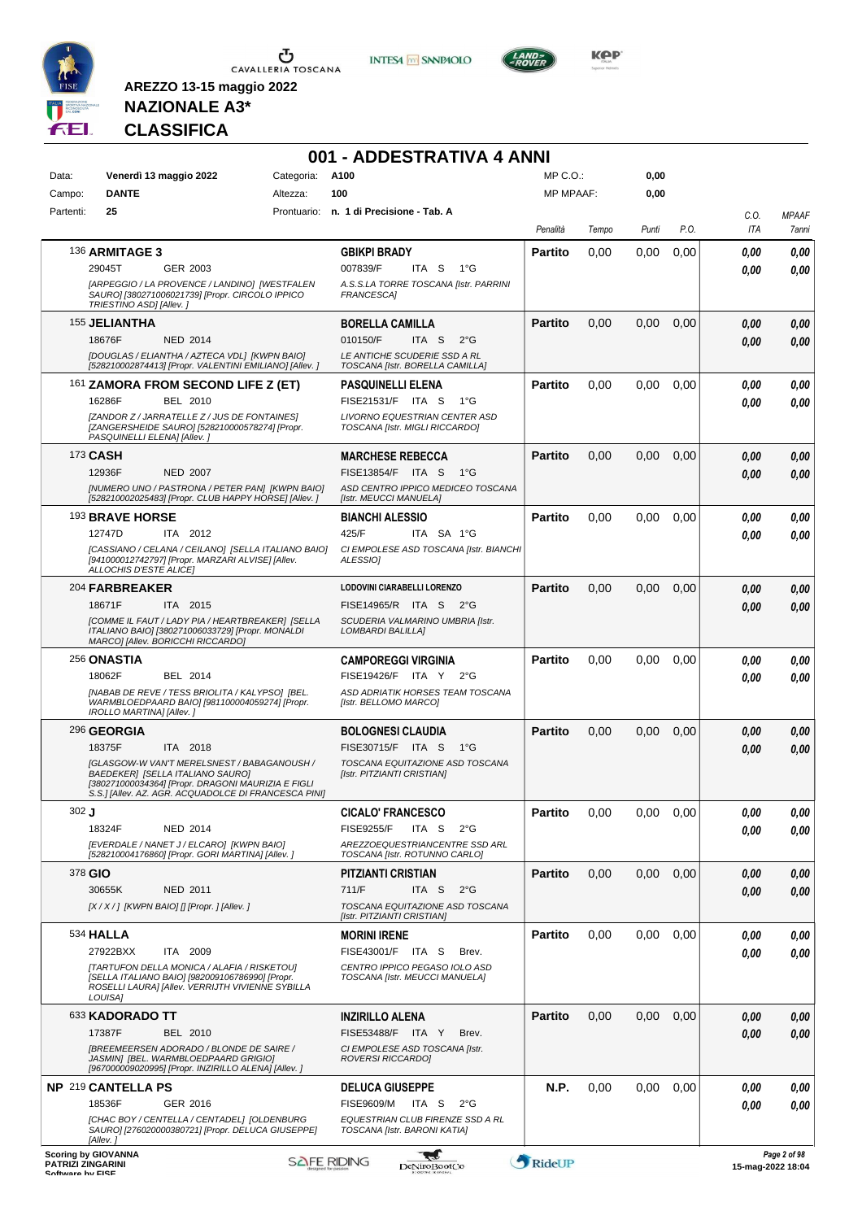**AREZZO 13-15 maggio 2022**

**NAZIONALE A3***

**CLASSIFICA**

# 001 - ADDESTRATIVA 4 ANNI

| | | | |
|---|---|---|---|
| Data: | **Venerdì 13 maggio 2022** | Categoria: | **A100** |
| Campo: | **DANTE** | Altezza: | **100** |
| Partenti: | **25** | Prontuario: | **n. 1 di Precisione - Tab. A** |

MP C.O.: **0,00**
MP MPAAF: **0,00**

| | Cavallo | Cavaliere | Penalità | Tempo | Punti | P.O. | C.O. ITA | MPAAF 7anni |
|---|---|---|---|---|---|---|---|---|
| 136 | **ARMITAGE 3** 29045T GER 2003 *[ARPEGGIO / LA PROVENCE / LANDINO] [WESTFALEN SAURO] [380271006021739] [Propr. CIRCOLO IPPICO TRIESTINO ASD] [Allev. ]* | **GBIKPI BRADY** 007839/F ITA S 1°G *A.S.S.LA TORRE TOSCANA [Istr. PARRINI FRANCESCA]* | **Partito** | 0,00 | 0,00 | 0,00 | **0,00** / **0,00** | **0,00** / **0,00** |
| 155 | **JELIANTHA** 18676F NED 2014 *[DOUGLAS / ELIANTHA / AZTECA VDL] [KWPN BAIO] [528210002874413] [Propr. VALENTINI EMILIANO] [Allev. ]* | **BORELLA CAMILLA** 010150/F ITA S 2°G *LE ANTICHE SCUDERIE SSD A RL TOSCANA [Istr. BORELLA CAMILLA]* | **Partito** | 0,00 | 0,00 | 0,00 | **0,00** / **0,00** | **0,00** / **0,00** |
| 161 | **ZAMORA FROM SECOND LIFE Z (ET)** 16286F BEL 2010 *[ZANDOR Z / JARRATELLE Z / JUS DE FONTAINES] [ZANGERSHEIDE SAURO] [528210000578274] [Propr. PASQUINELLI ELENA] [Allev. ]* | **PASQUINELLI ELENA** FISE21531/F ITA S 1°G *LIVORNO EQUESTRIAN CENTER ASD TOSCANA [Istr. MIGLI RICCARDO]* | **Partito** | 0,00 | 0,00 | 0,00 | **0,00** / **0,00** | **0,00** / **0,00** |
| 173 | **CASH** 12936F NED 2007 *[NUMERO UNO / PASTRONA / PETER PAN] [KWPN BAIO] [528210002025483] [Propr. CLUB HAPPY HORSE] [Allev. ]* | **MARCHESE REBECCA** FISE13854/F ITA S 1°G *ASD CENTRO IPPICO MEDICEO TOSCANA [Istr. MEUCCI MANUELA]* | **Partito** | 0,00 | 0,00 | 0,00 | **0,00** / **0,00** | **0,00** / **0,00** |
| 193 | **BRAVE HORSE** 12747D ITA 2012 *[CASSIANO / CELANA / CEILANO] [SELLA ITALIANO BAIO] [941000012742797] [Propr. MARZARI ALVISE] [Allev. ALLOCHIS D'ESTE ALICE]* | **BIANCHI ALESSIO** 425/F ITA SA 1°G *CI EMPOLESE ASD TOSCANA [Istr. BIANCHI ALESSIO]* | **Partito** | 0,00 | 0,00 | 0,00 | **0,00** / **0,00** | **0,00** / **0,00** |
| 204 | **FARBREAKER** 18671F ITA 2015 *[COMME IL FAUT / LADY PIA / HEARTBREAKER] [SELLA ITALIANO BAIO] [380271006033729] [Propr. MONALDI MARCO] [Allev. BORICCHI RICCARDO]* | **LODOVINI CIARABELLI LORENZO** FISE14965/R ITA S 2°G *SCUDERIA VALMARINO UMBRIA [Istr. LOMBARDI BALILLA]* | **Partito** | 0,00 | 0,00 | 0,00 | **0,00** / **0,00** | **0,00** / **0,00** |
| 256 | **ONASTIA** 18062F BEL 2014 *[NABAB DE REVE / TESS BRIOLITA / KALYPSO] [BEL. WARMBLOEDPAARD BAIO] [981100004059274] [Propr. IROLLO MARTINA] [Allev. ]* | **CAMPOREGGI VIRGINIA** FISE19426/F ITA Y 2°G *ASD ADRIATIK HORSES TEAM TOSCANA [Istr. BELLOMO MARCO]* | **Partito** | 0,00 | 0,00 | 0,00 | **0,00** / **0,00** | **0,00** / **0,00** |
| 296 | **GEORGIA** 18375F ITA 2018 *[GLASGOW-W VAN'T MERELSNEST / BABAGANOUSH / BAEDEKER] [SELLA ITALIANO SAURO] [380271000034364] [Propr. DRAGONI MAURIZIA E FIGLI S.S.] [Allev. AZ. AGR. ACQUADOLCE DI FRANCESCA PINI]* | **BOLOGNESI CLAUDIA** FISE30715/F ITA S 1°G *TOSCANA EQUITAZIONE ASD TOSCANA [Istr. PITZIANTI CRISTIAN]* | **Partito** | 0,00 | 0,00 | 0,00 | **0,00** / **0,00** | **0,00** / **0,00** |
| 302 | **J** 18324F NED 2014 *[EVERDALE / NANET J / ELCARO] [KWPN BAIO] [528210004176860] [Propr. GORI MARTINA] [Allev. ]* | **CICALO' FRANCESCO** FISE9255/F ITA S 2°G *AREZZOEQUESTRIANCENTRE SSD ARL TOSCANA [Istr. ROTUNNO CARLO]* | **Partito** | 0,00 | 0,00 | 0,00 | **0,00** / **0,00** | **0,00** / **0,00** |
| 378 | **GIO** 30655K NED 2011 *[X / X / ] [KWPN BAIO] [] [Propr. ] [Allev. ]* | **PITZIANTI CRISTIAN** 711/F ITA S 2°G *TOSCANA EQUITAZIONE ASD TOSCANA [Istr. PITZIANTI CRISTIAN]* | **Partito** | 0,00 | 0,00 | 0,00 | **0,00** / **0,00** | **0,00** / **0,00** |
| 534 | **HALLA** 27922BXX ITA 2009 *[TARTUFON DELLA MONICA / ALAFIA / RISKETOU] [SELLA ITALIANO BAIO] [982009106786990] [Propr. ROSELLI LAURA] [Allev. VERRIJTH VIVIENNE SYBILLA LOUISA]* | **MORINI IRENE** FISE43001/F ITA S Brev. *CENTRO IPPICO PEGASO IOLO ASD TOSCANA [Istr. MEUCCI MANUELA]* | **Partito** | 0,00 | 0,00 | 0,00 | **0,00** / **0,00** | **0,00** / **0,00** |
| 633 | **KADORADO TT** 17387F BEL 2010 *[BREEMEERSEN ADORADO / BLONDE DE SAIRE / JASMIN] [BEL. WARMBLOEDPAARD GRIGIO] [967000009020995] [Propr. INZIRILLO ALENA] [Allev. ]* | **INZIRILLO ALENA** FISE53488/F ITA Y Brev. *CI EMPOLESE ASD TOSCANA [Istr. ROVERSI RICCARDO]* | **Partito** | 0,00 | 0,00 | 0,00 | **0,00** / **0,00** | **0,00** / **0,00** |
| NP 219 | **CANTELLA PS** 18536F GER 2016 *[CHAC BOY / CENTELLA / CENTADEL] [OLDENBURG SAURO] [276020000380721] [Propr. DELUCA GIUSEPPE] [Allev. ]* | **DELUCA GIUSEPPE** FISE9609/M ITA S 2°G *EQUESTRIAN CLUB FIRENZE SSD A RL TOSCANA [Istr. BARONI KATIA]* | **N.P.** | 0,00 | 0,00 | 0,00 | **0,00** / **0,00** | **0,00** / **0,00** |

**Scoring by GIOVANNA PATRIZI ZINGARINI**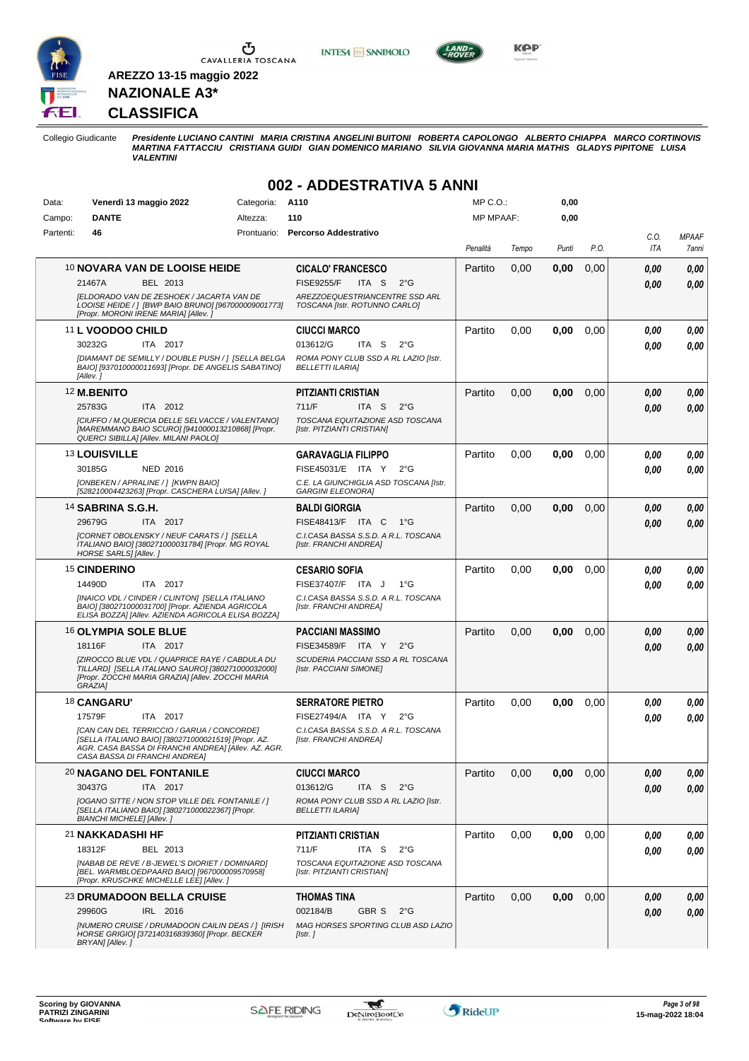**AREZZO 13-15 maggio 2022**

**NAZIONALE A3***

**CLASSIFICA**

Collegio Giudicante *Presidente LUCIANO CANTINI MARIA CRISTINA ANGELINI BUITONI ROBERTA CAPOLONGO ALBERTO CHIAPPA MARCO CORTINOVIS MARTINA FATTACCIU CRISTIANA GUIDI GIAN DOMENICO MARIANO SILVIA GIOVANNA MARIA MATHIS GLADYS PIPITONE LUISA VALENTINI*

## 002 - ADDESTRATIVA 5 ANNI

Data: **Venerdì 13 maggio 2022** Categoria: **A110** MP C.O.: **0,00**
Campo: **DANTE** Altezza: **110** MP MPAAF: **0,00**
Partenti: **46** Prontuario: **Percorso Addestrativo**

| Cavallo | Cavaliere | Penalità | Tempo | Punti | P.O. | C.O. ITA | MPAAF 7anni |
|---|---|---|---|---|---|---|---|
| 10 **NOVARA VAN DE LOOISE HEIDE** 21467A BEL 2013 *[ELDORADO VAN DE ZESHOEK / JACARTA VAN DE LOOISE HEIDE / ] [BWP BAIO BRUNO] [967000009001773] [Propr. MORONI IRENE MARIA] [Allev. ]* | **CICALO' FRANCESCO** FISE9255/F ITA S 2°G *AREZZOEQUESTRIANCENTRE SSD ARL TOSCANA [Istr. ROTUNNO CARLO]* | Partito | 0,00 | **0,00** | 0,00 | *0,00* *0,00* | *0,00* *0,00* |
| 11 **L VOODOO CHILD** 30232G ITA 2017 *[DIAMANT DE SEMILLY / DOUBLE PUSH / ] [SELLA BELGA BAIO] [937010000011693] [Propr. DE ANGELIS SABATINO] [Allev. ]* | **CIUCCI MARCO** 013612/G ITA S 2°G *ROMA PONY CLUB SSD A RL LAZIO [Istr. BELLETTI ILARIA]* | Partito | 0,00 | **0,00** | 0,00 | *0,00* *0,00* | *0,00* *0,00* |
| 12 **M.BENITO** 25783G ITA 2012 *[CIUFFO / M.QUERCIA DELLE SELVACCE / VALENTANO] [MAREMMANO BAIO SCURO] [941000013210868] [Propr. QUERCI SIBILLA] [Allev. MILANI PAOLO]* | **PITZIANTI CRISTIAN** 711/F ITA S 2°G *TOSCANA EQUITAZIONE ASD TOSCANA [Istr. PITZIANTI CRISTIAN]* | Partito | 0,00 | **0,00** | 0,00 | *0,00* *0,00* | *0,00* *0,00* |
| 13 **LOUISVILLE** 30185G NED 2016 *[ONBEKEN / APRALINE / ] [KWPN BAIO] [528210004423263] [Propr. CASCHERA LUISA] [Allev. ]* | **GARAVAGLIA FILIPPO** FISE45031/E ITA Y 2°G *C.E. LA GIUNCHIGLIA ASD TOSCANA [Istr. GARGINI ELEONORA]* | Partito | 0,00 | **0,00** | 0,00 | *0,00* *0,00* | *0,00* *0,00* |
| 14 **SABRINA S.G.H.** 29679G ITA 2017 *[CORNET OBOLENSKY / NEUF CARATS / ] [SELLA ITALIANO BAIO] [380271000031784] [Propr. MG ROYAL HORSE SARLS] [Allev. ]* | **BALDI GIORGIA** FISE48413/F ITA C 1°G *C.I.CASA BASSA S.S.D. A R.L. TOSCANA [Istr. FRANCHI ANDREA]* | Partito | 0,00 | **0,00** | 0,00 | *0,00* *0,00* | *0,00* *0,00* |
| 15 **CINDERINO** 14490D ITA 2017 *[INAICO VDL / CINDER / CLINTON] [SELLA ITALIANO BAIO] [380271000031700] [Propr. AZIENDA AGRICOLA ELISA BOZZA] [Allev. AZIENDA AGRICOLA ELISA BOZZA]* | **CESARIO SOFIA** FISE37407/F ITA J 1°G *C.I.CASA BASSA S.S.D. A R.L. TOSCANA [Istr. FRANCHI ANDREA]* | Partito | 0,00 | **0,00** | 0,00 | *0,00* *0,00* | *0,00* *0,00* |
| 16 **OLYMPIA SOLE BLUE** 18116F ITA 2017 *[ZIROCCO BLUE VDL / QUAPRICE RAYE / CABDULA DU TILLARD] [SELLA ITALIANO SAURO] [380271000032000] [Propr. ZOCCHI MARIA GRAZIA] [Allev. ZOCCHI MARIA GRAZIA]* | **PACCIANI MASSIMO** FISE34589/F ITA Y 2°G *SCUDERIA PACCIANI SSD A RL TOSCANA [Istr. PACCIANI SIMONE]* | Partito | 0,00 | **0,00** | 0,00 | *0,00* *0,00* | *0,00* *0,00* |
| 18 **CANGARU'** 17579F ITA 2017 *[CAN CAN DEL TERRICCIO / GARUA / CONCORDE] [SELLA ITALIANO BAIO] [380271000021519] [Propr. AZ. AGR. CASA BASSA DI FRANCHI ANDREA] [Allev. AZ. AGR. CASA BASSA DI FRANCHI ANDREA]* | **SERRATORE PIETRO** FISE27494/A ITA Y 2°G *C.I.CASA BASSA S.S.D. A R.L. TOSCANA [Istr. FRANCHI ANDREA]* | Partito | 0,00 | **0,00** | 0,00 | *0,00* *0,00* | *0,00* *0,00* |
| 20 **NAGANO DEL FONTANILE** 30437G ITA 2017 *[OGANO SITTE / NON STOP VILLE DEL FONTANILE / ] [SELLA ITALIANO BAIO] [380271000022367] [Propr. BIANCHI MICHELE] [Allev. ]* | **CIUCCI MARCO** 013612/G ITA S 2°G *ROMA PONY CLUB SSD A RL LAZIO [Istr. BELLETTI ILARIA]* | Partito | 0,00 | **0,00** | 0,00 | *0,00* *0,00* | *0,00* *0,00* |
| 21 **NAKKADASHI HF** 18312F BEL 2013 *[NABAB DE REVE / B-JEWEL'S DIORIET / DOMINARD] [BEL. WARMBLOEDPAARD BAIO] [967000009570958] [Propr. KRUSCHKE MICHELLE LEE] [Allev. ]* | **PITZIANTI CRISTIAN** 711/F ITA S 2°G *TOSCANA EQUITAZIONE ASD TOSCANA [Istr. PITZIANTI CRISTIAN]* | Partito | 0,00 | **0,00** | 0,00 | *0,00* *0,00* | *0,00* *0,00* |
| 23 **DRUMADOON BELLA CRUISE** 29960G IRL 2016 *[NUMERO CRUISE / DRUMADOON CAILIN DEAS / ] [IRISH HORSE GRIGIO] [372140316839360] [Propr. BECKER BRYAN] [Allev. ]* | **THOMAS TINA** 002184/B GBR S 2°G *MAG HORSES SPORTING CLUB ASD LAZIO [Istr. ]* | Partito | 0,00 | **0,00** | 0,00 | *0,00* *0,00* | *0,00* *0,00* |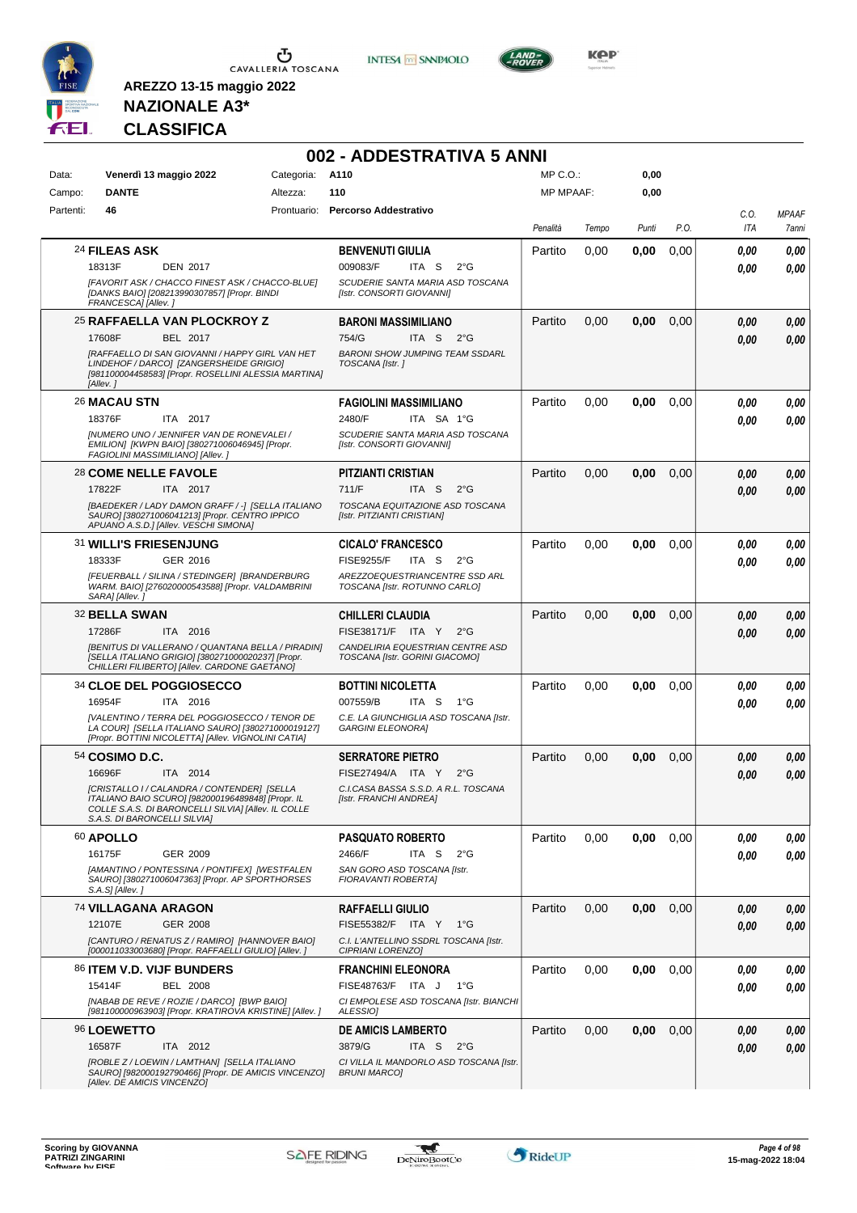**AREZZO 13-15 maggio 2022**

**NAZIONALE A3***

**CLASSIFICA**

# 002 - ADDESTRATIVA 5 ANNI

| | | | | | |
|---|---|---|---|---|---|
| Data: | Venerdì 13 maggio 2022 | Categoria: | A110 | MP C.O.: | 0,00 |
| Campo: | DANTE | Altezza: | 110 | MP MPAAF: | 0,00 |
| Partenti: | 46 | Prontuario: | Percorso Addestrativo | | |

| Cavallo | Cavaliere | Penalità | Tempo | Punti | P.O. | C.O. ITA | MPAAF 7anni |
|---|---|---|---|---|---|---|---|
| 24 **FILEAS ASK**<br>18313F DEN 2017<br>*[FAVORIT ASK / CHACCO FINEST ASK / CHACCO-BLUE] [DANKS BAIO] [208213990307857] [Propr. BINDI FRANCESCA] [Allev. ]* | **BENVENUTI GIULIA**<br>009083/F ITA S 2°G<br>*SCUDERIE SANTA MARIA ASD TOSCANA [Istr. CONSORTI GIOVANNI]* | Partito | 0,00 | **0,00** | 0,00 | **0,00**<br>**0,00** | **0,00**<br>**0,00** |
| 25 **RAFFAELLA VAN PLOCKROY Z**<br>17608F BEL 2017<br>*[RAFFAELLO DI SAN GIOVANNI / HAPPY GIRL VAN HET LINDEHOF / DARCO] [ZANGERSHEIDE GRIGIO] [981100004458583] [Propr. ROSELLINI ALESSIA MARTINA] [Allev. ]* | **BARONI MASSIMILIANO**<br>754/G ITA S 2°G<br>*BARONI SHOW JUMPING TEAM SSDARL TOSCANA [Istr. ]* | Partito | 0,00 | **0,00** | 0,00 | **0,00**<br>**0,00** | **0,00**<br>**0,00** |
| 26 **MACAU STN**<br>18376F ITA 2017<br>*[NUMERO UNO / JENNIFER VAN DE RONEVALEI / EMILION] [KWPN BAIO] [380271006046945] [Propr. FAGIOLINI MASSIMILIANO] [Allev. ]* | **FAGIOLINI MASSIMILIANO**<br>2480/F ITA SA 1°G<br>*SCUDERIE SANTA MARIA ASD TOSCANA [Istr. CONSORTI GIOVANNI]* | Partito | 0,00 | **0,00** | 0,00 | **0,00**<br>**0,00** | **0,00**<br>**0,00** |
| 28 **COME NELLE FAVOLE**<br>17822F ITA 2017<br>*[BAEDEKER / LADY DAMON GRAFF / -] [SELLA ITALIANO SAURO] [380271006041213] [Propr. CENTRO IPPICO APUANO A.S.D.] [Allev. VESCHI SIMONA]* | **PITZIANTI CRISTIAN**<br>711/F ITA S 2°G<br>*TOSCANA EQUITAZIONE ASD TOSCANA [Istr. PITZIANTI CRISTIAN]* | Partito | 0,00 | **0,00** | 0,00 | **0,00**<br>**0,00** | **0,00**<br>**0,00** |
| 31 **WILLI'S FRIESENJUNG**<br>18333F GER 2016<br>*[FEUERBALL / SILINA / STEDINGER] [BRANDERBURG WARM. BAIO] [276020000543588] [Propr. VALDAMBRINI SARA] [Allev. ]* | **CICALO' FRANCESCO**<br>FISE9255/F ITA S 2°G<br>*AREZZOEQUESTRIANCENTRE SSD ARL TOSCANA [Istr. ROTUNNO CARLO]* | Partito | 0,00 | **0,00** | 0,00 | **0,00**<br>**0,00** | **0,00**<br>**0,00** |
| 32 **BELLA SWAN**<br>17286F ITA 2016<br>*[BENITUS DI VALLERANO / QUANTANA BELLA / PIRADIN] [SELLA ITALIANO GRIGIO] [380271000020237] [Propr. CHILLERI FILIBERTO] [Allev. CARDONE GAETANO]* | **CHILLERI CLAUDIA**<br>FISE38171/F ITA Y 2°G<br>*CANDELIRIA EQUESTRIAN CENTRE ASD TOSCANA [Istr. GORINI GIACOMO]* | Partito | 0,00 | **0,00** | 0,00 | **0,00**<br>**0,00** | **0,00**<br>**0,00** |
| 34 **CLOE DEL POGGIOSECCO**<br>16954F ITA 2016<br>*[VALENTINO / TERRA DEL POGGIOSECCO / TENOR DE LA COUR] [SELLA ITALIANO SAURO] [380271000019127] [Propr. BOTTINI NICOLETTA] [Allev. VIGNOLINI CATIA]* | **BOTTINI NICOLETTA**<br>007559/B ITA S 1°G<br>*C.E. LA GIUNCHIGLIA ASD TOSCANA [Istr. GARGINI ELEONORA]* | Partito | 0,00 | **0,00** | 0,00 | **0,00**<br>**0,00** | **0,00**<br>**0,00** |
| 54 **COSIMO D.C.**<br>16696F ITA 2014<br>*[CRISTALLO I / CALANDRA / CONTENDER] [SELLA ITALIANO BAIO SCURO] [982000196489848] [Propr. IL COLLE S.A.S. DI BARONCELLI SILVIA] [Allev. IL COLLE S.A.S. DI BARONCELLI SILVIA]* | **SERRATORE PIETRO**<br>FISE27494/A ITA Y 2°G<br>*C.I.CASA BASSA S.S.D. A R.L. TOSCANA [Istr. FRANCHI ANDREA]* | Partito | 0,00 | **0,00** | 0,00 | **0,00**<br>**0,00** | **0,00**<br>**0,00** |
| 60 **APOLLO**<br>16175F GER 2009<br>*[AMANTINO / PONTESSINA / PONTIFEX] [WESTFALEN SAURO] [380271006047363] [Propr. AP SPORTHORSES S.A.S] [Allev. ]* | **PASQUATO ROBERTO**<br>2466/F ITA S 2°G<br>*SAN GORO ASD TOSCANA [Istr. FIORAVANTI ROBERTA]* | Partito | 0,00 | **0,00** | 0,00 | **0,00**<br>**0,00** | **0,00**<br>**0,00** |
| 74 **VILLAGANA ARAGON**<br>12107E GER 2008<br>*[CANTURO / RENATUS Z / RAMIRO] [HANNOVER BAIO] [000011033003680] [Propr. RAFFAELLI GIULIO] [Allev. ]* | **RAFFAELLI GIULIO**<br>FISE55382/F ITA Y 1°G<br>*C.I. L'ANTELLINO SSDRL TOSCANA [Istr. CIPRIANI LORENZO]* | Partito | 0,00 | **0,00** | 0,00 | **0,00**<br>**0,00** | **0,00**<br>**0,00** |
| 86 **ITEM V.D. VIJF BUNDERS**<br>15414F BEL 2008<br>*[NABAB DE REVE / ROZIE / DARCO] [BWP BAIO] [981100000963903] [Propr. KRATIROVA KRISTINE] [Allev. ]* | **FRANCHINI ELEONORA**<br>FISE48763/F ITA J 1°G<br>*CI EMPOLESE ASD TOSCANA [Istr. BIANCHI ALESSIO]* | Partito | 0,00 | **0,00** | 0,00 | **0,00**<br>**0,00** | **0,00**<br>**0,00** |
| 96 **LOEWETTO**<br>16587F ITA 2012<br>*[ROBLE Z / LOEWIN / LAMTHAN] [SELLA ITALIANO SAURO] [982000192790466] [Propr. DE AMICIS VINCENZO] [Allev. DE AMICIS VINCENZO]* | **DE AMICIS LAMBERTO**<br>3879/G ITA S 2°G<br>*CI VILLA IL MANDORLO ASD TOSCANA [Istr. BRUNI MARCO]* | Partito | 0,00 | **0,00** | 0,00 | **0,00**<br>**0,00** | **0,00**<br>**0,00** |

Scoring by GIOVANNA PATRIZI ZINGARINI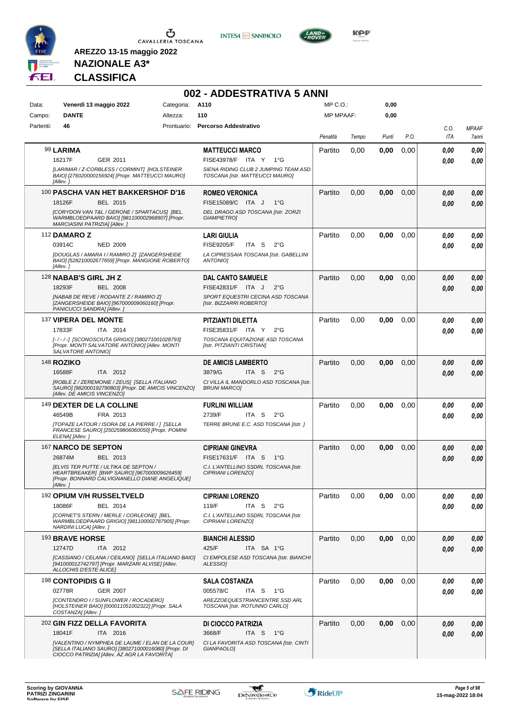**AREZZO 13-15 maggio 2022**

**NAZIONALE A3***

**CLASSIFICA**

## 002 - ADDESTRATIVA 5 ANNI

| | | | | | |
|---|---|---|---|---|---|
| Data: | Venerdì 13 maggio 2022 | Categoria: | A110 | MP C.O.: | 0,00 |
| Campo: | DANTE | Altezza: | 110 | MP MPAAF: | 0,00 |
| Partenti: | 46 | Prontuario: | Percorso Addestrativo | | |

| Cavallo | Cavaliere | Penalità | Tempo | Punti | P.O. | C.O. ITA | MPAAF 7anni |
|---|---|---|---|---|---|---|---|
| 99 **LARIMA**<br>16217F GER 2011<br>*[LARIMAR / Z-CORBLESS / CORMINT] [HOLSTEINER BAIO] [276020000156924] [Propr. MATTEUCCI MAURO] [Allev. ]* | **MATTEUCCI MARCO**<br>FISE43978/F ITA Y 1°G<br>*SIENA RIDING CLUB 2 JUMPING TEAM ASD TOSCANA [Istr. MATTEUCCI MAURO]* | Partito | 0,00 | **0,00** | 0,00 | **0,00**<br>**0,00** | **0,00**<br>**0,00** |
| 100 **PASCHA VAN HET BAKKERSHOF D'16**<br>18126F BEL 2015<br>*[CORYDON VAN T&L / GERONE / SPARTACUS] [BEL. WARMBLOEDPAARD BAIO] [981100002968907] [Propr. MARCIASINI PATRIZIA] [Allev. ]* | **ROMEO VERONICA**<br>FISE15089/C ITA J 1°G<br>*DEL DRAGO ASD TOSCANA [Istr. ZORZI GIAMPIETRO]* | Partito | 0,00 | **0,00** | 0,00 | **0,00**<br>**0,00** | **0,00**<br>**0,00** |
| 112 **DAMARO Z**<br>03914C NED 2009<br>*[DOUGLAS / AMARA I / RAMIRO Z] [ZANGERSHEIDE BAIO] [528210002677659] [Propr. MANGIONE ROBERTO] [Allev. ]* | **LARI GIULIA**<br>FISE9205/F ITA S 2°G<br>*LA CIPRESSAIA TOSCANA [Istr. GABELLINI ANTONIO]* | Partito | 0,00 | **0,00** | 0,00 | **0,00**<br>**0,00** | **0,00**<br>**0,00** |
| 128 **NABAB'S GIRL JH Z**<br>18293F BEL 2008<br>*[NABAB DE REVE / RODANTE Z / RAMIRO Z] [ZANGERSHEIDE BAIO] [967000009060160] [Propr. PANICUCCI SANDRA] [Allev. ]* | **DAL CANTO SAMUELE**<br>FISE42831/F ITA J 2°G<br>*SPORT EQUESTRI CECINA ASD TOSCANA [Istr. BIZZARRI ROBERTO]* | Partito | 0,00 | **0,00** | 0,00 | **0,00**<br>**0,00** | **0,00**<br>**0,00** |
| 137 **VIPERA DEL MONTE**<br>17833F ITA 2014<br>*[-/-/-] [SCONOSCIUTA GRIGIO] [380271001028793] [Propr. MONTI SALVATORE ANTONIO] [Allev. MONTI SALVATORE ANTONIO]* | **PITZIANTI DILETTA**<br>FISE35831/F ITA Y 2°G<br>*TOSCANA EQUITAZIONE ASD TOSCANA [Istr. PITZIANTI CRISTIAN]* | Partito | 0,00 | **0,00** | 0,00 | **0,00**<br>**0,00** | **0,00**<br>**0,00** |
| 148 **ROZIKO**<br>16588F ITA 2012<br>*[ROBLE Z / ZEREMONIE / ZEUS] [SELLA ITALIANO SAURO] [982000192790803] [Propr. DE AMICIS VINCENZO] [Allev. DE AMICIS VINCENZO]* | **DE AMICIS LAMBERTO**<br>3879/G ITA S 2°G<br>*CI VILLA IL MANDORLO ASD TOSCANA [Istr. BRUNI MARCO]* | Partito | 0,00 | **0,00** | 0,00 | **0,00**<br>**0,00** | **0,00**<br>**0,00** |
| 149 **DEXTER DE LA COLLINE**<br>46549B FRA 2013<br>*[TOPAZE LATOUR / ISORA DE LA PIERRE / ] [SELLA FRANCESE SAURO] [250259806060050] [Propr. POMINI ELENA] [Allev. ]* | **FURLINI WILLIAM**<br>2739/F ITA S 2°G<br>*TERRE BRUNE E.C. ASD TOSCANA [Istr. ]* | Partito | 0,00 | **0,00** | 0,00 | **0,00**<br>**0,00** | **0,00**<br>**0,00** |
| 167 **NARCO DE SEPTON**<br>26874M BEL 2013<br>*[ELVIS TER PUTTE / ULTIKA DE SEPTON / HEARTBREAKER] [BWP SAURO] [967000009626459] [Propr. BONNARD CALVIGNANELLO DIANE ANGELIQUE] [Allev. ]* | **CIPRIANI GINEVRA**<br>FISE17631/F ITA S 1°G<br>*C.I. L'ANTELLINO SSDRL TOSCANA [Istr. CIPRIANI LORENZO]* | Partito | 0,00 | **0,00** | 0,00 | **0,00**<br>**0,00** | **0,00**<br>**0,00** |
| 192 **OPIUM V/H RUSSELTVELD**<br>18086F BEL 2014<br>*[CORNET'S STERN / MERLE / CORLEONE] [BEL. WARMBLOEDPAARD GRIGIO] [981100002787905] [Propr. NARDINI LUCA] [Allev. ]* | **CIPRIANI LORENZO**<br>119/F ITA S 2°G<br>*C.I. L'ANTELLINO SSDRL TOSCANA [Istr. CIPRIANI LORENZO]* | Partito | 0,00 | **0,00** | 0,00 | **0,00**<br>**0,00** | **0,00**<br>**0,00** |
| 193 **BRAVE HORSE**<br>12747D ITA 2012<br>*[CASSIANO / CELANA / CEILANO] [SELLA ITALIANO BAIO] [941000012742797] [Propr. MARZARI ALVISE] [Allev. ALLOCHIS D'ESTE ALICE]* | **BIANCHI ALESSIO**<br>425/F ITA SA 1°G<br>*CI EMPOLESE ASD TOSCANA [Istr. BIANCHI ALESSIO]* | Partito | 0,00 | **0,00** | 0,00 | **0,00**<br>**0,00** | **0,00**<br>**0,00** |
| 198 **CONTOPIDIS G II**<br>02778R GER 2007<br>*[CONTENDRO I / SUNFLOWER / ROCADERO] [HOLSTEINER BAIO] [000011051002322] [Propr. SALA COSTANZA] [Allev. ]* | **SALA COSTANZA**<br>005578/C ITA S 1°G<br>*AREZZOEQUESTRIANCENTRE SSD ARL TOSCANA [Istr. ROTUNNO CARLO]* | Partito | 0,00 | **0,00** | 0,00 | **0,00**<br>**0,00** | **0,00**<br>**0,00** |
| 202 **GIN FIZZ DELLA FAVORITA**<br>18041F ITA 2016<br>*[VALENTINO / NYMPHEA DE LAUME / ELAN DE LA COUR] [SELLA ITALIANO SAURO] [380271000016080] [Propr. DI CIOCCO PATRIZIA] [Allev. AZ AGR LA FAVORITA]* | **DI CIOCCO PATRIZIA**<br>3668/F ITA S 1°G<br>*CI LA FAVORITA ASD TOSCANA [Istr. CINTI GIANPAOLO]* | Partito | 0,00 | **0,00** | 0,00 | **0,00**<br>**0,00** | **0,00**<br>**0,00** |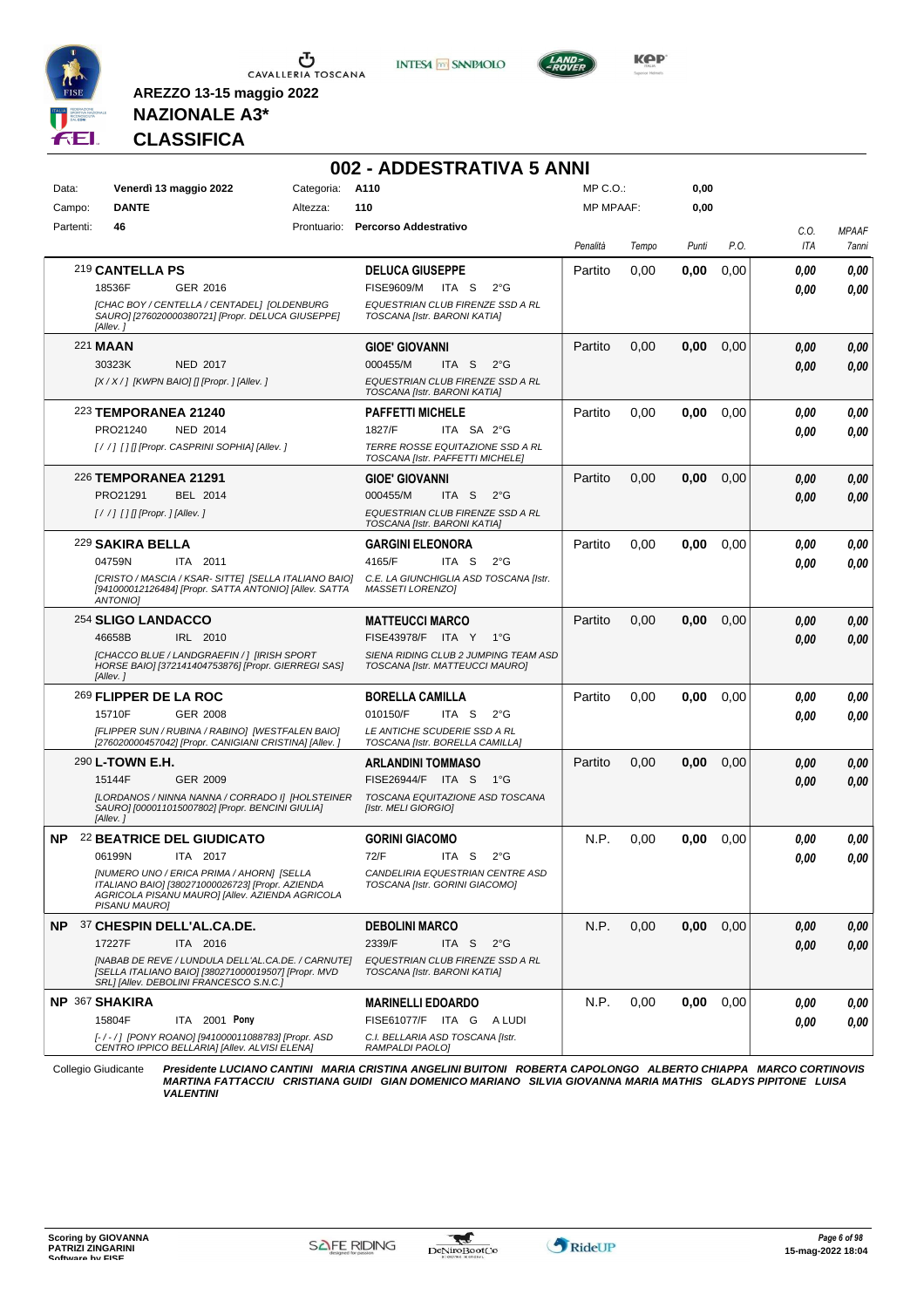AREZZO 13-15 maggio 2022

**NAZIONALE A3***

**CLASSIFICA**

# 002 - ADDESTRATIVA 5 ANNI

| | | | | | |
|---|---|---|---|---|---|
| Data: | Venerdì 13 maggio 2022 | Categoria: | A110 | MP C.O.: | 0,00 |
| Campo: | DANTE | Altezza: | 110 | MP MPAAF: | 0,00 |
| Partenti: | 46 | Prontuario: | Percorso Addestrativo | | |

| | Cavallo | Cavaliere | Penalità | Tempo | Punti | P.O. | C.O. ITA | MPAAF 7anni |
|---|---|---|---|---|---|---|---|---|
| | 219 **CANTELLA PS** 18536F GER 2016 *[CHAC BOY / CENTELLA / CENTADEL] [OLDENBURG SAURO] [276020000380721] [Propr. DELUCA GIUSEPPE] [Allev. ]* | **DELUCA GIUSEPPE** FISE9609/M ITA S 2°G *EQUESTRIAN CLUB FIRENZE SSD A RL TOSCANA [Istr. BARONI KATIA]* | Partito | 0,00 | **0,00** | 0,00 | *0,00* *0,00* | *0,00* *0,00* |
| | 221 **MAAN** 30323K NED 2017 *[X / X / ] [KWPN BAIO] [] [Propr. ] [Allev. ]* | **GIOE' GIOVANNI** 000455/M ITA S 2°G *EQUESTRIAN CLUB FIRENZE SSD A RL TOSCANA [Istr. BARONI KATIA]* | Partito | 0,00 | **0,00** | 0,00 | *0,00* *0,00* | *0,00* *0,00* |
| | 223 **TEMPORANEA 21240** PRO21240 NED 2014 *[ / / ] [ ] [] [Propr. CASPRINI SOPHIA] [Allev. ]* | **PAFFETTI MICHELE** 1827/F ITA SA 2°G *TERRE ROSSE EQUITAZIONE SSD A RL TOSCANA [Istr. PAFFETTI MICHELE]* | Partito | 0,00 | **0,00** | 0,00 | *0,00* *0,00* | *0,00* *0,00* |
| | 226 **TEMPORANEA 21291** PRO21291 BEL 2014 *[ / / ] [ ] [] [Propr. ] [Allev. ]* | **GIOE' GIOVANNI** 000455/M ITA S 2°G *EQUESTRIAN CLUB FIRENZE SSD A RL TOSCANA [Istr. BARONI KATIA]* | Partito | 0,00 | **0,00** | 0,00 | *0,00* *0,00* | *0,00* *0,00* |
| | 229 **SAKIRA BELLA** 04759N ITA 2011 *[CRISTO / MASCIA / KSAR- SITTE] [SELLA ITALIANO BAIO] [941000012126484] [Propr. SATTA ANTONIO] [Allev. SATTA ANTONIO]* | **GARGINI ELEONORA** 4165/F ITA S 2°G *C.E. LA GIUNCHIGLIA ASD TOSCANA [Istr. MASSETI LORENZO]* | Partito | 0,00 | **0,00** | 0,00 | *0,00* *0,00* | *0,00* *0,00* |
| | 254 **SLIGO LANDACCO** 46658B IRL 2010 *[CHACCO BLUE / LANDGRAEFIN / ] [IRISH SPORT HORSE BAIO] [372141404753876] [Propr. GIERREGI SAS] [Allev. ]* | **MATTEUCCI MARCO** FISE43978/F ITA Y 1°G *SIENA RIDING CLUB 2 JUMPING TEAM ASD TOSCANA [Istr. MATTEUCCI MAURO]* | Partito | 0,00 | **0,00** | 0,00 | *0,00* *0,00* | *0,00* *0,00* |
| | 269 **FLIPPER DE LA ROC** 15710F GER 2008 *[FLIPPER SUN / RUBINA / RABINO] [WESTFALEN BAIO] [276020000457042] [Propr. CANIGIANI CRISTINA] [Allev. ]* | **BORELLA CAMILLA** 010150/F ITA S 2°G *LE ANTICHE SCUDERIE SSD A RL TOSCANA [Istr. BORELLA CAMILLA]* | Partito | 0,00 | **0,00** | 0,00 | *0,00* *0,00* | *0,00* *0,00* |
| | 290 **L-TOWN E.H.** 15144F GER 2009 *[LORDANOS / NINNA NANNA / CORRADO I] [HOLSTEINER SAURO] [000011015007802] [Propr. BENCINI GIULIA] [Allev. ]* | **ARLANDINI TOMMASO** FISE26944/F ITA S 1°G *TOSCANA EQUITAZIONE ASD TOSCANA [Istr. MELI GIORGIO]* | Partito | 0,00 | **0,00** | 0,00 | *0,00* *0,00* | *0,00* *0,00* |
| **NP** | 22 **BEATRICE DEL GIUDICATO** 06199N ITA 2017 *[NUMERO UNO / ERICA PRIMA / AHORN] [SELLA ITALIANO BAIO] [380271000026723] [Propr. AZIENDA AGRICOLA PISANU MAURO] [Allev. AZIENDA AGRICOLA PISANU MAURO]* | **GORINI GIACOMO** 72/F ITA S 2°G *CANDELIRIA EQUESTRIAN CENTRE ASD TOSCANA [Istr. GORINI GIACOMO]* | N.P. | 0,00 | **0,00** | 0,00 | *0,00* *0,00* | *0,00* *0,00* |
| **NP** | 37 **CHESPIN DELL'AL.CA.DE.** 17227F ITA 2016 *[NABAB DE REVE / LUNDULA DELL'AL.CA.DE. / CARNUTE] [SELLA ITALIANO BAIO] [380271000019507] [Propr. MVD SRL] [Allev. DEBOLINI FRANCESCO S.N.C.]* | **DEBOLINI MARCO** 2339/F ITA S 2°G *EQUESTRIAN CLUB FIRENZE SSD A RL TOSCANA [Istr. BARONI KATIA]* | N.P. | 0,00 | **0,00** | 0,00 | *0,00* *0,00* | *0,00* *0,00* |
| **NP** | 367 **SHAKIRA** 15804F ITA 2001 **Pony** *[- / - / ] [PONY ROANO] [941000011088783] [Propr. ASD CENTRO IPPICO BELLARIA] [Allev. ALVISI ELENA]* | **MARINELLI EDOARDO** FISE61077/F ITA G A LUDI *C.I. BELLARIA ASD TOSCANA [Istr. RAMPALDI PAOLO]* | N.P. | 0,00 | **0,00** | 0,00 | *0,00* *0,00* | *0,00* *0,00* |

Collegio Giudicante ***Presidente LUCIANO CANTINI MARIA CRISTINA ANGELINI BUITONI ROBERTA CAPOLONGO ALBERTO CHIAPPA MARCO CORTINOVIS MARTINA FATTACCIU CRISTIANA GUIDI GIAN DOMENICO MARIANO SILVIA GIOVANNA MARIA MATHIS GLADYS PIPITONE LUISA VALENTINI***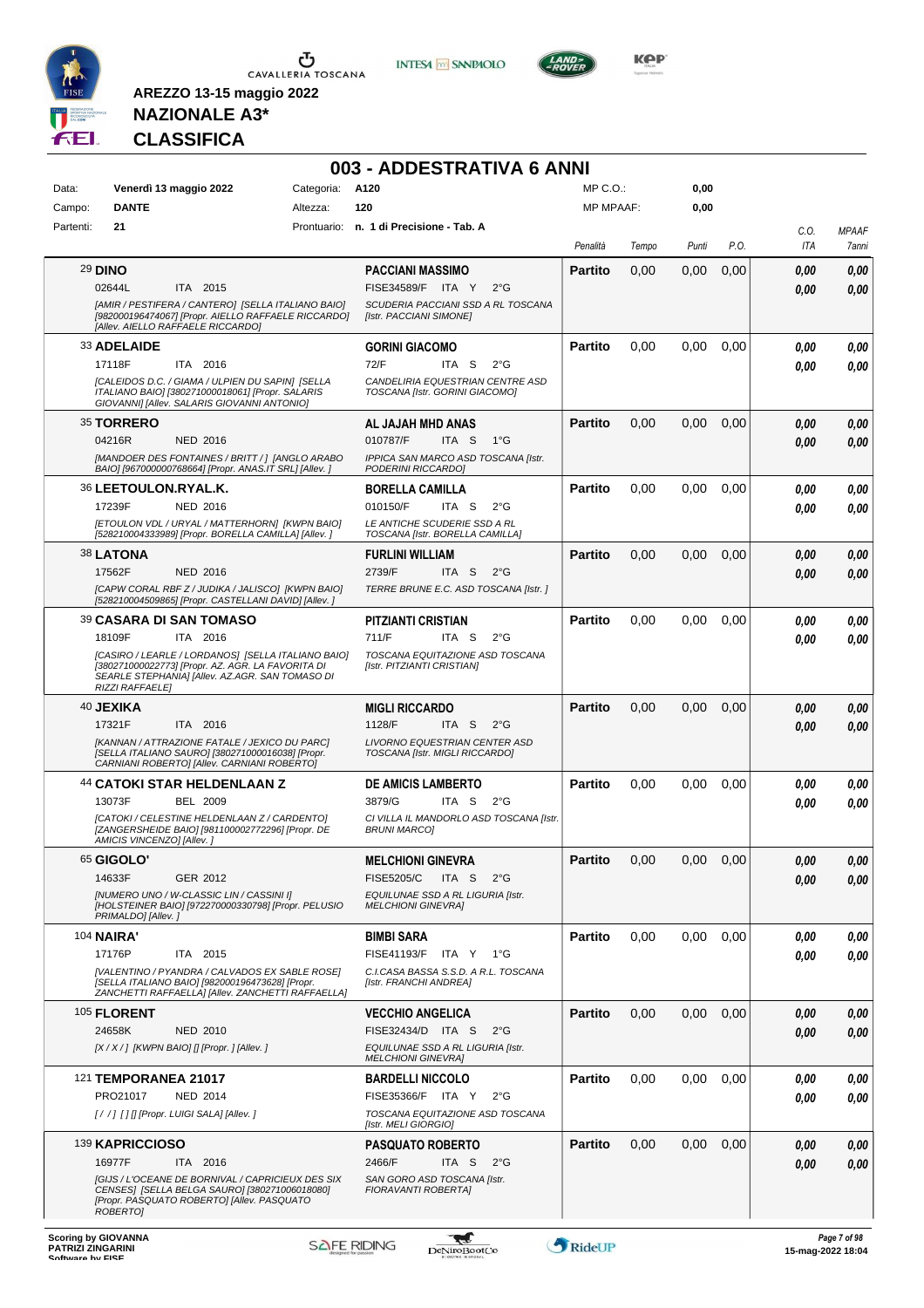AREZZO 13-15 maggio 2022

**NAZIONALE A3***

**CLASSIFICA**

# 003 - ADDESTRATIVA 6 ANNI

| Data: | Venerdì 13 maggio 2022 | Categoria: | A120 | MP C.O.: | 0,00 |
|---|---|---|---|---|---|
| Campo: | DANTE | Altezza: | 120 | MP MPAAF: | 0,00 |
| Partenti: | 21 | Prontuario: | n. 1 di Precisione - Tab. A | | |

| Cavallo | Cavaliere | Penalità | Tempo | Punti | P.O. | C.O. ITA | MPAAF 7anni |
|---|---|---|---|---|---|---|---|
| 29 **DINO** 02644L ITA 2015 *[AMIR / PESTIFERA / CANTERO] [SELLA ITALIANO BAIO] [982000196474067] [Propr. AIELLO RAFFAELE RICCARDO] [Allev. AIELLO RAFFAELE RICCARDO]* | **PACCIANI MASSIMO** FISE34589/F ITA Y 2°G *SCUDERIA PACCIANI SSD A RL TOSCANA [Istr. PACCIANI SIMONE]* | **Partito** | 0,00 | 0,00 | 0,00 | 0,00 / 0,00 | 0,00 / 0,00 |
| 33 **ADELAIDE** 17118F ITA 2016 *[CALEIDOS D.C. / GIAMA / ULPIEN DU SAPIN] [SELLA ITALIANO BAIO] [380271000018061] [Propr. SALARIS GIOVANNI] [Allev. SALARIS GIOVANNI ANTONIO]* | **GORINI GIACOMO** 72/F ITA S 2°G *CANDELIRIA EQUESTRIAN CENTRE ASD TOSCANA [Istr. GORINI GIACOMO]* | **Partito** | 0,00 | 0,00 | 0,00 | 0,00 / 0,00 | 0,00 / 0,00 |
| 35 **TORRERO** 04216R NED 2016 *[MANDOER DES FONTAINES / BRITT / ] [ANGLO ARABO BAIO] [967000000768664] [Propr. ANAS.IT SRL] [Allev. ]* | **AL JAJAH MHD ANAS** 010787/F ITA S 1°G *IPPICA SAN MARCO ASD TOSCANA [Istr. PODERINI RICCARDO]* | **Partito** | 0,00 | 0,00 | 0,00 | 0,00 / 0,00 | 0,00 / 0,00 |
| 36 **LEETOULON.RYAL.K.** 17239F NED 2016 *[ETOULON VDL / URYAL / MATTERHORN] [KWPN BAIO] [528210004333989] [Propr. BORELLA CAMILLA] [Allev. ]* | **BORELLA CAMILLA** 010150/F ITA S 2°G *LE ANTICHE SCUDERIE SSD A RL TOSCANA [Istr. BORELLA CAMILLA]* | **Partito** | 0,00 | 0,00 | 0,00 | 0,00 / 0,00 | 0,00 / 0,00 |
| 38 **LATONA** 17562F NED 2016 *[CAPW CORAL RBF Z / JUDIKA / JALISCO] [KWPN BAIO] [528210004509865] [Propr. CASTELLANI DAVID] [Allev. ]* | **FURLINI WILLIAM** 2739/F ITA S 2°G *TERRE BRUNE E.C. ASD TOSCANA [Istr. ]* | **Partito** | 0,00 | 0,00 | 0,00 | 0,00 / 0,00 | 0,00 / 0,00 |
| 39 **CASARA DI SAN TOMASO** 18109F ITA 2016 *[CASIRO / LEARLE / LORDANOS] [SELLA ITALIANO BAIO] [380271000022773] [Propr. AZ. AGR. LA FAVORITA DI SEARLE STEPHANIA] [Allev. AZ.AGR. SAN TOMASO DI RIZZI RAFFAELE]* | **PITZIANTI CRISTIAN** 711/F ITA S 2°G *TOSCANA EQUITAZIONE ASD TOSCANA [Istr. PITZIANTI CRISTIAN]* | **Partito** | 0,00 | 0,00 | 0,00 | 0,00 / 0,00 | 0,00 / 0,00 |
| 40 **JEXIKA** 17321F ITA 2016 *[KANNAN / ATTRAZIONE FATALE / JEXICO DU PARC] [SELLA ITALIANO SAURO] [380271000016038] [Propr. CARNIANI ROBERTO] [Allev. CARNIANI ROBERTO]* | **MIGLI RICCARDO** 1128/F ITA S 2°G *LIVORNO EQUESTRIAN CENTER ASD TOSCANA [Istr. MIGLI RICCARDO]* | **Partito** | 0,00 | 0,00 | 0,00 | 0,00 / 0,00 | 0,00 / 0,00 |
| 44 **CATOKI STAR HELDENLAAN Z** 13073F BEL 2009 *[CATOKI / CELESTINE HELDENLAAN Z / CARDENTO] [ZANGERSHEIDE BAIO] [981100002772296] [Propr. DE AMICIS VINCENZO] [Allev. ]* | **DE AMICIS LAMBERTO** 3879/G ITA S 2°G *CI VILLA IL MANDORLO ASD TOSCANA [Istr. BRUNI MARCO]* | **Partito** | 0,00 | 0,00 | 0,00 | 0,00 / 0,00 | 0,00 / 0,00 |
| 65 **GIGOLO'** 14633F GER 2012 *[NUMERO UNO / W-CLASSIC LIN / CASSINI I] [HOLSTEINER BAIO] [972270000330798] [Propr. PELUSIO PRIMALDO] [Allev. ]* | **MELCHIONI GINEVRA** FISE5205/C ITA S 2°G *EQUILUNAE SSD A RL LIGURIA [Istr. MELCHIONI GINEVRA]* | **Partito** | 0,00 | 0,00 | 0,00 | 0,00 / 0,00 | 0,00 / 0,00 |
| 104 **NAIRA'** 17176P ITA 2015 *[VALENTINO / PYANDRA / CALVADOS EX SABLE ROSE] [SELLA ITALIANO BAIO] [982000196473628] [Propr. ZANCHETTI RAFFAELLA] [Allev. ZANCHETTI RAFFAELLA]* | **BIMBI SARA** FISE41193/F ITA Y 1°G *C.I.CASA BASSA S.S.D. A R.L. TOSCANA [Istr. FRANCHI ANDREA]* | **Partito** | 0,00 | 0,00 | 0,00 | 0,00 / 0,00 | 0,00 / 0,00 |
| 105 **FLORENT** 24658K NED 2010 *[X / X / ] [KWPN BAIO] [] [Propr. ] [Allev. ]* | **VECCHIO ANGELICA** FISE32434/D ITA S 2°G *EQUILUNAE SSD A RL LIGURIA [Istr. MELCHIONI GINEVRA]* | **Partito** | 0,00 | 0,00 | 0,00 | 0,00 / 0,00 | 0,00 / 0,00 |
| 121 **TEMPORANEA 21017** PRO21017 NED 2014 *[ / / ] [ ] [] [Propr. LUIGI SALA] [Allev. ]* | **BARDELLI NICCOLO** FISE35366/F ITA Y 2°G *TOSCANA EQUITAZIONE ASD TOSCANA [Istr. MELI GIORGIO]* | **Partito** | 0,00 | 0,00 | 0,00 | 0,00 / 0,00 | 0,00 / 0,00 |
| 139 **KAPRICCIOSO** 16977F ITA 2016 *[GIJS / L'OCEANE DE BORNIVAL / CAPRICIEUX DES SIX CENSES] [SELLA BELGA SAURO] [380271006018080] [Propr. PASQUATO ROBERTO] [Allev. PASQUATO ROBERTO]* | **PASQUATO ROBERTO** 2466/F ITA S 2°G *SAN GORO ASD TOSCANA [Istr. FIORAVANTI ROBERTA]* | **Partito** | 0,00 | 0,00 | 0,00 | 0,00 / 0,00 | 0,00 / 0,00 |

Scoring by GIOVANNA PATRIZI ZINGARINI

15-mag-2022 18:04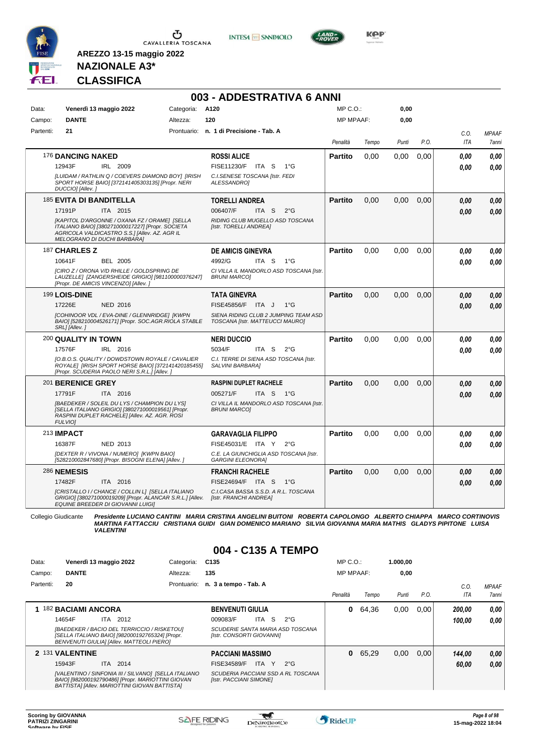AREZZO 13-15 maggio 2022

**NAZIONALE A3***

**CLASSIFICA**

## 003 - ADDESTRATIVA 6 ANNI

| Data: | Venerdì 13 maggio 2022 | Categoria: | A120 | MP C.O.: | 0,00 |
|---|---|---|---|---|---|
| Campo: | DANTE | Altezza: | 120 | MP MPAAF: | 0,00 |
| Partenti: | 21 | Prontuario: | n. 1 di Precisione - Tab. A | | |

| | Cavallo | Cavaliere | Penalità | Tempo | Punti | P.O. | C.O. ITA | MPAAF 7anni |
|---|---|---|---|---|---|---|---|---|
| | **176 DANCING NAKED** 12943F IRL 2009 *[LUIDAM / RATHLIN Q / COEVERS DIAMOND BOY] [IRISH SPORT HORSE BAIO] [372141405303135] [Propr. NERI DUCCIO] [Allev. ]* | **ROSSI ALICE** FISE11230/F ITA S 1°G *C.I.SENESE TOSCANA [Istr. FEDI ALESSANDRO]* | **Partito** | 0,00 | 0,00 | 0,00 | 0,00 / 0,00 | 0,00 / 0,00 |
| | **185 EVITA DI BANDITELLA** 17191P ITA 2015 *[KAPITOL D'ARGONNE / OXANA FZ / ORAME] [SELLA ITALIANO BAIO] [380271000017227] [Propr. SOCIETA AGRICOLA VALDICASTRO S.S.] [Allev. AZ. AGR IL MELOGRANO DI DUCHI BARBARA]* | **TORELLI ANDREA** 006407/F ITA S 2°G *RIDING CLUB MUGELLO ASD TOSCANA [Istr. TORELLI ANDREA]* | **Partito** | 0,00 | 0,00 | 0,00 | 0,00 / 0,00 | 0,00 / 0,00 |
| | **187 CHARLES Z** 10641F BEL 2005 *[CIRO Z / ORONA V/D RHILLE / GOLDSPRING DE LAUZELLE] [ZANGERSHEIDE GRIGIO] [981100000376247] [Propr. DE AMICIS VINCENZO] [Allev. ]* | **DE AMICIS GINEVRA** 4992/G ITA S 1°G *CI VILLA IL MANDORLO ASD TOSCANA [Istr. BRUNI MARCO]* | **Partito** | 0,00 | 0,00 | 0,00 | 0,00 / 0,00 | 0,00 / 0,00 |
| | **199 LOIS-DINE** 17226E NED 2016 *[COHINOOR VDL / EVA-DINE / GLENNRIDGE] [KWPN BAIO] [528210004526171] [Propr. SOC.AGR.RIOLA STABLE SRL] [Allev. ]* | **TATA GINEVRA** FISE45856/F ITA J 1°G *SIENA RIDING CLUB 2 JUMPING TEAM ASD TOSCANA [Istr. MATTEUCCI MAURO]* | **Partito** | 0,00 | 0,00 | 0,00 | 0,00 / 0,00 | 0,00 / 0,00 |
| | **200 QUALITY IN TOWN** 17576F IRL 2016 *[O.B.O.S. QUALITY / DOWDSTOWN ROYALE / CAVALIER ROYALE] [IRISH SPORT HORSE BAIO] [372141420185455] [Propr. SCUDERIA PAOLO NERI S.R.L.] [Allev. ]* | **NERI DUCCIO** 5034/F ITA S 2°G *C.I. TERRE DI SIENA ASD TOSCANA [Istr. SALVINI BARBARA]* | **Partito** | 0,00 | 0,00 | 0,00 | 0,00 / 0,00 | 0,00 / 0,00 |
| | **201 BERENICE GREY** 17791F ITA 2016 *[BAEDEKER / SOLEIL DU LYS / CHAMPION DU LYS] [SELLA ITALIANO GRIGIO] [380271000019561] [Propr. RASPINI DUPLET RACHELE] [Allev. AZ. AGR. ROSI FULVIO]* | **RASPINI DUPLET RACHELE** 005271/F ITA S 1°G *CI VILLA IL MANDORLO ASD TOSCANA [Istr. BRUNI MARCO]* | **Partito** | 0,00 | 0,00 | 0,00 | 0,00 / 0,00 | 0,00 / 0,00 |
| | **213 IMPACT** 16387F NED 2013 *[DEXTER R / VIVONA / NUMERO] [KWPN BAIO] [528210002847680] [Propr. BISOGNI ELENA] [Allev. ]* | **GARAVAGLIA FILIPPO** FISE45031/E ITA Y 2°G *C.E. LA GIUNCHIGLIA ASD TOSCANA [Istr. GARGINI ELEONORA]* | **Partito** | 0,00 | 0,00 | 0,00 | 0,00 / 0,00 | 0,00 / 0,00 |
| | **286 NEMESIS** 17482F ITA 2016 *[CRISTALLO I / CHANCE / COLLIN L] [SELLA ITALIANO GRIGIO] [380271000019209] [Propr. ALANCAR S.R.L.] [Allev. EQUINE BREEDER DI GIOVANNI LUIGI]* | **FRANCHI RACHELE** FISE24694/F ITA S 1°G *C.I.CASA BASSA S.S.D. A R.L. TOSCANA [Istr. FRANCHI ANDREA]* | **Partito** | 0,00 | 0,00 | 0,00 | 0,00 / 0,00 | 0,00 / 0,00 |

Collegio Giudicante *Presidente LUCIANO CANTINI MARIA CRISTINA ANGELINI BUITONI ROBERTA CAPOLONGO ALBERTO CHIAPPA MARCO CORTINOVIS MARTINA FATTACCIU CRISTIANA GUIDI GIAN DOMENICO MARIANO SILVIA GIOVANNA MARIA MATHIS GLADYS PIPITONE LUISA VALENTINI*

## 004 - C135 A TEMPO

| Data: | Venerdì 13 maggio 2022 | Categoria: | C135 | MP C.O.: | 1.000,00 |
|---|---|---|---|---|---|
| Campo: | DANTE | Altezza: | 135 | MP MPAAF: | 0,00 |
| Partenti: | 20 | Prontuario: | n. 3 a tempo - Tab. A | | |

| | Cavallo | Cavaliere | Penalità | Tempo | Punti | P.O. | C.O. ITA | MPAAF 7anni |
|---|---|---|---|---|---|---|---|---|
| 1 | **182 BACIAMI ANCORA** 14654F ITA 2012 *[BAEDEKER / BACIO DEL TERRICCIO / RISKETOU] [SELLA ITALIANO BAIO] [982000192765324] [Propr. BENVENUTI GIULIA] [Allev. MATTEOLI PIERO]* | **BENVENUTI GIULIA** 009083/F ITA S 2°G *SCUDERIE SANTA MARIA ASD TOSCANA [Istr. CONSORTI GIOVANNI]* | 0 | 64,36 | 0,00 | 0,00 | 200,00 / 100,00 | 0,00 / 0,00 |
| 2 | **131 VALENTINE** 15943F ITA 2014 *[VALENTINO / SINFONIA III / SILVANO] [SELLA ITALIANO BAIO] [982000192790486] [Propr. MARIOTTINI GIOVAN BATTISTA] [Allev. MARIOTTINI GIOVAN BATTISTA]* | **PACCIANI MASSIMO** FISE34589/F ITA Y 2°G *SCUDERIA PACCIANI SSD A RL TOSCANA [Istr. PACCIANI SIMONE]* | 0 | 65,29 | 0,00 | 0,00 | 144,00 / 60,00 | 0,00 / 0,00 |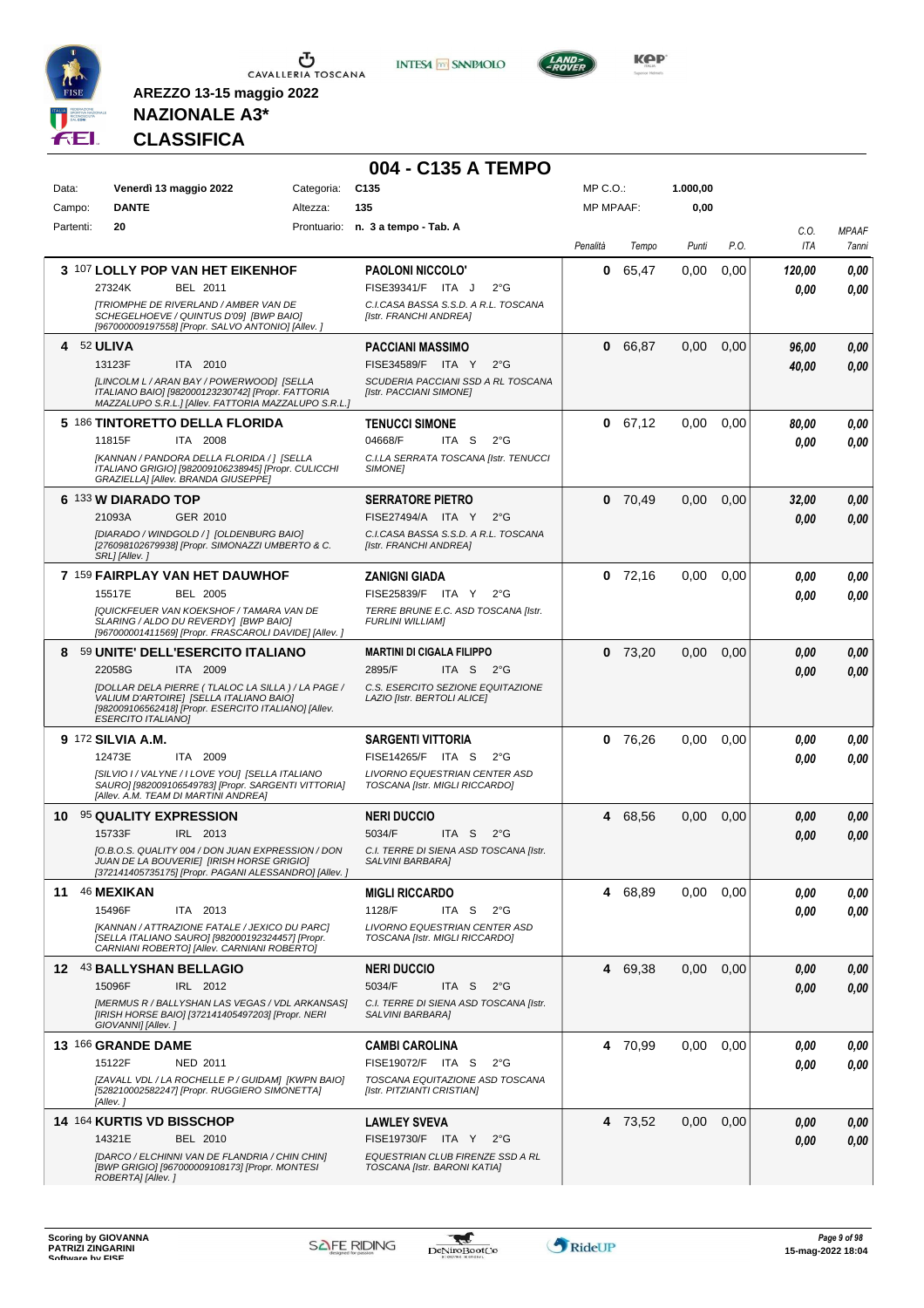AREZZO 13-15 maggio 2022

**NAZIONALE A3***

**CLASSIFICA**

# 004 - C135 A TEMPO

| Data: | Venerdì 13 maggio 2022 | Categoria: | C135 | MP C.O.: | 1.000,00 |
|---|---|---|---|---|---|
| Campo: | DANTE | Altezza: | 135 | MP MPAAF: | 0,00 |
| Partenti: | 20 | Prontuario: | n. 3 a tempo - Tab. A | | |

| | Cavallo | Cavaliere | Penalità | Tempo | Punti | P.O. | C.O. ITA | MPAAF 7anni |
|---|---|---|---|---|---|---|---|---|
| 3 | 107 **LOLLY POP VAN HET EIKENHOF** 27324K BEL 2011 *[TRIOMPHE DE RIVERLAND / AMBER VAN DE SCHEGELHOEVE / QUINTUS D'09] [BWP BAIO] [967000009197558] [Propr. SALVO ANTONIO] [Allev. ]* | **PAOLONI NICCOLO'** FISE39341/F ITA J 2°G *C.I.CASA BASSA S.S.D. A R.L. TOSCANA [Istr. FRANCHI ANDREA]* | 0 | 65,47 | 0,00 | 0,00 | 120,00 / 0,00 | 0,00 / 0,00 |
| 4 | 52 **ULIVA** 13123F ITA 2010 *[LINCOLM L / ARAN BAY / POWERWOOD] [SELLA ITALIANO BAIO] [982000123230742] [Propr. FATTORIA MAZZALUPO S.R.L.] [Allev. FATTORIA MAZZALUPO S.R.L.]* | **PACCIANI MASSIMO** FISE34589/F ITA Y 2°G *SCUDERIA PACCIANI SSD A RL TOSCANA [Istr. PACCIANI SIMONE]* | 0 | 66,87 | 0,00 | 0,00 | 96,00 / 40,00 | 0,00 / 0,00 |
| 5 | 186 **TINTORETTO DELLA FLORIDA** 11815F ITA 2008 *[KANNAN / PANDORA DELLA FLORIDA / ] [SELLA ITALIANO GRIGIO] [982009106238945] [Propr. CULICCHI GRAZIELLA] [Allev. BRANDA GIUSEPPE]* | **TENUCCI SIMONE** 04668/F ITA S 2°G *C.I.LA SERRATA TOSCANA [Istr. TENUCCI SIMONE]* | 0 | 67,12 | 0,00 | 0,00 | 80,00 / 0,00 | 0,00 / 0,00 |
| 6 | 133 **W DIARADO TOP** 21093A GER 2010 *[DIARADO / WINDGOLD / ] [OLDENBURG BAIO] [276098102679938] [Propr. SIMONAZZI UMBERTO & C. SRL] [Allev. ]* | **SERRATORE PIETRO** FISE27494/A ITA Y 2°G *C.I.CASA BASSA S.S.D. A R.L. TOSCANA [Istr. FRANCHI ANDREA]* | 0 | 70,49 | 0,00 | 0,00 | 32,00 / 0,00 | 0,00 / 0,00 |
| 7 | 159 **FAIRPLAY VAN HET DAUWHOF** 15517E BEL 2005 *[QUICKFEUER VAN KOEKSHOF / TAMARA VAN DE SLARING / ALDO DU REVERDY] [BWP BAIO] [967000001411569] [Propr. FRASCAROLI DAVIDE] [Allev. ]* | **ZANIGNI GIADA** FISE25839/F ITA Y 2°G *TERRE BRUNE E.C. ASD TOSCANA [Istr. FURLINI WILLIAM]* | 0 | 72,16 | 0,00 | 0,00 | 0,00 / 0,00 | 0,00 / 0,00 |
| 8 | 59 **UNITE' DELL'ESERCITO ITALIANO** 22058G ITA 2009 *[DOLLAR DELA PIERRE ( TLALOC LA SILLA ) / LA PAGE / VALIUM D'ARTOIRE] [SELLA ITALIANO BAIO] [982009106562418] [Propr. ESERCITO ITALIANO] [Allev. ESERCITO ITALIANO]* | **MARTINI DI CIGALA FILIPPO** 2895/F ITA S 2°G *C.S. ESERCITO SEZIONE EQUITAZIONE LAZIO [Istr. BERTOLI ALICE]* | 0 | 73,20 | 0,00 | 0,00 | 0,00 / 0,00 | 0,00 / 0,00 |
| 9 | 172 **SILVIA A.M.** 12473E ITA 2009 *[SILVIO I / VALYNE / I LOVE YOU] [SELLA ITALIANO SAURO] [982009106549783] [Propr. SARGENTI VITTORIA] [Allev. A.M. TEAM DI MARTINI ANDREA]* | **SARGENTI VITTORIA** FISE14265/F ITA S 2°G *LIVORNO EQUESTRIAN CENTER ASD TOSCANA [Istr. MIGLI RICCARDO]* | 0 | 76,26 | 0,00 | 0,00 | 0,00 / 0,00 | 0,00 / 0,00 |
| 10 | 95 **QUALITY EXPRESSION** 15733F IRL 2013 *[O.B.O.S. QUALITY 004 / DON JUAN EXPRESSION / DON JUAN DE LA BOUVERIE] [IRISH HORSE GRIGIO] [372141405735175] [Propr. PAGANI ALESSANDRO] [Allev. ]* | **NERI DUCCIO** 5034/F ITA S 2°G *C.I. TERRE DI SIENA ASD TOSCANA [Istr. SALVINI BARBARA]* | 4 | 68,56 | 0,00 | 0,00 | 0,00 / 0,00 | 0,00 / 0,00 |
| 11 | 46 **MEXIKAN** 15496F ITA 2013 *[KANNAN / ATTRAZIONE FATALE / JEXICO DU PARC] [SELLA ITALIANO SAURO] [982000192324457] [Propr. CARNIANI ROBERTO] [Allev. CARNIANI ROBERTO]* | **MIGLI RICCARDO** 1128/F ITA S 2°G *LIVORNO EQUESTRIAN CENTER ASD TOSCANA [Istr. MIGLI RICCARDO]* | 4 | 68,89 | 0,00 | 0,00 | 0,00 / 0,00 | 0,00 / 0,00 |
| 12 | 43 **BALLYSHAN BELLAGIO** 15096F IRL 2012 *[MERMUS R / BALLYSHAN LAS VEGAS / VDL ARKANSAS] [IRISH HORSE BAIO] [372141405497203] [Propr. NERI GIOVANNI] [Allev. ]* | **NERI DUCCIO** 5034/F ITA S 2°G *C.I. TERRE DI SIENA ASD TOSCANA [Istr. SALVINI BARBARA]* | 4 | 69,38 | 0,00 | 0,00 | 0,00 / 0,00 | 0,00 / 0,00 |
| 13 | 166 **GRANDE DAME** 15122F NED 2011 *[ZAVALL VDL / LA ROCHELLE P / GUIDAM] [KWPN BAIO] [528210002582247] [Propr. RUGGIERO SIMONETTA] [Allev. ]* | **CAMBI CAROLINA** FISE19072/F ITA S 2°G *TOSCANA EQUITAZIONE ASD TOSCANA [Istr. PITZIANTI CRISTIAN]* | 4 | 70,99 | 0,00 | 0,00 | 0,00 / 0,00 | 0,00 / 0,00 |
| 14 | 164 **KURTIS VD BISSCHOP** 14321E BEL 2010 *[DARCO / ELCHINNI VAN DE FLANDRIA / CHIN CHIN] [BWP GRIGIO] [967000009108173] [Propr. MONTESI ROBERTA] [Allev. ]* | **LAWLEY SVEVA** FISE19730/F ITA Y 2°G *EQUESTRIAN CLUB FIRENZE SSD A RL TOSCANA [Istr. BARONI KATIA]* | 4 | 73,52 | 0,00 | 0,00 | 0,00 / 0,00 | 0,00 / 0,00 |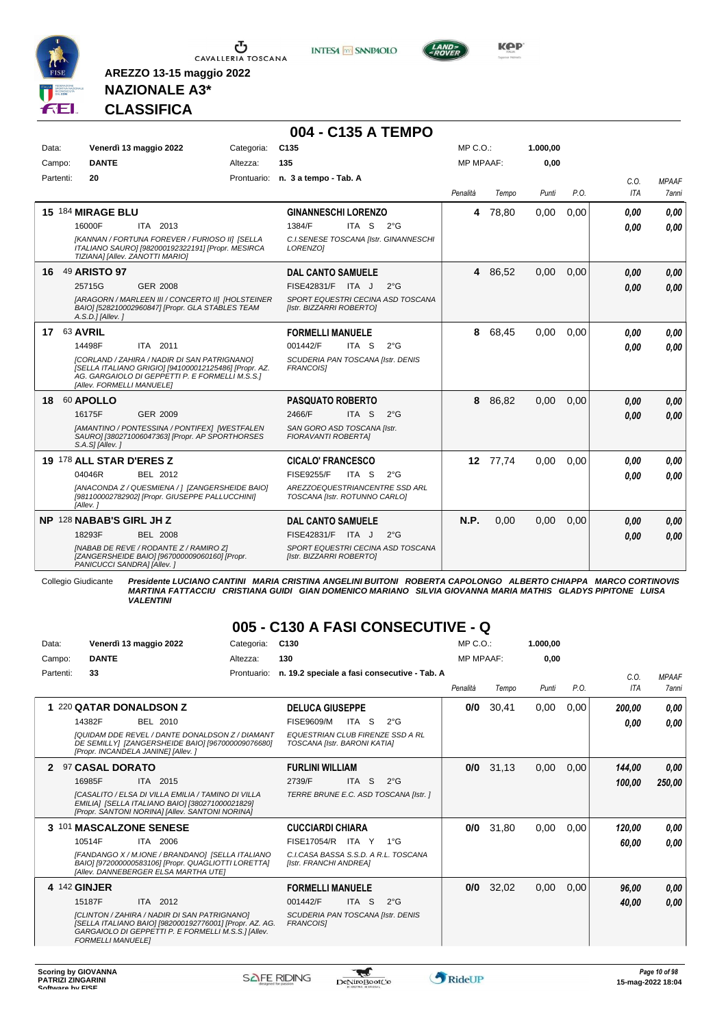**AREZZO 13-15 maggio 2022**

**NAZIONALE A3***

**CLASSIFICA**

## 004 - C135 A TEMPO

| | | | | | |
|---|---|---|---|---|---|
| Data: | **Venerdì 13 maggio 2022** | Categoria: | **C135** | MP C.O.: | **1.000,00** |
| Campo: | **DANTE** | Altezza: | **135** | MP MPAAF: | **0,00** |
| Partenti: | **20** | Prontuario: | **n. 3 a tempo - Tab. A** | | |

| Pos. | Cavallo | Cavaliere | Penalità | Tempo | Punti | P.O. | C.O. ITA | MPAAF 7anni |
|---|---|---|---|---|---|---|---|---|
| 15 | 184 **MIRAGE BLU** 16000F ITA 2013 *[KANNAN / FORTUNA FOREVER / FURIOSO II] [SELLA ITALIANO SAURO] [982000192322191] [Propr. MESIRCA TIZIANA] [Allev. ZANOTTI MARIO]* | **GINANNESCHI LORENZO** 1384/F ITA S 2°G *C.I.SENESE TOSCANA [Istr. GINANNESCHI LORENZO]* | 4 | 78,80 | 0,00 | 0,00 | *0,00* *0,00* | *0,00* *0,00* |
| 16 | 49 **ARISTO 97** 25715G GER 2008 *[ARAGORN / MARLEEN III / CONCERTO II] [HOLSTEINER BAIO] [528210002960847] [Propr. GLA STABLES TEAM A.S.D.] [Allev. ]* | **DAL CANTO SAMUELE** FISE42831/F ITA J 2°G *SPORT EQUESTRI CECINA ASD TOSCANA [Istr. BIZZARRI ROBERTO]* | 4 | 86,52 | 0,00 | 0,00 | *0,00* *0,00* | *0,00* *0,00* |
| 17 | 63 **AVRIL** 14498F ITA 2011 *[CORLAND / ZAHIRA / NADIR DI SAN PATRIGNANO] [SELLA ITALIANO GRIGIO] [941000012125486] [Propr. AZ. AG. GARGAIOLO DI GEPPETTI P. E FORMELLI M.S.S.] [Allev. FORMELLI MANUELE]* | **FORMELLI MANUELE** 001442/F ITA S 2°G *SCUDERIA PAN TOSCANA [Istr. DENIS FRANCOIS]* | 8 | 68,45 | 0,00 | 0,00 | *0,00* *0,00* | *0,00* *0,00* |
| 18 | 60 **APOLLO** 16175F GER 2009 *[AMANTINO / PONTESSINA / PONTIFEX] [WESTFALEN SAURO] [380271006047363] [Propr. AP SPORTHORSES S.A.S] [Allev. ]* | **PASQUATO ROBERTO** 2466/F ITA S 2°G *SAN GORO ASD TOSCANA [Istr. FIORAVANTI ROBERTA]* | 8 | 86,82 | 0,00 | 0,00 | *0,00* *0,00* | *0,00* *0,00* |
| 19 | 178 **ALL STAR D'ERES Z** 04046R BEL 2012 *[ANACONDA Z / QUESMIENA / ] [ZANGERSHEIDE BAIO] [981100002782902] [Propr. GIUSEPPE PALLUCCHINI] [Allev. ]* | **CICALO' FRANCESCO** FISE9255/F ITA S 2°G *AREZZOEQUESTRIANCENTRE SSD ARL TOSCANA [Istr. ROTUNNO CARLO]* | 12 | 77,74 | 0,00 | 0,00 | *0,00* *0,00* | *0,00* *0,00* |
| NP | 128 **NABAB'S GIRL JH Z** 18293F BEL 2008 *[NABAB DE REVE / RODANTE Z / RAMIRO Z] [ZANGERSHEIDE BAIO] [967000009060160] [Propr. PANICUCCI SANDRA] [Allev. ]* | **DAL CANTO SAMUELE** FISE42831/F ITA J 2°G *SPORT EQUESTRI CECINA ASD TOSCANA [Istr. BIZZARRI ROBERTO]* | N.P. | 0,00 | 0,00 | 0,00 | *0,00* *0,00* | *0,00* *0,00* |

Collegio Giudicante ***Presidente LUCIANO CANTINI MARIA CRISTINA ANGELINI BUITONI ROBERTA CAPOLONGO ALBERTO CHIAPPA MARCO CORTINOVIS MARTINA FATTACCIU CRISTIANA GUIDI GIAN DOMENICO MARIANO SILVIA GIOVANNA MARIA MATHIS GLADYS PIPITONE LUISA VALENTINI***

## 005 - C130 A FASI CONSECUTIVE - Q

| | | | | | |
|---|---|---|---|---|---|
| Data: | **Venerdì 13 maggio 2022** | Categoria: | **C130** | MP C.O.: | **1.000,00** |
| Campo: | **DANTE** | Altezza: | **130** | MP MPAAF: | **0,00** |
| Partenti: | **33** | Prontuario: | **n. 19.2 speciale a fasi consecutive - Tab. A** | | |

| Pos. | Cavallo | Cavaliere | Penalità | Tempo | Punti | P.O. | C.O. ITA | MPAAF 7anni |
|---|---|---|---|---|---|---|---|---|
| 1 | 220 **QATAR DONALDSON Z** 14382F BEL 2010 *[QUIDAM DDE REVEL / DANTE DONALDSON Z / DIAMANT DE SEMILLY] [ZANGERSHEIDE BAIO] [967000009076680] [Propr. INCANDELA JANINE] [Allev. ]* | **DELUCA GIUSEPPE** FISE9609/M ITA S 2°G *EQUESTRIAN CLUB FIRENZE SSD A RL TOSCANA [Istr. BARONI KATIA]* | 0/0 | 30,41 | 0,00 | 0,00 | *200,00* *0,00* | *0,00* *0,00* |
| 2 | 97 **CASAL DORATO** 16985F ITA 2015 *[CASALITO / ELSA DI VILLA EMILIA / TAMINO DI VILLA EMILIA] [SELLA ITALIANO BAIO] [380271000021829] [Propr. SANTONI NORINA] [Allev. SANTONI NORINA]* | **FURLINI WILLIAM** 2739/F ITA S 2°G *TERRE BRUNE E.C. ASD TOSCANA [Istr. ]* | 0/0 | 31,13 | 0,00 | 0,00 | *144,00* *100,00* | *0,00* *250,00* |
| 3 | 101 **MASCALZONE SENESE** 10514F ITA 2006 *[FANDANGO X / M.IONE / BRANDANO] [SELLA ITALIANO BAIO] [972000000583106] [Propr. QUAGLIOTTI LORETTA] [Allev. DANNEBERGER ELSA MARTHA UTE]* | **CUCCIARDI CHIARA** FISE17054/R ITA Y 1°G *C.I.CASA BASSA S.S.D. A R.L. TOSCANA [Istr. FRANCHI ANDREA]* | 0/0 | 31,80 | 0,00 | 0,00 | *120,00* *60,00* | *0,00* *0,00* |
| 4 | 142 **GINJER** 15187F ITA 2012 *[CLINTON / ZAHIRA / NADIR DI SAN PATRIGNANO] [SELLA ITALIANO BAIO] [982000192776001] [Propr. AZ. AG. GARGAIOLO DI GEPPETTI P. E FORMELLI M.S.S.] [Allev. FORMELLI MANUELE]* | **FORMELLI MANUELE** 001442/F ITA S 2°G *SCUDERIA PAN TOSCANA [Istr. DENIS FRANCOIS]* | 0/0 | 32,02 | 0,00 | 0,00 | *96,00* *40,00* | *0,00* *0,00* |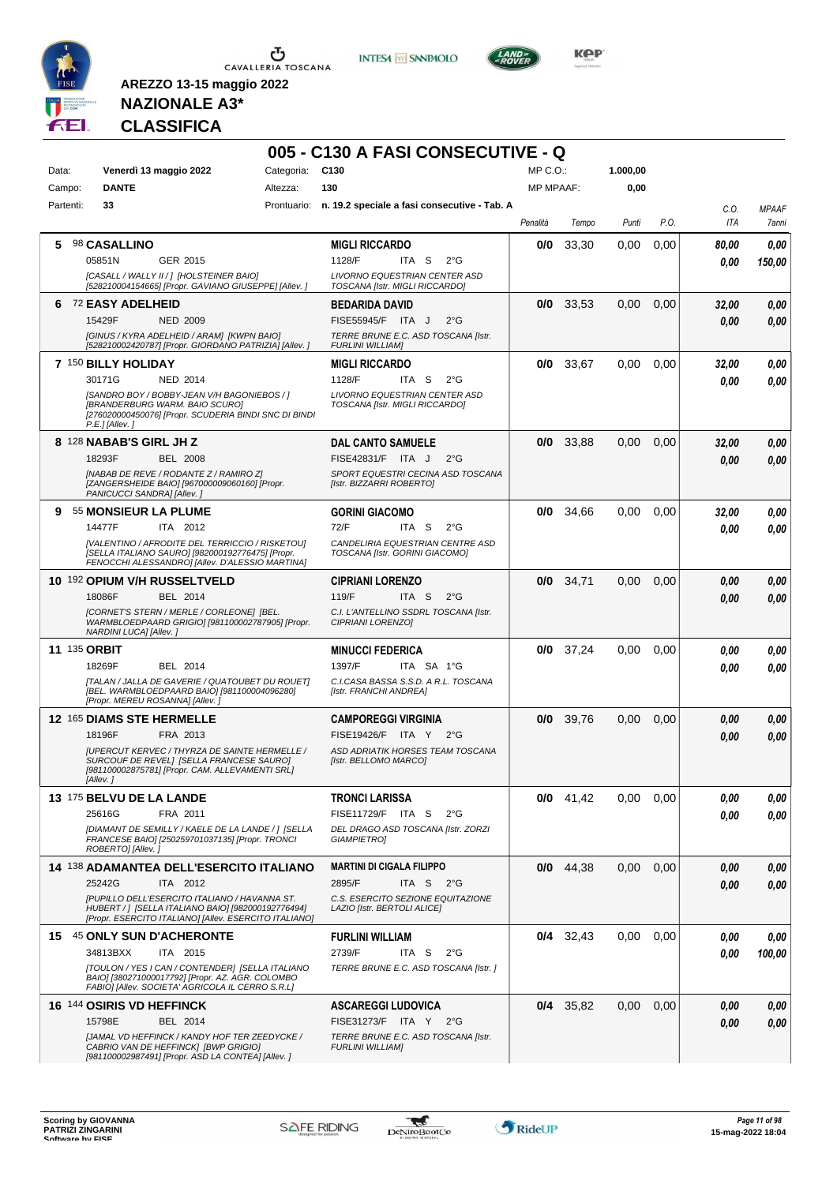AREZZO 13-15 maggio 2022

**NAZIONALE A3***

**CLASSIFICA**

# 005 - C130 A FASI CONSECUTIVE - Q

| Data: | Venerdì 13 maggio 2022 | Categoria: | C130 | MP C.O.: | 1.000,00 |
|---|---|---|---|---|---|
| Campo: | DANTE | Altezza: | 130 | MP MPAAF: | 0,00 |
| Partenti: | 33 | Prontuario: | n. 19.2 speciale a fasi consecutive - Tab. A | | |

| Cl. | Cavallo | Cavaliere | Penalità | Tempo | Punti | P.O. | C.O. ITA | MPAAF 7anni |
|---|---|---|---|---|---|---|---|---|
| 5 | 98 **CASALLINO** 05851N GER 2015 *[CASALL / WALLY II / ] [HOLSTEINER BAIO] [528210004154665] [Propr. GAVIANO GIUSEPPE] [Allev. ]* | **MIGLI RICCARDO** 1128/F ITA S 2°G *LIVORNO EQUESTRIAN CENTER ASD TOSCANA [Istr. MIGLI RICCARDO]* | **0/0** | 33,30 | 0,00 | 0,00 | *80,00* *0,00* | *0,00* *150,00* |
| 6 | 72 **EASY ADELHEID** 15429F NED 2009 *[GINUS / KYRA ADELHEID / ARAM] [KWPN BAIO] [528210002420787] [Propr. GIORDANO PATRIZIA] [Allev. ]* | **BEDARIDA DAVID** FISE55945/F ITA J 2°G *TERRE BRUNE E.C. ASD TOSCANA [Istr. FURLINI WILLIAM]* | **0/0** | 33,53 | 0,00 | 0,00 | *32,00* *0,00* | *0,00* *0,00* |
| 7 | 150 **BILLY HOLIDAY** 30171G NED 2014 *[SANDRO BOY / BOBBY-JEAN V/H BAGONIEBOS / ] [BRANDERBURG WARM. BAIO SCURO] [276020000450076] [Propr. SCUDERIA BINDI SNC DI BINDI P.E.] [Allev. ]* | **MIGLI RICCARDO** 1128/F ITA S 2°G *LIVORNO EQUESTRIAN CENTER ASD TOSCANA [Istr. MIGLI RICCARDO]* | **0/0** | 33,67 | 0,00 | 0,00 | *32,00* *0,00* | *0,00* *0,00* |
| 8 | 128 **NABAB'S GIRL JH Z** 18293F BEL 2008 *[NABAB DE REVE / RODANTE Z / RAMIRO Z] [ZANGERSHEIDE BAIO] [967000009060160] [Propr. PANICUCCI SANDRA] [Allev. ]* | **DAL CANTO SAMUELE** FISE42831/F ITA J 2°G *SPORT EQUESTRI CECINA ASD TOSCANA [Istr. BIZZARRI ROBERTO]* | **0/0** | 33,88 | 0,00 | 0,00 | *32,00* *0,00* | *0,00* *0,00* |
| 9 | 55 **MONSIEUR LA PLUME** 14477F ITA 2012 *[VALENTINO / AFRODITE DEL TERRICCIO / RISKETOU] [SELLA ITALIANO SAURO] [982000192776475] [Propr. FENOCCHI ALESSANDRO] [Allev. D'ALESSIO MARTINA]* | **GORINI GIACOMO** 72/F ITA S 2°G *CANDELIRIA EQUESTRIAN CENTRE ASD TOSCANA [Istr. GORINI GIACOMO]* | **0/0** | 34,66 | 0,00 | 0,00 | *32,00* *0,00* | *0,00* *0,00* |
| 10 | 192 **OPIUM V/H RUSSELTVELD** 18086F BEL 2014 *[CORNET'S STERN / MERLE / CORLEONE] [BEL. WARMBLOEDPAARD GRIGIO] [981100002787905] [Propr. NARDINI LUCA] [Allev. ]* | **CIPRIANI LORENZO** 119/F ITA S 2°G *C.I. L'ANTELLINO SSDRL TOSCANA [Istr. CIPRIANI LORENZO]* | **0/0** | 34,71 | 0,00 | 0,00 | *0,00* *0,00* | *0,00* *0,00* |
| 11 | 135 **ORBIT** 18269F BEL 2014 *[TALAN / JALLA DE GAVERIE / QUATOUBET DU ROUET] [BEL. WARMBLOEDPAARD BAIO] [981100004096280] [Propr. MEREU ROSANNA] [Allev. ]* | **MINUCCI FEDERICA** 1397/F ITA SA 1°G *C.I.CASA BASSA S.S.D. A R.L. TOSCANA [Istr. FRANCHI ANDREA]* | **0/0** | 37,24 | 0,00 | 0,00 | *0,00* *0,00* | *0,00* *0,00* |
| 12 | 165 **DIAMS STE HERMELLE** 18196F FRA 2013 *[UPERCUT KERVEC / THYRZA DE SAINTE HERMELLE / SURCOUF DE REVEL] [SELLA FRANCESE SAURO] [981100002875781] [Propr. CAM. ALLEVAMENTI SRL] [Allev. ]* | **CAMPOREGGI VIRGINIA** FISE19426/F ITA Y 2°G *ASD ADRIATIK HORSES TEAM TOSCANA [Istr. BELLOMO MARCO]* | **0/0** | 39,76 | 0,00 | 0,00 | *0,00* *0,00* | *0,00* *0,00* |
| 13 | 175 **BELVU DE LA LANDE** 25616G FRA 2011 *[DIAMANT DE SEMILLY / KAELE DE LA LANDE / ] [SELLA FRANCESE BAIO] [250259701037135] [Propr. TRONCI ROBERTO] [Allev. ]* | **TRONCI LARISSA** FISE11729/F ITA S 2°G *DEL DRAGO ASD TOSCANA [Istr. ZORZI GIAMPIETRO]* | **0/0** | 41,42 | 0,00 | 0,00 | *0,00* *0,00* | *0,00* *0,00* |
| 14 | 138 **ADAMANTEA DELL'ESERCITO ITALIANO** 25242G ITA 2012 *[PUPILLO DELL'ESERCITO ITALIANO / HAVANNA ST. HUBERT / ] [SELLA ITALIANO BAIO] [982000192776494] [Propr. ESERCITO ITALIANO] [Allev. ESERCITO ITALIANO]* | **MARTINI DI CIGALA FILIPPO** 2895/F ITA S 2°G *C.S. ESERCITO SEZIONE EQUITAZIONE LAZIO [Istr. BERTOLI ALICE]* | **0/0** | 44,38 | 0,00 | 0,00 | *0,00* *0,00* | *0,00* *0,00* |
| 15 | 45 **ONLY SUN D'ACHERONTE** 34813BXX ITA 2015 *[TOULON / YES I CAN / CONTENDER] [SELLA ITALIANO BAIO] [380271000017792] [Propr. AZ. AGR. COLOMBO FABIO] [Allev. SOCIETA' AGRICOLA IL CERRO S.R.L]* | **FURLINI WILLIAM** 2739/F ITA S 2°G *TERRE BRUNE E.C. ASD TOSCANA [Istr. ]* | **0/4** | 32,43 | 0,00 | 0,00 | *0,00* *0,00* | *0,00* *100,00* |
| 16 | 144 **OSIRIS VD HEFFINCK** 15798E BEL 2014 *[JAMAL VD HEFFINCK / KANDY HOF TER ZEEDYCKE / CABRIO VAN DE HEFFINCK] [BWP GRIGIO] [981100002987491] [Propr. ASD LA CONTEA] [Allev. ]* | **ASCAREGGI LUDOVICA** FISE31273/F ITA Y 2°G *TERRE BRUNE E.C. ASD TOSCANA [Istr. FURLINI WILLIAM]* | **0/4** | 35,82 | 0,00 | 0,00 | *0,00* *0,00* | *0,00* *0,00* |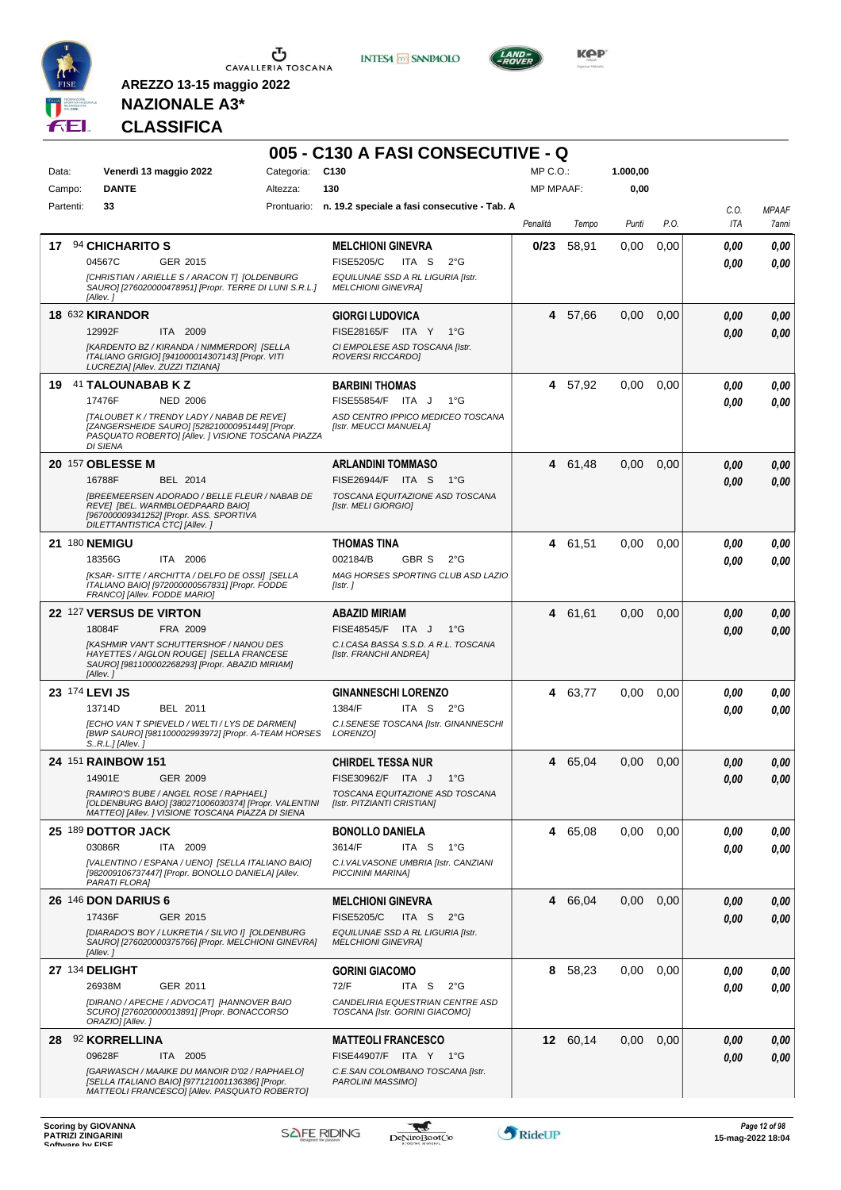AREZZO 13-15 maggio 2022

**NAZIONALE A3***

**CLASSIFICA**

## 005 - C130 A FASI CONSECUTIVE - Q

| Data: | Venerdì 13 maggio 2022 | Categoria: | C130 | MP C.O.: | 1.000,00 |
|---|---|---|---|---|---|
| Campo: | DANTE | Altezza: | 130 | MP MPAAF: | 0,00 |
| Partenti: | 33 | Prontuario: | n. 19.2 speciale a fasi consecutive - Tab. A | | |

| Pos. | Cavallo | Cavaliere | Penalità | Tempo | Punti | P.O. | C.O. ITA | MPAAF 7anni |
|---|---|---|---|---|---|---|---|---|
| 17 | 94 **CHICHARITO S**<br>04567C GER 2015<br>*[CHRISTIAN / ARIELLE S / ARACON T] [OLDENBURG SAURO] [276020000478951] [Propr. TERRE DI LUNI S.R.L.] [Allev. ]* | **MELCHIONI GINEVRA**<br>FISE5205/C ITA S 2°G<br>*EQUILUNAE SSD A RL LIGURIA [Istr. MELCHIONI GINEVRA]* | **0/23** | 58,91 | 0,00 | 0,00 | 0,00<br>0,00 | 0,00<br>0,00 |
| 18 | 632 **KIRANDOR**<br>12992F ITA 2009<br>*[KARDENTO BZ / KIRANDA / NIMMERDOR] [SELLA ITALIANO GRIGIO] [941000014307143] [Propr. VITI LUCREZIA] [Allev. ZUZZI TIZIANA]* | **GIORGI LUDOVICA**<br>FISE28165/F ITA Y 1°G<br>*CI EMPOLESE ASD TOSCANA [Istr. ROVERSI RICCARDO]* | **4** | 57,66 | 0,00 | 0,00 | 0,00<br>0,00 | 0,00<br>0,00 |
| 19 | 41 **TALOUNABAB K Z**<br>17476F NED 2006<br>*[TALOUBET K / TRENDY LADY / NABAB DE REVE] [ZANGERSHEIDE SAURO] [528210000951449] [Propr. PASQUATO ROBERTO] [Allev. ] VISIONE TOSCANA PIAZZA DI SIENA* | **BARBINI THOMAS**<br>FISE55854/F ITA J 1°G<br>*ASD CENTRO IPPICO MEDICEO TOSCANA [Istr. MEUCCI MANUELA]* | **4** | 57,92 | 0,00 | 0,00 | 0,00<br>0,00 | 0,00<br>0,00 |
| 20 | 157 **OBLESSE M**<br>16788F BEL 2014<br>*[BREEMEERSEN ADORADO / BELLE FLEUR / NABAB DE REVE] [BEL. WARMBLOEDPAARD BAIO] [967000009341252] [Propr. ASS. SPORTIVA DILETTANTISTICA CTC] [Allev. ]* | **ARLANDINI TOMMASO**<br>FISE26944/F ITA S 1°G<br>*TOSCANA EQUITAZIONE ASD TOSCANA [Istr. MELI GIORGIO]* | **4** | 61,48 | 0,00 | 0,00 | 0,00<br>0,00 | 0,00<br>0,00 |
| 21 | 180 **NEMIGU**<br>18356G ITA 2006<br>*[KSAR- SITTE / ARCHITTA / DELFO DE OSSI] [SELLA ITALIANO BAIO] [972000000567831] [Propr. FODDE FRANCO] [Allev. FODDE MARIO]* | **THOMAS TINA**<br>002184/B GBR S 2°G<br>*MAG HORSES SPORTING CLUB ASD LAZIO [Istr. ]* | **4** | 61,51 | 0,00 | 0,00 | 0,00<br>0,00 | 0,00<br>0,00 |
| 22 | 127 **VERSUS DE VIRTON**<br>18084F FRA 2009<br>*[KASHMIR VAN'T SCHUTTERSHOF / NANOU DES HAYETTES / AIGLON ROUGE] [SELLA FRANCESE SAURO] [981100002268293] [Propr. ABAZID MIRIAM] [Allev. ]* | **ABAZID MIRIAM**<br>FISE48545/F ITA J 1°G<br>*C.I.CASA BASSA S.S.D. A R.L. TOSCANA [Istr. FRANCHI ANDREA]* | **4** | 61,61 | 0,00 | 0,00 | 0,00<br>0,00 | 0,00<br>0,00 |
| 23 | 174 **LEVI JS**<br>13714D BEL 2011<br>*[ECHO VAN T SPIEVELD / WELTI / LYS DE DARMEN] [BWP SAURO] [981100002993972] [Propr. A-TEAM HORSES S..R.L.] [Allev. ]* | **GINANNESCHI LORENZO**<br>1384/F ITA S 2°G<br>*C.I.SENESE TOSCANA [Istr. GINANNESCHI LORENZO]* | **4** | 63,77 | 0,00 | 0,00 | 0,00<br>0,00 | 0,00<br>0,00 |
| 24 | 151 **RAINBOW 151**<br>14901E GER 2009<br>*[RAMIRO'S BUBE / ANGEL ROSE / RAPHAEL] [OLDENBURG BAIO] [380271006030374] [Propr. VALENTINI MATTEO] [Allev. ] VISIONE TOSCANA PIAZZA DI SIENA* | **CHIRDEL TESSA NUR**<br>FISE30962/F ITA J 1°G<br>*TOSCANA EQUITAZIONE ASD TOSCANA [Istr. PITZIANTI CRISTIAN]* | **4** | 65,04 | 0,00 | 0,00 | 0,00<br>0,00 | 0,00<br>0,00 |
| 25 | 189 **DOTTOR JACK**<br>03086R ITA 2009<br>*[VALENTINO / ESPANA / UENO] [SELLA ITALIANO BAIO] [982009106737447] [Propr. BONOLLO DANIELA] [Allev. PARATI FLORA]* | **BONOLLO DANIELA**<br>3614/F ITA S 1°G<br>*C.I.VALVASONE UMBRIA [Istr. CANZIANI PICCININI MARINA]* | **4** | 65,08 | 0,00 | 0,00 | 0,00<br>0,00 | 0,00<br>0,00 |
| 26 | 146 **DON DARIUS 6**<br>17436F GER 2015<br>*[DIARADO'S BOY / LUKRETIA / SILVIO I] [OLDENBURG SAURO] [276020000375766] [Propr. MELCHIONI GINEVRA] [Allev. ]* | **MELCHIONI GINEVRA**<br>FISE5205/C ITA S 2°G<br>*EQUILUNAE SSD A RL LIGURIA [Istr. MELCHIONI GINEVRA]* | **4** | 66,04 | 0,00 | 0,00 | 0,00<br>0,00 | 0,00<br>0,00 |
| 27 | 134 **DELIGHT**<br>26938M GER 2011<br>*[DIRANO / APECHE / ADVOCAT] [HANNOVER BAIO SCURO] [276020000013891] [Propr. BONACCORSO ORAZIO] [Allev. ]* | **GORINI GIACOMO**<br>72/F ITA S 2°G<br>*CANDELIRIA EQUESTRIAN CENTRE ASD TOSCANA [Istr. GORINI GIACOMO]* | **8** | 58,23 | 0,00 | 0,00 | 0,00<br>0,00 | 0,00<br>0,00 |
| 28 | 92 **KORRELLINA**<br>09628F ITA 2005<br>*[GARWASCH / MAAIKE DU MANOIR D'02 / RAPHAELO] [SELLA ITALIANO BAIO] [977121001136386] [Propr. MATTEOLI FRANCESCO] [Allev. PASQUATO ROBERTO]* | **MATTEOLI FRANCESCO**<br>FISE44907/F ITA Y 1°G<br>*C.E.SAN COLOMBANO TOSCANA [Istr. PAROLINI MASSIMO]* | **12** | 60,14 | 0,00 | 0,00 | 0,00<br>0,00 | 0,00<br>0,00 |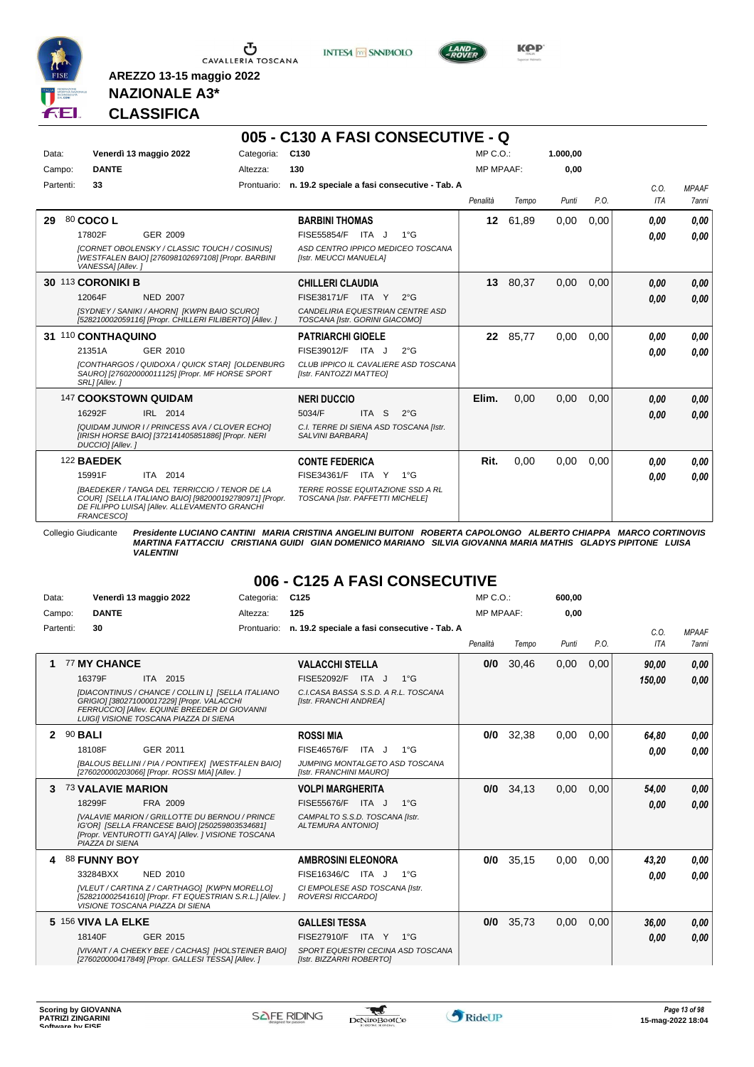AREZZO 13-15 maggio 2022

**NAZIONALE A3***

**CLASSIFICA**

## 005 - C130 A FASI CONSECUTIVE - Q

| Data: | Venerdì 13 maggio 2022 | Categoria: | C130 | MP C.O.: | 1.000,00 |
|---|---|---|---|---|---|
| Campo: | DANTE | Altezza: | 130 | MP MPAAF: | 0,00 |
| Partenti: | 33 | Prontuario: | n. 19.2 speciale a fasi consecutive - Tab. A | | |

| | Cavallo | Cavaliere | Penalità | Tempo | Punti | P.O. | C.O. ITA | MPAAF 7anni |
|---|---|---|---|---|---|---|---|---|
| 29 | 80 **COCO L** 17802F GER 2009 *[CORNET OBOLENSKY / CLASSIC TOUCH / COSINUS] [WESTFALEN BAIO] [276098102697108] [Propr. BARBINI VANESSA] [Allev. ]* | **BARBINI THOMAS** FISE55854/F ITA J 1°G *ASD CENTRO IPPICO MEDICEO TOSCANA [Istr. MEUCCI MANUELA]* | 12 | 61,89 | 0,00 | 0,00 | 0,00 / 0,00 | 0,00 / 0,00 |
| 30 | 113 **CORONIKI B** 12064F NED 2007 *[SYDNEY / SANIKI / AHORN] [KWPN BAIO SCURO] [528210002059116] [Propr. CHILLERI FILIBERTO] [Allev. ]* | **CHILLERI CLAUDIA** FISE38171/F ITA Y 2°G *CANDELIRIA EQUESTRIAN CENTRE ASD TOSCANA [Istr. GORINI GIACOMO]* | 13 | 80,37 | 0,00 | 0,00 | 0,00 / 0,00 | 0,00 / 0,00 |
| 31 | 110 **CONTHAQUINO** 21351A GER 2010 *[CONTHARGOS / QUIDOXA / QUICK STAR] [OLDENBURG SAURO] [276020000011125] [Propr. MF HORSE SPORT SRL] [Allev. ]* | **PATRIARCHI GIOELE** FISE39012/F ITA J 2°G *CLUB IPPICO IL CAVALIERE ASD TOSCANA [Istr. FANTOZZI MATTEO]* | 22 | 85,77 | 0,00 | 0,00 | 0,00 / 0,00 | 0,00 / 0,00 |
| | 147 **COOKSTOWN QUIDAM** 16292F IRL 2014 *[QUIDAM JUNIOR I / PRINCESS AVA / CLOVER ECHO] [IRISH HORSE BAIO] [372141405851886] [Propr. NERI DUCCIO] [Allev. ]* | **NERI DUCCIO** 5034/F ITA S 2°G *C.I. TERRE DI SIENA ASD TOSCANA [Istr. SALVINI BARBARA]* | Elim. | 0,00 | 0,00 | 0,00 | 0,00 / 0,00 | 0,00 / 0,00 |
| | 122 **BAEDEK** 15991F ITA 2014 *[BAEDEKER / TANGA DEL TERRICCIO / TENOR DE LA COUR] [SELLA ITALIANO BAIO] [982000192780971] [Propr. DE FILIPPO LUISA] [Allev. ALLEVAMENTO GRANCHI FRANCESCO]* | **CONTE FEDERICA** FISE34361/F ITA Y 1°G *TERRE ROSSE EQUITAZIONE SSD A RL TOSCANA [Istr. PAFFETTI MICHELE]* | Rit. | 0,00 | 0,00 | 0,00 | 0,00 / 0,00 | 0,00 / 0,00 |

Collegio Giudicante *Presidente LUCIANO CANTINI MARIA CRISTINA ANGELINI BUITONI ROBERTA CAPOLONGO ALBERTO CHIAPPA MARCO CORTINOVIS MARTINA FATTACCIU CRISTIANA GUIDI GIAN DOMENICO MARIANO SILVIA GIOVANNA MARIA MATHIS GLADYS PIPITONE LUISA VALENTINI*

## 006 - C125 A FASI CONSECUTIVE

| Data: | Venerdì 13 maggio 2022 | Categoria: | C125 | MP C.O.: | 600,00 |
|---|---|---|---|---|---|
| Campo: | DANTE | Altezza: | 125 | MP MPAAF: | 0,00 |
| Partenti: | 30 | Prontuario: | n. 19.2 speciale a fasi consecutive - Tab. A | | |

| | Cavallo | Cavaliere | Penalità | Tempo | Punti | P.O. | C.O. ITA | MPAAF 7anni |
|---|---|---|---|---|---|---|---|---|
| 1 | 77 **MY CHANCE** 16379F ITA 2015 *[DIACONTINUS / CHANCE / COLLIN L] [SELLA ITALIANO GRIGIO] [380271000017229] [Propr. VALACCHI FERRUCCIO] [Allev. EQUINE BREEDER DI GIOVANNI LUIGI] VISIONE TOSCANA PIAZZA DI SIENA* | **VALACCHI STELLA** FISE52092/F ITA J 1°G *C.I.CASA BASSA S.S.D. A R.L. TOSCANA [Istr. FRANCHI ANDREA]* | 0/0 | 30,46 | 0,00 | 0,00 | 90,00 / 150,00 | 0,00 / 0,00 |
| 2 | 90 **BALI** 18108F GER 2011 *[BALOUS BELLINI / PIA / PONTIFEX] [WESTFALEN BAIO] [276020000203066] [Propr. ROSSI MIA] [Allev. ]* | **ROSSI MIA** FISE46576/F ITA J 1°G *JUMPING MONTALGETO ASD TOSCANA [Istr. FRANCHINI MAURO]* | 0/0 | 32,38 | 0,00 | 0,00 | 64,80 / 0,00 | 0,00 / 0,00 |
| 3 | 73 **VALAVIE MARION** 18299F FRA 2009 *[VALAVIE MARION / GRILLOTTE DU BERNOU / PRINCE IG'OR] [SELLA FRANCESE BAIO] [250259803534681] [Propr. VENTUROTTI GAYA] [Allev. ] VISIONE TOSCANA PIAZZA DI SIENA* | **VOLPI MARGHERITA** FISE55676/F ITA J 1°G *CAMPACTO S.S.D. TOSCANA [Istr. ALTEMURA ANTONIO]* | 0/0 | 34,13 | 0,00 | 0,00 | 54,00 / 0,00 | 0,00 / 0,00 |
| 4 | 88 **FUNNY BOY** 33284BXX NED 2010 *[VLEUT / CARTINA Z / CARTHAGO] [KWPN MORELLO] [528210002541610] [Propr. FT EQUESTRIAN S.R.L.] [Allev. ] VISIONE TOSCANA PIAZZA DI SIENA* | **AMBROSINI ELEONORA** FISE16346/C ITA J 1°G *CI EMPOLESE ASD TOSCANA [Istr. ROVERSI RICCARDO]* | 0/0 | 35,15 | 0,00 | 0,00 | 43,20 / 0,00 | 0,00 / 0,00 |
| 5 | 156 **VIVA LA ELKE** 18140F GER 2015 *[VIVANT / A CHEEKY BEE / CACHAS] [HOLSTEINER BAIO] [276020000417849] [Propr. GALLESI TESSA] [Allev. ]* | **GALLESI TESSA** FISE27910/F ITA Y 1°G *SPORT EQUESTRI CECINA ASD TOSCANA [Istr. BIZZARRI ROBERTO]* | 0/0 | 35,73 | 0,00 | 0,00 | 36,00 / 0,00 | 0,00 / 0,00 |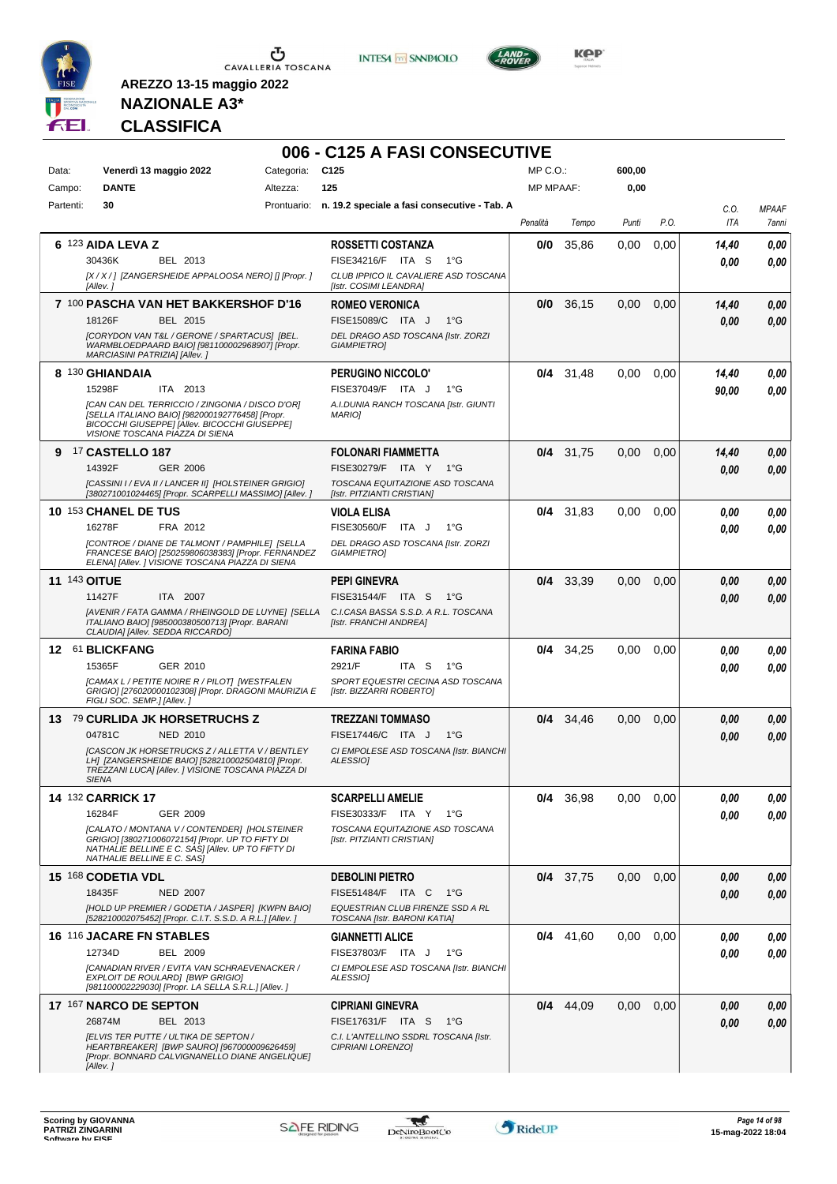AREZZO 13-15 maggio 2022

**NAZIONALE A3***

**CLASSIFICA**

# 006 - C125 A FASI CONSECUTIVE

| Data: | Venerdì 13 maggio 2022 | Categoria: | C125 | MP C.O.: | 600,00 |
|---|---|---|---|---|---|
| Campo: | DANTE | Altezza: | 125 | MP MPAAF: | 0,00 |
| Partenti: | 30 | Prontuario: | n. 19.2 speciale a fasi consecutive - Tab. A | | |

| Cl. | N. Cavallo | Cavaliere | Penalità | Tempo | Punti | P.O. | C.O. ITA | MPAAF 7anni |
|---|---|---|---|---|---|---|---|---|
| 6 | 123 **AIDA LEVA Z**<br>30436K BEL 2013<br>*[X / X / ] [ZANGERSHEIDE APPALOOSA NERO] [] [Propr. ] [Allev. ]* | **ROSSETTI COSTANZA**<br>FISE34216/F ITA S 1°G<br>*CLUB IPPICO IL CAVALIERE ASD TOSCANA [Istr. COSIMI LEANDRA]* | 0/0 | 35,86 | 0,00 | 0,00 | 14,40<br>0,00 | 0,00<br>0,00 |
| 7 | 100 **PASCHA VAN HET BAKKERSHOF D'16**<br>18126F BEL 2015<br>*[CORYDON VAN T&L / GERONE / SPARTACUS] [BEL. WARMBLOEDPAARD BAIO] [981100002968907] [Propr. MARCIASINI PATRIZIA] [Allev. ]* | **ROMEO VERONICA**<br>FISE15089/C ITA J 1°G<br>*DEL DRAGO ASD TOSCANA [Istr. ZORZI GIAMPIETRO]* | 0/0 | 36,15 | 0,00 | 0,00 | 14,40<br>0,00 | 0,00<br>0,00 |
| 8 | 130 **GHIANDAIA**<br>15298F ITA 2013<br>*[CAN CAN DEL TERRICCIO / ZINGONIA / DISCO D'ORO] [SELLA ITALIANO BAIO] [982000192776458] [Propr. BICOCCHI GIUSEPPE] [Allev. BICOCCHI GIUSEPPE] VISIONE TOSCANA PIAZZA DI SIENA* | **PERUGINO NICCOLO'**<br>FISE37049/F ITA J 1°G<br>*A.I.DUNIA RANCH TOSCANA [Istr. GIUNTI MARIO]* | 0/4 | 31,48 | 0,00 | 0,00 | 14,40<br>90,00 | 0,00<br>0,00 |
| 9 | 17 **CASTELLO 187**<br>14392F GER 2006<br>*[CASSINI I / EVA II / LANCER II] [HOLSTEINER GRIGIO] [380271001024465] [Propr. SCARPELLI MASSIMO] [Allev. ]* | **FOLONARI FIAMMETTA**<br>FISE30279/F ITA Y 1°G<br>*TOSCANA EQUITAZIONE ASD TOSCANA [Istr. PITZIANTI CRISTIAN]* | 0/4 | 31,75 | 0,00 | 0,00 | 14,40<br>0,00 | 0,00<br>0,00 |
| 10 | 153 **CHANEL DE TUS**<br>16278F FRA 2012<br>*[CONTROE / DIANE DE TALMONT / PAMPHILE] [SELLA FRANCESE BAIO] [250259806038383] [Propr. FERNANDEZ ELENA] [Allev. ] VISIONE TOSCANA PIAZZA DI SIENA* | **VIOLA ELISA**<br>FISE30560/F ITA J 1°G<br>*DEL DRAGO ASD TOSCANA [Istr. ZORZI GIAMPIETRO]* | 0/4 | 31,83 | 0,00 | 0,00 | 0,00<br>0,00 | 0,00<br>0,00 |
| 11 | 143 **OITUE**<br>11427F ITA 2007<br>*[AVENIR / FATA GAMMA / RHEINGOLD DE LUYNE] [SELLA ITALIANO BAIO] [985000380500713] [Propr. BARANI CLAUDIA] [Allev. SEDDA RICCARDO]* | **PEPI GINEVRA**<br>FISE31544/F ITA S 1°G<br>*C.I.CASA BASSA S.S.D. A R.L. TOSCANA [Istr. FRANCHI ANDREA]* | 0/4 | 33,39 | 0,00 | 0,00 | 0,00<br>0,00 | 0,00<br>0,00 |
| 12 | 61 **BLICKFANG**<br>15365F GER 2010<br>*[CAMAX L / PETITE NOIRE R / PILOT] [WESTFALEN GRIGIO] [276020000102308] [Propr. DRAGONI MAURIZIA E FIGLI SOC. SEMP.] [Allev. ]* | **FARINA FABIO**<br>2921/F ITA S 1°G<br>*SPORT EQUESTRI CECINA ASD TOSCANA [Istr. BIZZARRI ROBERTO]* | 0/4 | 34,25 | 0,00 | 0,00 | 0,00<br>0,00 | 0,00<br>0,00 |
| 13 | 79 **CURLIDA JK HORSETRUCHS Z**<br>04781C NED 2010<br>*[CASCON JK HORSETRUCKS Z / ALLETTA V / BENTLEY LH] [ZANGERSHEIDE BAIO] [528210002504810] [Propr. TREZZANI LUCA] [Allev. ] VISIONE TOSCANA PIAZZA DI SIENA* | **TREZZANI TOMMASO**<br>FISE17446/C ITA J 1°G<br>*CI EMPOLESE ASD TOSCANA [Istr. BIANCHI ALESSIO]* | 0/4 | 34,46 | 0,00 | 0,00 | 0,00<br>0,00 | 0,00<br>0,00 |
| 14 | 132 **CARRICK 17**<br>16284F GER 2009<br>*[CALATO / MONTANA V / CONTENDER] [HOLSTEINER GRIGIO] [380271006072154] [Propr. UP TO FIFTY DI NATHALIE BELLINE E C. SAS] [Allev. UP TO FIFTY DI NATHALIE BELLINE E C. SAS]* | **SCARPELLI AMELIE**<br>FISE30333/F ITA Y 1°G<br>*TOSCANA EQUITAZIONE ASD TOSCANA [Istr. PITZIANTI CRISTIAN]* | 0/4 | 36,98 | 0,00 | 0,00 | 0,00<br>0,00 | 0,00<br>0,00 |
| 15 | 168 **CODETIA VDL**<br>18435F NED 2007<br>*[HOLD UP PREMIER / GODETIA / JASPER] [KWPN BAIO] [528210002075452] [Propr. C.I.T. S.S.D. A R.L.] [Allev. ]* | **DEBOLINI PIETRO**<br>FISE51484/F ITA C 1°G<br>*EQUESTRIAN CLUB FIRENZE SSD A RL TOSCANA [Istr. BARONI KATIA]* | 0/4 | 37,75 | 0,00 | 0,00 | 0,00<br>0,00 | 0,00<br>0,00 |
| 16 | 116 **JACARE FN STABLES**<br>12734D BEL 2009<br>*[CANADIAN RIVER / EVITA VAN SCHRAEVENACKER / EXPLOIT DE ROULARD] [BWP GRIGIO] [981100002229030] [Propr. LA SELLA S.R.L.] [Allev. ]* | **GIANNETTI ALICE**<br>FISE37803/F ITA J 1°G<br>*CI EMPOLESE ASD TOSCANA [Istr. BIANCHI ALESSIO]* | 0/4 | 41,60 | 0,00 | 0,00 | 0,00<br>0,00 | 0,00<br>0,00 |
| 17 | 167 **NARCO DE SEPTON**<br>26874M BEL 2013<br>*[ELVIS TER PUTTE / ULTIKA DE SEPTON / HEARTBREAKER] [BWP SAURO] [967000009626459] [Propr. BONNARD CALVIGNANELLO DIANE ANGELIQUE] [Allev. ]* | **CIPRIANI GINEVRA**<br>FISE17631/F ITA S 1°G<br>*C.I. L'ANTELLINO SSDRL TOSCANA [Istr. CIPRIANI LORENZO]* | 0/4 | 44,09 | 0,00 | 0,00 | 0,00<br>0,00 | 0,00<br>0,00 |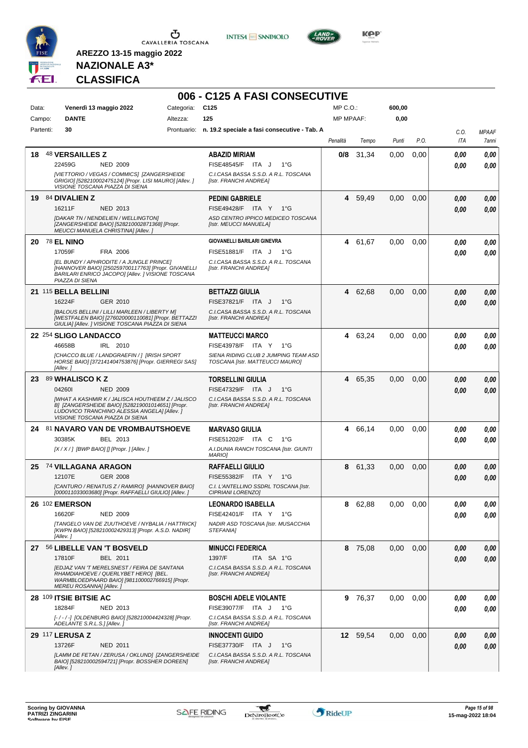AREZZO 13-15 maggio 2022

**NAZIONALE A3***

**CLASSIFICA**

# 006 - C125 A FASI CONSECUTIVE

| | | | |
|---|---|---|---|
| Data: **Venerdì 13 maggio 2022** | Categoria: **C125** | MP C.O.: | **600,00** |
| Campo: **DANTE** | Altezza: **125** | MP MPAAF: | **0,00** |
| Partenti: **30** | Prontuario: **n. 19.2 speciale a fasi consecutive - Tab. A** | | |

| Pos. | Cavallo | Cavaliere | Penalità | Tempo | Punti | P.O. | C.O. ITA | MPAAF 7anni |
|---|---|---|---|---|---|---|---|---|
| 18 | 48 **VERSAILLES Z** 22459G NED 2009 *[VIETTORIO / VEGAS / COMMICS] [ZANGERSHEIDE GRIGIO] [528210002475124] [Propr. LISI MAURO] [Allev. ] VISIONE TOSCANA PIAZZA DI SIENA* | **ABAZID MIRIAM** FISE48545/F ITA J 1°G *C.I.CASA BASSA S.S.D. A R.L. TOSCANA [Istr. FRANCHI ANDREA]* | **0/8** | 31,34 | 0,00 | 0,00 | *0,00* *0,00* | *0,00* *0,00* |
| 19 | 84 **DIVALIEN Z** 16211F NED 2013 *[DAKAR TN / NENDELIEN / WELLINGTON] [ZANGERSHEIDE BAIO] [528210002871368] [Propr. MEUCCI MANUELA CHRISTINA] [Allev. ]* | **PEDINI GABRIELE** FISE49428/F ITA Y 1°G *ASD CENTRO IPPICO MEDICEO TOSCANA [Istr. MEUCCI MANUELA]* | **4** | 59,49 | 0,00 | 0,00 | *0,00* *0,00* | *0,00* *0,00* |
| 20 | 78 **EL NINO** 17059F FRA 2006 *[EL BUNDY / APHRODITE / A JUNGLE PRINCE] [HANNOVER BAIO] [250259700117763] [Propr. GIVANELLI BARILARI ENRICO JACOPO] [Allev. ] VISIONE TOSCANA PIAZZA DI SIENA* | **GIOVANELLI BARILARI GINEVRA** FISE51881/F ITA J 1°G *C.I.CASA BASSA S.S.D. A R.L. TOSCANA [Istr. FRANCHI ANDREA]* | **4** | 61,67 | 0,00 | 0,00 | *0,00* *0,00* | *0,00* *0,00* |
| 21 | 115 **BELLA BELLINI** 16224F GER 2010 *[BALOUS BELLINI / LILLI MARLEEN / LIBERTY M] [WESTFALEN BAIO] [276020000110081] [Propr. BETTAZZI GIULIA] [Allev. ] VISIONE TOSCANA PIAZZA DI SIENA* | **BETTAZZI GIULIA** FISE37821/F ITA J 1°G *C.I.CASA BASSA S.S.D. A R.L. TOSCANA [Istr. FRANCHI ANDREA]* | **4** | 62,68 | 0,00 | 0,00 | *0,00* *0,00* | *0,00* *0,00* |
| 22 | 254 **SLIGO LANDACCO** 46658B IRL 2010 *[CHACCO BLUE / LANDGRAEFIN / ] [IRISH SPORT HORSE BAIO] [372141404753876] [Propr. GIERREGI SAS] [Allev. ]* | **MATTEUCCI MARCO** FISE43978/F ITA Y 1°G *SIENA RIDING CLUB 2 JUMPING TEAM ASD TOSCANA [Istr. MATTEUCCI MAURO]* | **4** | 63,24 | 0,00 | 0,00 | *0,00* *0,00* | *0,00* *0,00* |
| 23 | 89 **WHALISCO K Z** 04260I NED 2009 *[WHAT A KASHMIR K / JALISCA HOUTHEEM Z / JALISCO B] [ZANGERSHEIDE BAIO] [528219001014651] [Propr. LUDOVICO TRANCHINO ALESSIA ANGELA] [Allev. ] VISIONE TOSCANA PIAZZA DI SIENA* | **TORSELLINI GIULIA** FISE47329/F ITA J 1°G *C.I.CASA BASSA S.S.D. A R.L. TOSCANA [Istr. FRANCHI ANDREA]* | **4** | 65,35 | 0,00 | 0,00 | *0,00* *0,00* | *0,00* *0,00* |
| 24 | 81 **NAVARO VAN DE VROMBAUTSHOEVE** 30385K BEL 2013 *[X / X / ] [BWP BAIO] [] [Propr. ] [Allev. ]* | **MARVASO GIULIA** FISE51202/F ITA C 1°G *A.I.DUNIA RANCH TOSCANA [Istr. GIUNTI MARIO]* | **4** | 66,14 | 0,00 | 0,00 | *0,00* *0,00* | *0,00* *0,00* |
| 25 | 74 **VILLAGANA ARAGON** 12107E GER 2008 *[CANTURO / RENATUS Z / RAMIRO] [HANNOVER BAIO] [000011033003680] [Propr. RAFFAELLI GIULIO] [Allev. ]* | **RAFFAELLI GIULIO** FISE55382/F ITA Y 1°G *C.I. L'ANTELLINO SSDRL TOSCANA [Istr. CIPRIANI LORENZO]* | **8** | 61,33 | 0,00 | 0,00 | *0,00* *0,00* | *0,00* *0,00* |
| 26 | 102 **EMERSON** 16620F NED 2009 *[TANGELO VAN DE ZUUTHOEVE / NYBALIA / HATTRICK] [KWPN BAIO] [528210002429313] [Propr. A.S.D. NADIR] [Allev. ]* | **LEONARDO ISABELLA** FISE42401/F ITA Y 1°G *NADIR ASD TOSCANA [Istr. MUSACCHIA STEFANIA]* | **8** | 62,88 | 0,00 | 0,00 | *0,00* *0,00* | *0,00* *0,00* |
| 27 | 56 **LIBELLE VAN 'T BOSVELD** 17810F BEL 2011 *[EDJAZ VAN 'T MERELSNEST / FEIRA DE SANTANA RHAMDIAHOEVE / QUERLYBET HERO] [BEL. WARMBLOEDPAARD BAIO] [981100002766915] [Propr. MEREU ROSANNA] [Allev. ]* | **MINUCCI FEDERICA** 1397/F ITA SA 1°G *C.I.CASA BASSA S.S.D. A R.L. TOSCANA [Istr. FRANCHI ANDREA]* | **8** | 75,08 | 0,00 | 0,00 | *0,00* *0,00* | *0,00* *0,00* |
| 28 | 109 **ITSIE BITSIE AC** 18284F NED 2013 *[- / - / -] [OLDENBURG BAIO] [528210004424328] [Propr. ADELANTE S.R.L.S.] [Allev. ]* | **BOSCHI ADELE VIOLANTE** FISE39077/F ITA J 1°G *C.I.CASA BASSA S.S.D. A R.L. TOSCANA [Istr. FRANCHI ANDREA]* | **9** | 76,37 | 0,00 | 0,00 | *0,00* *0,00* | *0,00* *0,00* |
| 29 | 117 **LERUSA Z** 13726F NED 2011 *[LAMM DE FETAN / ZERUSA / OKLUND] [ZANGERSHEIDE BAIO] [528210002594721] [Propr. BOSSHER DOREEN] [Allev. ]* | **INNOCENTI GUIDO** FISE37730/F ITA J 1°G *C.I.CASA BASSA S.S.D. A R.L. TOSCANA [Istr. FRANCHI ANDREA]* | **12** | 59,54 | 0,00 | 0,00 | *0,00* *0,00* | *0,00* *0,00* |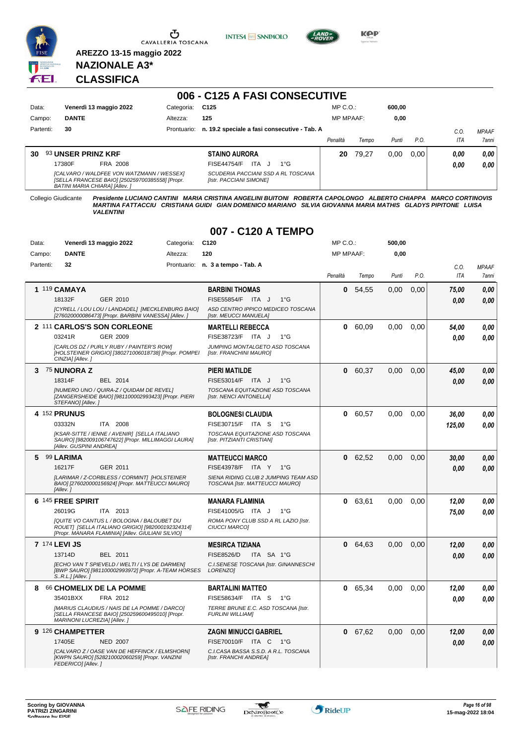**AREZZO 13-15 maggio 2022**

**NAZIONALE A3***

**CLASSIFICA**

## 006 - C125 A FASI CONSECUTIVE

| | | | | | |
|---|---|---|---|---|---|
| Data: | Venerdì 13 maggio 2022 | Categoria: | C125 | MP C.O.: | 600,00 |
| Campo: | DANTE | Altezza: | 125 | MP MPAAF: | 0,00 |
| Partenti: | 30 | Prontuario: | n. 19.2 speciale a fasi consecutive - Tab. A | | |

| | Cavallo | Cavaliere | Penalità | Tempo | Punti | P.O. | C.O. ITA | MPAAF 7anni |
|---|---|---|---|---|---|---|---|---|
| 30 | 93 **UNSER PRINZ KRF** 17380F FRA 2008 *[CALVARO / WALDFEE VON WATZMANN / WESSEX] [SELLA FRANCESE BAIO] [250259700385558] [Propr. BATINI MARIA CHIARA] [Allev. ]* | **STAINO AURORA** FISE44754/F ITA J 1°G *SCUDERIA PACCIANI SSD A RL TOSCANA [Istr. PACCIANI SIMONE]* | 20 | 79,27 | 0,00 | 0,00 | 0,00 / 0,00 | 0,00 / 0,00 |

Collegio Giudicante *Presidente LUCIANO CANTINI MARIA CRISTINA ANGELINI BUITONI ROBERTA CAPOLONGO ALBERTO CHIAPPA MARCO CORTINOVIS MARTINA FATTACCIU CRISTIANA GUIDI GIAN DOMENICO MARIANO SILVIA GIOVANNA MARIA MATHIS GLADYS PIPITONE LUISA VALENTINI*

## 007 - C120 A TEMPO

| | | | | | |
|---|---|---|---|---|---|
| Data: | Venerdì 13 maggio 2022 | Categoria: | C120 | MP C.O.: | 500,00 |
| Campo: | DANTE | Altezza: | 120 | MP MPAAF: | 0,00 |
| Partenti: | 32 | Prontuario: | n. 3 a tempo - Tab. A | | |

| | Cavallo | Cavaliere | Penalità | Tempo | Punti | P.O. | C.O. ITA | MPAAF 7anni |
|---|---|---|---|---|---|---|---|---|
| 1 | 119 **CAMAYA** 18132F GER 2010 *[CYRELL / LOU LOU / LANDADEL] [MECKLENBURG BAIO] [276020000086473] [Propr. BARBINI VANESSA] [Allev. ]* | **BARBINI THOMAS** FISE55854/F ITA J 1°G *ASD CENTRO IPPICO MEDICEO TOSCANA [Istr. MEUCCI MANUELA]* | 0 | 54,55 | 0,00 | 0,00 | 75,00 / 0,00 | 0,00 / 0,00 |
| 2 | 111 **CARLOS'S SON CORLEONE** 03241R GER 2009 *[CARLOS DZ / PURLY RUBY / PAINTER'S ROW] [HOLSTEINER GRIGIO] [380271006018738] [Propr. POMPEI CINZIA] [Allev. ]* | **MARTELLI REBECCA** FISE38723/F ITA J 1°G *JUMPING MONTALGETO ASD TOSCANA [Istr. FRANCHINI MAURO]* | 0 | 60,09 | 0,00 | 0,00 | 54,00 / 0,00 | 0,00 / 0,00 |
| 3 | 75 **NUNORA Z** 18314F BEL 2014 *[NUMERO UNO / QUIRA-Z / QUIDAM DE REVEL] [ZANGERSHEIDE BAIO] [981100002993423] [Propr. PIERI STEFANO] [Allev. ]* | **PIERI MATILDE** FISE53014/F ITA J 1°G *TOSCANA EQUITAZIONE ASD TOSCANA [Istr. NENCI ANTONELLA]* | 0 | 60,37 | 0,00 | 0,00 | 45,00 / 0,00 | 0,00 / 0,00 |
| 4 | 152 **PRUNUS** 03332N ITA 2008 *[KSAR-SITTE / IENNE / AVENIR] [SELLA ITALIANO SAURO] [982009106747622] [Propr. MILLIMAGGI LAURA] [Allev. GUSPINI ANDREA]* | **BOLOGNESI CLAUDIA** FISE30715/F ITA S 1°G *TOSCANA EQUITAZIONE ASD TOSCANA [Istr. PITZIANTI CRISTIAN]* | 0 | 60,57 | 0,00 | 0,00 | 36,00 / 125,00 | 0,00 / 0,00 |
| 5 | 99 **LARIMA** 16217F GER 2011 *[LARIMAR / Z-CORBLESS / CORMINT] [HOLSTEINER BAIO] [276020000156924] [Propr. MATTEUCCI MAURO] [Allev. ]* | **MATTEUCCI MARCO** FISE43978/F ITA Y 1°G *SIENA RIDING CLUB 2 JUMPING TEAM ASD TOSCANA [Istr. MATTEUCCI MAURO]* | 0 | 62,52 | 0,00 | 0,00 | 30,00 / 0,00 | 0,00 / 0,00 |
| 6 | 145 **FREE SPIRIT** 26019G ITA 2013 *[QUITE VO CANTUS L / BOLOGNA / BALOUBET DU ROUET] [SELLA ITALIANO GRIGIO] [982000192324314] [Propr. MANARA FLAMINIA] [Allev. GIULIANI SILVIO]* | **MANARA FLAMINIA** FISE41005/G ITA J 1°G *ROMA PONY CLUB SSD A RL LAZIO [Istr. CIUCCI MARCO]* | 0 | 63,61 | 0,00 | 0,00 | 12,00 / 75,00 | 0,00 / 0,00 |
| 7 | 174 **LEVI JS** 13714D BEL 2011 *[ECHO VAN T SPIEVELD / WELTI / LYS DE DARMEN] [BWP SAURO] [981100002993972] [Propr. A-TEAM HORSES S..R.L.] [Allev. ]* | **MESIRCA TIZIANA** FISE8526/D ITA SA 1°G *C.I.SENESE TOSCANA [Istr. GINANNESCHI LORENZO]* | 0 | 64,63 | 0,00 | 0,00 | 12,00 / 0,00 | 0,00 / 0,00 |
| 8 | 66 **CHOMELIX DE LA POMME** 35401BXX FRA 2012 *[MARIUS CLAUDIUS / NAIS DE LA POMME / DARCO] [SELLA FRANCESE BAIO] [250259600495010] [Propr. MARINONI LUCREZIA] [Allev. ]* | **BARTALINI MATTEO** FISE58634/F ITA S 1°G *TERRE BRUNE E.C. ASD TOSCANA [Istr. FURLINI WILLIAM]* | 0 | 65,34 | 0,00 | 0,00 | 12,00 / 0,00 | 0,00 / 0,00 |
| 9 | 126 **CHAMPETTER** 17405E NED 2007 *[CALVARO Z / OASE VAN DE HEFFINCK / ELMSHORN] [KWPN SAURO] [528210002060259] [Propr. VANZINI FEDERICO] [Allev. ]* | **ZAGNI MINUCCI GABRIEL** FISE70010/F ITA C 1°G *C.I.CASA BASSA S.S.D. A R.L. TOSCANA [Istr. FRANCHI ANDREA]* | 0 | 67,62 | 0,00 | 0,00 | 12,00 / 0,00 | 0,00 / 0,00 |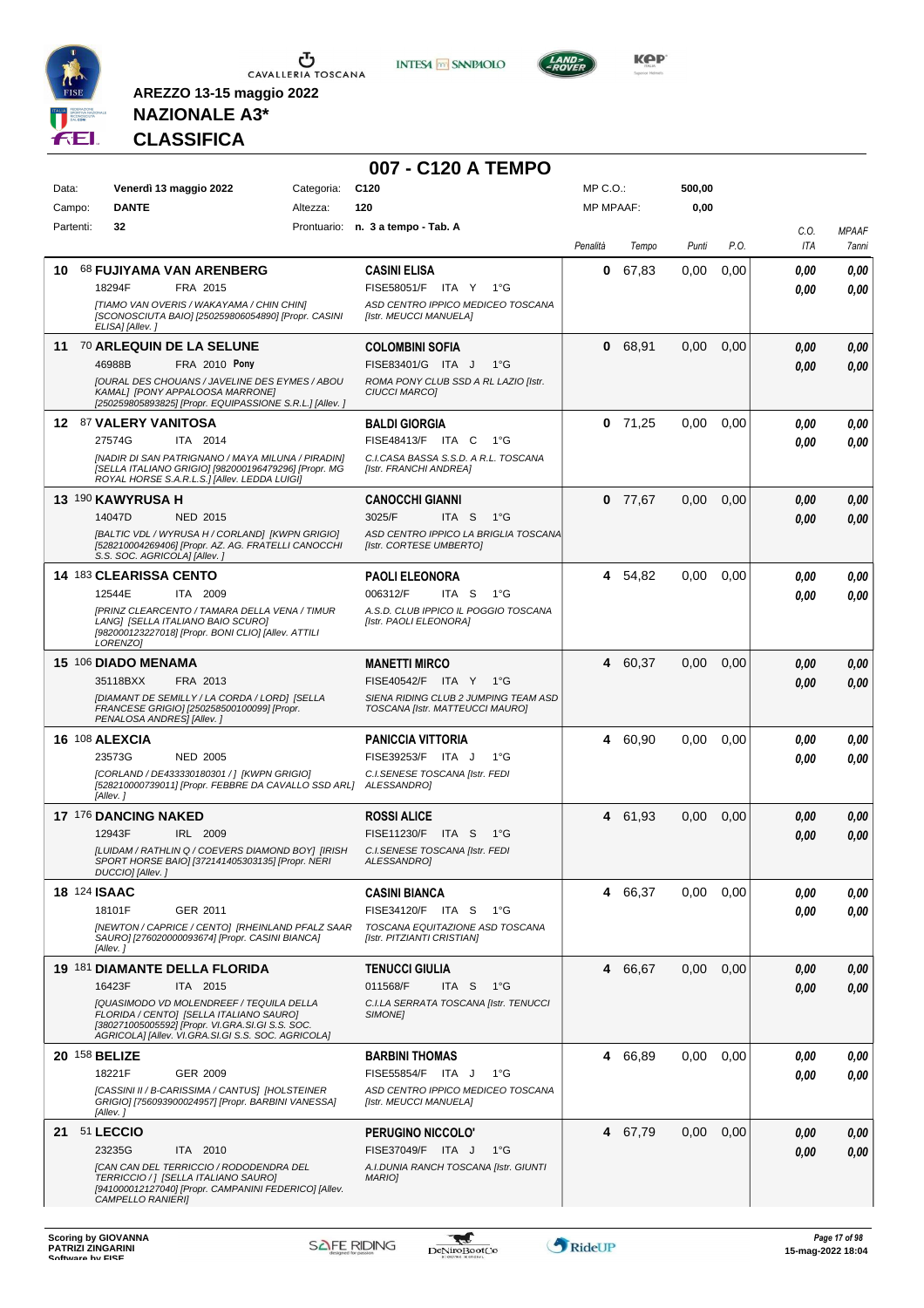AREZZO 13-15 maggio 2022

**NAZIONALE A3***

**CLASSIFICA**

# 007 - C120 A TEMPO

| Data: | Venerdì 13 maggio 2022 | Categoria: | C120 | MP C.O.: | 500,00 |
|---|---|---|---|---|---|
| Campo: | DANTE | Altezza: | 120 | MP MPAAF: | 0,00 |
| Partenti: | 32 | Prontuario: | n. 3 a tempo - Tab. A | | |

| | Cavallo | Cavaliere | Penalità | Tempo | Punti | P.O. | C.O. ITA | MPAAF 7anni |
|---|---|---|---|---|---|---|---|---|
| 10 | 68 **FUJIYAMA VAN ARENBERG** 18294F FRA 2015 *[TIAMO VAN OVERIS / WAKAYAMA / CHIN CHIN] [SCONOSCIUTA BAIO] [250259806054890] [Propr. CASINI ELISA] [Allev. ]* | **CASINI ELISA** FISE58051/F ITA Y 1°G *ASD CENTRO IPPICO MEDICEO TOSCANA [Istr. MEUCCI MANUELA]* | 0 | 67,83 | 0,00 | 0,00 | 0,00 0,00 | 0,00 0,00 |
| 11 | 70 **ARLEQUIN DE LA SELUNE** 46988B FRA 2010 **Pony** *[OURAL DES CHOUANS / JAVELINE DES EYMES / ABOU KAMAL] [PONY APPALOOSA MARRONE] [250259805893825] [Propr. EQUIPASSIONE S.R.L.] [Allev. ]* | **COLOMBINI SOFIA** FISE83401/G ITA J 1°G *ROMA PONY CLUB SSD A RL LAZIO [Istr. CIUCCI MARCO]* | 0 | 68,91 | 0,00 | 0,00 | 0,00 0,00 | 0,00 0,00 |
| 12 | 87 **VALERY VANITOSA** 27574G ITA 2014 *[NADIR DI SAN PATRIGNANO / MAYA MILUNA / PIRADIN] [SELLA ITALIANO GRIGIO] [982000196479296] [Propr. MG ROYAL HORSE S.A.R.L.S.] [Allev. LEDDA LUIGI]* | **BALDI GIORGIA** FISE48413/F ITA C 1°G *C.I.CASA BASSA S.S.D. A R.L. TOSCANA [Istr. FRANCHI ANDREA]* | 0 | 71,25 | 0,00 | 0,00 | 0,00 0,00 | 0,00 0,00 |
| 13 | 190 **KAWYRUSA H** 14047D NED 2015 *[BALTIC VDL / WYRUSA H / CORLAND] [KWPN GRIGIO] [528210004269406] [Propr. AZ. AG. FRATELLI CANOCCHI S.S. SOC. AGRICOLA] [Allev. ]* | **CANOCCHI GIANNI** 3025/F ITA S 1°G *ASD CENTRO IPPICO LA BRIGLIA TOSCANA [Istr. CORTESE UMBERTO]* | 0 | 77,67 | 0,00 | 0,00 | 0,00 0,00 | 0,00 0,00 |
| 14 | 183 **CLEARISSA CENTO** 12544E ITA 2009 *[PRINZ CLEARCENTO / TAMARA DELLA VENA / TIMUR LANG] [SELLA ITALIANO BAIO SCURO] [982000123227018] [Propr. BONI CLIO] [Allev. ATTILI LORENZO]* | **PAOLI ELEONORA** 006312/F ITA S 1°G *A.S.D. CLUB IPPICO IL POGGIO TOSCANA [Istr. PAOLI ELEONORA]* | 4 | 54,82 | 0,00 | 0,00 | 0,00 0,00 | 0,00 0,00 |
| 15 | 106 **DIADO MENAMA** 35118BXX FRA 2013 *[DIAMANT DE SEMILLY / LA CORDA / LORD] [SELLA FRANCESE GRIGIO] [250258500100099] [Propr. PENALOSA ANDRES] [Allev. ]* | **MANETTI MIRCO** FISE40542/F ITA Y 1°G *SIENA RIDING CLUB 2 JUMPING TEAM ASD TOSCANA [Istr. MATTEUCCI MAURO]* | 4 | 60,37 | 0,00 | 0,00 | 0,00 0,00 | 0,00 0,00 |
| 16 | 108 **ALEXCIA** 23573G NED 2005 *[CORLAND / DE433330180301 / ] [KWPN GRIGIO] [528210000739011] [Propr. FEBBRE DA CAVALLO SSD ARL] [Allev. ]* | **PANICCIA VITTORIA** FISE39253/F ITA J 1°G *C.I.SENESE TOSCANA [Istr. FEDI ALESSANDRO]* | 4 | 60,90 | 0,00 | 0,00 | 0,00 0,00 | 0,00 0,00 |
| 17 | 176 **DANCING NAKED** 12943F IRL 2009 *[LUIDAM / RATHLIN Q / COEVERS DIAMOND BOY] [IRISH SPORT HORSE BAIO] [372141405303135] [Propr. NERI DUCCIO] [Allev. ]* | **ROSSI ALICE** FISE11230/F ITA S 1°G *C.I.SENESE TOSCANA [Istr. FEDI ALESSANDRO]* | 4 | 61,93 | 0,00 | 0,00 | 0,00 0,00 | 0,00 0,00 |
| 18 | 124 **ISAAC** 18101F GER 2011 *[NEWTON / CAPRICE / CENTO] [RHEINLAND PFALZ SAAR SAURO] [276020000093674] [Propr. CASINI BIANCA] [Allev. ]* | **CASINI BIANCA** FISE34120/F ITA S 1°G *TOSCANA EQUITAZIONE ASD TOSCANA [Istr. PITZIANTI CRISTIAN]* | 4 | 66,37 | 0,00 | 0,00 | 0,00 0,00 | 0,00 0,00 |
| 19 | 181 **DIAMANTE DELLA FLORIDA** 16423F ITA 2015 *[QUASIMODO VD MOLENDREEF / TEQUILA DELLA FLORIDA / CENTO] [SELLA ITALIANO SAURO] [380271005005592] [Propr. VI.GRA.SI.GI S.S. SOC. AGRICOLA] [Allev. VI.GRA.SI.GI S.S. SOC. AGRICOLA]* | **TENUCCI GIULIA** 011568/F ITA S 1°G *C.I.LA SERRATA TOSCANA [Istr. TENUCCI SIMONE]* | 4 | 66,67 | 0,00 | 0,00 | 0,00 0,00 | 0,00 0,00 |
| 20 | 158 **BELIZE** 18221F GER 2009 *[CASSINI II / B-CARISSIMA / CANTUS] [HOLSTEINER GRIGIO] [756093900024957] [Propr. BARBINI VANESSA] [Allev. ]* | **BARBINI THOMAS** FISE55854/F ITA J 1°G *ASD CENTRO IPPICO MEDICEO TOSCANA [Istr. MEUCCI MANUELA]* | 4 | 66,89 | 0,00 | 0,00 | 0,00 0,00 | 0,00 0,00 |
| 21 | 51 **LECCIO** 23235G ITA 2010 *[CAN CAN DEL TERRICCIO / RODODENDRA DEL TERRICCIO / ] [SELLA ITALIANO SAURO] [941000012127040] [Propr. CAMPANINI FEDERICO] [Allev. CAMPELLO RANIERI]* | **PERUGINO NICCOLO'** FISE37049/F ITA J 1°G *A.I.DUNIA RANCH TOSCANA [Istr. GIUNTI MARIO]* | 4 | 67,79 | 0,00 | 0,00 | 0,00 0,00 | 0,00 0,00 |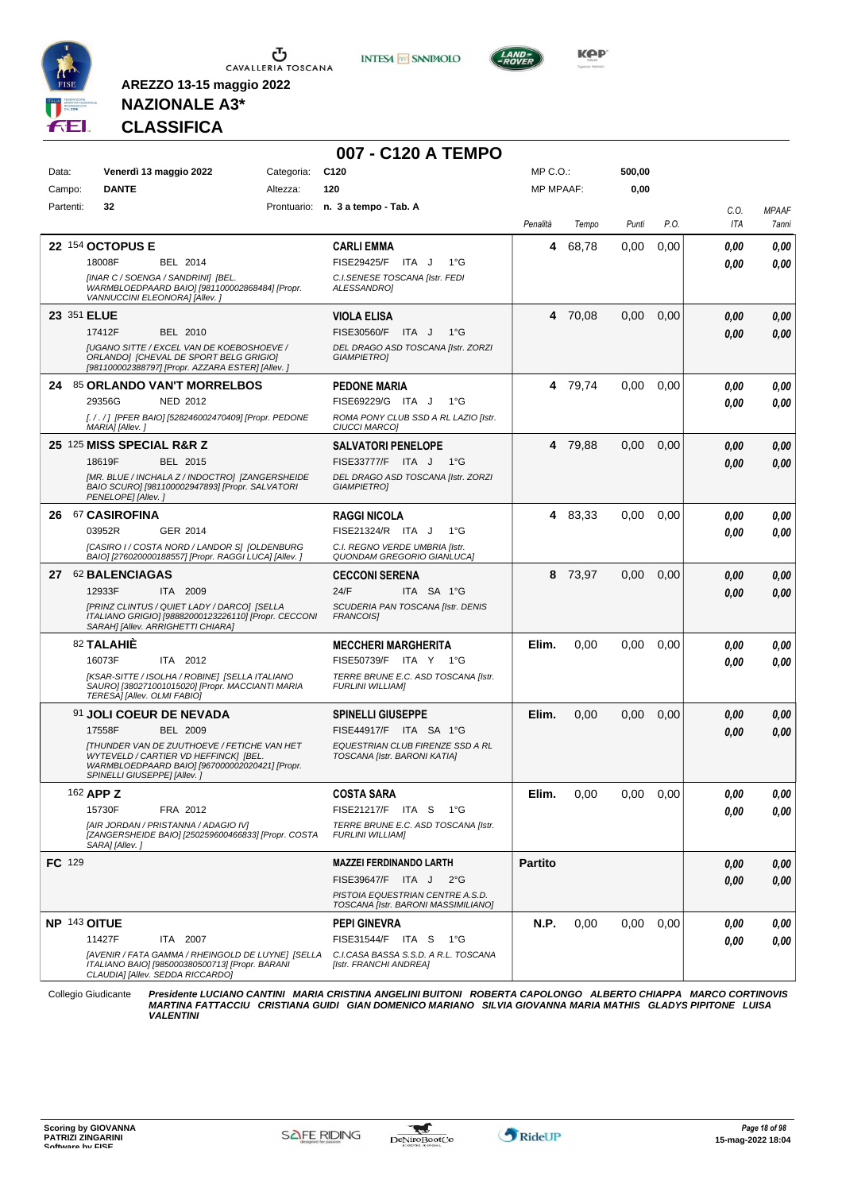AREZZO 13-15 maggio 2022

**NAZIONALE A3***

**CLASSIFICA**

## 007 - C120 A TEMPO

| Data: | Venerdì 13 maggio 2022 | Categoria: | C120 | MP C.O.: | 500,00 |
|---|---|---|---|---|---|
| Campo: | DANTE | Altezza: | 120 | MP MPAAF: | 0,00 |
| Partenti: | 32 | Prontuario: | n. 3 a tempo - Tab. A | | |

| Pos. | Cavallo | Cavaliere | Penalità | Tempo | Punti | P.O. | C.O. ITA | MPAAF 7anni |
|---|---|---|---|---|---|---|---|---|
| 22 | 154 **OCTOPUS E** 18008F BEL 2014 *[INAR C / SOENGA / SANDRINI] [BEL. WARMBLOEDPAARD BAIO] [981100002868484] [Propr. VANNUCCINI ELEONORA] [Allev. ]* | **CARLI EMMA** FISE29425/F ITA J 1°G *C.I.SENESE TOSCANA [Istr. FEDI ALESSANDRO]* | 4 | 68,78 | 0,00 | 0,00 | 0,00 / 0,00 | 0,00 / 0,00 |
| 23 | 351 **ELUE** 17412F BEL 2010 *[UGANO SITTE / EXCEL VAN DE KOEBOSHOEVE / ORLANDO] [CHEVAL DE SPORT BELG GRIGIO] [981100002388797] [Propr. AZZARA ESTER] [Allev. ]* | **VIOLA ELISA** FISE30560/F ITA J 1°G *DEL DRAGO ASD TOSCANA [Istr. ZORZI GIAMPIETRO]* | 4 | 70,08 | 0,00 | 0,00 | 0,00 / 0,00 | 0,00 / 0,00 |
| 24 | 85 **ORLANDO VAN'T MORRELBOS** 29356G NED 2012 *[. / . / ] [PFER BAIO] [528246002470409] [Propr. PEDONE MARIA] [Allev. ]* | **PEDONE MARIA** FISE69229/G ITA J 1°G *ROMA PONY CLUB SSD A RL LAZIO [Istr. CIUCCI MARCO]* | 4 | 79,74 | 0,00 | 0,00 | 0,00 / 0,00 | 0,00 / 0,00 |
| 25 | 125 **MISS SPECIAL R&R Z** 18619F BEL 2015 *[MR. BLUE / INCHALA Z / INDOCTRO] [ZANGERSHEIDE BAIO SCURO] [981100002947893] [Propr. SALVATORI PENELOPE] [Allev. ]* | **SALVATORI PENELOPE** FISE33777/F ITA J 1°G *DEL DRAGO ASD TOSCANA [Istr. ZORZI GIAMPIETRO]* | 4 | 79,88 | 0,00 | 0,00 | 0,00 / 0,00 | 0,00 / 0,00 |
| 26 | 67 **CASIROFINA** 03952R GER 2014 *[CASIRO I / COSTA NORD / LANDOR S] [OLDENBURG BAIO] [276020000188557] [Propr. RAGGI LUCA] [Allev. ]* | **RAGGI NICOLA** FISE21324/R ITA J 1°G *C.I. REGNO VERDE UMBRIA [Istr. QUONDAM GREGORIO GIANLUCA]* | 4 | 83,33 | 0,00 | 0,00 | 0,00 / 0,00 | 0,00 / 0,00 |
| 27 | 62 **BALENCIAGAS** 12933F ITA 2009 *[PRINZ CLINTUS / QUIET LADY / DARCO] [SELLA ITALIANO GRIGIO] [98882000123226110] [Propr. CECCONI SARAH] [Allev. ARRIGHETTI CHIARA]* | **CECCONI SERENA** 24/F ITA SA 1°G *SCUDERIA PAN TOSCANA [Istr. DENIS FRANCOIS]* | 8 | 73,97 | 0,00 | 0,00 | 0,00 / 0,00 | 0,00 / 0,00 |
| | 82 **TALAHIÈ** 16073F ITA 2012 *[KSAR-SITTE / ISOLHA / ROBINE] [SELLA ITALIANO SAURO] [380271001015020] [Propr. MACCIANTI MARIA TERESA] [Allev. OLMI FABIO]* | **MECCHERI MARGHERITA** FISE50739/F ITA Y 1°G *TERRE BRUNE E.C. ASD TOSCANA [Istr. FURLINI WILLIAM]* | Elim. | 0,00 | 0,00 | 0,00 | 0,00 / 0,00 | 0,00 / 0,00 |
| | 91 **JOLI COEUR DE NEVADA** 17558F BEL 2009 *[THUNDER VAN DE ZUUTHOEVE / FETICHE VAN HET WYTEVELD / CARTIER VD HEFFINCK] [BEL. WARMBLOEDPAARD BAIO] [967000002020421] [Propr. SPINELLI GIUSEPPE] [Allev. ]* | **SPINELLI GIUSEPPE** FISE44917/F ITA SA 1°G *EQUESTRIAN CLUB FIRENZE SSD A RL TOSCANA [Istr. BARONI KATIA]* | Elim. | 0,00 | 0,00 | 0,00 | 0,00 / 0,00 | 0,00 / 0,00 |
| | 162 **APP Z** 15730F FRA 2012 *[AIR JORDAN / PRISTANNA / ADAGIO IV] [ZANGERSHEIDE BAIO] [250259600466833] [Propr. COSTA SARA] [Allev. ]* | **COSTA SARA** FISE21217/F ITA S 1°G *TERRE BRUNE E.C. ASD TOSCANA [Istr. FURLINI WILLIAM]* | Elim. | 0,00 | 0,00 | 0,00 | 0,00 / 0,00 | 0,00 / 0,00 |
| FC | 129 | **MAZZEI FERDINANDO LARTH** FISE39647/F ITA J 2°G *PISTOIA EQUESTRIAN CENTRE A.S.D. TOSCANA [Istr. BARONI MASSIMILIANO]* | Partito | | | | 0,00 / 0,00 | 0,00 / 0,00 |
| NP | 143 **OITUE** 11427F ITA 2007 *[AVENIR / FATA GAMMA / RHEINGOLD DE LUYNE] [SELLA ITALIANO BAIO] [985000380500713] [Propr. BARANI CLAUDIA] [Allev. SEDDA RICCARDO]* | **PEPI GINEVRA** FISE31544/F ITA S 1°G *C.I.CASA BASSA S.S.D. A R.L. TOSCANA [Istr. FRANCHI ANDREA]* | N.P. | 0,00 | 0,00 | 0,00 | 0,00 / 0,00 | 0,00 / 0,00 |

Collegio Giudicante *Presidente LUCIANO CANTINI MARIA CRISTINA ANGELINI BUITONI ROBERTA CAPOLONGO ALBERTO CHIAPPA MARCO CORTINOVIS MARTINA FATTACCIU CRISTIANA GUIDI GIAN DOMENICO MARIANO SILVIA GIOVANNA MARIA MATHIS GLADYS PIPITONE LUISA VALENTINI*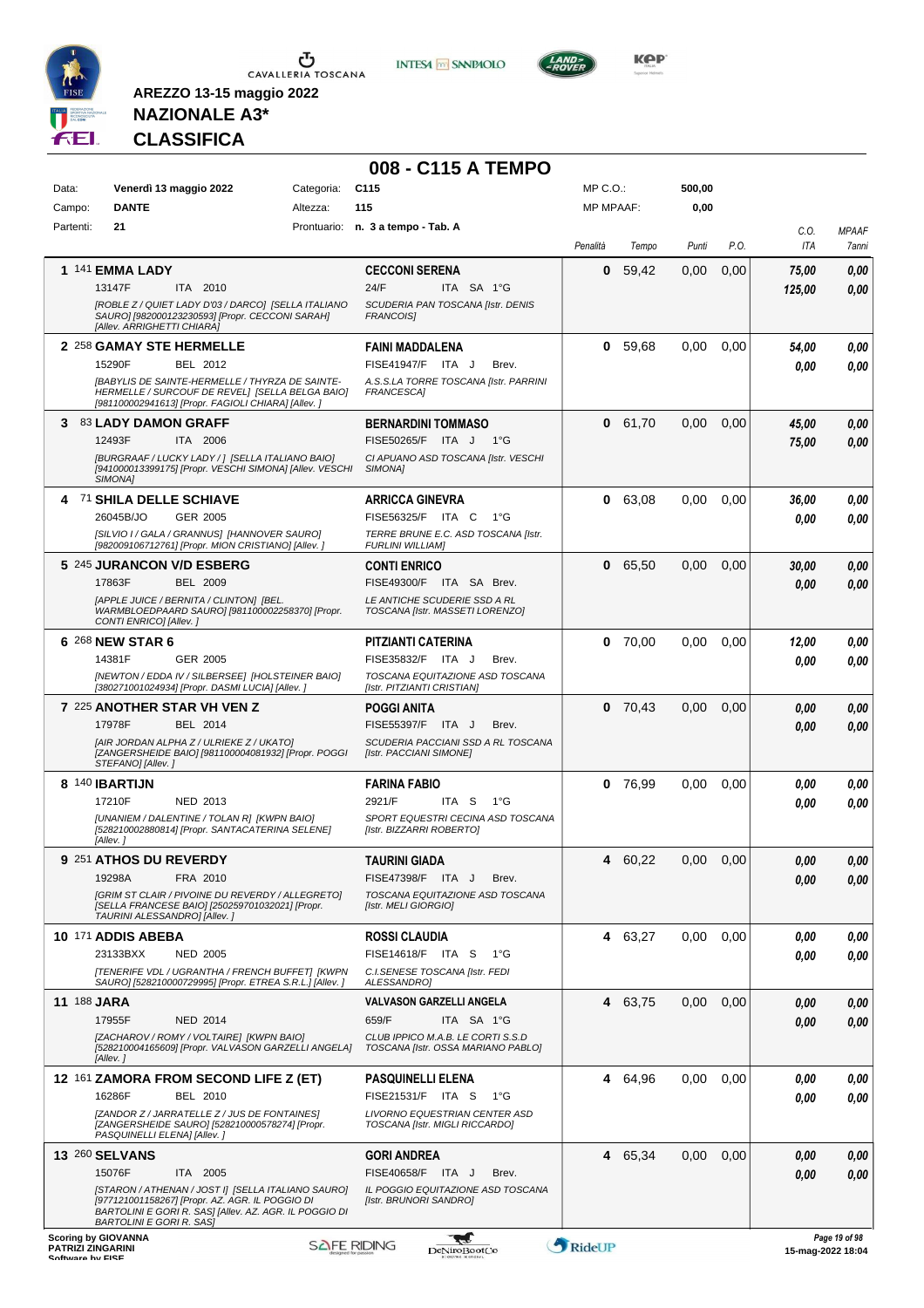**AREZZO 13-15 maggio 2022**

**NAZIONALE A3***

**CLASSIFICA**

# 008 - C115 A TEMPO

| Data: | Venerdì 13 maggio 2022 | Categoria: | C115 | MP C.O.: | 500,00 |
|---|---|---|---|---|---|
| Campo: | DANTE | Altezza: | 115 | MP MPAAF: | 0,00 |
| Partenti: | 21 | Prontuario: | n. 3 a tempo - Tab. A | | |

| Cl. | Cavallo | Cavaliere | Penalità | Tempo | Punti | P.O. | C.O. ITA | MPAAF 7anni |
|---|---|---|---|---|---|---|---|---|
| 1 | 141 **EMMA LADY** 13147F ITA 2010 *[ROBLE Z / QUIET LADY D'03 / DARCO] [SELLA ITALIANO SAURO] [982000123230593] [Propr. CECCONI SARAH] [Allev. ARRIGHETTI CHIARA]* | **CECCONI SERENA** 24/F ITA SA 1°G *SCUDERIA PAN TOSCANA [Istr. DENIS FRANCOIS]* | 0 | 59,42 | 0,00 | 0,00 | 75,00 / 125,00 | 0,00 / 0,00 |
| 2 | 258 **GAMAY STE HERMELLE** 15290F BEL 2012 *[BABYLIS DE SAINTE-HERMELLE / THYRZA DE SAINTE-HERMELLE / SURCOUF DE REVEL] [SELLA BELGA BAIO] [981100002941613] [Propr. FAGIOLI CHIARA] [Allev. ]* | **FAINI MADDALENA** FISE41947/F ITA J Brev. *A.S.S.LA TORRE TOSCANA [Istr. PARRINI FRANCESCA]* | 0 | 59,68 | 0,00 | 0,00 | 54,00 / 0,00 | 0,00 / 0,00 |
| 3 | 83 **LADY DAMON GRAFF** 12493F ITA 2006 *[BURGRAAF / LUCKY LADY / ] [SELLA ITALIANO BAIO] [941000013399175] [Propr. VESCHI SIMONA] [Allev. VESCHI SIMONA]* | **BERNARDINI TOMMASO** FISE50265/F ITA J 1°G *CI APUANO ASD TOSCANA [Istr. VESCHI SIMONA]* | 0 | 61,70 | 0,00 | 0,00 | 45,00 / 75,00 | 0,00 / 0,00 |
| 4 | 71 **SHILA DELLE SCHIAVE** 26045B/JO GER 2005 *[SILVIO I / GALA / GRANNUS] [HANNOVER SAURO] [982009106712761] [Propr. MION CRISTIANO] [Allev. ]* | **ARRICCA GINEVRA** FISE56325/F ITA C 1°G *TERRE BRUNE E.C. ASD TOSCANA [Istr. FURLINI WILLIAM]* | 0 | 63,08 | 0,00 | 0,00 | 36,00 / 0,00 | 0,00 / 0,00 |
| 5 | 245 **JURANCON V/D ESBERG** 17863F BEL 2009 *[APPLE JUICE / BERNITA / CLINTON] [BEL. WARMBLOEDPAARD SAURO] [981100002258370] [Propr. CONTI ENRICO] [Allev. ]* | **CONTI ENRICO** FISE49300/F ITA SA Brev. *LE ANTICHE SCUDERIE SSD A RL TOSCANA [Istr. MASSETI LORENZO]* | 0 | 65,50 | 0,00 | 0,00 | 30,00 / 0,00 | 0,00 / 0,00 |
| 6 | 268 **NEW STAR 6** 14381F GER 2005 *[NEWTON / EDDA IV / SILBERSEE] [HOLSTEINER BAIO] [380271001024934] [Propr. DASMI LUCIA] [Allev. ]* | **PITZIANTI CATERINA** FISE35832/F ITA J Brev. *TOSCANA EQUITAZIONE ASD TOSCANA [Istr. PITZIANTI CRISTIAN]* | 0 | 70,00 | 0,00 | 0,00 | 12,00 / 0,00 | 0,00 / 0,00 |
| 7 | 225 **ANOTHER STAR VH VEN Z** 17978F BEL 2014 *[AIR JORDAN ALPHA Z / ULRIEKE Z / UKATO] [ZANGERSHEIDE BAIO] [981100004081932] [Propr. POGGI STEFANO] [Allev. ]* | **POGGI ANITA** FISE55397/F ITA J Brev. *SCUDERIA PACCIANI SSD A RL TOSCANA [Istr. PACCIANI SIMONE]* | 0 | 70,43 | 0,00 | 0,00 | 0,00 / 0,00 | 0,00 / 0,00 |
| 8 | 140 **IBARTIJN** 17210F NED 2013 *[UNANIEM / DALENTINE / TOLAN R] [KWPN BAIO] [528210002880814] [Propr. SANTACATERINA SELENE] [Allev. ]* | **FARINA FABIO** 2921/F ITA S 1°G *SPORT EQUESTRI CECINA ASD TOSCANA [Istr. BIZZARRI ROBERTO]* | 0 | 76,99 | 0,00 | 0,00 | 0,00 / 0,00 | 0,00 / 0,00 |
| 9 | 251 **ATHOS DU REVERDY** 19298A FRA 2010 *[GRIM ST CLAIR / PIVOINE DU REVERDY / ALLEGRETO] [SELLA FRANCESE BAIO] [250259701032021] [Propr. TAURINI ALESSANDRO] [Allev. ]* | **TAURINI GIADA** FISE47398/F ITA J Brev. *TOSCANA EQUITAZIONE ASD TOSCANA [Istr. MELI GIORGIO]* | 4 | 60,22 | 0,00 | 0,00 | 0,00 / 0,00 | 0,00 / 0,00 |
| 10 | 171 **ADDIS ABEBA** 23133BXX NED 2005 *[TENERIFE VDL / UGRANTHA / FRENCH BUFFET] [KWPN SAURO] [528210000729995] [Propr. ETREA S.R.L.] [Allev. ]* | **ROSSI CLAUDIA** FISE14618/F ITA S 1°G *C.I.SENESE TOSCANA [Istr. FEDI ALESSANDRO]* | 4 | 63,27 | 0,00 | 0,00 | 0,00 / 0,00 | 0,00 / 0,00 |
| 11 | 188 **JARA** 17955F NED 2014 *[ZACHAROV / ROMY / VOLTAIRE] [KWPN BAIO] [528210004165609] [Propr. VALVASON GARZELLI ANGELA] [Allev. ]* | **VALVASON GARZELLI ANGELA** 659/F ITA SA 1°G *CLUB IPPICO M.A.B. LE CORTI S.S.D TOSCANA [Istr. OSSA MARIANO PABLO]* | 4 | 63,75 | 0,00 | 0,00 | 0,00 / 0,00 | 0,00 / 0,00 |
| 12 | 161 **ZAMORA FROM SECOND LIFE Z (ET)** 16286F BEL 2010 *[ZANDOR Z / JARRATELLE Z / JUS DE FONTAINES] [ZANGERSHEIDE SAURO] [528210000578274] [Propr. PASQUINELLI ELENA] [Allev. ]* | **PASQUINELLI ELENA** FISE21531/F ITA S 1°G *LIVORNO EQUESTRIAN CENTER ASD TOSCANA [Istr. MIGLI RICCARDO]* | 4 | 64,96 | 0,00 | 0,00 | 0,00 / 0,00 | 0,00 / 0,00 |
| 13 | 260 **SELVANS** 15076F ITA 2005 *[STARON / ATHENAN / JOST I] [SELLA ITALIANO SAURO] [977121001158267] [Propr. AZ. AGR. IL POGGIO DI BARTOLINI E GORI R. SAS] [Allev. AZ. AGR. IL POGGIO DI BARTOLINI E GORI R. SAS]* | **GORI ANDREA** FISE40658/F ITA J Brev. *IL POGGIO EQUITAZIONE ASD TOSCANA [Istr. BRUNORI SANDRO]* | 4 | 65,34 | 0,00 | 0,00 | 0,00 / 0,00 | 0,00 / 0,00 |

Scoring by GIOVANNA PATRIZI ZINGARINI
15-mag-2022 18:04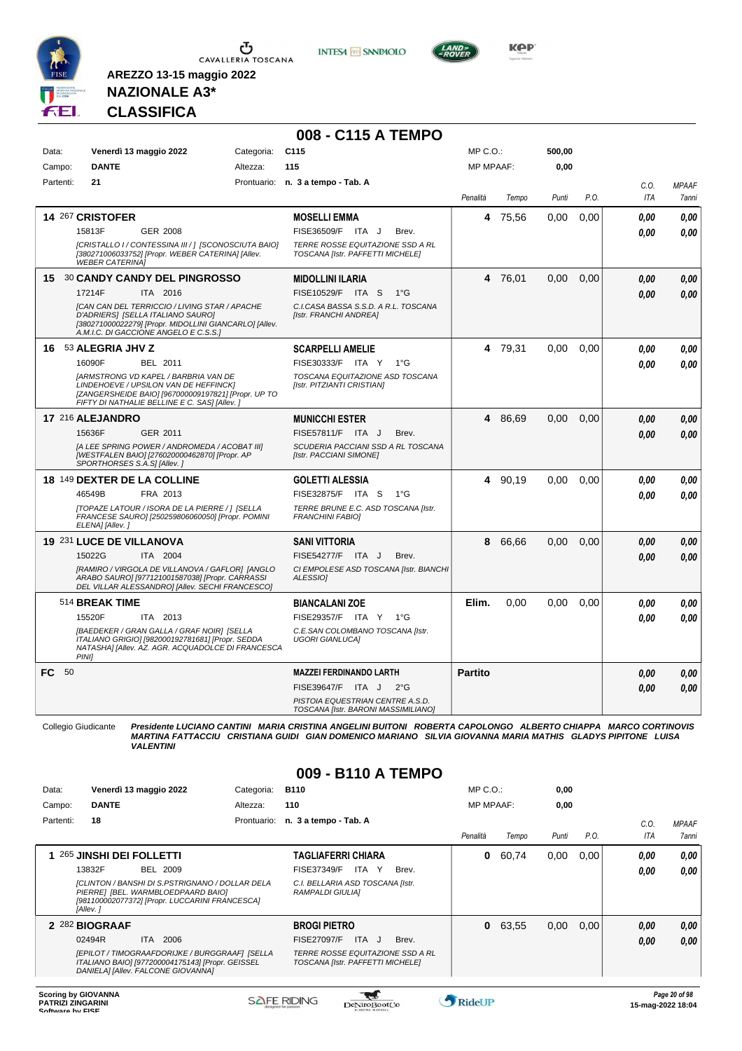AREZZO 13-15 maggio 2022

**NAZIONALE A3***

**CLASSIFICA**

## 008 - C115 A TEMPO

| Data: | Venerdì 13 maggio 2022 | Categoria: | C115 | MP C.O.: | 500,00 |
|---|---|---|---|---|---|
| Campo: | DANTE | Altezza: | 115 | MP MPAAF: | 0,00 |
| Partenti: | 21 | Prontuario: | n. 3 a tempo - Tab. A | | |

| Pos. | Cavallo | Cavaliere | Penalità | Tempo | Punti | P.O. | C.O. ITA | MPAAF 7anni |
|---|---|---|---|---|---|---|---|---|
| 14 | 267 **CRISTOFER** 15813F GER 2008 *[CRISTALLO I / CONTESSINA III / ] [SCONOSCIUTA BAIO] [380271006033752] [Propr. WEBER CATERINA] [Allev. WEBER CATERINA]* | **MOSELLI EMMA** FISE36509/F ITA J Brev. *TERRE ROSSE EQUITAZIONE SSD A RL TOSCANA [Istr. PAFFETTI MICHELE]* | 4 | 75,56 | 0,00 | 0,00 | 0,00 / 0,00 | 0,00 / 0,00 |
| 15 | 30 **CANDY CANDY DEL PINGROSSO** 17214F ITA 2016 *[CAN CAN DEL TERRICCIO / LIVING STAR / APACHE D'ADRIERS] [SELLA ITALIANO SAURO] [380271000022279] [Propr. MIDOLLINI GIANCARLO] [Allev. A.M.I.C. DI GACCIONE ANGELO E C.S.S.]* | **MIDOLLINI ILARIA** FISE10529/F ITA S 1°G *C.I.CASA BASSA S.S.D. A R.L. TOSCANA [Istr. FRANCHI ANDREA]* | 4 | 76,01 | 0,00 | 0,00 | 0,00 / 0,00 | 0,00 / 0,00 |
| 16 | 53 **ALEGRIA JHV Z** 16090F BEL 2011 *[ARMSTRONG VD KAPEL / BARBRIA VAN DE LINDEHOEVE / UPSILON VAN DE HEFFINCK] [ZANGERSHEIDE BAIO] [967000009197821] [Propr. UP TO FIFTY DI NATHALIE BELLINE E C. SAS] [Allev. ]* | **SCARPELLI AMELIE** FISE30333/F ITA Y 1°G *TOSCANA EQUITAZIONE ASD TOSCANA [Istr. PITZIANTI CRISTIAN]* | 4 | 79,31 | 0,00 | 0,00 | 0,00 / 0,00 | 0,00 / 0,00 |
| 17 | 216 **ALEJANDRO** 15636F GER 2011 *[A LEE SPRING POWER / ANDROMEDA / ACOBAT III] [WESTFALEN BAIO] [276020000462870] [Propr. AP SPORTHORSES S.A.S] [Allev. ]* | **MUNICCHI ESTER** FISE57811/F ITA J Brev. *SCUDERIA PACCIANI SSD A RL TOSCANA [Istr. PACCIANI SIMONE]* | 4 | 86,69 | 0,00 | 0,00 | 0,00 / 0,00 | 0,00 / 0,00 |
| 18 | 149 **DEXTER DE LA COLLINE** 46549B FRA 2013 *[TOPAZE LATOUR / ISORA DE LA PIERRE / ] [SELLA FRANCESE SAURO] [250259806060050] [Propr. POMINI ELENA] [Allev. ]* | **GOLETTI ALESSIA** FISE32875/F ITA S 1°G *TERRE BRUNE E.C. ASD TOSCANA [Istr. FRANCHINI FABIO]* | 4 | 90,19 | 0,00 | 0,00 | 0,00 / 0,00 | 0,00 / 0,00 |
| 19 | 231 **LUCE DE VILLANOVA** 15022G ITA 2004 *[RAMIRO / VIRGOLA DE VILLANOVA / GAFLOR] [ANGLO ARABO SAURO] [977121001587038] [Propr. CARRASSI DEL VILLAR ALESSANDRO] [Allev. SECHI FRANCESCO]* | **SANI VITTORIA** FISE54277/F ITA J Brev. *CI EMPOLESE ASD TOSCANA [Istr. BIANCHI ALESSIO]* | 8 | 66,66 | 0,00 | 0,00 | 0,00 / 0,00 | 0,00 / 0,00 |
| | 514 **BREAK TIME** 15520F ITA 2013 *[BAEDEKER / GRAN GALLA / GRAF NOIR] [SELLA ITALIANO GRIGIO] [982000192781681] [Propr. SEDDA NATASHA] [Allev. AZ. AGR. ACQUADOLCE DI FRANCESCA PINI]* | **BIANCALANI ZOE** FISE29357/F ITA Y 1°G *C.E.SAN COLOMBANO TOSCANA [Istr. UGORI GIANLUCA]* | Elim. | 0,00 | 0,00 | 0,00 | 0,00 / 0,00 | 0,00 / 0,00 |
| FC | 50 | **MAZZEI FERDINANDO LARTH** FISE39647/F ITA J 2°G *PISTOIA EQUESTRIAN CENTRE A.S.D. TOSCANA [Istr. BARONI MASSIMILIANO]* | Partito | | | | 0,00 / 0,00 | 0,00 / 0,00 |

Collegio Giudicante *Presidente LUCIANO CANTINI MARIA CRISTINA ANGELINI BUITONI ROBERTA CAPOLONGO ALBERTO CHIAPPA MARCO CORTINOVIS MARTINA FATTACCIU CRISTIANA GUIDI GIAN DOMENICO MARIANO SILVIA GIOVANNA MARIA MATHIS GLADYS PIPITONE LUISA VALENTINI*

## 009 - B110 A TEMPO

| Data: | Venerdì 13 maggio 2022 | Categoria: | B110 | MP C.O.: | 0,00 |
|---|---|---|---|---|---|
| Campo: | DANTE | Altezza: | 110 | MP MPAAF: | 0,00 |
| Partenti: | 18 | Prontuario: | n. 3 a tempo - Tab. A | | |

| Pos. | Cavallo | Cavaliere | Penalità | Tempo | Punti | P.O. | C.O. ITA | MPAAF 7anni |
|---|---|---|---|---|---|---|---|---|
| 1 | 265 **JINSHI DEI FOLLETTI** 13832F BEL 2009 *[CLINTON / BANSHI DI S.PSTRIGNANO / DOLLAR DELA PIERRE] [BEL. WARMBLOEDPAARD BAIO] [981100002077372] [Propr. LUCCARINI FRANCESCA] [Allev. ]* | **TAGLIAFERRI CHIARA** FISE37349/F ITA Y Brev. *C.I. BELLARIA ASD TOSCANA [Istr. RAMPALDI GIULIA]* | 0 | 60,74 | 0,00 | 0,00 | 0,00 / 0,00 | 0,00 / 0,00 |
| 2 | 282 **BIOGRAAF** 02494R ITA 2006 *[EPILOT / TIMOGRAAFDORIJKE / BURGGRAAF] [SELLA ITALIANO BAIO] [977200004175143] [Propr. GEISSEL DANIELA] [Allev. FALCONE GIOVANNA]* | **BROGI PIETRO** FISE27097/F ITA J Brev. *TERRE ROSSE EQUITAZIONE SSD A RL TOSCANA [Istr. PAFFETTI MICHELE]* | 0 | 63,55 | 0,00 | 0,00 | 0,00 / 0,00 | 0,00 / 0,00 |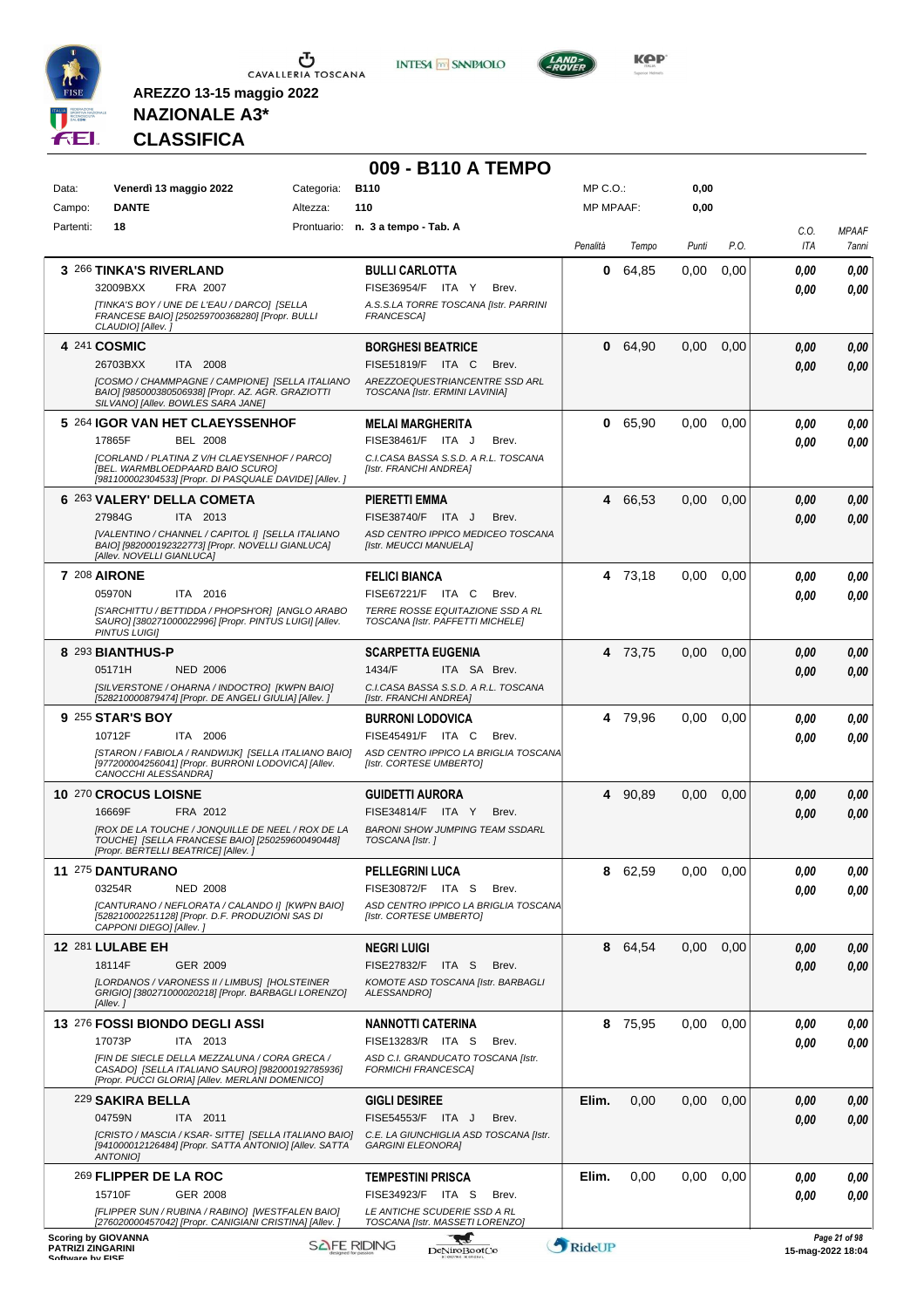AREZZO 13-15 maggio 2022

**NAZIONALE A3\***

**CLASSIFICA**

# 009 - B110 A TEMPO

| Data: | Venerdì 13 maggio 2022 | Categoria: | B110 | MP C.O.: | 0,00 |
|---|---|---|---|---|---|
| Campo: | DANTE | Altezza: | 110 | MP MPAAF: | 0,00 |
| Partenti: | 18 | Prontuario: | n. 3 a tempo - Tab. A | | |

| Cl. | Cavallo | Cavaliere | Penalità | Tempo | Punti | P.O. | C.O. ITA | MPAAF 7anni |
|---|---|---|---|---|---|---|---|---|
| 3 | 266 **TINKA'S RIVERLAND** 32009BXX FRA 2007 *[TINKA'S BOY / UNE DE L'EAU / DARCO] [SELLA FRANCESE BAIO] [250259700368280] [Propr. BULLI CLAUDIO] [Allev. ]* | **BULLI CARLOTTA** FISE36954/F ITA Y Brev. *A.S.S.LA TORRE TOSCANA [Istr. PARRINI FRANCESCA]* | 0 | 64,85 | 0,00 | 0,00 | 0,00 / 0,00 | 0,00 / 0,00 |
| 4 | 241 **COSMIC** 26703BXX ITA 2008 *[COSMO / CHAMMPAGNE / CAMPIONE] [SELLA ITALIANO BAIO] [985000380506938] [Propr. AZ. AGR. GRAZIOTTI SILVANO] [Allev. BOWLES SARA JANE]* | **BORGHESI BEATRICE** FISE51819/F ITA C Brev. *AREZZOEQUESTRIANCENTRE SSD ARL TOSCANA [Istr. ERMINI LAVINIA]* | 0 | 64,90 | 0,00 | 0,00 | 0,00 / 0,00 | 0,00 / 0,00 |
| 5 | 264 **IGOR VAN HET CLAEYSSENHOF** 17865F BEL 2008 *[CORLAND / PLATINA Z V/H CLAEYSENHOF / PARCO] [BEL. WARMBLOEDPAARD BAIO SCURO] [981100002304533] [Propr. DI PASQUALE DAVIDE] [Allev. ]* | **MELAI MARGHERITA** FISE38461/F ITA J Brev. *C.I.CASA BASSA S.S.D. A R.L. TOSCANA [Istr. FRANCHI ANDREA]* | 0 | 65,90 | 0,00 | 0,00 | 0,00 / 0,00 | 0,00 / 0,00 |
| 6 | 263 **VALERY' DELLA COMETA** 27984G ITA 2013 *[VALENTINO / CHANNEL / CAPITOL I] [SELLA ITALIANO BAIO] [982000192322773] [Propr. NOVELLI GIANLUCA] [Allev. NOVELLI GIANLUCA]* | **PIERETTI EMMA** FISE38740/F ITA J Brev. *ASD CENTRO IPPICO MEDICEO TOSCANA [Istr. MEUCCI MANUELA]* | 4 | 66,53 | 0,00 | 0,00 | 0,00 / 0,00 | 0,00 / 0,00 |
| 7 | 208 **AIRONE** 05970N ITA 2016 *[S'ARCHITTU / BETTIDDA / PHOPSH'OR] [ANGLO ARABO SAURO] [380271000022996] [Propr. PINTUS LUIGI] [Allev. PINTUS LUIGI]* | **FELICI BIANCA** FISE67221/F ITA C Brev. *TERRE ROSSE EQUITAZIONE SSD A RL TOSCANA [Istr. PAFFETTI MICHELE]* | 4 | 73,18 | 0,00 | 0,00 | 0,00 / 0,00 | 0,00 / 0,00 |
| 8 | 293 **BIANTHUS-P** 05171H NED 2006 *[SILVERSTONE / OHARNA / INDOCTRO] [KWPN BAIO] [528210000879474] [Propr. DE ANGELI GIULIA] [Allev. ]* | **SCARPETTA EUGENIA** 1434/F ITA SA Brev. *C.I.CASA BASSA S.S.D. A R.L. TOSCANA [Istr. FRANCHI ANDREA]* | 4 | 73,75 | 0,00 | 0,00 | 0,00 / 0,00 | 0,00 / 0,00 |
| 9 | 255 **STAR'S BOY** 10712F ITA 2006 *[STARON / FABIOLA / RANDWIJK] [SELLA ITALIANO BAIO] [977200004256041] [Propr. BURRONI LODOVICA] [Allev. CANOCCHI ALESSANDRA]* | **BURRONI LODOVICA** FISE45491/F ITA C Brev. *ASD CENTRO IPPICO LA BRIGLIA TOSCANA [Istr. CORTESE UMBERTO]* | 4 | 79,96 | 0,00 | 0,00 | 0,00 / 0,00 | 0,00 / 0,00 |
| 10 | 270 **CROCUS LOISNE** 16669F FRA 2012 *[ROX DE LA TOUCHE / JONQUILLE DE NEEL / ROX DE LA TOUCHE] [SELLA FRANCESE BAIO] [250259600490448] [Propr. BERTELLI BEATRICE] [Allev. ]* | **GUIDETTI AURORA** FISE34814/F ITA Y Brev. *BARONI SHOW JUMPING TEAM SSDARL TOSCANA [Istr. ]* | 4 | 90,89 | 0,00 | 0,00 | 0,00 / 0,00 | 0,00 / 0,00 |
| 11 | 275 **DANTURANO** 03254R NED 2008 *[CANTURANO / NEFLORATA / CALANDO I] [KWPN BAIO] [528210002251128] [Propr. D.F. PRODUZIONI SAS DI CAPPONI DIEGO] [Allev. ]* | **PELLEGRINI LUCA** FISE30872/F ITA S Brev. *ASD CENTRO IPPICO LA BRIGLIA TOSCANA [Istr. CORTESE UMBERTO]* | 8 | 62,59 | 0,00 | 0,00 | 0,00 / 0,00 | 0,00 / 0,00 |
| 12 | 281 **LULABE EH** 18114F GER 2009 *[LORDANOS / VARONESS II / LIMBUS] [HOLSTEINER GRIGIO] [380271000020218] [Propr. BARBAGLI LORENZO] [Allev. ]* | **NEGRI LUIGI** FISE27832/F ITA S Brev. *KOMOTE ASD TOSCANA [Istr. BARBAGLI ALESSANDRO]* | 8 | 64,54 | 0,00 | 0,00 | 0,00 / 0,00 | 0,00 / 0,00 |
| 13 | 276 **FOSSI BIONDO DEGLI ASSI** 17073P ITA 2013 *[FIN DE SIECLE DELLA MEZZALUNA / CORA GRECA / CASADO] [SELLA ITALIANO SAURO] [982000192785936] [Propr. PUCCI GLORIA] [Allev. MERLANI DOMENICO]* | **NANNOTTI CATERINA** FISE13283/R ITA S Brev. *ASD C.I. GRANDUCATO TOSCANA [Istr. FORMICHI FRANCESCA]* | 8 | 75,95 | 0,00 | 0,00 | 0,00 / 0,00 | 0,00 / 0,00 |
| | 229 **SAKIRA BELLA** 04759N ITA 2011 *[CRISTO / MASCIA / KSAR- SITTE] [SELLA ITALIANO BAIO] [941000012126484] [Propr. SATTA ANTONIO] [Allev. SATTA ANTONIO]* | **GIGLI DESIREE** FISE54553/F ITA J Brev. *C.E. LA GIUNCHIGLIA ASD TOSCANA [Istr. GARGINI ELEONORA]* | Elim. | 0,00 | 0,00 | 0,00 | 0,00 / 0,00 | 0,00 / 0,00 |
| | 269 **FLIPPER DE LA ROC** 15710F GER 2008 *[FLIPPER SUN / RUBINA / RABINO] [WESTFALEN BAIO] [276020000457042] [Propr. CANIGIANI CRISTINA] [Allev. ]* | **TEMPESTINI PRISCA** FISE34923/F ITA S Brev. *LE ANTICHE SCUDERIE SSD A RL TOSCANA [Istr. MASSETI LORENZO]* | Elim. | 0,00 | 0,00 | 0,00 | 0,00 / 0,00 | 0,00 / 0,00 |

Scoring by GIOVANNA PATRIZI ZINGARINI

15-mag-2022 18:04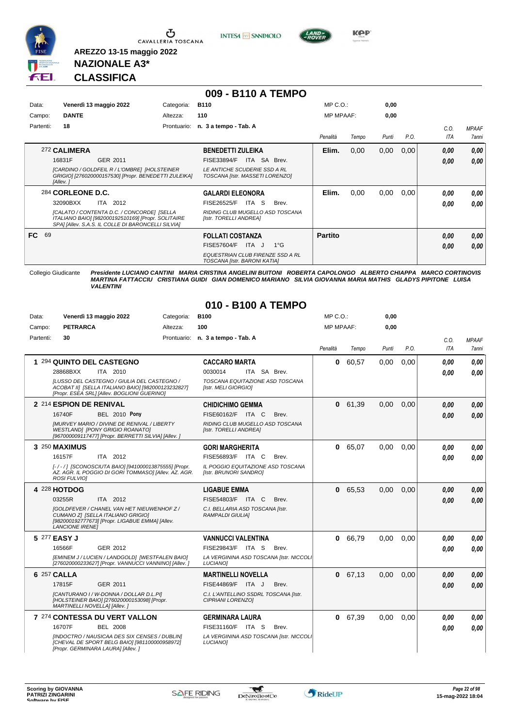**AREZZO 13-15 maggio 2022**

**NAZIONALE A3***

**CLASSIFICA**

## 009 - B110 A TEMPO

| | | | |
|---|---|---|---|
| Data: | **Venerdì 13 maggio 2022** | Categoria: | **B110** |
| Campo: | **DANTE** | Altezza: | **110** |
| Partenti: | **18** | Prontuario: | **n. 3 a tempo - Tab. A** |

MP C.O.: 0,00 — MP MPAAF: 0,00

| Cl. | Cavallo | Cavaliere | Penalità | Tempo | Punti | P.O. | C.O. ITA | MPAAF 7anni |
|---|---|---|---|---|---|---|---|---|
| | 272 **CALIMERA** 16831F GER 2011 [CARDINO / GOLDFEIL R / L'OMBRE] [HOLSTEINER GRIGIO] [276020000157530] [Propr. BENEDETTI ZULEIKA] [Allev. ] | **BENEDETTI ZULEIKA** FISE33894/F ITA SA Brev. LE ANTICHE SCUDERIE SSD A RL TOSCANA [Istr. MASSETI LORENZO] | **Elim.** | 0,00 | 0,00 | 0,00 | 0,00 / 0,00 | 0,00 / 0,00 |
| | 284 **CORLEONE D.C.** 32090BXX ITA 2012 [CALATO / CONTENTA D.C. / CONCORDE] [SELLA ITALIANO BAIO] [982000192510169] [Propr. SOLITAIRE SPA] [Allev. S.A.S. IL COLLE DI BARONCELLI SILVIA] | **GALARDI ELEONORA** FISE26525/F ITA S Brev. RIDING CLUB MUGELLO ASD TOSCANA [Istr. TORELLI ANDREA] | **Elim.** | 0,00 | 0,00 | 0,00 | 0,00 / 0,00 | 0,00 / 0,00 |
| FC | 69 | **FOLLATI COSTANZA** FISE57604/F ITA J 1°G EQUESTRIAN CLUB FIRENZE SSD A RL TOSCANA [Istr. BARONI KATIA] | **Partito** | | | | 0,00 / 0,00 | 0,00 / 0,00 |

Collegio Giudicante *Presidente LUCIANO CANTINI MARIA CRISTINA ANGELINI BUITONI ROBERTA CAPOLONGO ALBERTO CHIAPPA MARCO CORTINOVIS MARTINA FATTACCIU CRISTIANA GUIDI GIAN DOMENICO MARIANO SILVIA GIOVANNA MARIA MATHIS GLADYS PIPITONE LUISA VALENTINI*

## 010 - B100 A TEMPO

| | | | |
|---|---|---|---|
| Data: | **Venerdì 13 maggio 2022** | Categoria: | **B100** |
| Campo: | **PETRARCA** | Altezza: | **100** |
| Partenti: | **30** | Prontuario: | **n. 3 a tempo - Tab. A** |

MP C.O.: 0,00 — MP MPAAF: 0,00

| Cl. | Cavallo | Cavaliere | Penalità | Tempo | Punti | P.O. | C.O. ITA | MPAAF 7anni |
|---|---|---|---|---|---|---|---|---|
| 1 | 294 **QUINTO DEL CASTEGNO** 28868BXX ITA 2010 [LUSSO DEL CASTEGNO / GIULIA DEL CASTEGNO / ACOBAT II] [SELLA ITALIANO BAIO] [982000123232827] [Propr. ESEA SRL] [Allev. BOGLIONI GUERINO] | **CACCARO MARTA** 0030014 ITA SA Brev. TOSCANA EQUITAZIONE ASD TOSCANA [Istr. MELI GIORGIO] | **0** | 60,57 | 0,00 | 0,00 | 0,00 / 0,00 | 0,00 / 0,00 |
| 2 | 214 **ESPION DE RENIVAL** 16740F BEL 2010 Pony [MURVEY MARIO / DIVINE DE RENIVAL / LIBERTY WESTLAND] [PONY GRIGIO ROANATO] [967000009117477] [Propr. BERRETTI SILVIA] [Allev. ] | **CHIDICHIMO GEMMA** FISE60162/F ITA C Brev. RIDING CLUB MUGELLO ASD TOSCANA [Istr. TORELLI ANDREA] | **0** | 61,39 | 0,00 | 0,00 | 0,00 / 0,00 | 0,00 / 0,00 |
| 3 | 250 **MAXIMUS** 16157F ITA 2012 [- / - / ] [SCONOSCIUTA BAIO] [941000013875555] [Propr. AZ. AGR. IL POGGIO DI GORI TOMMASO] [Allev. AZ. AGR. ROSI FULVIO] | **GORI MARGHERITA** FISE56893/F ITA C Brev. IL POGGIO EQUITAZIONE ASD TOSCANA [Istr. BRUNORI SANDRO] | **0** | 65,07 | 0,00 | 0,00 | 0,00 / 0,00 | 0,00 / 0,00 |
| 4 | 228 **HOTDOG** 03255R ITA 2012 [GOLDFEVER / CHANEL VAN HET NIEUWENHOF Z / CUMANO Z] [SELLA ITALIANO GRIGIO] [982000192777673] [Propr. LIGABUE EMMA] [Allev. LANCIONE IRENE] | **LIGABUE EMMA** FISE54803/F ITA C Brev. C.I. BELLARIA ASD TOSCANA [Istr. RAMPALDI GIULIA] | **0** | 65,53 | 0,00 | 0,00 | 0,00 / 0,00 | 0,00 / 0,00 |
| 5 | 277 **EASY J** 16566F GER 2012 [EMINEM J / LUCIEN / LANDGOLD] [WESTFALEN BAIO] [276020000233627] [Propr. VANNUCCI VANNINO] [Allev. ] | **VANNUCCI VALENTINA** FISE29843/F ITA S Brev. LA VERGININA ASD TOSCANA [Istr. NICCOLI LUCIANO] | **0** | 66,79 | 0,00 | 0,00 | 0,00 / 0,00 | 0,00 / 0,00 |
| 6 | 257 **CALLA** 17815F GER 2011 [CANTURANO I / W-DONNA / DOLLAR D.L.PI] [HOLSTEINER BAIO] [276020000153098] [Propr. MARTINELLI NOVELLA] [Allev. ] | **MARTINELLI NOVELLA** FISE44869/F ITA J Brev. C.I. L'ANTELLINO SSDRL TOSCANA [Istr. CIPRIANI LORENZO] | **0** | 67,13 | 0,00 | 0,00 | 0,00 / 0,00 | 0,00 / 0,00 |
| 7 | 274 **CONTESSA DU VERT VALLON** 16707F BEL 2008 [INDOCTRO / NAUSICAA DES SIX CENSES / DUBLIN] [CHEVAL DE SPORT BELG BAIO] [981100000958972] [Propr. GERMINARA LAURA] [Allev. ] | **GERMINARA LAURA** FISE31160/F ITA S Brev. LA VERGININA ASD TOSCANA [Istr. NICCOLI LUCIANO] | **0** | 67,39 | 0,00 | 0,00 | 0,00 / 0,00 | 0,00 / 0,00 |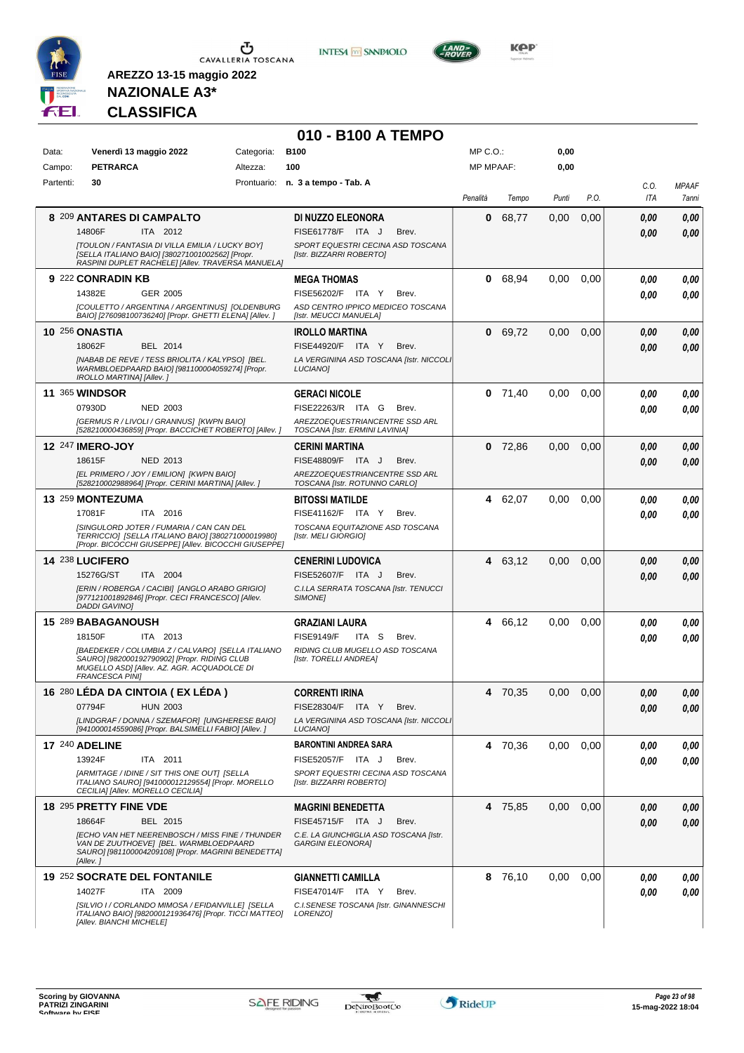**AREZZO 13-15 maggio 2022**
**NAZIONALE A3***
**CLASSIFICA**

# 010 - B100 A TEMPO

| | | | | | |
|---|---|---|---|---|---|
| Data: | Venerdì 13 maggio 2022 | Categoria: | B100 | MP C.O.: | 0,00 |
| Campo: | PETRARCA | Altezza: | 100 | MP MPAAF: | 0,00 |
| Partenti: | 30 | Prontuario: | n. 3 a tempo - Tab. A | | |

| Cl. | N. | Cavallo | Cavaliere | Penalità | Tempo | Punti | P.O. | C.O. ITA | MPAAF 7anni |
|---|---|---|---|---|---|---|---|---|---|
| 8 | 209 | **ANTARES DI CAMPALTO** 14806F ITA 2012 *[TOULON / FANTASIA DI VILLA EMILIA / LUCKY BOY] [SELLA ITALIANO BAIO] [380271001002562] [Propr. RASPINI DUPLET RACHELE] [Allev. TRAVERSA MANUELA]* | **DI NUZZO ELEONORA** FISE61778/F ITA J Brev. *SPORT EQUESTRI CECINA ASD TOSCANA [Istr. BIZZARRI ROBERTO]* | 0 | 68,77 | 0,00 | 0,00 | 0,00 / 0,00 | 0,00 / 0,00 |
| 9 | 222 | **CONRADIN KB** 14382E GER 2005 *[COULETTO / ARGENTINA / ARGENTINUS] [OLDENBURG BAIO] [276098100736240] [Propr. GHETTI ELENA] [Allev. ]* | **MEGA THOMAS** FISE56202/F ITA Y Brev. *ASD CENTRO IPPICO MEDICEO TOSCANA [Istr. MEUCCI MANUELA]* | 0 | 68,94 | 0,00 | 0,00 | 0,00 / 0,00 | 0,00 / 0,00 |
| 10 | 256 | **ONASTIA** 18062F BEL 2014 *[NABAB DE REVE / TESS BRIOLITA / KALYPSO] [BEL. WARMBLOEDPAARD BAIO] [981100004059274] [Propr. IROLLO MARTINA] [Allev. ]* | **IROLLO MARTINA** FISE44920/F ITA Y Brev. *LA VERGININA ASD TOSCANA [Istr. NICCOLI LUCIANO]* | 0 | 69,72 | 0,00 | 0,00 | 0,00 / 0,00 | 0,00 / 0,00 |
| 11 | 365 | **WINDSOR** 07930D NED 2003 *[GERMUS R / LIVOLI / GRANNUS] [KWPN BAIO] [528210000436859] [Propr. BACCICHET ROBERTO] [Allev. ]* | **GERACI NICOLE** FISE22263/R ITA G Brev. *AREZZOEQUESTRIANCENTRE SSD ARL TOSCANA [Istr. ERMINI LAVINIA]* | 0 | 71,40 | 0,00 | 0,00 | 0,00 / 0,00 | 0,00 / 0,00 |
| 12 | 247 | **IMERO-JOY** 18615F NED 2013 *[EL PRIMERO / JOY / EMILION] [KWPN BAIO] [528210002988964] [Propr. CERINI MARTINA] [Allev. ]* | **CERINI MARTINA** FISE48809/F ITA J Brev. *AREZZOEQUESTRIANCENTRE SSD ARL TOSCANA [Istr. ROTUNNO CARLO]* | 0 | 72,86 | 0,00 | 0,00 | 0,00 / 0,00 | 0,00 / 0,00 |
| 13 | 259 | **MONTEZUMA** 17081F ITA 2016 *[SINGULORD JOTER / FUMARIA / CAN CAN DEL TERRICCIO] [SELLA ITALIANO BAIO] [380271000019980] [Propr. BICOCCHI GIUSEPPE] [Allev. BICOCCHI GIUSEPPE]* | **BITOSSI MATILDE** FISE41162/F ITA Y Brev. *TOSCANA EQUITAZIONE ASD TOSCANA [Istr. MELI GIORGIO]* | 4 | 62,07 | 0,00 | 0,00 | 0,00 / 0,00 | 0,00 / 0,00 |
| 14 | 238 | **LUCIFERO** 15276G/ST ITA 2004 *[ERIN / ROBERGA / CACIBI] [ANGLO ARABO GRIGIO] [977121001892846] [Propr. CECI FRANCESCO] [Allev. DADDI GAVINO]* | **CENERINI LUDOVICA** FISE52607/F ITA J Brev. *C.I.LA SERRATA TOSCANA [Istr. TENUCCI SIMONE]* | 4 | 63,12 | 0,00 | 0,00 | 0,00 / 0,00 | 0,00 / 0,00 |
| 15 | 289 | **BABAGANOUSH** 18150F ITA 2013 *[BAEDEKER / COLUMBIA Z / CALVARO] [SELLA ITALIANO SAURO] [982000192790902] [Propr. RIDING CLUB MUGELLO ASD] [Allev. AZ. AGR. ACQUADOLCE DI FRANCESCA PINI]* | **GRAZIANI LAURA** FISE9149/F ITA S Brev. *RIDING CLUB MUGELLO ASD TOSCANA [Istr. TORELLI ANDREA]* | 4 | 66,12 | 0,00 | 0,00 | 0,00 / 0,00 | 0,00 / 0,00 |
| 16 | 280 | **LÉDA DA CINTOIA ( EX LÉDA )** 07794F HUN 2003 *[LINDGRAF / DONNA / SZEMAFOR] [UNGHERESE BAIO] [941000014559086] [Propr. BALSIMELLI FABIO] [Allev. ]* | **CORRENTI IRINA** FISE28304/F ITA Y Brev. *LA VERGININA ASD TOSCANA [Istr. NICCOLI LUCIANO]* | 4 | 70,35 | 0,00 | 0,00 | 0,00 / 0,00 | 0,00 / 0,00 |
| 17 | 240 | **ADELINE** 13924F ITA 2011 *[ARMITAGE / IDINE / SIT THIS ONE OUT] [SELLA ITALIANO SAURO] [941000012129554] [Propr. MORELLO CECILIA] [Allev. MORELLO CECILIA]* | **BARONTINI ANDREA SARA** FISE52057/F ITA J Brev. *SPORT EQUESTRI CECINA ASD TOSCANA [Istr. BIZZARRI ROBERTO]* | 4 | 70,36 | 0,00 | 0,00 | 0,00 / 0,00 | 0,00 / 0,00 |
| 18 | 295 | **PRETTY FINE VDE** 18664F BEL 2015 *[ECHO VAN HET NEERENBOSCH / MISS FINE / THUNDER VAN DE ZUUTHOEVE] [BEL. WARMBLOEDPAARD SAURO] [981100004209108] [Propr. MAGRINI BENEDETTA] [Allev. ]* | **MAGRINI BENEDETTA** FISE45715/F ITA J Brev. *C.E. LA GIUNCHIGLIA ASD TOSCANA [Istr. GARGINI ELEONORA]* | 4 | 75,85 | 0,00 | 0,00 | 0,00 / 0,00 | 0,00 / 0,00 |
| 19 | 252 | **SOCRATE DEL FONTANILE** 14027F ITA 2009 *[SILVIO I / CORLANDO MIMOSA / EFIDANVILLE] [SELLA ITALIANO BAIO] [982000121936476] [Propr. TICCI MATTEO] [Allev. BIANCHI MICHELE]* | **GIANNETTI CAMILLA** FISE47014/F ITA Y Brev. *C.I.SENESE TOSCANA [Istr. GINANNESCHI LORENZO]* | 8 | 76,10 | 0,00 | 0,00 | 0,00 / 0,00 | 0,00 / 0,00 |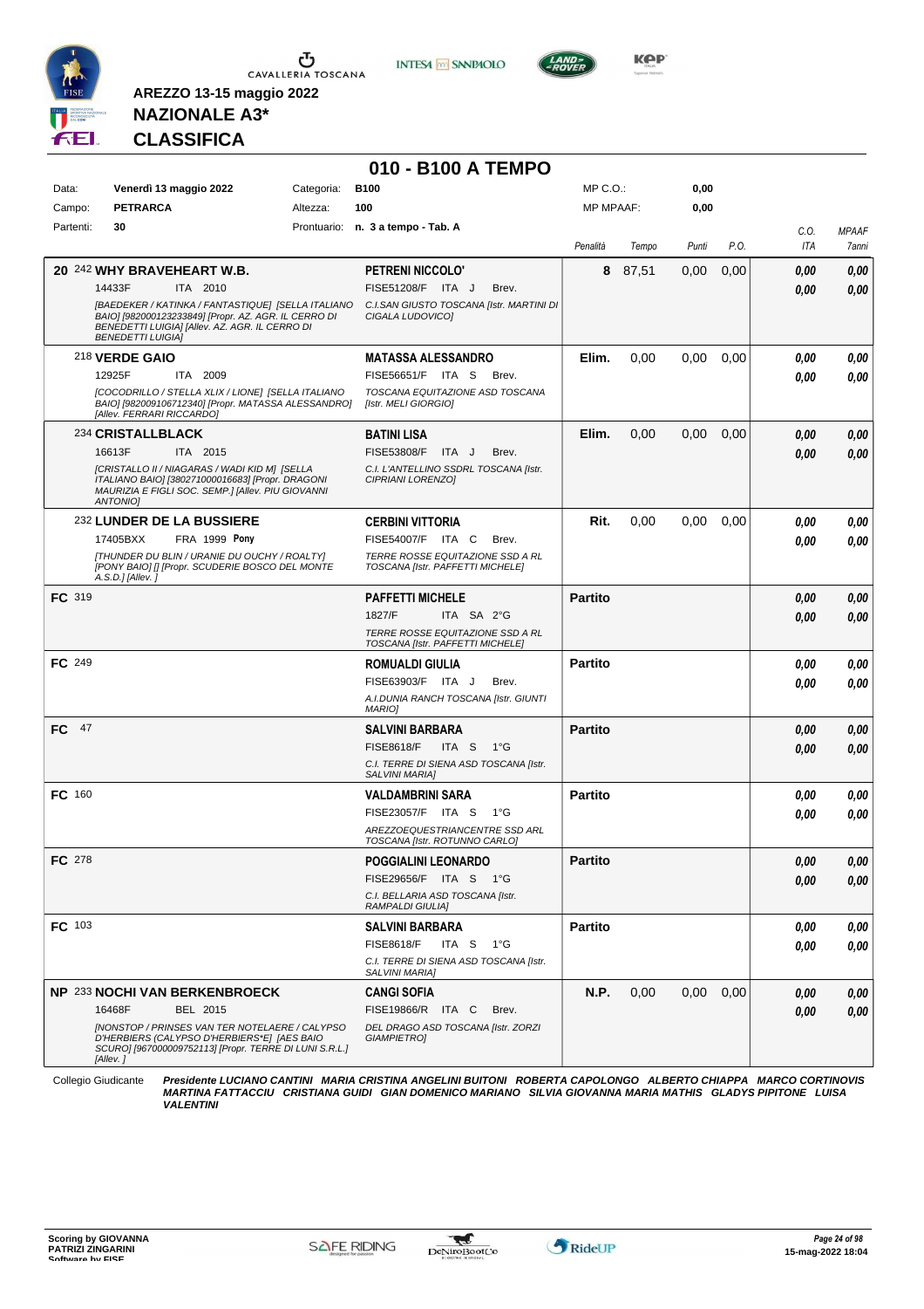**AREZZO 13-15 maggio 2022**

**NAZIONALE A3***

**CLASSIFICA**

## 010 - B100 A TEMPO

| Data: | Venerdì 13 maggio 2022 | Categoria: | B100 | MP C.O.: | 0,00 |
|---|---|---|---|---|---|
| Campo: | PETRARCA | Altezza: | 100 | MP MPAAF: | 0,00 |
| Partenti: | 30 | Prontuario: | n. 3 a tempo - Tab. A | | |

| | Cavallo | Cavaliere | Penalità | Tempo | Punti | P.O. | C.O. ITA | MPAAF 7anni |
|---|---|---|---|---|---|---|---|---|
| 20 | 242 **WHY BRAVEHEART W.B.** 14433F ITA 2010 *[BAEDEKER / KATINKA / FANTASTIQUE] [SELLA ITALIANO BAIO] [982000123233849] [Propr. AZ. AGR. IL CERRO DI BENEDETTI LUIGIA] [Allev. AZ. AGR. IL CERRO DI BENEDETTI LUIGIA]* | **PETRENI NICCOLO'** FISE51208/F ITA J Brev. *C.I.SAN GIUSTO TOSCANA [Istr. MARTINI DI CIGALA LUDOVICO]* | 8 | 87,51 | 0,00 | 0,00 | 0,00 / 0,00 | 0,00 / 0,00 |
| | 218 **VERDE GAIO** 12925F ITA 2009 *[COCODRILLO / STELLA XLIX / LIONE] [SELLA ITALIANO BAIO] [982009106712340] [Propr. MATASSA ALESSANDRO] [Allev. FERRARI RICCARDO]* | **MATASSA ALESSANDRO** FISE56651/F ITA S Brev. *TOSCANA EQUITAZIONE ASD TOSCANA [Istr. MELI GIORGIO]* | Elim. | 0,00 | 0,00 | 0,00 | 0,00 / 0,00 | 0,00 / 0,00 |
| | 234 **CRISTALLBLACK** 16613F ITA 2015 *[CRISTALLO II / NIAGARAS / WADI KID M] [SELLA ITALIANO BAIO] [380271000016683] [Propr. DRAGONI MAURIZIA E FIGLI SOC. SEMP.] [Allev. PIU GIOVANNI ANTONIO]* | **BATINI LISA** FISE53808/F ITA J Brev. *C.I. L'ANTELLINO SSDRL TOSCANA [Istr. CIPRIANI LORENZO]* | Elim. | 0,00 | 0,00 | 0,00 | 0,00 / 0,00 | 0,00 / 0,00 |
| | 232 **LUNDER DE LA BUSSIERE** 17405BXX FRA 1999 **Pony** *[THUNDER DU BLIN / URANIE DU OUCHY / ROALTY] [PONY BAIO] [] [Propr. SCUDERIE BOSCO DEL MONTE A.S.D.] [Allev. ]* | **CERBINI VITTORIA** FISE54007/F ITA C Brev. *TERRE ROSSE EQUITAZIONE SSD A RL TOSCANA [Istr. PAFFETTI MICHELE]* | Rit. | 0,00 | 0,00 | 0,00 | 0,00 / 0,00 | 0,00 / 0,00 |
| FC | 319 | **PAFFETTI MICHELE** 1827/F ITA SA 2°G *TERRE ROSSE EQUITAZIONE SSD A RL TOSCANA [Istr. PAFFETTI MICHELE]* | Partito | | | | 0,00 / 0,00 | 0,00 / 0,00 |
| FC | 249 | **ROMUALDI GIULIA** FISE63903/F ITA J Brev. *A.I.DUNIA RANCH TOSCANA [Istr. GIUNTI MARIO]* | Partito | | | | 0,00 / 0,00 | 0,00 / 0,00 |
| FC | 47 | **SALVINI BARBARA** FISE8618/F ITA S 1°G *C.I. TERRE DI SIENA ASD TOSCANA [Istr. SALVINI MARIA]* | Partito | | | | 0,00 / 0,00 | 0,00 / 0,00 |
| FC | 160 | **VALDAMBRINI SARA** FISE23057/F ITA S 1°G *AREZZOEQUESTRIANCENTRE SSD ARL TOSCANA [Istr. ROTUNNO CARLO]* | Partito | | | | 0,00 / 0,00 | 0,00 / 0,00 |
| FC | 278 | **POGGIALINI LEONARDO** FISE29656/F ITA S 1°G *C.I. BELLARIA ASD TOSCANA [Istr. RAMPALDI GIULIA]* | Partito | | | | 0,00 / 0,00 | 0,00 / 0,00 |
| FC | 103 | **SALVINI BARBARA** FISE8618/F ITA S 1°G *C.I. TERRE DI SIENA ASD TOSCANA [Istr. SALVINI MARIA]* | Partito | | | | 0,00 / 0,00 | 0,00 / 0,00 |
| NP | 233 **NOCHI VAN BERKENBROECK** 16468F BEL 2015 *[NONSTOP / PRINSES VAN TER NOTELAERE / CALYPSO D'HERBIERS (CALYPSO D'HERBIERS*E] [AES BAIO SCURO] [967000009752113] [Propr. TERRE DI LUNI S.R.L.] [Allev. ]* | **CANGI SOFIA** FISE19866/R ITA C Brev. *DEL DRAGO ASD TOSCANA [Istr. ZORZI GIAMPIETRO]* | N.P. | 0,00 | 0,00 | 0,00 | 0,00 / 0,00 | 0,00 / 0,00 |

Collegio Giudicante *Presidente LUCIANO CANTINI MARIA CRISTINA ANGELINI BUITONI ROBERTA CAPOLONGO ALBERTO CHIAPPA MARCO CORTINOVIS MARTINA FATTACCIU CRISTIANA GUIDI GIAN DOMENICO MARIANO SILVIA GIOVANNA MARIA MATHIS GLADYS PIPITONE LUISA VALENTINI*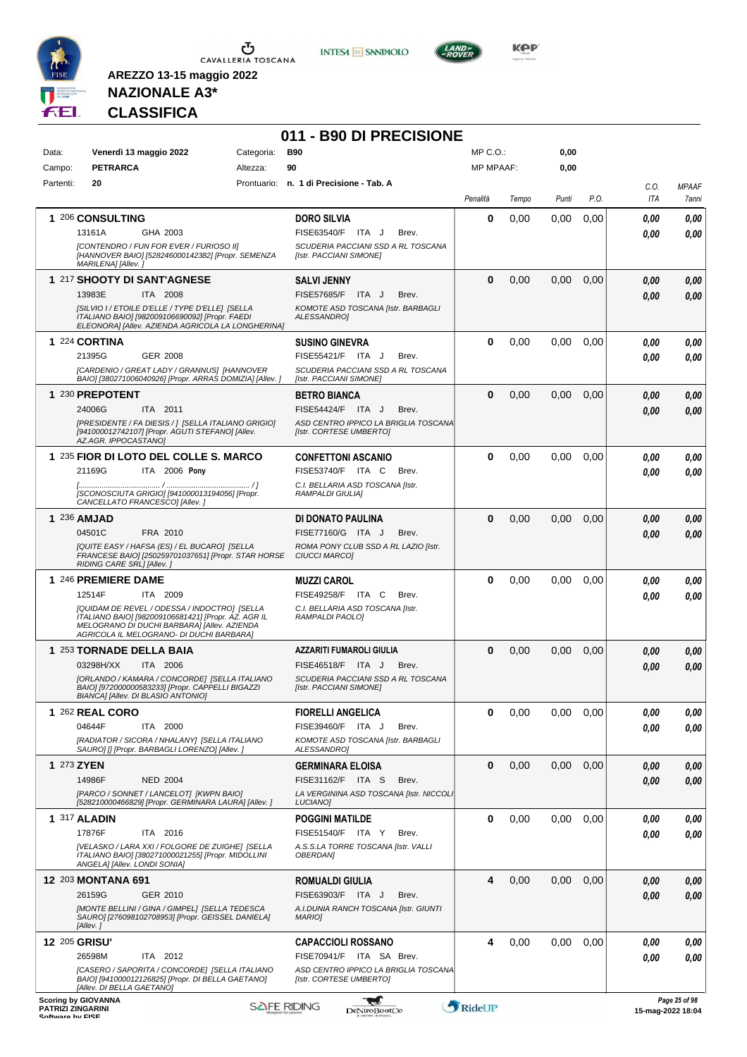AREZZO 13-15 maggio 2022

**NAZIONALE A3***

**CLASSIFICA**

# 011 - B90 DI PRECISIONE

| | | | | | |
|---|---|---|---|---|---|
| Data: | Venerdì 13 maggio 2022 | Categoria: | B90 | MP C.O.: | 0,00 |
| Campo: | PETRARCA | Altezza: | 90 | MP MPAAF: | 0,00 |
| Partenti: | 20 | Prontuario: | n. 1 di Precisione - Tab. A | | |

| Cl. | N. | Cavallo | Cavaliere | Penalità | Tempo | Punti | P.O. | C.O. ITA | MPAAF 7anni |
|---|---|---|---|---|---|---|---|---|---|
| 1 | 206 | **CONSULTING** 13161A GHA 2003 *[CONTENDRO / FUN FOR EVER / FURIOSO II] [HANNOVER BAIO] [528246000142382] [Propr. SEMENZA MARILENA] [Allev. ]* | **DORO SILVIA** FISE63540/F ITA J Brev. *SCUDERIA PACCIANI SSD A RL TOSCANA [Istr. PACCIANI SIMONE]* | 0 | 0,00 | 0,00 | 0,00 | 0,00 0,00 | 0,00 0,00 |
| 1 | 217 | **SHOOTY DI SANT'AGNESE** 13983E ITA 2008 *[SILVIO I / ETOILE D'ELLE / TYPE D'ELLE] [SELLA ITALIANO BAIO] [982009106690092] [Propr. FAEDI ELEONORA] [Allev. AZIENDA AGRICOLA LA LONGHERINA]* | **SALVI JENNY** FISE57685/F ITA J Brev. *KOMOTE ASD TOSCANA [Istr. BARBAGLI ALESSANDRO]* | 0 | 0,00 | 0,00 | 0,00 | 0,00 0,00 | 0,00 0,00 |
| 1 | 224 | **CORTINA** 21395G GER 2008 *[CARDENIO / GREAT LADY / GRANNUS] [HANNOVER BAIO] [380271006040926] [Propr. ARRAS DOMIZIA] [Allev. ]* | **SUSINO GINEVRA** FISE55421/F ITA J Brev. *SCUDERIA PACCIANI SSD A RL TOSCANA [Istr. PACCIANI SIMONE]* | 0 | 0,00 | 0,00 | 0,00 | 0,00 0,00 | 0,00 0,00 |
| 1 | 230 | **PREPOTENT** 24006G ITA 2011 *[PRESIDENTE / FA DIESIS / ] [SELLA ITALIANO GRIGIO] [941000012742107] [Propr. AGUTI STEFANO] [Allev. AZ.AGR. IPPOCASTANO]* | **BETRO BIANCA** FISE54424/F ITA J Brev. *ASD CENTRO IPPICO LA BRIGLIA TOSCANA [Istr. CORTESE UMBERTO]* | 0 | 0,00 | 0,00 | 0,00 | 0,00 0,00 | 0,00 0,00 |
| 1 | 235 | **FIOR DI LOTO DEL COLLE S. MARCO** 21169G ITA 2006 **Pony** *[........................ / ........................ / ] [SCONOSCIUTA GRIGIO] [941000013194056] [Propr. CANCELLATO FRANCESCO] [Allev. ]* | **CONFETTONI ASCANIO** FISE53740/F ITA C Brev. *C.I. BELLARIA ASD TOSCANA [Istr. RAMPALDI GIULIA]* | 0 | 0,00 | 0,00 | 0,00 | 0,00 0,00 | 0,00 0,00 |
| 1 | 236 | **AMJAD** 04501C FRA 2010 *[QUITE EASY / HAFSA (ES) / EL BUCARO] [SELLA FRANCESE BAIO] [250259701037651] [Propr. STAR HORSE RIDING CARE SRL] [Allev. ]* | **DI DONATO PAULINA** FISE77160/G ITA J Brev. *ROMA PONY CLUB SSD A RL LAZIO [Istr. CIUCCI MARCO]* | 0 | 0,00 | 0,00 | 0,00 | 0,00 0,00 | 0,00 0,00 |
| 1 | 246 | **PREMIERE DAME** 12514F ITA 2009 *[QUIDAM DE REVEL / ODESSA / INDOCTRO] [SELLA ITALIANO BAIO] [982009106681421] [Propr. AZ. AGR IL MELOGRANO DI DUCHI BARBARA] [Allev. AZIENDA AGRICOLA IL MELOGRANO- DI DUCHI BARBARA]* | **MUZZI CAROL** FISE49258/F ITA C Brev. *C.I. BELLARIA ASD TOSCANA [Istr. RAMPALDI PAOLO]* | 0 | 0,00 | 0,00 | 0,00 | 0,00 0,00 | 0,00 0,00 |
| 1 | 253 | **TORNADE DELLA BAIA** 03298H/XX ITA 2006 *[ORLANDO / KAMARA / CONCORDE] [SELLA ITALIANO BAIO] [972000000583233] [Propr. CAPPELLI BIGAZZI BIANCA] [Allev. DI BLASIO ANTONIO]* | **AZZARITI FUMAROLI GIULIA** FISE46518/F ITA J Brev. *SCUDERIA PACCIANI SSD A RL TOSCANA [Istr. PACCIANI SIMONE]* | 0 | 0,00 | 0,00 | 0,00 | 0,00 0,00 | 0,00 0,00 |
| 1 | 262 | **REAL CORO** 04644F ITA 2000 *[RADIATOR / SICORA / NHALANY] [SELLA ITALIANO SAURO] [] [Propr. BARBAGLI LORENZO] [Allev. ]* | **FIORELLI ANGELICA** FISE39460/F ITA J Brev. *KOMOTE ASD TOSCANA [Istr. BARBAGLI ALESSANDRO]* | 0 | 0,00 | 0,00 | 0,00 | 0,00 0,00 | 0,00 0,00 |
| 1 | 273 | **ZYEN** 14986F NED 2004 *[PARCO / SONNET / LANCELOT] [KWPN BAIO] [528210000466829] [Propr. GERMINARA LAURA] [Allev. ]* | **GERMINARA ELOISA** FISE31162/F ITA S Brev. *LA VERGININA ASD TOSCANA [Istr. NICCOLI LUCIANO]* | 0 | 0,00 | 0,00 | 0,00 | 0,00 0,00 | 0,00 0,00 |
| 1 | 317 | **ALADIN** 17876F ITA 2016 *[VELASKO / LARA XXI / FOLGORE DE ZUIGHE] [SELLA ITALIANO BAIO] [380271000021255] [Propr. MIDOLLINI ANGELA] [Allev. LONDI SONIA]* | **POGGINI MATILDE** FISE51540/F ITA Y Brev. *A.S.S.LA TORRE TOSCANA [Istr. VALLI OBERDAN]* | 0 | 0,00 | 0,00 | 0,00 | 0,00 0,00 | 0,00 0,00 |
| 12 | 203 | **MONTANA 691** 26159G GER 2010 *[MONTE BELLINI / GINA / GIMPEL] [SELLA TEDESCA SAURO] [276098102708953] [Propr. GEISSEL DANIELA] [Allev. ]* | **ROMUALDI GIULIA** FISE63903/F ITA J Brev. *A.I.DUNIA RANCH TOSCANA [Istr. GIUNTI MARIO]* | 4 | 0,00 | 0,00 | 0,00 | 0,00 0,00 | 0,00 0,00 |
| 12 | 205 | **GRISU'** 26598M ITA 2012 *[CASERO / SAPORITA / CONCORDE] [SELLA ITALIANO BAIO] [941000012126825] [Propr. DI BELLA GAETANO] [Allev. DI BELLA GAETANO]* | **CAPACCIOLI ROSSANO** FISE70941/F ITA SA Brev. *ASD CENTRO IPPICO LA BRIGLIA TOSCANA [Istr. CORTESE UMBERTO]* | 4 | 0,00 | 0,00 | 0,00 | 0,00 0,00 | 0,00 0,00 |

Scoring by GIOVANNA PATRIZI ZINGARINI

15-mag-2022 18:04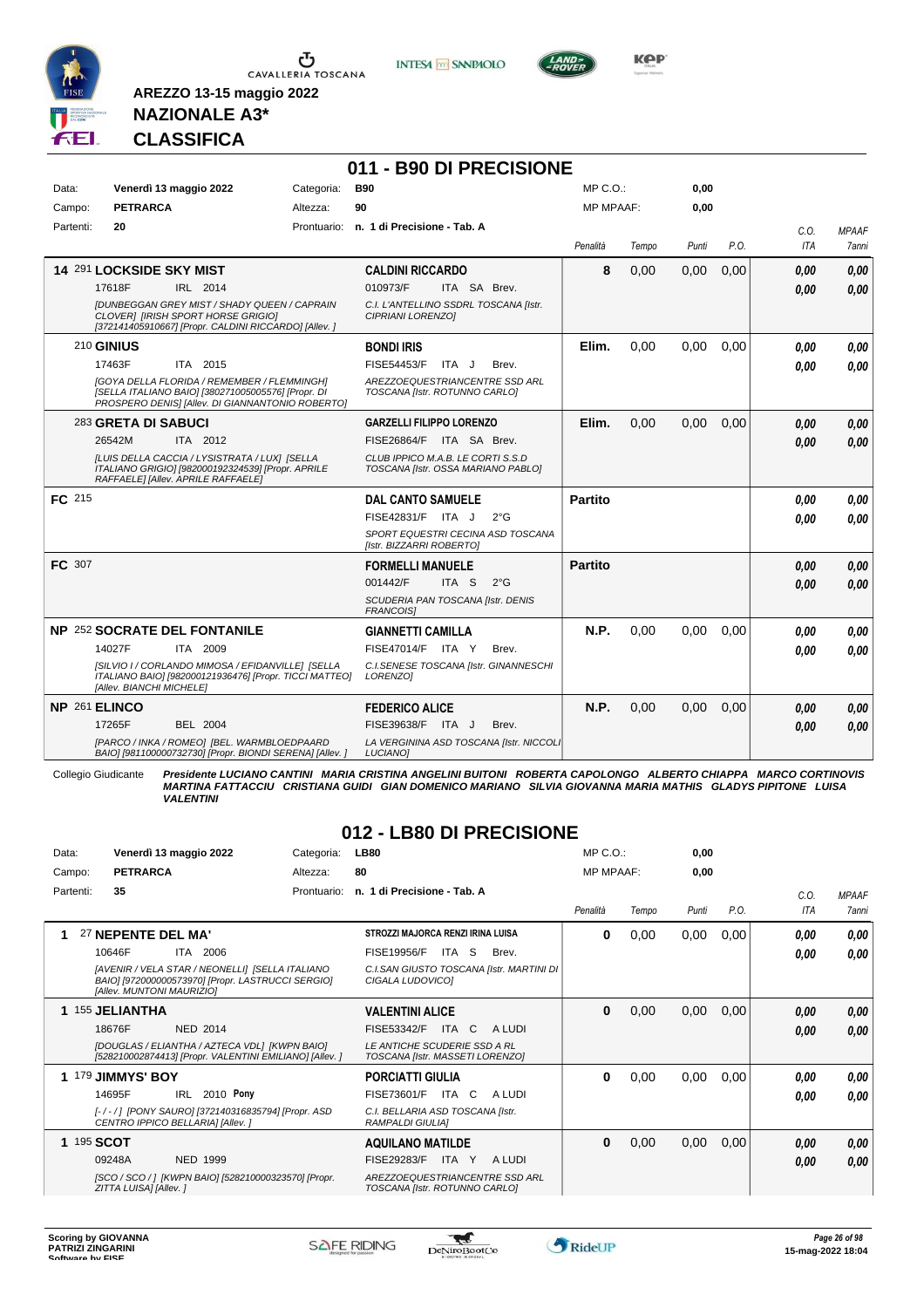AREZZO 13-15 maggio 2022

**NAZIONALE A3***

**CLASSIFICA**

## 011 - B90 DI PRECISIONE

| Data: | Venerdì 13 maggio 2022 | Categoria: | B90 | MP C.O.: | 0,00 |
|---|---|---|---|---|---|
| Campo: | PETRARCA | Altezza: | 90 | MP MPAAF: | 0,00 |
| Partenti: | 20 | Prontuario: | n. 1 di Precisione - Tab. A | | |

| Pos. | Cavallo | Cavaliere | Penalità | Tempo | Punti | P.O. | C.O. ITA | MPAAF 7anni |
|---|---|---|---|---|---|---|---|---|
| 14 | 291 **LOCKSIDE SKY MIST** 17618F IRL 2014 *[DUNBEGGAN GREY MIST / SHADY QUEEN / CAPRAIN CLOVER] [IRISH SPORT HORSE GRIGIO] [372141405910667] [Propr. CALDINI RICCARDO] [Allev. ]* | **CALDINI RICCARDO** 010973/F ITA SA Brev. *C.I. L'ANTELLINO SSDRL TOSCANA [Istr. CIPRIANI LORENZO]* | 8 | 0,00 | 0,00 | 0,00 | 0,00 / 0,00 | 0,00 / 0,00 |
| | 210 **GINIUS** 17463F ITA 2015 *[GOYA DELLA FLORIDA / REMEMBER / FLEMMINGH] [SELLA ITALIANO BAIO] [380271005005576] [Propr. DI PROSPERO DENIS] [Allev. DI GIANNANTONIO ROBERTO]* | **BONDI IRIS** FISE54453/F ITA J Brev. *AREZZOEQUESTRIANCENTRE SSD ARL TOSCANA [Istr. ROTUNNO CARLO]* | Elim. | 0,00 | 0,00 | 0,00 | 0,00 / 0,00 | 0,00 / 0,00 |
| | 283 **GRETA DI SABUCI** 26542M ITA 2012 *[LUIS DELLA CACCIA / LYSISTRATA / LUX] [SELLA ITALIANO GRIGIO] [982000192324539] [Propr. APRILE RAFFAELE] [Allev. APRILE RAFFAELE]* | **GARZELLI FILIPPO LORENZO** FISE26864/F ITA SA Brev. *CLUB IPPICO M.A.B. LE CORTI S.S.D TOSCANA [Istr. OSSA MARIANO PABLO]* | Elim. | 0,00 | 0,00 | 0,00 | 0,00 / 0,00 | 0,00 / 0,00 |
| FC | 215 | **DAL CANTO SAMUELE** FISE42831/F ITA J 2°G *SPORT EQUESTRI CECINA ASD TOSCANA [Istr. BIZZARRI ROBERTO]* | Partito | | | | 0,00 / 0,00 | 0,00 / 0,00 |
| FC | 307 | **FORMELLI MANUELE** 001442/F ITA S 2°G *SCUDERIA PAN TOSCANA [Istr. DENIS FRANCOIS]* | Partito | | | | 0,00 / 0,00 | 0,00 / 0,00 |
| NP | 252 **SOCRATE DEL FONTANILE** 14027F ITA 2009 *[SILVIO I / CORLANDO MIMOSA / EFIDANVILLE] [SELLA ITALIANO BAIO] [982000121936476] [Propr. TICCI MATTEO] [Allev. BIANCHI MICHELE]* | **GIANNETTI CAMILLA** FISE47014/F ITA Y Brev. *C.I.SENESE TOSCANA [Istr. GINANNESCHI LORENZO]* | N.P. | 0,00 | 0,00 | 0,00 | 0,00 / 0,00 | 0,00 / 0,00 |
| NP | 261 **ELINCO** 17265F BEL 2004 *[PARCO / INKA / ROMEO] [BEL. WARMBLOEDPAARD BAIO] [981100000732730] [Propr. BIONDI SERENA] [Allev. ]* | **FEDERICO ALICE** FISE39638/F ITA J Brev. *LA VERGININA ASD TOSCANA [Istr. NICCOLI LUCIANO]* | N.P. | 0,00 | 0,00 | 0,00 | 0,00 / 0,00 | 0,00 / 0,00 |

Collegio Giudicante *Presidente LUCIANO CANTINI MARIA CRISTINA ANGELINI BUITONI ROBERTA CAPOLONGO ALBERTO CHIAPPA MARCO CORTINOVIS MARTINA FATTACCIU CRISTIANA GUIDI GIAN DOMENICO MARIANO SILVIA GIOVANNA MARIA MATHIS GLADYS PIPITONE LUISA VALENTINI*

## 012 - LB80 DI PRECISIONE

| Data: | Venerdì 13 maggio 2022 | Categoria: | LB80 | MP C.O.: | 0,00 |
|---|---|---|---|---|---|
| Campo: | PETRARCA | Altezza: | 80 | MP MPAAF: | 0,00 |
| Partenti: | 35 | Prontuario: | n. 1 di Precisione - Tab. A | | |

| Pos. | Cavallo | Cavaliere | Penalità | Tempo | Punti | P.O. | C.O. ITA | MPAAF 7anni |
|---|---|---|---|---|---|---|---|---|
| 1 | 27 **NEPENTE DEL MA'** 10646F ITA 2006 *[AVENIR / VELA STAR / NEONELLI] [SELLA ITALIANO BAIO] [972000000573970] [Propr. LASTRUCCI SERGIO] [Allev. MUNTONI MAURIZIO]* | **STROZZI MAJORCA RENZI IRINA LUISA** FISE19956/F ITA S Brev. *C.I.SAN GIUSTO TOSCANA [Istr. MARTINI DI CIGALA LUDOVICO]* | 0 | 0,00 | 0,00 | 0,00 | 0,00 / 0,00 | 0,00 / 0,00 |
| 1 | 155 **JELIANTHA** 18676F NED 2014 *[DOUGLAS / ELIANTHA / AZTECA VDL] [KWPN BAIO] [528210002874413] [Propr. VALENTINI EMILIANO] [Allev. ]* | **VALENTINI ALICE** FISE53342/F ITA C A LUDI *LE ANTICHE SCUDERIE SSD A RL TOSCANA [Istr. MASSETI LORENZO]* | 0 | 0,00 | 0,00 | 0,00 | 0,00 / 0,00 | 0,00 / 0,00 |
| 1 | 179 **JIMMYS' BOY** 14695F IRL 2010 **Pony** *[-/-/] [PONY SAURO] [372140316835794] [Propr. ASD CENTRO IPPICO BELLARIA] [Allev. ]* | **PORCIATTI GIULIA** FISE73601/F ITA C A LUDI *C.I. BELLARIA ASD TOSCANA [Istr. RAMPALDI GIULIA]* | 0 | 0,00 | 0,00 | 0,00 | 0,00 / 0,00 | 0,00 / 0,00 |
| 1 | 195 **SCOT** 09248A NED 1999 *[SCO / SCO / ] [KWPN BAIO] [528210000323570] [Propr. ZITTA LUISA] [Allev. ]* | **AQUILANO MATILDE** FISE29283/F ITA Y A LUDI *AREZZOEQUESTRIANCENTRE SSD ARL TOSCANA [Istr. ROTUNNO CARLO]* | 0 | 0,00 | 0,00 | 0,00 | 0,00 / 0,00 | 0,00 / 0,00 |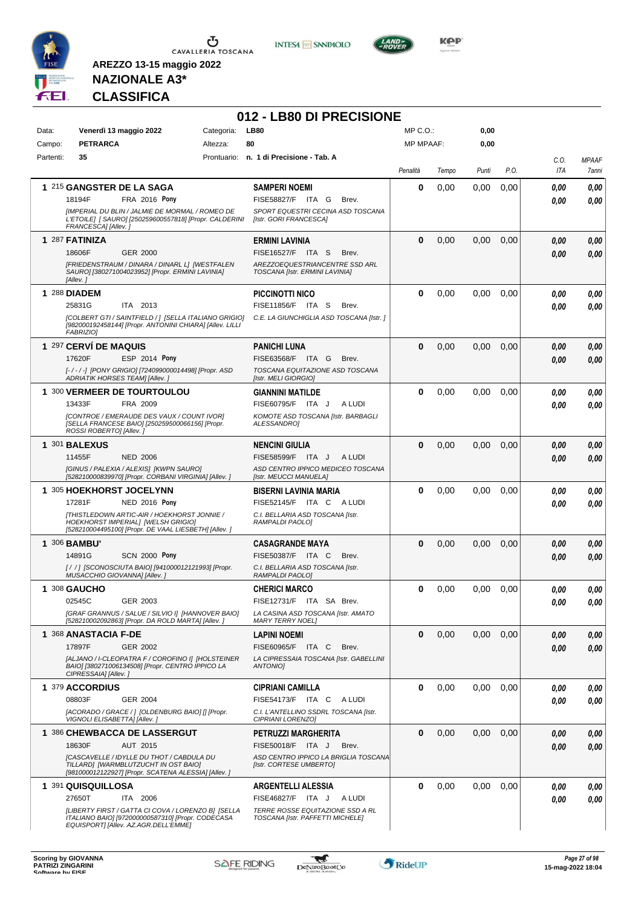AREZZO 13-15 maggio 2022

**NAZIONALE A3***

**CLASSIFICA**

# 012 - LB80 DI PRECISIONE

| | | | |
|---|---|---|---|
| Data: | Venerdì 13 maggio 2022 | Categoria: | LB80 |
| Campo: | PETRARCA | Altezza: | 80 |
| Partenti: | 35 | Prontuario: | n. 1 di Precisione - Tab. A |

MP C.O.: 0,00 — MP MPAAF: 0,00

| Cl. | Cavallo | Cavaliere | Penalità | Tempo | Punti | P.O. | C.O. ITA | MPAAF 7anni |
|---|---|---|---|---|---|---|---|---|
| 1 | 215 **GANGSTER DE LA SAGA** 18194F FRA 2016 **Pony** *[IMPERIAL DU BLIN / JALMIE DE MORMAL / ROMEO DE L'ETOILE] [ SAURO] [250259600557818] [Propr. CALDERINI FRANCESCA] [Allev. ]* | **SAMPERI NOEMI** FISE58827/F ITA G Brev. *SPORT EQUESTRI CECINA ASD TOSCANA [Istr. GORI FRANCESCA]* | 0 | 0,00 | 0,00 | 0,00 | 0,00 / 0,00 | 0,00 / 0,00 |
| 1 | 287 **FATINIZA** 18606F GER 2000 *[FRIEDENSTRAUM / DINARA / DINARL L] [WESTFALEN SAURO] [380271004023952] [Propr. ERMINI LAVINIA] [Allev. ]* | **ERMINI LAVINIA** FISE16527/F ITA S Brev. *AREZZOEQUESTRIANCENTRE SSD ARL TOSCANA [Istr. ERMINI LAVINIA]* | 0 | 0,00 | 0,00 | 0,00 | 0,00 / 0,00 | 0,00 / 0,00 |
| 1 | 288 **DIADEM** 25831G ITA 2013 *[COLBERT GTI / SAINTFIELD / ] [SELLA ITALIANO GRIGIO] [982000192458144] [Propr. ANTONINI CHIARA] [Allev. LILLI FABRIZIO]* | **PICCINOTTI NICO** FISE11856/F ITA S Brev. *C.E. LA GIUNCHIGLIA ASD TOSCANA [Istr. ]* | 0 | 0,00 | 0,00 | 0,00 | 0,00 / 0,00 | 0,00 / 0,00 |
| 1 | 297 **CERVÍ DE MAQUIS** 17620F ESP 2014 **Pony** *[- / - / -] [PONY GRIGIO] [724099000014498] [Propr. ASD ADRIATIK HORSES TEAM] [Allev. ]* | **PANICHI LUNA** FISE63568/F ITA G Brev. *TOSCANA EQUITAZIONE ASD TOSCANA [Istr. MELI GIORGIO]* | 0 | 0,00 | 0,00 | 0,00 | 0,00 / 0,00 | 0,00 / 0,00 |
| 1 | 300 **VERMEER DE TOURTOULOU** 13433F FRA 2009 *[CONTROE / EMERAUDE DES VAUX / COUNT IVOR] [SELLA FRANCESE BAIO] [250259500066156] [Propr. ROSSI ROBERTO] [Allev. ]* | **GIANNINI MATILDE** FISE60795/F ITA J A LUDI *KOMOTE ASD TOSCANA [Istr. BARBAGLI ALESSANDRO]* | 0 | 0,00 | 0,00 | 0,00 | 0,00 / 0,00 | 0,00 / 0,00 |
| 1 | 301 **BALEXUS** 11455F NED 2006 *[GINUS / PALEXIA / ALEXIS] [KWPN SAURO] [528210000839970] [Propr. CORBANI VIRGINIA] [Allev. ]* | **NENCINI GIULIA** FISE58599/F ITA J A LUDI *ASD CENTRO IPPICO MEDICEO TOSCANA [Istr. MEUCCI MANUELA]* | 0 | 0,00 | 0,00 | 0,00 | 0,00 / 0,00 | 0,00 / 0,00 |
| 1 | 305 **HOEKHORST JOCELYNN** 17281F NED 2016 **Pony** *[THISTLEDOWN ARTIC-AIR / HOEKHORST JONNIE / HOEKHORST IMPERIAL] [WELSH GRIGIO] [528210004495100] [Propr. DE VAAL LIESBETH] [Allev. ]* | **BISERNI LAVINIA MARIA** FISE52145/F ITA C A LUDI *C.I. BELLARIA ASD TOSCANA [Istr. RAMPALDI PAOLO]* | 0 | 0,00 | 0,00 | 0,00 | 0,00 / 0,00 | 0,00 / 0,00 |
| 1 | 306 **BAMBU'** 14891G SCN 2000 **Pony** *[ / / ] [SCONOSCIUTA BAIO] [941000012121993] [Propr. MUSACCHIO GIOVANNA] [Allev. ]* | **CASAGRANDE MAYA** FISE50387/F ITA C Brev. *C.I. BELLARIA ASD TOSCANA [Istr. RAMPALDI PAOLO]* | 0 | 0,00 | 0,00 | 0,00 | 0,00 / 0,00 | 0,00 / 0,00 |
| 1 | 308 **GAUCHO** 02545C GER 2003 *[GRAF GRANNUS / SALUE / SILVIO I] [HANNOVER BAIO] [528210002092863] [Propr. DA ROLD MARTA] [Allev. ]* | **CHERICI MARCO** FISE12731/F ITA SA Brev. *LA CASINA ASD TOSCANA [Istr. AMATO MARY TERRY NOEL]* | 0 | 0,00 | 0,00 | 0,00 | 0,00 / 0,00 | 0,00 / 0,00 |
| 1 | 368 **ANASTACIA F-DE** 17897F GER 2002 *[ALJANO / I-CLEOPATRA F / COROFINO I] [HOLSTEINER BAIO] [380271006134508] [Propr. CENTRO IPPICO LA CIPRESSAIA] [Allev. ]* | **LAPINI NOEMI** FISE60965/F ITA C Brev. *LA CIPRESSAIA TOSCANA [Istr. GABELLINI ANTONIO]* | 0 | 0,00 | 0,00 | 0,00 | 0,00 / 0,00 | 0,00 / 0,00 |
| 1 | 379 **ACCORDIUS** 08803F GER 2004 *[ACORADO / GRACE / ] [OLDENBURG BAIO] [] [Propr. VIGNOLI ELISABETTA] [Allev. ]* | **CIPRIANI CAMILLA** FISE54173/F ITA C A LUDI *C.I. L'ANTELLINO SSDRL TOSCANA [Istr. CIPRIANI LORENZO]* | 0 | 0,00 | 0,00 | 0,00 | 0,00 / 0,00 | 0,00 / 0,00 |
| 1 | 386 **CHEWBACCA DE LASSERGUT** 18630F AUT 2015 *[CASCAVELLE / IDYLLE DU THOT / CABDULA DU TILLARD] [WARMBLUTZUCHT IN OST BAIO] [981000012122927] [Propr. SCATENA ALESSIA] [Allev. ]* | **PETRUZZI MARGHERITA** FISE50018/F ITA J Brev. *ASD CENTRO IPPICO LA BRIGLIA TOSCANA [Istr. CORTESE UMBERTO]* | 0 | 0,00 | 0,00 | 0,00 | 0,00 / 0,00 | 0,00 / 0,00 |
| 1 | 391 **QUISQUILLOSA** 27650T ITA 2006 *[LIBERTY FIRST / GATTA CI COVA / LORENZO B] [SELLA ITALIANO BAIO] [972000000587310] [Propr. CODECASA EQUISPORT] [Allev. AZ.AGR.DELL'EMME]* | **ARGENTELLI ALESSIA** FISE46827/F ITA J A LUDI *TERRE ROSSE EQUITAZIONE SSD A RL TOSCANA [Istr. PAFFETTI MICHELE]* | 0 | 0,00 | 0,00 | 0,00 | 0,00 / 0,00 | 0,00 / 0,00 |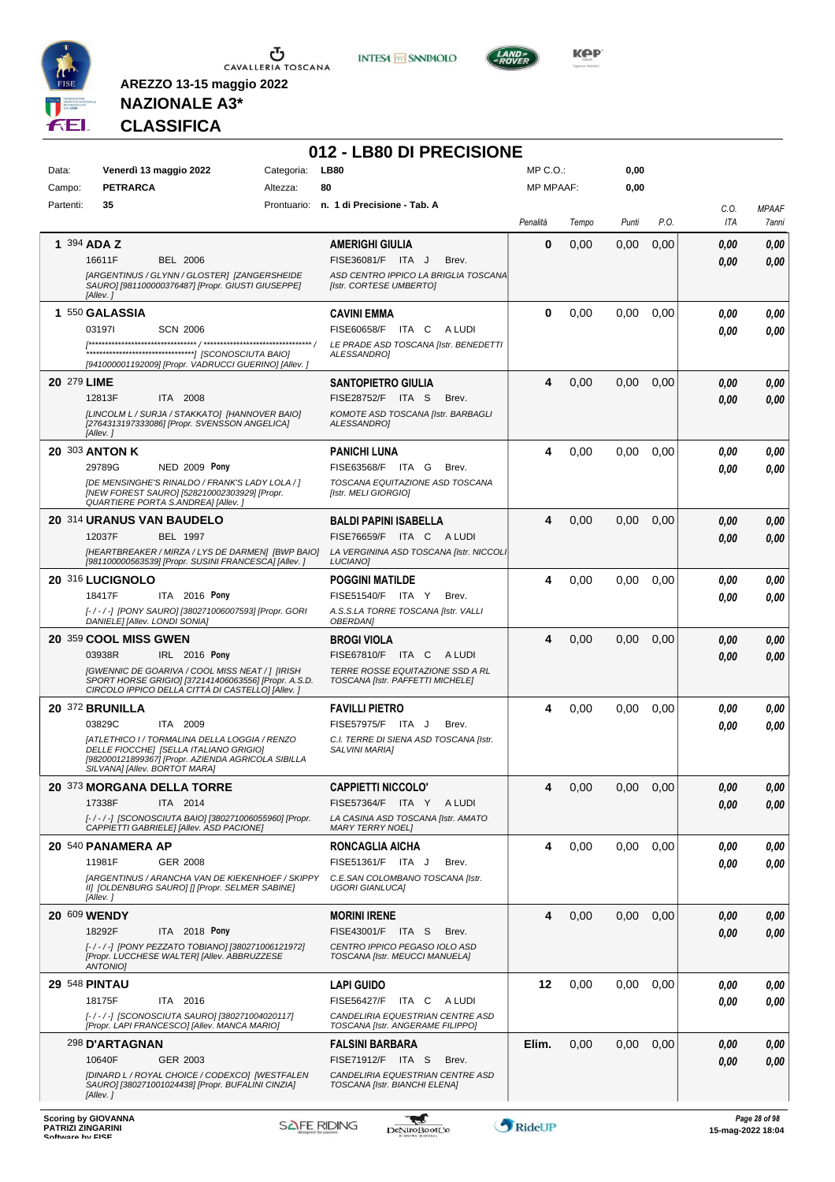AREZZO 13-15 maggio 2022

**NAZIONALE A3***

**CLASSIFICA**

# 012 - LB80 DI PRECISIONE

| | | | | | |
|---|---|---|---|---|---|
| Data: | Venerdì 13 maggio 2022 | Categoria: | LB80 | MP C.O.: | 0,00 |
| Campo: | PETRARCA | Altezza: | 80 | MP MPAAF: | 0,00 |
| Partenti: | 35 | Prontuario: | n. 1 di Precisione - Tab. A | | |

| Class. | Cavallo | Cavaliere | Penalità | Tempo | Punti | P.O. | C.O. ITA | MPAAF 7anni |
|---|---|---|---|---|---|---|---|---|
| 1 | 394 **ADA Z** 16611F BEL 2006 *[ARGENTINUS / GLYNN / GLOSTER] [ZANGERSHEIDE SAURO] [981100000376487] [Propr. GIUSTI GIUSEPPE] [Allev. ]* | **AMERIGHI GIULIA** FISE36081/F ITA J Brev. *ASD CENTRO IPPICO LA BRIGLIA TOSCANA [Istr. CORTESE UMBERTO]* | 0 | 0,00 | 0,00 | 0,00 | 0,00 / 0,00 | 0,00 / 0,00 |
| 1 | 550 **GALASSIA** 03197I SCN 2006 *[******************************** / ******************************** / ********************************] [SCONOSCIUTA BAIO] [941000001192009] [Propr. VADRUCCI GUERINO] [Allev. ]* | **CAVINI EMMA** FISE60658/F ITA C A LUDI *LE PRADE ASD TOSCANA [Istr. BENEDETTI ALESSANDRO]* | 0 | 0,00 | 0,00 | 0,00 | 0,00 / 0,00 | 0,00 / 0,00 |
| 20 | 279 **LIME** 12813F ITA 2008 *[LINCOLM L / SURJA / STAKKATO] [HANNOVER BAIO] [2764313197333086] [Propr. SVENSSON ANGELICA] [Allev. ]* | **SANTOPIETRO GIULIA** FISE28752/F ITA S Brev. *KOMOTE ASD TOSCANA [Istr. BARBAGLI ALESSANDRO]* | 4 | 0,00 | 0,00 | 0,00 | 0,00 / 0,00 | 0,00 / 0,00 |
| 20 | 303 **ANTON K** 29789G NED 2009 **Pony** *[DE MENSINGHE'S RINALDO / FRANK'S LADY LOLA / ] [NEW FOREST SAURO] [528210002303929] [Propr. QUARTIERE PORTA S.ANDREA] [Allev. ]* | **PANICHI LUNA** FISE63568/F ITA G Brev. *TOSCANA EQUITAZIONE ASD TOSCANA [Istr. MELI GIORGIO]* | 4 | 0,00 | 0,00 | 0,00 | 0,00 / 0,00 | 0,00 / 0,00 |
| 20 | 314 **URANUS VAN BAUDELO** 12037F BEL 1997 *[HEARTBREAKER / MIRZA / LYS DE DARMEN] [BWP BAIO] [981100000563539] [Propr. SUSINI FRANCESCA] [Allev. ]* | **BALDI PAPINI ISABELLA** FISE76659/F ITA C A LUDI *LA VERGININA ASD TOSCANA [Istr. NICCOLI LUCIANO]* | 4 | 0,00 | 0,00 | 0,00 | 0,00 / 0,00 | 0,00 / 0,00 |
| 20 | 316 **LUCIGNOLO** 18417F ITA 2016 **Pony** *[- / - / -] [PONY SAURO] [380271006007593] [Propr. GORI DANIELE] [Allev. LONDI SONIA]* | **POGGINI MATILDE** FISE51540/F ITA Y Brev. *A.S.S.LA TORRE TOSCANA [Istr. VALLI OBERDAN]* | 4 | 0,00 | 0,00 | 0,00 | 0,00 / 0,00 | 0,00 / 0,00 |
| 20 | 359 **COOL MISS GWEN** 03938R IRL 2016 **Pony** *[GWENNIC DE GOARIVA / COOL MISS NEAT / ] [IRISH SPORT HORSE GRIGIO] [372141406063556] [Propr. A.S.D. CIRCOLO IPPICO DELLA CITTÀ DI CASTELLO] [Allev. ]* | **BROGI VIOLA** FISE67810/F ITA C A LUDI *TERRE ROSSE EQUITAZIONE SSD A RL TOSCANA [Istr. PAFFETTI MICHELE]* | 4 | 0,00 | 0,00 | 0,00 | 0,00 / 0,00 | 0,00 / 0,00 |
| 20 | 372 **BRUNILLA** 03829C ITA 2009 *[ATLETHICO I / TORMALINA DELLA LOGGIA / RENZO DELLE FIOCCHE] [SELLA ITALIANO GRIGIO] [982000121899367] [Propr. AZIENDA AGRICOLA SIBILLA SILVANA] [Allev. BORTOT MARA]* | **FAVILLI PIETRO** FISE57975/F ITA J Brev. *C.I. TERRE DI SIENA ASD TOSCANA [Istr. SALVINI MARIA]* | 4 | 0,00 | 0,00 | 0,00 | 0,00 / 0,00 | 0,00 / 0,00 |
| 20 | 373 **MORGANA DELLA TORRE** 17338F ITA 2014 *[- / - / -] [SCONOSCIUTA BAIO] [380271006055960] [Propr. CAPPIETTI GABRIELE] [Allev. ASD PACIONE]* | **CAPPIETTI NICCOLO'** FISE57364/F ITA Y A LUDI *LA CASINA ASD TOSCANA [Istr. AMATO MARY TERRY NOEL]* | 4 | 0,00 | 0,00 | 0,00 | 0,00 / 0,00 | 0,00 / 0,00 |
| 20 | 540 **PANAMERA AP** 11981F GER 2008 *[ARGENTINUS / ARANCHA VAN DE KIEKENHOEF / SKIPPY II] [OLDENBURG SAURO] [] [Propr. SELMER SABINE] [Allev. ]* | **RONCAGLIA AICHA** FISE51361/F ITA J Brev. *C.E.SAN COLOMBANO TOSCANA [Istr. UGORI GIANLUCA]* | 4 | 0,00 | 0,00 | 0,00 | 0,00 / 0,00 | 0,00 / 0,00 |
| 20 | 609 **WENDY** 18292F ITA 2018 **Pony** *[- / - / -] [PONY PEZZATO TOBIANO] [380271006121972] [Propr. LUCCHESE WALTER] [Allev. ABBRUZZESE ANTONIO]* | **MORINI IRENE** FISE43001/F ITA S Brev. *CENTRO IPPICO PEGASO IOLO ASD TOSCANA [Istr. MEUCCI MANUELA]* | 4 | 0,00 | 0,00 | 0,00 | 0,00 / 0,00 | 0,00 / 0,00 |
| 29 | 548 **PINTAU** 18175F ITA 2016 *[- / - / -] [SCONOSCIUTA SAURO] [380271004020117] [Propr. LAPI FRANCESCO] [Allev. MANCA MARIO]* | **LAPI GUIDO** FISE56427/F ITA C A LUDI *CANDELIRIA EQUESTRIAN CENTRE ASD TOSCANA [Istr. ANGERAME FILIPPO]* | 12 | 0,00 | 0,00 | 0,00 | 0,00 / 0,00 | 0,00 / 0,00 |
| | 298 **D'ARTAGNAN** 10640F GER 2003 *[DINARD L / ROYAL CHOICE / CODEXCO] [WESTFALEN SAURO] [380271001024438] [Propr. BUFALINI CINZIA] [Allev. ]* | **FALSINI BARBARA** FISE71912/F ITA S Brev. *CANDELIRIA EQUESTRIAN CENTRE ASD TOSCANA [Istr. BIANCHI ELENA]* | Elim. | 0,00 | 0,00 | 0,00 | 0,00 / 0,00 | 0,00 / 0,00 |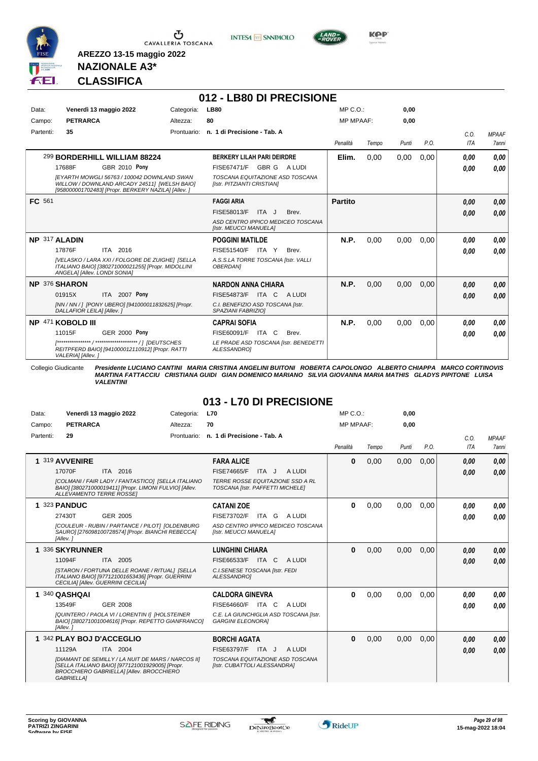AREZZO 13-15 maggio 2022

**NAZIONALE A3***

**CLASSIFICA**

## 012 - LB80 DI PRECISIONE

| Data: | Venerdì 13 maggio 2022 | Categoria: | LB80 | MP C.O.: | 0,00 |
|---|---|---|---|---|---|
| Campo: | PETRARCA | Altezza: | 80 | MP MPAAF: | 0,00 |
| Partenti: | 35 | Prontuario: | n. 1 di Precisione - Tab. A | | |

| Pos. | Cavallo | Cavaliere | Penalità | Tempo | Punti | P.O. | C.O. ITA | MPAAF 7anni |
|---|---|---|---|---|---|---|---|---|
| | 299 **BORDERHILL WILLIAM 88224** 17688F GBR 2010 Pony *[EYARTH MOWGLI 56763 / 100042 DOWNLAND SWAN WILLOW / DOWNLAND ARCADY 24511] [WELSH BAIO] [958000001702483] [Propr. BERKERY NAZILA] [Allev. ]* | **BERKERY LILAH PARI DEIRDRE** FISE67471/F GBR G A LUDI *TOSCANA EQUITAZIONE ASD TOSCANA [Istr. PITZIANTI CRISTIAN]* | **Elim.** | 0,00 | 0,00 | 0,00 | 0,00 / 0,00 | 0,00 / 0,00 |
| FC | 561 | **FAGGI ARIA** FISE58013/F ITA J Brev. *ASD CENTRO IPPICO MEDICEO TOSCANA [Istr. MEUCCI MANUELA]* | **Partito** | | | | 0,00 / 0,00 | 0,00 / 0,00 |
| NP | 317 **ALADIN** 17876F ITA 2016 *[VELASKO / LARA XXI / FOLGORE DE ZUIGHE] [SELLA ITALIANO BAIO] [380271000021255] [Propr. MIDOLLINI OBERDAN] [Allev. LONDI SONIA]* | **POGGINI MATILDE** FISE51540/F ITA Y Brev. *A.S.S.LA TORRE TOSCANA [Istr. VALLI OBERDAN]* | **N.P.** | 0,00 | 0,00 | 0,00 | 0,00 / 0,00 | 0,00 / 0,00 |
| NP | 376 **SHARON** 01915X ITA 2007 Pony *[NN / NN / ] [PONY UBERO] [941000011832625] [Propr. DALLAFIOR LEILA] [Allev. ]* | **NARDON ANNA CHIARA** FISE54873/F ITA C A LUDI *C.I. BENEFIZIO ASD TOSCANA [Istr. SPAZIANI FABRIZIO]* | **N.P.** | 0,00 | 0,00 | 0,00 | 0,00 / 0,00 | 0,00 / 0,00 |
| NP | 471 **KOBOLD III** 11015F GER 2000 Pony *[**************** / ******************** / ] [DEUTSCHES REITPFERD BAIO] [941000012110912] [Propr. RATTI VALERIA] [Allev. ]* | **CAPRAI SOFIA** FISE60091/F ITA C Brev. *LE PRADE ASD TOSCANA [Istr. BENEDETTI ALESSANDRO]* | **N.P.** | 0,00 | 0,00 | 0,00 | 0,00 / 0,00 | 0,00 / 0,00 |

Collegio Giudicante *Presidente LUCIANO CANTINI MARIA CRISTINA ANGELINI BUITONI ROBERTA CAPOLONGO ALBERTO CHIAPPA MARCO CORTINOVIS MARTINA FATTACCIU CRISTIANA GUIDI GIAN DOMENICO MARIANO SILVIA GIOVANNA MARIA MATHIS GLADYS PIPITONE LUISA VALENTINI*

## 013 - L70 DI PRECISIONE

| Data: | Venerdì 13 maggio 2022 | Categoria: | L70 | MP C.O.: | 0,00 |
|---|---|---|---|---|---|
| Campo: | PETRARCA | Altezza: | 70 | MP MPAAF: | 0,00 |
| Partenti: | 29 | Prontuario: | n. 1 di Precisione - Tab. A | | |

| Pos. | Cavallo | Cavaliere | Penalità | Tempo | Punti | P.O. | C.O. ITA | MPAAF 7anni |
|---|---|---|---|---|---|---|---|---|
| 1 | 319 **AVVENIRE** 17070F ITA 2016 *[COLMANI / FAIR LADY / FANTASTICO] [SELLA ITALIANO BAIO] [380271000019411] [Propr. LIMONI FULVIO] [Allev. ALLEVAMENTO TERRE ROSSE]* | **FARA ALICE** FISE74665/F ITA J A LUDI *TERRE ROSSE EQUITAZIONE SSD A RL TOSCANA [Istr. PAFFETTI MICHELE]* | **0** | 0,00 | 0,00 | 0,00 | 0,00 / 0,00 | 0,00 / 0,00 |
| 1 | 323 **PANDUC** 27430T GER 2005 *[COULEUR - RUBIN / PARTANCE / PILOT] [OLDENBURG SAURO] [276098100728574] [Propr. BIANCHI REBECCA] [Allev. ]* | **CATANI ZOE** FISE73702/F ITA G A LUDI *ASD CENTRO IPPICO MEDICEO TOSCANA [Istr. MEUCCI MANUELA]* | **0** | 0,00 | 0,00 | 0,00 | 0,00 / 0,00 | 0,00 / 0,00 |
| 1 | 336 **SKYRUNNER** 11094F ITA 2005 *[STARON / FORTUNA DELLE ROANE / RITUAL] [SELLA ITALIANO BAIO] [977121001653436] [Propr. GUERRINI CECILIA] [Allev. GUERRINI CECILIA]* | **LUNGHINI CHIARA** FISE66533/F ITA C A LUDI *C.I.SENESE TOSCANA [Istr. FEDI ALESSANDRO]* | **0** | 0,00 | 0,00 | 0,00 | 0,00 / 0,00 | 0,00 / 0,00 |
| 1 | 340 **QASHQAI** 13549F GER 2008 *[QUINTERO / PAOLA VI / LORENTIN I] [HOLSTEINER BAIO] [380271001004616] [Propr. REPETTO GIANFRANCO] [Allev. ]* | **CALDORA GINEVRA** FISE64660/F ITA C A LUDI *C.E. LA GIUNCHIGLIA ASD TOSCANA [Istr. GARGINI ELEONORA]* | **0** | 0,00 | 0,00 | 0,00 | 0,00 / 0,00 | 0,00 / 0,00 |
| 1 | 342 **PLAY BOJ D'ACCEGLIO** 11129A ITA 2004 *[DIAMANT DE SEMILLY / LA NUIT DE MARS / NARCOS II] [SELLA ITALIANO BAIO] [977121001929005] [Propr. BROCCHIERO GABRIELLA] [Allev. BROCCHIERO GABRIELLA]* | **BORCHI AGATA** FISE63797/F ITA J A LUDI *TOSCANA EQUITAZIONE ASD TOSCANA [Istr. CUBATTOLI ALESSANDRA]* | **0** | 0,00 | 0,00 | 0,00 | 0,00 / 0,00 | 0,00 / 0,00 |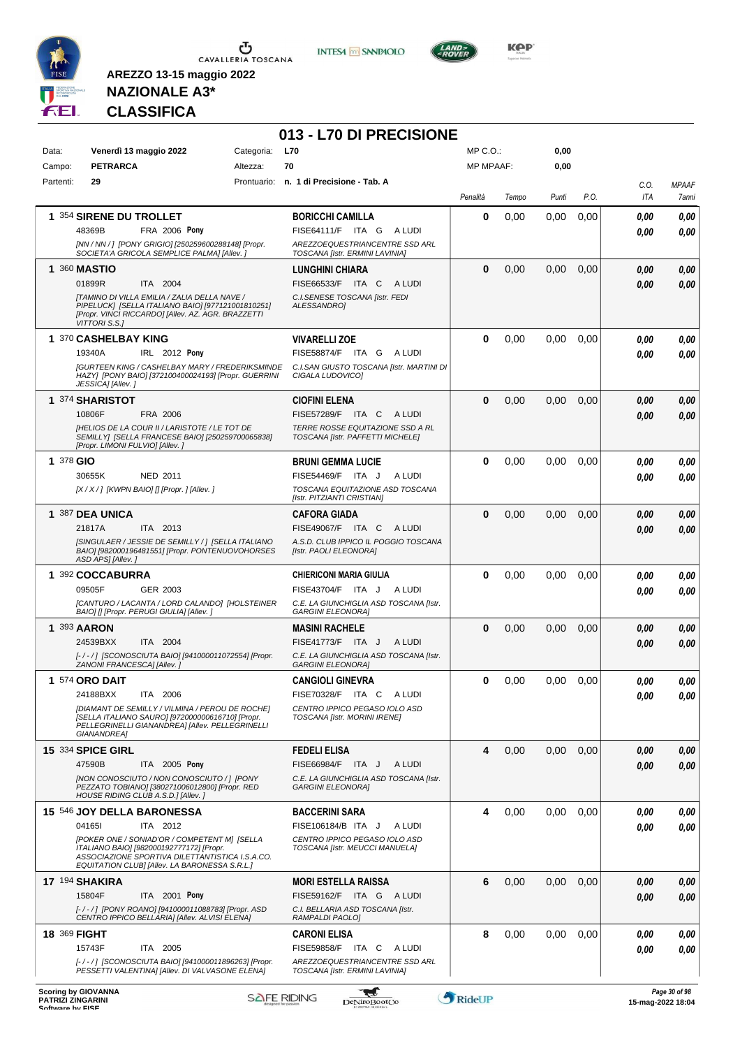**AREZZO 13-15 maggio 2022**

**NAZIONALE A3***

**CLASSIFICA**

# 013 - L70 DI PRECISIONE

| | | | |
|---|---|---|---|
| Data: | **Venerdì 13 maggio 2022** | Categoria: | **L70** |
| Campo: | **PETRARCA** | Altezza: | **70** |
| Partenti: | **29** | Prontuario: | **n. 1 di Precisione - Tab. A** |

MP C.O.: **0,00**
MP MPAAF: **0,00**

| Class. | Cavallo | Cavaliere | Penalità | Tempo | Punti | P.O. | C.O. ITA | MPAAF 7anni |
|---|---|---|---|---|---|---|---|---|
| **1** | 354 **SIRENE DU TROLLET**<br>48369B FRA 2006 **Pony**<br>*[NN / NN / ] [PONY GRIGIO] [250259600288148] [Propr. SOCIETA'A GRICOLA SEMPLICE PALMA] [Allev. ]* | **BORICCHI CAMILLA**<br>FISE64111/F ITA G A LUDI<br>*AREZZOEQUESTRIANCENTRE SSD ARL TOSCANA [Istr. ERMINI LAVINIA]* | **0** | 0,00 | 0,00 | 0,00 | **0,00**<br>**0,00** | **0,00**<br>**0,00** |
| **1** | 360 **MASTIO**<br>01899R ITA 2004<br>*[TAMINO DI VILLA EMILIA / ZALIA DELLA NAVE / PIPELUCK] [SELLA ITALIANO BAIO] [977121001810251] [Propr. VINCI RICCARDO] [Allev. AZ. AGR. BRAZZETTI VITTORI S.S.]* | **LUNGHINI CHIARA**<br>FISE66533/F ITA C A LUDI<br>*C.I.SENESE TOSCANA [Istr. FEDI ALESSANDRO]* | **0** | 0,00 | 0,00 | 0,00 | **0,00**<br>**0,00** | **0,00**<br>**0,00** |
| **1** | 370 **CASHELBAY KING**<br>19340A IRL 2012 **Pony**<br>*[GURTEEN KING / CASHELBAY MARY / FREDERIKSMINDE HAZY] [PONY BAIO] [372100400024193] [Propr. GUERRINI JESSICA] [Allev. ]* | **VIVARELLI ZOE**<br>FISE58874/F ITA G A LUDI<br>*C.I.SAN GIUSTO TOSCANA [Istr. MARTINI DI CIGALA LUDOVICO]* | **0** | 0,00 | 0,00 | 0,00 | **0,00**<br>**0,00** | **0,00**<br>**0,00** |
| **1** | 374 **SHARISTOT**<br>10806F FRA 2006<br>*[HELIOS DE LA COUR II / LARISTOTE / LE TOT DE SEMILLY] [SELLA FRANCESE BAIO] [250259700065838] [Propr. LIMONI FULVIO] [Allev. ]* | **CIOFINI ELENA**<br>FISE57289/F ITA C A LUDI<br>*TERRE ROSSE EQUITAZIONE SSD A RL TOSCANA [Istr. PAFFETTI MICHELE]* | **0** | 0,00 | 0,00 | 0,00 | **0,00**<br>**0,00** | **0,00**<br>**0,00** |
| **1** | 378 **GIO**<br>30655K NED 2011<br>*[X / X / ] [KWPN BAIO] [] [Propr. ] [Allev. ]* | **BRUNI GEMMA LUCIE**<br>FISE54469/F ITA J A LUDI<br>*TOSCANA EQUITAZIONE ASD TOSCANA [Istr. PITZIANTI CRISTIAN]* | **0** | 0,00 | 0,00 | 0,00 | **0,00**<br>**0,00** | **0,00**<br>**0,00** |
| **1** | 387 **DEA UNICA**<br>21817A ITA 2013<br>*[SINGULAER / JESSIE DE SEMILLY / ] [SELLA ITALIANO BAIO] [982000196481551] [Propr. PONTENUOVOHORSES ASD APS] [Allev. ]* | **CAFORA GIADA**<br>FISE49067/F ITA C A LUDI<br>*A.S.D. CLUB IPPICO IL POGGIO TOSCANA [Istr. PAOLI ELEONORA]* | **0** | 0,00 | 0,00 | 0,00 | **0,00**<br>**0,00** | **0,00**<br>**0,00** |
| **1** | 392 **COCCABURRA**<br>09505F GER 2003<br>*[CANTURO / LACANTA / LORD CALANDO] [HOLSTEINER BAIO] [] [Propr. PERUGI GIULIA] [Allev. ]* | **CHIERICONI MARIA GIULIA**<br>FISE43704/F ITA J A LUDI<br>*C.E. LA GIUNCHIGLIA ASD TOSCANA [Istr. GARGINI ELEONORA]* | **0** | 0,00 | 0,00 | 0,00 | **0,00**<br>**0,00** | **0,00**<br>**0,00** |
| **1** | 393 **AARON**<br>24539BXX ITA 2004<br>*[- / - / ] [SCONOSCIUTA BAIO] [941000011072554] [Propr. ZANONI FRANCESCA] [Allev. ]* | **MASINI RACHELE**<br>FISE41773/F ITA J A LUDI<br>*C.E. LA GIUNCHIGLIA ASD TOSCANA [Istr. GARGINI ELEONORA]* | **0** | 0,00 | 0,00 | 0,00 | **0,00**<br>**0,00** | **0,00**<br>**0,00** |
| **1** | 574 **ORO DAIT**<br>24188BXX ITA 2006<br>*[DIAMANT DE SEMILLY / VILMINA / PEROU DE ROCHE] [SELLA ITALIANO SAURO] [972000000616710] [Propr. PELLEGRINELLI GIANANDREA] [Allev. PELLEGRINELLI GIANANDREA]* | **CANGIOLI GINEVRA**<br>FISE70328/F ITA C A LUDI<br>*CENTRO IPPICO PEGASO IOLO ASD TOSCANA [Istr. MORINI IRENE]* | **0** | 0,00 | 0,00 | 0,00 | **0,00**<br>**0,00** | **0,00**<br>**0,00** |
| **15** | 334 **SPICE GIRL**<br>47590B ITA 2005 **Pony**<br>*[NON CONOSCIUTO / NON CONOSCIUTO / ] [PONY PEZZATO TOBIANO] [380271006012800] [Propr. RED HOUSE RIDING CLUB A.S.D.] [Allev. ]* | **FEDELI ELISA**<br>FISE66984/F ITA J A LUDI<br>*C.E. LA GIUNCHIGLIA ASD TOSCANA [Istr. GARGINI ELEONORA]* | **4** | 0,00 | 0,00 | 0,00 | **0,00**<br>**0,00** | **0,00**<br>**0,00** |
| **15** | 546 **JOY DELLA BARONESSA**<br>04165I ITA 2012<br>*[POKER ONE / SONIAD'OR / COMPETENT M] [SELLA ITALIANO BAIO] [982000192777172] [Propr. ASSOCIAZIONE SPORTIVA DILETTANTISTICA I.S.A.CO. EQUITATION CLUB] [Allev. LA BARONESSA S.R.L.]* | **BACCERINI SARA**<br>FISE106184/B ITA J A LUDI<br>*CENTRO IPPICO PEGASO IOLO ASD TOSCANA [Istr. MEUCCI MANUELA]* | **4** | 0,00 | 0,00 | 0,00 | **0,00**<br>**0,00** | **0,00**<br>**0,00** |
| **17** | 194 **SHAKIRA**<br>15804F ITA 2001 **Pony**<br>*[- / - / ] [PONY ROANO] [941000011088783] [Propr. ASD CENTRO IPPICO BELLARIA] [Allev. ALVISI ELENA]* | **MORI ESTELLA RAISSA**<br>FISE59162/F ITA G A LUDI<br>*C.I. BELLARIA ASD TOSCANA [Istr. RAMPALDI PAOLO]* | **6** | 0,00 | 0,00 | 0,00 | **0,00**<br>**0,00** | **0,00**<br>**0,00** |
| **18** | 369 **FIGHT**<br>15743F ITA 2005<br>*[- / - / ] [SCONOSCIUTA BAIO] [941000011896263] [Propr. PESSETTI VALENTINA] [Allev. DI VALVASONE ELENA]* | **CARONI ELISA**<br>FISE59858/F ITA C A LUDI<br>*AREZZOEQUESTRIANCENTRE SSD ARL TOSCANA [Istr. ERMINI LAVINIA]* | **8** | 0,00 | 0,00 | 0,00 | **0,00**<br>**0,00** | **0,00**<br>**0,00** |

Scoring by GIOVANNA
PATRIZI ZINGARINI
Software by FISE

15-mag-2022 18:04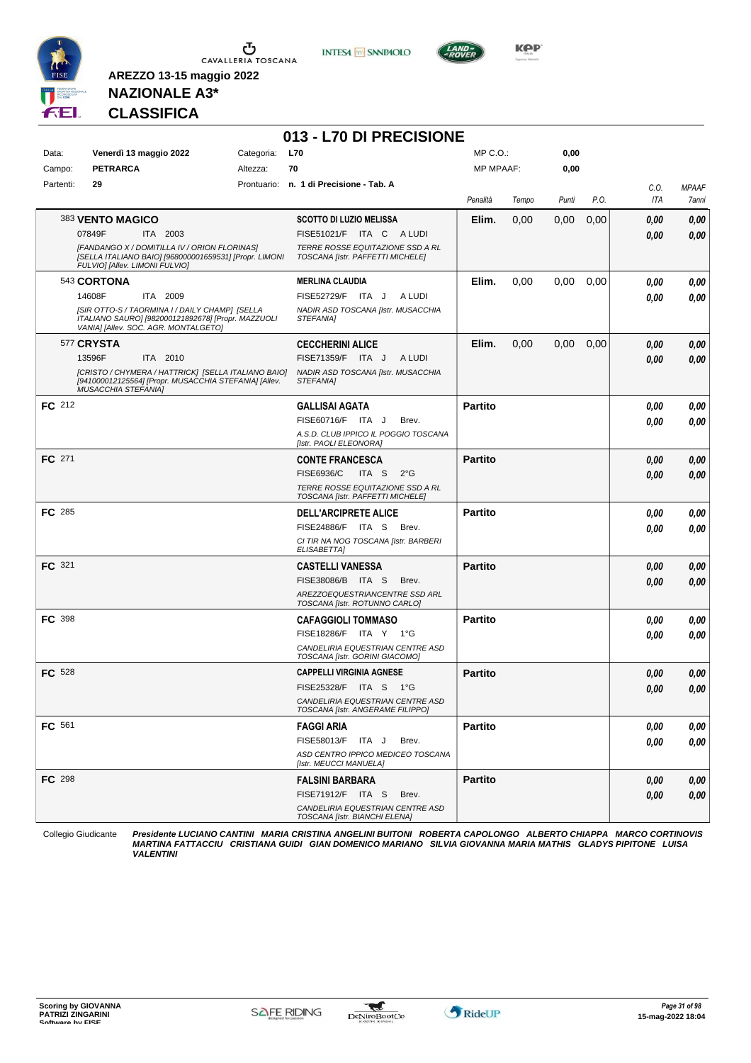**AREZZO 13-15 maggio 2022**

**NAZIONALE A3***

**CLASSIFICA**

# 013 - L70 DI PRECISIONE

| Data: | Venerdì 13 maggio 2022 | Categoria: | L70 | MP C.O.: | 0,00 |
|---|---|---|---|---|---|
| Campo: | PETRARCA | Altezza: | 70 | MP MPAAF: | 0,00 |
| Partenti: | 29 | Prontuario: | n. 1 di Precisione - Tab. A | | |

| | Cavallo | Cavaliere | Penalità | Tempo | Punti | P.O. | C.O. ITA | MPAAF 7anni |
|---|---|---|---|---|---|---|---|---|
| | 383 **VENTO MAGICO** 07849F ITA 2003 *[FANDANGO X / DOMITILLA IV / ORION FLORINAS] [SELLA ITALIANO BAIO] [968000001659531] [Propr. LIMONI FULVIO] [Allev. LIMONI FULVIO]* | **SCOTTO DI LUZIO MELISSA** FISE51021/F ITA C A LUDI *TERRE ROSSE EQUITAZIONE SSD A RL TOSCANA [Istr. PAFFETTI MICHELE]* | Elim. | 0,00 | 0,00 | 0,00 | 0,00 / 0,00 | 0,00 / 0,00 |
| | 543 **CORTONA** 14608F ITA 2009 *[SIR OTTO-S / TAORMINA I / DAILY CHAMP] [SELLA ITALIANO SAURO] [982000121892678] [Propr. MAZZUOLI VANIA] [Allev. SOC. AGR. MONTALGETO]* | **MERLINA CLAUDIA** FISE52729/F ITA J A LUDI *NADIR ASD TOSCANA [Istr. MUSACCHIA STEFANIA]* | Elim. | 0,00 | 0,00 | 0,00 | 0,00 / 0,00 | 0,00 / 0,00 |
| | 577 **CRYSTA** 13596F ITA 2010 *[CRISTO / CHYMERA / HATTRICK] [SELLA ITALIANO BAIO] [941000012125564] [Propr. MUSACCHIA STEFANIA] [Allev. MUSACCHIA STEFANIA]* | **CECCHERINI ALICE** FISE71359/F ITA J A LUDI *NADIR ASD TOSCANA [Istr. MUSACCHIA STEFANIA]* | Elim. | 0,00 | 0,00 | 0,00 | 0,00 / 0,00 | 0,00 / 0,00 |
| **FC** | 212 | **GALLISAI AGATA** FISE60716/F ITA J Brev. *A.S.D. CLUB IPPICO IL POGGIO TOSCANA [Istr. PAOLI ELEONORA]* | Partito | | | | 0,00 / 0,00 | 0,00 / 0,00 |
| **FC** | 271 | **CONTE FRANCESCA** FISE6936/C ITA S 2°G *TERRE ROSSE EQUITAZIONE SSD A RL TOSCANA [Istr. PAFFETTI MICHELE]* | Partito | | | | 0,00 / 0,00 | 0,00 / 0,00 |
| **FC** | 285 | **DELL'ARCIPRETE ALICE** FISE24886/F ITA S Brev. *CI TIR NA NOG TOSCANA [Istr. BARBERI ELISABETTA]* | Partito | | | | 0,00 / 0,00 | 0,00 / 0,00 |
| **FC** | 321 | **CASTELLI VANESSA** FISE38086/B ITA S Brev. *AREZZOEQUESTRIANCENTRE SSD ARL TOSCANA [Istr. ROTUNNO CARLO]* | Partito | | | | 0,00 / 0,00 | 0,00 / 0,00 |
| **FC** | 398 | **CAFAGGIOLI TOMMASO** FISE18286/F ITA Y 1°G *CANDELIRIA EQUESTRIAN CENTRE ASD TOSCANA [Istr. GORINI GIACOMO]* | Partito | | | | 0,00 / 0,00 | 0,00 / 0,00 |
| **FC** | 528 | **CAPPELLI VIRGINIA AGNESE** FISE25328/F ITA S 1°G *CANDELIRIA EQUESTRIAN CENTRE ASD TOSCANA [Istr. ANGERAME FILIPPO]* | Partito | | | | 0,00 / 0,00 | 0,00 / 0,00 |
| **FC** | 561 | **FAGGI ARIA** FISE58013/F ITA J Brev. *ASD CENTRO IPPICO MEDICEO TOSCANA [Istr. MEUCCI MANUELA]* | Partito | | | | 0,00 / 0,00 | 0,00 / 0,00 |
| **FC** | 298 | **FALSINI BARBARA** FISE71912/F ITA S Brev. *CANDELIRIA EQUESTRIAN CENTRE ASD TOSCANA [Istr. BIANCHI ELENA]* | Partito | | | | 0,00 / 0,00 | 0,00 / 0,00 |

Collegio Giudicante *Presidente LUCIANO CANTINI MARIA CRISTINA ANGELINI BUITONI ROBERTA CAPOLONGO ALBERTO CHIAPPA MARCO CORTINOVIS MARTINA FATTACCIU CRISTIANA GUIDI GIAN DOMENICO MARIANO SILVIA GIOVANNA MARIA MATHIS GLADYS PIPITONE LUISA VALENTINI*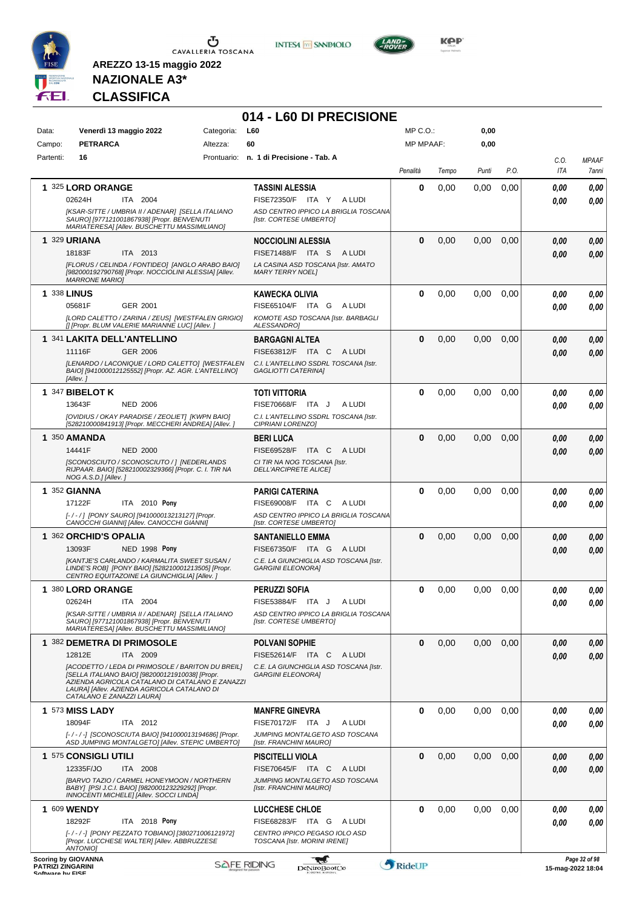AREZZO 13-15 maggio 2022

**NAZIONALE A3***

**CLASSIFICA**

# 014 - L60 DI PRECISIONE

| Data: | Venerdì 13 maggio 2022 | Categoria: | L60 | MP C.O.: | 0,00 |
|---|---|---|---|---|---|
| Campo: | PETRARCA | Altezza: | 60 | MP MPAAF: | 0,00 |
| Partenti: | 16 | Prontuario: | n. 1 di Precisione - Tab. A | | |

| Cl. | Cavallo | Cavaliere | Penalità | Tempo | Punti | P.O. | C.O. ITA | MPAAF 7anni |
|---|---|---|---|---|---|---|---|---|
| 1 | 325 **LORD ORANGE** 02624H ITA 2004 *[KSAR-SITTE / UMBRIA II / ADENAR] [SELLA ITALIANO SAURO] [977121001867938] [Propr. BENVENUTI MARIATERESA] [Allev. BUSCHETTU MASSIMILIANO]* | **TASSINI ALESSIA** FISE72350/F ITA Y A LUDI *ASD CENTRO IPPICO LA BRIGLIA TOSCANA [Istr. CORTESE UMBERTO]* | 0 | 0,00 | 0,00 | 0,00 | 0,00 / 0,00 | 0,00 / 0,00 |
| 1 | 329 **URIANA** 18183F ITA 2013 *[FLORUS / CELINDA / FONTIDEO] [ANGLO ARABO BAIO] [982000192790768] [Propr. NOCCIOLINI ALESSIA] [Allev. MARRONE MARIO]* | **NOCCIOLINI ALESSIA** FISE71488/F ITA S A LUDI *LA CASINA ASD TOSCANA [Istr. AMATO MARY TERRY NOEL]* | 0 | 0,00 | 0,00 | 0,00 | 0,00 / 0,00 | 0,00 / 0,00 |
| 1 | 338 **LINUS** 05681F GER 2001 *[LORD CALETTO / ZARINA / ZEUS] [WESTFALEN GRIGIO] [] [Propr. BLUM VALERIE MARIANNE LUC] [Allev. ]* | **KAWECKA OLIVIA** FISE65104/F ITA G A LUDI *KOMOTE ASD TOSCANA [Istr. BARBAGLI ALESSANDRO]* | 0 | 0,00 | 0,00 | 0,00 | 0,00 / 0,00 | 0,00 / 0,00 |
| 1 | 341 **LAKITA DELL'ANTELLINO** 11116F GER 2006 *[LENARDO / LACONIQUE / LORD CALETTO] [WESTFALEN BAIO] [941000012125552] [Propr. AZ. AGR. L'ANTELLINO] [Allev. ]* | **BARGAGNI ALTEA** FISE63812/F ITA C A LUDI *C.I. L'ANTELLINO SSDRL TOSCANA [Istr. GAGLIOTTI CATERINA]* | 0 | 0,00 | 0,00 | 0,00 | 0,00 / 0,00 | 0,00 / 0,00 |
| 1 | 347 **BIBELOT K** 13643F NED 2006 *[OVIDIUS / OKAY PARADISE / ZEOLIET] [KWPN BAIO] [528210000841913] [Propr. MECCHERI ANDREA] [Allev. ]* | **TOTI VITTORIA** FISE70668/F ITA J A LUDI *C.I. L'ANTELLINO SSDRL TOSCANA [Istr. CIPRIANI LORENZO]* | 0 | 0,00 | 0,00 | 0,00 | 0,00 / 0,00 | 0,00 / 0,00 |
| 1 | 350 **AMANDA** 14441F NED 2000 *[SCONOSCIUTO / SCONOSCIUTO / ] [NEDERLANDS RIJPAAR. BAIO] [528210002329366] [Propr. C. I. TIR NA NOG A.S.D.] [Allev. ]* | **BERI LUCA** FISE69528/F ITA C A LUDI *CI TIR NA NOG TOSCANA [Istr. DELL'ARCIPRETE ALICE]* | 0 | 0,00 | 0,00 | 0,00 | 0,00 / 0,00 | 0,00 / 0,00 |
| 1 | 352 **GIANNA** 17122F ITA 2010 **Pony** *[- / - / ] [PONY SAURO] [941000013213127] [Propr. CANOCCHI GIANNI] [Allev. CANOCCHI GIANNI]* | **PARIGI CATERINA** FISE69008/F ITA C A LUDI *ASD CENTRO IPPICO LA BRIGLIA TOSCANA [Istr. CORTESE UMBERTO]* | 0 | 0,00 | 0,00 | 0,00 | 0,00 / 0,00 | 0,00 / 0,00 |
| 1 | 362 **ORCHID'S OPALIA** 13093F NED 1998 **Pony** *[KANTJE'S CARLANDO / KARMALITA SWEET SUSAN / LINDE'S ROB] [PONY BAIO] [528210001213505] [Propr. CENTRO EQUITAZOINE LA GIUNCHIGLIA] [Allev. ]* | **SANTANIELLO EMMA** FISE67350/F ITA G A LUDI *C.E. LA GIUNCHIGLIA ASD TOSCANA [Istr. GARGINI ELEONORA]* | 0 | 0,00 | 0,00 | 0,00 | 0,00 / 0,00 | 0,00 / 0,00 |
| 1 | 380 **LORD ORANGE** 02624H ITA 2004 *[KSAR-SITTE / UMBRIA II / ADENAR] [SELLA ITALIANO SAURO] [977121001867938] [Propr. BENVENUTI MARIATERESA] [Allev. BUSCHETTU MASSIMILIANO]* | **PERUZZI SOFIA** FISE53884/F ITA J A LUDI *ASD CENTRO IPPICO LA BRIGLIA TOSCANA [Istr. CORTESE UMBERTO]* | 0 | 0,00 | 0,00 | 0,00 | 0,00 / 0,00 | 0,00 / 0,00 |
| 1 | 382 **DEMETRA DI PRIMOSOLE** 12812E ITA 2009 *[ACODETTO / LEDA DI PRIMOSOLE / BARITON DU BREIL] [SELLA ITALIANO BAIO] [982000121910038] [Propr. AZIENDA AGRICOLA CATALANO DI CATALANO E ZANAZZI LAURA] [Allev. AZIENDA AGRICOLA CATALANO DI CATALANO E ZANAZZI LAURA]* | **POLVANI SOPHIE** FISE52614/F ITA C A LUDI *C.E. LA GIUNCHIGLIA ASD TOSCANA [Istr. GARGINI ELEONORA]* | 0 | 0,00 | 0,00 | 0,00 | 0,00 / 0,00 | 0,00 / 0,00 |
| 1 | 573 **MISS LADY** 18094F ITA 2012 *[- / - / -] [SCONOSCIUTA BAIO] [941000013194686] [Propr. ASD JUMPING MONTALGETO] [Allev. STEPIC UMBERTO]* | **MANFRE GINEVRA** FISE70172/F ITA J A LUDI *JUMPING MONTALGETO ASD TOSCANA [Istr. FRANCHINI MAURO]* | 0 | 0,00 | 0,00 | 0,00 | 0,00 / 0,00 | 0,00 / 0,00 |
| 1 | 575 **CONSIGLI UTILI** 12335F/JO ITA 2008 *[BARVO TAZIO / CARMEL HONEYMOON / NORTHERN BABY] [PSI J.C.I. BAIO] [982000123229292] [Propr. INNOCENTI MICHELE] [Allev. SOCCI LINDA]* | **PISCITELLI VIOLA** FISE70645/F ITA C A LUDI *JUMPING MONTALGETO ASD TOSCANA [Istr. FRANCHINI MAURO]* | 0 | 0,00 | 0,00 | 0,00 | 0,00 / 0,00 | 0,00 / 0,00 |
| 1 | 609 **WENDY** 18292F ITA 2018 **Pony** *[- / - / -] [PONY PEZZATO TOBIANO] [380271006121972] [Propr. LUCCHESE WALTER] [Allev. ABBRUZZESE ANTONIO]* | **LUCCHESE CHLOE** FISE68283/F ITA G A LUDI *CENTRO IPPICO PEGASO IOLO ASD TOSCANA [Istr. MORINI IRENE]* | 0 | 0,00 | 0,00 | 0,00 | 0,00 / 0,00 | 0,00 / 0,00 |

Scoring by GIOVANNA PATRIZI ZINGARINI
Software by FISE

15-mag-2022 18:04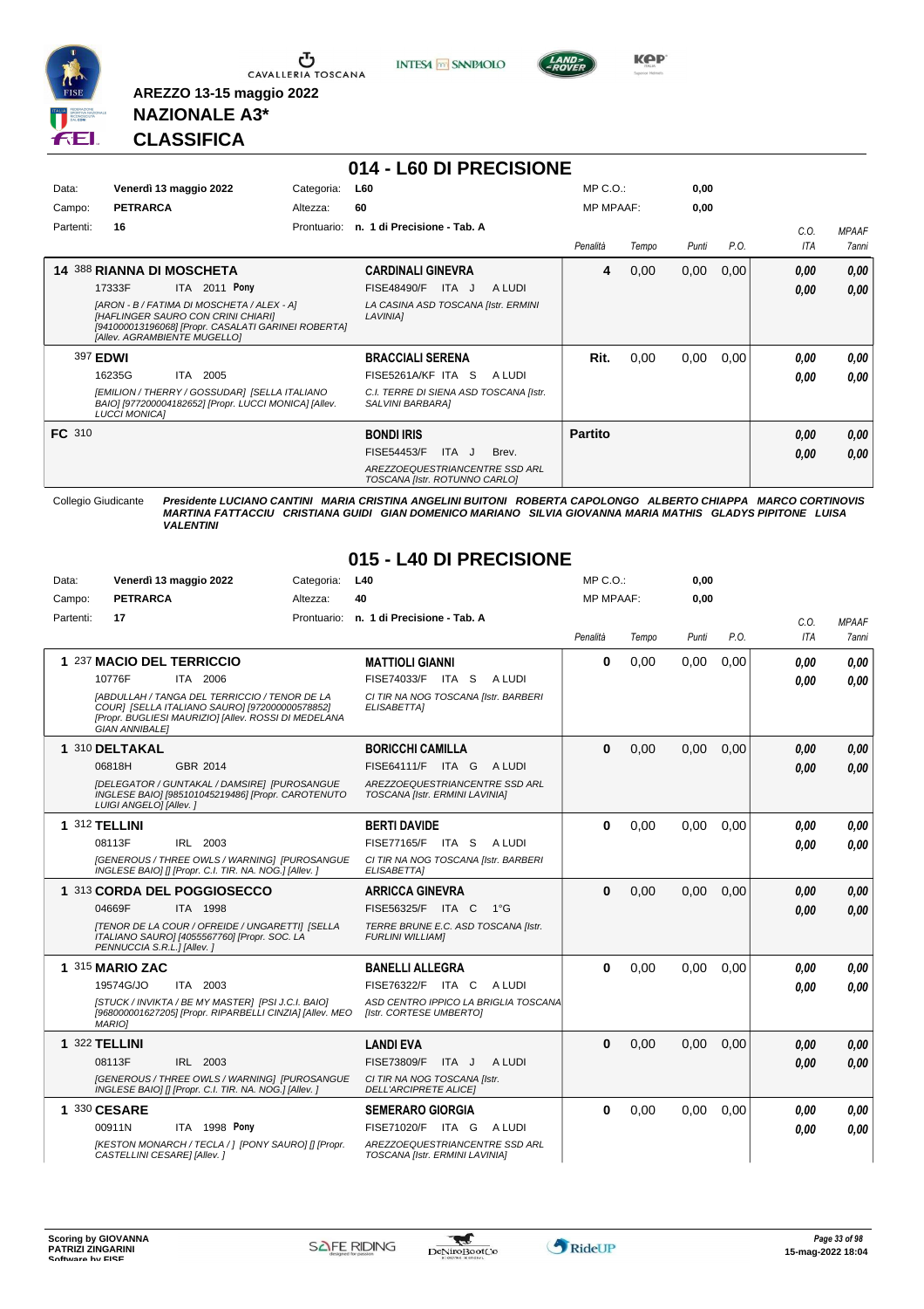AREZZO 13-15 maggio 2022

**NAZIONALE A3\***

**CLASSIFICA**

## 014 - L60 DI PRECISIONE

| | | | | | |
|---|---|---|---|---|---|
| Data: | Venerdì 13 maggio 2022 | Categoria: | L60 | MP C.O.: | 0,00 |
| Campo: | PETRARCA | Altezza: | 60 | MP MPAAF: | 0,00 |
| Partenti: | 16 | Prontuario: | n. 1 di Precisione - Tab. A | | |

| Cl. | Cavallo | Cavaliere | Penalità | Tempo | Punti | P.O. | C.O. ITA | MPAAF 7anni |
|---|---|---|---|---|---|---|---|---|
| 14 | 388 **RIANNA DI MOSCHETA** 17333F ITA 2011 **Pony** *[ARON - B / FATIMA DI MOSCHETA / ALEX - A] [HAFLINGER SAURO CON CRINI CHIARI] [941000013196068] [Propr. CASALATI GARINEI ROBERTA] [Allev. AGRAMBIENTE MUGELLO]* | **CARDINALI GINEVRA** FISE48490/F ITA J A LUDI *LA CASINA ASD TOSCANA [Istr. ERMINI LAVINIA]* | 4 | 0,00 | 0,00 | 0,00 | 0,00 / 0,00 | 0,00 / 0,00 |
| | 397 **EDWI** 16235G ITA 2005 *[EMILION / THERRY / GOSSUDAR] [SELLA ITALIANO BAIO] [977200004182652] [Propr. LUCCI MONICA] [Allev. LUCCI MONICA]* | **BRACCIALI SERENA** FISE5261A/KF ITA S A LUDI *C.I. TERRE DI SIENA ASD TOSCANA [Istr. SALVINI BARBARA]* | Rit. | 0,00 | 0,00 | 0,00 | 0,00 / 0,00 | 0,00 / 0,00 |
| FC | 310 | **BONDI IRIS** FISE54453/F ITA J Brev. *AREZZOEQUESTRIANCENTRE SSD ARL TOSCANA [Istr. ROTUNNO CARLO]* | Partito | | | | 0,00 / 0,00 | 0,00 / 0,00 |

Collegio Giudicante *Presidente LUCIANO CANTINI MARIA CRISTINA ANGELINI BUITONI ROBERTA CAPOLONGO ALBERTO CHIAPPA MARCO CORTINOVIS MARTINA FATTACCIU CRISTIANA GUIDI GIAN DOMENICO MARIANO SILVIA GIOVANNA MARIA MATHIS GLADYS PIPITONE LUISA VALENTINI*

## 015 - L40 DI PRECISIONE

| | | | | | |
|---|---|---|---|---|---|
| Data: | Venerdì 13 maggio 2022 | Categoria: | L40 | MP C.O.: | 0,00 |
| Campo: | PETRARCA | Altezza: | 40 | MP MPAAF: | 0,00 |
| Partenti: | 17 | Prontuario: | n. 1 di Precisione - Tab. A | | |

| Cl. | Cavallo | Cavaliere | Penalità | Tempo | Punti | P.O. | C.O. ITA | MPAAF 7anni |
|---|---|---|---|---|---|---|---|---|
| 1 | 237 **MACIO DEL TERRICCIO** 10776F ITA 2006 *[ABDULLAH / TANGA DEL TERRICCIO / TENOR DE LA COUR] [SELLA ITALIANO SAURO] [972000000578852] [Propr. BUGLIESI MAURIZIO] [Allev. ROSSI DI MEDELANA GIAN ANNIBALE]* | **MATTIOLI GIANNI** FISE74033/F ITA S A LUDI *CI TIR NA NOG TOSCANA [Istr. BARBERI ELISABETTA]* | 0 | 0,00 | 0,00 | 0,00 | 0,00 / 0,00 | 0,00 / 0,00 |
| 1 | 310 **DELTAKAL** 06818H GBR 2014 *[DELEGATOR / GUNTAKAL / DAMSIRE] [PUROSANGUE INGLESE BAIO] [985101045219486] [Propr. CAROTENUTO LUIGI ANGELO] [Allev. ]* | **BORICCHI CAMILLA** FISE64111/F ITA G A LUDI *AREZZOEQUESTRIANCENTRE SSD ARL TOSCANA [Istr. ERMINI LAVINIA]* | 0 | 0,00 | 0,00 | 0,00 | 0,00 / 0,00 | 0,00 / 0,00 |
| 1 | 312 **TELLINI** 08113F IRL 2003 *[GENEROUS / THREE OWLS / WARNING] [PUROSANGUE INGLESE BAIO] [] [Propr. C.I. TIR. NA. NOG.] [Allev. ]* | **BERTI DAVIDE** FISE77165/F ITA S A LUDI *CI TIR NA NOG TOSCANA [Istr. BARBERI ELISABETTA]* | 0 | 0,00 | 0,00 | 0,00 | 0,00 / 0,00 | 0,00 / 0,00 |
| 1 | 313 **CORDA DEL POGGIOSECCO** 04669F ITA 1998 *[TENOR DE LA COUR / OFREIDE / UNGARETTI] [SELLA ITALIANO SAURO] [4055567760] [Propr. SOC. LA PENNUCCIA S.R.L.] [Allev. ]* | **ARRICCA GINEVRA** FISE56325/F ITA C 1°G *TERRE BRUNE E.C. ASD TOSCANA [Istr. FURLINI WILLIAM]* | 0 | 0,00 | 0,00 | 0,00 | 0,00 / 0,00 | 0,00 / 0,00 |
| 1 | 315 **MARIO ZAC** 19574G/JO ITA 2003 *[STUCK / INVIKTA / BE MY MASTER] [PSI J.C.I. BAIO] [968000001627205] [Propr. RIPARBELLI CINZIA] [Allev. MEO MARIO]* | **BANELLI ALLEGRA** FISE76322/F ITA C A LUDI *ASD CENTRO IPPICO LA BRIGLIA TOSCANA [Istr. CORTESE UMBERTO]* | 0 | 0,00 | 0,00 | 0,00 | 0,00 / 0,00 | 0,00 / 0,00 |
| 1 | 322 **TELLINI** 08113F IRL 2003 *[GENEROUS / THREE OWLS / WARNING] [PUROSANGUE INGLESE BAIO] [] [Propr. C.I. TIR. NA. NOG.] [Allev. ]* | **LANDI EVA** FISE73809/F ITA J A LUDI *CI TIR NA NOG TOSCANA [Istr. DELL'ARCIPRETE ALICE]* | 0 | 0,00 | 0,00 | 0,00 | 0,00 / 0,00 | 0,00 / 0,00 |
| 1 | 330 **CESARE** 00911N ITA 1998 **Pony** *[KESTON MONARCH / TECLA / ] [PONY SAURO] [] [Propr. CASTELLINI CESARE] [Allev. ]* | **SEMERARO GIORGIA** FISE71020/F ITA G A LUDI *AREZZOEQUESTRIANCENTRE SSD ARL TOSCANA [Istr. ERMINI LAVINIA]* | 0 | 0,00 | 0,00 | 0,00 | 0,00 / 0,00 | 0,00 / 0,00 |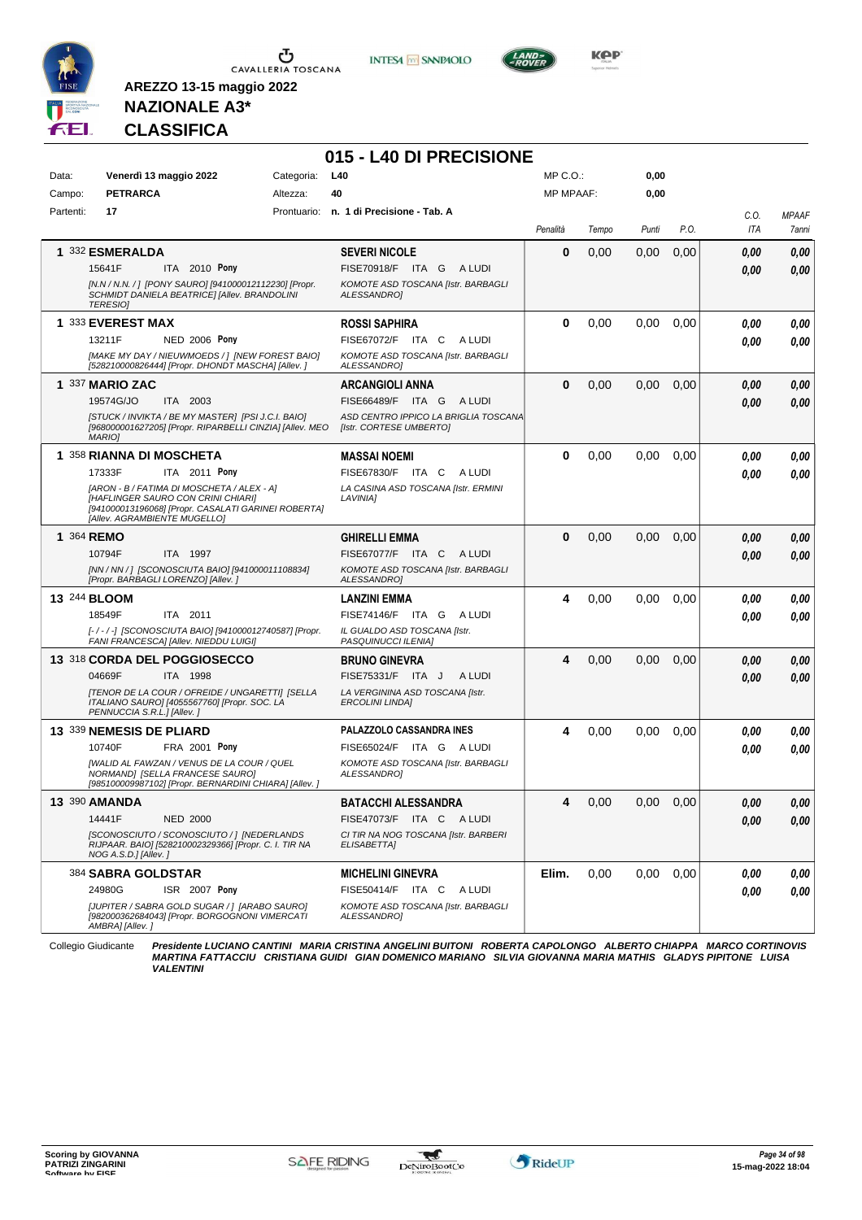AREZZO 13-15 maggio 2022

**NAZIONALE A3***

**CLASSIFICA**

## 015 - L40 DI PRECISIONE

| | | | |
|---|---|---|---|
| Data: | Venerdì 13 maggio 2022 | Categoria: | L40 |
| Campo: | PETRARCA | Altezza: | 40 |
| Partenti: | 17 | Prontuario: | n. 1 di Precisione - Tab. A |

MP C.O.: 0,00
MP MPAAF: 0,00

| Cl. | Cavallo | Cavaliere | Penalità | Tempo | Punti | P.O. | C.O. ITA | MPAAF 7anni |
|---|---|---|---|---|---|---|---|---|
| 1 | 332 **ESMERALDA** 15641F ITA 2010 Pony [N.N / N.N. / ] [PONY SAURO] [941000012112230] [Propr. SCHMIDT DANIELA BEATRICE] [Allev. BRANDOLINI TERESIO] | **SEVERI NICOLE** FISE70918/F ITA G A LUDI KOMOTE ASD TOSCANA [Istr. BARBAGLI ALESSANDRO] | 0 | 0,00 | 0,00 | 0,00 | 0,00 / 0,00 | 0,00 / 0,00 |
| 1 | 333 **EVEREST MAX** 13211F NED 2006 Pony [MAKE MY DAY / NIEUWMOEDS / ] [NEW FOREST BAIO] [528210000826444] [Propr. DHONDT MASCHA] [Allev. ] | **ROSSI SAPHIRA** FISE67072/F ITA C A LUDI KOMOTE ASD TOSCANA [Istr. BARBAGLI ALESSANDRO] | 0 | 0,00 | 0,00 | 0,00 | 0,00 / 0,00 | 0,00 / 0,00 |
| 1 | 337 **MARIO ZAC** 19574G/JO ITA 2003 [STUCK / INVIKTA / BE MY MASTER] [PSI J.C.I. BAIO] [968000001627205] [Propr. RIPARBELLI CINZIA] [Allev. MEO MARIO] | **ARCANGIOLI ANNA** FISE66489/F ITA G A LUDI ASD CENTRO IPPICO LA BRIGLIA TOSCANA [Istr. CORTESE UMBERTO] | 0 | 0,00 | 0,00 | 0,00 | 0,00 / 0,00 | 0,00 / 0,00 |
| 1 | 358 **RIANNA DI MOSCHETA** 17333F ITA 2011 Pony [ARON - B / FATIMA DI MOSCHETA / ALEX - A] [HAFLINGER SAURO CON CRINI CHIARI] [941000013196068] [Propr. CASALATI GARINEI ROBERTA] [Allev. AGRAMBIENTE MUGELLO] | **MASSAI NOEMI** FISE67830/F ITA C A LUDI LA CASINA ASD TOSCANA [Istr. ERMINI LAVINIA] | 0 | 0,00 | 0,00 | 0,00 | 0,00 / 0,00 | 0,00 / 0,00 |
| 1 | 364 **REMO** 10794F ITA 1997 [NN / NN / ] [SCONOSCIUTA BAIO] [941000011108834] [Propr. BARBAGLI LORENZO] [Allev. ] | **GHIRELLI EMMA** FISE67077/F ITA C A LUDI KOMOTE ASD TOSCANA [Istr. BARBAGLI ALESSANDRO] | 0 | 0,00 | 0,00 | 0,00 | 0,00 / 0,00 | 0,00 / 0,00 |
| 13 | 244 **BLOOM** 18549F ITA 2011 [- / - / -] [SCONOSCIUTA BAIO] [941000012740587] [Propr. FANI FRANCESCA] [Allev. NIEDDU LUIGI] | **LANZINI EMMA** FISE74146/F ITA G A LUDI IL GUALDO ASD TOSCANA [Istr. PASQUINUCCI ILENIA] | 4 | 0,00 | 0,00 | 0,00 | 0,00 / 0,00 | 0,00 / 0,00 |
| 13 | 318 **CORDA DEL POGGIOSECCO** 04669F ITA 1998 [TENOR DE LA COUR / OFREIDE / UNGARETTI] [SELLA ITALIANO SAURO] [4055567760] [Propr. SOC. LA PENNUCCIA S.R.L.] [Allev. ] | **BRUNO GINEVRA** FISE75331/F ITA J A LUDI LA VERGININA ASD TOSCANA [Istr. ERCOLINI LINDA] | 4 | 0,00 | 0,00 | 0,00 | 0,00 / 0,00 | 0,00 / 0,00 |
| 13 | 339 **NEMESIS DE PLIARD** 10740F FRA 2001 Pony [WALID AL FAWZAN / VENUS DE LA COUR / QUEL NORMAND] [SELLA FRANCESE SAURO] [985100009987102] [Propr. BERNARDINI CHIARA] [Allev. ] | **PALAZZOLO CASSANDRA INES** FISE65024/F ITA G A LUDI KOMOTE ASD TOSCANA [Istr. BARBAGLI ALESSANDRO] | 4 | 0,00 | 0,00 | 0,00 | 0,00 / 0,00 | 0,00 / 0,00 |
| 13 | 390 **AMANDA** 14441F NED 2000 [SCONOSCIUTO / SCONOSCIUTO / ] [NEDERLANDS RIJPAAR. BAIO] [528210002329366] [Propr. C. I. TIR NA NOG A.S.D.] [Allev. ] | **BATACCHI ALESSANDRA** FISE47073/F ITA C A LUDI CI TIR NA NOG TOSCANA [Istr. BARBERI ELISABETTA] | 4 | 0,00 | 0,00 | 0,00 | 0,00 / 0,00 | 0,00 / 0,00 |
| | 384 **SABRA GOLDSTAR** 24980G ISR 2007 Pony [JUPITER / SABRA GOLD SUGAR / ] [ARABO SAURO] [982000362684043] [Propr. BORGOGNONI VIMERCATI AMBRA] [Allev. ] | **MICHELINI GINEVRA** FISE50414/F ITA C A LUDI KOMOTE ASD TOSCANA [Istr. BARBAGLI ALESSANDRO] | Elim. | 0,00 | 0,00 | 0,00 | 0,00 / 0,00 | 0,00 / 0,00 |

Collegio Giudicante *Presidente LUCIANO CANTINI MARIA CRISTINA ANGELINI BUITONI ROBERTA CAPOLONGO ALBERTO CHIAPPA MARCO CORTINOVIS MARTINA FATTACCIU CRISTIANA GUIDI GIAN DOMENICO MARIANO SILVIA GIOVANNA MARIA MATHIS GLADYS PIPITONE LUISA VALENTINI*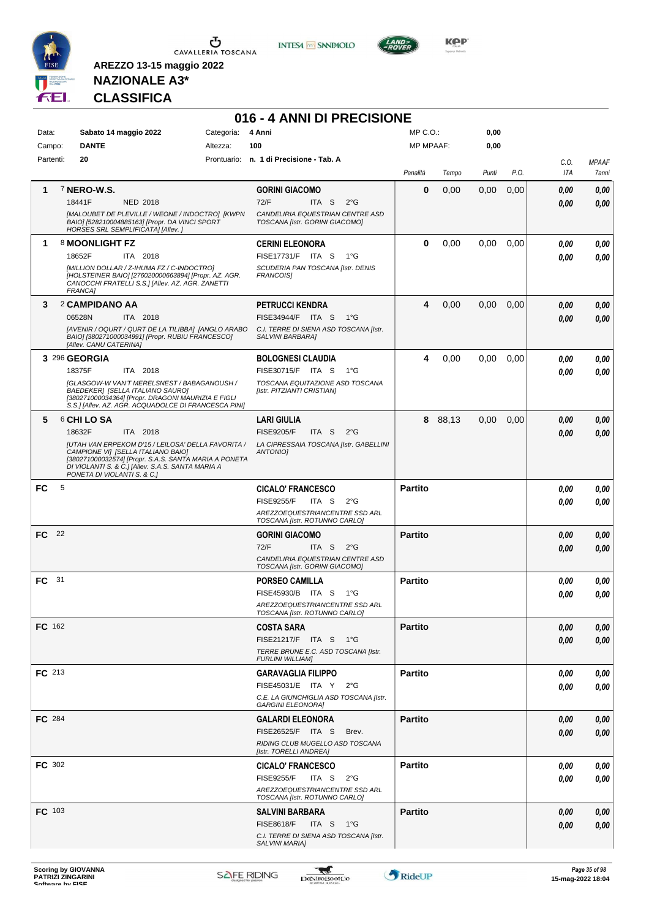AREZZO 13-15 maggio 2022

**NAZIONALE A3***

**CLASSIFICA**

# 016 - 4 ANNI DI PRECISIONE

| | | | | | |
|---|---|---|---|---|---|
| Data: | Sabato 14 maggio 2022 | Categoria: | 4 Anni | MP C.O.: | 0,00 |
| Campo: | DANTE | Altezza: | 100 | MP MPAAF: | 0,00 |
| Partenti: | 20 | Prontuario: | n. 1 di Precisione - Tab. A | | |

| Pos. | Cavallo | Cavaliere | Penalità | Tempo | Punti | P.O. | C.O. ITA | MPAAF 7anni |
|---|---|---|---|---|---|---|---|---|
| 1 | 7 **NERO-W.S.** 18441F NED 2018 *[MALOUBET DE PLEVILLE / WEONE / INDOCTRO] [KWPN BAIO] [528210004885163] [Propr. DA VINCI SPORT HORSES SRL SEMPLIFICATA] [Allev. ]* | **GORINI GIACOMO** 72/F ITA S 2°G *CANDELIRIA EQUESTRIAN CENTRE ASD TOSCANA [Istr. GORINI GIACOMO]* | 0 | 0,00 | 0,00 | 0,00 | 0,00 / 0,00 | 0,00 / 0,00 |
| 1 | 8 **MOONLIGHT FZ** 18652F ITA 2018 *[MILLION DOLLAR / Z-IHUMA FZ / C-INDOCTRO] [HOLSTEINER BAIO] [276020000663894] [Propr. AZ. AGR. CANOCCHI FRATELLI S.S.] [Allev. AZ. AGR. ZANETTI FRANCA]* | **CERINI ELEONORA** FISE17731/F ITA S 1°G *SCUDERIA PAN TOSCANA [Istr. DENIS FRANCOIS]* | 0 | 0,00 | 0,00 | 0,00 | 0,00 / 0,00 | 0,00 / 0,00 |
| 3 | 2 **CAMPIDANO AA** 06528N ITA 2018 *[AVENIR / OQURT / QURT DE LA TILIBBA] [ANGLO ARABO BAIO] [380271000034991] [Propr. RUBIU FRANCESCO] [Allev. CANU CATERINA]* | **PETRUCCI KENDRA** FISE34944/F ITA S 1°G *C.I. TERRE DI SIENA ASD TOSCANA [Istr. SALVINI BARBARA]* | 4 | 0,00 | 0,00 | 0,00 | 0,00 / 0,00 | 0,00 / 0,00 |
| 3 | 296 **GEORGIA** 18375F ITA 2018 *[GLASGOW-W VAN'T MERELSNEST / BABAGANOUSH / BAEDEKER] [SELLA ITALIANO SAURO] [380271000034364] [Propr. DRAGONI MAURIZIA E FIGLI S.S.] [Allev. AZ. AGR. ACQUADOLCE DI FRANCESCA PINI]* | **BOLOGNESI CLAUDIA** FISE30715/F ITA S 1°G *TOSCANA EQUITAZIONE ASD TOSCANA [Istr. PITZIANTI CRISTIAN]* | 4 | 0,00 | 0,00 | 0,00 | 0,00 / 0,00 | 0,00 / 0,00 |
| 5 | 6 **CHI LO SA** 18632F ITA 2018 *[UTAH VAN ERPEKOM D'15 / LEILOSA' DELLA FAVORITA / CAMPIONE VI] [SELLA ITALIANO BAIO] [380271000032574] [Propr. S.A.S. SANTA MARIA A PONETA DI VIOLANTI S. & C.] [Allev. S.A.S. SANTA MARIA A PONETA DI VIOLANTI S. & C.]* | **LARI GIULIA** FISE9205/F ITA S 2°G *LA CIPRESSAIA TOSCANA [Istr. GABELLINI ANTONIO]* | 8 | 88,13 | 0,00 | 0,00 | 0,00 / 0,00 | 0,00 / 0,00 |
| FC | 5 | **CICALO' FRANCESCO** FISE9255/F ITA S 2°G *AREZZOEQUESTRIANCENTRE SSD ARL TOSCANA [Istr. ROTUNNO CARLO]* | Partito | | | | 0,00 / 0,00 | 0,00 / 0,00 |
| FC | 22 | **GORINI GIACOMO** 72/F ITA S 2°G *CANDELIRIA EQUESTRIAN CENTRE ASD TOSCANA [Istr. GORINI GIACOMO]* | Partito | | | | 0,00 / 0,00 | 0,00 / 0,00 |
| FC | 31 | **PORSEO CAMILLA** FISE45930/B ITA S 1°G *AREZZOEQUESTRIANCENTRE SSD ARL TOSCANA [Istr. ROTUNNO CARLO]* | Partito | | | | 0,00 / 0,00 | 0,00 / 0,00 |
| FC | 162 | **COSTA SARA** FISE21217/F ITA S 1°G *TERRE BRUNE E.C. ASD TOSCANA [Istr. FURLINI WILLIAM]* | Partito | | | | 0,00 / 0,00 | 0,00 / 0,00 |
| FC | 213 | **GARAVAGLIA FILIPPO** FISE45031/E ITA Y 2°G *C.E. LA GIUNCHIGLIA ASD TOSCANA [Istr. GARGINI ELEONORA]* | Partito | | | | 0,00 / 0,00 | 0,00 / 0,00 |
| FC | 284 | **GALARDI ELEONORA** FISE26525/F ITA S Brev. *RIDING CLUB MUGELLO ASD TOSCANA [Istr. TORELLI ANDREA]* | Partito | | | | 0,00 / 0,00 | 0,00 / 0,00 |
| FC | 302 | **CICALO' FRANCESCO** FISE9255/F ITA S 2°G *AREZZOEQUESTRIANCENTRE SSD ARL TOSCANA [Istr. ROTUNNO CARLO]* | Partito | | | | 0,00 / 0,00 | 0,00 / 0,00 |
| FC | 103 | **SALVINI BARBARA** FISE8618/F ITA S 1°G *C.I. TERRE DI SIENA ASD TOSCANA [Istr. SALVINI MARIA]* | Partito | | | | 0,00 / 0,00 | 0,00 / 0,00 |

Scoring by GIOVANNA PATRIZI ZINGARINI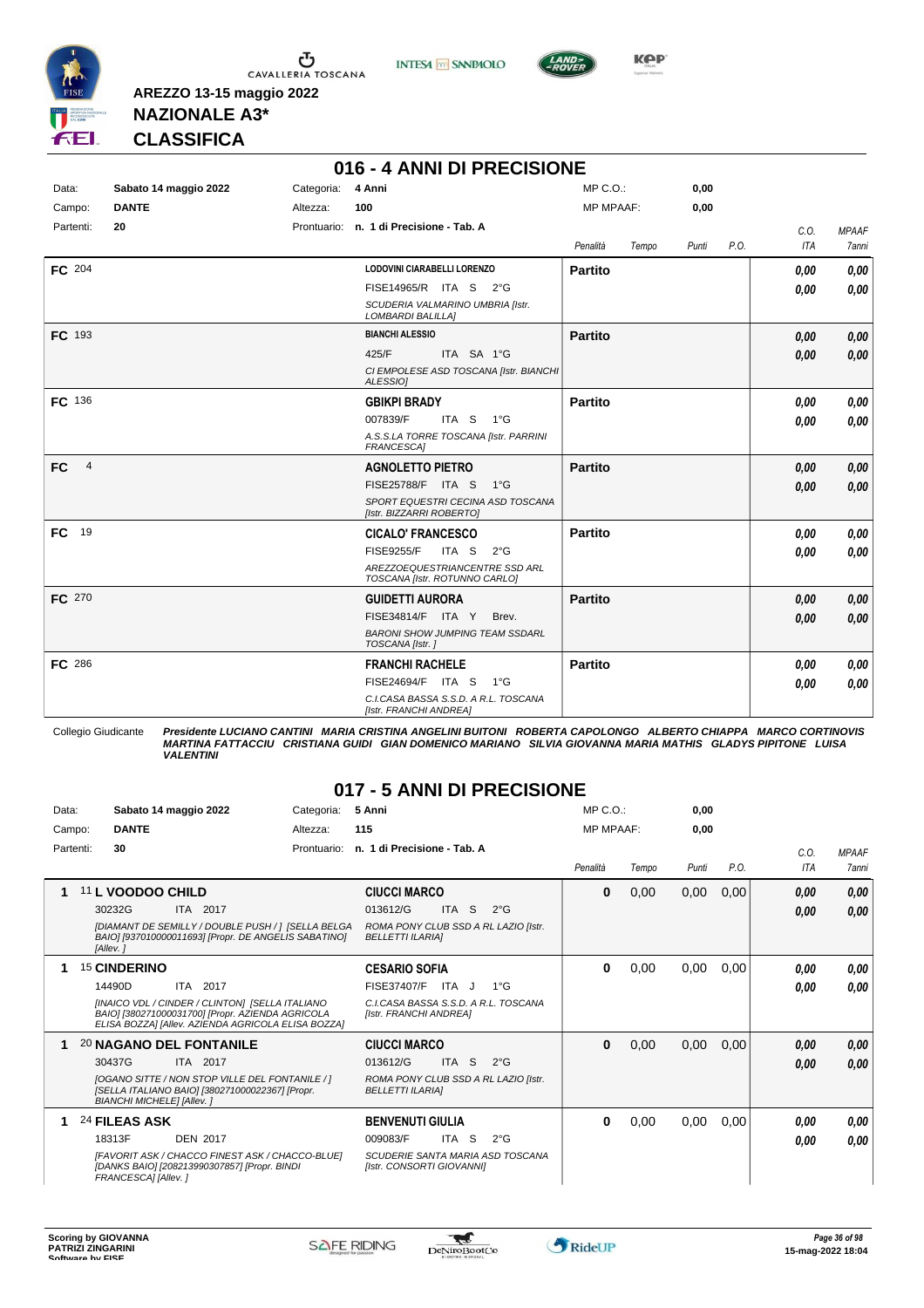AREZZO 13-15 maggio 2022

**NAZIONALE A3***

**CLASSIFICA**

## 016 - 4 ANNI DI PRECISIONE

| | | | |
|---|---|---|---|
| Data: | Sabato 14 maggio 2022 | Categoria: | 4 Anni |
| Campo: | DANTE | Altezza: | 100 |
| Partenti: | 20 | Prontuario: | n. 1 di Precisione - Tab. A |

MP C.O.: 0,00
MP MPAAF: 0,00

| | Cavallo | Cavaliere | Penalità | Tempo | Punti | P.O. | C.O. ITA | MPAAF 7anni |
|---|---|---|---|---|---|---|---|---|
| FC 204 | | LODOVINI CIARABELLI LORENZO<br>FISE14965/R ITA S 2°G<br>*SCUDERIA VALMARINO UMBRIA [Istr. LOMBARDI BALILLA]* | Partito | | | | 0,00<br>0,00 | 0,00<br>0,00 |
| FC 193 | | BIANCHI ALESSIO<br>425/F ITA SA 1°G<br>*CI EMPOLESE ASD TOSCANA [Istr. BIANCHI ALESSIO]* | Partito | | | | 0,00<br>0,00 | 0,00<br>0,00 |
| FC 136 | | GBIKPI BRADY<br>007839/F ITA S 1°G<br>*A.S.S.LA TORRE TOSCANA [Istr. PARRINI FRANCESCA]* | Partito | | | | 0,00<br>0,00 | 0,00<br>0,00 |
| FC 4 | | AGNOLETTO PIETRO<br>FISE25788/F ITA S 1°G<br>*SPORT EQUESTRI CECINA ASD TOSCANA [Istr. BIZZARRI ROBERTO]* | Partito | | | | 0,00<br>0,00 | 0,00<br>0,00 |
| FC 19 | | CICALO' FRANCESCO<br>FISE9255/F ITA S 2°G<br>*AREZZOEQUESTRIANCENTRE SSD ARL TOSCANA [Istr. ROTUNNO CARLO]* | Partito | | | | 0,00<br>0,00 | 0,00<br>0,00 |
| FC 270 | | GUIDETTI AURORA<br>FISE34814/F ITA Y Brev.<br>*BARONI SHOW JUMPING TEAM SSDARL TOSCANA [Istr. ]* | Partito | | | | 0,00<br>0,00 | 0,00<br>0,00 |
| FC 286 | | FRANCHI RACHELE<br>FISE24694/F ITA S 1°G<br>*C.I.CASA BASSA S.S.D. A R.L. TOSCANA [Istr. FRANCHI ANDREA]* | Partito | | | | 0,00<br>0,00 | 0,00<br>0,00 |

Collegio Giudicante *Presidente LUCIANO CANTINI MARIA CRISTINA ANGELINI BUITONI ROBERTA CAPOLONGO ALBERTO CHIAPPA MARCO CORTINOVIS MARTINA FATTACCIU CRISTIANA GUIDI GIAN DOMENICO MARIANO SILVIA GIOVANNA MARIA MATHIS GLADYS PIPITONE LUISA VALENTINI*

## 017 - 5 ANNI DI PRECISIONE

| | | | |
|---|---|---|---|
| Data: | Sabato 14 maggio 2022 | Categoria: | 5 Anni |
| Campo: | DANTE | Altezza: | 115 |
| Partenti: | 30 | Prontuario: | n. 1 di Precisione - Tab. A |

MP C.O.: 0,00
MP MPAAF: 0,00

| | Cavallo | Cavaliere | Penalità | Tempo | Punti | P.O. | C.O. ITA | MPAAF 7anni |
|---|---|---|---|---|---|---|---|---|
| 1 | 11 L VOODOO CHILD<br>30232G ITA 2017<br>*[DIAMANT DE SEMILLY / DOUBLE PUSH / ] [SELLA BELGA BAIO] [937010000011693] [Propr. DE ANGELIS SABATINO] [Allev. ]* | CIUCCI MARCO<br>013612/G ITA S 2°G<br>*ROMA PONY CLUB SSD A RL LAZIO [Istr. BELLETTI ILARIA]* | 0 | 0,00 | 0,00 | 0,00 | 0,00<br>0,00 | 0,00<br>0,00 |
| 1 | 15 CINDERINO<br>14490D ITA 2017<br>*[INAICO VDL / CINDER / CLINTON] [SELLA ITALIANO BAIO] [380271000031700] [Propr. AZIENDA AGRICOLA ELISA BOZZA] [Allev. AZIENDA AGRICOLA ELISA BOZZA]* | CESARIO SOFIA<br>FISE37407/F ITA J 1°G<br>*C.I.CASA BASSA S.S.D. A R.L. TOSCANA [Istr. FRANCHI ANDREA]* | 0 | 0,00 | 0,00 | 0,00 | 0,00<br>0,00 | 0,00<br>0,00 |
| 1 | 20 NAGANO DEL FONTANILE<br>30437G ITA 2017<br>*[OGANO SITTE / NON STOP VILLE DEL FONTANILE / ] [SELLA ITALIANO BAIO] [380271000022367] [Propr. BIANCHI MICHELE] [Allev. ]* | CIUCCI MARCO<br>013612/G ITA S 2°G<br>*ROMA PONY CLUB SSD A RL LAZIO [Istr. BELLETTI ILARIA]* | 0 | 0,00 | 0,00 | 0,00 | 0,00<br>0,00 | 0,00<br>0,00 |
| 1 | 24 FILEAS ASK<br>18313F DEN 2017<br>*[FAVORIT ASK / CHACCO FINEST ASK / CHACCO-BLUE] [DANKS BAIO] [208213990307857] [Propr. BINDI FRANCESCA] [Allev. ]* | BENVENUTI GIULIA<br>009083/F ITA S 2°G<br>*SCUDERIE SANTA MARIA ASD TOSCANA [Istr. CONSORTI GIOVANNI]* | 0 | 0,00 | 0,00 | 0,00 | 0,00<br>0,00 | 0,00<br>0,00 |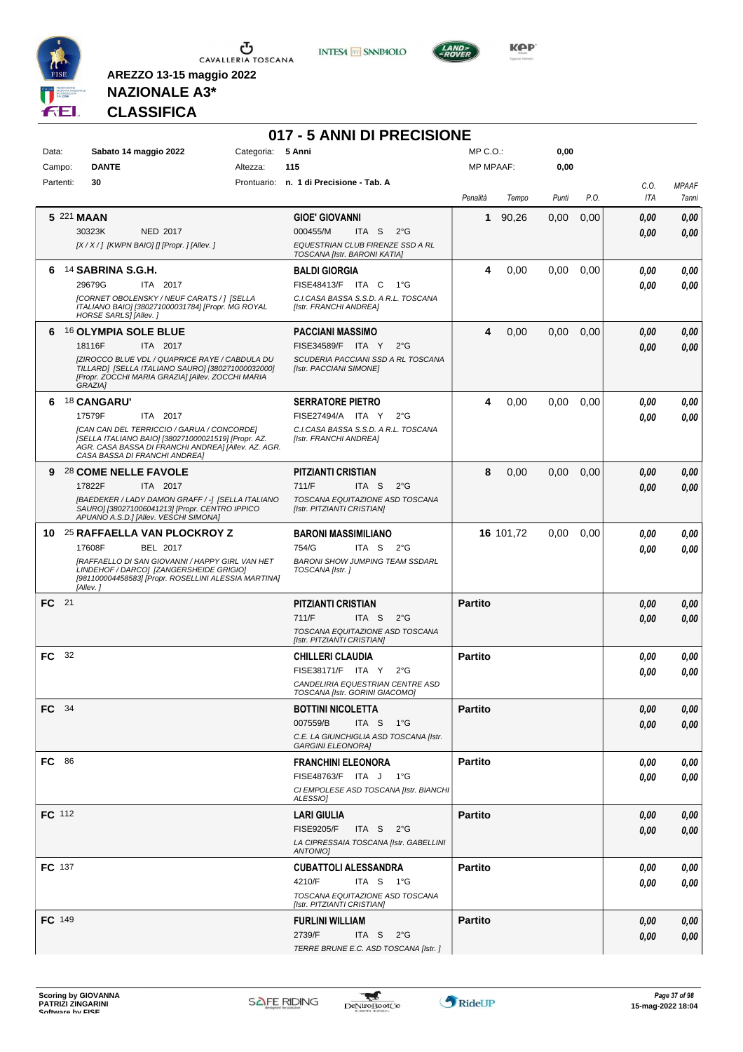AREZZO 13-15 maggio 2022

**NAZIONALE A3***

**CLASSIFICA**

## 017 - 5 ANNI DI PRECISIONE

Data: **Sabato 14 maggio 2022** Categoria: **5 Anni** MP C.O.: **0,00**

Campo: **DANTE** Altezza: **115** MP MPAAF: **0,00**

Partenti: **30** Prontuario: **n. 1 di Precisione - Tab. A**

| Pos. | Cavallo | Cavaliere | Penalità | Tempo | Punti | P.O. | C.O. ITA | MPAAF 7anni |
|---|---|---|---|---|---|---|---|---|
| 5 | 221 **MAAN** 30323K NED 2017 *[X / X / ] [KWPN BAIO] [] [Propr. ] [Allev. ]* | **GIOE' GIOVANNI** 000455/M ITA S 2°G *EQUESTRIAN CLUB FIRENZE SSD A RL TOSCANA [Istr. BARONI KATIA]* | 1 | 90,26 | 0,00 | 0,00 | 0,00 / 0,00 | 0,00 / 0,00 |
| 6 | 14 **SABRINA S.G.H.** 29679G ITA 2017 *[CORNET OBOLENSKY / NEUF CARATS / ] [SELLA ITALIANO BAIO] [380271000031784] [Propr. MG ROYAL HORSE SARLS] [Allev. ]* | **BALDI GIORGIA** FISE48413/F ITA C 1°G *C.I.CASA BASSA S.S.D. A R.L. TOSCANA [Istr. FRANCHI ANDREA]* | 4 | 0,00 | 0,00 | 0,00 | 0,00 / 0,00 | 0,00 / 0,00 |
| 6 | 16 **OLYMPIA SOLE BLUE** 18116F ITA 2017 *[ZIROCCO BLUE VDL / QUAPRICE RAYE / CABDULA DU TILLARD] [SELLA ITALIANO SAURO] [380271000032000] [Propr. ZOCCHI MARIA GRAZIA] [Allev. ZOCCHI MARIA GRAZIA]* | **PACCIANI MASSIMO** FISE34589/F ITA Y 2°G *SCUDERIA PACCIANI SSD A RL TOSCANA [Istr. PACCIANI SIMONE]* | 4 | 0,00 | 0,00 | 0,00 | 0,00 / 0,00 | 0,00 / 0,00 |
| 6 | 18 **CANGARU'** 17579F ITA 2017 *[CAN CAN DEL TERRICCIO / GARUA / CONCORDE] [SELLA ITALIANO BAIO] [380271000021519] [Propr. AZ. AGR. CASA BASSA DI FRANCHI ANDREA] [Allev. AZ. AGR. CASA BASSA DI FRANCHI ANDREA]* | **SERRATORE PIETRO** FISE27494/A ITA Y 2°G *C.I.CASA BASSA S.S.D. A R.L. TOSCANA [Istr. FRANCHI ANDREA]* | 4 | 0,00 | 0,00 | 0,00 | 0,00 / 0,00 | 0,00 / 0,00 |
| 9 | 28 **COME NELLE FAVOLE** 17822F ITA 2017 *[BAEDEKER / LADY DAMON GRAFF / -] [SELLA ITALIANO SAURO] [380271006041213] [Propr. CENTRO IPPICO APUANO A.S.D.] [Allev. VESCHI SIMONA]* | **PITZIANTI CRISTIAN** 711/F ITA S 2°G *TOSCANA EQUITAZIONE ASD TOSCANA [Istr. PITZIANTI CRISTIAN]* | 8 | 0,00 | 0,00 | 0,00 | 0,00 / 0,00 | 0,00 / 0,00 |
| 10 | 25 **RAFFAELLA VAN PLOCKROY Z** 17608F BEL 2017 *[RAFFAELLO DI SAN GIOVANNI / HAPPY GIRL VAN HET LINDEHOF / DARCO] [ZANGERSHEIDE GRIGIO] [981100004458583] [Propr. ROSELLINI ALESSIA MARTINA] [Allev. ]* | **BARONI MASSIMILIANO** 754/G ITA S 2°G *BARONI SHOW JUMPING TEAM SSDARL TOSCANA [Istr. ]* | 16 | 101,72 | 0,00 | 0,00 | 0,00 / 0,00 | 0,00 / 0,00 |
| FC | 21 | **PITZIANTI CRISTIAN** 711/F ITA S 2°G *TOSCANA EQUITAZIONE ASD TOSCANA [Istr. PITZIANTI CRISTIAN]* | Partito | | | | 0,00 / 0,00 | 0,00 / 0,00 |
| FC | 32 | **CHILLERI CLAUDIA** FISE38171/F ITA Y 2°G *CANDELIRIA EQUESTRIAN CENTRE ASD TOSCANA [Istr. GORINI GIACOMO]* | Partito | | | | 0,00 / 0,00 | 0,00 / 0,00 |
| FC | 34 | **BOTTINI NICOLETTA** 007559/B ITA S 1°G *C.E. LA GIUNCHIGLIA ASD TOSCANA [Istr. GARGINI ELEONORA]* | Partito | | | | 0,00 / 0,00 | 0,00 / 0,00 |
| FC | 86 | **FRANCHINI ELEONORA** FISE48763/F ITA J 1°G *CI EMPOLESE ASD TOSCANA [Istr. BIANCHI ALESSIO]* | Partito | | | | 0,00 / 0,00 | 0,00 / 0,00 |
| FC | 112 | **LARI GIULIA** FISE9205/F ITA S 2°G *LA CIPRESSAIA TOSCANA [Istr. GABELLINI ANTONIO]* | Partito | | | | 0,00 / 0,00 | 0,00 / 0,00 |
| FC | 137 | **CUBATTOLI ALESSANDRA** 4210/F ITA S 1°G *TOSCANA EQUITAZIONE ASD TOSCANA [Istr. PITZIANTI CRISTIAN]* | Partito | | | | 0,00 / 0,00 | 0,00 / 0,00 |
| FC | 149 | **FURLINI WILLIAM** 2739/F ITA S 2°G *TERRE BRUNE E.C. ASD TOSCANA [Istr. ]* | Partito | | | | 0,00 / 0,00 | 0,00 / 0,00 |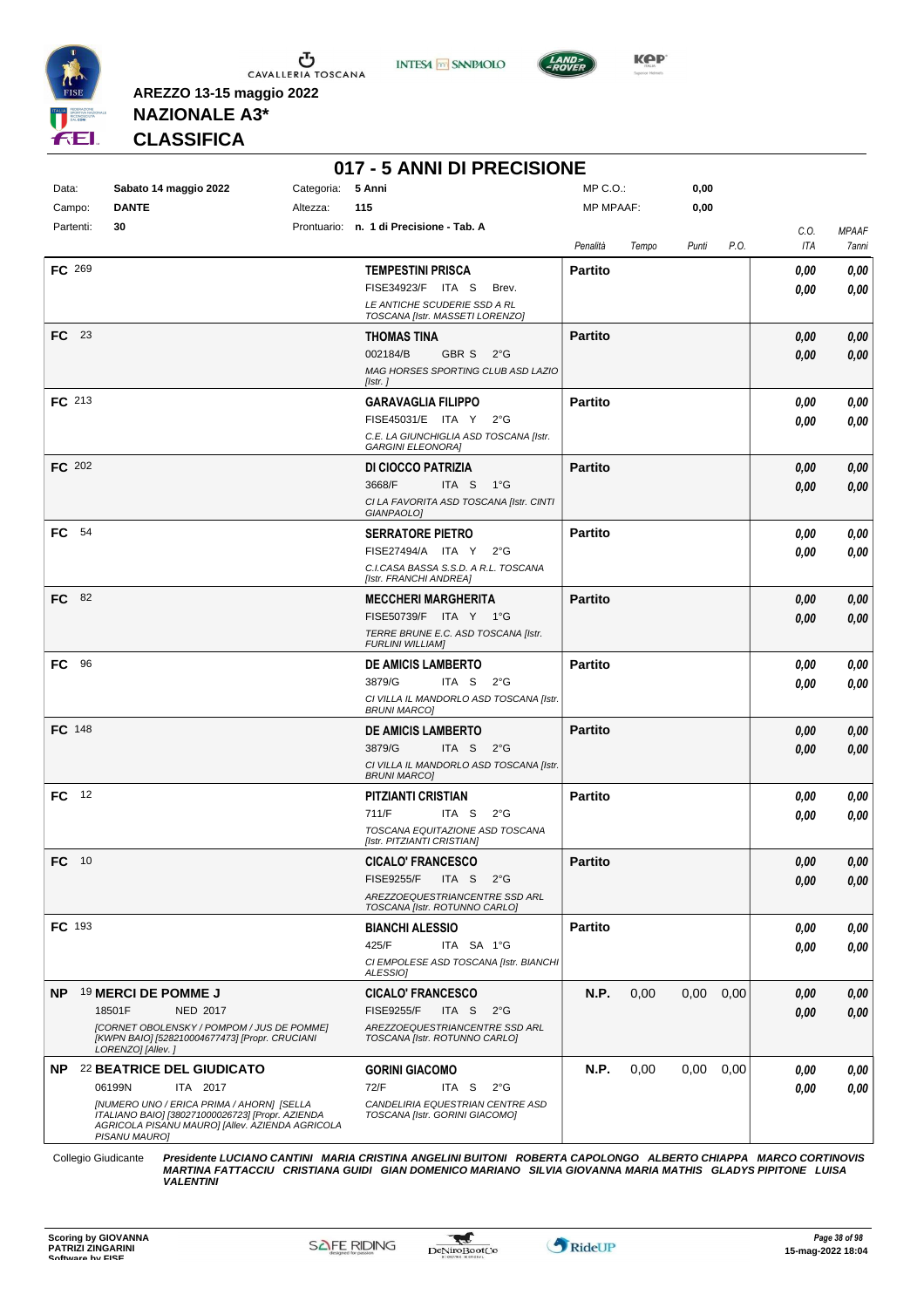AREZZO 13-15 maggio 2022

**NAZIONALE A3***

**CLASSIFICA**

# 017 - 5 ANNI DI PRECISIONE

| | | | | | |
|---|---|---|---|---|---|
| Data: | Sabato 14 maggio 2022 | Categoria: | 5 Anni | MP C.O.: | 0,00 |
| Campo: | DANTE | Altezza: | 115 | MP MPAAF: | 0,00 |
| Partenti: | 30 | Prontuario: | n. 1 di Precisione - Tab. A | | |

| | Cavallo | Cavaliere | Penalità | Tempo | Punti | P.O. | C.O. ITA | MPAAF 7anni |
|---|---|---|---|---|---|---|---|---|
| FC 269 | | **TEMPESTINI PRISCA** FISE34923/F ITA S Brev. *LE ANTICHE SCUDERIE SSD A RL TOSCANA [Istr. MASSETI LORENZO]* | **Partito** | | | | 0,00 / 0,00 | 0,00 / 0,00 |
| FC 23 | | **THOMAS TINA** 002184/B GBR S 2°G *MAG HORSES SPORTING CLUB ASD LAZIO [Istr. ]* | **Partito** | | | | 0,00 / 0,00 | 0,00 / 0,00 |
| FC 213 | | **GARAVAGLIA FILIPPO** FISE45031/E ITA Y 2°G *C.E. LA GIUNCHIGLIA ASD TOSCANA [Istr. GARGINI ELEONORA]* | **Partito** | | | | 0,00 / 0,00 | 0,00 / 0,00 |
| FC 202 | | **DI CIOCCO PATRIZIA** 3668/F ITA S 1°G *CI LA FAVORITA ASD TOSCANA [Istr. CINTI GIANPAOLO]* | **Partito** | | | | 0,00 / 0,00 | 0,00 / 0,00 |
| FC 54 | | **SERRATORE PIETRO** FISE27494/A ITA Y 2°G *C.I.CASA BASSA S.S.D. A R.L. TOSCANA [Istr. FRANCHI ANDREA]* | **Partito** | | | | 0,00 / 0,00 | 0,00 / 0,00 |
| FC 82 | | **MECCHERI MARGHERITA** FISE50739/F ITA Y 1°G *TERRE BRUNE E.C. ASD TOSCANA [Istr. FURLINI WILLIAM]* | **Partito** | | | | 0,00 / 0,00 | 0,00 / 0,00 |
| FC 96 | | **DE AMICIS LAMBERTO** 3879/G ITA S 2°G *CI VILLA IL MANDORLO ASD TOSCANA [Istr. BRUNI MARCO]* | **Partito** | | | | 0,00 / 0,00 | 0,00 / 0,00 |
| FC 148 | | **DE AMICIS LAMBERTO** 3879/G ITA S 2°G *CI VILLA IL MANDORLO ASD TOSCANA [Istr. BRUNI MARCO]* | **Partito** | | | | 0,00 / 0,00 | 0,00 / 0,00 |
| FC 12 | | **PITZIANTI CRISTIAN** 711/F ITA S 2°G *TOSCANA EQUITAZIONE ASD TOSCANA [Istr. PITZIANTI CRISTIAN]* | **Partito** | | | | 0,00 / 0,00 | 0,00 / 0,00 |
| FC 10 | | **CICALO' FRANCESCO** FISE9255/F ITA S 2°G *AREZZOEQUESTRIANCENTRE SSD ARL TOSCANA [Istr. ROTUNNO CARLO]* | **Partito** | | | | 0,00 / 0,00 | 0,00 / 0,00 |
| FC 193 | | **BIANCHI ALESSIO** 425/F ITA SA 1°G *CI EMPOLESE ASD TOSCANA [Istr. BIANCHI ALESSIO]* | **Partito** | | | | 0,00 / 0,00 | 0,00 / 0,00 |
| NP 19 | **MERCI DE POMME J** 18501F NED 2017 *[CORNET OBOLENSKY / POMPOM / JUS DE POMME] [KWPN BAIO] [528210004677473] [Propr. CRUCIANI LORENZO] [Allev. ]* | **CICALO' FRANCESCO** FISE9255/F ITA S 2°G *AREZZOEQUESTRIANCENTRE SSD ARL TOSCANA [Istr. ROTUNNO CARLO]* | **N.P.** | 0,00 | 0,00 | 0,00 | 0,00 / 0,00 | 0,00 / 0,00 |
| NP 22 | **BEATRICE DEL GIUDICATO** 06199N ITA 2017 *[NUMERO UNO / ERICA PRIMA / AHORN] [SELLA ITALIANO BAIO] [380271000026723] [Propr. AZIENDA AGRICOLA PISANU MAURO] [Allev. AZIENDA AGRICOLA PISANU MAURO]* | **GORINI GIACOMO** 72/F ITA S 2°G *CANDELIRIA EQUESTRIAN CENTRE ASD TOSCANA [Istr. GORINI GIACOMO]* | **N.P.** | 0,00 | 0,00 | 0,00 | 0,00 / 0,00 | 0,00 / 0,00 |

Collegio Giudicante *Presidente LUCIANO CANTINI MARIA CRISTINA ANGELINI BUITONI ROBERTA CAPOLONGO ALBERTO CHIAPPA MARCO CORTINOVIS MARTINA FATTACCIU CRISTIANA GUIDI GIAN DOMENICO MARIANO SILVIA GIOVANNA MARIA MATHIS GLADYS PIPITONE LUISA VALENTINI*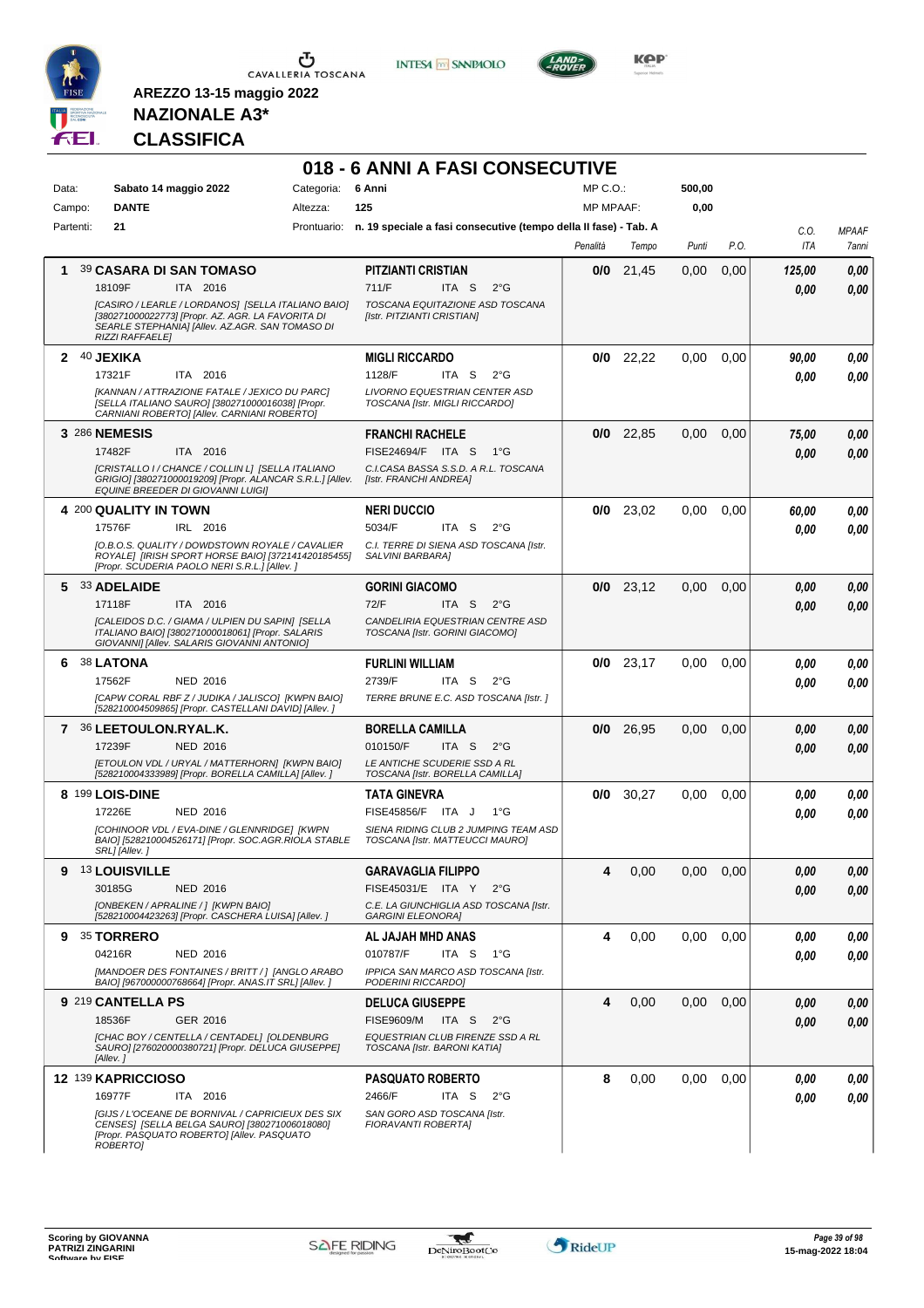**AREZZO 13-15 maggio 2022**

**NAZIONALE A3***

**CLASSIFICA**

# 018 - 6 ANNI A FASI CONSECUTIVE

| | | | |
|---|---|---|---|
| Data: | Sabato 14 maggio 2022 | Categoria: | 6 Anni |
| Campo: | DANTE | Altezza: | 125 |
| Partenti: | 21 | Prontuario: | n. 19 speciale a fasi consecutive (tempo della II fase) - Tab. A |

MP C.O.: 500,00
MP MPAAF: 0,00

| Cl. | Cavallo | Cavaliere | Penalità | Tempo | Punti | P.O. | C.O. ITA | MPAAF 7anni |
|---|---|---|---|---|---|---|---|---|
| 1 | 39 **CASARA DI SAN TOMASO** 18109F ITA 2016 *[CASIRO / LEARLE / LORDANOS] [SELLA ITALIANO BAIO] [380271000022773] [Propr. AZ. AGR. LA FAVORITA DI SEARLE STEPHANIA] [Allev. AZ.AGR. SAN TOMASO DI RIZZI RAFFAELE]* | **PITZIANTI CRISTIAN** 711/F ITA S 2°G *TOSCANA EQUITAZIONE ASD TOSCANA [Istr. PITZIANTI CRISTIAN]* | 0/0 | 21,45 | 0,00 | 0,00 | 125,00 / 0,00 | 0,00 / 0,00 |
| 2 | 40 **JEXIKA** 17321F ITA 2016 *[KANNAN / ATTRAZIONE FATALE / JEXICO DU PARC] [SELLA ITALIANO SAURO] [380271000016038] [Propr. CARNIANI ROBERTO] [Allev. CARNIANI ROBERTO]* | **MIGLI RICCARDO** 1128/F ITA S 2°G *LIVORNO EQUESTRIAN CENTER ASD TOSCANA [Istr. MIGLI RICCARDO]* | 0/0 | 22,22 | 0,00 | 0,00 | 90,00 / 0,00 | 0,00 / 0,00 |
| 3 | 286 **NEMESIS** 17482F ITA 2016 *[CRISTALLO I / CHANCE / COLLIN L] [SELLA ITALIANO GRIGIO] [380271000019209] [Propr. ALANCAR S.R.L.] [Allev. EQUINE BREEDER DI GIOVANNI LUIGI]* | **FRANCHI RACHELE** FISE24694/F ITA S 1°G *C.I.CASA BASSA S.S.D. A R.L. TOSCANA [Istr. FRANCHI ANDREA]* | 0/0 | 22,85 | 0,00 | 0,00 | 75,00 / 0,00 | 0,00 / 0,00 |
| 4 | 200 **QUALITY IN TOWN** 17576F IRL 2016 *[O.B.O.S. QUALITY / DOWDSTOWN ROYALE / CAVALIER ROYALE] [IRISH SPORT HORSE BAIO] [372141420185455] [Propr. SCUDERIA PAOLO NERI S.R.L.] [Allev. ]* | **NERI DUCCIO** 5034/F ITA S 2°G *C.I. TERRE DI SIENA ASD TOSCANA [Istr. SALVINI BARBARA]* | 0/0 | 23,02 | 0,00 | 0,00 | 60,00 / 0,00 | 0,00 / 0,00 |
| 5 | 33 **ADELAIDE** 17118F ITA 2016 *[CALEIDOS D.C. / GIAMA / ULPIEN DU SAPIN] [SELLA ITALIANO BAIO] [380271000018061] [Propr. SALARIS GIOVANNI] [Allev. SALARIS GIOVANNI ANTONIO]* | **GORINI GIACOMO** 72/F ITA S 2°G *CANDELIRIA EQUESTRIAN CENTRE ASD TOSCANA [Istr. GORINI GIACOMO]* | 0/0 | 23,12 | 0,00 | 0,00 | 0,00 / 0,00 | 0,00 / 0,00 |
| 6 | 38 **LATONA** 17562F NED 2016 *[CAPW CORAL RBF Z / JUDIKA / JALISCO] [KWPN BAIO] [528210004509865] [Propr. CASTELLANI DAVID] [Allev. ]* | **FURLINI WILLIAM** 2739/F ITA S 2°G *TERRE BRUNE E.C. ASD TOSCANA [Istr. ]* | 0/0 | 23,17 | 0,00 | 0,00 | 0,00 / 0,00 | 0,00 / 0,00 |
| 7 | 36 **LEETOULON.RYAL.K.** 17239F NED 2016 *[ETOULON VDL / URYAL / MATTERHORN] [KWPN BAIO] [528210004333989] [Propr. BORELLA CAMILLA] [Allev. ]* | **BORELLA CAMILLA** 010150/F ITA S 2°G *LE ANTICHE SCUDERIE SSD A RL TOSCANA [Istr. BORELLA CAMILLA]* | 0/0 | 26,95 | 0,00 | 0,00 | 0,00 / 0,00 | 0,00 / 0,00 |
| 8 | 199 **LOIS-DINE** 17226E NED 2016 *[COHINOOR VDL / EVA-DINE / GLENNRIDGE] [KWPN BAIO] [528210004526171] [Propr. SOC.AGR.RIOLA STABLE SRL] [Allev. ]* | **TATA GINEVRA** FISE45856/F ITA J 1°G *SIENA RIDING CLUB 2 JUMPING TEAM ASD TOSCANA [Istr. MATTEUCCI MAURO]* | 0/0 | 30,27 | 0,00 | 0,00 | 0,00 / 0,00 | 0,00 / 0,00 |
| 9 | 13 **LOUISVILLE** 30185G NED 2016 *[ONBEKEN / APRALINE / ] [KWPN BAIO] [528210004423263] [Propr. CASCHERA LUISA] [Allev. ]* | **GARAVAGLIA FILIPPO** FISE45031/E ITA Y 2°G *C.E. LA GIUNCHIGLIA ASD TOSCANA [Istr. GARGINI ELEONORA]* | 4 | 0,00 | 0,00 | 0,00 | 0,00 / 0,00 | 0,00 / 0,00 |
| 9 | 35 **TORRERO** 04216R NED 2016 *[MANDOER DES FONTAINES / BRITT / ] [ANGLO ARABO BAIO] [967000000768664] [Propr. ANAS.IT SRL] [Allev. ]* | **AL JAJAH MHD ANAS** 010787/F ITA S 1°G *IPPICA SAN MARCO ASD TOSCANA [Istr. PODERINI RICCARDO]* | 4 | 0,00 | 0,00 | 0,00 | 0,00 / 0,00 | 0,00 / 0,00 |
| 9 | 219 **CANTELLA PS** 18536F GER 2016 *[CHAC BOY / CENTELLA / CENTADEL] [OLDENBURG SAURO] [276020000380721] [Propr. DELUCA GIUSEPPE] [Allev. ]* | **DELUCA GIUSEPPE** FISE9609/M ITA S 2°G *EQUESTRIAN CLUB FIRENZE SSD A RL TOSCANA [Istr. BARONI KATIA]* | 4 | 0,00 | 0,00 | 0,00 | 0,00 / 0,00 | 0,00 / 0,00 |
| 12 | 139 **KAPRICCIOSO** 16977F ITA 2016 *[GIJS / L'OCEANE DE BORNIVAL / CAPRICIEUX DES SIX CENSES] [SELLA BELGA SAURO] [380271006018080] [Propr. PASQUATO ROBERTO] [Allev. PASQUATO ROBERTO]* | **PASQUATO ROBERTO** 2466/F ITA S 2°G *SAN GORO ASD TOSCANA [Istr. FIORAVANTI ROBERTA]* | 8 | 0,00 | 0,00 | 0,00 | 0,00 / 0,00 | 0,00 / 0,00 |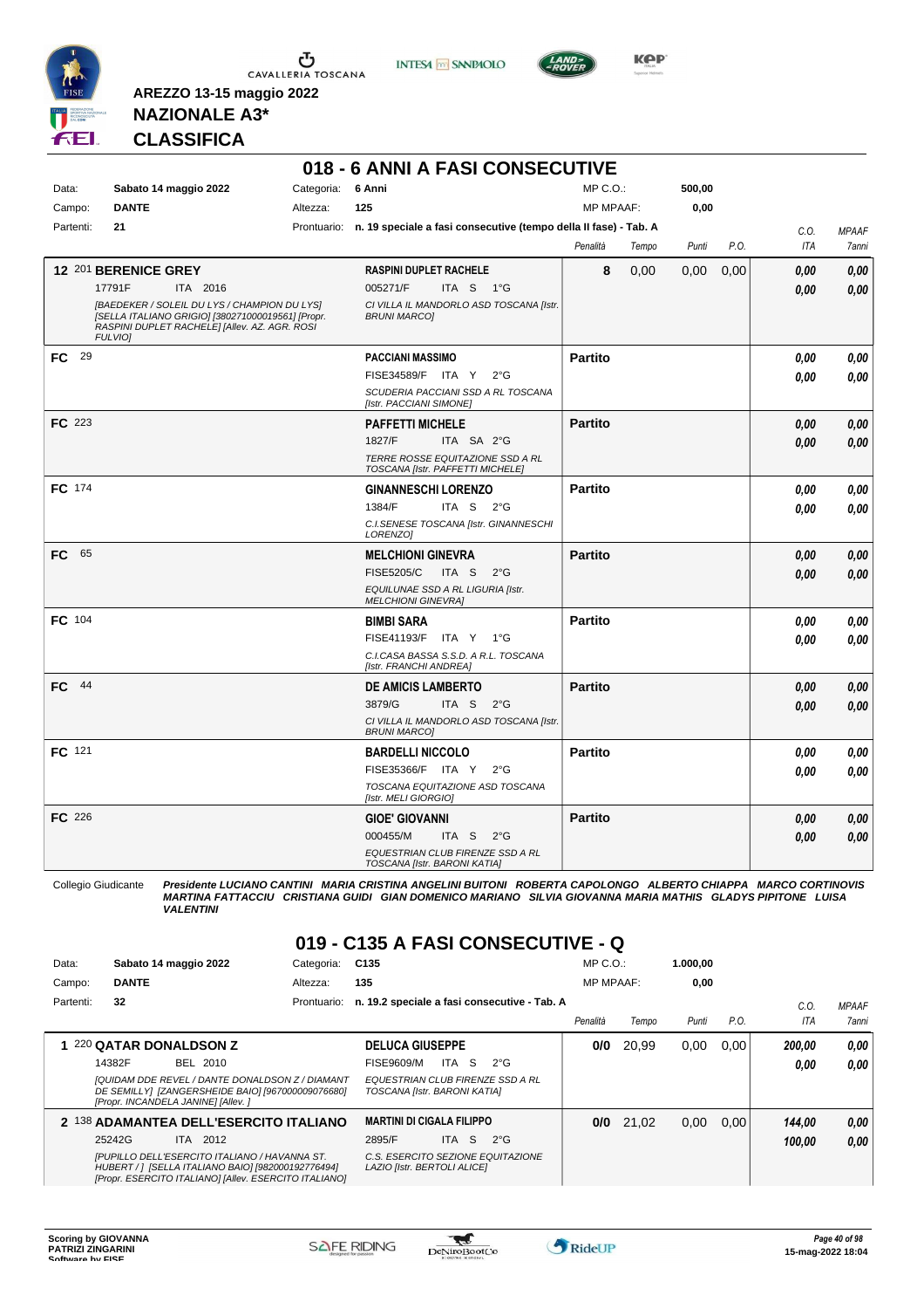**AREZZO 13-15 maggio 2022**

**NAZIONALE A3***

**CLASSIFICA**

## 018 - 6 ANNI A FASI CONSECUTIVE

| Data: | Sabato 14 maggio 2022 | Categoria: | 6 Anni | MP C.O.: | 500,00 |
|---|---|---|---|---|---|
| Campo: | DANTE | Altezza: | 125 | MP MPAAF: | 0,00 |
| Partenti: | 21 | Prontuario: | n. 19 speciale a fasi consecutive (tempo della II fase) - Tab. A | | |

| | Cavallo | Cavaliere | Penalità | Tempo | Punti | P.O. | C.O. ITA | MPAAF 7anni |
|---|---|---|---|---|---|---|---|---|
| 12 | 201 **BERENICE GREY** 17791F ITA 2016 *[BAEDEKER / SOLEIL DU LYS / CHAMPION DU LYS] [SELLA ITALIANO GRIGIO] [380271000019561] [Propr. RASPINI DUPLET RACHELE] [Allev. AZ. AGR. ROSI FULVIO]* | **RASPINI DUPLET RACHELE** 005271/F ITA S 1°G *CI VILLA IL MANDORLO ASD TOSCANA [Istr. BRUNI MARCO]* | 8 | 0,00 | 0,00 | 0,00 | 0,00 / 0,00 | 0,00 / 0,00 |
| FC | 29 | **PACCIANI MASSIMO** FISE34589/F ITA Y 2°G *SCUDERIA PACCIANI SSD A RL TOSCANA [Istr. PACCIANI SIMONE]* | Partito | | | | 0,00 / 0,00 | 0,00 / 0,00 |
| FC | 223 | **PAFFETTI MICHELE** 1827/F ITA SA 2°G *TERRE ROSSE EQUITAZIONE SSD A RL TOSCANA [Istr. PAFFETTI MICHELE]* | Partito | | | | 0,00 / 0,00 | 0,00 / 0,00 |
| FC | 174 | **GINANNESCHI LORENZO** 1384/F ITA S 2°G *C.I.SENESE TOSCANA [Istr. GINANNESCHI LORENZO]* | Partito | | | | 0,00 / 0,00 | 0,00 / 0,00 |
| FC | 65 | **MELCHIONI GINEVRA** FISE5205/C ITA S 2°G *EQUILUNAE SSD A RL LIGURIA [Istr. MELCHIONI GINEVRA]* | Partito | | | | 0,00 / 0,00 | 0,00 / 0,00 |
| FC | 104 | **BIMBI SARA** FISE41193/F ITA Y 1°G *C.I.CASA BASSA S.S.D. A R.L. TOSCANA [Istr. FRANCHI ANDREA]* | Partito | | | | 0,00 / 0,00 | 0,00 / 0,00 |
| FC | 44 | **DE AMICIS LAMBERTO** 3879/G ITA S 2°G *CI VILLA IL MANDORLO ASD TOSCANA [Istr. BRUNI MARCO]* | Partito | | | | 0,00 / 0,00 | 0,00 / 0,00 |
| FC | 121 | **BARDELLI NICCOLO** FISE35366/F ITA Y 2°G *TOSCANA EQUITAZIONE ASD TOSCANA [Istr. MELI GIORGIO]* | Partito | | | | 0,00 / 0,00 | 0,00 / 0,00 |
| FC | 226 | **GIOE' GIOVANNI** 000455/M ITA S 2°G *EQUESTRIAN CLUB FIRENZE SSD A RL TOSCANA [Istr. BARONI KATIA]* | Partito | | | | 0,00 / 0,00 | 0,00 / 0,00 |

Collegio Giudicante *Presidente LUCIANO CANTINI MARIA CRISTINA ANGELINI BUITONI ROBERTA CAPOLONGO ALBERTO CHIAPPA MARCO CORTINOVIS MARTINA FATTACCIU CRISTIANA GUIDI GIAN DOMENICO MARIANO SILVIA GIOVANNA MARIA MATHIS GLADYS PIPITONE LUISA VALENTINI*

## 019 - C135 A FASI CONSECUTIVE - Q

| Data: | Sabato 14 maggio 2022 | Categoria: | C135 | MP C.O.: | 1.000,00 |
|---|---|---|---|---|---|
| Campo: | DANTE | Altezza: | 135 | MP MPAAF: | 0,00 |
| Partenti: | 32 | Prontuario: | n. 19.2 speciale a fasi consecutive - Tab. A | | |

| | Cavallo | Cavaliere | Penalità | Tempo | Punti | P.O. | C.O. ITA | MPAAF 7anni |
|---|---|---|---|---|---|---|---|---|
| 1 | 220 **QATAR DONALDSON Z** 14382F BEL 2010 *[QUIDAM DDE REVEL / DANTE DONALDSON Z / DIAMANT DE SEMILLY] [ZANGERSHEIDE BAIO] [967000009076680] [Propr. INCANDELA JANINE] [Allev. ]* | **DELUCA GIUSEPPE** FISE9609/M ITA S 2°G *EQUESTRIAN CLUB FIRENZE SSD A RL TOSCANA [Istr. BARONI KATIA]* | 0/0 | 20,99 | 0,00 | 0,00 | 200,00 / 0,00 | 0,00 / 0,00 |
| 2 | 138 **ADAMANTEA DELL'ESERCITO ITALIANO** 25242G ITA 2012 *[PUPILLO DELL'ESERCITO ITALIANO / HAVANNA ST. HUBERT / ] [SELLA ITALIANO BAIO] [982000192776494] [Propr. ESERCITO ITALIANO] [Allev. ESERCITO ITALIANO]* | **MARTINI DI CIGALA FILIPPO** 2895/F ITA S 2°G *C.S. ESERCITO SEZIONE EQUITAZIONE LAZIO [Istr. BERTOLI ALICE]* | 0/0 | 21,02 | 0,00 | 0,00 | 144,00 / 100,00 | 0,00 / 0,00 |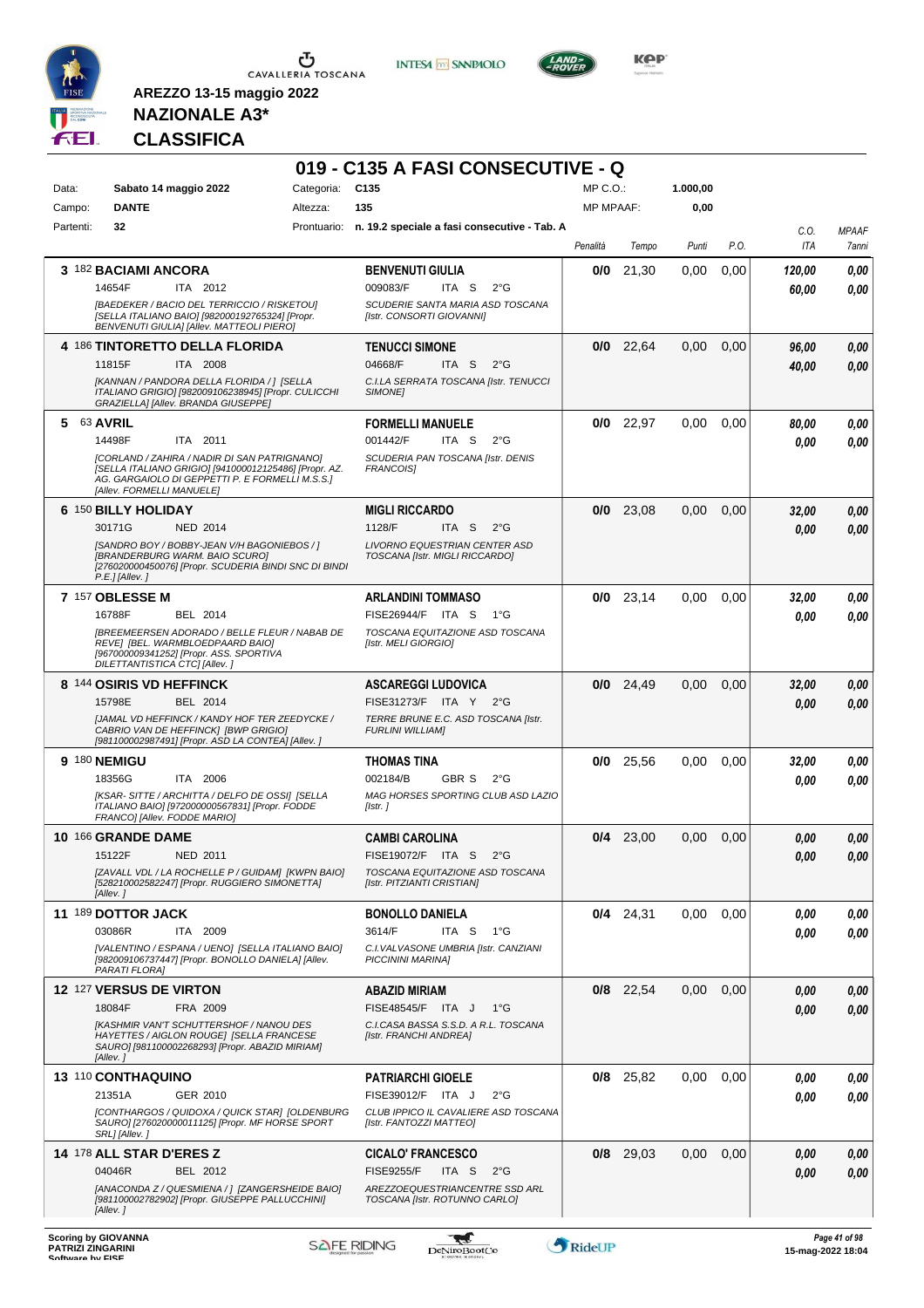AREZZO 13-15 maggio 2022

**NAZIONALE A3***

**CLASSIFICA**

## 019 - C135 A FASI CONSECUTIVE - Q

| | | | | | |
|---|---|---|---|---|---|
| Data: | Sabato 14 maggio 2022 | Categoria: | C135 | MP C.O.: | 1.000,00 |
| Campo: | DANTE | Altezza: | 135 | MP MPAAF: | 0,00 |
| Partenti: | 32 | Prontuario: | n. 19.2 speciale a fasi consecutive - Tab. A | | |

| Pos. | Cavallo | Cavaliere | Penalità | Tempo | Punti | P.O. | C.O. ITA | MPAAF 7anni |
|---|---|---|---|---|---|---|---|---|
| 3 | 182 **BACIAMI ANCORA** 14654F ITA 2012 *[BAEDEKER / BACIO DEL TERRICCIO / RISKETOU] [SELLA ITALIANO BAIO] [982000192765324] [Propr. BENVENUTI GIULIA] [Allev. MATTEOLI PIERO]* | **BENVENUTI GIULIA** 009083/F ITA S 2°G *SCUDERIE SANTA MARIA ASD TOSCANA [Istr. CONSORTI GIOVANNI]* | 0/0 | 21,30 | 0,00 | 0,00 | 120,00 / 60,00 | 0,00 / 0,00 |
| 4 | 186 **TINTORETTO DELLA FLORIDA** 11815F ITA 2008 *[KANNAN / PANDORA DELLA FLORIDA / ] [SELLA ITALIANO GRIGIO] [982009106238945] [Propr. CULICCHI GRAZIELLA] [Allev. BRANDA GIUSEPPE]* | **TENUCCI SIMONE** 04668/F ITA S 2°G *C.I.LA SERRATA TOSCANA [Istr. TENUCCI SIMONE]* | 0/0 | 22,64 | 0,00 | 0,00 | 96,00 / 40,00 | 0,00 / 0,00 |
| 5 | 63 **AVRIL** 14498F ITA 2011 *[CORLAND / ZAHIRA / NADIR DI SAN PATRIGNANO] [SELLA ITALIANO GRIGIO] [941000012125486] [Propr. AZ. AG. GARGAIOLO DI GEPPETTI P. E FORMELLI M.S.S.] [Allev. FORMELLI MANUELE]* | **FORMELLI MANUELE** 001442/F ITA S 2°G *SCUDERIA PAN TOSCANA [Istr. DENIS FRANCOIS]* | 0/0 | 22,97 | 0,00 | 0,00 | 80,00 / 0,00 | 0,00 / 0,00 |
| 6 | 150 **BILLY HOLIDAY** 30171G NED 2014 *[SANDRO BOY / BOBBY-JEAN V/H BAGONIEBOS / ] [BRANDERBURG WARM. BAIO SCURO] [276020000450076] [Propr. SCUDERIA BINDI SNC DI BINDI P.E.] [Allev. ]* | **MIGLI RICCARDO** 1128/F ITA S 2°G *LIVORNO EQUESTRIAN CENTER ASD TOSCANA [Istr. MIGLI RICCARDO]* | 0/0 | 23,08 | 0,00 | 0,00 | 32,00 / 0,00 | 0,00 / 0,00 |
| 7 | 157 **OBLESSE M** 16788F BEL 2014 *[BREEMEERSEN ADORADO / BELLE FLEUR / NABAB DE REVE] [BEL. WARMBLOEDPAARD BAIO] [967000009341252] [Propr. ASS. SPORTIVA DILETTANTISTICA CTC] [Allev. ]* | **ARLANDINI TOMMASO** FISE26944/F ITA S 1°G *TOSCANA EQUITAZIONE ASD TOSCANA [Istr. MELI GIORGIO]* | 0/0 | 23,14 | 0,00 | 0,00 | 32,00 / 0,00 | 0,00 / 0,00 |
| 8 | 144 **OSIRIS VD HEFFINCK** 15798E BEL 2014 *[JAMAL VD HEFFINCK / KANDY HOF TER ZEEDYCKE / CABRIO VAN DE HEFFINCK] [BWP GRIGIO] [981100002987491] [Propr. ASD LA CONTEA] [Allev. ]* | **ASCAREGGI LUDOVICA** FISE31273/F ITA Y 2°G *TERRE BRUNE E.C. ASD TOSCANA [Istr. FURLINI WILLIAM]* | 0/0 | 24,49 | 0,00 | 0,00 | 32,00 / 0,00 | 0,00 / 0,00 |
| 9 | 180 **NEMIGU** 18356G ITA 2006 *[KSAR- SITTE / ARCHITTA / DELFO DE OSSI] [SELLA ITALIANO BAIO] [972000000567831] [Propr. FODDE FRANCO] [Allev. FODDE MARIO]* | **THOMAS TINA** 002184/B GBR S 2°G *MAG HORSES SPORTING CLUB ASD LAZIO [Istr. ]* | 0/0 | 25,56 | 0,00 | 0,00 | 32,00 / 0,00 | 0,00 / 0,00 |
| 10 | 166 **GRANDE DAME** 15122F NED 2011 *[ZAVALL VDL / LA ROCHELLE P / GUIDAM] [KWPN BAIO] [528210002582247] [Propr. RUGGIERO SIMONETTA] [Allev. ]* | **CAMBI CAROLINA** FISE19072/F ITA S 2°G *TOSCANA EQUITAZIONE ASD TOSCANA [Istr. PITZIANTI CRISTIAN]* | 0/4 | 23,00 | 0,00 | 0,00 | 0,00 / 0,00 | 0,00 / 0,00 |
| 11 | 189 **DOTTOR JACK** 03086R ITA 2009 *[VALENTINO / ESPANA / UENO] [SELLA ITALIANO BAIO] [982009106737447] [Propr. BONOLLO DANIELA] [Allev. PARATI FLORA]* | **BONOLLO DANIELA** 3614/F ITA S 1°G *C.I.VALVASONE UMBRIA [Istr. CANZIANI PICCININI MARINA]* | 0/4 | 24,31 | 0,00 | 0,00 | 0,00 / 0,00 | 0,00 / 0,00 |
| 12 | 127 **VERSUS DE VIRTON** 18084F FRA 2009 *[KASHMIR VAN'T SCHUTTERSHOF / NANOU DES HAYETTES / AIGLON ROUGE] [SELLA FRANCESE SAURO] [981100002268293] [Propr. ABAZID MIRIAM] [Allev. ]* | **ABAZID MIRIAM** FISE48545/F ITA J 1°G *C.I.CASA BASSA S.S.D. A R.L. TOSCANA [Istr. FRANCHI ANDREA]* | 0/8 | 22,54 | 0,00 | 0,00 | 0,00 / 0,00 | 0,00 / 0,00 |
| 13 | 110 **CONTHAQUINO** 21351A GER 2010 *[CONTHARGOS / QUIDOXA / QUICK STAR] [OLDENBURG SAURO] [276020000011125] [Propr. MF HORSE SPORT SRL] [Allev. ]* | **PATRIARCHI GIOELE** FISE39012/F ITA J 2°G *CLUB IPPICO IL CAVALIERE ASD TOSCANA [Istr. FANTOZZI MATTEO]* | 0/8 | 25,82 | 0,00 | 0,00 | 0,00 / 0,00 | 0,00 / 0,00 |
| 14 | 178 **ALL STAR D'ERES Z** 04046R BEL 2012 *[ANACONDA Z / QUESMIENA / ] [ZANGERSHEIDE BAIO] [981100002782902] [Propr. GIUSEPPE PALLUCCHINI] [Allev. ]* | **CICALO' FRANCESCO** FISE9255/F ITA S 2°G *AREZZOEQUESTRIANCENTRE SSD ARL TOSCANA [Istr. ROTUNNO CARLO]* | 0/8 | 29,03 | 0,00 | 0,00 | 0,00 / 0,00 | 0,00 / 0,00 |

Scoring by GIOVANNA PATRIZI ZINGARINI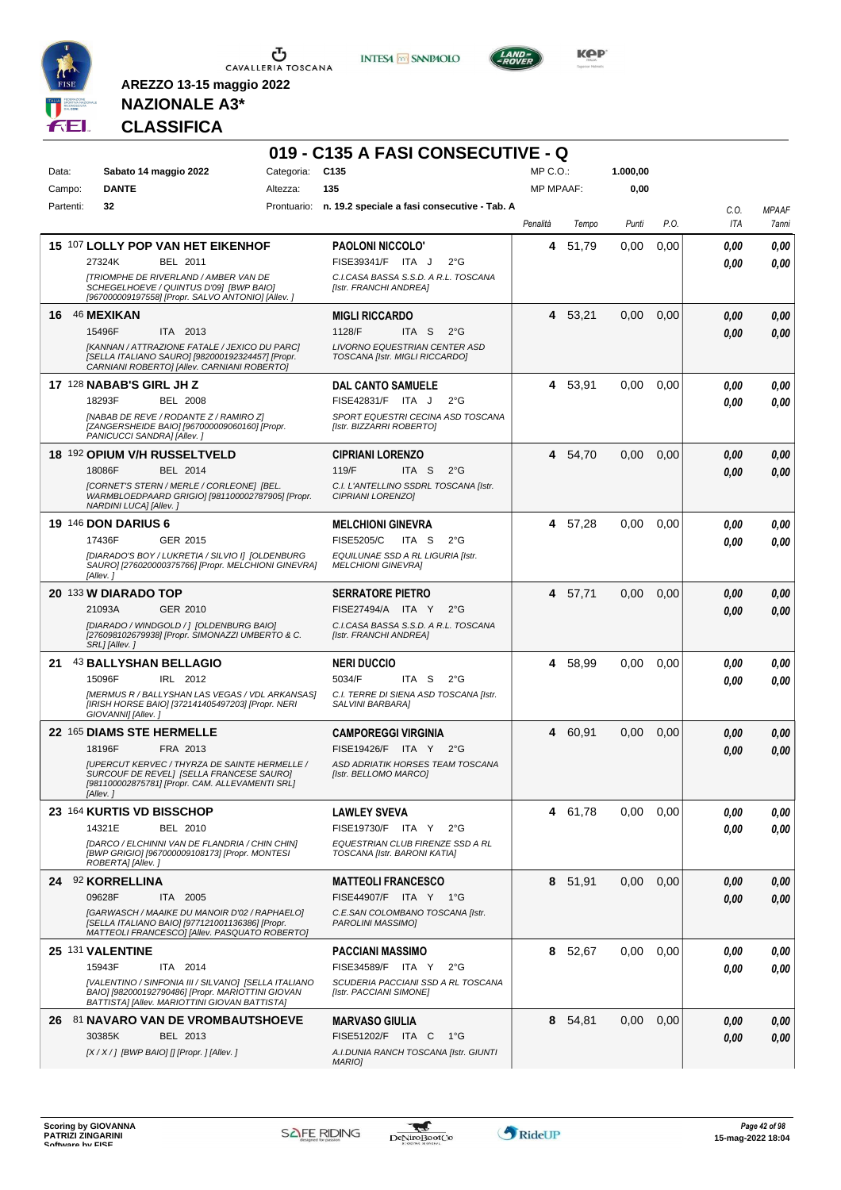AREZZO 13-15 maggio 2022

**NAZIONALE A3***

**CLASSIFICA**

# 019 - C135 A FASI CONSECUTIVE - Q

| | | | |
|---|---|---|---|
| Data: | Sabato 14 maggio 2022 | Categoria: | C135 |
| Campo: | DANTE | Altezza: | 135 |
| Partenti: | 32 | Prontuario: | n. 19.2 speciale a fasi consecutive - Tab. A |

MP C.O.: 1.000,00
MP MPAAF: 0,00

| Cl. | N. | Cavallo | Cavaliere | Penalità | Tempo | Punti | P.O. | C.O. ITA | MPAAF 7anni |
|---|---|---|---|---|---|---|---|---|---|
| 15 | 107 | **LOLLY POP VAN HET EIKENHOF** 27324K BEL 2011 *[TRIOMPHE DE RIVERLAND / AMBER VAN DE SCHEGELHOEVE / QUINTUS D'09] [BWP BAIO] [967000009197558] [Propr. SALVO ANTONIO] [Allev. ]* | **PAOLONI NICCOLO'** FISE39341/F ITA J 2°G *C.I.CASA BASSA S.S.D. A R.L. TOSCANA [Istr. FRANCHI ANDREA]* | 4 | 51,79 | 0,00 | 0,00 | 0,00 / 0,00 | 0,00 / 0,00 |
| 16 | 46 | **MEXIKAN** 15496F ITA 2013 *[KANNAN / ATTRAZIONE FATALE / JEXICO DU PARC] [SELLA ITALIANO SAURO] [982000192324457] [Propr. CARNIANI ROBERTO] [Allev. CARNIANI ROBERTO]* | **MIGLI RICCARDO** 1128/F ITA S 2°G *LIVORNO EQUESTRIAN CENTER ASD TOSCANA [Istr. MIGLI RICCARDO]* | 4 | 53,21 | 0,00 | 0,00 | 0,00 / 0,00 | 0,00 / 0,00 |
| 17 | 128 | **NABAB'S GIRL JH Z** 18293F BEL 2008 *[NABAB DE REVE / RODANTE Z / RAMIRO Z] [ZANGERSHEIDE BAIO] [967000009060160] [Propr. PANICUCCI SANDRA] [Allev. ]* | **DAL CANTO SAMUELE** FISE42831/F ITA J 2°G *SPORT EQUESTRI CECINA ASD TOSCANA [Istr. BIZZARRI ROBERTO]* | 4 | 53,91 | 0,00 | 0,00 | 0,00 / 0,00 | 0,00 / 0,00 |
| 18 | 192 | **OPIUM V/H RUSSELTVELD** 18086F BEL 2014 *[CORNET'S STERN / MERLE / CORLEONE] [BEL. WARMBLOEDPAARD GRIGIO] [981100002787905] [Propr. NARDINI LUCA] [Allev. ]* | **CIPRIANI LORENZO** 119/F ITA S 2°G *C.I. L'ANTELLINO SSDRL TOSCANA [Istr. CIPRIANI LORENZO]* | 4 | 54,70 | 0,00 | 0,00 | 0,00 / 0,00 | 0,00 / 0,00 |
| 19 | 146 | **DON DARIUS 6** 17436F GER 2015 *[DIARADO'S BOY / LUKRETIA / SILVIO I] [OLDENBURG SAURO] [276020000375766] [Propr. MELCHIONI GINEVRA] [Allev. ]* | **MELCHIONI GINEVRA** FISE5205/C ITA S 2°G *EQUILUNAE SSD A RL LIGURIA [Istr. MELCHIONI GINEVRA]* | 4 | 57,28 | 0,00 | 0,00 | 0,00 / 0,00 | 0,00 / 0,00 |
| 20 | 133 | **W DIARADO TOP** 21093A GER 2010 *[DIARADO / WINDGOLD / ] [OLDENBURG BAIO] [276098102679938] [Propr. SIMONAZZI UMBERTO & C. SRL] [Allev. ]* | **SERRATORE PIETRO** FISE27494/A ITA Y 2°G *C.I.CASA BASSA S.S.D. A R.L. TOSCANA [Istr. FRANCHI ANDREA]* | 4 | 57,71 | 0,00 | 0,00 | 0,00 / 0,00 | 0,00 / 0,00 |
| 21 | 43 | **BALLYSHAN BELLAGIO** 15096F IRL 2012 *[MERMUS R / BALLYSHAN LAS VEGAS / VDL ARKANSAS] [IRISH HORSE BAIO] [372141405497203] [Propr. NERI GIOVANNI] [Allev. ]* | **NERI DUCCIO** 5034/F ITA S 2°G *C.I. TERRE DI SIENA ASD TOSCANA [Istr. SALVINI BARBARA]* | 4 | 58,99 | 0,00 | 0,00 | 0,00 / 0,00 | 0,00 / 0,00 |
| 22 | 165 | **DIAMS STE HERMELLE** 18196F FRA 2013 *[UPERCUT KERVEC / THYRZA DE SAINTE HERMELLE / SURCOUF DE REVEL] [SELLA FRANCESE SAURO] [981100002875781] [Propr. CAM. ALLEVAMENTI SRL] [Allev. ]* | **CAMPOREGGI VIRGINIA** FISE19426/F ITA Y 2°G *ASD ADRIATIK HORSES TEAM TOSCANA [Istr. BELLOMO MARCO]* | 4 | 60,91 | 0,00 | 0,00 | 0,00 / 0,00 | 0,00 / 0,00 |
| 23 | 164 | **KURTIS VD BISSCHOP** 14321E BEL 2010 *[DARCO / ELCHINNI VAN DE FLANDRIA / CHIN CHIN] [BWP GRIGIO] [967000009108173] [Propr. MONTESI ROBERTA] [Allev. ]* | **LAWLEY SVEVA** FISE19730/F ITA Y 2°G *EQUESTRIAN CLUB FIRENZE SSD A RL TOSCANA [Istr. BARONI KATIA]* | 4 | 61,78 | 0,00 | 0,00 | 0,00 / 0,00 | 0,00 / 0,00 |
| 24 | 92 | **KORRELLINA** 09628F ITA 2005 *[GARWASCH / MAAIKE DU MANOIR D'02 / RAPHAELO] [SELLA ITALIANO BAIO] [977121001136386] [Propr. MATTEOLI FRANCESCO] [Allev. PASQUATO ROBERTO]* | **MATTEOLI FRANCESCO** FISE44907/F ITA Y 1°G *C.E.SAN COLOMBANO TOSCANA [Istr. PAROLINI MASSIMO]* | 8 | 51,91 | 0,00 | 0,00 | 0,00 / 0,00 | 0,00 / 0,00 |
| 25 | 131 | **VALENTINE** 15943F ITA 2014 *[VALENTINO / SINFONIA III / SILVANO] [SELLA ITALIANO BAIO] [982000192790486] [Propr. MARIOTTINI GIOVAN BATTISTA] [Allev. MARIOTTINI GIOVAN BATTISTA]* | **PACCIANI MASSIMO** FISE34589/F ITA Y 2°G *SCUDERIA PACCIANI SSD A RL TOSCANA [Istr. PACCIANI SIMONE]* | 8 | 52,67 | 0,00 | 0,00 | 0,00 / 0,00 | 0,00 / 0,00 |
| 26 | 81 | **NAVARO VAN DE VROMBAUTSHOEVE** 30385K BEL 2013 *[X / X / ] [BWP BAIO] [] [Propr. ] [Allev. ]* | **MARVASO GIULIA** FISE51202/F ITA C 1°G *A.I.DUNIA RANCH TOSCANA [Istr. GIUNTI MARIO]* | 8 | 54,81 | 0,00 | 0,00 | 0,00 / 0,00 | 0,00 / 0,00 |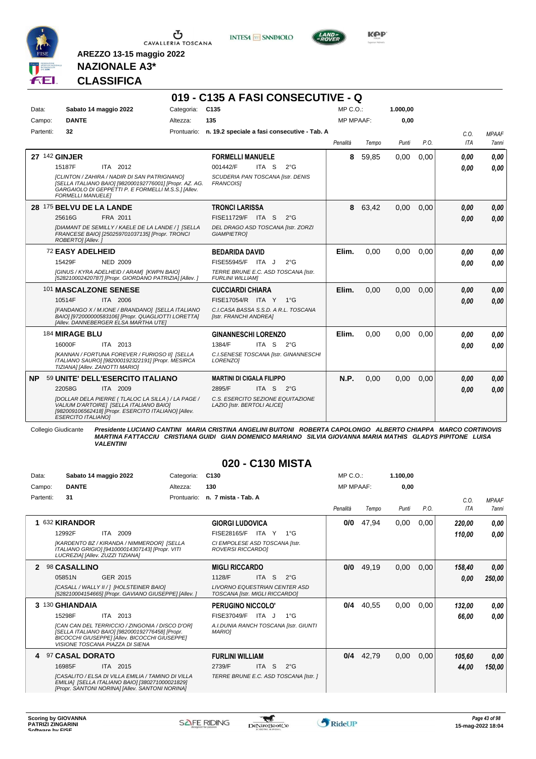AREZZO 13-15 maggio 2022

**NAZIONALE A3***

**CLASSIFICA**

## 019 - C135 A FASI CONSECUTIVE - Q

Data: **Sabato 14 maggio 2022** Categoria: **C135** MP C.O.: **1.000,00**

Campo: **DANTE** Altezza: **135** MP MPAAF: **0,00**

Partenti: **32** Prontuario: **n. 19.2 speciale a fasi consecutive - Tab. A**

| | Cavallo | Cavaliere | Penalità | Tempo | Punti | P.O. | C.O. ITA | MPAAF 7anni |
|---|---|---|---|---|---|---|---|---|
| 27 | 142 **GINJER** 15187F ITA 2012 *[CLINTON / ZAHIRA / NADIR DI SAN PATRIGNANO] [SELLA ITALIANO BAIO] [982000192776001] [Propr. AZ. AG. GARGAIOLO DI GEPPETTI P. E FORMELLI M.S.S.] [Allev. FORMELLI MANUELE]* | **FORMELLI MANUELE** 001442/F ITA S 2°G *SCUDERIA PAN TOSCANA [Istr. DENIS FRANCOIS]* | 8 | 59,85 | 0,00 | 0,00 | 0,00 / 0,00 | 0,00 / 0,00 |
| 28 | 175 **BELVU DE LA LANDE** 25616G FRA 2011 *[DIAMANT DE SEMILLY / KAELE DE LA LANDE / ] [SELLA FRANCESE BAIO] [250259701037135] [Propr. TRONCI ROBERTO] [Allev. ]* | **TRONCI LARISSA** FISE11729/F ITA S 2°G *DEL DRAGO ASD TOSCANA [Istr. ZORZI GIAMPIETRO]* | 8 | 63,42 | 0,00 | 0,00 | 0,00 / 0,00 | 0,00 / 0,00 |
| | 72 **EASY ADELHEID** 15429F NED 2009 *[GINUS / KYRA ADELHEID / ARAM] [KWPN BAIO] [528210002420787] [Propr. GIORDANO PATRIZIA] [Allev. ]* | **BEDARIDA DAVID** FISE55945/F ITA J 2°G *TERRE BRUNE E.C. ASD TOSCANA [Istr. FURLINI WILLIAM]* | Elim. | 0,00 | 0,00 | 0,00 | 0,00 / 0,00 | 0,00 / 0,00 |
| | 101 **MASCALZONE SENESE** 10514F ITA 2006 *[FANDANGO X / M.IONE / BRANDANO] [SELLA ITALIANO BAIO] [972000000583106] [Propr. QUAGLIOTTI LORETTA] [Allev. DANNEBERGER ELSA MARTHA UTE]* | **CUCCIARDI CHIARA** FISE17054/R ITA Y 1°G *C.I.CASA BASSA S.S.D. A R.L. TOSCANA [Istr. FRANCHI ANDREA]* | Elim. | 0,00 | 0,00 | 0,00 | 0,00 / 0,00 | 0,00 / 0,00 |
| | 184 **MIRAGE BLU** 16000F ITA 2013 *[KANNAN / FORTUNA FOREVER / FURIOSO II] [SELLA ITALIANO SAURO] [982000192322191] [Propr. MESIRCA TIZIANA] [Allev. ZANOTTI MARIO]* | **GINANNESCHI LORENZO** 1384/F ITA S 2°G *C.I.SENESE TOSCANA [Istr. GINANNESCHI LORENZO]* | Elim. | 0,00 | 0,00 | 0,00 | 0,00 / 0,00 | 0,00 / 0,00 |
| NP | 59 **UNITE' DELL'ESERCITO ITALIANO** 22058G ITA 2009 *[DOLLAR DELA PIERRE ( TLALOC LA SILLA ) / LA PAGE / VALIUM D'ARTOIRE] [SELLA ITALIANO BAIO] [982009106562418] [Propr. ESERCITO ITALIANO] [Allev. ESERCITO ITALIANO]* | **MARTINI DI CIGALA FILIPPO** 2895/F ITA S 2°G *C.S. ESERCITO SEZIONE EQUITAZIONE LAZIO [Istr. BERTOLI ALICE]* | N.P. | 0,00 | 0,00 | 0,00 | 0,00 / 0,00 | 0,00 / 0,00 |

Collegio Giudicante *Presidente LUCIANO CANTINI MARIA CRISTINA ANGELINI BUITONI ROBERTA CAPOLONGO ALBERTO CHIAPPA MARCO CORTINOVIS MARTINA FATTACCIU CRISTIANA GUIDI GIAN DOMENICO MARIANO SILVIA GIOVANNA MARIA MATHIS GLADYS PIPITONE LUISA VALENTINI*

## 020 - C130 MISTA

Data: **Sabato 14 maggio 2022** Categoria: **C130** MP C.O.: **1.100,00**

Campo: **DANTE** Altezza: **130** MP MPAAF: **0,00**

Partenti: **31** Prontuario: **n. 7 mista - Tab. A**

| | Cavallo | Cavaliere | Penalità | Tempo | Punti | P.O. | C.O. ITA | MPAAF 7anni |
|---|---|---|---|---|---|---|---|---|
| 1 | 632 **KIRANDOR** 12992F ITA 2009 *[KARDENTO BZ / KIRANDA / NIMMERDOR] [SELLA ITALIANO GRIGIO] [941000014307143] [Propr. VITI LUCREZIA] [Allev. ZUZZI TIZIANA]* | **GIORGI LUDOVICA** FISE28165/F ITA Y 1°G *CI EMPOLESE ASD TOSCANA [Istr. ROVERSI RICCARDO]* | 0/0 | 47,94 | 0,00 | 0,00 | 220,00 / 110,00 | 0,00 / 0,00 |
| 2 | 98 **CASALLINO** 05851N GER 2015 *[CASALL / WALLY II / ] [HOLSTEINER BAIO] [528210004154665] [Propr. GAVIANO GIUSEPPE] [Allev. ]* | **MIGLI RICCARDO** 1128/F ITA S 2°G *LIVORNO EQUESTRIAN CENTER ASD TOSCANA [Istr. MIGLI RICCARDO]* | 0/0 | 49,19 | 0,00 | 0,00 | 158,40 / 0,00 | 0,00 / 250,00 |
| 3 | 130 **GHIANDAIA** 15298F ITA 2013 *[CAN CAN DEL TERRICCIO / ZINGONIA / DISCO D'OR] [SELLA ITALIANO BAIO] [982000192776458] [Propr. BICOCCHI GIUSEPPE] [Allev. BICOCCHI GIUSEPPE] VISIONE TOSCANA PIAZZA DI SIENA* | **PERUGINO NICCOLO'** FISE37049/F ITA J 1°G *A.I.DUNIA RANCH TOSCANA [Istr. GIUNTI MARIO]* | 0/4 | 40,55 | 0,00 | 0,00 | 132,00 / 66,00 | 0,00 / 0,00 |
| 4 | 97 **CASAL DORATO** 16985F ITA 2015 *[CASALITO / ELSA DI VILLA EMILIA / TAMINO DI VILLA EMILIA] [SELLA ITALIANO BAIO] [380271000021829] [Propr. SANTONI NORINA] [Allev. SANTONI NORINA]* | **FURLINI WILLIAM** 2739/F ITA S 2°G *TERRE BRUNE E.C. ASD TOSCANA [Istr. ]* | 0/4 | 42,79 | 0,00 | 0,00 | 105,60 / 44,00 | 0,00 / 150,00 |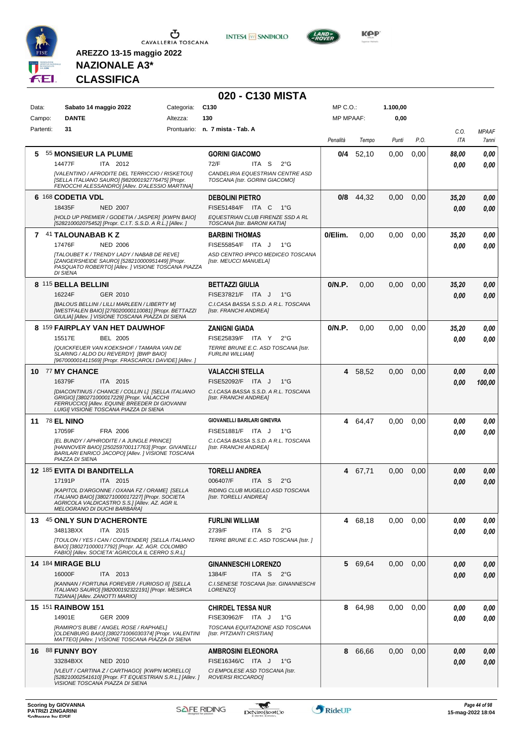AREZZO 13-15 maggio 2022

**NAZIONALE A3***

**CLASSIFICA**

## 020 - C130 MISTA

| Data: | Sabato 14 maggio 2022 | Categoria: | C130 | MP C.O.: | 1.100,00 |
|---|---|---|---|---|---|
| Campo: | DANTE | Altezza: | 130 | MP MPAAF: | 0,00 |
| Partenti: | 31 | Prontuario: | n. 7 mista - Tab. A | | |

| Pos. | Cavallo | Cavaliere | Penalità | Tempo | Punti | P.O. | C.O. ITA | MPAAF 7anni |
|---|---|---|---|---|---|---|---|---|
| 5 | 55 **MONSIEUR LA PLUME** 14477F ITA 2012 *[VALENTINO / AFRODITE DEL TERRICCIO / RISKETOU] [SELLA ITALIANO SAURO] [982000192776475] [Propr. FENOCCHI ALESSANDRO] [Allev. D'ALESSIO MARTINA]* | **GORINI GIACOMO** 72/F ITA S 2°G *CANDELIRIA EQUESTRIAN CENTRE ASD TOSCANA [Istr. GORINI GIACOMO]* | **0/4** | 52,10 | 0,00 | 0,00 | *88,00* *0,00* | *0,00* *0,00* |
| 6 | 168 **CODETIA VDL** 18435F NED 2007 *[HOLD UP PREMIER / GODETIA / JASPER] [KWPN BAIO] [528210002075452] [Propr. C.I.T. S.S.D. A R.L.] [Allev. ]* | **DEBOLINI PIETRO** FISE51484/F ITA C 1°G *EQUESTRIAN CLUB FIRENZE SSD A RL TOSCANA [Istr. BARONI KATIA]* | **0/8** | 44,32 | 0,00 | 0,00 | *35,20* *0,00* | *0,00* *0,00* |
| 7 | 41 **TALOUNABAB K Z** 17476F NED 2006 *[TALOUBET K / TRENDY LADY / NABAB DE REVE] [ZANGERSHEIDE SAURO] [528210000951449] [Propr. PASQUATO ROBERTO] [Allev. ] VISIONE TOSCANA PIAZZA DI SIENA* | **BARBINI THOMAS** FISE55854/F ITA J 1°G *ASD CENTRO IPPICO MEDICEO TOSCANA [Istr. MEUCCI MANUELA]* | **0/Elim.** | 0,00 | 0,00 | 0,00 | *35,20* *0,00* | *0,00* *0,00* |
| 8 | 115 **BELLA BELLINI** 16224F GER 2010 *[BALOUS BELLINI / LILLI MARLEEN / LIBERTY M] [WESTFALEN BAIO] [276020000110081] [Propr. BETTAZZI GIULIA] [Allev. ] VISIONE TOSCANA PIAZZA DI SIENA* | **BETTAZZI GIULIA** FISE37821/F ITA J 1°G *C.I.CASA BASSA S.S.D. A R.L. TOSCANA [Istr. FRANCHI ANDREA]* | **0/N.P.** | 0,00 | 0,00 | 0,00 | *35,20* *0,00* | *0,00* *0,00* |
| 8 | 159 **FAIRPLAY VAN HET DAUWHOF** 15517E BEL 2005 *[QUICKFEUER VAN KOEKSHOF / TAMARA VAN DE SLARING / ALDO DU REVERDY] [BWP BAIO] [967000001411569] [Propr. FRASCAROLI DAVIDE] [Allev. ]* | **ZANIGNI GIADA** FISE25839/F ITA Y 2°G *TERRE BRUNE E.C. ASD TOSCANA [Istr. FURLINI WILLIAM]* | **0/N.P.** | 0,00 | 0,00 | 0,00 | *35,20* *0,00* | *0,00* *0,00* |
| 10 | 77 **MY CHANCE** 16379F ITA 2015 *[DIACONTINUS / CHANCE / COLLIN L] [SELLA ITALIANO GRIGIO] [380271000017229] [Propr. VALACCHI FERRUCCIO] [Allev. EQUINE BREEDER DI GIOVANNI LUIGI] VISIONE TOSCANA PIAZZA DI SIENA* | **VALACCHI STELLA** FISE52092/F ITA J 1°G *C.I.CASA BASSA S.S.D. A R.L. TOSCANA [Istr. FRANCHI ANDREA]* | **4** | 58,52 | 0,00 | 0,00 | *0,00* *0,00* | *0,00* *100,00* |
| 11 | 78 **EL NINO** 17059F FRA 2006 *[EL BUNDY / APHRODITE / A JUNGLE PRINCE] [HANNOVER BAIO] [250259700117763] [Propr. GIVANELLI BARILARI ENRICO JACOPO] [Allev. ] VISIONE TOSCANA PIAZZA DI SIENA* | **GIOVANELLI BARILARI GINEVRA** FISE51881/F ITA J 1°G *C.I.CASA BASSA S.S.D. A R.L. TOSCANA [Istr. FRANCHI ANDREA]* | **4** | 64,47 | 0,00 | 0,00 | *0,00* *0,00* | *0,00* *0,00* |
| 12 | 185 **EVITA DI BANDITELLA** 17191P ITA 2015 *[KAPITOL D'ARGONNE / OXANA FZ / ORAME] [SELLA ITALIANO BAIO] [380271000017227] [Propr. SOCIETA AGRICOLA VALDICASTRO S.S.] [Allev. AZ. AGR IL MELOGRANO DI DUCHI BARBARA]* | **TORELLI ANDREA** 006407/F ITA S 2°G *RIDING CLUB MUGELLO ASD TOSCANA [Istr. TORELLI ANDREA]* | **4** | 67,71 | 0,00 | 0,00 | *0,00* *0,00* | *0,00* *0,00* |
| 13 | 45 **ONLY SUN D'ACHERONTE** 34813BXX ITA 2015 *[TOULON / YES I CAN / CONTENDER] [SELLA ITALIANO BAIO] [380271000017792] [Propr. AZ. AGR. COLOMBO FABIO] [Allev. SOCIETA' AGRICOLA IL CERRO S.R.L]* | **FURLINI WILLIAM** 2739/F ITA S 2°G *TERRE BRUNE E.C. ASD TOSCANA [Istr. ]* | **4** | 68,18 | 0,00 | 0,00 | *0,00* *0,00* | *0,00* *0,00* |
| 14 | 184 **MIRAGE BLU** 16000F ITA 2013 *[KANNAN / FORTUNA FOREVER / FURIOSO II] [SELLA ITALIANO SAURO] [982000192322191] [Propr. MESIRCA TIZIANA] [Allev. ZANOTTI MARIO]* | **GINANNESCHI LORENZO** 1384/F ITA S 2°G *C.I.SENESE TOSCANA [Istr. GINANNESCHI LORENZO]* | **5** | 69,64 | 0,00 | 0,00 | *0,00* *0,00* | *0,00* *0,00* |
| 15 | 151 **RAINBOW 151** 14901E GER 2009 *[RAMIRO'S BUBE / ANGEL ROSE / RAPHAEL] [OLDENBURG BAIO] [380271006030374] [Propr. VALENTINI MATTEO] [Allev. ] VISIONE TOSCANA PIAZZA DI SIENA* | **CHIRDEL TESSA NUR** FISE30962/F ITA J 1°G *TOSCANA EQUITAZIONE ASD TOSCANA [Istr. PITZIANTI CRISTIAN]* | **8** | 64,98 | 0,00 | 0,00 | *0,00* *0,00* | *0,00* *0,00* |
| 16 | 88 **FUNNY BOY** 33284BXX NED 2010 *[VLEUT / CARTINA Z / CARTHAGO] [KWPN MORELLO] [528210002541610] [Propr. FT EQUESTRIAN S.R.L.] [Allev. ] VISIONE TOSCANA PIAZZA DI SIENA* | **AMBROSINI ELEONORA** FISE16346/C ITA J 1°G *CI EMPOLESE ASD TOSCANA [Istr. ROVERSI RICCARDO]* | **8** | 66,66 | 0,00 | 0,00 | *0,00* *0,00* | *0,00* *0,00* |

Scoring by GIOVANNA PATRIZI ZINGARINI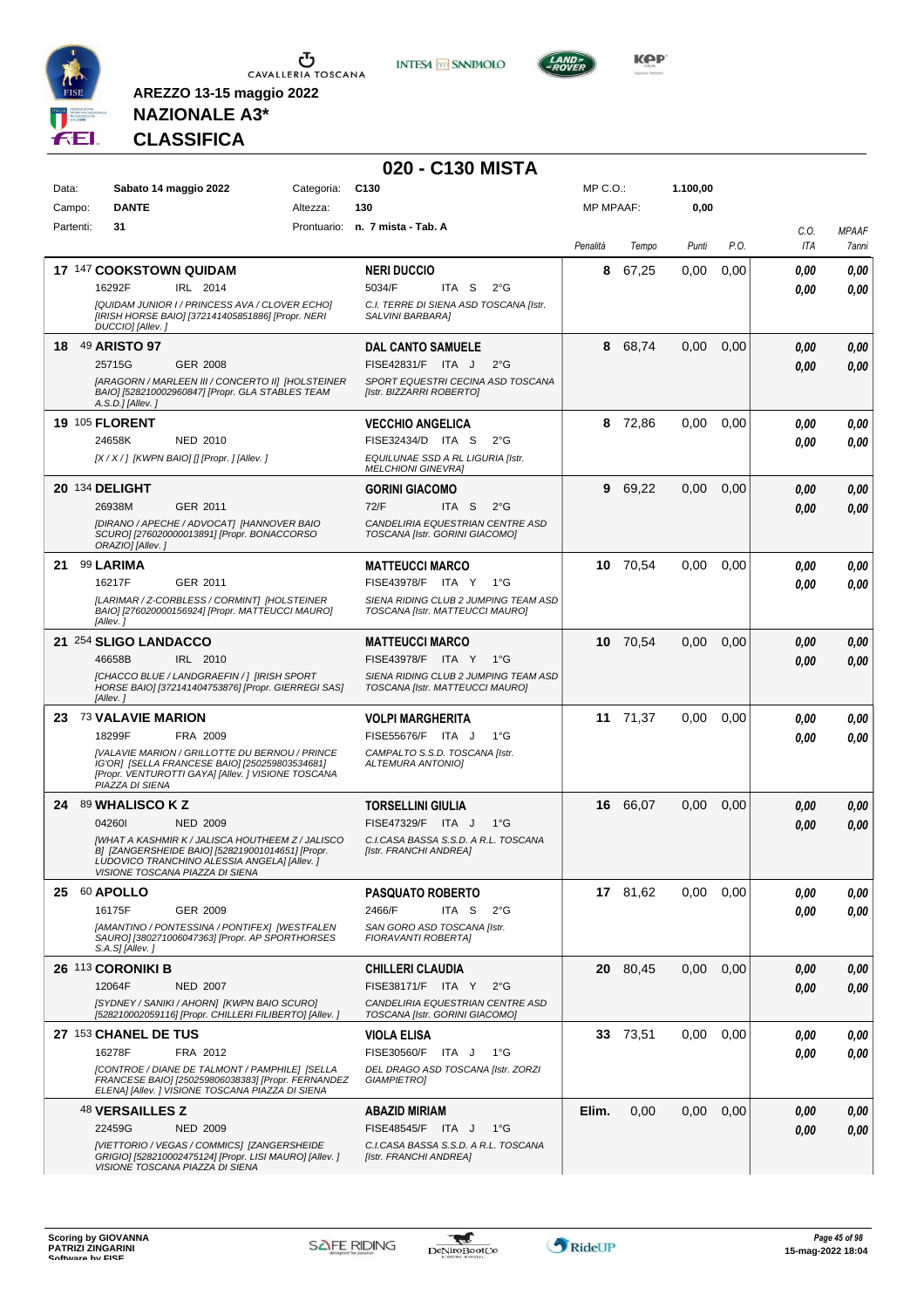AREZZO 13-15 maggio 2022

**NAZIONALE A3***

**CLASSIFICA**

# 020 - C130 MISTA

| Data: | Sabato 14 maggio 2022 | Categoria: | C130 | MP C.O.: | 1.100,00 |
|---|---|---|---|---|---|
| Campo: | DANTE | Altezza: | 130 | MP MPAAF: | 0,00 |
| Partenti: | 31 | Prontuario: | n. 7 mista - Tab. A | | |

| Pos. | Cavallo | Cavaliere | Penalità | Tempo | Punti | P.O. | C.O. ITA | MPAAF 7anni |
|---|---|---|---|---|---|---|---|---|
| 17 | 147 **COOKSTOWN QUIDAM** 16292F IRL 2014 *[QUIDAM JUNIOR I / PRINCESS AVA / CLOVER ECHO] [IRISH HORSE BAIO] [372141405851886] [Propr. NERI DUCCIO] [Allev. ]* | **NERI DUCCIO** 5034/F ITA S 2°G *C.I. TERRE DI SIENA ASD TOSCANA [Istr. SALVINI BARBARA]* | 8 | 67,25 | 0,00 | 0,00 | 0,00 0,00 | 0,00 0,00 |
| 18 | 49 **ARISTO 97** 25715G GER 2008 *[ARAGORN / MARLEEN III / CONCERTO II] [HOLSTEINER BAIO] [528210002960847] [Propr. GLA STABLES TEAM A.S.D.] [Allev. ]* | **DAL CANTO SAMUELE** FISE42831/F ITA J 2°G *SPORT EQUESTRI CECINA ASD TOSCANA [Istr. BIZZARRI ROBERTO]* | 8 | 68,74 | 0,00 | 0,00 | 0,00 0,00 | 0,00 0,00 |
| 19 | 105 **FLORENT** 24658K NED 2010 *[X / X / ] [KWPN BAIO] [] [Propr. ] [Allev. ]* | **VECCHIO ANGELICA** FISE32434/D ITA S 2°G *EQUILUNAE SSD A RL LIGURIA [Istr. MELCHIONI GINEVRA]* | 8 | 72,86 | 0,00 | 0,00 | 0,00 0,00 | 0,00 0,00 |
| 20 | 134 **DELIGHT** 26938M GER 2011 *[DIRANO / APECHE / ADVOCAT] [HANNOVER BAIO SCURO] [276020000013891] [Propr. BONACCORSO ORAZIO] [Allev. ]* | **GORINI GIACOMO** 72/F ITA S 2°G *CANDELIRIA EQUESTRIAN CENTRE ASD TOSCANA [Istr. GORINI GIACOMO]* | 9 | 69,22 | 0,00 | 0,00 | 0,00 0,00 | 0,00 0,00 |
| 21 | 99 **LARIMA** 16217F GER 2011 *[LARIMAR / Z-CORBLESS / CORMINT] [HOLSTEINER BAIO] [276020000156924] [Propr. MATTEUCCI MAURO] [Allev. ]* | **MATTEUCCI MARCO** FISE43978/F ITA Y 1°G *SIENA RIDING CLUB 2 JUMPING TEAM ASD TOSCANA [Istr. MATTEUCCI MAURO]* | 10 | 70,54 | 0,00 | 0,00 | 0,00 0,00 | 0,00 0,00 |
| 21 | 254 **SLIGO LANDACCO** 46658B IRL 2010 *[CHACCO BLUE / LANDGRAEFIN / ] [IRISH SPORT HORSE BAIO] [372141404753876] [Propr. GIERREGI SAS] [Allev. ]* | **MATTEUCCI MARCO** FISE43978/F ITA Y 1°G *SIENA RIDING CLUB 2 JUMPING TEAM ASD TOSCANA [Istr. MATTEUCCI MAURO]* | 10 | 70,54 | 0,00 | 0,00 | 0,00 0,00 | 0,00 0,00 |
| 23 | 73 **VALAVIE MARION** 18299F FRA 2009 *[VALAVIE MARION / GRILLOTTE DU BERNOU / PRINCE IG'OR] [SELLA FRANCESE BAIO] [250259803534681] [Propr. VENTUROTTI GAYA] [Allev. ] VISIONE TOSCANA PIAZZA DI SIENA* | **VOLPI MARGHERITA** FISE55676/F ITA J 1°G *CAMPALTO S.S.D. TOSCANA [Istr. ALTEMURA ANTONIO]* | 11 | 71,37 | 0,00 | 0,00 | 0,00 0,00 | 0,00 0,00 |
| 24 | 89 **WHALISCO K Z** 04260I NED 2009 *[WHAT A KASHMIR K / JALISCA HOUTHEEM Z / JALISCO B] [ZANGERSHEIDE BAIO] [528219001014651] [Propr. LUDOVICO TRANCHINO ALESSIA ANGELA] [Allev. ] VISIONE TOSCANA PIAZZA DI SIENA* | **TORSELLINI GIULIA** FISE47329/F ITA J 1°G *C.I.CASA BASSA S.S.D. A R.L. TOSCANA [Istr. FRANCHI ANDREA]* | 16 | 66,07 | 0,00 | 0,00 | 0,00 0,00 | 0,00 0,00 |
| 25 | 60 **APOLLO** 16175F GER 2009 *[AMANTINO / PONTESSINA / PONTIFEX] [WESTFALEN SAURO] [380271006047363] [Propr. AP SPORTHORSES S.A.S] [Allev. ]* | **PASQUATO ROBERTO** 2466/F ITA S 2°G *SAN GORO ASD TOSCANA [Istr. FIORAVANTI ROBERTA]* | 17 | 81,62 | 0,00 | 0,00 | 0,00 0,00 | 0,00 0,00 |
| 26 | 113 **CORONIKI B** 12064F NED 2007 *[SYDNEY / SANIKI / AHORN] [KWPN BAIO SCURO] [528210002059116] [Propr. CHILLERI FILIBERTO] [Allev. ]* | **CHILLERI CLAUDIA** FISE38171/F ITA Y 2°G *CANDELIRIA EQUESTRIAN CENTRE ASD TOSCANA [Istr. GORINI GIACOMO]* | 20 | 80,45 | 0,00 | 0,00 | 0,00 0,00 | 0,00 0,00 |
| 27 | 153 **CHANEL DE TUS** 16278F FRA 2012 *[CONTROE / DIANE DE TALMONT / PAMPHILE] [SELLA FRANCESE BAIO] [250259806038383] [Propr. FERNANDEZ ELENA] [Allev. ] VISIONE TOSCANA PIAZZA DI SIENA* | **VIOLA ELISA** FISE30560/F ITA J 1°G *DEL DRAGO ASD TOSCANA [Istr. ZORZI GIAMPIETRO]* | 33 | 73,51 | 0,00 | 0,00 | 0,00 0,00 | 0,00 0,00 |
| | 48 **VERSAILLES Z** 22459G NED 2009 *[VIETTORIO / VEGAS / COMMICS] [ZANGERSHEIDE GRIGIO] [528210002475124] [Propr. LISI MAURO] [Allev. ] VISIONE TOSCANA PIAZZA DI SIENA* | **ABAZID MIRIAM** FISE48545/F ITA J 1°G *C.I.CASA BASSA S.S.D. A R.L. TOSCANA [Istr. FRANCHI ANDREA]* | Elim. | 0,00 | 0,00 | 0,00 | 0,00 0,00 | 0,00 0,00 |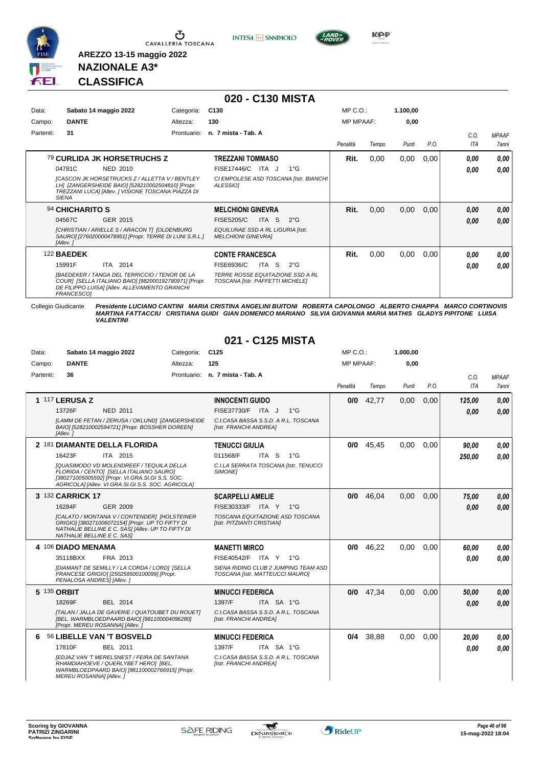AREZZO 13-15 maggio 2022

**NAZIONALE A3***

**CLASSIFICA**

## 020 - C130 MISTA

| | | | | | |
|---|---|---|---|---|---|
| Data: | Sabato 14 maggio 2022 | Categoria: | C130 | MP C.O.: | 1.100,00 |
| Campo: | DANTE | Altezza: | 130 | MP MPAAF: | 0,00 |
| Partenti: | 31 | Prontuario: | n. 7 mista - Tab. A | | |

| | Cavallo | Cavaliere | Penalità | Tempo | Punti | P.O. | C.O. ITA | MPAAF 7anni |
|---|---|---|---|---|---|---|---|---|
| | 79 **CURLIDA JK HORSETRUCHS Z** 04781C NED 2010 *[CASCON JK HORSETRUCKS Z / ALLETTA V / BENTLEY LH] [ZANGERSHEIDE BAIO] [528210002504810] [Propr. TREZZANI LUCA] [Allev. ] VISIONE TOSCANA PIAZZA DI SIENA* | **TREZZANI TOMMASO** FISE17446/C ITA J 1°G *CI EMPOLESE ASD TOSCANA [Istr. BIANCHI ALESSIO]* | Rit. | 0,00 | 0,00 | 0,00 | 0,00 / 0,00 | 0,00 / 0,00 |
| | 94 **CHICHARITO S** 04567C GER 2015 *[CHRISTIAN / ARIELLE S / ARACON T] [OLDENBURG SAURO] [276020000478951] [Propr. TERRE DI LUNI S.R.L.] [Allev. ]* | **MELCHIONI GINEVRA** FISE5205/C ITA S 2°G *EQUILUNAE SSD A RL LIGURIA [Istr. MELCHIONI GINEVRA]* | Rit. | 0,00 | 0,00 | 0,00 | 0,00 / 0,00 | 0,00 / 0,00 |
| | 122 **BAEDEK** 15991F ITA 2014 *[BAEDEKER / TANGA DEL TERRICCIO / TENOR DE LA COUR] [SELLA ITALIANO BAIO] [982000192780971] [Propr. DE FILIPPO LUISA] [Allev. ALLEVAMENTO GRANCHI FRANCESCO]* | **CONTE FRANCESCA** FISE6936/C ITA S 2°G *TERRE ROSSE EQUITAZIONE SSD A RL TOSCANA [Istr. PAFFETTI MICHELE]* | Rit. | 0,00 | 0,00 | 0,00 | 0,00 / 0,00 | 0,00 / 0,00 |

Collegio Giudicante ***Presidente LUCIANO CANTINI MARIA CRISTINA ANGELINI BUITONI ROBERTA CAPOLONGO ALBERTO CHIAPPA MARCO CORTINOVIS MARTINA FATTACCIU CRISTIANA GUIDI GIAN DOMENICO MARIANO SILVIA GIOVANNA MARIA MATHIS GLADYS PIPITONE LUISA VALENTINI***

## 021 - C125 MISTA

| | | | | | |
|---|---|---|---|---|---|
| Data: | Sabato 14 maggio 2022 | Categoria: | C125 | MP C.O.: | 1.000,00 |
| Campo: | DANTE | Altezza: | 125 | MP MPAAF: | 0,00 |
| Partenti: | 36 | Prontuario: | n. 7 mista - Tab. A | | |

| | Cavallo | Cavaliere | Penalità | Tempo | Punti | P.O. | C.O. ITA | MPAAF 7anni |
|---|---|---|---|---|---|---|---|---|
| 1 | 117 **LERUSA Z** 13726F NED 2011 *[LAMM DE FETAN / ZERUSA / OKLUND] [ZANGERSHEIDE BAIO] [528210002594721] [Propr. BOSSHER DOREEN] [Allev. ]* | **INNOCENTI GUIDO** FISE37730/F ITA J 1°G *C.I.CASA BASSA S.S.D. A R.L. TOSCANA [Istr. FRANCHI ANDREA]* | 0/0 | 42,77 | 0,00 | 0,00 | 125,00 / 0,00 | 0,00 / 0,00 |
| 2 | 181 **DIAMANTE DELLA FLORIDA** 16423F ITA 2015 *[QUASIMODO VD MOLENDREEF / TEQUILA DELLA FLORIDA / CENTO] [SELLA ITALIANO SAURO] [380271005005592] [Propr. VI.GRA.SI.GI S.S. SOC. AGRICOLA] [Allev. VI.GRA.SI.GI S.S. SOC. AGRICOLA]* | **TENUCCI GIULIA** 011568/F ITA S 1°G *C.I.LA SERRATA TOSCANA [Istr. TENUCCI SIMONE]* | 0/0 | 45,45 | 0,00 | 0,00 | 90,00 / 250,00 | 0,00 / 0,00 |
| 3 | 132 **CARRICK 17** 16284F GER 2009 *[CALATO / MONTANA V / CONTENDER] [HOLSTEINER GRIGIO] [380271006072154] [Propr. UP TO FIFTY DI NATHALIE BELLINE E C. SAS] [Allev. UP TO FIFTY DI NATHALIE BELLINE E C. SAS]* | **SCARPELLI AMELIE** FISE30333/F ITA Y 1°G *TOSCANA EQUITAZIONE ASD TOSCANA [Istr. PITZIANTI CRISTIAN]* | 0/0 | 46,04 | 0,00 | 0,00 | 75,00 / 0,00 | 0,00 / 0,00 |
| 4 | 106 **DIADO MENAMA** 35118BXX FRA 2013 *[DIAMANT DE SEMILLY / LA CORDA / LORD] [SELLA FRANCESE GRIGIO] [250258500100099] [Propr. PENALOSA ANDRES] [Allev. ]* | **MANETTI MIRCO** FISE40542/F ITA Y 1°G *SIENA RIDING CLUB 2 JUMPING TEAM ASD TOSCANA [Istr. MATTEUCCI MAURO]* | 0/0 | 46,22 | 0,00 | 0,00 | 60,00 / 0,00 | 0,00 / 0,00 |
| 5 | 135 **ORBIT** 18269F BEL 2014 *[TALAN / JALLA DE GAVERIE / QUATOUBET DU ROUET] [BEL. WARMBLOEDPAARD BAIO] [981100004096280] [Propr. MEREU ROSANNA] [Allev. ]* | **MINUCCI FEDERICA** 1397/F ITA SA 1°G *C.I.CASA BASSA S.S.D. A R.L. TOSCANA [Istr. FRANCHI ANDREA]* | 0/0 | 47,34 | 0,00 | 0,00 | 50,00 / 0,00 | 0,00 / 0,00 |
| 6 | 56 **LIBELLE VAN 'T BOSVELD** 17810F BEL 2011 *[EDJAZ VAN 'T MERELSNEST / FEIRA DE SANTANA RHAMDIAHOEVE / QUERLYBET HERO] [BEL. WARMBLOEDPAARD BAIO] [981100002766915] [Propr. MEREU ROSANNA] [Allev. ]* | **MINUCCI FEDERICA** 1397/F ITA SA 1°G *C.I.CASA BASSA S.S.D. A R.L. TOSCANA [Istr. FRANCHI ANDREA]* | 0/4 | 38,88 | 0,00 | 0,00 | 20,00 / 0,00 | 0,00 / 0,00 |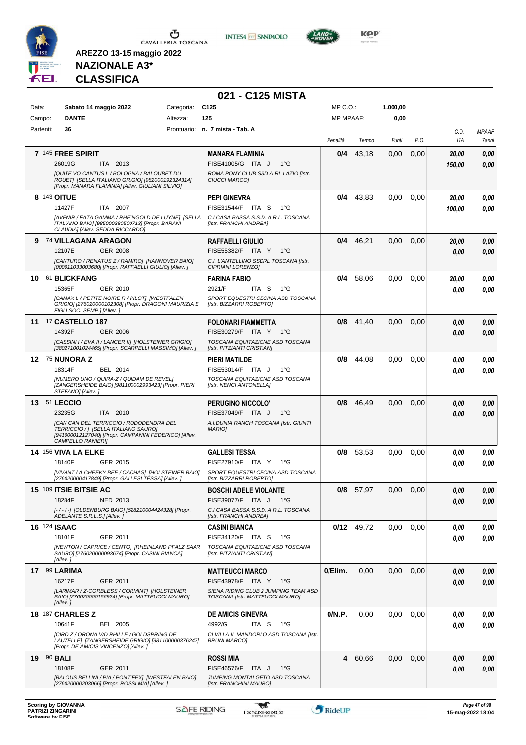AREZZO 13-15 maggio 2022

**NAZIONALE A3***

**CLASSIFICA**

## 021 - C125 MISTA

| | | | | | |
|---|---|---|---|---|---|
| Data: | Sabato 14 maggio 2022 | Categoria: | C125 | MP C.O.: | 1.000,00 |
| Campo: | DANTE | Altezza: | 125 | MP MPAAF: | 0,00 |
| Partenti: | 36 | Prontuario: | n. 7 mista - Tab. A | | |

| Pos. | Cavallo | Cavaliere | Penalità | Tempo | Punti | P.O. | C.O. ITA | MPAAF 7anni |
|---|---|---|---|---|---|---|---|---|
| 7 | 145 **FREE SPIRIT** 26019G ITA 2013 *[QUITE VO CANTUS L / BOLOGNA / BALOUBET DU ROUET] [SELLA ITALIANO GRIGIO] [982000192324314] [Propr. MANARA FLAMINIA] [Allev. GIULIANI SILVIO]* | **MANARA FLAMINIA** FISE41005/G ITA J 1°G *ROMA PONY CLUB SSD A RL LAZIO [Istr. CIUCCI MARCO]* | **0/4** | 43,18 | 0,00 | 0,00 | 20,00 / 150,00 | 0,00 / 0,00 |
| 8 | 143 **OITUE** 11427F ITA 2007 *[AVENIR / FATA GAMMA / RHEINGOLD DE LUYNE] [SELLA ITALIANO BAIO] [985000380500713] [Propr. BARANI CLAUDIA] [Allev. SEDDA RICCARDO]* | **PEPI GINEVRA** FISE31544/F ITA S 1°G *C.I.CASA BASSA S.S.D. A R.L. TOSCANA [Istr. FRANCHI ANDREA]* | **0/4** | 43,83 | 0,00 | 0,00 | 20,00 / 100,00 | 0,00 / 0,00 |
| 9 | 74 **VILLAGANA ARAGON** 12107E GER 2008 *[CANTURO / RENATUS Z / RAMIRO] [HANNOVER BAIO] [000011033003680] [Propr. RAFFAELLI GIULIO] [Allev. ]* | **RAFFAELLI GIULIO** FISE55382/F ITA Y 1°G *C.I. L'ANTELLINO SSDRL TOSCANA [Istr. CIPRIANI LORENZO]* | **0/4** | 46,21 | 0,00 | 0,00 | 20,00 / 0,00 | 0,00 / 0,00 |
| 10 | 61 **BLICKFANG** 15365F GER 2010 *[CAMAX L / PETITE NOIRE R / PILOT] [WESTFALEN GRIGIO] [276020000102308] [Propr. DRAGONI MAURIZIA E FIGLI SOC. SEMP.] [Allev. ]* | **FARINA FABIO** 2921/F ITA S 1°G *SPORT EQUESTRI CECINA ASD TOSCANA [Istr. BIZZARRI ROBERTO]* | **0/4** | 58,06 | 0,00 | 0,00 | 20,00 / 0,00 | 0,00 / 0,00 |
| 11 | 17 **CASTELLO 187** 14392F GER 2006 *[CASSINI I / EVA II / LANCER II] [HOLSTEINER GRIGIO] [380271001024465] [Propr. SCARPELLI MASSIMO] [Allev. ]* | **FOLONARI FIAMMETTA** FISE30279/F ITA Y 1°G *TOSCANA EQUITAZIONE ASD TOSCANA [Istr. PITZIANTI CRISTIAN]* | **0/8** | 41,40 | 0,00 | 0,00 | 0,00 / 0,00 | 0,00 / 0,00 |
| 12 | 75 **NUNORA Z** 18314F BEL 2014 *[NUMERO UNO / QUIRA-Z / QUIDAM DE REVEL] [ZANGERSHEIDE BAIO] [981100002993423] [Propr. PIERI STEFANO] [Allev. ]* | **PIERI MATILDE** FISE53014/F ITA J 1°G *TOSCANA EQUITAZIONE ASD TOSCANA [Istr. NENCI ANTONELLA]* | **0/8** | 44,08 | 0,00 | 0,00 | 0,00 / 0,00 | 0,00 / 0,00 |
| 13 | 51 **LECCIO** 23235G ITA 2010 *[CAN CAN DEL TERRICCIO / RODODENDRA DEL TERRICCIO / ] [SELLA ITALIANO SAURO] [941000012127040] [Propr. CAMPANINI FEDERICO] [Allev. CAMPELLO RANIERI]* | **PERUGINO NICCOLO'** FISE37049/F ITA J 1°G *A.I.DUNIA RANCH TOSCANA [Istr. GIUNTI MARIO]* | **0/8** | 46,49 | 0,00 | 0,00 | 0,00 / 0,00 | 0,00 / 0,00 |
| 14 | 156 **VIVA LA ELKE** 18140F GER 2015 *[VIVANT / A CHEEKY BEE / CACHAS] [HOLSTEINER BAIO] [276020000417849] [Propr. GALLESI TESSA] [Allev. ]* | **GALLESI TESSA** FISE27910/F ITA Y 1°G *SPORT EQUESTRI CECINA ASD TOSCANA [Istr. BIZZARRI ROBERTO]* | **0/8** | 53,53 | 0,00 | 0,00 | 0,00 / 0,00 | 0,00 / 0,00 |
| 15 | 109 **ITSIE BITSIE AC** 18284F NED 2013 *[- / - / -] [OLDENBURG BAIO] [528210004424328] [Propr. ADELANTE S.R.L.S.] [Allev. ]* | **BOSCHI ADELE VIOLANTE** FISE39077/F ITA J 1°G *C.I.CASA BASSA S.S.D. A R.L. TOSCANA [Istr. FRANCHI ANDREA]* | **0/8** | 57,97 | 0,00 | 0,00 | 0,00 / 0,00 | 0,00 / 0,00 |
| 16 | 124 **ISAAC** 18101F GER 2011 *[NEWTON / CAPRICE / CENTO] [RHEINLAND PFALZ SAAR SAURO] [276020000093674] [Propr. CASINI BIANCA] [Allev. ]* | **CASINI BIANCA** FISE34120/F ITA S 1°G *TOSCANA EQUITAZIONE ASD TOSCANA [Istr. PITZIANTI CRISTIAN]* | **0/12** | 49,72 | 0,00 | 0,00 | 0,00 / 0,00 | 0,00 / 0,00 |
| 17 | 99 **LARIMA** 16217F GER 2011 *[LARIMAR / Z-CORBLESS / CORMINT] [HOLSTEINER BAIO] [276020000156924] [Propr. MATTEUCCI MAURO] [Allev. ]* | **MATTEUCCI MARCO** FISE43978/F ITA Y 1°G *SIENA RIDING CLUB 2 JUMPING TEAM ASD TOSCANA [Istr. MATTEUCCI MAURO]* | **0/Elim.** | 0,00 | 0,00 | 0,00 | 0,00 / 0,00 | 0,00 / 0,00 |
| 18 | 187 **CHARLES Z** 10641F BEL 2005 *[CIRO Z / ORONA V/D RHILLE / GOLDSPRING DE LAUZELLE] [ZANGERSHEIDE GRIGIO] [981100000376247] [Propr. DE AMICIS VINCENZO] [Allev. ]* | **DE AMICIS GINEVRA** 4992/G ITA S 1°G *CI VILLA IL MANDORLO ASD TOSCANA [Istr. BRUNI MARCO]* | **0/N.P.** | 0,00 | 0,00 | 0,00 | 0,00 / 0,00 | 0,00 / 0,00 |
| 19 | 90 **BALI** 18108F GER 2011 *[BALOUS BELLINI / PIA / PONTIFEX] [WESTFALEN BAIO] [276020000203066] [Propr. ROSSI MIA] [Allev. ]* | **ROSSI MIA** FISE46576/F ITA J 1°G *JUMPING MONTALGETO ASD TOSCANA [Istr. FRANCHINI MAURO]* | **4** | 60,66 | 0,00 | 0,00 | 0,00 / 0,00 | 0,00 / 0,00 |

Scoring by GIOVANNA PATRIZI ZINGARINI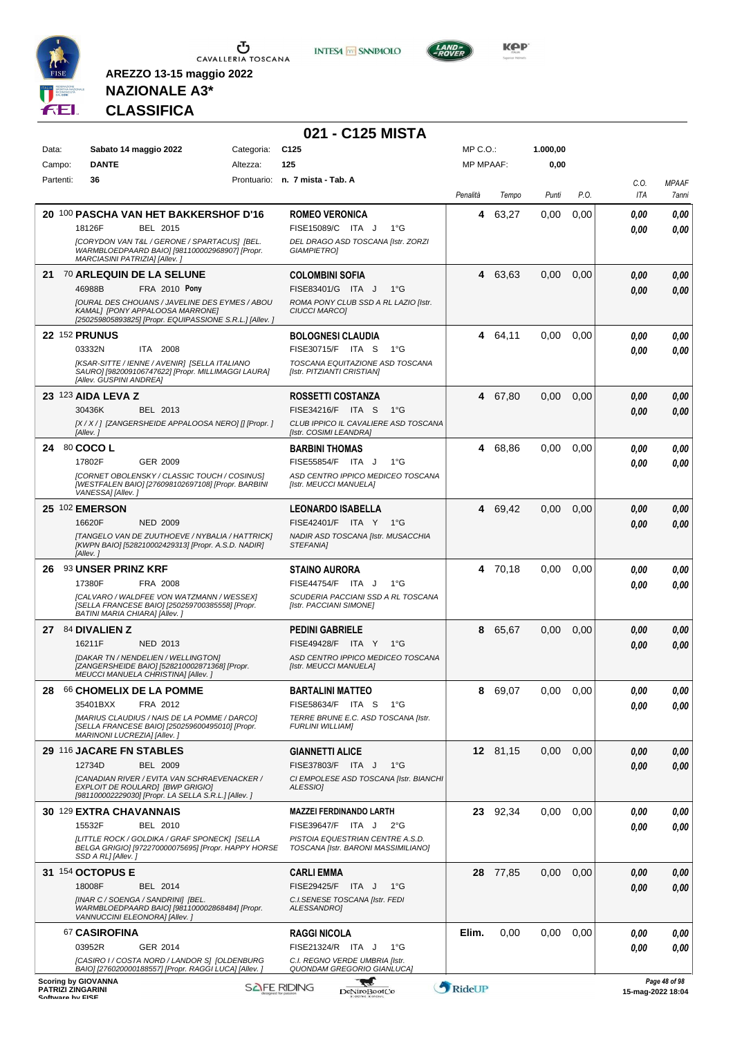AREZZO 13-15 maggio 2022

**NAZIONALE A3***

**CLASSIFICA**

# 021 - C125 MISTA

| | | | | | |
|---|---|---|---|---|---|
| Data: | Sabato 14 maggio 2022 | Categoria: | C125 | MP C.O.: | 1.000,00 |
| Campo: | DANTE | Altezza: | 125 | MP MPAAF: | 0,00 |
| Partenti: | 36 | Prontuario: | n. 7 mista - Tab. A | | |

| Cl. | Cavallo | Cavaliere | Penalità | Tempo | Punti | P.O. | C.O. ITA | MPAAF 7anni |
|---|---|---|---|---|---|---|---|---|
| 20 | 100 **PASCHA VAN HET BAKKERSHOF D'16** 18126F BEL 2015 *[CORYDON VAN T&L / GERONE / SPARTACUS] [BEL. WARMBLOEDPAARD BAIO] [981100002968907] [Propr. MARCIASINI PATRIZIA] [Allev. ]* | **ROMEO VERONICA** FISE15089/C ITA J 1°G *DEL DRAGO ASD TOSCANA [Istr. ZORZI GIAMPIETRO]* | 4 | 63,27 | 0,00 | 0,00 | 0,00 / 0,00 | 0,00 / 0,00 |
| 21 | 70 **ARLEQUIN DE LA SELUNE** 46988B FRA 2010 **Pony** *[OURAL DES CHOUANS / JAVELINE DES EYMES / ABOU KAMAL] [PONY APPALOOSA MARRONE] [250259805893825] [Propr. EQUIPASSIONE S.R.L.] [Allev. ]* | **COLOMBINI SOFIA** FISE83401/G ITA J 1°G *ROMA PONY CLUB SSD A RL LAZIO [Istr. CIUCCI MARCO]* | 4 | 63,63 | 0,00 | 0,00 | 0,00 / 0,00 | 0,00 / 0,00 |
| 22 | 152 **PRUNUS** 03332N ITA 2008 *[KSAR-SITTE / IENNE / AVENIR] [SELLA ITALIANO SAURO] [982009106747622] [Propr. MILLIMAGGI LAURA] [Allev. GUSPINI ANDREA]* | **BOLOGNESI CLAUDIA** FISE30715/F ITA S 1°G *TOSCANA EQUITAZIONE ASD TOSCANA [Istr. PITZIANTI CRISTIAN]* | 4 | 64,11 | 0,00 | 0,00 | 0,00 / 0,00 | 0,00 / 0,00 |
| 23 | 123 **AIDA LEVA Z** 30436K BEL 2013 *[X / X / ] [ZANGERSHEIDE APPALOOSA NERO] [] [Propr. ] [Allev. ]* | **ROSSETTI COSTANZA** FISE34216/F ITA S 1°G *CLUB IPPICO IL CAVALIERE ASD TOSCANA [Istr. COSIMI LEANDRA]* | 4 | 67,80 | 0,00 | 0,00 | 0,00 / 0,00 | 0,00 / 0,00 |
| 24 | 80 **COCO L** 17802F GER 2009 *[CORNET OBOLENSKY / CLASSIC TOUCH / COSINUS] [WESTFALEN BAIO] [276098102697108] [Propr. BARBINI VANESSA] [Allev. ]* | **BARBINI THOMAS** FISE55854/F ITA J 1°G *ASD CENTRO IPPICO MEDICEO TOSCANA [Istr. MEUCCI MANUELA]* | 4 | 68,86 | 0,00 | 0,00 | 0,00 / 0,00 | 0,00 / 0,00 |
| 25 | 102 **EMERSON** 16620F NED 2009 *[TANGELO VAN DE ZUUTHOEVE / NYBALIA / HATTRICK] [KWPN BAIO] [528210002429313] [Propr. A.S.D. NADIR] [Allev. ]* | **LEONARDO ISABELLA** FISE42401/F ITA Y 1°G *NADIR ASD TOSCANA [Istr. MUSACCHIA STEFANIA]* | 4 | 69,42 | 0,00 | 0,00 | 0,00 / 0,00 | 0,00 / 0,00 |
| 26 | 93 **UNSER PRINZ KRF** 17380F FRA 2008 *[CALVARO / WALDFEE VON WATZMANN / WESSEX] [SELLA FRANCESE BAIO] [250259700385558] [Propr. BATINI MARIA CHIARA] [Allev. ]* | **STAINO AURORA** FISE44754/F ITA J 1°G *SCUDERIA PACCIANI SSD A RL TOSCANA [Istr. PACCIANI SIMONE]* | 4 | 70,18 | 0,00 | 0,00 | 0,00 / 0,00 | 0,00 / 0,00 |
| 27 | 84 **DIVALIEN Z** 16211F NED 2013 *[DAKAR TN / NENDELIEN / WELLINGTON] [ZANGERSHEIDE BAIO] [528210002871368] [Propr. MEUCCI MANUELA CHRISTINA] [Allev. ]* | **PEDINI GABRIELE** FISE49428/F ITA Y 1°G *ASD CENTRO IPPICO MEDICEO TOSCANA [Istr. MEUCCI MANUELA]* | 8 | 65,67 | 0,00 | 0,00 | 0,00 / 0,00 | 0,00 / 0,00 |
| 28 | 66 **CHOMELIX DE LA POMME** 35401BXX FRA 2012 *[MARIUS CLAUDIUS / NAIS DE LA POMME / DARCO] [SELLA FRANCESE BAIO] [250259600495010] [Propr. MARINONI LUCREZIA] [Allev. ]* | **BARTALINI MATTEO** FISE58634/F ITA S 1°G *TERRE BRUNE E.C. ASD TOSCANA [Istr. FURLINI WILLIAM]* | 8 | 69,07 | 0,00 | 0,00 | 0,00 / 0,00 | 0,00 / 0,00 |
| 29 | 116 **JACARE FN STABLES** 12734D BEL 2009 *[CANADIAN RIVER / EVITA VAN SCHRAEVENACKER / EXPLOIT DE ROULARD] [BWP GRIGIO] [981100002229030] [Propr. LA SELLA S.R.L.] [Allev. ]* | **GIANNETTI ALICE** FISE37803/F ITA J 1°G *CI EMPOLESE ASD TOSCANA [Istr. BIANCHI ALESSIO]* | 12 | 81,15 | 0,00 | 0,00 | 0,00 / 0,00 | 0,00 / 0,00 |
| 30 | 129 **EXTRA CHAVANNAIS** 15532F BEL 2010 *[LITTLE ROCK / GOLDIKA / GRAF SPONECK] [SELLA BELGA GRIGIO] [972270000075695] [Propr. HAPPY HORSE SSD A RL] [Allev. ]* | **MAZZEI FERDINANDO LARTH** FISE39647/F ITA J 2°G *PISTOIA EQUESTRIAN CENTRE A.S.D. TOSCANA [Istr. BARONI MASSIMILIANO]* | 23 | 92,34 | 0,00 | 0,00 | 0,00 / 0,00 | 0,00 / 0,00 |
| 31 | 154 **OCTOPUS E** 18008F BEL 2014 *[INAR C / SOENGA / SANDRINI] [BEL. WARMBLOEDPAARD BAIO] [981100002868484] [Propr. VANNUCCINI ELEONORA] [Allev. ]* | **CARLI EMMA** FISE29425/F ITA J 1°G *C.I.SENESE TOSCANA [Istr. FEDI ALESSANDRO]* | 28 | 77,85 | 0,00 | 0,00 | 0,00 / 0,00 | 0,00 / 0,00 |
| | 67 **CASIROFINA** 03952R GER 2014 *[CASIRO I / COSTA NORD / LANDOR S] [OLDENBURG BAIO] [276020000188557] [Propr. RAGGI LUCA] [Allev. ]* | **RAGGI NICOLA** FISE21324/R ITA J 1°G *C.I. REGNO VERDE UMBRIA [Istr. QUONDAM GREGORIO GIANLUCA]* | Elim. | 0,00 | 0,00 | 0,00 | 0,00 / 0,00 | 0,00 / 0,00 |

Scoring by GIOVANNA PATRIZI ZINGARINI

15-mag-2022 18:04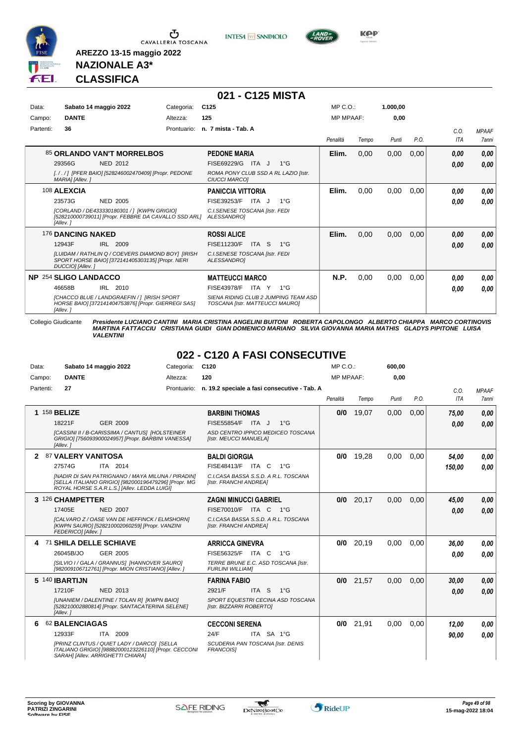**AREZZO 13-15 maggio 2022**
**NAZIONALE A3***
**CLASSIFICA**

## 021 - C125 MISTA

| | | | |
|---|---|---|---|
| Data: | Sabato 14 maggio 2022 | Categoria: | C125 |
| Campo: | DANTE | Altezza: | 125 |
| Partenti: | 36 | Prontuario: | n. 7 mista - Tab. A |

MP C.O.: 1.000,00 — MP MPAAF: 0,00

| | Cavallo | Cavaliere | Penalità | Tempo | Punti | P.O. | C.O. ITA | MPAAF 7anni |
|---|---|---|---|---|---|---|---|---|
| | 85 **ORLANDO VAN'T MORRELBOS** 29356G NED 2012 *[. / . / ] [PFER BAIO] [528246002470409] [Propr. PEDONE MARIA] [Allev. ]* | **PEDONE MARIA** FISE69229/G ITA J 1°G *ROMA PONY CLUB SSD A RL LAZIO [Istr. CIUCCI MARCO]* | Elim. | 0,00 | 0,00 | 0,00 | 0,00 / 0,00 | 0,00 / 0,00 |
| | 108 **ALEXCIA** 23573G NED 2005 *[CORLAND / DE433330180301 / ] [KWPN GRIGIO] [528210000739011] [Propr. FEBBRE DA CAVALLO SSD ARL] [Allev. ]* | **PANICCIA VITTORIA** FISE39253/F ITA J 1°G *C.I.SENESE TOSCANA [Istr. FEDI ALESSANDRO]* | Elim. | 0,00 | 0,00 | 0,00 | 0,00 / 0,00 | 0,00 / 0,00 |
| | 176 **DANCING NAKED** 12943F IRL 2009 *[LUIDAM / RATHLIN Q / COEVERS DIAMOND BOY] [IRISH SPORT HORSE BAIO] [372141405303135] [Propr. NERI DUCCIO] [Allev. ]* | **ROSSI ALICE** FISE11230/F ITA S 1°G *C.I.SENESE TOSCANA [Istr. FEDI ALESSANDRO]* | Elim. | 0,00 | 0,00 | 0,00 | 0,00 / 0,00 | 0,00 / 0,00 |
| NP | 254 **SLIGO LANDACCO** 46658B IRL 2010 *[CHACCO BLUE / LANDGRAEFIN / ] [IRISH SPORT HORSE BAIO] [372141404753876] [Propr. GIERREGI SAS] [Allev. ]* | **MATTEUCCI MARCO** FISE43978/F ITA Y 1°G *SIENA RIDING CLUB 2 JUMPING TEAM ASD TOSCANA [Istr. MATTEUCCI MAURO]* | N.P. | 0,00 | 0,00 | 0,00 | 0,00 / 0,00 | 0,00 / 0,00 |

Collegio Giudicante *Presidente LUCIANO CANTINI MARIA CRISTINA ANGELINI BUITONI ROBERTA CAPOLONGO ALBERTO CHIAPPA MARCO CORTINOVIS MARTINA FATTACCIU CRISTIANA GUIDI GIAN DOMENICO MARIANO SILVIA GIOVANNA MARIA MATHIS GLADYS PIPITONE LUISA VALENTINI*

## 022 - C120 A FASI CONSECUTIVE

| | | | |
|---|---|---|---|
| Data: | Sabato 14 maggio 2022 | Categoria: | C120 |
| Campo: | DANTE | Altezza: | 120 |
| Partenti: | 27 | Prontuario: | n. 19.2 speciale a fasi consecutive - Tab. A |

MP C.O.: 600,00 — MP MPAAF: 0,00

| | Cavallo | Cavaliere | Penalità | Tempo | Punti | P.O. | C.O. ITA | MPAAF 7anni |
|---|---|---|---|---|---|---|---|---|
| 1 | 158 **BELIZE** 18221F GER 2009 *[CASSINI II / B-CARISSIMA / CANTUS] [HOLSTEINER GRIGIO] [756093900024957] [Propr. BARBINI VANESSA] [Allev. ]* | **BARBINI THOMAS** FISE55854/F ITA J 1°G *ASD CENTRO IPPICO MEDICEO TOSCANA [Istr. MEUCCI MANUELA]* | 0/0 | 19,07 | 0,00 | 0,00 | 75,00 / 0,00 | 0,00 / 0,00 |
| 2 | 87 **VALERY VANITOSA** 27574G ITA 2014 *[NADIR DI SAN PATRIGNANO / MAYA MILUNA / PIRADIN] [SELLA ITALIANO GRIGIO] [982000196479296] [Propr. MG ROYAL HORSE S.A.R.L.S.] [Allev. LEDDA LUIGI]* | **BALDI GIORGIA** FISE48413/F ITA C 1°G *C.I.CASA BASSA S.S.D. A R.L. TOSCANA [Istr. FRANCHI ANDREA]* | 0/0 | 19,28 | 0,00 | 0,00 | 54,00 / 150,00 | 0,00 / 0,00 |
| 3 | 126 **CHAMPETTER** 17405E NED 2007 *[CALVARO Z / OASE VAN DE HEFFINCK / ELMSHORN] [KWPN SAURO] [528210002060259] [Propr. VANZINI FEDERICO] [Allev. ]* | **ZAGNI MINUCCI GABRIEL** FISE70010/F ITA C 1°G *C.I.CASA BASSA S.S.D. A R.L. TOSCANA [Istr. FRANCHI ANDREA]* | 0/0 | 20,17 | 0,00 | 0,00 | 45,00 / 0,00 | 0,00 / 0,00 |
| 4 | 71 **SHILA DELLE SCHIAVE** 26045B/JO GER 2005 *[SILVIO I / GALA / GRANNUS] [HANNOVER SAURO] [982009106712761] [Propr. MION CRISTIANO] [Allev. ]* | **ARRICCA GINEVRA** FISE56325/F ITA C 1°G *TERRE BRUNE E.C. ASD TOSCANA [Istr. FURLINI WILLIAM]* | 0/0 | 20,19 | 0,00 | 0,00 | 36,00 / 0,00 | 0,00 / 0,00 |
| 5 | 140 **IBARTIJN** 17210F NED 2013 *[UNANIEM / DALENTINE / TOLAN R] [KWPN BAIO] [528210002880814] [Propr. SANTACATERINA SELENE] [Allev. ]* | **FARINA FABIO** 2921/F ITA S 1°G *SPORT EQUESTRI CECINA ASD TOSCANA [Istr. BIZZARRI ROBERTO]* | 0/0 | 21,57 | 0,00 | 0,00 | 30,00 / 0,00 | 0,00 / 0,00 |
| 6 | 62 **BALENCIAGAS** 12933F ITA 2009 *[PRINZ CLINTUS / QUIET LADY / DARCO] [SELLA ITALIANO GRIGIO] [988820001232261 10] [Propr. CECCONI SARAH] [Allev. ARRIGHETTI CHIARA]* | **CECCONI SERENA** 24/F ITA SA 1°G *SCUDERIA PAN TOSCANA [Istr. DENIS FRANCOIS]* | 0/0 | 21,91 | 0,00 | 0,00 | 12,00 / 90,00 | 0,00 / 0,00 |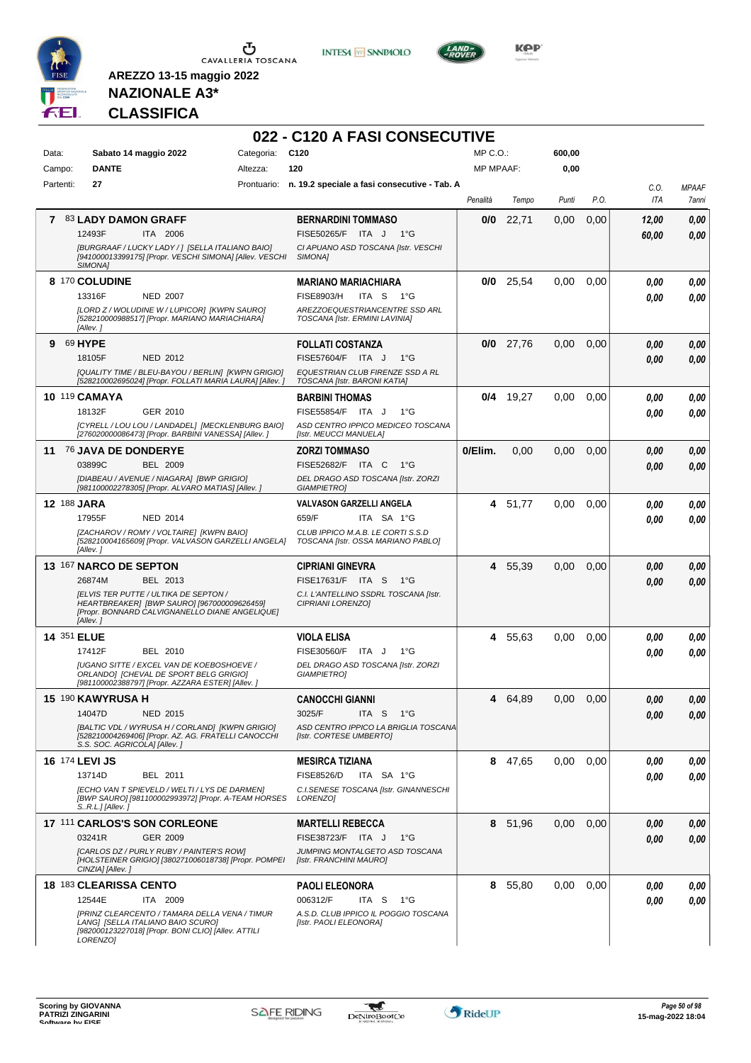AREZZO 13-15 maggio 2022

**NAZIONALE A3***

**CLASSIFICA**

# 022 - C120 A FASI CONSECUTIVE

| | | | |
|---|---|---|---|
| Data: | Sabato 14 maggio 2022 | Categoria: | C120 |
| Campo: | DANTE | Altezza: | 120 |
| Partenti: | 27 | Prontuario: | n. 19.2 speciale a fasi consecutive - Tab. A |

MP C.O.: 600,00
MP MPAAF: 0,00

| | Cavallo | Cavaliere | Penalità | Tempo | Punti | P.O. | C.O. ITA | MPAAF 7anni |
|---|---|---|---|---|---|---|---|---|
| 7 | 83 **LADY DAMON GRAFF** 12493F ITA 2006 *[BURGRAAF / LUCKY LADY / ] [SELLA ITALIANO BAIO] [941000013399175] [Propr. VESCHI SIMONA] [Allev. VESCHI SIMONA]* | **BERNARDINI TOMMASO** FISE50265/F ITA J 1°G *CI APUANO ASD TOSCANA [Istr. VESCHI SIMONA]* | 0/0 | 22,71 | 0,00 | 0,00 | 12,00 / 60,00 | 0,00 / 0,00 |
| 8 | 170 **COLUDINE** 13316F NED 2007 *[LORD Z / WOLUDINE W / LUPICOR] [KWPN SAURO] [528210000988517] [Propr. MARIANO MARIACHIARA] [Allev. ]* | **MARIANO MARIACHIARA** FISE8903/H ITA S 1°G *AREZZOEQUESTRIANCENTRE SSD ARL TOSCANA [Istr. ERMINI LAVINIA]* | 0/0 | 25,54 | 0,00 | 0,00 | 0,00 / 0,00 | 0,00 / 0,00 |
| 9 | 69 **HYPE** 18105F NED 2012 *[QUALITY TIME / BLEU-BAYOU / BERLIN] [KWPN GRIGIO] [528210002695024] [Propr. FOLLATI MARIA LAURA] [Allev. ]* | **FOLLATI COSTANZA** FISE57604/F ITA J 1°G *EQUESTRIAN CLUB FIRENZE SSD A RL TOSCANA [Istr. BARONI KATIA]* | 0/0 | 27,76 | 0,00 | 0,00 | 0,00 / 0,00 | 0,00 / 0,00 |
| 10 | 119 **CAMAYA** 18132F GER 2010 *[CYRELL / LOU LOU / LANDADEL] [MECKLENBURG BAIO] [276020000086473] [Propr. BARBINI VANESSA] [Allev. ]* | **BARBINI THOMAS** FISE55854/F ITA J 1°G *ASD CENTRO IPPICO MEDICEO TOSCANA [Istr. MEUCCI MANUELA]* | 0/4 | 19,27 | 0,00 | 0,00 | 0,00 / 0,00 | 0,00 / 0,00 |
| 11 | 76 **JAVA DE DONDERYE** 03899C BEL 2009 *[DIABEAU / AVENUE / NIAGARA] [BWP GRIGIO] [981100002278305] [Propr. ALVARO MATIAS] [Allev. ]* | **ZORZI TOMMASO** FISE52682/F ITA C 1°G *DEL DRAGO ASD TOSCANA [Istr. ZORZI GIAMPIETRO]* | 0/Elim. | 0,00 | 0,00 | 0,00 | 0,00 / 0,00 | 0,00 / 0,00 |
| 12 | 188 **JARA** 17955F NED 2014 *[ZACHAROV / ROMY / VOLTAIRE] [KWPN BAIO] [528210004165609] [Propr. VALVASON GARZELLI ANGELA] [Allev. ]* | **VALVASON GARZELLI ANGELA** 659/F ITA SA 1°G *CLUB IPPICO M.A.B. LE CORTI S.S.D TOSCANA [Istr. OSSA MARIANO PABLO]* | 4 | 51,77 | 0,00 | 0,00 | 0,00 / 0,00 | 0,00 / 0,00 |
| 13 | 167 **NARCO DE SEPTON** 26874M BEL 2013 *[ELVIS TER PUTTE / ULTIKA DE SEPTON / HEARTBREAKER] [BWP SAURO] [967000009626459] [Propr. BONNARD CALVIGNANELLO DIANE ANGELIQUE] [Allev. ]* | **CIPRIANI GINEVRA** FISE17631/F ITA S 1°G *C.I. L'ANTELLINO SSDRL TOSCANA [Istr. CIPRIANI LORENZO]* | 4 | 55,39 | 0,00 | 0,00 | 0,00 / 0,00 | 0,00 / 0,00 |
| 14 | 351 **ELUE** 17412F BEL 2010 *[UGANO SITTE / EXCEL VAN DE KOEBOSHOEVE / ORLANDO] [CHEVAL DE SPORT BELG GRIGIO] [981100002388797] [Propr. AZZARA ESTER] [Allev. ]* | **VIOLA ELISA** FISE30560/F ITA J 1°G *DEL DRAGO ASD TOSCANA [Istr. ZORZI GIAMPIETRO]* | 4 | 55,63 | 0,00 | 0,00 | 0,00 / 0,00 | 0,00 / 0,00 |
| 15 | 190 **KAWYRUSA H** 14047D NED 2015 *[BALTIC VDL / WYRUSA H / CORLAND] [KWPN GRIGIO] [528210004269406] [Propr. AZ. AG. FRATELLI CANOCCHI S.S. SOC. AGRICOLA] [Allev. ]* | **CANOCCHI GIANNI** 3025/F ITA S 1°G *ASD CENTRO IPPICO LA BRIGLIA TOSCANA [Istr. CORTESE UMBERTO]* | 4 | 64,89 | 0,00 | 0,00 | 0,00 / 0,00 | 0,00 / 0,00 |
| 16 | 174 **LEVI JS** 13714D BEL 2011 *[ECHO VAN T SPIEVELD / WELTI / LYS DE DARMEN] [BWP SAURO] [981100002993972] [Propr. A-TEAM HORSES S..R.L.] [Allev. ]* | **MESIRCA TIZIANA** FISE8526/D ITA SA 1°G *C.I.SENESE TOSCANA [Istr. GINANNESCHI LORENZO]* | 8 | 47,65 | 0,00 | 0,00 | 0,00 / 0,00 | 0,00 / 0,00 |
| 17 | 111 **CARLOS'S SON CORLEONE** 03241R GER 2009 *[CARLOS DZ / PURLY RUBY / PAINTER'S ROW] [HOLSTEINER GRIGIO] [380271006018738] [Propr. POMPEI CINZIA] [Allev. ]* | **MARTELLI REBECCA** FISE38723/F ITA J 1°G *JUMPING MONTALGETO ASD TOSCANA [Istr. FRANCHINI MAURO]* | 8 | 51,96 | 0,00 | 0,00 | 0,00 / 0,00 | 0,00 / 0,00 |
| 18 | 183 **CLEARISSA CENTO** 12544E ITA 2009 *[PRINZ CLEARCENTO / TAMARA DELLA VENA / TIMUR LANG] [SELLA ITALIANO BAIO SCURO] [982000123227018] [Propr. BONI CLIO] [Allev. ATTILI LORENZO]* | **PAOLI ELEONORA** 006312/F ITA S 1°G *A.S.D. CLUB IPPICO IL POGGIO TOSCANA [Istr. PAOLI ELEONORA]* | 8 | 55,80 | 0,00 | 0,00 | 0,00 / 0,00 | 0,00 / 0,00 |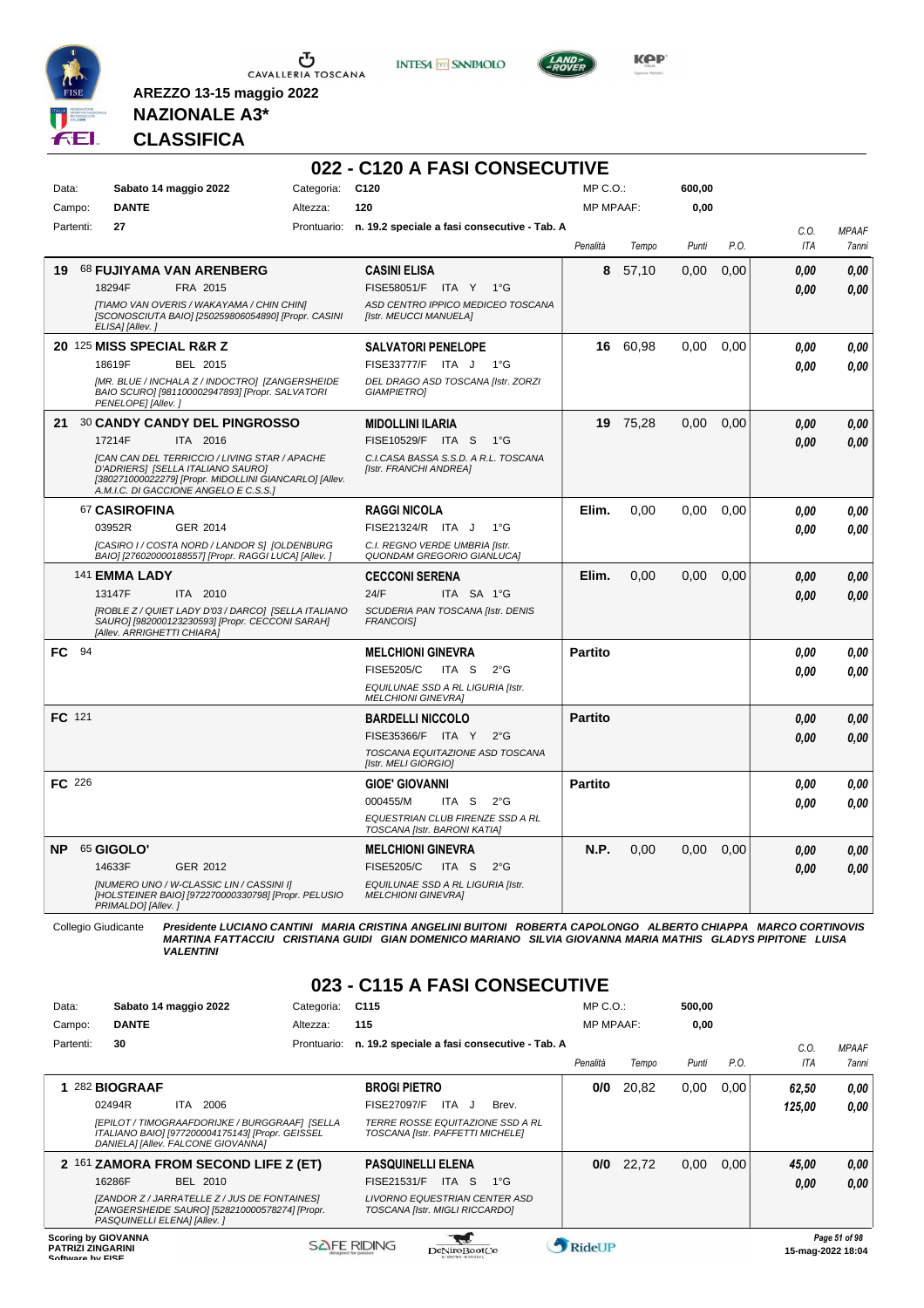AREZZO 13-15 maggio 2022

**NAZIONALE A3***

**CLASSIFICA**

## 022 - C120 A FASI CONSECUTIVE

| Data: | Sabato 14 maggio 2022 | Categoria: | C120 | MP C.O.: | 600,00 |
|---|---|---|---|---|---|
| Campo: | DANTE | Altezza: | 120 | MP MPAAF: | 0,00 |
| Partenti: | 27 | Prontuario: | n. 19.2 speciale a fasi consecutive - Tab. A | | |

| Pos. | Cavallo | Cavaliere | Penalità | Tempo | Punti | P.O. | C.O. ITA | MPAAF 7anni |
|---|---|---|---|---|---|---|---|---|
| 19 | 68 **FUJIYAMA VAN ARENBERG** 18294F FRA 2015 *[TIAMO VAN OVERIS / WAKAYAMA / CHIN CHIN] [SCONOSCIUTA BAIO] [250259806054890] [Propr. CASINI ELISA] [Allev. ]* | **CASINI ELISA** FISE58051/F ITA Y 1°G *ASD CENTRO IPPICO MEDICEO TOSCANA [Istr. MEUCCI MANUELA]* | 8 | 57,10 | 0,00 | 0,00 | 0,00 / 0,00 | 0,00 / 0,00 |
| 20 | 125 **MISS SPECIAL R&R Z** 18619F BEL 2015 *[MR. BLUE / INCHALA Z / INDOCTRO] [ZANGERSHEIDE BAIO SCURO] [981100002947893] [Propr. SALVATORI PENELOPE] [Allev. ]* | **SALVATORI PENELOPE** FISE33777/F ITA J 1°G *DEL DRAGO ASD TOSCANA [Istr. ZORZI GIAMPIETRO]* | 16 | 60,98 | 0,00 | 0,00 | 0,00 / 0,00 | 0,00 / 0,00 |
| 21 | 30 **CANDY CANDY DEL PINGROSSO** 17214F ITA 2016 *[CAN CAN DEL TERRICCIO / LIVING STAR / APACHE D'ADRIERS] [SELLA ITALIANO SAURO] [380271000022279] [Propr. MIDOLLINI GIANCARLO] [Allev. A.M.I.C. DI GACCIONE ANGELO E C.S.S.]* | **MIDOLLINI ILARIA** FISE10529/F ITA S 1°G *C.I.CASA BASSA S.S.D. A R.L. TOSCANA [Istr. FRANCHI ANDREA]* | 19 | 75,28 | 0,00 | 0,00 | 0,00 / 0,00 | 0,00 / 0,00 |
| | 67 **CASIROFINA** 03952R GER 2014 *[CASIRO I / COSTA NORD / LANDOR S] [OLDENBURG BAIO] [276020000188557] [Propr. RAGGI LUCA] [Allev. ]* | **RAGGI NICOLA** FISE21324/R ITA J 1°G *C.I. REGNO VERDE UMBRIA [Istr. QUONDAM GREGORIO GIANLUCA]* | Elim. | 0,00 | 0,00 | 0,00 | 0,00 / 0,00 | 0,00 / 0,00 |
| | 141 **EMMA LADY** 13147F ITA 2010 *[ROBLE Z / QUIET LADY D'03 / DARCO] [SELLA ITALIANO SAURO] [982000123230593] [Propr. CECCONI SARAH] [Allev. ARRIGHETTI CHIARA]* | **CECCONI SERENA** 24/F ITA SA 1°G *SCUDERIA PAN TOSCANA [Istr. DENIS FRANCOIS]* | Elim. | 0,00 | 0,00 | 0,00 | 0,00 / 0,00 | 0,00 / 0,00 |
| FC | 94 | **MELCHIONI GINEVRA** FISE5205/C ITA S 2°G *EQUILUNAE SSD A RL LIGURIA [Istr. MELCHIONI GINEVRA]* | Partito | | | | 0,00 / 0,00 | 0,00 / 0,00 |
| FC | 121 | **BARDELLI NICCOLO** FISE35366/F ITA Y 2°G *TOSCANA EQUITAZIONE ASD TOSCANA [Istr. MELI GIORGIO]* | Partito | | | | 0,00 / 0,00 | 0,00 / 0,00 |
| FC | 226 | **GIOE' GIOVANNI** 000455/M ITA S 2°G *EQUESTRIAN CLUB FIRENZE SSD A RL TOSCANA [Istr. BARONI KATIA]* | Partito | | | | 0,00 / 0,00 | 0,00 / 0,00 |
| NP | 65 **GIGOLO'** 14633F GER 2012 *[NUMERO UNO / W-CLASSIC LIN / CASSINI I] [HOLSTEINER BAIO] [972270000330798] [Propr. PELUSIO PRIMALDO] [Allev. ]* | **MELCHIONI GINEVRA** FISE5205/C ITA S 2°G *EQUILUNAE SSD A RL LIGURIA [Istr. MELCHIONI GINEVRA]* | N.P. | 0,00 | 0,00 | 0,00 | 0,00 / 0,00 | 0,00 / 0,00 |

Collegio Giudicante ***Presidente LUCIANO CANTINI MARIA CRISTINA ANGELINI BUITONI ROBERTA CAPOLONGO ALBERTO CHIAPPA MARCO CORTINOVIS MARTINA FATTACCIU CRISTIANA GUIDI GIAN DOMENICO MARIANO SILVIA GIOVANNA MARIA MATHIS GLADYS PIPITONE LUISA VALENTINI***

## 023 - C115 A FASI CONSECUTIVE

| Data: | Sabato 14 maggio 2022 | Categoria: | C115 | MP C.O.: | 500,00 |
|---|---|---|---|---|---|
| Campo: | DANTE | Altezza: | 115 | MP MPAAF: | 0,00 |
| Partenti: | 30 | Prontuario: | n. 19.2 speciale a fasi consecutive - Tab. A | | |

| Pos. | Cavallo | Cavaliere | Penalità | Tempo | Punti | P.O. | C.O. ITA | MPAAF 7anni |
|---|---|---|---|---|---|---|---|---|
| 1 | 282 **BIOGRAAF** 02494R ITA 2006 *[EPILOT / TIMOGRAAFDORIJKE / BURGGRAAF] [SELLA ITALIANO BAIO] [977200004175143] [Propr. GEISSEL DANIELA] [Allev. FALCONE GIOVANNA]* | **BROGI PIETRO** FISE27097/F ITA J Brev. *TERRE ROSSE EQUITAZIONE SSD A RL TOSCANA [Istr. PAFFETTI MICHELE]* | 0/0 | 20,82 | 0,00 | 0,00 | 62,50 / 125,00 | 0,00 / 0,00 |
| 2 | 161 **ZAMORA FROM SECOND LIFE Z (ET)** 16286F BEL 2010 *[ZANDOR Z / JARRATELLE Z / JUS DE FONTAINES] [ZANGERSHEIDE SAURO] [528210000578274] [Propr. PASQUINELLI ELENA] [Allev. ]* | **PASQUINELLI ELENA** FISE21531/F ITA S 1°G *LIVORNO EQUESTRIAN CENTER ASD TOSCANA [Istr. MIGLI RICCARDO]* | 0/0 | 22,72 | 0,00 | 0,00 | 45,00 / 0,00 | 0,00 / 0,00 |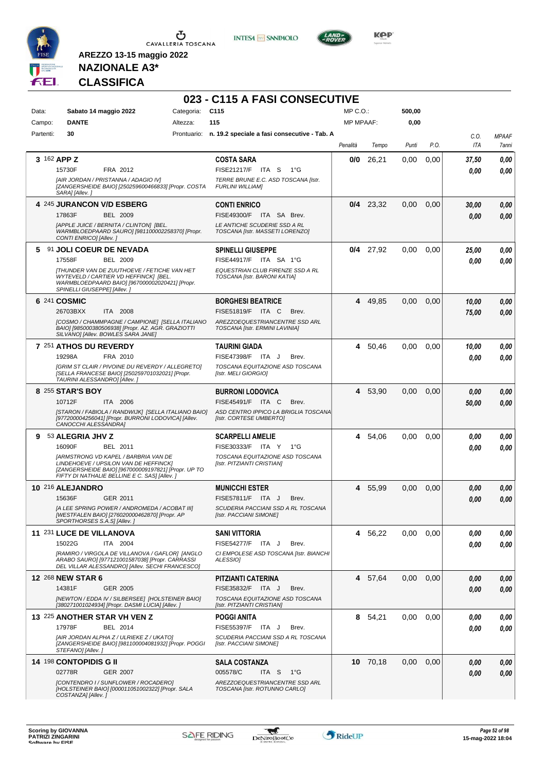**AREZZO 13-15 maggio 2022**

**NAZIONALE A3***

**CLASSIFICA**

# 023 - C115 A FASI CONSECUTIVE

| | | | |
|---|---|---|---|
| Data: | **Sabato 14 maggio 2022** | Categoria: | **C115** |
| Campo: | **DANTE** | Altezza: | **115** |
| Partenti: | **30** | Prontuario: | **n. 19.2 speciale a fasi consecutive - Tab. A** |

MP C.O.: **500,00**
MP MPAAF: **0,00**

| Pos. | Cavallo | Cavaliere | Penalità | Tempo | Punti | P.O. | C.O. ITA | MPAAF 7anni |
|---|---|---|---|---|---|---|---|---|
| 3 | 162 **APP Z** 15730F FRA 2012 *[AIR JORDAN / PRISTANNA / ADAGIO IV] [ZANGERSHEIDE BAIO] [250259600466833] [Propr. COSTA SARA] [Allev. ]* | **COSTA SARA** FISE21217/F ITA S 1°G *TERRE BRUNE E.C. ASD TOSCANA [Istr. FURLINI WILLIAM]* | **0/0** | 26,21 | 0,00 | 0,00 | *37,50* / *0,00* | *0,00* / *0,00* |
| 4 | 245 **JURANCON V/D ESBERG** 17863F BEL 2009 *[APPLE JUICE / BERNITA / CLINTON] [BEL. WARMBLOEDPAARD SAURO] [981100002258370] [Propr. CONTI ENRICO] [Allev. ]* | **CONTI ENRICO** FISE49300/F ITA SA Brev. *LE ANTICHE SCUDERIE SSD A RL TOSCANA [Istr. MASSETI LORENZO]* | **0/4** | 23,32 | 0,00 | 0,00 | *30,00* / *0,00* | *0,00* / *0,00* |
| 5 | 91 **JOLI COEUR DE NEVADA** 17558F BEL 2009 *[THUNDER VAN DE ZUUTHOEVE / FETICHE VAN HET WYTEVELD / CARTIER VD HEFFINCK] [BEL. WARMBLOEDPAARD BAIO] [967000002020421] [Propr. SPINELLI GIUSEPPE] [Allev. ]* | **SPINELLI GIUSEPPE** FISE44917/F ITA SA 1°G *EQUESTRIAN CLUB FIRENZE SSD A RL TOSCANA [Istr. BARONI KATIA]* | **0/4** | 27,92 | 0,00 | 0,00 | *25,00* / *0,00* | *0,00* / *0,00* |
| 6 | 241 **COSMIC** 26703BXX ITA 2008 *[COSMO / CHAMMPAGNE / CAMPIONE] [SELLA ITALIANO BAIO] [985000380506938] [Propr. AZ. AGR. GRAZIOTTI SILVANO] [Allev. BOWLES SARA JANE]* | **BORGHESI BEATRICE** FISE51819/F ITA C Brev. *AREZZOEQUESTRIANCENTRE SSD ARL TOSCANA [Istr. ERMINI LAVINIA]* | **4** | 49,85 | 0,00 | 0,00 | *10,00* / *75,00* | *0,00* / *0,00* |
| 7 | 251 **ATHOS DU REVERDY** 19298A FRA 2010 *[GRIM ST CLAIR / PIVOINE DU REVERDY / ALLEGRETO] [SELLA FRANCESE BAIO] [250259701032021] [Propr. TAURINI ALESSANDRO] [Allev. ]* | **TAURINI GIADA** FISE47398/F ITA J Brev. *TOSCANA EQUITAZIONE ASD TOSCANA [Istr. MELI GIORGIO]* | **4** | 50,46 | 0,00 | 0,00 | *10,00* / *0,00* | *0,00* / *0,00* |
| 8 | 255 **STAR'S BOY** 10712F ITA 2006 *[STARON / FABIOLA / RANDWIJK] [SELLA ITALIANO BAIO] [977200004256041] [Propr. BURRONI LODOVICA] [Allev. CANOCCHI ALESSANDRA]* | **BURRONI LODOVICA** FISE45491/F ITA C Brev. *ASD CENTRO IPPICO LA BRIGLIA TOSCANA [Istr. CORTESE UMBERTO]* | **4** | 53,90 | 0,00 | 0,00 | *0,00* / *50,00* | *0,00* / *0,00* |
| 9 | 53 **ALEGRIA JHV Z** 16090F BEL 2011 *[ARMSTRONG VD KAPEL / BARBRIA VAN DE LINDEHOEVE / UPSILON VAN DE HEFFINCK] [ZANGERSHEIDE BAIO] [967000009197821] [Propr. UP TO FIFTY DI NATHALIE BELLINE E C. SAS] [Allev. ]* | **SCARPELLI AMELIE** FISE30333/F ITA Y 1°G *TOSCANA EQUITAZIONE ASD TOSCANA [Istr. PITZIANTI CRISTIAN]* | **4** | 54,06 | 0,00 | 0,00 | *0,00* / *0,00* | *0,00* / *0,00* |
| 10 | 216 **ALEJANDRO** 15636F GER 2011 *[A LEE SPRING POWER / ANDROMEDA / ACOBAT III] [WESTFALEN BAIO] [276020000462870] [Propr. AP SPORTHORSES S.A.S] [Allev. ]* | **MUNICCHI ESTER** FISE57811/F ITA J Brev. *SCUDERIA PACCIANI SSD A RL TOSCANA [Istr. PACCIANI SIMONE]* | **4** | 55,99 | 0,00 | 0,00 | *0,00* / *0,00* | *0,00* / *0,00* |
| 11 | 231 **LUCE DE VILLANOVA** 15022G ITA 2004 *[RAMIRO / VIRGOLA DE VILLANOVA / GAFLOR] [ANGLO ARABO SAURO] [977121001587038] [Propr. CARRASSI DEL VILLAR ALESSANDRO] [Allev. SECHI FRANCESCO]* | **SANI VITTORIA** FISE54277/F ITA J Brev. *CI EMPOLESE ASD TOSCANA [Istr. BIANCHI ALESSIO]* | **4** | 56,22 | 0,00 | 0,00 | *0,00* / *0,00* | *0,00* / *0,00* |
| 12 | 268 **NEW STAR 6** 14381F GER 2005 *[NEWTON / EDDA IV / SILBERSEE] [HOLSTEINER BAIO] [380271001024934] [Propr. DASMI LUCIA] [Allev. ]* | **PITZIANTI CATERINA** FISE35832/F ITA J Brev. *TOSCANA EQUITAZIONE ASD TOSCANA [Istr. PITZIANTI CRISTIAN]* | **4** | 57,64 | 0,00 | 0,00 | *0,00* / *0,00* | *0,00* / *0,00* |
| 13 | 225 **ANOTHER STAR VH VEN Z** 17978F BEL 2014 *[AIR JORDAN ALPHA Z / ULRIEKE Z / UKATO] [ZANGERSHEIDE BAIO] [981100004081932] [Propr. POGGI STEFANO] [Allev. ]* | **POGGI ANITA** FISE55397/F ITA J Brev. *SCUDERIA PACCIANI SSD A RL TOSCANA [Istr. PACCIANI SIMONE]* | **8** | 54,21 | 0,00 | 0,00 | *0,00* / *0,00* | *0,00* / *0,00* |
| 14 | 198 **CONTOPIDIS G II** 02778R GER 2007 *[CONTENDRO I / SUNFLOWER / ROCADERO] [HOLSTEINER BAIO] [000011051002322] [Propr. SALA COSTANZA] [Allev. ]* | **SALA COSTANZA** 005578/C ITA S 1°G *AREZZOEQUESTRIANCENTRE SSD ARL TOSCANA [Istr. ROTUNNO CARLO]* | **10** | 70,18 | 0,00 | 0,00 | *0,00* / *0,00* | *0,00* / *0,00* |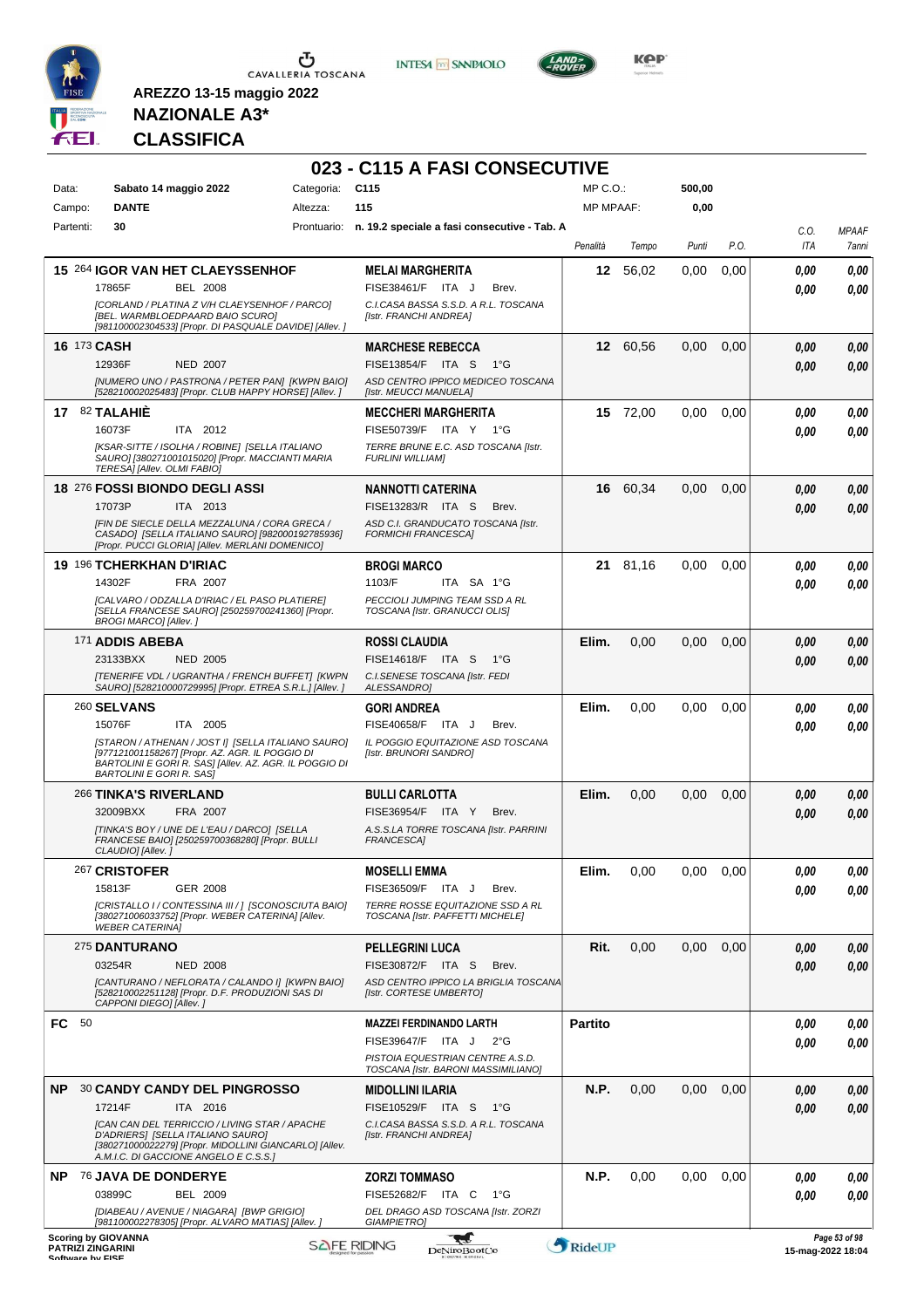AREZZO 13-15 maggio 2022

**NAZIONALE A3***

**CLASSIFICA**

# 023 - C115 A FASI CONSECUTIVE

| | | | | | |
|---|---|---|---|---|---|
| Data: | Sabato 14 maggio 2022 | Categoria: | C115 | MP C.O.: | 500,00 |
| Campo: | DANTE | Altezza: | 115 | MP MPAAF: | 0,00 |
| Partenti: | 30 | Prontuario: | n. 19.2 speciale a fasi consecutive - Tab. A | | |

| | Cavallo | Cavaliere | Penalità | Tempo | Punti | P.O. | C.O. ITA | MPAAF 7anni |
|---|---|---|---|---|---|---|---|---|
| 15 | 264 **IGOR VAN HET CLAEYSSENHOF** 17865F BEL 2008 *[CORLAND / PLATINA Z V/H CLAEYSSENHOF / PARCO] [BEL. WARMBLOEDPAARD BAIO SCURO] [981100002304533] [Propr. DI PASQUALE DAVIDE] [Allev. ]* | **MELAI MARGHERITA** FISE38461/F ITA J Brev. *C.I.CASA BASSA S.S.D. A R.L. TOSCANA [Istr. FRANCHI ANDREA]* | 12 | 56,02 | 0,00 | 0,00 | 0,00 / 0,00 | 0,00 / 0,00 |
| 16 | 173 **CASH** 12936F NED 2007 *[NUMERO UNO / PASTRONA / PETER PAN] [KWPN BAIO] [528210002025483] [Propr. CLUB HAPPY HORSE] [Allev. ]* | **MARCHESE REBECCA** FISE13854/F ITA S 1°G *ASD CENTRO IPPICO MEDICEO TOSCANA [Istr. MEUCCI MANUELA]* | 12 | 60,56 | 0,00 | 0,00 | 0,00 / 0,00 | 0,00 / 0,00 |
| 17 | 82 **TALAHIÈ** 16073F ITA 2012 *[KSAR-SITTE / ISOLHA / ROBINE] [SELLA ITALIANO SAURO] [380271001015020] [Propr. MACCIANTI MARIA TERESA] [Allev. OLMI FABIO]* | **MECCHERI MARGHERITA** FISE50739/F ITA Y 1°G *TERRE BRUNE E.C. ASD TOSCANA [Istr. FURLINI WILLIAM]* | 15 | 72,00 | 0,00 | 0,00 | 0,00 / 0,00 | 0,00 / 0,00 |
| 18 | 276 **FOSSI BIONDO DEGLI ASSI** 17073P ITA 2013 *[FIN DE SIECLE DELLA MEZZALUNA / CORA GRECA / CASADO] [SELLA ITALIANO SAURO] [982000192785936] [Propr. PUCCI GLORIA] [Allev. MERLANI DOMENICO]* | **NANNOTTI CATERINA** FISE13283/R ITA S Brev. *ASD C.I. GRANDUCATO TOSCANA [Istr. FORMICHI FRANCESCA]* | 16 | 60,34 | 0,00 | 0,00 | 0,00 / 0,00 | 0,00 / 0,00 |
| 19 | 196 **TCHERKHAN D'IRIAC** 14302F FRA 2007 *[CALVARO / ODZALLA D'IRIAC / EL PASO PLATIERE] [SELLA FRANCESE SAURO] [250259700241360] [Propr. BROGI MARCO] [Allev. ]* | **BROGI MARCO** 1103/F ITA SA 1°G *PECCIOLI JUMPING TEAM SSD A RL TOSCANA [Istr. GRANUCCI OLIS]* | 21 | 81,16 | 0,00 | 0,00 | 0,00 / 0,00 | 0,00 / 0,00 |
| | 171 **ADDIS ABEBA** 23133BXX NED 2005 *[TENERIFE VDL / UGRANTHA / FRENCH BUFFET] [KWPN SAURO] [528210000729995] [Propr. ETREA S.R.L.] [Allev. ]* | **ROSSI CLAUDIA** FISE14618/F ITA S 1°G *C.I.SENESE TOSCANA [Istr. FEDI ALESSANDRO]* | Elim. | 0,00 | 0,00 | 0,00 | 0,00 / 0,00 | 0,00 / 0,00 |
| | 260 **SELVANS** 15076F ITA 2005 *[STARON / ATHENAN / JOST I] [SELLA ITALIANO SAURO] [977121001158267] [Propr. AZ. AGR. IL POGGIO DI BARTOLINI E GORI R. SAS] [Allev. AZ. AGR. IL POGGIO DI BARTOLINI E GORI R. SAS]* | **GORI ANDREA** FISE40658/F ITA J Brev. *IL POGGIO EQUITAZIONE ASD TOSCANA [Istr. BRUNORI SANDRO]* | Elim. | 0,00 | 0,00 | 0,00 | 0,00 / 0,00 | 0,00 / 0,00 |
| | 266 **TINKA'S RIVERLAND** 32009BXX FRA 2007 *[TINKA'S BOY / UNE DE L'EAU / DARCO] [SELLA FRANCESE BAIO] [250259700368280] [Propr. BULLI CLAUDIO] [Allev. ]* | **BULLI CARLOTTA** FISE36954/F ITA Y Brev. *A.S.S.LA TORRE TOSCANA [Istr. PARRINI FRANCESCA]* | Elim. | 0,00 | 0,00 | 0,00 | 0,00 / 0,00 | 0,00 / 0,00 |
| | 267 **CRISTOFER** 15813F GER 2008 *[CRISTALLO I / CONTESSINA III / ] [SCONOSCIUTA BAIO] [380271006033752] [Propr. WEBER CATERINA] [Allev. WEBER CATERINA]* | **MOSELLI EMMA** FISE36509/F ITA J Brev. *TERRE ROSSE EQUITAZIONE SSD A RL TOSCANA [Istr. PAFFETTI MICHELE]* | Elim. | 0,00 | 0,00 | 0,00 | 0,00 / 0,00 | 0,00 / 0,00 |
| | 275 **DANTURANO** 03254R NED 2008 *[CANTURANO / NEFLORATA / CALANDO I] [KWPN BAIO] [528210002251128] [Propr. D.F. PRODUZIONI SAS DI CAPPONI DIEGO] [Allev. ]* | **PELLEGRINI LUCA** FISE30872/F ITA S Brev. *ASD CENTRO IPPICO LA BRIGLIA TOSCANA [Istr. CORTESE UMBERTO]* | Rit. | 0,00 | 0,00 | 0,00 | 0,00 / 0,00 | 0,00 / 0,00 |
| FC | 50 | **MAZZEI FERDINANDO LARTH** FISE39647/F ITA J 2°G *PISTOIA EQUESTRIAN CENTRE A.S.D. TOSCANA [Istr. BARONI MASSIMILIANO]* | Partito | | | | 0,00 / 0,00 | 0,00 / 0,00 |
| NP | 30 **CANDY CANDY DEL PINGROSSO** 17214F ITA 2016 *[CAN CAN DEL TERRICCIO / LIVING STAR / APACHE D'ADRIERS] [SELLA ITALIANO SAURO] [380271000022279] [Propr. MIDOLLINI GIANCARLO] [Allev. A.M.I.C. DI GACCIONE ANGELO E C.S.S.]* | **MIDOLLINI ILARIA** FISE10529/F ITA S 1°G *C.I.CASA BASSA S.S.D. A R.L. TOSCANA [Istr. FRANCHI ANDREA]* | N.P. | 0,00 | 0,00 | 0,00 | 0,00 / 0,00 | 0,00 / 0,00 |
| NP | 76 **JAVA DE DONDERYE** 03899C BEL 2009 *[DIABEAU / AVENUE / NIAGARA] [BWP GRIGIO] [981100002278305] [Propr. ALVARO MATIAS] [Allev. ]* | **ZORZI TOMMASO** FISE52682/F ITA C 1°G *DEL DRAGO ASD TOSCANA [Istr. ZORZI GIAMPIETRO]* | N.P. | 0,00 | 0,00 | 0,00 | 0,00 / 0,00 | 0,00 / 0,00 |

Scoring by GIOVANNA PATRIZI ZINGARINI

15-mag-2022 18:04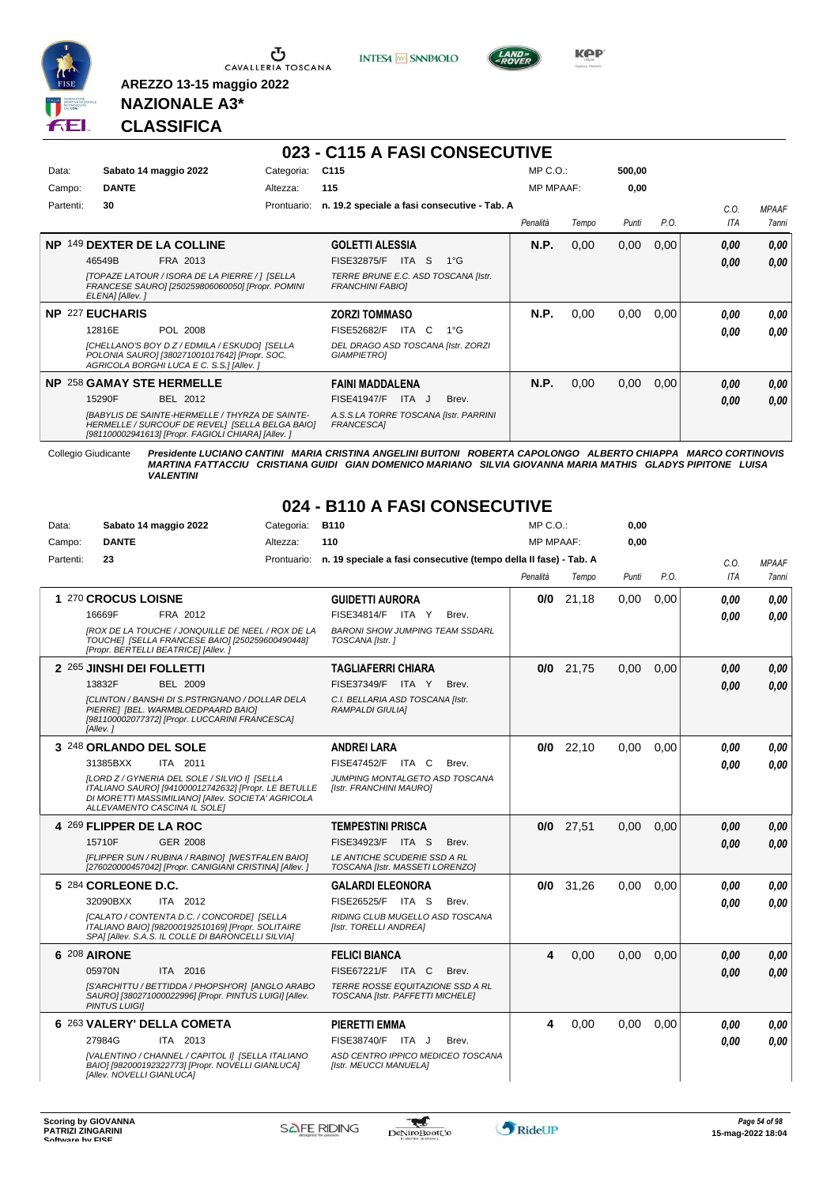**AREZZO 13-15 maggio 2022**

**NAZIONALE A3***

**CLASSIFICA**

## 023 - C115 A FASI CONSECUTIVE

| | | | |
|---|---|---|---|
| Data: | **Sabato 14 maggio 2022** | Categoria: | **C115** |
| Campo: | **DANTE** | Altezza: | **115** |
| Partenti: | **30** | Prontuario: | **n. 19.2 speciale a fasi consecutive - Tab. A** |

MP C.O.: **500,00** — MP MPAAF: **0,00**

| Pos. | Cavallo | Cavaliere | Penalità | Tempo | Punti | P.O. | C.O. ITA | MPAAF 7anni |
|---|---|---|---|---|---|---|---|---|
| NP | 149 **DEXTER DE LA COLLINE** 46549B FRA 2013 *[TOPAZE LATOUR / ISORA DE LA PIERRE / ] [SELLA FRANCESE SAURO] [250259806060050] [Propr. POMINI ELENA] [Allev. ]* | **GOLETTI ALESSIA** FISE32875/F ITA S 1°G *TERRE BRUNE E.C. ASD TOSCANA [Istr. FRANCHINI FABIO]* | **N.P.** | 0,00 | 0,00 | 0,00 | **0,00** **0,00** | **0,00** **0,00** |
| NP | 227 **EUCHARIS** 12816E POL 2008 *[CHELLANO'S BOY D Z / EDMILA / ESKUDO] [SELLA POLONIA SAURO] [380271001017642] [Propr. SOC. AGRICOLA BORGHI LUCA E C. S.S.] [Allev. ]* | **ZORZI TOMMASO** FISE52682/F ITA C 1°G *DEL DRAGO ASD TOSCANA [Istr. ZORZI GIAMPIETRO]* | **N.P.** | 0,00 | 0,00 | 0,00 | **0,00** **0,00** | **0,00** **0,00** |
| NP | 258 **GAMAY STE HERMELLE** 15290F BEL 2012 *[BABYLIS DE SAINTE-HERMELLE / THYRZA DE SAINTE-HERMELLE / SURCOUF DE REVEL] [SELLA BELGA BAIO] [981100002941613] [Propr. FAGIOLI CHIARA] [Allev. ]* | **FAINI MADDALENA** FISE41947/F ITA J Brev. *A.S.S.LA TORRE TOSCANA [Istr. PARRINI FRANCESCA]* | **N.P.** | 0,00 | 0,00 | 0,00 | **0,00** **0,00** | **0,00** **0,00** |

Collegio Giudicante *Presidente LUCIANO CANTINI MARIA CRISTINA ANGELINI BUITONI ROBERTA CAPOLONGO ALBERTO CHIAPPA MARCO CORTINOVIS MARTINA FATTACCIU CRISTIANA GUIDI GIAN DOMENICO MARIANO SILVIA GIOVANNA MARIA MATHIS GLADYS PIPITONE LUISA VALENTINI*

## 024 - B110 A FASI CONSECUTIVE

| | | | |
|---|---|---|---|
| Data: | **Sabato 14 maggio 2022** | Categoria: | **B110** |
| Campo: | **DANTE** | Altezza: | **110** |
| Partenti: | **23** | Prontuario: | **n. 19 speciale a fasi consecutive (tempo della II fase) - Tab. A** |

MP C.O.: **0,00** — MP MPAAF: **0,00**

| Pos. | Cavallo | Cavaliere | Penalità | Tempo | Punti | P.O. | C.O. ITA | MPAAF 7anni |
|---|---|---|---|---|---|---|---|---|
| 1 | 270 **CROCUS LOISNE** 16669F FRA 2012 *[ROX DE LA TOUCHE / JONQUILLE DE NEEL / ROX DE LA TOUCHE] [SELLA FRANCESE BAIO] [250259600490448] [Propr. BERTELLI BEATRICE] [Allev. ]* | **GUIDETTI AURORA** FISE34814/F ITA Y Brev. *BARONI SHOW JUMPING TEAM SSDARL TOSCANA [Istr. ]* | **0/0** | 21,18 | 0,00 | 0,00 | **0,00** **0,00** | **0,00** **0,00** |
| 2 | 265 **JINSHI DEI FOLLETTI** 13832F BEL 2009 *[CLINTON / BANSHI DI S.PSTRIGNANO / DOLLAR DELA PIERRE] [BEL. WARMBLOEDPAARD BAIO] [981100002077372] [Propr. LUCCARINI FRANCESCA] [Allev. ]* | **TAGLIAFERRI CHIARA** FISE37349/F ITA Y Brev. *C.I. BELLARIA ASD TOSCANA [Istr. RAMPALDI GIULIA]* | **0/0** | 21,75 | 0,00 | 0,00 | **0,00** **0,00** | **0,00** **0,00** |
| 3 | 248 **ORLANDO DEL SOLE** 31385BXX ITA 2011 *[LORD Z / GYNERIA DEL SOLE / SILVIO I] [SELLA ITALIANO SAURO] [941000012742632] [Propr. LE BETULLE DI MORETTI MASSIMILIANO] [Allev. SOCIETA' AGRICOLA ALLEVAMENTO CASCINA IL SOLE]* | **ANDREI LARA** FISE47452/F ITA C Brev. *JUMPING MONTALGETO ASD TOSCANA [Istr. FRANCHINI MAURO]* | **0/0** | 22,10 | 0,00 | 0,00 | **0,00** **0,00** | **0,00** **0,00** |
| 4 | 269 **FLIPPER DE LA ROC** 15710F GER 2008 *[FLIPPER SUN / RUBINA / RABINO] [WESTFALEN BAIO] [276020000457042] [Propr. CANIGIANI CRISTINA] [Allev. ]* | **TEMPESTINI PRISCA** FISE34923/F ITA S Brev. *LE ANTICHE SCUDERIE SSD A RL TOSCANA [Istr. MASSETI LORENZO]* | **0/0** | 27,51 | 0,00 | 0,00 | **0,00** **0,00** | **0,00** **0,00** |
| 5 | 284 **CORLEONE D.C.** 32090BXX ITA 2012 *[CALATO / CONTENTA D.C. / CONCORDE] [SELLA ITALIANO BAIO] [982000192510169] [Propr. SOLITAIRE SPA] [Allev. S.A.S. IL COLLE DI BARONCELLI SILVIA]* | **GALARDI ELEONORA** FISE26525/F ITA S Brev. *RIDING CLUB MUGELLO ASD TOSCANA [Istr. TORELLI ANDREA]* | **0/0** | 31,26 | 0,00 | 0,00 | **0,00** **0,00** | **0,00** **0,00** |
| 6 | 208 **AIRONE** 05970N ITA 2016 *[S'ARCHITTU / BETTIDDA / PHOPSH'OR] [ANGLO ARABO SAURO] [380271000022996] [Propr. PINTUS LUIGI] [Allev. PINTUS LUIGI]* | **FELICI BIANCA** FISE67221/F ITA C Brev. *TERRE ROSSE EQUITAZIONE SSD A RL TOSCANA [Istr. PAFFETTI MICHELE]* | **4** | 0,00 | 0,00 | 0,00 | **0,00** **0,00** | **0,00** **0,00** |
| 6 | 263 **VALERY' DELLA COMETA** 27984G ITA 2013 *[VALENTINO / CHANNEL / CAPITOL I] [SELLA ITALIANO BAIO] [982000192322773] [Propr. NOVELLI GIANLUCA] [Allev. NOVELLI GIANLUCA]* | **PIERETTI EMMA** FISE38740/F ITA J Brev. *ASD CENTRO IPPICO MEDICEO TOSCANA [Istr. MEUCCI MANUELA]* | **4** | 0,00 | 0,00 | 0,00 | **0,00** **0,00** | **0,00** **0,00** |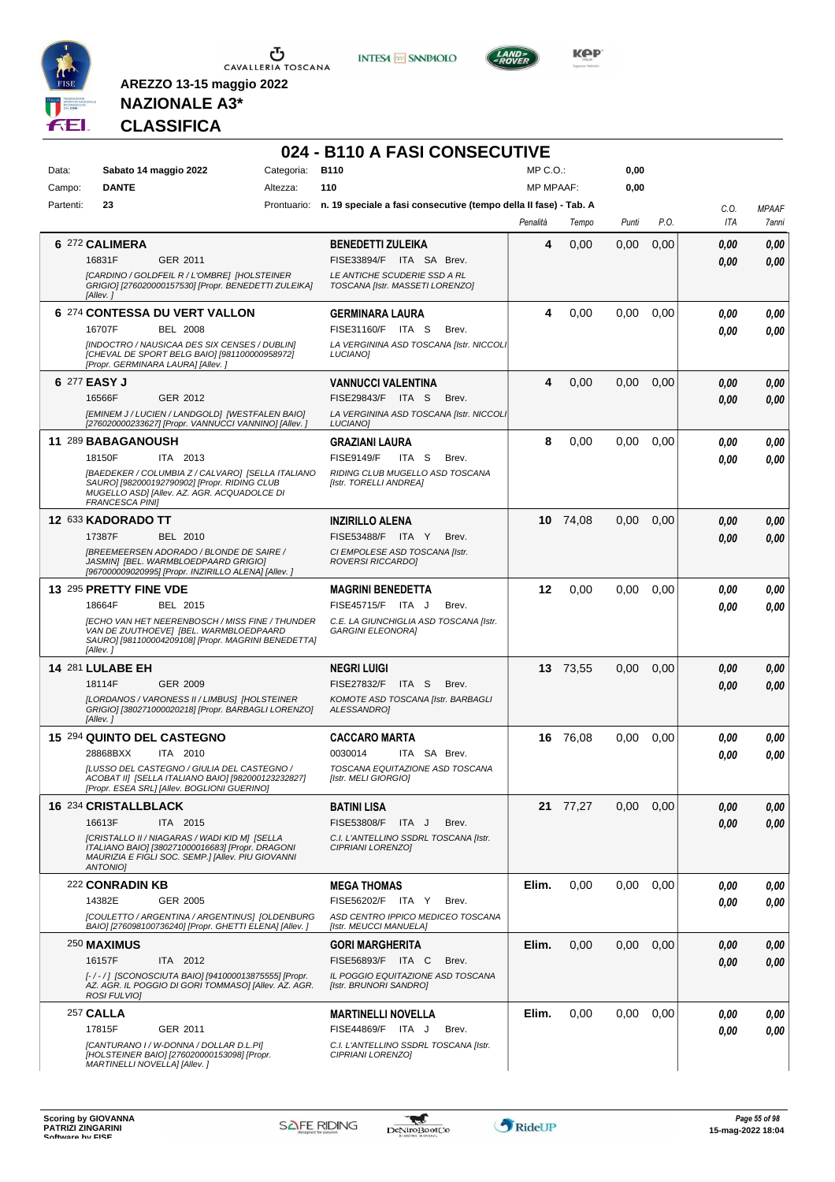**AREZZO 13-15 maggio 2022**

**NAZIONALE A3***

**CLASSIFICA**

# 024 - B110 A FASI CONSECUTIVE

| Data: | Sabato 14 maggio 2022 | Categoria: | B110 | MP C.O.: | 0,00 |
|---|---|---|---|---|---|
| Campo: | DANTE | Altezza: | 110 | MP MPAAF: | 0,00 |
| Partenti: | 23 | Prontuario: | n. 19 speciale a fasi consecutive (tempo della II fase) - Tab. A | | |

| Cl. | Cavallo | Cavaliere | Penalità | Tempo | Punti | P.O. | C.O. ITA | MPAAF 7anni |
|---|---|---|---|---|---|---|---|---|
| 6 | 272 **CALIMERA** 16831F GER 2011 [CARDINO / GOLDFEIL R / L'OMBRE] [HOLSTEINER GRIGIO] [276020000157530] [Propr. BENEDETTI ZULEIKA] [Allev. ] | **BENEDETTI ZULEIKA** FISE33894/F ITA SA Brev. LE ANTICHE SCUDERIE SSD A RL TOSCANA [Istr. MASSETI LORENZO] | 4 | 0,00 | 0,00 | 0,00 | 0,00 / 0,00 | 0,00 / 0,00 |
| 6 | 274 **CONTESSA DU VERT VALLON** 16707F BEL 2008 [INDOCTRO / NAUSICAA DES SIX CENSES / DUBLIN] [CHEVAL DE SPORT BELG BAIO] [981100000958972] [Propr. GERMINARA LAURA] [Allev. ] | **GERMINARA LAURA** FISE31160/F ITA S Brev. LA VERGININA ASD TOSCANA [Istr. NICCOLI LUCIANO] | 4 | 0,00 | 0,00 | 0,00 | 0,00 / 0,00 | 0,00 / 0,00 |
| 6 | 277 **EASY J** 16566F GER 2012 [EMINEM J / LUCIEN / LANDGOLD] [WESTFALEN BAIO] [276020000233627] [Propr. VANNUCCI VANNINO] [Allev. ] | **VANNUCCI VALENTINA** FISE29843/F ITA S Brev. LA VERGININA ASD TOSCANA [Istr. NICCOLI LUCIANO] | 4 | 0,00 | 0,00 | 0,00 | 0,00 / 0,00 | 0,00 / 0,00 |
| 11 | 289 **BABAGANOUSH** 18150F ITA 2013 [BAEDEKER / COLUMBIA Z / CALVARO] [SELLA ITALIANO SAURO] [982000192790902] [Propr. RIDING CLUB MUGELLO ASD] [Allev. AZ. AGR. ACQUADOLCE DI FRANCESCA PINI] | **GRAZIANI LAURA** FISE9149/F ITA S Brev. RIDING CLUB MUGELLO ASD TOSCANA [Istr. TORELLI ANDREA] | 8 | 0,00 | 0,00 | 0,00 | 0,00 / 0,00 | 0,00 / 0,00 |
| 12 | 633 **KADORADO TT** 17387F BEL 2010 [BREEMEERSEN ADORADO / BLONDE DE SAIRE / JASMIN] [BEL. WARMBLOEDPAARD GRIGIO] [967000009020995] [Propr. INZIRILLO ALENA] [Allev. ] | **INZIRILLO ALENA** FISE53488/F ITA Y Brev. CI EMPOLESE ASD TOSCANA [Istr. ROVERSI RICCARDO] | 10 | 74,08 | 0,00 | 0,00 | 0,00 / 0,00 | 0,00 / 0,00 |
| 13 | 295 **PRETTY FINE VDE** 18664F BEL 2015 [ECHO VAN HET NEERENBOSCH / MISS FINE / THUNDER VAN DE ZUUTHOEVE] [BEL. WARMBLOEDPAARD SAURO] [981100004209108] [Propr. MAGRINI BENEDETTA] [Allev. ] | **MAGRINI BENEDETTA** FISE45715/F ITA J Brev. C.E. LA GIUNCHIGLIA ASD TOSCANA [Istr. GARGINI ELEONORA] | 12 | 0,00 | 0,00 | 0,00 | 0,00 / 0,00 | 0,00 / 0,00 |
| 14 | 281 **LULABE EH** 18114F GER 2009 [LORDANOS / VARONESS II / LIMBUS] [HOLSTEINER GRIGIO] [380271000020218] [Propr. BARBAGLI LORENZO] [Allev. ] | **NEGRI LUIGI** FISE27832/F ITA S Brev. KOMOTE ASD TOSCANA [Istr. BARBAGLI ALESSANDRO] | 13 | 73,55 | 0,00 | 0,00 | 0,00 / 0,00 | 0,00 / 0,00 |
| 15 | 294 **QUINTO DEL CASTEGNO** 28868BXX ITA 2010 [LUSSO DEL CASTEGNO / GIULIA DEL CASTEGNO / ACOBAT II] [SELLA ITALIANO BAIO] [982000123232827] [Propr. ESEA SRL] [Allev. BOGLIONI GUERINO] | **CACCARO MARTA** 0030014 ITA SA Brev. TOSCANA EQUITAZIONE ASD TOSCANA [Istr. MELI GIORGIO] | 16 | 76,08 | 0,00 | 0,00 | 0,00 / 0,00 | 0,00 / 0,00 |
| 16 | 234 **CRISTALLBLACK** 16613F ITA 2015 [CRISTALLO II / NIAGARAS / WADI KID M] [SELLA ITALIANO BAIO] [380271000016683] [Propr. DRAGONI MAURIZIA E FIGLI SOC. SEMP.] [Allev. PIU GIOVANNI ANTONIO] | **BATINI LISA** FISE53808/F ITA J Brev. C.I. L'ANTELLINO SSDRL TOSCANA [Istr. CIPRIANI LORENZO] | 21 | 77,27 | 0,00 | 0,00 | 0,00 / 0,00 | 0,00 / 0,00 |
| | 222 **CONRADIN KB** 14382E GER 2005 [COULETTO / ARGENTINA / ARGENTINUS] [OLDENBURG BAIO] [276098100736240] [Propr. GHETTI ELENA] [Allev. ] | **MEGA THOMAS** FISE56202/F ITA Y Brev. ASD CENTRO IPPICO MEDICEO TOSCANA [Istr. MEUCCI MANUELA] | Elim. | 0,00 | 0,00 | 0,00 | 0,00 / 0,00 | 0,00 / 0,00 |
| | 250 **MAXIMUS** 16157F ITA 2012 [- / - / ] [SCONOSCIUTA BAIO] [941000013875555] [Propr. AZ. AGR. IL POGGIO DI GORI TOMMASO] [Allev. AZ. AGR. ROSI FULVIO] | **GORI MARGHERITA** FISE56893/F ITA C Brev. IL POGGIO EQUITAZIONE ASD TOSCANA [Istr. BRUNORI SANDRO] | Elim. | 0,00 | 0,00 | 0,00 | 0,00 / 0,00 | 0,00 / 0,00 |
| | 257 **CALLA** 17815F GER 2011 [CANTURANO I / W-DONNA / DOLLAR D.L.PI] [HOLSTEINER BAIO] [276020000153098] [Propr. MARTINELLI NOVELLA] [Allev. ] | **MARTINELLI NOVELLA** FISE44869/F ITA J Brev. C.I. L'ANTELLINO SSDRL TOSCANA [Istr. CIPRIANI LORENZO] | Elim. | 0,00 | 0,00 | 0,00 | 0,00 / 0,00 | 0,00 / 0,00 |

Scoring by GIOVANNA PATRIZI ZINGARINI
Software by FISE

15-mag-2022 18:04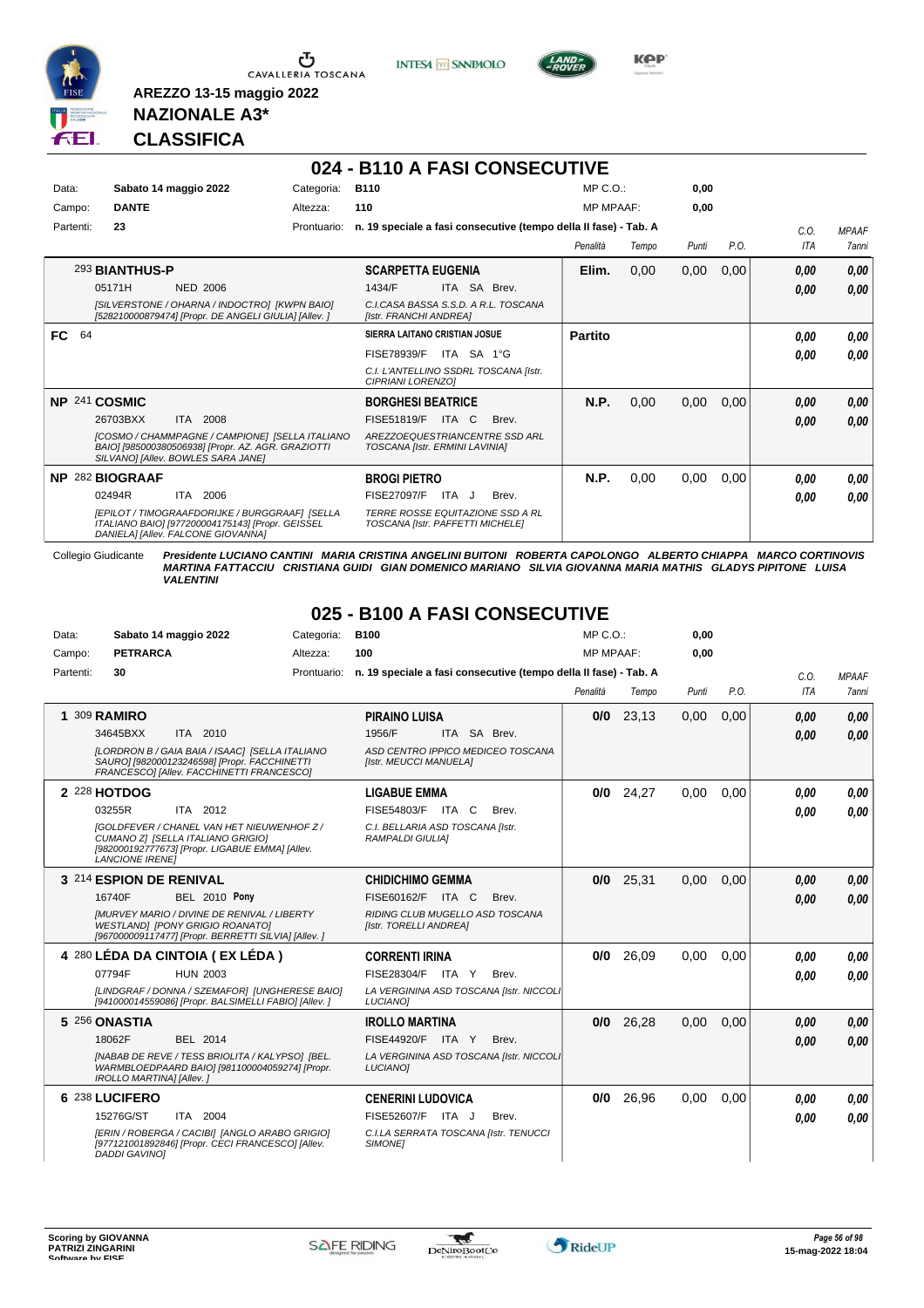AREZZO 13-15 maggio 2022

**NAZIONALE A3***

**CLASSIFICA**

## 024 - B110 A FASI CONSECUTIVE

Data: **Sabato 14 maggio 2022** Categoria: **B110** MP C.O.: **0,00**

Campo: **DANTE** Altezza: **110** MP MPAAF: **0,00**

Partenti: **23** Prontuario: **n. 19 speciale a fasi consecutive (tempo della II fase) - Tab. A**

| | Cavallo | Cavaliere | Penalità | Tempo | Punti | P.O. | C.O. ITA | MPAAF 7anni |
|---|---|---|---|---|---|---|---|---|
| | 293 **BIANTHUS-P** 05171H NED 2006 *[SILVERSTONE / OHARNA / INDOCTRO] [KWPN BAIO] [528210000879474] [Propr. DE ANGELI GIULIA] [Allev. ]* | **SCARPETTA EUGENIA** 1434/F ITA SA Brev. *C.I.CASA BASSA S.S.D. A R.L. TOSCANA [Istr. FRANCHI ANDREA]* | **Elim.** | 0,00 | 0,00 | 0,00 | **0,00** **0,00** | **0,00** **0,00** |
| FC | 64 | **SIERRA LAITANO CRISTIAN JOSUE** FISE78939/F ITA SA 1°G *C.I. L'ANTELLINO SSDRL TOSCANA [Istr. CIPRIANI LORENZO]* | **Partito** | | | | **0,00** **0,00** | **0,00** **0,00** |
| NP | 241 **COSMIC** 26703BXX ITA 2008 *[COSMO / CHAMMPAGNE / CAMPIONE] [SELLA ITALIANO BAIO] [985000380506938] [Propr. AZ. AGR. GRAZIOTTI SILVANO] [Allev. BOWLES SARA JANE]* | **BORGHESI BEATRICE** FISE51819/F ITA C Brev. *AREZZOEQUESTRIANCENTRE SSD ARL TOSCANA [Istr. ERMINI LAVINIA]* | **N.P.** | 0,00 | 0,00 | 0,00 | **0,00** **0,00** | **0,00** **0,00** |
| NP | 282 **BIOGRAAF** 02494R ITA 2006 *[EPILOT / TIMOGRAAFDORIJKE / BURGGRAAF] [SELLA ITALIANO BAIO] [977200004175143] [Propr. GEISSEL DANIELA] [Allev. FALCONE GIOVANNA]* | **BROGI PIETRO** FISE27097/F ITA J Brev. *TERRE ROSSE EQUITAZIONE SSD A RL TOSCANA [Istr. PAFFETTI MICHELE]* | **N.P.** | 0,00 | 0,00 | 0,00 | **0,00** **0,00** | **0,00** **0,00** |

Collegio Giudicante *Presidente LUCIANO CANTINI MARIA CRISTINA ANGELINI BUITONI ROBERTA CAPOLONGO ALBERTO CHIAPPA MARCO CORTINOVIS MARTINA FATTACCIU CRISTIANA GUIDI GIAN DOMENICO MARIANO SILVIA GIOVANNA MARIA MATHIS GLADYS PIPITONE LUISA VALENTINI*

## 025 - B100 A FASI CONSECUTIVE

Data: **Sabato 14 maggio 2022** Categoria: **B100** MP C.O.: **0,00**

Campo: **PETRARCA** Altezza: **100** MP MPAAF: **0,00**

Partenti: **30** Prontuario: **n. 19 speciale a fasi consecutive (tempo della II fase) - Tab. A**

| | Cavallo | Cavaliere | Penalità | Tempo | Punti | P.O. | C.O. ITA | MPAAF 7anni |
|---|---|---|---|---|---|---|---|---|
| 1 | 309 **RAMIRO** 34645BXX ITA 2010 *[LORDRON B / GAIA BAIA / ISAAC] [SELLA ITALIANO SAURO] [982000123246598] [Propr. FACCHINETTI FRANCESCO] [Allev. FACCHINETTI FRANCESCO]* | **PIRAINO LUISA** 1956/F ITA SA Brev. *ASD CENTRO IPPICO MEDICEO TOSCANA [Istr. MEUCCI MANUELA]* | **0/0** | 23,13 | 0,00 | 0,00 | **0,00** **0,00** | **0,00** **0,00** |
| 2 | 228 **HOTDOG** 03255R ITA 2012 *[GOLDFEVER / CHANEL VAN HET NIEUWENHOF Z / CUMANO Z] [SELLA ITALIANO GRIGIO] [982000192777673] [Propr. LIGABUE EMMA] [Allev. LANCIONE IRENE]* | **LIGABUE EMMA** FISE54803/F ITA C Brev. *C.I. BELLARIA ASD TOSCANA [Istr. RAMPALDI GIULIA]* | **0/0** | 24,27 | 0,00 | 0,00 | **0,00** **0,00** | **0,00** **0,00** |
| 3 | 214 **ESPION DE RENIVAL** 16740F BEL 2010 **Pony** *[MURVEY MARIO / DIVINE DE RENIVAL / LIBERTY WESTLAND] [PONY GRIGIO ROANATO] [967000009117477] [Propr. BERRETTI SILVIA] [Allev. ]* | **CHIDICHIMO GEMMA** FISE60162/F ITA C Brev. *RIDING CLUB MUGELLO ASD TOSCANA [Istr. TORELLI ANDREA]* | **0/0** | 25,31 | 0,00 | 0,00 | **0,00** **0,00** | **0,00** **0,00** |
| 4 | 280 **LÉDA DA CINTOIA ( EX LÉDA )** 07794F HUN 2003 *[LINDGRAF / DONNA / SZEMAFOR] [UNGHERESE BAIO] [941000014559086] [Propr. BALSIMELLI FABIO] [Allev. ]* | **CORRENTI IRINA** FISE28304/F ITA Y Brev. *LA VERGININA ASD TOSCANA [Istr. NICCOLI LUCIANO]* | **0/0** | 26,09 | 0,00 | 0,00 | **0,00** **0,00** | **0,00** **0,00** |
| 5 | 256 **ONASTIA** 18062F BEL 2014 *[NABAB DE REVE / TESS BRIOLITA / KALYPSO] [BEL. WARMBLOEDPAARD BAIO] [981100004059274] [Propr. IROLLO MARTINA] [Allev. ]* | **IROLLO MARTINA** FISE44920/F ITA Y Brev. *LA VERGININA ASD TOSCANA [Istr. NICCOLI LUCIANO]* | **0/0** | 26,28 | 0,00 | 0,00 | **0,00** **0,00** | **0,00** **0,00** |
| 6 | 238 **LUCIFERO** 15276G/ST ITA 2004 *[ERIN / ROBERGA / CACIBI] [ANGLO ARABO GRIGIO] [977121001892846] [Propr. CECI FRANCESCO] [Allev. DADDI GAVINO]* | **CENERINI LUDOVICA** FISE52607/F ITA J Brev. *C.I.LA SERRATA TOSCANA [Istr. TENUCCI SIMONE]* | **0/0** | 26,96 | 0,00 | 0,00 | **0,00** **0,00** | **0,00** **0,00** |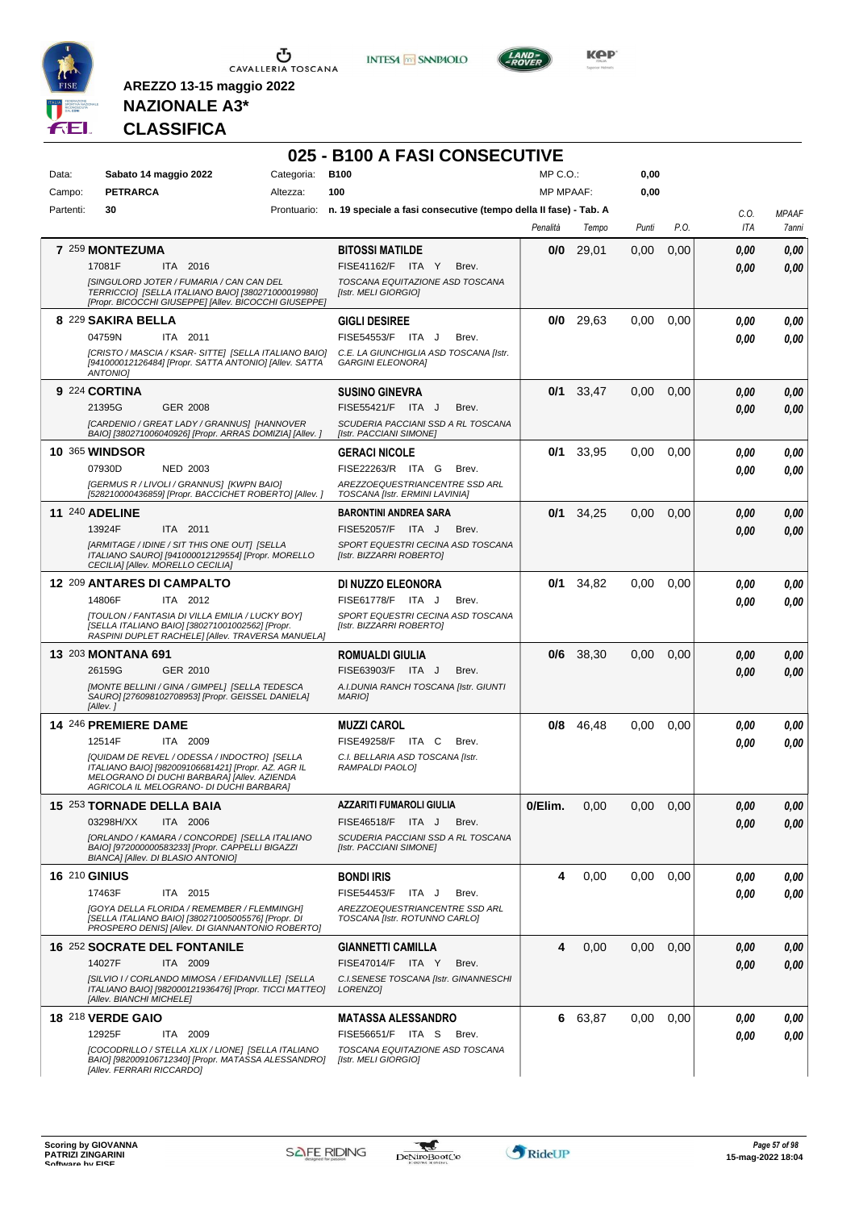**AREZZO 13-15 maggio 2022**

**NAZIONALE A3***

**CLASSIFICA**

# 025 - B100 A FASI CONSECUTIVE

| | | | | | |
|---|---|---|---|---|---|
| Data: | Sabato 14 maggio 2022 | Categoria: | B100 | MP C.O.: | 0,00 |
| Campo: | PETRARCA | Altezza: | 100 | MP MPAAF: | 0,00 |
| Partenti: | 30 | Prontuario: | n. 19 speciale a fasi consecutive (tempo della II fase) - Tab. A | | |

| Cl. | N. Cavallo | Cavaliere | Penalità | Tempo | Punti | P.O. | C.O. ITA | MPAAF 7anni |
|---|---|---|---|---|---|---|---|---|
| 7 | 259 **MONTEZUMA** 17081F ITA 2016 [SINGULORD JOTER / FUMARIA / CAN CAN DEL TERRICCIO] [SELLA ITALIANO BAIO] [380271000019980] [Propr. BICOCCHI GIUSEPPE] [Allev. BICOCCHI GIUSEPPE] | **BITOSSI MATILDE** FISE41162/F ITA Y Brev. TOSCANA EQUITAZIONE ASD TOSCANA [Istr. MELI GIORGIO] | 0/0 | 29,01 | 0,00 | 0,00 | 0,00 / 0,00 | 0,00 / 0,00 |
| 8 | 229 **SAKIRA BELLA** 04759N ITA 2011 [CRISTO / MASCIA / KSAR- SITTE] [SELLA ITALIANO BAIO] [941000012126484] [Propr. SATTA ANTONIO] [Allev. SATTA ANTONIO] | **GIGLI DESIREE** FISE54553/F ITA J Brev. C.E. LA GIUNCHIGLIA ASD TOSCANA [Istr. GARGINI ELEONORA] | 0/0 | 29,63 | 0,00 | 0,00 | 0,00 / 0,00 | 0,00 / 0,00 |
| 9 | 224 **CORTINA** 21395G GER 2008 [CARDENIO / GREAT LADY / GRANNUS] [HANNOVER BAIO] [380271006040926] [Propr. ARRAS DOMIZIA] [Allev. ] | **SUSINO GINEVRA** FISE55421/F ITA J Brev. SCUDERIA PACCIANI SSD A RL TOSCANA [Istr. PACCIANI SIMONE] | 0/1 | 33,47 | 0,00 | 0,00 | 0,00 / 0,00 | 0,00 / 0,00 |
| 10 | 365 **WINDSOR** 07930D NED 2003 [GERMUS R / LIVOLI / GRANNUS] [KWPN BAIO] [528210000436859] [Propr. BACCICHET ROBERTO] [Allev. ] | **GERACI NICOLE** FISE22263/R ITA G Brev. AREZZOEQUESTRIANCENTRE SSD ARL TOSCANA [Istr. ERMINI LAVINIA] | 0/1 | 33,95 | 0,00 | 0,00 | 0,00 / 0,00 | 0,00 / 0,00 |
| 11 | 240 **ADELINE** 13924F ITA 2011 [ARMITAGE / IDINE / SIT THIS ONE OUT] [SELLA ITALIANO SAURO] [941000012129554] [Propr. MORELLO CECILIA] [Allev. MORELLO CECILIA] | **BARONTINI ANDREA SARA** FISE52057/F ITA J Brev. SPORT EQUESTRI CECINA ASD TOSCANA [Istr. BIZZARRI ROBERTO] | 0/1 | 34,25 | 0,00 | 0,00 | 0,00 / 0,00 | 0,00 / 0,00 |
| 12 | 209 **ANTARES DI CAMPALTO** 14806F ITA 2012 [TOULON / FANTASIA DI VILLA EMILIA / LUCKY BOY] [SELLA ITALIANO BAIO] [380271001002562] [Propr. RASPINI DUPLET RACHELE] [Allev. TRAVERSA MANUELA] | **DI NUZZO ELEONORA** FISE61778/F ITA J Brev. SPORT EQUESTRI CECINA ASD TOSCANA [Istr. BIZZARRI ROBERTO] | 0/1 | 34,82 | 0,00 | 0,00 | 0,00 / 0,00 | 0,00 / 0,00 |
| 13 | 203 **MONTANA 691** 26159G GER 2010 [MONTE BELLINI / GINA / GIMPEL] [SELLA TEDESCA SAURO] [276098102708953] [Propr. GEISSEL DANIELA] [Allev. ] | **ROMUALDI GIULIA** FISE63903/F ITA J Brev. A.I.DUNIA RANCH TOSCANA [Istr. GIUNTI MARIO] | 0/6 | 38,30 | 0,00 | 0,00 | 0,00 / 0,00 | 0,00 / 0,00 |
| 14 | 246 **PREMIERE DAME** 12514F ITA 2009 [QUIDAM DE REVEL / ODESSA / INDOCTRO] [SELLA ITALIANO BAIO] [982009106681421] [Propr. AZ. AGR IL MELOGRANO DI DUCHI BARBARA] [Allev. AZIENDA AGRICOLA IL MELOGRANO- DI DUCHI BARBARA] | **MUZZI CAROL** FISE49258/F ITA C Brev. C.I. BELLARIA ASD TOSCANA [Istr. RAMPALDI PAOLO] | 0/8 | 46,48 | 0,00 | 0,00 | 0,00 / 0,00 | 0,00 / 0,00 |
| 15 | 253 **TORNADE DELLA BAIA** 03298H/XX ITA 2006 [ORLANDO / KAMARA / CONCORDE] [SELLA ITALIANO BAIO] [972000000583233] [Propr. CAPPELLI BIGAZZI BIANCA] [Allev. DI BLASIO ANTONIO] | **AZZARITI FUMAROLI GIULIA** FISE46518/F ITA J Brev. SCUDERIA PACCIANI SSD A RL TOSCANA [Istr. PACCIANI SIMONE] | 0/Elim. | 0,00 | 0,00 | 0,00 | 0,00 / 0,00 | 0,00 / 0,00 |
| 16 | 210 **GINIUS** 17463F ITA 2015 [GOYA DELLA FLORIDA / REMEMBER / FLEMMINGH] [SELLA ITALIANO BAIO] [380271005005576] [Propr. DI PROSPERO DENIS] [Allev. DI GIANNANTONIO ROBERTO] | **BONDI IRIS** FISE54543/F ITA J Brev. AREZZOEQUESTRIANCENTRE SSD ARL TOSCANA [Istr. ROTUNNO CARLO] | 4 | 0,00 | 0,00 | 0,00 | 0,00 / 0,00 | 0,00 / 0,00 |
| 16 | 252 **SOCRATE DEL FONTANILE** 14027F ITA 2009 [SILVIO I / CORLANDO MIMOSA / EFIDANVILLE] [SELLA ITALIANO BAIO] [982000121936476] [Propr. TICCI MATTEO] [Allev. BIANCHI MICHELE] | **GIANNETTI CAMILLA** FISE47014/F ITA Y Brev. C.I.SENESE TOSCANA [Istr. GINANNESCHI LORENZO] | 4 | 0,00 | 0,00 | 0,00 | 0,00 / 0,00 | 0,00 / 0,00 |
| 18 | 218 **VERDE GAIO** 12925F ITA 2009 [COCODRILLO / STELLA XLIX / LIONE] [SELLA ITALIANO BAIO] [982009106712340] [Propr. MATASSA ALESSANDRO] [Allev. FERRARI RICCARDO] | **MATASSA ALESSANDRO** FISE56651/F ITA S Brev. TOSCANA EQUITAZIONE ASD TOSCANA [Istr. MELI GIORGIO] | 6 | 63,87 | 0,00 | 0,00 | 0,00 / 0,00 | 0,00 / 0,00 |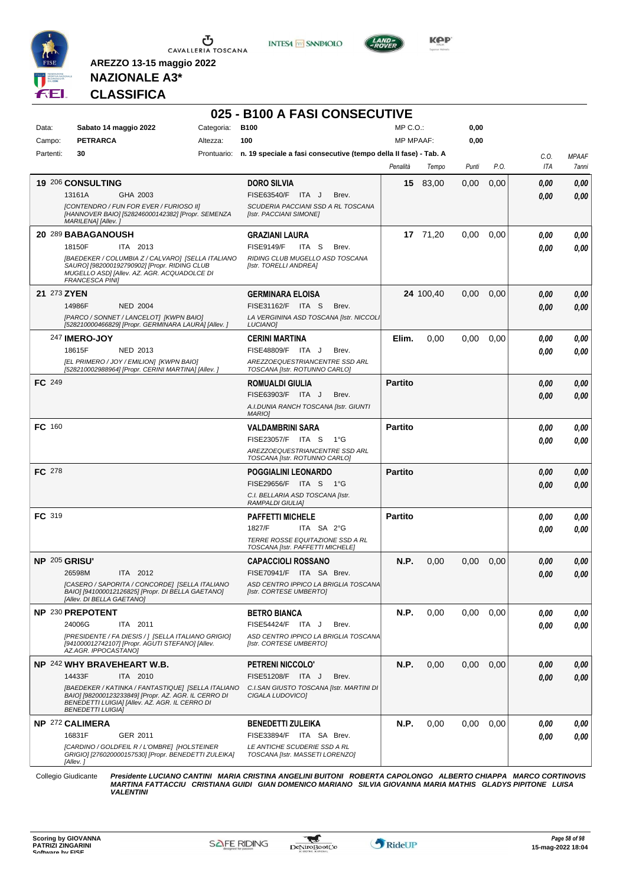**AREZZO 13-15 maggio 2022**

**NAZIONALE A3***

**CLASSIFICA**

# 025 - B100 A FASI CONSECUTIVE

| | | | |
|---|---|---|---|
| Data: | Sabato 14 maggio 2022 | Categoria: | B100 |
| Campo: | PETRARCA | Altezza: | 100 |
| Partenti: | 30 | Prontuario: | n. 19 speciale a fasi consecutive (tempo della II fase) - Tab. A |

MP C.O.: 0,00
MP MPAAF: 0,00

| Cl. | Cavallo | Cavaliere | Penalità | Tempo | Punti | P.O. | C.O. ITA | MPAAF 7anni |
|---|---|---|---|---|---|---|---|---|
| 19 | 206 **CONSULTING** 13161A GHA 2003 *[CONTENDRO / FUN FOR EVER / FURIOSO II] [HANNOVER BAIO] [528246000142382] [Propr. SEMENZA MARILENA] [Allev. ]* | **DORO SILVIA** FISE63540/F ITA J Brev. *SCUDERIA PACCIANI SSD A RL TOSCANA [Istr. PACCIANI SIMONE]* | 15 | 83,00 | 0,00 | 0,00 | 0,00 / 0,00 | 0,00 / 0,00 |
| 20 | 289 **BABAGANOUSH** 18150F ITA 2013 *[BAEDEKER / COLUMBIA Z / CALVARO] [SELLA ITALIANO SAURO] [982000192790902] [Propr. RIDING CLUB MUGELLO ASD] [Allev. AZ. AGR. ACQUADOLCE DI FRANCESCA PINI]* | **GRAZIANI LAURA** FISE9149/F ITA S Brev. *RIDING CLUB MUGELLO ASD TOSCANA [Istr. TORELLI ANDREA]* | 17 | 71,20 | 0,00 | 0,00 | 0,00 / 0,00 | 0,00 / 0,00 |
| 21 | 273 **ZYEN** 14986F NED 2004 *[PARCO / SONNET / LANCELOT] [KWPN BAIO] [528210000466829] [Propr. GERMINARA LAURA] [Allev. ]* | **GERMINARA ELOISA** FISE31162/F ITA S Brev. *LA VERGININA ASD TOSCANA [Istr. NICCOLI LUCIANO]* | 24 | 100,40 | 0,00 | 0,00 | 0,00 / 0,00 | 0,00 / 0,00 |
| | 247 **IMERO-JOY** 18615F NED 2013 *[EL PRIMERO / JOY / EMILION] [KWPN BAIO] [528210002988964] [Propr. CERINI MARTINA] [Allev. ]* | **CERINI MARTINA** FISE48809/F ITA J Brev. *AREZZOEQUESTRIANCENTRE SSD ARL TOSCANA [Istr. ROTUNNO CARLO]* | Elim. | 0,00 | 0,00 | 0,00 | 0,00 / 0,00 | 0,00 / 0,00 |
| FC | 249 | **ROMUALDI GIULIA** FISE63903/F ITA J Brev. *A.I.DUNIA RANCH TOSCANA [Istr. GIUNTI MARIO]* | Partito | | | | 0,00 / 0,00 | 0,00 / 0,00 |
| FC | 160 | **VALDAMBRINI SARA** FISE23057/F ITA S 1°G *AREZZOEQUESTRIANCENTRE SSD ARL TOSCANA [Istr. ROTUNNO CARLO]* | Partito | | | | 0,00 / 0,00 | 0,00 / 0,00 |
| FC | 278 | **POGGIALINI LEONARDO** FISE29656/F ITA S 1°G *C.I. BELLARIA ASD TOSCANA [Istr. RAMPALDI GIULIA]* | Partito | | | | 0,00 / 0,00 | 0,00 / 0,00 |
| FC | 319 | **PAFFETTI MICHELE** 1827/F ITA SA 2°G *TERRE ROSSE EQUITAZIONE SSD A RL TOSCANA [Istr. PAFFETTI MICHELE]* | Partito | | | | 0,00 / 0,00 | 0,00 / 0,00 |
| NP | 205 **GRISU'** 26598M ITA 2012 *[CASERO / SAPORITA / CONCORDE] [SELLA ITALIANO BAIO] [941000012126825] [Propr. DI BELLA GAETANO] [Allev. DI BELLA GAETANO]* | **CAPACCIOLI ROSSANO** FISE70941/F ITA SA Brev. *ASD CENTRO IPPICO LA BRIGLIA TOSCANA [Istr. CORTESE UMBERTO]* | N.P. | 0,00 | 0,00 | 0,00 | 0,00 / 0,00 | 0,00 / 0,00 |
| NP | 230 **PREPOTENT** 24006G ITA 2011 *[PRESIDENTE / FA DIESIS / ] [SELLA ITALIANO GRIGIO] [941000012742107] [Propr. AGUTI STEFANO] [Allev. AZ.AGR. IPPOCASTANO]* | **BETRO BIANCA** FISE54424/F ITA J Brev. *ASD CENTRO IPPICO LA BRIGLIA TOSCANA [Istr. CORTESE UMBERTO]* | N.P. | 0,00 | 0,00 | 0,00 | 0,00 / 0,00 | 0,00 / 0,00 |
| NP | 242 **WHY BRAVEHEART W.B.** 14433F ITA 2010 *[BAEDEKER / KATINKA / FANTASTIQUE] [SELLA ITALIANO BAIO] [982000123233849] [Propr. AZ. AGR. IL CERRO DI BENEDETTI LUIGIA] [Allev. AZ. AGR. IL CERRO DI BENEDETTI LUIGIA]* | **PETRENI NICCOLO'** FISE51208/F ITA J Brev. *C.I.SAN GIUSTO TOSCANA [Istr. MARTINI DI CIGALA LUDOVICO]* | N.P. | 0,00 | 0,00 | 0,00 | 0,00 / 0,00 | 0,00 / 0,00 |
| NP | 272 **CALIMERA** 16831F GER 2011 *[CARDINO / GOLDFEIL R / L'OMBRE] [HOLSTEINER GRIGIO] [276020000157530] [Propr. BENEDETTI ZULEIKA] [Allev. ]* | **BENEDETTI ZULEIKA** FISE33894/F ITA SA Brev. *LE ANTICHE SCUDERIE SSD A RL TOSCANA [Istr. MASSETI LORENZO]* | N.P. | 0,00 | 0,00 | 0,00 | 0,00 / 0,00 | 0,00 / 0,00 |

Collegio Giudicante *Presidente LUCIANO CANTINI MARIA CRISTINA ANGELINI BUITONI ROBERTA CAPOLONGO ALBERTO CHIAPPA MARCO CORTINOVIS MARTINA FATTACCIU CRISTIANA GUIDI GIAN DOMENICO MARIANO SILVIA GIOVANNA MARIA MATHIS GLADYS PIPITONE LUISA VALENTINI*

Scoring by GIOVANNA PATRIZI ZINGARINI
Software by FISE

15-mag-2022 18:04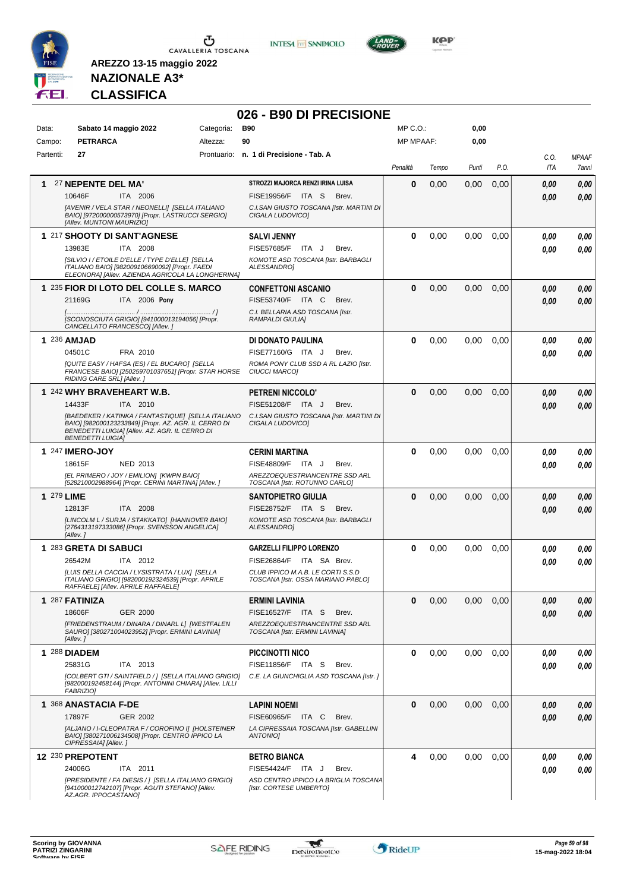AREZZO 13-15 maggio 2022

**NAZIONALE A3***

**CLASSIFICA**

## 026 - B90 DI PRECISIONE

| Data: | Sabato 14 maggio 2022 | Categoria: | B90 | MP C.O.: | 0,00 |
|---|---|---|---|---|---|
| Campo: | PETRARCA | Altezza: | 90 | MP MPAAF: | 0,00 |
| Partenti: | 27 | Prontuario: | n. 1 di Precisione - Tab. A | | |

| Pos. | Cavallo | Cavaliere | Penalità | Tempo | Punti | P.O. | C.O. ITA | MPAAF 7anni |
|---|---|---|---|---|---|---|---|---|
| 1 | 27 **NEPENTE DEL MA'** 10646F ITA 2006 *[AVENIR / VELA STAR / NEONELLI] [SELLA ITALIANO BAIO] [972000000573970] [Propr. LASTRUCCI SERGIO] [Allev. MUNTONI MAURIZIO]* | **STROZZI MAJORCA RENZI IRINA LUISA** FISE19956/F ITA S Brev. *C.I.SAN GIUSTO TOSCANA [Istr. MARTINI DI CIGALA LUDOVICO]* | 0 | 0,00 | 0,00 | 0,00 | 0,00 / 0,00 | 0,00 / 0,00 |
| 1 | 217 **SHOOTY DI SANT'AGNESE** 13983E ITA 2008 *[SILVIO I / ETOILE D'ELLE / TYPE D'ELLE] [SELLA ITALIANO BAIO] [982009106690092] [Propr. FAEDI ELEONORA] [Allev. AZIENDA AGRICOLA LA LONGHERINA]* | **SALVI JENNY** FISE57685/F ITA J Brev. *KOMOTE ASD TOSCANA [Istr. BARBAGLI ALESSANDRO]* | 0 | 0,00 | 0,00 | 0,00 | 0,00 / 0,00 | 0,00 / 0,00 |
| 1 | 235 **FIOR DI LOTO DEL COLLE S. MARCO** 21169G ITA 2006 **Pony** *[........................ / ........................ / ] [SCONOSCIUTA GRIGIO] [941000013194056] [Propr. CANCELLATO FRANCESCO] [Allev. ]* | **CONFETTONI ASCANIO** FISE53740/F ITA C Brev. *C.I. BELLARIA ASD TOSCANA [Istr. RAMPALDI GIULIA]* | 0 | 0,00 | 0,00 | 0,00 | 0,00 / 0,00 | 0,00 / 0,00 |
| 1 | 236 **AMJAD** 04501C FRA 2010 *[QUITE EASY / HAFSA (ES) / EL BUCARO] [SELLA FRANCESE BAIO] [250259701037651] [Propr. STAR HORSE RIDING CARE SRL] [Allev. ]* | **DI DONATO PAULINA** FISE77160/G ITA J Brev. *ROMA PONY CLUB SSD A RL LAZIO [Istr. CIUCCI MARCO]* | 0 | 0,00 | 0,00 | 0,00 | 0,00 / 0,00 | 0,00 / 0,00 |
| 1 | 242 **WHY BRAVEHEART W.B.** 14433F ITA 2010 *[BAEDEKER / KATINKA / FANTASTIQUE] [SELLA ITALIANO BAIO] [982000123233849] [Propr. AZ. AGR. IL CERRO DI BENEDETTI LUIGIA] [Allev. AZ. AGR. IL CERRO DI BENEDETTI LUIGIA]* | **PETRENI NICCOLO'** FISE51208/F ITA J Brev. *C.I.SAN GIUSTO TOSCANA [Istr. MARTINI DI CIGALA LUDOVICO]* | 0 | 0,00 | 0,00 | 0,00 | 0,00 / 0,00 | 0,00 / 0,00 |
| 1 | 247 **IMERO-JOY** 18615F NED 2013 *[EL PRIMERO / JOY / EMILION] [KWPN BAIO] [528210002988964] [Propr. CERINI MARTINA] [Allev. ]* | **CERINI MARTINA** FISE48809/F ITA J Brev. *AREZZOEQUESTRIANCENTRE SSD ARL TOSCANA [Istr. ROTUNNO CARLO]* | 0 | 0,00 | 0,00 | 0,00 | 0,00 / 0,00 | 0,00 / 0,00 |
| 1 | 279 **LIME** 12813F ITA 2008 *[LINCOLM L / SURJA / STAKKATO] [HANNOVER BAIO] [2764313197333086] [Propr. SVENSSON ANGELICA] [Allev. ]* | **SANTOPIETRO GIULIA** FISE28752/F ITA S Brev. *KOMOTE ASD TOSCANA [Istr. BARBAGLI ALESSANDRO]* | 0 | 0,00 | 0,00 | 0,00 | 0,00 / 0,00 | 0,00 / 0,00 |
| 1 | 283 **GRETA DI SABUCI** 26542M ITA 2012 *[LUIS DELLA CACCIA / LYSISTRATA / LUX] [SELLA ITALIANO GRIGIO] [982000192324539] [Propr. APRILE RAFFAELE] [Allev. APRILE RAFFAELE]* | **GARZELLI FILIPPO LORENZO** FISE26864/F ITA SA Brev. *CLUB IPPICO M.A.B. LE CORTI S.S.D TOSCANA [Istr. OSSA MARIANO PABLO]* | 0 | 0,00 | 0,00 | 0,00 | 0,00 / 0,00 | 0,00 / 0,00 |
| 1 | 287 **FATINIZA** 18606F GER 2000 *[FRIEDENSTRAUM / DINARA / DINARL L] [WESTFALEN SAURO] [380271004023952] [Propr. ERMINI LAVINIA] [Allev. ]* | **ERMINI LAVINIA** FISE16527/F ITA S Brev. *AREZZOEQUESTRIANCENTRE SSD ARL TOSCANA [Istr. ERMINI LAVINIA]* | 0 | 0,00 | 0,00 | 0,00 | 0,00 / 0,00 | 0,00 / 0,00 |
| 1 | 288 **DIADEM** 25831G ITA 2013 *[COLBERT GTI / SAINTFIELD / ] [SELLA ITALIANO GRIGIO] [982000192458144] [Propr. ANTONINI CHIARA] [Allev. LILLI FABRIZIO]* | **PICCINOTTI NICO** FISE11856/F ITA S Brev. *C.E. LA GIUNCHIGLIA ASD TOSCANA [Istr. ]* | 0 | 0,00 | 0,00 | 0,00 | 0,00 / 0,00 | 0,00 / 0,00 |
| 1 | 368 **ANASTACIA F-DE** 17897F GER 2002 *[ALJANO / I-CLEOPATRA F / COROFINO I] [HOLSTEINER BAIO] [380271006134508] [Propr. CENTRO IPPICO LA CIPRESSAIA] [Allev. ]* | **LAPINI NOEMI** FISE60965/F ITA C Brev. *LA CIPRESSAIA TOSCANA [Istr. GABELLINI ANTONIO]* | 0 | 0,00 | 0,00 | 0,00 | 0,00 / 0,00 | 0,00 / 0,00 |
| 12 | 230 **PREPOTENT** 24006G ITA 2011 *[PRESIDENTE / FA DIESIS / ] [SELLA ITALIANO GRIGIO] [941000012742107] [Propr. AGUTI STEFANO] [Allev. AZ.AGR. IPPOCASTANO]* | **BETRO BIANCA** FISE54424/F ITA J Brev. *ASD CENTRO IPPICO LA BRIGLIA TOSCANA [Istr. CORTESE UMBERTO]* | 4 | 0,00 | 0,00 | 0,00 | 0,00 / 0,00 | 0,00 / 0,00 |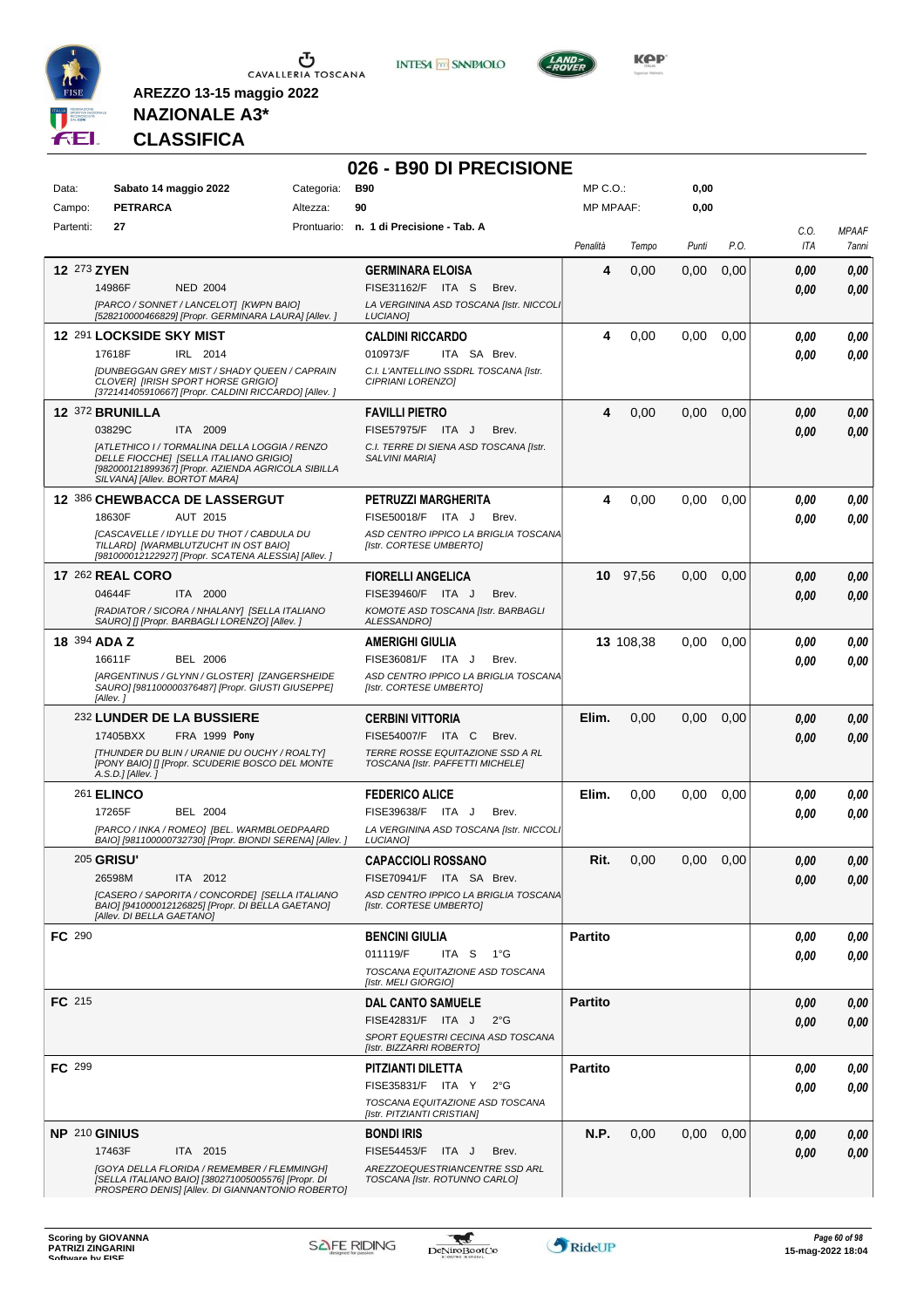AREZZO 13-15 maggio 2022

**NAZIONALE A3***

**CLASSIFICA**

# 026 - B90 DI PRECISIONE

| Data: | Sabato 14 maggio 2022 | Categoria: | B90 | MP C.O.: | 0,00 |
|---|---|---|---|---|---|
| Campo: | PETRARCA | Altezza: | 90 | MP MPAAF: | 0,00 |
| Partenti: | 27 | Prontuario: | n. 1 di Precisione - Tab. A | | |

| Cl. | N. | Cavallo | Cavaliere | Penalità | Tempo | Punti | P.O. | C.O. ITA | MPAAF 7anni |
|---|---|---|---|---|---|---|---|---|---|
| 12 | 273 | **ZYEN** 14986F NED 2004 [PARCO / SONNET / LANCELOT] [KWPN BAIO] [528210000466829] [Propr. GERMINARA LAURA] [Allev. ] | **GERMINARA ELOISA** FISE31162/F ITA S Brev. LA VERGININA ASD TOSCANA [Istr. NICCOLI LUCIANO] | 4 | 0,00 | 0,00 | 0,00 | 0,00 / 0,00 | 0,00 / 0,00 |
| 12 | 291 | **LOCKSIDE SKY MIST** 17618F IRL 2014 [DUNBEGGAN GREY MIST / SHADY QUEEN / CAPRAIN CLOVER] [IRISH SPORT HORSE GRIGIO] [372141405910667] [Propr. CALDINI RICCARDO] [Allev. ] | **CALDINI RICCARDO** 010973/F ITA SA Brev. C.I. L'ANTELLINO SSDRL TOSCANA [Istr. CIPRIANI LORENZO] | 4 | 0,00 | 0,00 | 0,00 | 0,00 / 0,00 | 0,00 / 0,00 |
| 12 | 372 | **BRUNILLA** 03829C ITA 2009 [ATLETHICO I / TORMALINA DELLA LOGGIA / RENZO DELLE FIOCCHE] [SELLA ITALIANO GRIGIO] [982000121899367] [Propr. AZIENDA AGRICOLA SIBILLA SILVANA] [Allev. BORTOT MARA] | **FAVILLI PIETRO** FISE57975/F ITA J Brev. C.I. TERRE DI SIENA ASD TOSCANA [Istr. SALVINI MARIA] | 4 | 0,00 | 0,00 | 0,00 | 0,00 / 0,00 | 0,00 / 0,00 |
| 12 | 386 | **CHEWBACCA DE LASSERGUT** 18630F AUT 2015 [CASCAVELLE / IDYLLE DU THOT / CABDULA DU TILLARD] [WARMBLUTZUCHT IN OST BAIO] [981000012122927] [Propr. SCATENA ALESSIA] [Allev. ] | **PETRUZZI MARGHERITA** FISE50018/F ITA J Brev. ASD CENTRO IPPICO LA BRIGLIA TOSCANA [Istr. CORTESE UMBERTO] | 4 | 0,00 | 0,00 | 0,00 | 0,00 / 0,00 | 0,00 / 0,00 |
| 17 | 262 | **REAL CORO** 04644F ITA 2000 [RADIATOR / SICORA / NHALANY] [SELLA ITALIANO SAURO] [] [Propr. BARBAGLI LORENZO] [Allev. ] | **FIORELLI ANGELICA** FISE39460/F ITA J Brev. KOMOTE ASD TOSCANA [Istr. BARBAGLI ALESSANDRO] | 10 | 97,56 | 0,00 | 0,00 | 0,00 / 0,00 | 0,00 / 0,00 |
| 18 | 394 | **ADA Z** 16611F BEL 2006 [ARGENTINUS / GLYNN / GLOSTER] [ZANGERSHEIDE SAURO] [981100000376487] [Propr. GIUSTI GIUSEPPE] [Allev. ] | **AMERIGHI GIULIA** FISE36081/F ITA J Brev. ASD CENTRO IPPICO LA BRIGLIA TOSCANA [Istr. CORTESE UMBERTO] | 13 | 108,38 | 0,00 | 0,00 | 0,00 / 0,00 | 0,00 / 0,00 |
| | 232 | **LUNDER DE LA BUSSIERE** 17405BXX FRA 1999 **Pony** [THUNDER DU BLIN / URANIE DU OUCHY / ROALTY] [PONY BAIO] [] [Propr. SCUDERIE BOSCO DEL MONTE A.S.D.] [Allev. ] | **CERBINI VITTORIA** FISE54007/F ITA C Brev. TERRE ROSSE EQUITAZIONE SSD A RL TOSCANA [Istr. PAFFETTI MICHELE] | Elim. | 0,00 | 0,00 | 0,00 | 0,00 / 0,00 | 0,00 / 0,00 |
| | 261 | **ELINCO** 17265F BEL 2004 [PARCO / INKA / ROMEO] [BEL. WARMBLOEDPAARD BAIO] [981100000732730] [Propr. BIONDI SERENA] [Allev. ] | **FEDERICO ALICE** FISE39638/F ITA J Brev. LA VERGININA ASD TOSCANA [Istr. NICCOLI LUCIANO] | Elim. | 0,00 | 0,00 | 0,00 | 0,00 / 0,00 | 0,00 / 0,00 |
| | 205 | **GRISU'** 26598M ITA 2012 [CASERO / SAPORITA / CONCORDE] [SELLA ITALIANO BAIO] [941000012126825] [Propr. DI BELLA GAETANO] [Allev. DI BELLA GAETANO] | **CAPACCIOLI ROSSANO** FISE70941/F ITA SA Brev. ASD CENTRO IPPICO LA BRIGLIA TOSCANA [Istr. CORTESE UMBERTO] | Rit. | 0,00 | 0,00 | 0,00 | 0,00 / 0,00 | 0,00 / 0,00 |
| FC | 290 | | **BENCINI GIULIA** 011119/F ITA S 1°G TOSCANA EQUITAZIONE ASD TOSCANA [Istr. MELI GIORGIO] | Partito | | | | 0,00 / 0,00 | 0,00 / 0,00 |
| FC | 215 | | **DAL CANTO SAMUELE** FISE42831/F ITA J 2°G SPORT EQUESTRI CECINA ASD TOSCANA [Istr. BIZZARRI ROBERTO] | Partito | | | | 0,00 / 0,00 | 0,00 / 0,00 |
| FC | 299 | | **PITZIANTI DILETTA** FISE35831/F ITA Y 2°G TOSCANA EQUITAZIONE ASD TOSCANA [Istr. PITZIANTI CRISTIAN] | Partito | | | | 0,00 / 0,00 | 0,00 / 0,00 |
| NP | 210 | **GINIUS** 17463F ITA 2015 [GOYA DELLA FLORIDA / REMEMBER / FLEMMINGH] [SELLA ITALIANO BAIO] [380271005005576] [Propr. DI PROSPERO DENIS] [Allev. DI GIANNANTONIO ROBERTO] | **BONDI IRIS** FISE54453/F ITA J Brev. AREZZOEQUESTRIANCENTRE SSD ARL TOSCANA [Istr. ROTUNNO CARLO] | N.P. | 0,00 | 0,00 | 0,00 | 0,00 / 0,00 | 0,00 / 0,00 |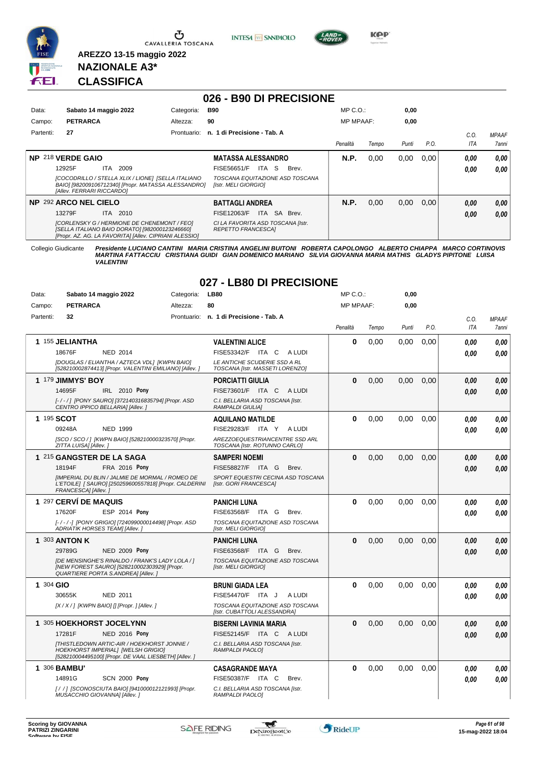AREZZO 13-15 maggio 2022

**NAZIONALE A3***

**CLASSIFICA**

## 026 - B90 DI PRECISIONE

| | | | | | |
|---|---|---|---|---|---|
| Data: | Sabato 14 maggio 2022 | Categoria: | B90 | MP C.O.: | 0,00 |
| Campo: | PETRARCA | Altezza: | 90 | MP MPAAF: | 0,00 |
| Partenti: | 27 | Prontuario: | n. 1 di Precisione - Tab. A | | |

| Pos. | Cavallo | Cavaliere | Penalità | Tempo | Punti | P.O. | C.O. ITA | MPAAF 7anni |
|---|---|---|---|---|---|---|---|---|
| NP | 218 **VERDE GAIO** 12925F ITA 2009 *[COCODRILLO / STELLA XLIX / LIONE] [SELLA ITALIANO BAIO] [982009106712340] [Propr. MATASSA ALESSANDRO] [Allev. FERRARI RICCARDO]* | **MATASSA ALESSANDRO** FISE56651/F ITA S Brev. *TOSCANA EQUITAZIONE ASD TOSCANA [Istr. MELI GIORGIO]* | **N.P.** | 0,00 | 0,00 | 0,00 | 0,00 / 0,00 | 0,00 / 0,00 |
| NP | 292 **ARCO NEL CIELO** 13279F ITA 2010 *[CORLENSKY G / HERMIONE DE CHENEMONT / FEO] [SELLA ITALIANO BAIO DORATO] [982000123246660] [Propr. AZ. AG. LA FAVORITA] [Allev. CIPRIANI ALESSIO]* | **BATTAGLI ANDREA** FISE12063/F ITA SA Brev. *CI LA FAVORITA ASD TOSCANA [Istr. REPETTO FRANCESCA]* | **N.P.** | 0,00 | 0,00 | 0,00 | 0,00 / 0,00 | 0,00 / 0,00 |

Collegio Giudicante *Presidente LUCIANO CANTINI MARIA CRISTINA ANGELINI BUITONI ROBERTA CAPOLONGO ALBERTO CHIAPPA MARCO CORTINOVIS MARTINA FATTACCIU CRISTIANA GUIDI GIAN DOMENICO MARIANO SILVIA GIOVANNA MARIA MATHIS GLADYS PIPITONE LUISA VALENTINI*

## 027 - LB80 DI PRECISIONE

| | | | | | |
|---|---|---|---|---|---|
| Data: | Sabato 14 maggio 2022 | Categoria: | LB80 | MP C.O.: | 0,00 |
| Campo: | PETRARCA | Altezza: | 80 | MP MPAAF: | 0,00 |
| Partenti: | 32 | Prontuario: | n. 1 di Precisione - Tab. A | | |

| Pos. | Cavallo | Cavaliere | Penalità | Tempo | Punti | P.O. | C.O. ITA | MPAAF 7anni |
|---|---|---|---|---|---|---|---|---|
| 1 | 155 **JELIANTHA** 18676F NED 2014 *[DOUGLAS / ELIANTHA / AZTECA VDL] [KWPN BAIO] [528210002874413] [Propr. VALENTINI EMILIANO] [Allev. ]* | **VALENTINI ALICE** FISE53342/F ITA C A LUDI *LE ANTICHE SCUDERIE SSD A RL TOSCANA [Istr. MASSETI LORENZO]* | **0** | 0,00 | 0,00 | 0,00 | 0,00 / 0,00 | 0,00 / 0,00 |
| 1 | 179 **JIMMYS' BOY** 14695F IRL 2010 Pony *[- / - / ] [PONY SAURO] [372140316835794] [Propr. ASD CENTRO IPPICO BELLARIA] [Allev. ]* | **PORCIATTI GIULIA** FISE73601/F ITA C A LUDI *C.I. BELLARIA ASD TOSCANA [Istr. RAMPALDI GIULIA]* | **0** | 0,00 | 0,00 | 0,00 | 0,00 / 0,00 | 0,00 / 0,00 |
| 1 | 195 **SCOT** 09248A NED 1999 *[SCO / SCO / ] [KWPN BAIO] [528210000323570] [Propr. ZITTA LUISA] [Allev. ]* | **AQUILANO MATILDE** FISE29283/F ITA Y A LUDI *AREZZOEQUESTRIANCENTRE SSD ARL TOSCANA [Istr. ROTUNNO CARLO]* | **0** | 0,00 | 0,00 | 0,00 | 0,00 / 0,00 | 0,00 / 0,00 |
| 1 | 215 **GANGSTER DE LA SAGA** 18194F FRA 2016 Pony *[IMPERIAL DU BLIN / JALMIE DE MORMAL / ROMEO DE L'ETOILE] [ SAURO] [250259600557818] [Propr. CALDERINI FRANCESCA] [Allev. ]* | **SAMPERI NOEMI** FISE58827/F ITA G Brev. *SPORT EQUESTRI CECINA ASD TOSCANA [Istr. GORI FRANCESCA]* | **0** | 0,00 | 0,00 | 0,00 | 0,00 / 0,00 | 0,00 / 0,00 |
| 1 | 297 **CERVÍ DE MAQUIS** 17620F ESP 2014 Pony *[- / - / -] [PONY GRIGIO] [724099000014498] [Propr. ASD ADRIATIK HORSES TEAM] [Allev. ]* | **PANICHI LUNA** FISE63568/F ITA G Brev. *TOSCANA EQUITAZIONE ASD TOSCANA [Istr. MELI GIORGIO]* | **0** | 0,00 | 0,00 | 0,00 | 0,00 / 0,00 | 0,00 / 0,00 |
| 1 | 303 **ANTON K** 29789G NED 2009 Pony *[DE MENSINGHE'S RINALDO / FRANK'S LADY LOLA / ] [NEW FOREST SAURO] [528210002303929] [Propr. QUARTIERE PORTA S.ANDREA] [Allev. ]* | **PANICHI LUNA** FISE63568/F ITA G Brev. *TOSCANA EQUITAZIONE ASD TOSCANA [Istr. MELI GIORGIO]* | **0** | 0,00 | 0,00 | 0,00 | 0,00 / 0,00 | 0,00 / 0,00 |
| 1 | 304 **GIO** 30655K NED 2011 *[X / X / ] [KWPN BAIO] [] [Propr. ] [Allev. ]* | **BRUNI GIADA LEA** FISE54470/F ITA J A LUDI *TOSCANA EQUITAZIONE ASD TOSCANA [Istr. CUBATTOLI ALESSANDRA]* | **0** | 0,00 | 0,00 | 0,00 | 0,00 / 0,00 | 0,00 / 0,00 |
| 1 | 305 **HOEKHORST JOCELYNN** 17281F NED 2016 Pony *[THISTLEDOWN ARTIC-AIR / HOEKHORST JONNIE / HOEKHORST IMPERIAL] [WELSH GRIGIO] [528210004495100] [Propr. DE VAAL LIESBETH] [Allev. ]* | **BISERNI LAVINIA MARIA** FISE52145/F ITA C A LUDI *C.I. BELLARIA ASD TOSCANA [Istr. RAMPALDI PAOLO]* | **0** | 0,00 | 0,00 | 0,00 | 0,00 / 0,00 | 0,00 / 0,00 |
| 1 | 306 **BAMBU'** 14891G SCN 2000 Pony *[ / / ] [SCONOSCIUTA BAIO] [941000012121993] [Propr. MUSACCHIO GIOVANNA] [Allev. ]* | **CASAGRANDE MAYA** FISE50387/F ITA C Brev. *C.I. BELLARIA ASD TOSCANA [Istr. RAMPALDI PAOLO]* | **0** | 0,00 | 0,00 | 0,00 | 0,00 / 0,00 | 0,00 / 0,00 |

Scoring by GIOVANNA PATRIZI ZINGARINI
15-mag-2022 18:04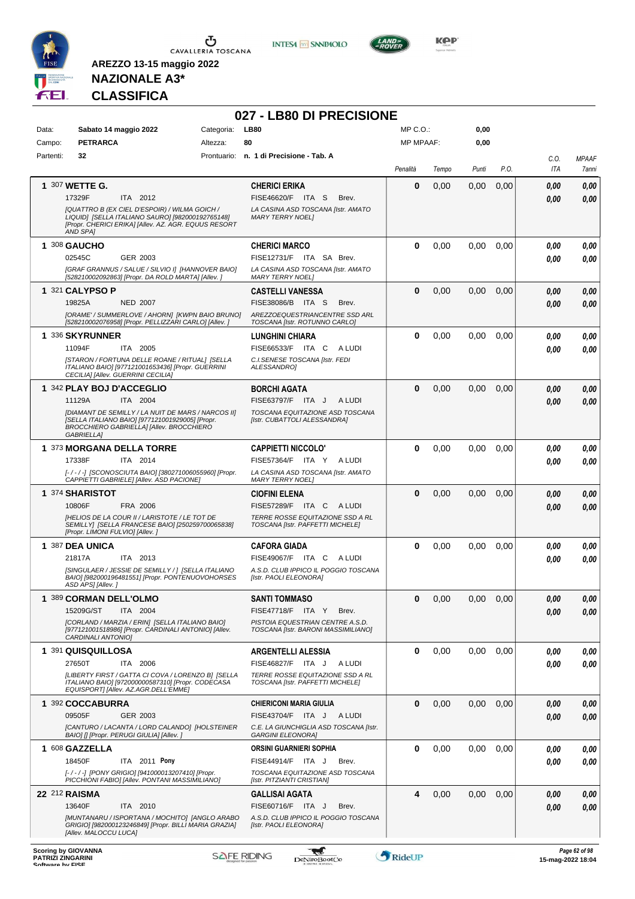AREZZO 13-15 maggio 2022

**NAZIONALE A3***

**CLASSIFICA**

# 027 - LB80 DI PRECISIONE

| | | | |
|---|---|---|---|
| Data: | Sabato 14 maggio 2022 | Categoria: | LB80 |
| Campo: | PETRARCA | Altezza: | 80 |
| Partenti: | 32 | Prontuario: | n. 1 di Precisione - Tab. A |

MP C.O.: 0,00
MP MPAAF: 0,00

| Class. | Cavallo | Cavaliere | Penalità | Tempo | Punti | P.O. | C.O. ITA | MPAAF 7anni |
|---|---|---|---|---|---|---|---|---|
| 1 | 307 **WETTE G.** 17329F ITA 2012 *[QUATTRO B (EX CIEL D'ESPOIR) / WILMA GOICH / LIQUID] [SELLA ITALIANO SAURO] [982000192765148] [Propr. CHERICI ERIKA] [Allev. AZ. AGR. EQUUS RESORT AND SPA]* | **CHERICI ERIKA** FISE46620/F ITA S Brev. *LA CASINA ASD TOSCANA [Istr. AMATO MARY TERRY NOEL]* | 0 | 0,00 | 0,00 | 0,00 | 0,00 / 0,00 | 0,00 / 0,00 |
| 1 | 308 **GAUCHO** 02545C GER 2003 *[GRAF GRANNUS / SALUE / SILVIO I] [HANNOVER BAIO] [528210002092863] [Propr. DA ROLD MARTA] [Allev. ]* | **CHERICI MARCO** FISE12731/F ITA SA Brev. *LA CASINA ASD TOSCANA [Istr. AMATO MARY TERRY NOEL]* | 0 | 0,00 | 0,00 | 0,00 | 0,00 / 0,00 | 0,00 / 0,00 |
| 1 | 321 **CALYPSO P** 19825A NED 2007 *[ORAME' / SUMMERLOVE / AHORN] [KWPN BAIO BRUNO] [528210002076958] [Propr. PELLIZZARI CARLO] [Allev. ]* | **CASTELLI VANESSA** FISE38086/B ITA S Brev. *AREZZOEQUESTRIANCENTRE SSD ARL TOSCANA [Istr. ROTUNNO CARLO]* | 0 | 0,00 | 0,00 | 0,00 | 0,00 / 0,00 | 0,00 / 0,00 |
| 1 | 336 **SKYRUNNER** 11094F ITA 2005 *[STARON / FORTUNA DELLE ROANE / RITUAL] [SELLA ITALIANO BAIO] [977121001653436] [Propr. GUERRINI CECILIA] [Allev. GUERRINI CECILIA]* | **LUNGHINI CHIARA** FISE66533/F ITA C A LUDI *C.I.SENESE TOSCANA [Istr. FEDI ALESSANDRO]* | 0 | 0,00 | 0,00 | 0,00 | 0,00 / 0,00 | 0,00 / 0,00 |
| 1 | 342 **PLAY BOJ D'ACCEGLIO** 11129A ITA 2004 *[DIAMANT DE SEMILLY / LA NUIT DE MARS / NARCOS II] [SELLA ITALIANO BAIO] [977121001929005] [Propr. BROCCHIERO GABRIELLA] [Allev. BROCCHIERO GABRIELLA]* | **BORCHI AGATA** FISE63797/F ITA J A LUDI *TOSCANA EQUITAZIONE ASD TOSCANA [Istr. CUBATTOLI ALESSANDRA]* | 0 | 0,00 | 0,00 | 0,00 | 0,00 / 0,00 | 0,00 / 0,00 |
| 1 | 373 **MORGANA DELLA TORRE** 17338F ITA 2014 *[- / - / -] [SCONOSCIUTA BAIO] [380271006055960] [Propr. CAPPIETTI GABRIELE] [Allev. ASD PACIONE]* | **CAPPIETTI NICCOLO'** FISE57364/F ITA Y A LUDI *LA CASINA ASD TOSCANA [Istr. AMATO MARY TERRY NOEL]* | 0 | 0,00 | 0,00 | 0,00 | 0,00 / 0,00 | 0,00 / 0,00 |
| 1 | 374 **SHARISTOT** 10806F FRA 2006 *[HELIOS DE LA COUR II / LARISTOTE / LE TOT DE SEMILLY] [SELLA FRANCESE BAIO] [250259700065838] [Propr. LIMONI FULVIO] [Allev. ]* | **CIOFINI ELENA** FISE57289/F ITA C A LUDI *TERRE ROSSE EQUITAZIONE SSD A RL TOSCANA [Istr. PAFFETTI MICHELE]* | 0 | 0,00 | 0,00 | 0,00 | 0,00 / 0,00 | 0,00 / 0,00 |
| 1 | 387 **DEA UNICA** 21817A ITA 2013 *[SINGULAER / JESSIE DE SEMILLY / ] [SELLA ITALIANO BAIO] [982000196481551] [Propr. PONTENUOVOHORSES ASD APS] [Allev. ]* | **CAFORA GIADA** FISE49067/F ITA C A LUDI *A.S.D. CLUB IPPICO IL POGGIO TOSCANA [Istr. PAOLI ELEONORA]* | 0 | 0,00 | 0,00 | 0,00 | 0,00 / 0,00 | 0,00 / 0,00 |
| 1 | 389 **CORMAN DELL'OLMO** 15209G/ST ITA 2004 *[CORLAND / MARZIA / ERIN] [SELLA ITALIANO BAIO] [977121001518986] [Propr. CARDINALI ANTONIO] [Allev. CARDINALI ANTONIO]* | **SANTI TOMMASO** FISE47718/F ITA Y Brev. *PISTOIA EQUESTRIAN CENTRE A.S.D. TOSCANA [Istr. BARONI MASSIMILIANO]* | 0 | 0,00 | 0,00 | 0,00 | 0,00 / 0,00 | 0,00 / 0,00 |
| 1 | 391 **QUISQUILLOSA** 27650T ITA 2006 *[LIBERTY FIRST / GATTA CI COVA / LORENZO B] [SELLA ITALIANO BAIO] [972000000587310] [Propr. CODECASA EQUISPORT] [Allev. AZ.AGR.DELL'EMME]* | **ARGENTELLI ALESSIA** FISE46827/F ITA J A LUDI *TERRE ROSSE EQUITAZIONE SSD A RL TOSCANA [Istr. PAFFETTI MICHELE]* | 0 | 0,00 | 0,00 | 0,00 | 0,00 / 0,00 | 0,00 / 0,00 |
| 1 | 392 **COCCABURRA** 09505F GER 2003 *[CANTURO / LACANTA / LORD CALANDO] [HOLSTEINER BAIO] [] [Propr. PERUGI GIULIA] [Allev. ]* | **CHIERICONI MARIA GIULIA** FISE43704/F ITA J A LUDI *C.E. LA GIUNCHIGLIA ASD TOSCANA [Istr. GARGINI ELEONORA]* | 0 | 0,00 | 0,00 | 0,00 | 0,00 / 0,00 | 0,00 / 0,00 |
| 1 | 608 **GAZZELLA** 18450F ITA 2011 **Pony** *[- / - / -] [PONY GRIGIO] [941000013207410] [Propr. PICCHIONI FABIO] [Allev. PONTANI MASSIMILIANO]* | **ORSINI GUARNIERI SOPHIA** FISE44914/F ITA J Brev. *TOSCANA EQUITAZIONE ASD TOSCANA [Istr. PITZIANTI CRISTIAN]* | 0 | 0,00 | 0,00 | 0,00 | 0,00 / 0,00 | 0,00 / 0,00 |
| 22 | 212 **RAISMA** 13640F ITA 2010 *[MUNTANARU / ISPORTANA / MOCHITO] [ANGLO ARABO GRIGIO] [982000123246849] [Propr. BILLI MARIA GRAZIA] [Allev. MALOCCU LUCA]* | **GALLISAI AGATA** FISE60716/F ITA J Brev. *A.S.D. CLUB IPPICO IL POGGIO TOSCANA [Istr. PAOLI ELEONORA]* | 4 | 0,00 | 0,00 | 0,00 | 0,00 / 0,00 | 0,00 / 0,00 |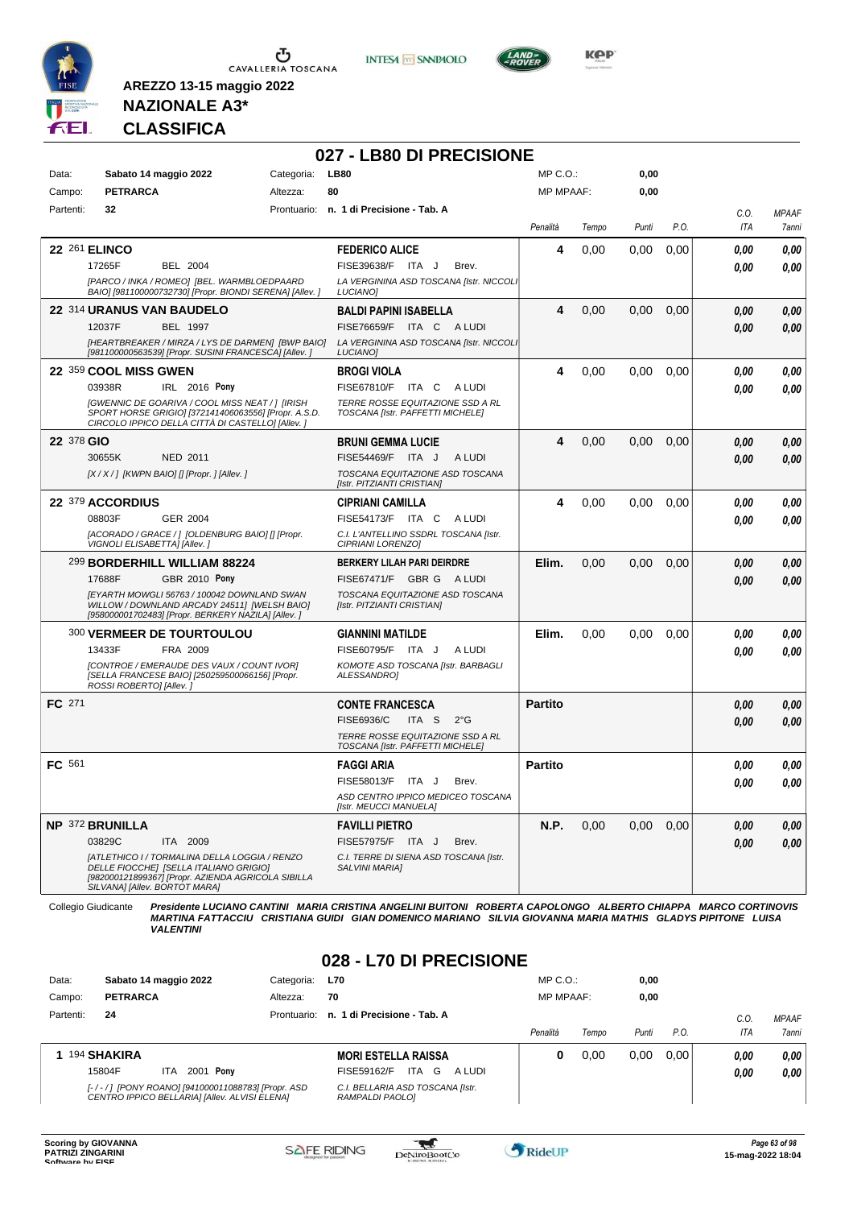AREZZO 13-15 maggio 2022

**NAZIONALE A3***

**CLASSIFICA**

## 027 - LB80 DI PRECISIONE

| Data: | Sabato 14 maggio 2022 | Categoria: | LB80 | MP C.O.: | 0,00 |
|---|---|---|---|---|---|
| Campo: | PETRARCA | Altezza: | 80 | MP MPAAF: | 0,00 |
| Partenti: | 32 | Prontuario: | n. 1 di Precisione - Tab. A | | |

| Cl. | Cavallo | Cavaliere | Penalità | Tempo | Punti | P.O. | C.O. ITA | MPAAF 7anni |
|---|---|---|---|---|---|---|---|---|
| 22 | 261 **ELINCO** 17265F BEL 2004 *[PARCO / INKA / ROMEO] [BEL. WARMBLOEDPAARD BAIO] [981100000732730] [Propr. BIONDI SERENA] [Allev. ]* | **FEDERICO ALICE** FISE39638/F ITA J Brev. *LA VERGININA ASD TOSCANA [Istr. NICCOLI LUCIANO]* | 4 | 0,00 | 0,00 | 0,00 | 0,00 / 0,00 | 0,00 / 0,00 |
| 22 | 314 **URANUS VAN BAUDELO** 12037F BEL 1997 *[HEARTBREAKER / MIRZA / LYS DE DARMEN] [BWP BAIO] [981100000563539] [Propr. SUSINI FRANCESCA] [Allev. ]* | **BALDI PAPINI ISABELLA** FISE76659/F ITA C A LUDI *LA VERGININA ASD TOSCANA [Istr. NICCOLI LUCIANO]* | 4 | 0,00 | 0,00 | 0,00 | 0,00 / 0,00 | 0,00 / 0,00 |
| 22 | 359 **COOL MISS GWEN** 03938R IRL 2016 **Pony** *[GWENNIC DE GOARIVA / COOL MISS NEAT / ] [IRISH SPORT HORSE GRIGIO] [372141406063556] [Propr. A.S.D. CIRCOLO IPPICO DELLA CITTÀ DI CASTELLO] [Allev. ]* | **BROGI VIOLA** FISE67810/F ITA C A LUDI *TERRE ROSSE EQUITAZIONE SSD A RL TOSCANA [Istr. PAFFETTI MICHELE]* | 4 | 0,00 | 0,00 | 0,00 | 0,00 / 0,00 | 0,00 / 0,00 |
| 22 | 378 **GIO** 30655K NED 2011 *[X / X / ] [KWPN BAIO] [] [Propr. ] [Allev. ]* | **BRUNI GEMMA LUCIE** FISE54469/F ITA J A LUDI *TOSCANA EQUITAZIONE ASD TOSCANA [Istr. PITZIANTI CRISTIAN]* | 4 | 0,00 | 0,00 | 0,00 | 0,00 / 0,00 | 0,00 / 0,00 |
| 22 | 379 **ACCORDIUS** 08803F GER 2004 *[ACORADO / GRACE / ] [OLDENBURG BAIO] [] [Propr. VIGNOLI ELISABETTA] [Allev. ]* | **CIPRIANI CAMILLA** FISE54173/F ITA C A LUDI *C.I. L'ANTELLINO SSDRL TOSCANA [Istr. CIPRIANI LORENZO]* | 4 | 0,00 | 0,00 | 0,00 | 0,00 / 0,00 | 0,00 / 0,00 |
| | 299 **BORDERHILL WILLIAM 88224** 17688F GBR 2010 **Pony** *[EYARTH MOWGLI 56763 / 100042 DOWNLAND SWAN WILLOW / DOWNLAND ARCADY 24511] [WELSH BAIO] [958000001702483] [Propr. BERKERY NAZILA] [Allev. ]* | **BERKERY LILAH PARI DEIRDRE** FISE67471/F GBR G A LUDI *TOSCANA EQUITAZIONE ASD TOSCANA [Istr. PITZIANTI CRISTIAN]* | Elim. | 0,00 | 0,00 | 0,00 | 0,00 / 0,00 | 0,00 / 0,00 |
| | 300 **VERMEER DE TOURTOULOU** 13433F FRA 2009 *[CONTROE / EMERAUDE DES VAUX / COUNT IVOR] [SELLA FRANCESE BAIO] [250259500066156] [Propr. ROSSI ROBERTO] [Allev. ]* | **GIANNINI MATILDE** FISE60795/F ITA J A LUDI *KOMOTE ASD TOSCANA [Istr. BARBAGLI ALESSANDRO]* | Elim. | 0,00 | 0,00 | 0,00 | 0,00 / 0,00 | 0,00 / 0,00 |
| FC | 271 | **CONTE FRANCESCA** FISE6936/C ITA S 2°G *TERRE ROSSE EQUITAZIONE SSD A RL TOSCANA [Istr. PAFFETTI MICHELE]* | Partito | | | | 0,00 / 0,00 | 0,00 / 0,00 |
| FC | 561 | **FAGGI ARIA** FISE58013/F ITA J Brev. *ASD CENTRO IPPICO MEDICEO TOSCANA [Istr. MEUCCI MANUELA]* | Partito | | | | 0,00 / 0,00 | 0,00 / 0,00 |
| NP | 372 **BRUNILLA** 03829C ITA 2009 *[ATLETHICO I / TORMALINA DELLA LOGGIA / RENZO DELLE FIOCCHE] [SELLA ITALIANO GRIGIO] [982000121899367] [Propr. AZIENDA AGRICOLA SIBILLA SILVANA] [Allev. BORTOT MARA]* | **FAVILLI PIETRO** FISE57975/F ITA J Brev. *C.I. TERRE DI SIENA ASD TOSCANA [Istr. SALVINI MARIA]* | N.P. | 0,00 | 0,00 | 0,00 | 0,00 / 0,00 | 0,00 / 0,00 |

Collegio Giudicante *Presidente LUCIANO CANTINI MARIA CRISTINA ANGELINI BUITONI ROBERTA CAPOLONGO ALBERTO CHIAPPA MARCO CORTINOVIS MARTINA FATTACCIU CRISTIANA GUIDI GIAN DOMENICO MARIANO SILVIA GIOVANNA MARIA MATHIS GLADYS PIPITONE LUISA VALENTINI*

## 028 - L70 DI PRECISIONE

| Data: | Sabato 14 maggio 2022 | Categoria: | L70 | MP C.O.: | 0,00 |
|---|---|---|---|---|---|
| Campo: | PETRARCA | Altezza: | 70 | MP MPAAF: | 0,00 |
| Partenti: | 24 | Prontuario: | n. 1 di Precisione - Tab. A | | |

| Cl. | Cavallo | Cavaliere | Penalità | Tempo | Punti | P.O. | C.O. ITA | MPAAF 7anni |
|---|---|---|---|---|---|---|---|---|
| 1 | 194 **SHAKIRA** 15804F ITA 2001 **Pony** *[- / - / ] [PONY ROANO] [941000011088783] [Propr. ASD CENTRO IPPICO BELLARIA] [Allev. ALVISI ELENA]* | **MORI ESTELLA RAISSA** FISE59162/F ITA G A LUDI *C.I. BELLARIA ASD TOSCANA [Istr. RAMPALDI PAOLO]* | 0 | 0,00 | 0,00 | 0,00 | 0,00 / 0,00 | 0,00 / 0,00 |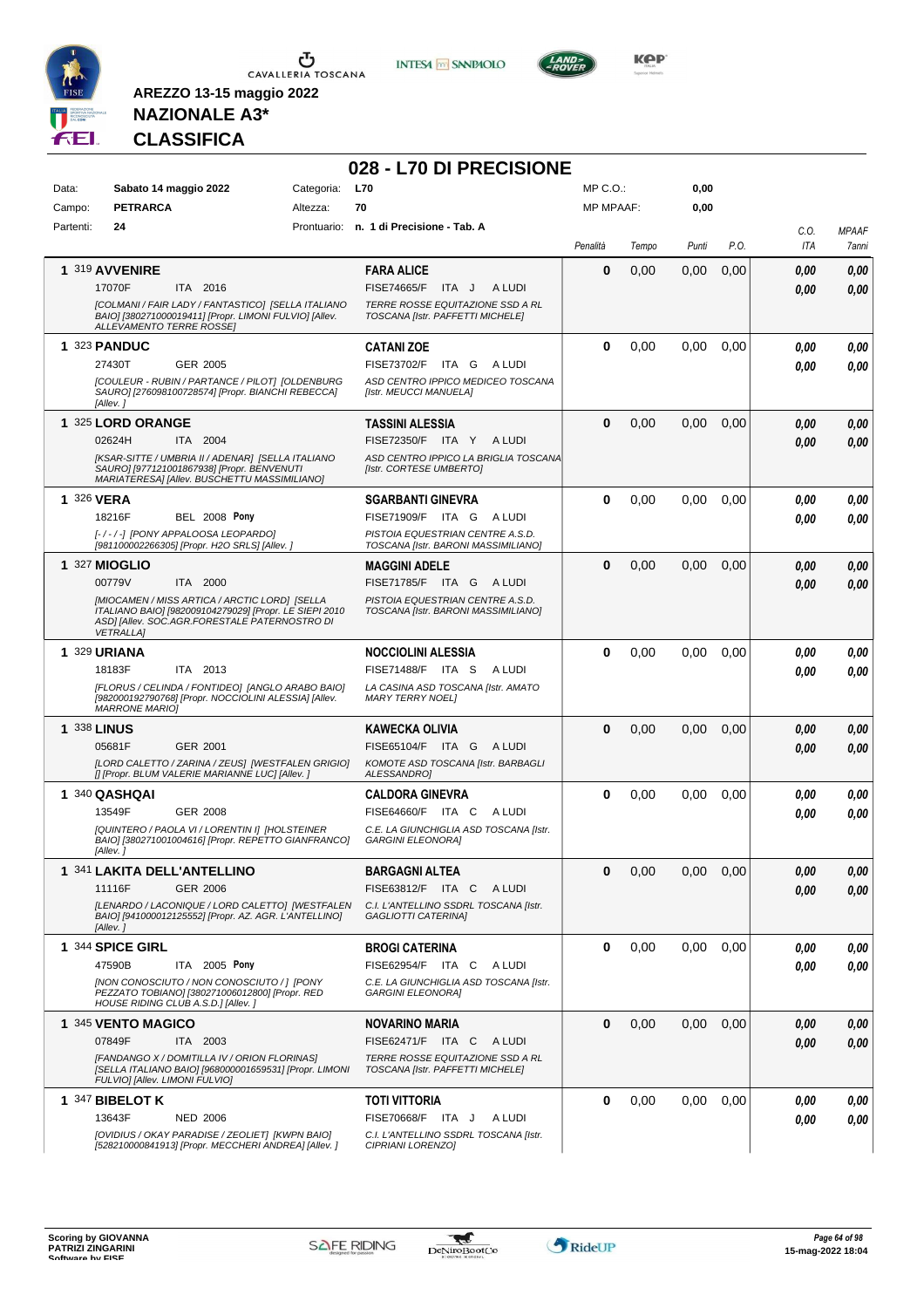AREZZO 13-15 maggio 2022

**NAZIONALE A3***

**CLASSIFICA**

# 028 - L70 DI PRECISIONE

| | | | | | |
|---|---|---|---|---|---|
| Data: | Sabato 14 maggio 2022 | Categoria: | L70 | MP C.O.: | 0,00 |
| Campo: | PETRARCA | Altezza: | 70 | MP MPAAF: | 0,00 |
| Partenti: | 24 | Prontuario: | n. 1 di Precisione - Tab. A | | |

| Class. | Cavallo | Cavaliere | Penalità | Tempo | Punti | P.O. | C.O. ITA | MPAAF 7anni |
|---|---|---|---|---|---|---|---|---|
| 1 | 319 **AVVENIRE** 17070F ITA 2016 *[COLMANI / FAIR LADY / FANTASTICO] [SELLA ITALIANO BAIO] [380271000019411] [Propr. LIMONI FULVIO] [Allev. ALLEVAMENTO TERRE ROSSE]* | **FARA ALICE** FISE74665/F ITA J A LUDI *TERRE ROSSE EQUITAZIONE SSD A RL TOSCANA [Istr. PAFFETTI MICHELE]* | 0 | 0,00 | 0,00 | 0,00 | 0,00 / 0,00 | 0,00 / 0,00 |
| 1 | 323 **PANDUC** 27430T GER 2005 *[COULEUR - RUBIN / PARTANCE / PILOT] [OLDENBURG SAURO] [276098100728574] [Propr. BIANCHI REBECCA] [Allev. ]* | **CATANI ZOE** FISE73702/F ITA G A LUDI *ASD CENTRO IPPICO MEDICEO TOSCANA [Istr. MEUCCI MANUELA]* | 0 | 0,00 | 0,00 | 0,00 | 0,00 / 0,00 | 0,00 / 0,00 |
| 1 | 325 **LORD ORANGE** 02624H ITA 2004 *[KSAR-SITTE / UMBRIA II / ADENAR] [SELLA ITALIANO SAURO] [977121001867938] [Propr. BENVENUTI MARIATERESA] [Allev. BUSCHETTU MASSIMILIANO]* | **TASSINI ALESSIA** FISE72350/F ITA Y A LUDI *ASD CENTRO IPPICO LA BRIGLIA TOSCANA [Istr. CORTESE UMBERTO]* | 0 | 0,00 | 0,00 | 0,00 | 0,00 / 0,00 | 0,00 / 0,00 |
| 1 | 326 **VERA** 18216F BEL 2008 **Pony** *[- / - / -] [PONY APPALOOSA LEOPARDO] [981100002266305] [Propr. H2O SRLS] [Allev. ]* | **SGARBANTI GINEVRA** FISE71909/F ITA G A LUDI *PISTOIA EQUESTRIAN CENTRE A.S.D. TOSCANA [Istr. BARONI MASSIMILIANO]* | 0 | 0,00 | 0,00 | 0,00 | 0,00 / 0,00 | 0,00 / 0,00 |
| 1 | 327 **MIOGLIO** 00779V ITA 2000 *[MIOCAMEN / MISS ARTICA / ARCTIC LORD] [SELLA ITALIANO BAIO] [982009104279029] [Propr. LE SIEPI 2010 ASD] [Allev. SOC.AGR.FORESTALE PATERNOSTRO DI VETRALLA]* | **MAGGINI ADELE** FISE71785/F ITA G A LUDI *PISTOIA EQUESTRIAN CENTRE A.S.D. TOSCANA [Istr. BARONI MASSIMILIANO]* | 0 | 0,00 | 0,00 | 0,00 | 0,00 / 0,00 | 0,00 / 0,00 |
| 1 | 329 **URIANA** 18183F ITA 2013 *[FLORUS / CELINDA / FONTIDEO] [ANGLO ARABO BAIO] [982000192790768] [Propr. NOCCIOLINI ALESSIA] [Allev. MARRONE MARIO]* | **NOCCIOLINI ALESSIA** FISE71488/F ITA S A LUDI *LA CASINA ASD TOSCANA [Istr. AMATO MARY TERRY NOEL]* | 0 | 0,00 | 0,00 | 0,00 | 0,00 / 0,00 | 0,00 / 0,00 |
| 1 | 338 **LINUS** 05681F GER 2001 *[LORD CALETTO / ZARINA / ZEUS] [WESTFALEN GRIGIO] [] [Propr. BLUM VALERIE MARIANNE LUC] [Allev. ]* | **KAWECKA OLIVIA** FISE65104/F ITA G A LUDI *KOMOTE ASD TOSCANA [Istr. BARBAGLI ALESSANDRO]* | 0 | 0,00 | 0,00 | 0,00 | 0,00 / 0,00 | 0,00 / 0,00 |
| 1 | 340 **QASHQAI** 13549F GER 2008 *[QUINTERO / PAOLA VI / LORENTIN I] [HOLSTEINER BAIO] [380271001004616] [Propr. REPETTO GIANFRANCO] [Allev. ]* | **CALDORA GINEVRA** FISE64660/F ITA C A LUDI *C.E. LA GIUNCHIGLIA ASD TOSCANA [Istr. GARGINI ELEONORA]* | 0 | 0,00 | 0,00 | 0,00 | 0,00 / 0,00 | 0,00 / 0,00 |
| 1 | 341 **LAKITA DELL'ANTELLINO** 11116F GER 2006 *[LENARDO / LACONIQUE / LORD CALETTO] [WESTFALEN BAIO] [941000012125552] [Propr. AZ. AGR. L'ANTELLINO] [Allev. ]* | **BARGAGNI ALTEA** FISE63812/F ITA C A LUDI *C.I. L'ANTELLINO SSDRL TOSCANA [Istr. GAGLIOTTI CATERINA]* | 0 | 0,00 | 0,00 | 0,00 | 0,00 / 0,00 | 0,00 / 0,00 |
| 1 | 344 **SPICE GIRL** 47590B ITA 2005 **Pony** *[NON CONOSCIUTO / NON CONOSCIUTO / ] [PONY PEZZATO TOBIANO] [380271006012800] [Propr. RED HOUSE RIDING CLUB A.S.D.] [Allev. ]* | **BROGI CATERINA** FISE62954/F ITA C A LUDI *C.E. LA GIUNCHIGLIA ASD TOSCANA [Istr. GARGINI ELEONORA]* | 0 | 0,00 | 0,00 | 0,00 | 0,00 / 0,00 | 0,00 / 0,00 |
| 1 | 345 **VENTO MAGICO** 07849F ITA 2003 *[FANDANGO X / DOMITILLA IV / ORION FLORINAS] [SELLA ITALIANO BAIO] [968000001659531] [Propr. LIMONI FULVIO] [Allev. LIMONI FULVIO]* | **NOVARINO MARIA** FISE62471/F ITA C A LUDI *TERRE ROSSE EQUITAZIONE SSD A RL TOSCANA [Istr. PAFFETTI MICHELE]* | 0 | 0,00 | 0,00 | 0,00 | 0,00 / 0,00 | 0,00 / 0,00 |
| 1 | 347 **BIBELOT K** 13643F NED 2006 *[OVIDIUS / OKAY PARADISE / ZEOLIET] [KWPN BAIO] [528210000841913] [Propr. MECCHERI ANDREA] [Allev. ]* | **TOTI VITTORIA** FISE70668/F ITA J A LUDI *C.I. L'ANTELLINO SSDRL TOSCANA [Istr. CIPRIANI LORENZO]* | 0 | 0,00 | 0,00 | 0,00 | 0,00 / 0,00 | 0,00 / 0,00 |

Scoring by GIOVANNA PATRIZI ZINGARINI
Software by FISE

15-mag-2022 18:04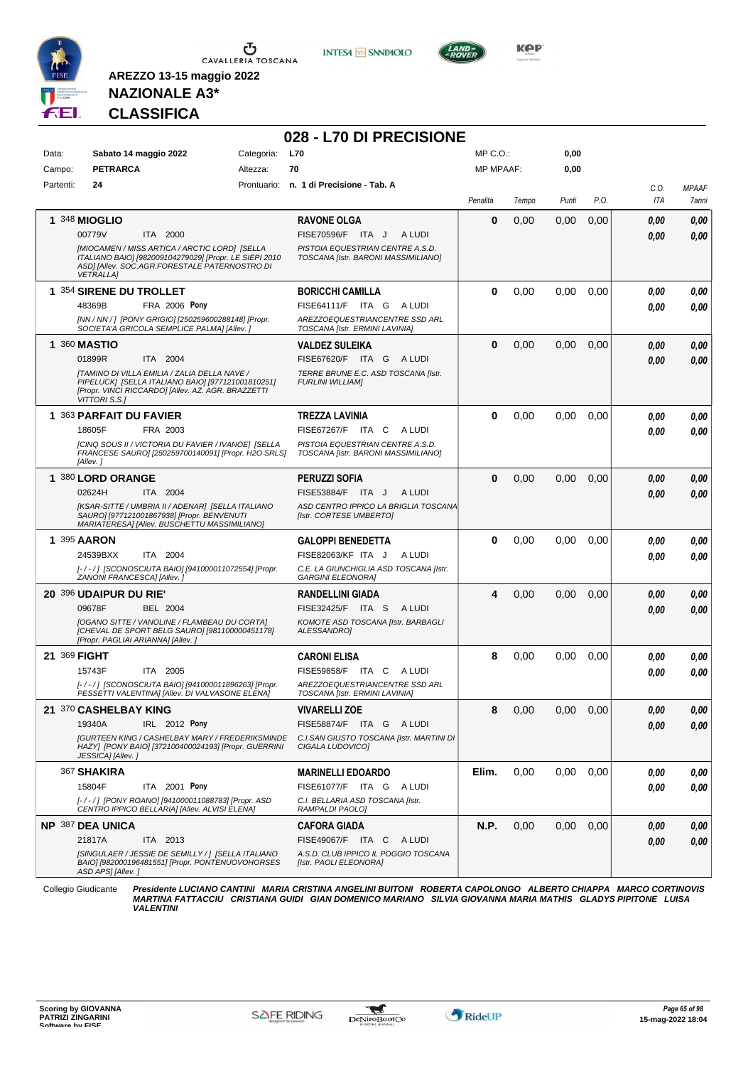AREZZO 13-15 maggio 2022
**NAZIONALE A3***
**CLASSIFICA**

# 028 - L70 DI PRECISIONE

| | | | | |
|---|---|---|---|---|
| Data: | Sabato 14 maggio 2022 | Categoria: | L70 | MP C.O.: 0,00 |
| Campo: | PETRARCA | Altezza: | 70 | MP MPAAF: 0,00 |
| Partenti: | 24 | Prontuario: | n. 1 di Precisione - Tab. A | |

| Pos. | Cavallo | Cavaliere | Penalità | Tempo | Punti | P.O. | C.O. ITA | MPAAF 7anni |
|---|---|---|---|---|---|---|---|---|
| 1 | 348 **MIOGLIO** 00779V ITA 2000 *[MIOCAMEN / MISS ARTICA / ARCTIC LORD] [SELLA ITALIANO BAIO] [982009104279029] [Propr. LE SIEPI 2010 ASD] [Allev. SOC.AGR.FORESTALE PATERNOSTRO DI VETRALLA]* | **RAVONE OLGA** FISE70596/F ITA J A LUDI *PISTOIA EQUESTRIAN CENTRE A.S.D. TOSCANA [Istr. BARONI MASSIMILIANO]* | 0 | 0,00 | 0,00 | 0,00 | 0,00 / 0,00 | 0,00 / 0,00 |
| 1 | 354 **SIRENE DU TROLLET** 48369B FRA 2006 **Pony** *[NN / NN / ] [PONY GRIGIO] [250259600288148] [Propr. SOCIETA'A GRICOLA SEMPLICE PALMA] [Allev. ]* | **BORICCHI CAMILLA** FISE64111/F ITA G A LUDI *AREZZOEQUESTRIANCENTRE SSD ARL TOSCANA [Istr. ERMINI LAVINIA]* | 0 | 0,00 | 0,00 | 0,00 | 0,00 / 0,00 | 0,00 / 0,00 |
| 1 | 360 **MASTIO** 01899R ITA 2004 *[TAMINO DI VILLA EMILIA / ZALIA DELLA NAVE / PIPELUCK] [SELLA ITALIANO BAIO] [977121001810251] [Propr. VINCI RICCARDO] [Allev. AZ. AGR. BRAZZETTI VITTORI S.S.]* | **VALDEZ SULEIKA** FISE67620/F ITA G A LUDI *TERRE BRUNE E.C. ASD TOSCANA [Istr. FURLINI WILLIAM]* | 0 | 0,00 | 0,00 | 0,00 | 0,00 / 0,00 | 0,00 / 0,00 |
| 1 | 363 **PARFAIT DU FAVIER** 18605F FRA 2003 *[CINQ SOUS II / VICTORIA DU FAVIER / IVANOE] [SELLA FRANCESE SAURO] [250259700140091] [Propr. H2O SRLS] [Allev. ]* | **TREZZA LAVINIA** FISE67267/F ITA C A LUDI *PISTOIA EQUESTRIAN CENTRE A.S.D. TOSCANA [Istr. BARONI MASSIMILIANO]* | 0 | 0,00 | 0,00 | 0,00 | 0,00 / 0,00 | 0,00 / 0,00 |
| 1 | 380 **LORD ORANGE** 02624H ITA 2004 *[KSAR-SITTE / UMBRIA II / ADENAR] [SELLA ITALIANO SAURO] [977121001867938] [Propr. BENVENUTI MARIATERESA] [Allev. BUSCHETTU MASSIMILIANO]* | **PERUZZI SOFIA** FISE53884/F ITA J A LUDI *ASD CENTRO IPPICO LA BRIGLIA TOSCANA [Istr. CORTESE UMBERTO]* | 0 | 0,00 | 0,00 | 0,00 | 0,00 / 0,00 | 0,00 / 0,00 |
| 1 | 395 **AARON** 24539BXX ITA 2004 *[- / - / ] [SCONOSCIUTA BAIO] [941000011072554] [Propr. ZANONI FRANCESCA] [Allev. ]* | **GALOPPI BENEDETTA** FISE82063/KF ITA J A LUDI *C.E. LA GIUNCHIGLIA ASD TOSCANA [Istr. GARGINI ELEONORA]* | 0 | 0,00 | 0,00 | 0,00 | 0,00 / 0,00 | 0,00 / 0,00 |
| 20 | 396 **UDAIPUR DU RIE'** 09678F BEL 2004 *[OGANO SITTE / VANOLINE / FLAMBEAU DU CORTA] [CHEVAL DE SPORT BELG SAURO] [981100000451178] [Propr. PAGLIAI ARIANNA] [Allev. ]* | **RANDELLINI GIADA** FISE32425/F ITA S A LUDI *KOMOTE ASD TOSCANA [Istr. BARBAGLI ALESSANDRO]* | 4 | 0,00 | 0,00 | 0,00 | 0,00 / 0,00 | 0,00 / 0,00 |
| 21 | 369 **FIGHT** 15743F ITA 2005 *[- / - / ] [SCONOSCIUTA BAIO] [941000011896263] [Propr. PESSETTI VALENTINA] [Allev. DI VALVASONE ELENA]* | **CARONI ELISA** FISE59858/F ITA C A LUDI *AREZZOEQUESTRIANCENTRE SSD ARL TOSCANA [Istr. ERMINI LAVINIA]* | 8 | 0,00 | 0,00 | 0,00 | 0,00 / 0,00 | 0,00 / 0,00 |
| 21 | 370 **CASHELBAY KING** 19340A IRL 2012 **Pony** *[GURTEEN KING / CASHELBAY MARY / FREDERIKSMINDE HAZY] [PONY BAIO] [372100400024193] [Propr. GUERRINI JESSICA] [Allev. ]* | **VIVARELLI ZOE** FISE58874/F ITA G A LUDI *C.I.SAN GIUSTO TOSCANA [Istr. MARTINI DI CIGALA LUDOVICO]* | 8 | 0,00 | 0,00 | 0,00 | 0,00 / 0,00 | 0,00 / 0,00 |
| | 367 **SHAKIRA** 15804F ITA 2001 **Pony** *[- / - / ] [PONY ROANO] [941000011088783] [Propr. ASD CENTRO IPPICO BELLARIA] [Allev. ALVISI ELENA]* | **MARINELLI EDOARDO** FISE61077/F ITA G A LUDI *C.I. BELLARIA ASD TOSCANA [Istr. RAMPALDI PAOLO]* | Elim. | 0,00 | 0,00 | 0,00 | 0,00 / 0,00 | 0,00 / 0,00 |
| NP | 387 **DEA UNICA** 21817A ITA 2013 *[SINGULAER / JESSIE DE SEMILLY / ] [SELLA ITALIANO BAIO] [982000196481551] [Propr. PONTENUOVOHORSES ASD APS] [Allev. ]* | **CAFORA GIADA** FISE49067/F ITA C A LUDI *A.S.D. CLUB IPPICO IL POGGIO TOSCANA [Istr. PAOLI ELEONORA]* | N.P. | 0,00 | 0,00 | 0,00 | 0,00 / 0,00 | 0,00 / 0,00 |

Collegio Giudicante *Presidente LUCIANO CANTINI MARIA CRISTINA ANGELINI BUITONI ROBERTA CAPOLONGO ALBERTO CHIAPPA MARCO CORTINOVIS MARTINA FATTACCIU CRISTIANA GUIDI GIAN DOMENICO MARIANO SILVIA GIOVANNA MARIA MATHIS GLADYS PIPITONE LUISA VALENTINI*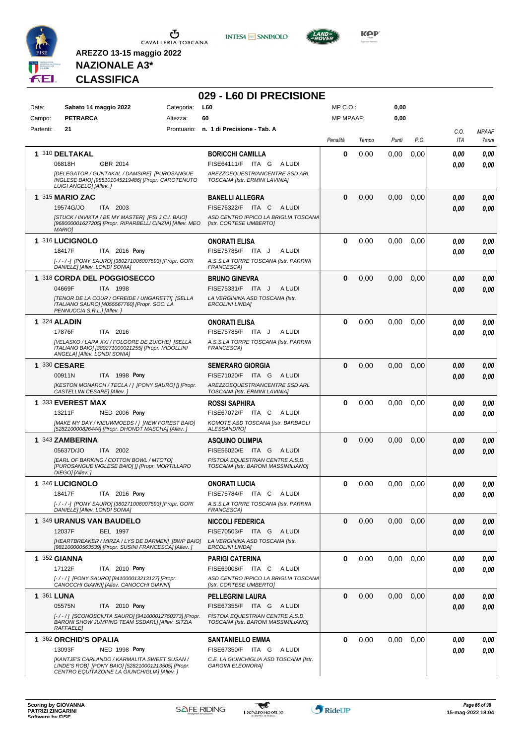**AREZZO 13-15 maggio 2022**

**NAZIONALE A3***

**CLASSIFICA**

# 029 - L60 DI PRECISIONE

| | | | | | |
|---|---|---|---|---|---|
| Data: | Sabato 14 maggio 2022 | Categoria: | L60 | MP C.O.: | 0,00 |
| Campo: | PETRARCA | Altezza: | 60 | MP MPAAF: | 0,00 |
| Partenti: | 21 | Prontuario: | n. 1 di Precisione - Tab. A | | |

| Cl. | N. | Cavallo | Cavaliere | Penalità | Tempo | Punti | P.O. | C.O. ITA | MPAAF 7anni |
|---|---|---|---|---|---|---|---|---|---|
| 1 | 310 | **DELTAKAL** 06818H GBR 2014 *[DELEGATOR / GUNTAKAL / DAMSIRE] [PUROSANGUE INGLESE BAIO] [985101045219486] [Propr. CAROTENUTO LUIGI ANGELO] [Allev. ]* | **BORICCHI CAMILLA** FISE64111/F ITA G A LUDI *AREZZOEQUESTRIANCENTRE SSD ARL TOSCANA [Istr. ERMINI LAVINIA]* | 0 | 0,00 | 0,00 | 0,00 | 0,00 / 0,00 | 0,00 / 0,00 |
| 1 | 315 | **MARIO ZAC** 19574G/JO ITA 2003 *[STUCK / INVIKTA / BE MY MASTER] [PSI J.C.I. BAIO] [968000001627205] [Propr. RIPARBELLI CINZIA] [Allev. MEO MARIO]* | **BANELLI ALLEGRA** FISE76322/F ITA C A LUDI *ASD CENTRO IPPICO LA BRIGLIA TOSCANA [Istr. CORTESE UMBERTO]* | 0 | 0,00 | 0,00 | 0,00 | 0,00 / 0,00 | 0,00 / 0,00 |
| 1 | 316 | **LUCIGNOLO** 18417F ITA 2016 Pony *[- / - / -] [PONY SAURO] [380271006007593] [Propr. GORI DANIELE] [Allev. LONDI SONIA]* | **ONORATI ELISA** FISE75785/F ITA J A LUDI *A.S.S.LA TORRE TOSCANA [Istr. PARRINI FRANCESCA]* | 0 | 0,00 | 0,00 | 0,00 | 0,00 / 0,00 | 0,00 / 0,00 |
| 1 | 318 | **CORDA DEL POGGIOSECCO** 04669F ITA 1998 *[TENOR DE LA COUR / OFREIDE / UNGARETTI] [SELLA ITALIANO SAURO] [4055567760] [Propr. SOC. LA PENNUCCIA S.R.L.] [Allev. ]* | **BRUNO GINEVRA** FISE75331/F ITA J A LUDI *LA VERGININA ASD TOSCANA [Istr. ERCOLINI LINDA]* | 0 | 0,00 | 0,00 | 0,00 | 0,00 / 0,00 | 0,00 / 0,00 |
| 1 | 324 | **ALADIN** 17876F ITA 2016 *[VELASKO / LARA XXI / FOLGORE DE ZUIGHE] [SELLA ITALIANO BAIO] [380271000021255] [Propr. MIDOLLINI ANGELA] [Allev. LONDI SONIA]* | **ONORATI ELISA** FISE75785/F ITA J A LUDI *A.S.S.LA TORRE TOSCANA [Istr. PARRINI FRANCESCA]* | 0 | 0,00 | 0,00 | 0,00 | 0,00 / 0,00 | 0,00 / 0,00 |
| 1 | 330 | **CESARE** 00911N ITA 1998 Pony *[KESTON MONARCH / TECLA / ] [PONY SAURO] [] [Propr. CASTELLINI CESARE] [Allev. ]* | **SEMERARO GIORGIA** FISE71020/F ITA G A LUDI *AREZZOEQUESTRIANCENTRE SSD ARL TOSCANA [Istr. ERMINI LAVINIA]* | 0 | 0,00 | 0,00 | 0,00 | 0,00 / 0,00 | 0,00 / 0,00 |
| 1 | 333 | **EVEREST MAX** 13211F NED 2006 Pony *[MAKE MY DAY / NIEUWMOEDS / ] [NEW FOREST BAIO] [528210000826444] [Propr. DHONDT MASCHA] [Allev. ]* | **ROSSI SAPHIRA** FISE67072/F ITA C A LUDI *KOMOTE ASD TOSCANA [Istr. BARBAGLI ALESSANDRO]* | 0 | 0,00 | 0,00 | 0,00 | 0,00 / 0,00 | 0,00 / 0,00 |
| 1 | 343 | **ZAMBERINA** 05637D/JO ITA 2002 *[EARL OF BARKING / COTTON BOWL / MTOTO] [PUROSANGUE INGLESE BAIO] [] [Propr. MORTILLARO DIEGO] [Allev. ]* | **ASQUINO OLIMPIA** FISE56020/E ITA G A LUDI *PISTOIA EQUESTRIAN CENTRE A.S.D. TOSCANA [Istr. BARONI MASSIMILIANO]* | 0 | 0,00 | 0,00 | 0,00 | 0,00 / 0,00 | 0,00 / 0,00 |
| 1 | 346 | **LUCIGNOLO** 18417F ITA 2016 Pony *[- / - / -] [PONY SAURO] [380271006007593] [Propr. GORI DANIELE] [Allev. LONDI SONIA]* | **ONORATI LUCIA** FISE75784/F ITA C A LUDI *A.S.S.LA TORRE TOSCANA [Istr. PARRINI FRANCESCA]* | 0 | 0,00 | 0,00 | 0,00 | 0,00 / 0,00 | 0,00 / 0,00 |
| 1 | 349 | **URANUS VAN BAUDELO** 12037F BEL 1997 *[HEARTBREAKER / MIRZA / LYS DE DARMEN] [BWP BAIO] [981100000563539] [Propr. SUSINI FRANCESCA] [Allev. ]* | **NICCOLI FEDERICA** FISE70503/F ITA G A LUDI *LA VERGININA ASD TOSCANA [Istr. ERCOLINI LINDA]* | 0 | 0,00 | 0,00 | 0,00 | 0,00 / 0,00 | 0,00 / 0,00 |
| 1 | 352 | **GIANNA** 17122F ITA 2010 Pony *[- / - / ] [PONY SAURO] [941000013213127] [Propr. CANOCCHI GIANNI] [Allev. CANOCCHI GIANNI]* | **PARIGI CATERINA** FISE69008/F ITA C A LUDI *ASD CENTRO IPPICO LA BRIGLIA TOSCANA [Istr. CORTESE UMBERTO]* | 0 | 0,00 | 0,00 | 0,00 | 0,00 / 0,00 | 0,00 / 0,00 |
| 1 | 361 | **LUNA** 05575N ITA 2010 Pony *[- / - / ] [SCONOSCIUTA SAURO] [941000012750373] [Propr. BARONI SHOW JUMPING TEAM SSDARL] [Allev. SITZIA RAFFAELE]* | **PELLEGRINI LAURA** FISE67355/F ITA G A LUDI *PISTOIA EQUESTRIAN CENTRE A.S.D. TOSCANA [Istr. BARONI MASSIMILIANO]* | 0 | 0,00 | 0,00 | 0,00 | 0,00 / 0,00 | 0,00 / 0,00 |
| 1 | 362 | **ORCHID'S OPALIA** 13093F NED 1998 Pony *[KANTJE'S CARLANDO / KARMALITA SWEET SUSAN / LINDE'S ROB] [PONY BAIO] [528210001213505] [Propr. CENTRO EQUITAZOINE LA GIUNCHIGLIA] [Allev. ]* | **SANTANIELLO EMMA** FISE67350/F ITA G A LUDI *C.E. LA GIUNCHIGLIA ASD TOSCANA [Istr. GARGINI ELEONORA]* | 0 | 0,00 | 0,00 | 0,00 | 0,00 / 0,00 | 0,00 / 0,00 |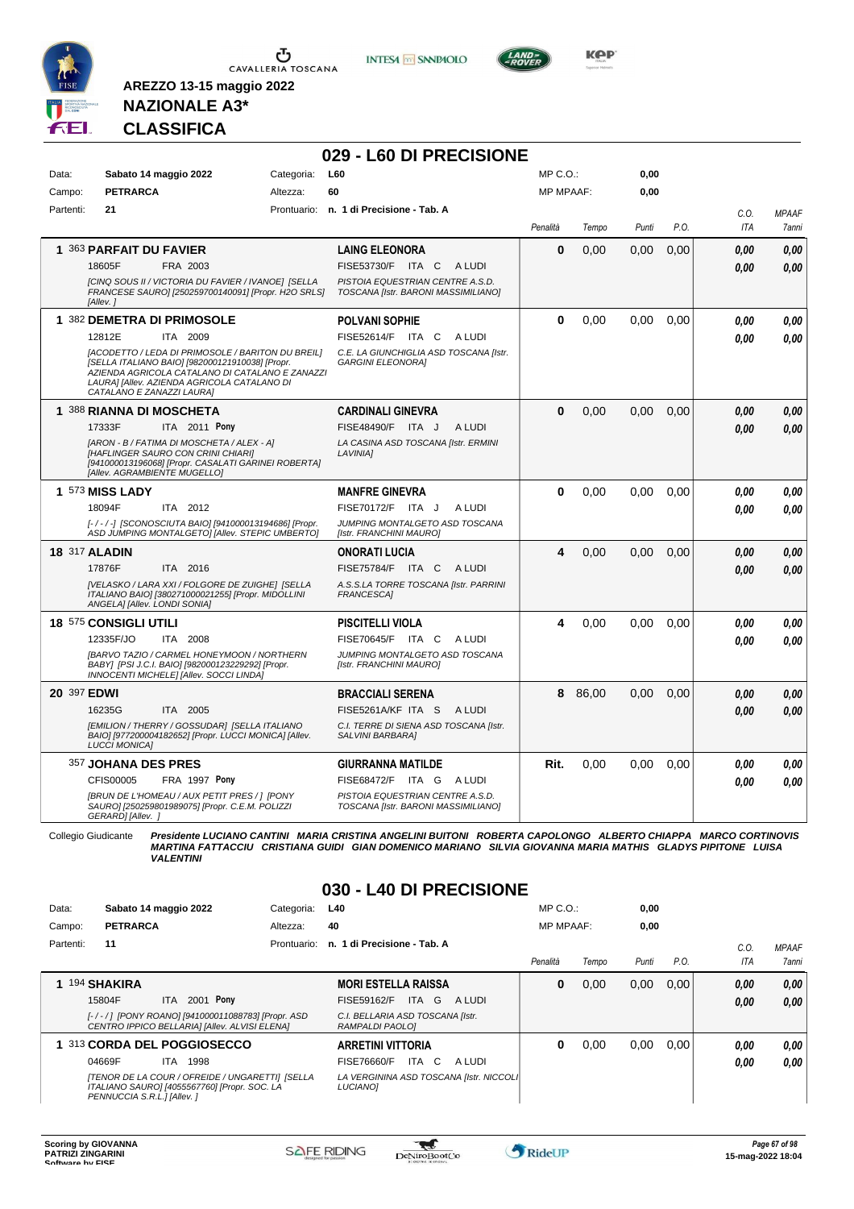**AREZZO 13-15 maggio 2022**

**NAZIONALE A3***

**CLASSIFICA**

## 029 - L60 DI PRECISIONE

| | | | |
|---|---|---|---|
| Data: | Sabato 14 maggio 2022 | Categoria: | L60 |
| Campo: | PETRARCA | Altezza: | 60 |
| Partenti: | 21 | Prontuario: | n. 1 di Precisione - Tab. A |

MP C.O.: 0,00
MP MPAAF: 0,00

| Pos. | Cavallo | Cavaliere | Penalità | Tempo | Punti | P.O. | C.O. ITA | MPAAF 7anni |
|---|---|---|---|---|---|---|---|---|
| 1 | 363 **PARFAIT DU FAVIER** 18605F FRA 2003 *[CINQ SOUS II / VICTORIA DU FAVIER / IVANOE] [SELLA FRANCESE SAURO] [250259700140091] [Propr. H2O SRLS] [Allev. ]* | **LAING ELEONORA** FISE53730/F ITA C A LUDI *PISTOIA EQUESTRIAN CENTRE A.S.D. TOSCANA [Istr. BARONI MASSIMILIANO]* | 0 | 0,00 | 0,00 | 0,00 | 0,00 / 0,00 | 0,00 / 0,00 |
| 1 | 382 **DEMETRA DI PRIMOSOLE** 12812E ITA 2009 *[ACODETTO / LEDA DI PRIMOSOLE / BARITON DU BREIL] [SELLA ITALIANO BAIO] [982000121910038] [Propr. AZIENDA AGRICOLA CATALANO DI CATALANO E ZANAZZI LAURA] [Allev. AZIENDA AGRICOLA CATALANO DI CATALANO E ZANAZZI LAURA]* | **POLVANI SOPHIE** FISE52614/F ITA C A LUDI *C.E. LA GIUNCHIGLIA ASD TOSCANA [Istr. GARGINI ELEONORA]* | 0 | 0,00 | 0,00 | 0,00 | 0,00 / 0,00 | 0,00 / 0,00 |
| 1 | 388 **RIANNA DI MOSCHETA** 17333F ITA 2011 **Pony** *[ARON - B / FATIMA DI MOSCHETA / ALEX - A] [HAFLINGER SAURO CON CRINI CHIARI] [941000013196068] [Propr. CASALATI GARINEI ROBERTA] [Allev. AGRAMBIENTE MUGELLO]* | **CARDINALI GINEVRA** FISE48490/F ITA J A LUDI *LA CASINA ASD TOSCANA [Istr. ERMINI LAVINIA]* | 0 | 0,00 | 0,00 | 0,00 | 0,00 / 0,00 | 0,00 / 0,00 |
| 1 | 573 **MISS LADY** 18094F ITA 2012 *[- / - / -] [SCONOSCIUTA BAIO] [941000013194686] [Propr. ASD JUMPING MONTALGETO] [Allev. STEPIC UMBERTO]* | **MANFRE GINEVRA** FISE70172/F ITA J A LUDI *JUMPING MONTALGETO ASD TOSCANA [Istr. FRANCHINI MAURO]* | 0 | 0,00 | 0,00 | 0,00 | 0,00 / 0,00 | 0,00 / 0,00 |
| 18 | 317 **ALADIN** 17876F ITA 2016 *[VELASKO / LARA XXI / FOLGORE DE ZUIGHE] [SELLA ITALIANO BAIO] [380271000021255] [Propr. MIDOLLINI ANGELA] [Allev. LONDI SONIA]* | **ONORATI LUCIA** FISE75784/F ITA C A LUDI *A.S.S.LA TORRE TOSCANA [Istr. PARRINI FRANCESCA]* | 4 | 0,00 | 0,00 | 0,00 | 0,00 / 0,00 | 0,00 / 0,00 |
| 18 | 575 **CONSIGLI UTILI** 12335F/JO ITA 2008 *[BARVO TAZIO / CARMEL HONEYMOON / NORTHERN BABY] [PSI J.C.I. BAIO] [982000123229292] [Propr. INNOCENTI MICHELE] [Allev. SOCCI LINDA]* | **PISCITELLI VIOLA** FISE70645/F ITA C A LUDI *JUMPING MONTALGETO ASD TOSCANA [Istr. FRANCHINI MAURO]* | 4 | 0,00 | 0,00 | 0,00 | 0,00 / 0,00 | 0,00 / 0,00 |
| 20 | 397 **EDWI** 16235G ITA 2005 *[EMILION / THERRY / GOSSUDAR] [SELLA ITALIANO BAIO] [977200004182652] [Propr. LUCCI MONICA] [Allev. LUCCI MONICA]* | **BRACCIALI SERENA** FISE5261A/KF ITA S A LUDI *C.I. TERRE DI SIENA ASD TOSCANA [Istr. SALVINI BARBARA]* | 8 | 86,00 | 0,00 | 0,00 | 0,00 / 0,00 | 0,00 / 0,00 |
| | 357 **JOHANA DES PRES** CFIS00005 FRA 1997 **Pony** *[BRUN DE L'HOMEAU / AUX PETIT PRES / ] [PONY SAURO] [250259801989075] [Propr. C.E.M. POLIZZI GERARD] [Allev. ]* | **GIURRANNA MATILDE** FISE68472/F ITA G A LUDI *PISTOIA EQUESTRIAN CENTRE A.S.D. TOSCANA [Istr. BARONI MASSIMILIANO]* | Rit. | 0,00 | 0,00 | 0,00 | 0,00 / 0,00 | 0,00 / 0,00 |

Collegio Giudicante *Presidente LUCIANO CANTINI MARIA CRISTINA ANGELINI BUITONI ROBERTA CAPOLONGO ALBERTO CHIAPPA MARCO CORTINOVIS MARTINA FATTACCIU CRISTIANA GUIDI GIAN DOMENICO MARIANO SILVIA GIOVANNA MARIA MATHIS GLADYS PIPITONE LUISA VALENTINI*

## 030 - L40 DI PRECISIONE

| | | | |
|---|---|---|---|
| Data: | Sabato 14 maggio 2022 | Categoria: | L40 |
| Campo: | PETRARCA | Altezza: | 40 |
| Partenti: | 11 | Prontuario: | n. 1 di Precisione - Tab. A |

MP C.O.: 0,00
MP MPAAF: 0,00

| Pos. | Cavallo | Cavaliere | Penalità | Tempo | Punti | P.O. | C.O. ITA | MPAAF 7anni |
|---|---|---|---|---|---|---|---|---|
| 1 | 194 **SHAKIRA** 15804F ITA 2001 **Pony** *[- / - / ] [PONY ROANO] [941000011088783] [Propr. ASD CENTRO IPPICO BELLARIA] [Allev. ALVISI ELENA]* | **MORI ESTELLA RAISSA** FISE59162/F ITA G A LUDI *C.I. BELLARIA ASD TOSCANA [Istr. RAMPALDI PAOLO]* | 0 | 0,00 | 0,00 | 0,00 | 0,00 / 0,00 | 0,00 / 0,00 |
| 1 | 313 **CORDA DEL POGGIOSECCO** 04669F ITA 1998 *[TENOR DE LA COUR / OFREIDE / UNGARETTI] [SELLA ITALIANO SAURO] [4055567760] [Propr. SOC. LA PENNUCCIA S.R.L.] [Allev. ]* | **ARRETINI VITTORIA** FISE76660/F ITA C A LUDI *LA VERGININA ASD TOSCANA [Istr. NICCOLI LUCIANO]* | 0 | 0,00 | 0,00 | 0,00 | 0,00 / 0,00 | 0,00 / 0,00 |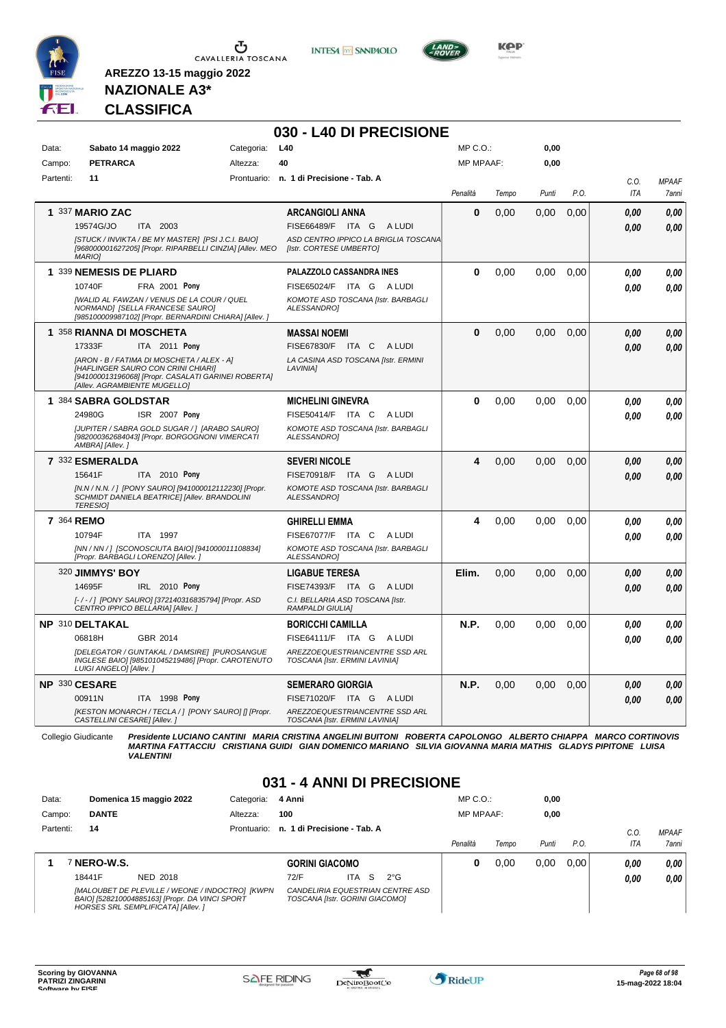# AREZZO 13-15 maggio 2022

## NAZIONALE A3*

## CLASSIFICA

### 030 - L40 DI PRECISIONE

| | | | | | |
|---|---|---|---|---|---|
| Data: | Sabato 14 maggio 2022 | Categoria: | L40 | MP C.O.: | 0,00 |
| Campo: | PETRARCA | Altezza: | 40 | MP MPAAF: | 0,00 |
| Partenti: | 11 | Prontuario: | n. 1 di Precisione - Tab. A | | |

| Cl. | Cavallo | Cavaliere | Penalità | Tempo | Punti | P.O. | C.O. ITA | MPAAF 7anni |
|---|---|---|---|---|---|---|---|---|
| 1 | 337 **MARIO ZAC** 19574G/JO ITA 2003 [STUCK / INVIKTA / BE MY MASTER] [PSI J.C.I. BAIO] [968000001627205] [Propr. RIPARBELLI CINZIA] [Allev. MEO MARIO] | **ARCANGIOLI ANNA** FISE66489/F ITA G A LUDI ASD CENTRO IPPICO LA BRIGLIA TOSCANA [Istr. CORTESE UMBERTO] | 0 | 0,00 | 0,00 | 0,00 | 0,00 / 0,00 | 0,00 / 0,00 |
| 1 | 339 **NEMESIS DE PLIARD** 10740F FRA 2001 Pony [WALID AL FAWZAN / VENUS DE LA COUR / QUEL NORMAND] [SELLA FRANCESE SAURO] [985100009987102] [Propr. BERNARDINI CHIARA] [Allev. ] | **PALAZZOLO CASSANDRA INES** FISE65024/F ITA G A LUDI KOMOTE ASD TOSCANA [Istr. BARBAGLI ALESSANDRO] | 0 | 0,00 | 0,00 | 0,00 | 0,00 / 0,00 | 0,00 / 0,00 |
| 1 | 358 **RIANNA DI MOSCHETA** 17333F ITA 2011 Pony [ARON - B / FATIMA DI MOSCHETA / ALEX - A] [HAFLINGER SAURO CON CRINI CHIARI] [941000013196068] [Propr. CASALATI GARINEI ROBERTA] [Allev. AGRAMBIENTE MUGELLO] | **MASSAI NOEMI** FISE67830/F ITA C A LUDI LA CASINA ASD TOSCANA [Istr. ERMINI LAVINIA] | 0 | 0,00 | 0,00 | 0,00 | 0,00 / 0,00 | 0,00 / 0,00 |
| 1 | 384 **SABRA GOLDSTAR** 24980G ISR 2007 Pony [JUPITER / SABRA GOLD SUGAR / ] [ARABO SAURO] [982000362684043] [Propr. BORGOGNONI VIMERCATI AMBRA] [Allev. ] | **MICHELINI GINEVRA** FISE50414/F ITA C A LUDI KOMOTE ASD TOSCANA [Istr. BARBAGLI ALESSANDRO] | 0 | 0,00 | 0,00 | 0,00 | 0,00 / 0,00 | 0,00 / 0,00 |
| 7 | 332 **ESMERALDA** 15641F ITA 2010 Pony [N.N / N.N. / ] [PONY SAURO] [941000012112230] [Propr. SCHMIDT DANIELA BEATRICE] [Allev. BRANDOLINI TERESIO] | **SEVERI NICOLE** FISE70918/F ITA G A LUDI KOMOTE ASD TOSCANA [Istr. BARBAGLI ALESSANDRO] | 4 | 0,00 | 0,00 | 0,00 | 0,00 / 0,00 | 0,00 / 0,00 |
| 7 | 364 **REMO** 10794F ITA 1997 [NN / NN / ] [SCONOSCIUTA BAIO] [941000011108834] [Propr. BARBAGLI LORENZO] [Allev. ] | **GHIRELLI EMMA** FISE67077/F ITA C A LUDI KOMOTE ASD TOSCANA [Istr. BARBAGLI ALESSANDRO] | 4 | 0,00 | 0,00 | 0,00 | 0,00 / 0,00 | 0,00 / 0,00 |
| | 320 **JIMMYS' BOY** 14695F IRL 2010 Pony [- / - / ] [PONY SAURO] [372140316835794] [Propr. ASD CENTRO IPPICO BELLARIA] [Allev. ] | **LIGABUE TERESA** FISE74393/F ITA G A LUDI C.I. BELLARIA ASD TOSCANA [Istr. RAMPALDI GIULIA] | Elim. | 0,00 | 0,00 | 0,00 | 0,00 / 0,00 | 0,00 / 0,00 |
| NP | 310 **DELTAKAL** 06818H GBR 2014 [DELEGATOR / GUNTAKAL / DAMSIRE] [PUROSANGUE INGLESE BAIO] [985101045219486] [Propr. CAROTENUTO LUIGI ANGELO] [Allev. ] | **BORICCHI CAMILLA** FISE64111/F ITA G A LUDI AREZZOEQUESTRIANCENTRE SSD ARL TOSCANA [Istr. ERMINI LAVINIA] | N.P. | 0,00 | 0,00 | 0,00 | 0,00 / 0,00 | 0,00 / 0,00 |
| NP | 330 **CESARE** 00911N ITA 1998 Pony [KESTON MONARCH / TECLA / ] [PONY SAURO] [] [Propr. CASTELLINI CESARE] [Allev. ] | **SEMERARO GIORGIA** FISE71020/F ITA G A LUDI AREZZOEQUESTRIANCENTRE SSD ARL TOSCANA [Istr. ERMINI LAVINIA] | N.P. | 0,00 | 0,00 | 0,00 | 0,00 / 0,00 | 0,00 / 0,00 |

Collegio Giudicante *Presidente LUCIANO CANTINI MARIA CRISTINA ANGELINI BUITONI ROBERTA CAPOLONGO ALBERTO CHIAPPA MARCO CORTINOVIS MARTINA FATTACCIU CRISTIANA GUIDI GIAN DOMENICO MARIANO SILVIA GIOVANNA MARIA MATHIS GLADYS PIPITONE LUISA VALENTINI*

### 031 - 4 ANNI DI PRECISIONE

| | | | | | |
|---|---|---|---|---|---|
| Data: | Domenica 15 maggio 2022 | Categoria: | 4 Anni | MP C.O.: | 0,00 |
| Campo: | DANTE | Altezza: | 100 | MP MPAAF: | 0,00 |
| Partenti: | 14 | Prontuario: | n. 1 di Precisione - Tab. A | | |

| Cl. | Cavallo | Cavaliere | Penalità | Tempo | Punti | P.O. | C.O. ITA | MPAAF 7anni |
|---|---|---|---|---|---|---|---|---|
| 1 | 7 **NERO-W.S.** 18441F NED 2018 [MALOUBET DE PLEVILLE / WEONE / INDOCTRO] [KWPN BAIO] [528210004885163] [Propr. DA VINCI SPORT HORSES SRL SEMPLIFICATA] [Allev. ] | **GORINI GIACOMO** 72/F ITA S 2°G CANDELIRIA EQUESTRIAN CENTRE ASD TOSCANA [Istr. GORINI GIACOMO] | 0 | 0,00 | 0,00 | 0,00 | 0,00 / 0,00 | 0,00 / 0,00 |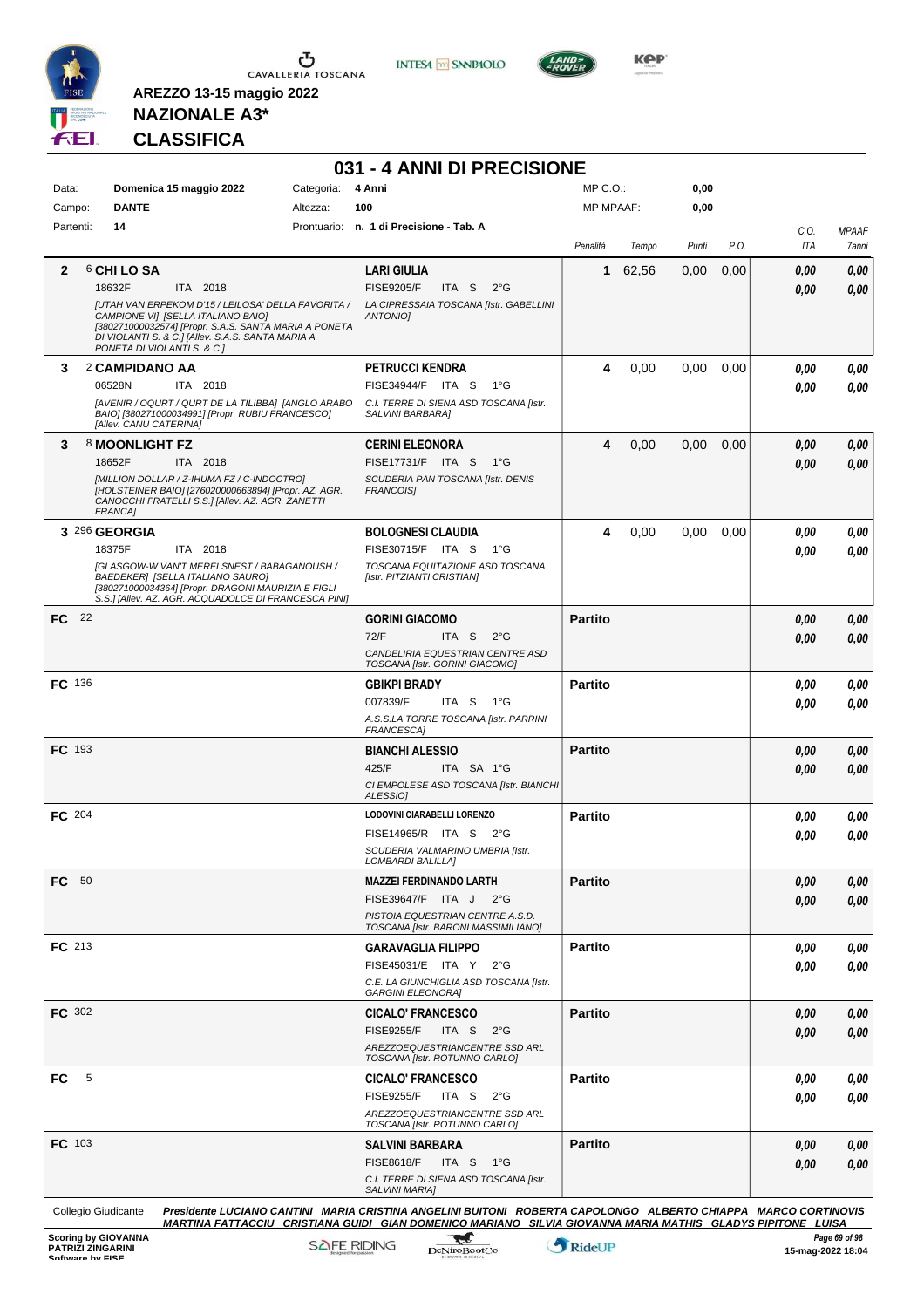**AREZZO 13-15 maggio 2022**
**NAZIONALE A3***
**CLASSIFICA**

# 031 - 4 ANNI DI PRECISIONE

| | | | | | |
|---|---|---|---|---|---|
| Data: | Domenica 15 maggio 2022 | Categoria: | 4 Anni | MP C.O.: | 0,00 |
| Campo: | DANTE | Altezza: | 100 | MP MPAAF: | 0,00 |
| Partenti: | 14 | Prontuario: | n. 1 di Precisione - Tab. A | | |

| Cl. | Cavallo | Cavaliere | Penalità | Tempo | Punti | P.O. | C.O. ITA | MPAAF 7anni |
|---|---|---|---|---|---|---|---|---|
| 2 | 6 **CHI LO SA** 18632F ITA 2018 *[UTAH VAN ERPEKOM D'15 / LEILOSA' DELLA FAVORITA / CAMPIONE VI] [SELLA ITALIANO BAIO] [380271000032574] [Propr. S.A.S. SANTA MARIA A PONETA DI VIOLANTI S. & C.] [Allev. S.A.S. SANTA MARIA A PONETA DI VIOLANTI S. & C.]* | **LARI GIULIA** FISE9205/F ITA S 2°G *LA CIPRESSAIA TOSCANA [Istr. GABELLINI ANTONIO]* | 1 | 62,56 | 0,00 | 0,00 | 0,00 / 0,00 | 0,00 / 0,00 |
| 3 | 2 **CAMPIDANO AA** 06528N ITA 2018 *[AVENIR / OQURT / QURT DE LA TILIBBA] [ANGLO ARABO BAIO] [380271000034991] [Propr. RUBIU FRANCESCO] [Allev. CANU CATERINA]* | **PETRUCCI KENDRA** FISE34944/F ITA S 1°G *C.I. TERRE DI SIENA ASD TOSCANA [Istr. SALVINI BARBARA]* | 4 | 0,00 | 0,00 | 0,00 | 0,00 / 0,00 | 0,00 / 0,00 |
| 3 | 8 **MOONLIGHT FZ** 18652F ITA 2018 *[MILLION DOLLAR / Z-IHUMA FZ / C-INDOCTRO] [HOLSTEINER BAIO] [276020000663894] [Propr. AZ. AGR. CANOCCHI FRATELLI S.S.] [Allev. AZ. AGR. ZANETTI FRANCA]* | **CERINI ELEONORA** FISE17731/F ITA S 1°G *SCUDERIA PAN TOSCANA [Istr. DENIS FRANCOIS]* | 4 | 0,00 | 0,00 | 0,00 | 0,00 / 0,00 | 0,00 / 0,00 |
| 3 | 296 **GEORGIA** 18375F ITA 2018 *[GLASGOW-W VAN'T MERELSNEST / BABAGANOUSH / BAEDEKER] [SELLA ITALIANO SAURO] [380271000034364] [Propr. DRAGONI MAURIZIA E FIGLI S.S.] [Allev. AZ. AGR. ACQUADOLCE DI FRANCESCA PINI]* | **BOLOGNESI CLAUDIA** FISE30715/F ITA S 1°G *TOSCANA EQUITAZIONE ASD TOSCANA [Istr. PITZIANTI CRISTIAN]* | 4 | 0,00 | 0,00 | 0,00 | 0,00 / 0,00 | 0,00 / 0,00 |
| FC | 22 | **GORINI GIACOMO** 72/F ITA S 2°G *CANDELIRIA EQUESTRIAN CENTRE ASD TOSCANA [Istr. GORINI GIACOMO]* | Partito | | | | 0,00 / 0,00 | 0,00 / 0,00 |
| FC | 136 | **GBIKPI BRADY** 007839/F ITA S 1°G *A.S.S.LA TORRE TOSCANA [Istr. PARRINI FRANCESCA]* | Partito | | | | 0,00 / 0,00 | 0,00 / 0,00 |
| FC | 193 | **BIANCHI ALESSIO** 425/F ITA SA 1°G *CI EMPOLESE ASD TOSCANA [Istr. BIANCHI ALESSIO]* | Partito | | | | 0,00 / 0,00 | 0,00 / 0,00 |
| FC | 204 | **LODOVINI CIARABELLI LORENZO** FISE14965/R ITA S 2°G *SCUDERIA VALMARINO UMBRIA [Istr. LOMBARDI BALILLA]* | Partito | | | | 0,00 / 0,00 | 0,00 / 0,00 |
| FC | 50 | **MAZZEI FERDINANDO LARTH** FISE39647/F ITA J 2°G *PISTOIA EQUESTRIAN CENTRE A.S.D. TOSCANA [Istr. BARONI MASSIMILIANO]* | Partito | | | | 0,00 / 0,00 | 0,00 / 0,00 |
| FC | 213 | **GARAVAGLIA FILIPPO** FISE45031/E ITA Y 2°G *C.E. LA GIUNCHIGLIA ASD TOSCANA [Istr. GARGINI ELEONORA]* | Partito | | | | 0,00 / 0,00 | 0,00 / 0,00 |
| FC | 302 | **CICALO' FRANCESCO** FISE9255/F ITA S 2°G *AREZZOEQUESTRIANCENTRE SSD ARL TOSCANA [Istr. ROTUNNO CARLO]* | Partito | | | | 0,00 / 0,00 | 0,00 / 0,00 |
| FC | 5 | **CICALO' FRANCESCO** FISE9255/F ITA S 2°G *AREZZOEQUESTRIANCENTRE SSD ARL TOSCANA [Istr. ROTUNNO CARLO]* | Partito | | | | 0,00 / 0,00 | 0,00 / 0,00 |
| FC | 103 | **SALVINI BARBARA** FISE8618/F ITA S 1°G *C.I. TERRE DI SIENA ASD TOSCANA [Istr. SALVINI MARIA]* | Partito | | | | 0,00 / 0,00 | 0,00 / 0,00 |

Collegio Giudicante *Presidente LUCIANO CANTINI MARIA CRISTINA ANGELINI BUITONI ROBERTA CAPOLONGO ALBERTO CHIAPPA MARCO CORTINOVIS MARTINA FATTACCIU CRISTIANA GUIDI GIAN DOMENICO MARIANO SILVIA GIOVANNA MARIA MATHIS GLADYS PIPITONE LUISA*

Scoring by GIOVANNA PATRIZI ZINGARINI — 15-mag-2022 18:04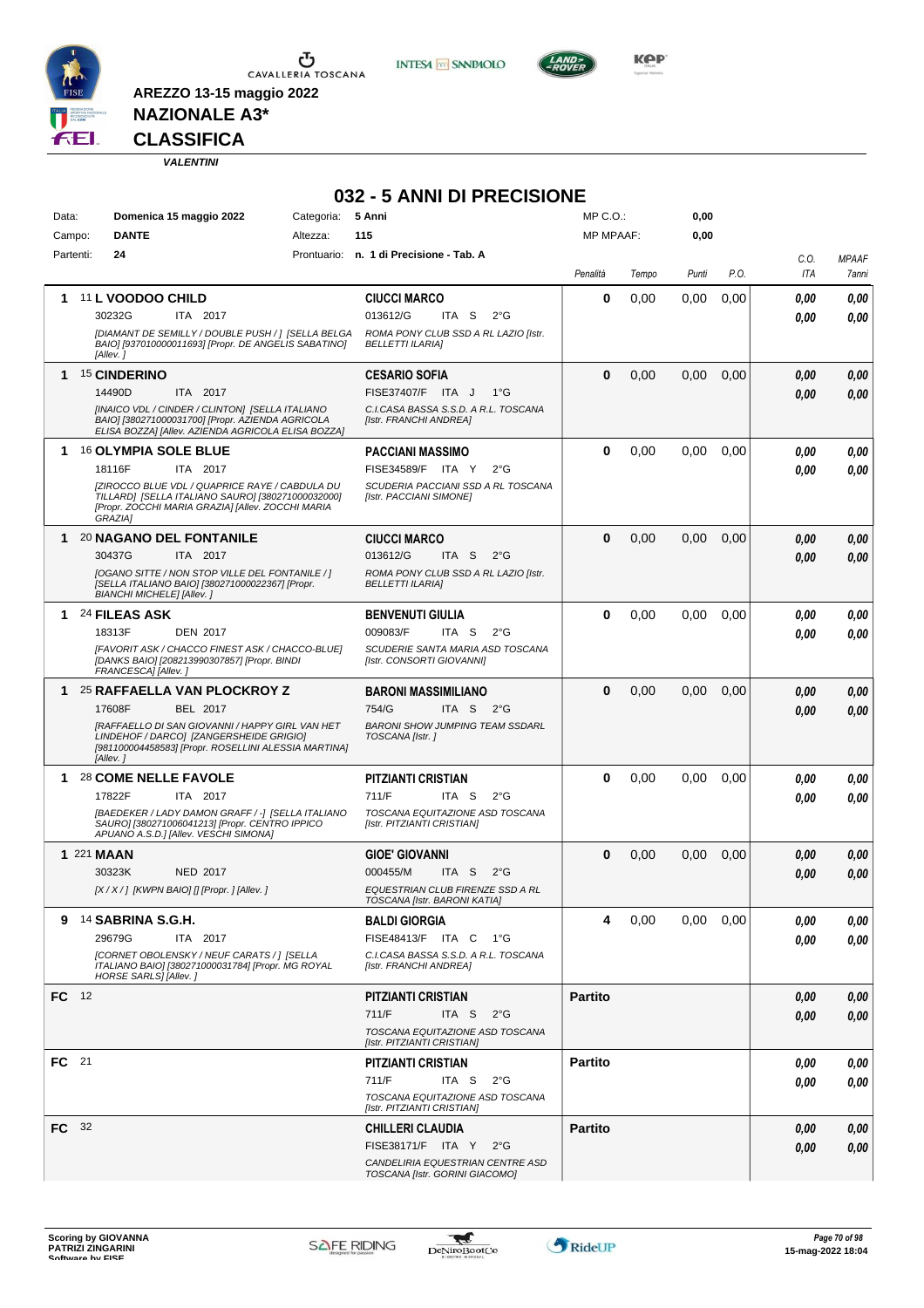**AREZZO 13-15 maggio 2022**

**NAZIONALE A3***

**CLASSIFICA**

*VALENTINI*

## 032 - 5 ANNI DI PRECISIONE

| Data: | Domenica 15 maggio 2022 | Categoria: | 5 Anni | MP C.O.: | 0,00 |
|---|---|---|---|---|---|
| Campo: | DANTE | Altezza: | 115 | MP MPAAF: | 0,00 |
| Partenti: | 24 | Prontuario: | n. 1 di Precisione - Tab. A | | |

| Cl. | Cavallo | Cavaliere | Penalità | Tempo | Punti | P.O. | C.O. ITA | MPAAF 7anni |
|---|---|---|---|---|---|---|---|---|
| 1 | 11 **L VOODOO CHILD** 30232G ITA 2017 *[DIAMANT DE SEMILLY / DOUBLE PUSH / ] [SELLA BELGA BAIO] [937010000011693] [Propr. DE ANGELIS SABATINO] [Allev. ]* | **CIUCCI MARCO** 013612/G ITA S 2°G *ROMA PONY CLUB SSD A RL LAZIO [Istr. BELLETTI ILARIA]* | 0 | 0,00 | 0,00 | 0,00 | 0,00 / 0,00 | 0,00 / 0,00 |
| 1 | 15 **CINDERINO** 14490D ITA 2017 *[INAICO VDL / CINDER / CLINTON] [SELLA ITALIANO BAIO] [380271000031700] [Propr. AZIENDA AGRICOLA ELISA BOZZA] [Allev. AZIENDA AGRICOLA ELISA BOZZA]* | **CESARIO SOFIA** FISE37407/F ITA J 1°G *C.I.CASA BASSA S.S.D. A R.L. TOSCANA [Istr. FRANCHI ANDREA]* | 0 | 0,00 | 0,00 | 0,00 | 0,00 / 0,00 | 0,00 / 0,00 |
| 1 | 16 **OLYMPIA SOLE BLUE** 18116F ITA 2017 *[ZIROCCO BLUE VDL / QUAPRICE RAYE / CABDULA DU TILLARD] [SELLA ITALIANO SAURO] [380271000032000] [Propr. ZOCCHI MARIA GRAZIA] [Allev. ZOCCHI MARIA GRAZIA]* | **PACCIANI MASSIMO** FISE34589/F ITA Y 2°G *SCUDERIA PACCIANI SSD A RL TOSCANA [Istr. PACCIANI SIMONE]* | 0 | 0,00 | 0,00 | 0,00 | 0,00 / 0,00 | 0,00 / 0,00 |
| 1 | 20 **NAGANO DEL FONTANILE** 30437G ITA 2017 *[OGANO SITTE / NON STOP VILLE DEL FONTANILE / ] [SELLA ITALIANO BAIO] [380271000022367] [Propr. BIANCHI MICHELE] [Allev. ]* | **CIUCCI MARCO** 013612/G ITA S 2°G *ROMA PONY CLUB SSD A RL LAZIO [Istr. BELLETTI ILARIA]* | 0 | 0,00 | 0,00 | 0,00 | 0,00 / 0,00 | 0,00 / 0,00 |
| 1 | 24 **FILEAS ASK** 18313F DEN 2017 *[FAVORIT ASK / CHACCO FINEST ASK / CHACCO-BLUE] [DANKS BAIO] [208213990307857] [Propr. BINDI FRANCESCA] [Allev. ]* | **BENVENUTI GIULIA** 009083/F ITA S 2°G *SCUDERIE SANTA MARIA ASD TOSCANA [Istr. CONSORTI GIOVANNI]* | 0 | 0,00 | 0,00 | 0,00 | 0,00 / 0,00 | 0,00 / 0,00 |
| 1 | 25 **RAFFAELLA VAN PLOCKROY Z** 17608F BEL 2017 *[RAFFAELLO DI SAN GIOVANNI / HAPPY GIRL VAN HET LINDEHOF / DARCO] [ZANGERSHEIDE GRIGIO] [981100004458583] [Propr. ROSELLINI ALESSIA MARTINA] [Allev. ]* | **BARONI MASSIMILIANO** 754/G ITA S 2°G *BARONI SHOW JUMPING TEAM SSDARL TOSCANA [Istr. ]* | 0 | 0,00 | 0,00 | 0,00 | 0,00 / 0,00 | 0,00 / 0,00 |
| 1 | 28 **COME NELLE FAVOLE** 17822F ITA 2017 *[BAEDEKER / LADY DAMON GRAFF / -] [SELLA ITALIANO SAURO] [380271006041213] [Propr. CENTRO IPPICO APUANO A.S.D.] [Allev. VESCHI SIMONA]* | **PITZIANTI CRISTIAN** 711/F ITA S 2°G *TOSCANA EQUITAZIONE ASD TOSCANA [Istr. PITZIANTI CRISTIAN]* | 0 | 0,00 | 0,00 | 0,00 | 0,00 / 0,00 | 0,00 / 0,00 |
| 1 | 221 **MAAN** 30323K NED 2017 *[X / X / ] [KWPN BAIO] [] [Propr. ] [Allev. ]* | **GIOE' GIOVANNI** 000455/M ITA S 2°G *EQUESTRIAN CLUB FIRENZE SSD A RL TOSCANA [Istr. BARONI KATIA]* | 0 | 0,00 | 0,00 | 0,00 | 0,00 / 0,00 | 0,00 / 0,00 |
| 9 | 14 **SABRINA S.G.H.** 29679G ITA 2017 *[CORNET OBOLENSKY / NEUF CARATS / ] [SELLA ITALIANO BAIO] [380271000031784] [Propr. MG ROYAL HORSE SARL] [Allev. ]* | **BALDI GIORGIA** FISE48413/F ITA C 1°G *C.I.CASA BASSA S.S.D. A R.L. TOSCANA [Istr. FRANCHI ANDREA]* | 4 | 0,00 | 0,00 | 0,00 | 0,00 / 0,00 | 0,00 / 0,00 |
| FC | 12 | **PITZIANTI CRISTIAN** 711/F ITA S 2°G *TOSCANA EQUITAZIONE ASD TOSCANA [Istr. PITZIANTI CRISTIAN]* | Partito | | | | 0,00 / 0,00 | 0,00 / 0,00 |
| FC | 21 | **PITZIANTI CRISTIAN** 711/F ITA S 2°G *TOSCANA EQUITAZIONE ASD TOSCANA [Istr. PITZIANTI CRISTIAN]* | Partito | | | | 0,00 / 0,00 | 0,00 / 0,00 |
| FC | 32 | **CHILLERI CLAUDIA** FISE38171/F ITA Y 2°G *CANDELIRIA EQUESTRIAN CENTRE ASD TOSCANA [Istr. GORINI GIACOMO]* | Partito | | | | 0,00 / 0,00 | 0,00 / 0,00 |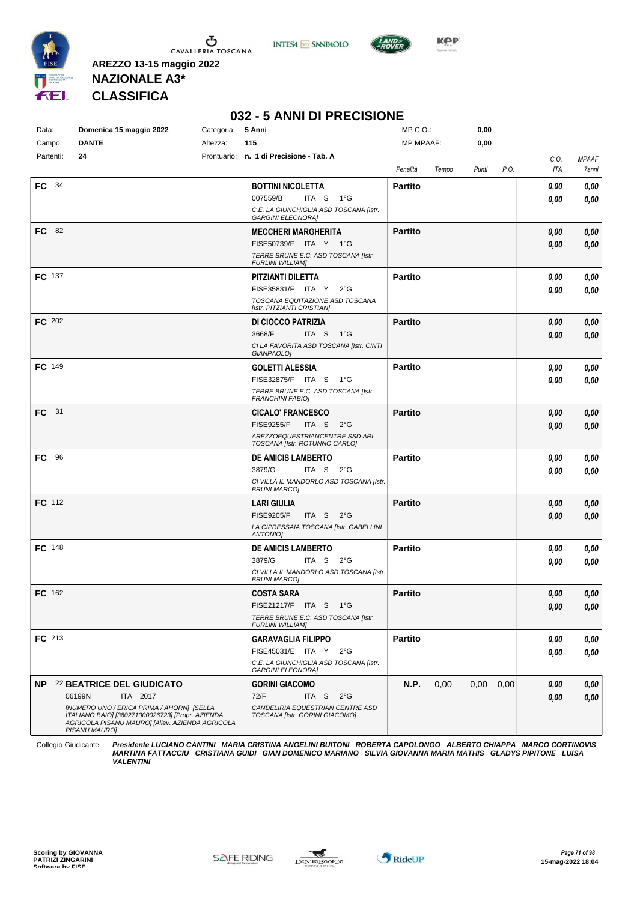AREZZO 13-15 maggio 2022

**NAZIONALE A3***

**CLASSIFICA**

## 032 - 5 ANNI DI PRECISIONE

| Data: | Domenica 15 maggio 2022 | Categoria: | 5 Anni | MP C.O.: | 0,00 |
|---|---|---|---|---|---|
| Campo: | DANTE | Altezza: | 115 | MP MPAAF: | 0,00 |
| Partenti: | 24 | Prontuario: | n. 1 di Precisione - Tab. A | | |

| | Cavallo | Cavaliere | Penalità | Tempo | Punti | P.O. | C.O. ITA | MPAAF 7anni |
|---|---|---|---|---|---|---|---|---|
| FC 34 | | **BOTTINI NICOLETTA** 007559/B ITA S 1°G *C.E. LA GIUNCHIGLIA ASD TOSCANA [Istr. GARGINI ELEONORA]* | **Partito** | | | | *0,00* *0,00* | *0,00* *0,00* |
| FC 82 | | **MECCHERI MARGHERITA** FISE50739/F ITA Y 1°G *TERRE BRUNE E.C. ASD TOSCANA [Istr. FURLINI WILLIAM]* | **Partito** | | | | *0,00* *0,00* | *0,00* *0,00* |
| FC 137 | | **PITZIANTI DILETTA** FISE35831/F ITA Y 2°G *TOSCANA EQUITAZIONE ASD TOSCANA [Istr. PITZIANTI CRISTIAN]* | **Partito** | | | | *0,00* *0,00* | *0,00* *0,00* |
| FC 202 | | **DI CIOCCO PATRIZIA** 3668/F ITA S 1°G *CI LA FAVORITA ASD TOSCANA [Istr. CINTI GIANPAOLO]* | **Partito** | | | | *0,00* *0,00* | *0,00* *0,00* |
| FC 149 | | **GOLETTI ALESSIA** FISE32875/F ITA S 1°G *TERRE BRUNE E.C. ASD TOSCANA [Istr. FRANCHINI FABIO]* | **Partito** | | | | *0,00* *0,00* | *0,00* *0,00* |
| FC 31 | | **CICALO' FRANCESCO** FISE9255/F ITA S 2°G *AREZZOEQUESTRIANCENTRE SSD ARL TOSCANA [Istr. ROTUNNO CARLO]* | **Partito** | | | | *0,00* *0,00* | *0,00* *0,00* |
| FC 96 | | **DE AMICIS LAMBERTO** 3879/G ITA S 2°G *CI VILLA IL MANDORLO ASD TOSCANA [Istr. BRUNI MARCO]* | **Partito** | | | | *0,00* *0,00* | *0,00* *0,00* |
| FC 112 | | **LARI GIULIA** FISE9205/F ITA S 2°G *LA CIPRESSAIA TOSCANA [Istr. GABELLINI ANTONIO]* | **Partito** | | | | *0,00* *0,00* | *0,00* *0,00* |
| FC 148 | | **DE AMICIS LAMBERTO** 3879/G ITA S 2°G *CI VILLA IL MANDORLO ASD TOSCANA [Istr. BRUNI MARCO]* | **Partito** | | | | *0,00* *0,00* | *0,00* *0,00* |
| FC 162 | | **COSTA SARA** FISE21217/F ITA S 1°G *TERRE BRUNE E.C. ASD TOSCANA [Istr. FURLINI WILLIAM]* | **Partito** | | | | *0,00* *0,00* | *0,00* *0,00* |
| FC 213 | | **GARAVAGLIA FILIPPO** FISE45031/E ITA Y 2°G *C.E. LA GIUNCHIGLIA ASD TOSCANA [Istr. GARGINI ELEONORA]* | **Partito** | | | | *0,00* *0,00* | *0,00* *0,00* |
| NP 22 | **BEATRICE DEL GIUDICATO** 06199N ITA 2017 *[NUMERO UNO / ERICA PRIMA / AHORN] [SELLA ITALIANO BAIO] [380271000026723] [Propr. AZIENDA AGRICOLA PISANU MAURO] [Allev. AZIENDA AGRICOLA PISANU MAURO]* | **GORINI GIACOMO** 72/F ITA S 2°G *CANDELIRIA EQUESTRIAN CENTRE ASD TOSCANA [Istr. GORINI GIACOMO]* | **N.P.** | 0,00 | 0,00 | 0,00 | *0,00* *0,00* | *0,00* *0,00* |

Collegio Giudicante *Presidente LUCIANO CANTINI MARIA CRISTINA ANGELINI BUITONI ROBERTA CAPOLONGO ALBERTO CHIAPPA MARCO CORTINOVIS MARTINA FATTACCIU CRISTIANA GUIDI GIAN DOMENICO MARIANO SILVIA GIOVANNA MARIA MATHIS GLADYS PIPITONE LUISA VALENTINI*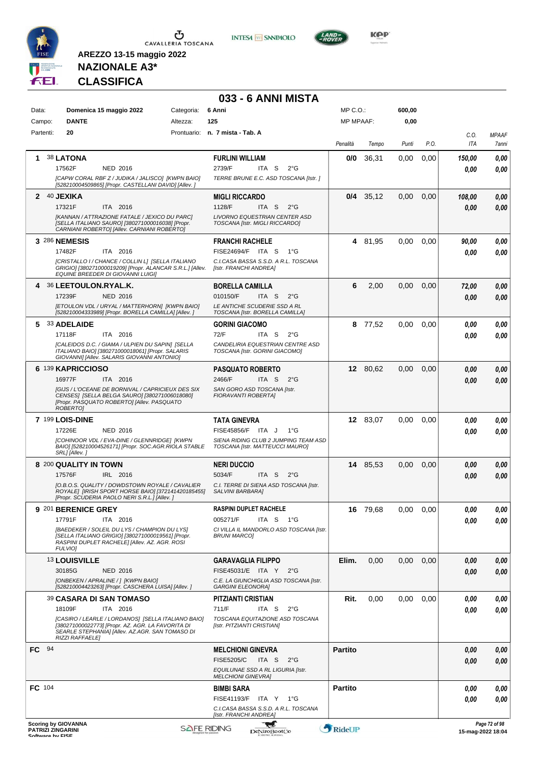AREZZO 13-15 maggio 2022

**NAZIONALE A3***

**CLASSIFICA**

# 033 - 6 ANNI MISTA

| | | | |
|---|---|---|---|
| Data: | Domenica 15 maggio 2022 | Categoria: | 6 Anni |
| Campo: | DANTE | Altezza: | 125 |
| Partenti: | 20 | Prontuario: | n. 7 mista - Tab. A |

MP C.O.: 600,00
MP MPAAF: 0,00

| | Cavallo | Cavaliere | Penalità | Tempo | Punti | P.O. | C.O. ITA | MPAAF 7anni |
|---|---|---|---|---|---|---|---|---|
| 1 | 38 **LATONA**<br>17562F NED 2016<br>*[CAPW CORAL RBF Z / JUDIKA / JALISCO] [KWPN BAIO] [528210004509865] [Propr. CASTELLANI DAVID] [Allev. ]* | **FURLINI WILLIAM**<br>2739/F ITA S 2°G<br>*TERRE BRUNE E.C. ASD TOSCANA [Istr. ]* | **0/0** | 36,31 | 0,00 | 0,00 | *150,00*<br>*0,00* | *0,00*<br>*0,00* |
| 2 | 40 **JEXIKA**<br>17321F ITA 2016<br>*[KANNAN / ATTRAZIONE FATALE / JEXICO DU PARC] [SELLA ITALIANO SAURO] [380271000016038] [Propr. CARNIANI ROBERTO] [Allev. CARNIANI ROBERTO]* | **MIGLI RICCARDO**<br>1128/F ITA S 2°G<br>*LIVORNO EQUESTRIAN CENTER ASD TOSCANA [Istr. MIGLI RICCARDO]* | **0/4** | 35,12 | 0,00 | 0,00 | *108,00*<br>*0,00* | *0,00*<br>*0,00* |
| 3 | 286 **NEMESIS**<br>17482F ITA 2016<br>*[CRISTALLO I / CHANCE / COLLIN L] [SELLA ITALIANO GRIGIO] [380271000019209] [Propr. ALANCAR S.R.L.] [Allev. EQUINE BREEDER DI GIOVANNI LUIGI]* | **FRANCHI RACHELE**<br>FISE24694/F ITA S 1°G<br>*C.I.CASA BASSA S.S.D. A R.L. TOSCANA [Istr. FRANCHI ANDREA]* | **4** | 81,95 | 0,00 | 0,00 | *90,00*<br>*0,00* | *0,00*<br>*0,00* |
| 4 | 36 **LEETOULON.RYAL.K.**<br>17239F NED 2016<br>*[ETOULON VDL / URYAL / MATTERHORN] [KWPN BAIO] [528210004333989] [Propr. BORELLA CAMILLA] [Allev. ]* | **BORELLA CAMILLA**<br>010150/F ITA S 2°G<br>*LE ANTICHE SCUDERIE SSD A RL TOSCANA [Istr. BORELLA CAMILLA]* | **6** | 2,00 | 0,00 | 0,00 | *72,00*<br>*0,00* | *0,00*<br>*0,00* |
| 5 | 33 **ADELAIDE**<br>17118F ITA 2016<br>*[CALEIDOS D.C. / GIAMA / ULPIEN DU SAPIN] [SELLA ITALIANO BAIO] [380271000018061] [Propr. SALARIS GIOVANNI] [Allev. SALARIS GIOVANNI ANTONIO]* | **GORINI GIACOMO**<br>72/F ITA S 2°G<br>*CANDELIRIA EQUESTRIAN CENTRE ASD TOSCANA [Istr. GORINI GIACOMO]* | **8** | 77,52 | 0,00 | 0,00 | *0,00*<br>*0,00* | *0,00*<br>*0,00* |
| 6 | 139 **KAPRICCIOSO**<br>16977F ITA 2016<br>*[GIJS / L'OCEANE DE BORNIVAL / CAPRICIEUX DES SIX CENSES] [SELLA BELGA SAURO] [380271006018080] [Propr. PASQUATO ROBERTO] [Allev. PASQUATO ROBERTO]* | **PASQUATO ROBERTO**<br>2466/F ITA S 2°G<br>*SAN GORO ASD TOSCANA [Istr. FIORAVANTI ROBERTA]* | **12** | 80,62 | 0,00 | 0,00 | *0,00*<br>*0,00* | *0,00*<br>*0,00* |
| 7 | 199 **LOIS-DINE**<br>17226E NED 2016<br>*[COHINOOR VDL / EVA-DINE / GLENNRIDGE] [KWPN BAIO] [528210004526171] [Propr. SOC.AGR.RIOLA STABLE SRL] [Allev. ]* | **TATA GINEVRA**<br>FISE45856/F ITA J 1°G<br>*SIENA RIDING CLUB 2 JUMPING TEAM ASD TOSCANA [Istr. MATTEUCCI MAURO]* | **12** | 83,07 | 0,00 | 0,00 | *0,00*<br>*0,00* | *0,00*<br>*0,00* |
| 8 | 200 **QUALITY IN TOWN**<br>17576F IRL 2016<br>*[O.B.O.S. QUALITY / DOWDSTOWN ROYALE / CAVALIER ROYALE] [IRISH SPORT HORSE BAIO] [372141420185455] [Propr. SCUDERIA PAOLO NERI S.R.L.] [Allev. ]* | **NERI DUCCIO**<br>5034/F ITA S 2°G<br>*C.I. TERRE DI SIENA ASD TOSCANA [Istr. SALVINI BARBARA]* | **14** | 85,53 | 0,00 | 0,00 | *0,00*<br>*0,00* | *0,00*<br>*0,00* |
| 9 | 201 **BERENICE GREY**<br>17791F ITA 2016<br>*[BAEDEKER / SOLEIL DU LYS / CHAMPION DU LYS] [SELLA ITALIANO GRIGIO] [380271000019561] [Propr. RASPINI DUPLET RACHELE] [Allev. AZ. AGR. ROSI FULVIO]* | **RASPINI DUPLET RACHELE**<br>005271/F ITA S 1°G<br>*CI VILLA IL MANDORLO ASD TOSCANA [Istr. BRUNI MARCO]* | **16** | 79,68 | 0,00 | 0,00 | *0,00*<br>*0,00* | *0,00*<br>*0,00* |
| | 13 **LOUISVILLE**<br>30185G NED 2016<br>*[ONBEKEN / APRALINE / ] [KWPN BAIO] [528210004423263] [Propr. CASCHERA LUISA] [Allev. ]* | **GARAVAGLIA FILIPPO**<br>FISE45031/E ITA Y 2°G<br>*C.E. LA GIUNCHIGLIA ASD TOSCANA [Istr. GARGINI ELEONORA]* | **Elim.** | 0,00 | 0,00 | 0,00 | *0,00*<br>*0,00* | *0,00*<br>*0,00* |
| | 39 **CASARA DI SAN TOMASO**<br>18109F ITA 2016<br>*[CASIRO / LEARLE / LORDANOS] [SELLA ITALIANO BAIO] [380271000022773] [Propr. AZ. AGR. LA FAVORITA DI SEARLE STEPHANIA] [Allev. AZ.AGR. SAN TOMASO DI RIZZI RAFFAELE]* | **PITZIANTI CRISTIAN**<br>711/F ITA S 2°G<br>*TOSCANA EQUITAZIONE ASD TOSCANA [Istr. PITZIANTI CRISTIAN]* | **Rit.** | 0,00 | 0,00 | 0,00 | *0,00*<br>*0,00* | *0,00*<br>*0,00* |
| FC | 94 | **MELCHIONI GINEVRA**<br>FISE5205/C ITA S 2°G<br>*EQUILUNAE SSD A RL LIGURIA [Istr. MELCHIONI GINEVRA]* | **Partito** | | | | *0,00*<br>*0,00* | *0,00*<br>*0,00* |
| FC | 104 | **BIMBI SARA**<br>FISE41193/F ITA Y 1°G<br>*C.I.CASA BASSA S.S.D. A R.L. TOSCANA [Istr. FRANCHI ANDREA]* | **Partito** | | | | *0,00*<br>*0,00* | *0,00*<br>*0,00* |

Scoring by GIOVANNA PATRIZI ZINGARINI
Software by FISE

15-mag-2022 18:04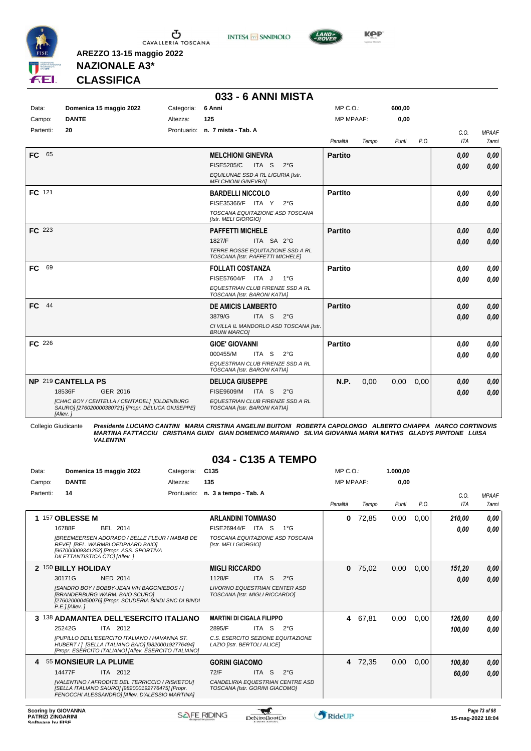AREZZO 13-15 maggio 2022

**NAZIONALE A3***

**CLASSIFICA**

## 033 - 6 ANNI MISTA

| | | | |
|---|---|---|---|
| Data: | Domenica 15 maggio 2022 | Categoria: | 6 Anni |
| Campo: | DANTE | Altezza: | 125 |
| Partenti: | 20 | Prontuario: | n. 7 mista - Tab. A |

MP C.O.: 600,00 — MP MPAAF: 0,00

| | Cavallo | Cavaliere | Penalità | Tempo | Punti | P.O. | C.O. ITA | MPAAF 7anni |
|---|---|---|---|---|---|---|---|---|
| FC 65 | | MELCHIONI GINEVRA<br>FISE5205/C ITA S 2°G<br>EQUILUNAE SSD A RL LIGURIA [Istr. MELCHIONI GINEVRA] | Partito | | | | 0,00<br>0,00 | 0,00<br>0,00 |
| FC 121 | | BARDELLI NICCOLO<br>FISE35366/F ITA Y 2°G<br>TOSCANA EQUITAZIONE ASD TOSCANA [Istr. MELI GIORGIO] | Partito | | | | 0,00<br>0,00 | 0,00<br>0,00 |
| FC 223 | | PAFFETTI MICHELE<br>1827/F ITA SA 2°G<br>TERRE ROSSE EQUITAZIONE SSD A RL TOSCANA [Istr. PAFFETTI MICHELE] | Partito | | | | 0,00<br>0,00 | 0,00<br>0,00 |
| FC 69 | | FOLLATI COSTANZA<br>FISE57604/F ITA J 1°G<br>EQUESTRIAN CLUB FIRENZE SSD A RL TOSCANA [Istr. BARONI KATIA] | Partito | | | | 0,00<br>0,00 | 0,00<br>0,00 |
| FC 44 | | DE AMICIS LAMBERTO<br>3879/G ITA S 2°G<br>CI VILLA IL MANDORLO ASD TOSCANA [Istr. BRUNI MARCO] | Partito | | | | 0,00<br>0,00 | 0,00<br>0,00 |
| FC 226 | | GIOE' GIOVANNI<br>000455/M ITA S 2°G<br>EQUESTRIAN CLUB FIRENZE SSD A RL TOSCANA [Istr. BARONI KATIA] | Partito | | | | 0,00<br>0,00 | 0,00<br>0,00 |
| NP 219 | CANTELLA PS<br>18536F GER 2016<br>[CHAC BOY / CENTELLA / CENTADEL] [OLDENBURG SAURO] [276020000380721] [Propr. DELUCA GIUSEPPE] [Allev. ] | DELUCA GIUSEPPE<br>FISE9609/M ITA S 2°G<br>EQUESTRIAN CLUB FIRENZE SSD A RL TOSCANA [Istr. BARONI KATIA] | N.P. | 0,00 | 0,00 | 0,00 | 0,00<br>0,00 | 0,00<br>0,00 |

Collegio Giudicante *Presidente LUCIANO CANTINI MARIA CRISTINA ANGELINI BUITONI ROBERTA CAPOLONGO ALBERTO CHIAPPA MARCO CORTINOVIS MARTINA FATTACCIU CRISTIANA GUIDI GIAN DOMENICO MARIANO SILVIA GIOVANNA MARIA MATHIS GLADYS PIPITONE LUISA VALENTINI*

## 034 - C135 A TEMPO

| | | | |
|---|---|---|---|
| Data: | Domenica 15 maggio 2022 | Categoria: | C135 |
| Campo: | DANTE | Altezza: | 135 |
| Partenti: | 14 | Prontuario: | n. 3 a tempo - Tab. A |

MP C.O.: 1.000,00 — MP MPAAF: 0,00

| | Cavallo | Cavaliere | Penalità | Tempo | Punti | P.O. | C.O. ITA | MPAAF 7anni |
|---|---|---|---|---|---|---|---|---|
| 1 157 | OBLESSE M<br>16788F BEL 2014<br>[BREEMEERSEN ADORADO / BELLE FLEUR / NABAB DE REVE] [BEL. WARMBLOEDPAARD BAIO] [967000009341252] [Propr. ASS. SPORTIVA DILETTANTISTICA CTC] [Allev. ] | ARLANDINI TOMMASO<br>FISE26944/F ITA S 1°G<br>TOSCANA EQUITAZIONE ASD TOSCANA [Istr. MELI GIORGIO] | 0 | 72,85 | 0,00 | 0,00 | 210,00<br>0,00 | 0,00<br>0,00 |
| 2 150 | BILLY HOLIDAY<br>30171G NED 2014<br>[SANDRO BOY / BOBBY-JEAN V/H BAGONIEBOS / ] [BRANDERBURG WARM. BAIO SCURO] [276020000450076] [Propr. SCUDERIA BINDI SNC DI BINDI P.E.] [Allev. ] | MIGLI RICCARDO<br>1128/F ITA S 2°G<br>LIVORNO EQUESTRIAN CENTER ASD TOSCANA [Istr. MIGLI RICCARDO] | 0 | 75,02 | 0,00 | 0,00 | 151,20<br>0,00 | 0,00<br>0,00 |
| 3 138 | ADAMANTEA DELL'ESERCITO ITALIANO<br>25242G ITA 2012<br>[PUPILLO DELL'ESERCITO ITALIANO / HAVANNA ST. HUBERT / ] [SELLA ITALIANO BAIO] [982000192776494] [Propr. ESERCITO ITALIANO] [Allev. ESERCITO ITALIANO] | MARTINI DI CIGALA FILIPPO<br>2895/F ITA S 2°G<br>C.S. ESERCITO SEZIONE EQUITAZIONE LAZIO [Istr. BERTOLI ALICE] | 4 | 67,81 | 0,00 | 0,00 | 126,00<br>100,00 | 0,00<br>0,00 |
| 4 55 | MONSIEUR LA PLUME<br>14477F ITA 2012<br>[VALENTINO / AFRODITE DEL TERRICCIO / RISKETOU] [SELLA ITALIANO SAURO] [982000192776475] [Propr. FENOCCHI ALESSANDRO] [Allev. D'ALESSIO MARTINA] | GORINI GIACOMO<br>72/F ITA S 2°G<br>CANDELIRIA EQUESTRIAN CENTRE ASD TOSCANA [Istr. GORINI GIACOMO] | 4 | 72,35 | 0,00 | 0,00 | 100,80<br>60,00 | 0,00<br>0,00 |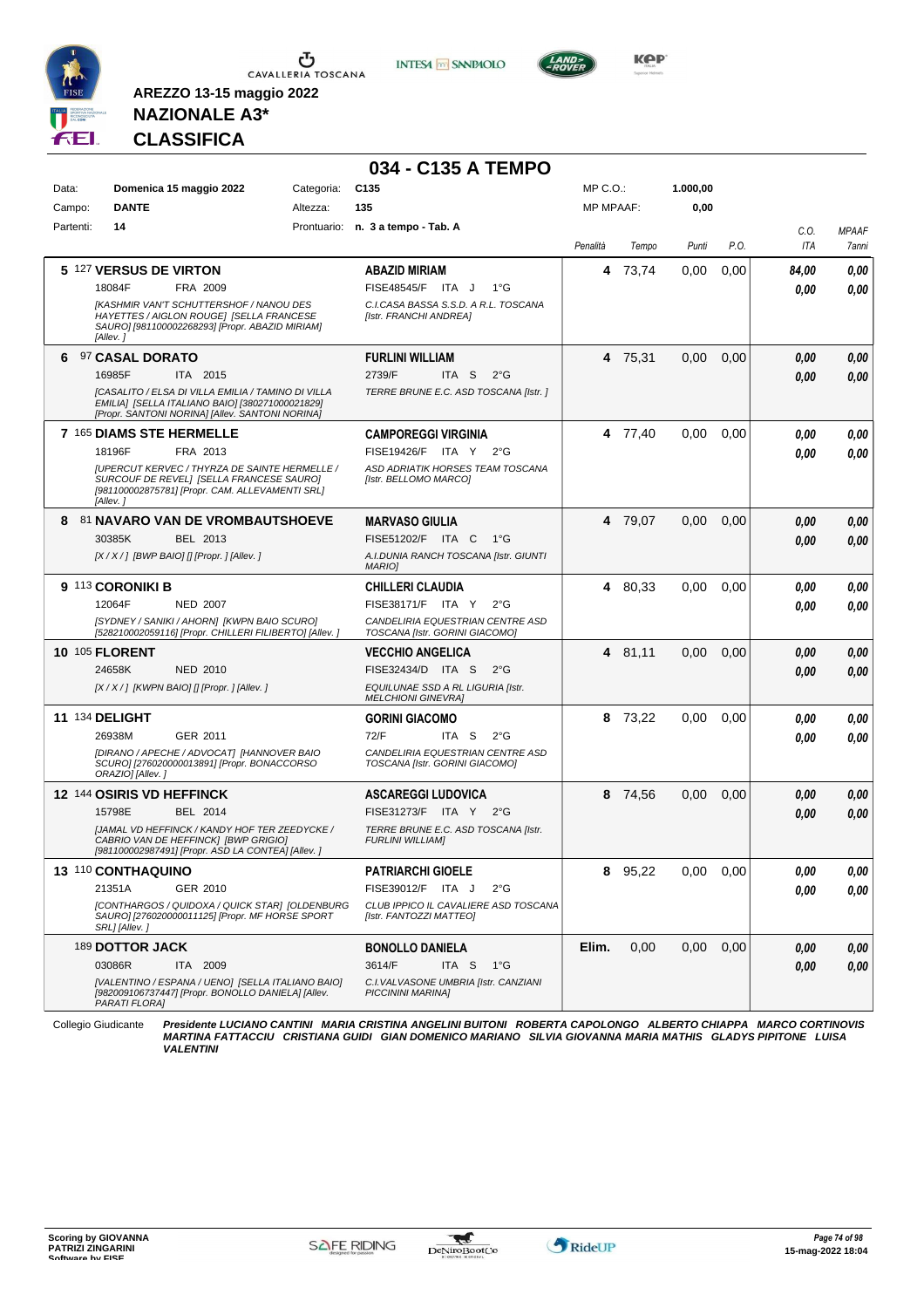AREZZO 13-15 maggio 2022

**NAZIONALE A3***

**CLASSIFICA**

## 034 - C135 A TEMPO

| | | | | | |
|---|---|---|---|---|---|
| Data: | **Domenica 15 maggio 2022** | Categoria: | **C135** | MP C.O.: | **1.000,00** |
| Campo: | **DANTE** | Altezza: | **135** | MP MPAAF: | **0,00** |
| Partenti: | **14** | Prontuario: | **n. 3 a tempo - Tab. A** | | |

| | Cavallo | Cavaliere | Penalità | Tempo | Punti | P.O. | C.O. ITA | MPAAF 7anni |
|---|---|---|---|---|---|---|---|---|
| 5 | 127 **VERSUS DE VIRTON**<br>18084F FRA 2009<br>*[KASHMIR VAN'T SCHUTTERSHOF / NANOU DES HAYETTES / AIGLON ROUGE] [SELLA FRANCESE SAURO] [981100002268293] [Propr. ABAZID MIRIAM] [Allev. ]* | **ABAZID MIRIAM**<br>FISE48545/F ITA J 1°G<br>*C.I.CASA BASSA S.S.D. A R.L. TOSCANA [Istr. FRANCHI ANDREA]* | **4** | 73,74 | 0,00 | 0,00 | **84,00**<br>**0,00** | **0,00**<br>**0,00** |
| 6 | 97 **CASAL DORATO**<br>16985F ITA 2015<br>*[CASALITO / ELSA DI VILLA EMILIA / TAMINO DI VILLA EMILIA] [SELLA ITALIANO BAIO] [380271000021829] [Propr. SANTONI NORINA] [Allev. SANTONI NORINA]* | **FURLINI WILLIAM**<br>2739/F ITA S 2°G<br>*TERRE BRUNE E.C. ASD TOSCANA [Istr. ]* | **4** | 75,31 | 0,00 | 0,00 | **0,00**<br>**0,00** | **0,00**<br>**0,00** |
| 7 | 165 **DIAMS STE HERMELLE**<br>18196F FRA 2013<br>*[UPERCUT KERVEC / THYRZA DE SAINTE HERMELLE / SURCOUF DE REVEL] [SELLA FRANCESE SAURO] [981100002875781] [Propr. CAM. ALLEVAMENTI SRL] [Allev. ]* | **CAMPOREGGI VIRGINIA**<br>FISE19426/F ITA Y 2°G<br>*ASD ADRIATIK HORSES TEAM TOSCANA [Istr. BELLOMO MARCO]* | **4** | 77,40 | 0,00 | 0,00 | **0,00**<br>**0,00** | **0,00**<br>**0,00** |
| 8 | 81 **NAVARO VAN DE VROMBAUTSHOEVE**<br>30385K BEL 2013<br>*[X / X / ] [BWP BAIO] [] [Propr. ] [Allev. ]* | **MARVASO GIULIA**<br>FISE51202/F ITA C 1°G<br>*A.I.DUNIA RANCH TOSCANA [Istr. GIUNTI MARIO]* | **4** | 79,07 | 0,00 | 0,00 | **0,00**<br>**0,00** | **0,00**<br>**0,00** |
| 9 | 113 **CORONIKI B**<br>12064F NED 2007<br>*[SYDNEY / SANIKI / AHORN] [KWPN BAIO SCURO] [528210002059116] [Propr. CHILLERI FILIBERTO] [Allev. ]* | **CHILLERI CLAUDIA**<br>FISE38171/F ITA Y 2°G<br>*CANDELIRIA EQUESTRIAN CENTRE ASD TOSCANA [Istr. GORINI GIACOMO]* | **4** | 80,33 | 0,00 | 0,00 | **0,00**<br>**0,00** | **0,00**<br>**0,00** |
| 10 | 105 **FLORENT**<br>24658K NED 2010<br>*[X / X / ] [KWPN BAIO] [] [Propr. ] [Allev. ]* | **VECCHIO ANGELICA**<br>FISE32434/D ITA S 2°G<br>*EQUILUNAE SSD A RL LIGURIA [Istr. MELCHIONI GINEVRA]* | **4** | 81,11 | 0,00 | 0,00 | **0,00**<br>**0,00** | **0,00**<br>**0,00** |
| 11 | 134 **DELIGHT**<br>26938M GER 2011<br>*[DIRANO / APECHE / ADVOCAT] [HANNOVER BAIO SCURO] [276020000013891] [Propr. BONACCORSO ORAZIO] [Allev. ]* | **GORINI GIACOMO**<br>72/F ITA S 2°G<br>*CANDELIRIA EQUESTRIAN CENTRE ASD TOSCANA [Istr. GORINI GIACOMO]* | **8** | 73,22 | 0,00 | 0,00 | **0,00**<br>**0,00** | **0,00**<br>**0,00** |
| 12 | 144 **OSIRIS VD HEFFINCK**<br>15798E BEL 2014<br>*[JAMAL VD HEFFINCK / KANDY HOF TER ZEEDYCKE / CABRIO VAN DE HEFFINCK] [BWP GRIGIO] [981100002987491] [Propr. ASD LA CONTEA] [Allev. ]* | **ASCAREGGI LUDOVICA**<br>FISE31273/F ITA Y 2°G<br>*TERRE BRUNE E.C. ASD TOSCANA [Istr. FURLINI WILLIAM]* | **8** | 74,56 | 0,00 | 0,00 | **0,00**<br>**0,00** | **0,00**<br>**0,00** |
| 13 | 110 **CONTHAQUINO**<br>21351A GER 2010<br>*[CONTHARGOS / QUIDOXA / QUICK STAR] [OLDENBURG SAURO] [276020000011125] [Propr. MF HORSE SPORT SRL] [Allev. ]* | **PATRIARCHI GIOELE**<br>FISE39012/F ITA J 2°G<br>*CLUB IPPICO IL CAVALIERE ASD TOSCANA [Istr. FANTOZZI MATTEO]* | **8** | 95,22 | 0,00 | 0,00 | **0,00**<br>**0,00** | **0,00**<br>**0,00** |
| | 189 **DOTTOR JACK**<br>03086R ITA 2009<br>*[VALENTINO / ESPANA / UENO] [SELLA ITALIANO BAIO] [982009106737447] [Propr. BONOLLO DANIELA] [Allev. PARATI FLORA]* | **BONOLLO DANIELA**<br>3614/F ITA S 1°G<br>*C.I.VALVASONE UMBRIA [Istr. CANZIANI PICCININI MARINA]* | **Elim.** | 0,00 | 0,00 | 0,00 | **0,00**<br>**0,00** | **0,00**<br>**0,00** |

Collegio Giudicante *Presidente LUCIANO CANTINI MARIA CRISTINA ANGELINI BUITONI ROBERTA CAPOLONGO ALBERTO CHIAPPA MARCO CORTINOVIS MARTINA FATTACCIU CRISTIANA GUIDI GIAN DOMENICO MARIANO SILVIA GIOVANNA MARIA MATHIS GLADYS PIPITONE LUISA VALENTINI*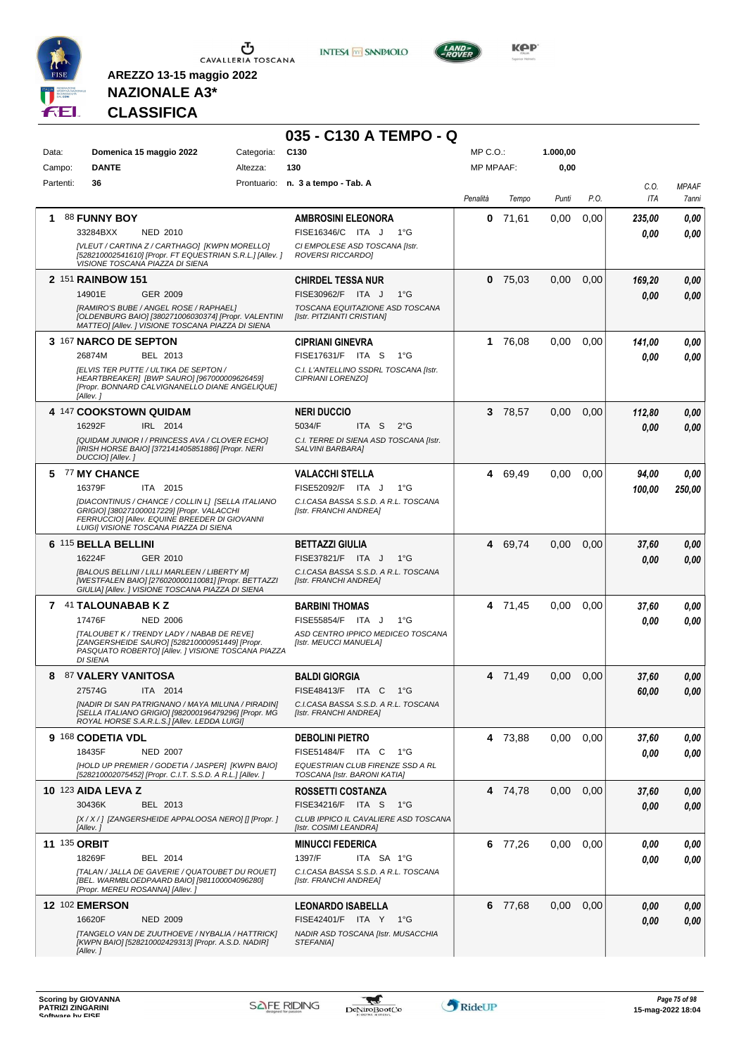**AREZZO 13-15 maggio 2022**

**NAZIONALE A3***

**CLASSIFICA**

# 035 - C130 A TEMPO - Q

| | | | |
|---|---|---|---|
| Data: | **Domenica 15 maggio 2022** | Categoria: | **C130** |
| Campo: | **DANTE** | Altezza: | **130** |
| Partenti: | **36** | Prontuario: | **n. 3 a tempo - Tab. A** |

MP C.O.: **1.000,00** — MP MPAAF: **0,00**

| Cl. | Cavallo | Cavaliere | Penalità | Tempo | Punti | P.O. | C.O. ITA | MPAAF 7anni |
|---|---|---|---|---|---|---|---|---|
| 1 | 88 **FUNNY BOY** 33284BXX NED 2010 *[VLEUT / CARTINA Z / CARTHAGO] [KWPN MORELLO] [528210002541610] [Propr. FT EQUESTRIAN S.R.L.] [Allev. ] VISIONE TOSCANA PIAZZA DI SIENA* | **AMBROSINI ELEONORA** FISE16346/C ITA J 1°G *CI EMPOLESE ASD TOSCANA [Istr. ROVERSI RICCARDO]* | **0** | 71,61 | 0,00 | 0,00 | ***235,00*** / ***0,00*** | ***0,00*** / ***0,00*** |
| 2 | 151 **RAINBOW 151** 14901E GER 2009 *[RAMIRO'S BUBE / ANGEL ROSE / RAPHAEL] [OLDENBURG BAIO] [380271006030374] [Propr. VALENTINI MATTEO] [Allev. ] VISIONE TOSCANA PIAZZA DI SIENA* | **CHIRDEL TESSA NUR** FISE30962/F ITA J 1°G *TOSCANA EQUITAZIONE ASD TOSCANA [Istr. PITZIANTI CRISTIAN]* | **0** | 75,03 | 0,00 | 0,00 | ***169,20*** / ***0,00*** | ***0,00*** / ***0,00*** |
| 3 | 167 **NARCO DE SEPTON** 26874M BEL 2013 *[ELVIS TER PUTTE / ULTIKA DE SEPTON / HEARTBREAKER] [BWP SAURO] [967000009626459] [Propr. BONNARD CALVIGNANELLO DIANE ANGELIQUE] [Allev. ]* | **CIPRIANI GINEVRA** FISE17631/F ITA S 1°G *C.I. L'ANTELLINO SSDRL TOSCANA [Istr. CIPRIANI LORENZO]* | **1** | 76,08 | 0,00 | 0,00 | ***141,00*** / ***0,00*** | ***0,00*** / ***0,00*** |
| 4 | 147 **COOKSTOWN QUIDAM** 16292F IRL 2014 *[QUIDAM JUNIOR I / PRINCESS AVA / CLOVER ECHO] [IRISH HORSE BAIO] [372141405851886] [Propr. NERI DUCCIO] [Allev. ]* | **NERI DUCCIO** 5034/F ITA S 2°G *C.I. TERRE DI SIENA ASD TOSCANA [Istr. SALVINI BARBARA]* | **3** | 78,57 | 0,00 | 0,00 | ***112,80*** / ***0,00*** | ***0,00*** / ***0,00*** |
| 5 | 77 **MY CHANCE** 16379F ITA 2015 *[DIACONTINUS / CHANCE / COLLIN L] [SELLA ITALIANO GRIGIO] [380271000017229] [Propr. VALACCHI FERRUCCIO] [Allev. EQUINE BREEDER DI GIOVANNI LUIGI] VISIONE TOSCANA PIAZZA DI SIENA* | **VALACCHI STELLA** FISE52092/F ITA J 1°G *C.I.CASA BASSA S.S.D. A R.L. TOSCANA [Istr. FRANCHI ANDREA]* | **4** | 69,49 | 0,00 | 0,00 | ***94,00*** / ***100,00*** | ***0,00*** / ***250,00*** |
| 6 | 115 **BELLA BELLINI** 16224F GER 2010 *[BALOUS BELLINI / LILLI MARLEEN / LIBERTY M] [WESTFALEN BAIO] [276020000110081] [Propr. BETTAZZI GIULIA] [Allev. ] VISIONE TOSCANA PIAZZA DI SIENA* | **BETTAZZI GIULIA** FISE37821/F ITA J 1°G *C.I.CASA BASSA S.S.D. A R.L. TOSCANA [Istr. FRANCHI ANDREA]* | **4** | 69,74 | 0,00 | 0,00 | ***37,60*** / ***0,00*** | ***0,00*** / ***0,00*** |
| 7 | 41 **TALOUNABAB K Z** 17476F NED 2006 *[TALOUBET K / TRENDY LADY / NABAB DE REVE] [ZANGERSHEIDE SAURO] [528210000951449] [Propr. PASQUATO ROBERTO] [Allev. ] VISIONE TOSCANA PIAZZA DI SIENA* | **BARBINI THOMAS** FISE55854/F ITA J 1°G *ASD CENTRO IPPICO MEDICEO TOSCANA [Istr. MEUCCI MANUELA]* | **4** | 71,45 | 0,00 | 0,00 | ***37,60*** / ***0,00*** | ***0,00*** / ***0,00*** |
| 8 | 87 **VALERY VANITOSA** 27574G ITA 2014 *[NADIR DI SAN PATRIGNANO / MAYA MILUNA / PIRADIN] [SELLA ITALIANO GRIGIO] [982000196479296] [Propr. MG ROYAL HORSE S.A.R.L.S.] [Allev. LEDDA LUIGI]* | **BALDI GIORGIA** FISE48413/F ITA C 1°G *C.I.CASA BASSA S.S.D. A R.L. TOSCANA [Istr. FRANCHI ANDREA]* | **4** | 71,49 | 0,00 | 0,00 | ***37,60*** / ***60,00*** | ***0,00*** / ***0,00*** |
| 9 | 168 **CODETIA VDL** 18435F NED 2007 *[HOLD UP PREMIER / GODETIA / JASPER] [KWPN BAIO] [528210002075452] [Propr. C.I.T. S.S.D. A R.L.] [Allev. ]* | **DEBOLINI PIETRO** FISE51484/F ITA C 1°G *EQUESTRIAN CLUB FIRENZE SSD A RL TOSCANA [Istr. BARONI KATIA]* | **4** | 73,88 | 0,00 | 0,00 | ***37,60*** / ***0,00*** | ***0,00*** / ***0,00*** |
| 10 | 123 **AIDA LEVA Z** 30436K BEL 2013 *[X / X / ] [ZANGERSHEIDE APPALOOSA NERO] [] [Propr. ] [Allev. ]* | **ROSSETTI COSTANZA** FISE34216/F ITA S 1°G *CLUB IPPICO IL CAVALIERE ASD TOSCANA [Istr. COSIMI LEANDRA]* | **4** | 74,78 | 0,00 | 0,00 | ***37,60*** / ***0,00*** | ***0,00*** / ***0,00*** |
| 11 | 135 **ORBIT** 18269F BEL 2014 *[TALAN / JALLA DE GAVERIE / QUATOUBET DU ROUET] [BEL. WARMBLOEDPAARD BAIO] [981100004096280] [Propr. MEREU ROSANNA] [Allev. ]* | **MINUCCI FEDERICA** 1397/F ITA SA 1°G *C.I.CASA BASSA S.S.D. A R.L. TOSCANA [Istr. FRANCHI ANDREA]* | **6** | 77,26 | 0,00 | 0,00 | ***0,00*** / ***0,00*** | ***0,00*** / ***0,00*** |
| 12 | 102 **EMERSON** 16620F NED 2009 *[TANGELO VAN DE ZUUTHOEVE / NYBALIA / HATTRICK] [KWPN BAIO] [528210002429313] [Propr. A.S.D. NADIR] [Allev. ]* | **LEONARDO ISABELLA** FISE42401/F ITA Y 1°G *NADIR ASD TOSCANA [Istr. MUSACCHIA STEFANIA]* | **6** | 77,68 | 0,00 | 0,00 | ***0,00*** / ***0,00*** | ***0,00*** / ***0,00*** |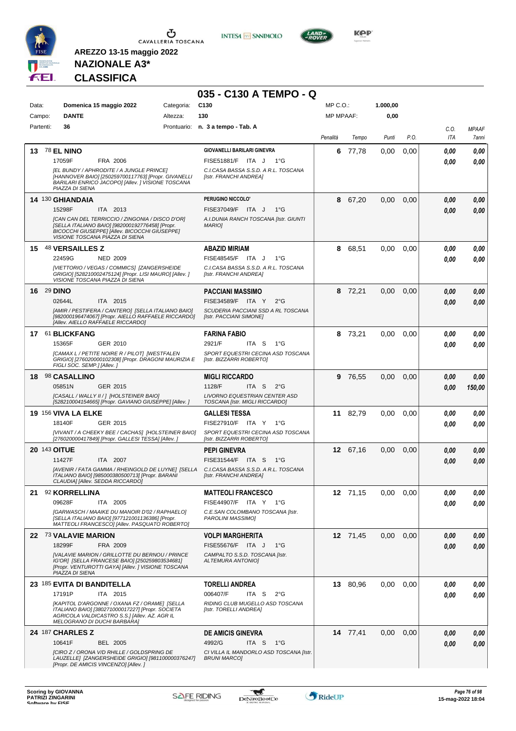**AREZZO 13-15 maggio 2022**

**NAZIONALE A3***

**CLASSIFICA**

# 035 - C130 A TEMPO - Q

| | | | |
|---|---|---|---|
| Data: | Domenica 15 maggio 2022 | Categoria: | C130 |
| Campo: | DANTE | Altezza: | 130 |
| Partenti: | 36 | Prontuario: | n. 3 a tempo - Tab. A |

MP C.O.: 1.000,00 — MP MPAAF: 0,00

| Cl. | Cavallo | Cavaliere | Penalità | Tempo | Punti | P.O. | C.O. ITA | MPAAF 7anni |
|---|---|---|---|---|---|---|---|---|
| 13 | 78 **EL NINO** 17059F FRA 2006 *[EL BUNDY / APHRODITE / A JUNGLE PRINCE] [HANNOVER BAIO] [250259700117763] [Propr. GIVANELLI BARILARI ENRICO JACOPO] [Allev. ] VISIONE TOSCANA PIAZZA DI SIENA* | **GIOVANELLI BARILARI GINEVRA** FISE51881/F ITA J 1°G *C.I.CASA BASSA S.S.D. A R.L. TOSCANA [Istr. FRANCHI ANDREA]* | 6 | 77,78 | 0,00 | 0,00 | 0,00 / 0,00 | 0,00 / 0,00 |
| 14 | 130 **GHIANDAIA** 15298F ITA 2013 *[CAN CAN DEL TERRICCIO / ZINGONIA / DISCO D'OR] [SELLA ITALIANO BAIO] [982000192776458] [Propr. BICOCCHI GIUSEPPE] [Allev. BICOCCHI GIUSEPPE] VISIONE TOSCANA PIAZZA DI SIENA* | **PERUGINO NICCOLO'** FISE37049/F ITA J 1°G *A.I.DUNIA RANCH TOSCANA [Istr. GIUNTI MARIO]* | 8 | 67,20 | 0,00 | 0,00 | 0,00 / 0,00 | 0,00 / 0,00 |
| 15 | 48 **VERSAILLES Z** 22459G NED 2009 *[VIETTORIO / VEGAS / COMMICS] [ZANGERSHEIDE GRIGIO] [528210002475124] [Propr. LISI MAURO] [Allev. ] VISIONE TOSCANA PIAZZA DI SIENA* | **ABAZID MIRIAM** FISE48545/F ITA J 1°G *C.I.CASA BASSA S.S.D. A R.L. TOSCANA [Istr. FRANCHI ANDREA]* | 8 | 68,51 | 0,00 | 0,00 | 0,00 / 0,00 | 0,00 / 0,00 |
| 16 | 29 **DINO** 02644L ITA 2015 *[AMIR / PESTIFERA / CANTERO] [SELLA ITALIANO BAIO] [982000196474067] [Propr. AIELLO RAFFAELE RICCARDO] [Allev. AIELLO RAFFAELE RICCARDO]* | **PACCIANI MASSIMO** FISE34589/F ITA Y 2°G *SCUDERIA PACCIANI SSD A RL TOSCANA [Istr. PACCIANI SIMONE]* | 8 | 72,21 | 0,00 | 0,00 | 0,00 / 0,00 | 0,00 / 0,00 |
| 17 | 61 **BLICKFANG** 15365F GER 2010 *[CAMAX L / PETITE NOIRE R / PILOT] [WESTFALEN GRIGIO] [276020000102308] [Propr. DRAGONI MAURIZIA E FIGLI SOC. SEMP.] [Allev. ]* | **FARINA FABIO** 2921/F ITA S 1°G *SPORT EQUESTRI CECINA ASD TOSCANA [Istr. BIZZARRI ROBERTO]* | 8 | 73,21 | 0,00 | 0,00 | 0,00 / 0,00 | 0,00 / 0,00 |
| 18 | 98 **CASALLINO** 05851N GER 2015 *[CASALL / WALLY II / ] [HOLSTEINER BAIO] [528210004154665] [Propr. GAVIANO GIUSEPPE] [Allev. ]* | **MIGLI RICCARDO** 1128/F ITA S 2°G *LIVORNO EQUESTRIAN CENTER ASD TOSCANA [Istr. MIGLI RICCARDO]* | 9 | 76,55 | 0,00 | 0,00 | 0,00 / 0,00 | 0,00 / 150,00 |
| 19 | 156 **VIVA LA ELKE** 18140F GER 2015 *[VIVANT / A CHEEKY BEE / CACHAS] [HOLSTEINER BAIO] [276020000417849] [Propr. GALLESI TESSA] [Allev. ]* | **GALLESI TESSA** FISE27910/F ITA Y 1°G *SPORT EQUESTRI CECINA ASD TOSCANA [Istr. BIZZARRI ROBERTO]* | 11 | 82,79 | 0,00 | 0,00 | 0,00 / 0,00 | 0,00 / 0,00 |
| 20 | 143 **OITUE** 11427F ITA 2007 *[AVENIR / FATA GAMMA / RHEINGOLD DE LUYNE] [SELLA ITALIANO BAIO] [985000380500713] [Propr. BARANI CLAUDIA] [Allev. SEDDA RICCARDO]* | **PEPI GINEVRA** FISE31544/F ITA S 1°G *C.I.CASA BASSA S.S.D. A R.L. TOSCANA [Istr. FRANCHI ANDREA]* | 12 | 67,16 | 0,00 | 0,00 | 0,00 / 0,00 | 0,00 / 0,00 |
| 21 | 92 **KORRELLINA** 09628F ITA 2005 *[GARWASCH / MAAIKE DU MANOIR D'02 / RAPHAELO] [SELLA ITALIANO BAIO] [977121001136386] [Propr. MATTEOLI FRANCESCO] [Allev. PASQUATO ROBERTO]* | **MATTEOLI FRANCESCO** FISE44907/F ITA Y 1°G *C.E.SAN COLOMBANO TOSCANA [Istr. PAROLINI MASSIMO]* | 12 | 71,15 | 0,00 | 0,00 | 0,00 / 0,00 | 0,00 / 0,00 |
| 22 | 73 **VALAVIE MARION** 18299F FRA 2009 *[VALAVIE MARION / GRILLOTTE DU BERNOU / PRINCE IG'OR] [SELLA FRANCESE BAIO] [250259803534681] [Propr. VENTUROTTI GAYA] [Allev. ] VISIONE TOSCANA PIAZZA DI SIENA* | **VOLPI MARGHERITA** FISE55676/F ITA J 1°G *CAMPALTO S.S.D. TOSCANA [Istr. ALTEMURA ANTONIO]* | 12 | 71,45 | 0,00 | 0,00 | 0,00 / 0,00 | 0,00 / 0,00 |
| 23 | 185 **EVITA DI BANDITELLA** 17191P ITA 2015 *[KAPITOL D'ARGONNE / OXANA FZ / ORAME] [SELLA ITALIANO BAIO] [380271000017227] [Propr. SOCIETA AGRICOLA VALDICASTRO S.S.] [Allev. AZ. AGR IL MELOGRANO DI DUCHI BARBARA]* | **TORELLI ANDREA** 006407/F ITA S 2°G *RIDING CLUB MUGELLO ASD TOSCANA [Istr. TORELLI ANDREA]* | 13 | 80,96 | 0,00 | 0,00 | 0,00 / 0,00 | 0,00 / 0,00 |
| 24 | 187 **CHARLES Z** 10641F BEL 2005 *[CIRO Z / ORONA V/D RHILLE / GOLDSPRING DE LAUZELLE] [ZANGERSHEIDE GRIGIO] [981100000376247] [Propr. DE AMICIS VINCENZO] [Allev. ]* | **DE AMICIS GINEVRA** 4992/G ITA S 1°G *CI VILLA IL MANDORLO ASD TOSCANA [Istr. BRUNI MARCO]* | 14 | 77,41 | 0,00 | 0,00 | 0,00 / 0,00 | 0,00 / 0,00 |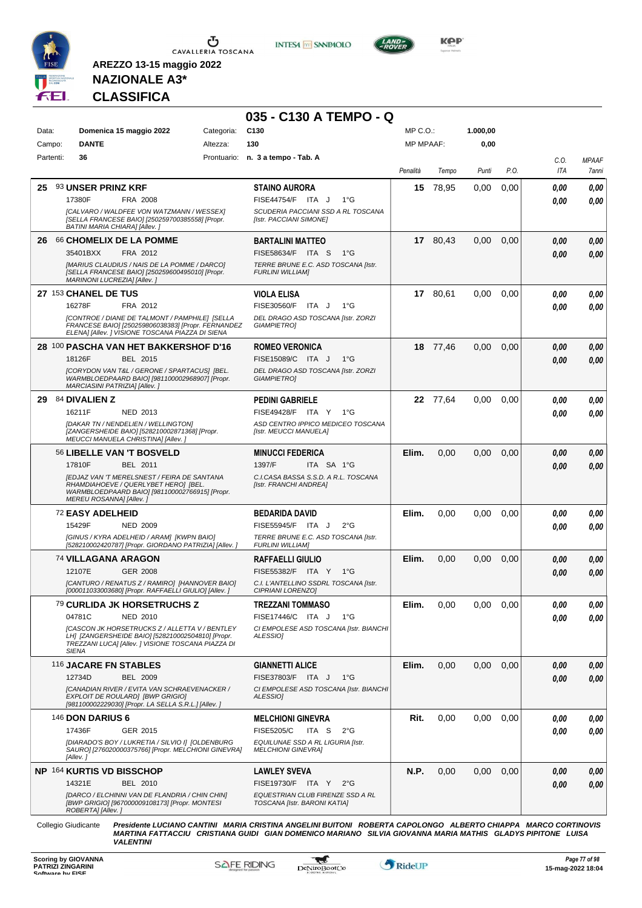AREZZO 13-15 maggio 2022

**NAZIONALE A3***

**CLASSIFICA**

# 035 - C130 A TEMPO - Q

| Data: | Domenica 15 maggio 2022 | Categoria: | C130 | MP C.O.: | 1.000,00 |
|---|---|---|---|---|---|
| Campo: | DANTE | Altezza: | 130 | MP MPAAF: | 0,00 |
| Partenti: | 36 | Prontuario: | n. 3 a tempo - Tab. A | | |

| Pos. | Cavallo | Cavaliere | Penalità | Tempo | Punti | P.O. | C.O. ITA | MPAAF 7anni |
|---|---|---|---|---|---|---|---|---|
| 25 | 93 **UNSER PRINZ KRF** 17380F FRA 2008 *[CALVARO / WALDFEE VON WATZMANN / WESSEX] [SELLA FRANCESE BAIO] [250259700385558] [Propr. BATINI MARIA CHIARA] [Allev. ]* | **STAINO AURORA** FISE44754/F ITA J 1°G *SCUDERIA PACCIANI SSD A RL TOSCANA [Istr. PACCIANI SIMONE]* | 15 | 78,95 | 0,00 | 0,00 | 0,00 / 0,00 | 0,00 / 0,00 |
| 26 | 66 **CHOMELIX DE LA POMME** 35401BXX FRA 2012 *[MARIUS CLAUDIUS / NAIS DE LA POMME / DARCO] [SELLA FRANCESE BAIO] [250259600495010] [Propr. MARINONI LUCREZIA] [Allev. ]* | **BARTALINI MATTEO** FISE58634/F ITA S 1°G *TERRE BRUNE E.C. ASD TOSCANA [Istr. FURLINI WILLIAM]* | 17 | 80,43 | 0,00 | 0,00 | 0,00 / 0,00 | 0,00 / 0,00 |
| 27 | 153 **CHANEL DE TUS** 16278F FRA 2012 *[CONTROE / DIANE DE TALMONT / PAMPHILE] [SELLA FRANCESE BAIO] [250259806038383] [Propr. FERNANDEZ ELENA] [Allev. ] VISIONE TOSCANA PIAZZA DI SIENA* | **VIOLA ELISA** FISE30560/F ITA J 1°G *DEL DRAGO ASD TOSCANA [Istr. ZORZI GIAMPIETRO]* | 17 | 80,61 | 0,00 | 0,00 | 0,00 / 0,00 | 0,00 / 0,00 |
| 28 | 100 **PASCHA VAN HET BAKKERSHOF D'16** 18126F BEL 2015 *[CORYDON VAN T&L / GERONE / SPARTACUS] [BEL. WARMBLOEDPAARD BAIO] [981100002968907] [Propr. MARCIASINI PATRIZIA] [Allev. ]* | **ROMEO VERONICA** FISE15089/C ITA J 1°G *DEL DRAGO ASD TOSCANA [Istr. ZORZI GIAMPIETRO]* | 18 | 77,46 | 0,00 | 0,00 | 0,00 / 0,00 | 0,00 / 0,00 |
| 29 | 84 **DIVALIEN Z** 16211F NED 2013 *[DAKAR TN / NENDELIEN / WELLINGTON] [ZANGERSHEIDE BAIO] [528210002871368] [Propr. MEUCCI MANUELA CHRISTINA] [Allev. ]* | **PEDINI GABRIELE** FISE49428/F ITA Y 1°G *ASD CENTRO IPPICO MEDICEO TOSCANA [Istr. MEUCCI MANUELA]* | 22 | 77,64 | 0,00 | 0,00 | 0,00 / 0,00 | 0,00 / 0,00 |
| | 56 **LIBELLE VAN 'T BOSVELD** 17810F BEL 2011 *[EDJAZ VAN 'T MERELSNEST / FEIRA DE SANTANA RHAMDIAHOEVE / QUERLYBET HERO] [BEL. WARMBLOEDPAARD BAIO] [981100002766915] [Propr. MEREU ROSANNA] [Allev. ]* | **MINUCCI FEDERICA** 1397/F ITA SA 1°G *C.I.CASA BASSA S.S.D. A R.L. TOSCANA [Istr. FRANCHI ANDREA]* | Elim. | 0,00 | 0,00 | 0,00 | 0,00 / 0,00 | 0,00 / 0,00 |
| | 72 **EASY ADELHEID** 15429F NED 2009 *[GINUS / KYRA ADELHEID / ARAM] [KWPN BAIO] [528210002420787] [Propr. GIORDANO PATRIZIA] [Allev. ]* | **BEDARIDA DAVID** FISE55945/F ITA J 2°G *TERRE BRUNE E.C. ASD TOSCANA [Istr. FURLINI WILLIAM]* | Elim. | 0,00 | 0,00 | 0,00 | 0,00 / 0,00 | 0,00 / 0,00 |
| | 74 **VILLAGANA ARAGON** 12107E GER 2008 *[CANTURO / RENATUS Z / RAMIRO] [HANNOVER BAIO] [000011033003680] [Propr. RAFFAELLI GIULIO] [Allev. ]* | **RAFFAELLI GIULIO** FISE55382/F ITA Y 1°G *C.I. L'ANTELLINO SSDRL TOSCANA [Istr. CIPRIANI LORENZO]* | Elim. | 0,00 | 0,00 | 0,00 | 0,00 / 0,00 | 0,00 / 0,00 |
| | 79 **CURLIDA JK HORSETRUCHS Z** 04781C NED 2010 *[CASCON JK HORSETRUCKS Z / ALLETTA V / BENTLEY LH] [ZANGERSHEIDE BAIO] [528210002504810] [Propr. TREZZANI LUCA] [Allev. ] VISIONE TOSCANA PIAZZA DI SIENA* | **TREZZANI TOMMASO** FISE17446/C ITA J 1°G *CI EMPOLESE ASD TOSCANA [Istr. BIANCHI ALESSIO]* | Elim. | 0,00 | 0,00 | 0,00 | 0,00 / 0,00 | 0,00 / 0,00 |
| | 116 **JACARE FN STABLES** 12734D BEL 2009 *[CANADIAN RIVER / EVITA VAN SCHRAEVENACKER / EXPLOIT DE ROULARD] [BWP GRIGIO] [981100002229030] [Propr. LA SELLA S.R.L.] [Allev. ]* | **GIANNETTI ALICE** FISE37803/F ITA J 1°G *CI EMPOLESE ASD TOSCANA [Istr. BIANCHI ALESSIO]* | Elim. | 0,00 | 0,00 | 0,00 | 0,00 / 0,00 | 0,00 / 0,00 |
| | 146 **DON DARIUS 6** 17436F GER 2015 *[DIARADO'S BOY / LUKRETIA / SILVIO I] [OLDENBURG SAURO] [276020000375766] [Propr. MELCHIONI GINEVRA] [Allev. ]* | **MELCHIONI GINEVRA** FISE5205/C ITA S 2°G *EQUILUNAE SSD A RL LIGURIA [Istr. MELCHIONI GINEVRA]* | Rit. | 0,00 | 0,00 | 0,00 | 0,00 / 0,00 | 0,00 / 0,00 |
| NP | 164 **KURTIS VD BISSCHOP** 14321E BEL 2010 *[DARCO / ELCHINNI VAN DE FLANDRIA / CHIN CHIN] [BWP GRIGIO] [967000009108173] [Propr. MONTESI ROBERTA] [Allev. ]* | **LAWLEY SVEVA** FISE19730/F ITA Y 2°G *EQUESTRIAN CLUB FIRENZE SSD A RL TOSCANA [Istr. BARONI KATIA]* | N.P. | 0,00 | 0,00 | 0,00 | 0,00 / 0,00 | 0,00 / 0,00 |

Collegio Giudicante *Presidente LUCIANO CANTINI MARIA CRISTINA ANGELINI BUITONI ROBERTA CAPOLONGO ALBERTO CHIAPPA MARCO CORTINOVIS MARTINA FATTACCIU CRISTIANA GUIDI GIAN DOMENICO MARIANO SILVIA GIOVANNA MARIA MATHIS GLADYS PIPITONE LUISA VALENTINI*

Scoring by GIOVANNA PATRIZI ZINGARINI Software by FISE — 15-mag-2022 18:04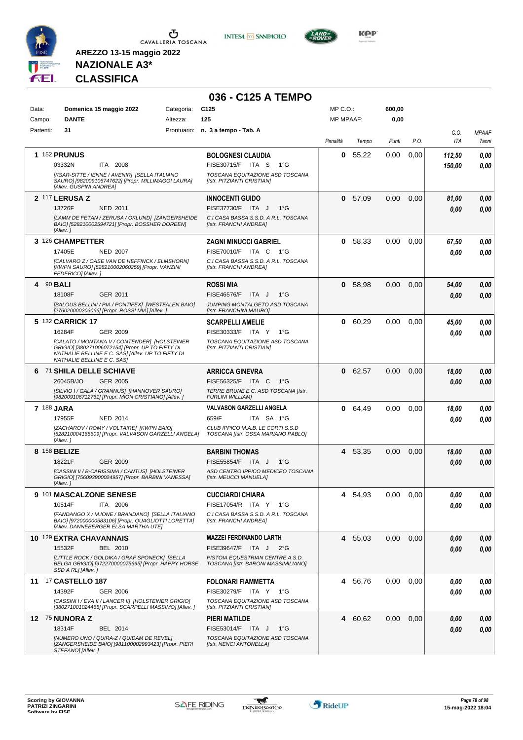AREZZO 13-15 maggio 2022

**NAZIONALE A3***

**CLASSIFICA**

# 036 - C125 A TEMPO

| | | | | | |
|---|---|---|---|---|---|
| Data: | Domenica 15 maggio 2022 | Categoria: | C125 | MP C.O.: | 600,00 |
| Campo: | DANTE | Altezza: | 125 | MP MPAAF: | 0,00 |
| Partenti: | 31 | Prontuario: | n. 3 a tempo - Tab. A | | |

| | Cavallo | Cavaliere | Penalità | Tempo | Punti | P.O. | C.O. ITA | MPAAF 7anni |
|---|---|---|---|---|---|---|---|---|
| 1 | 152 **PRUNUS** 03332N ITA 2008 [KSAR-SITTE / IENNE / AVENIR] [SELLA ITALIANO SAURO] [982009106747622] [Propr. MILLIMAGGI LAURA] [Allev. GUSPINI ANDREA] | **BOLOGNESI CLAUDIA** FISE30715/F ITA S 1°G TOSCANA EQUITAZIONE ASD TOSCANA [Istr. PITZIANTI CRISTIAN] | 0 | 55,22 | 0,00 | 0,00 | 112,50 / 150,00 | 0,00 / 0,00 |
| 2 | 117 **LERUSA Z** 13726F NED 2011 [LAMM DE FETAN / ZERUSA / OKLUND] [ZANGERSHEIDE BAIO] [528210002594721] [Propr. BOSSHER DOREEN] [Allev. ] | **INNOCENTI GUIDO** FISE37730/F ITA J 1°G C.I.CASA BASSA S.S.D. A R.L. TOSCANA [Istr. FRANCHI ANDREA] | 0 | 57,09 | 0,00 | 0,00 | 81,00 / 0,00 | 0,00 / 0,00 |
| 3 | 126 **CHAMPETTER** 17405E NED 2007 [CALVARO Z / OASE VAN DE HEFFINCK / ELMSHORN] [KWPN SAURO] [528210002060259] [Propr. VANZINI FEDERICO] [Allev. ] | **ZAGNI MINUCCI GABRIEL** FISE70010/F ITA C 1°G C.I.CASA BASSA S.S.D. A R.L. TOSCANA [Istr. FRANCHI ANDREA] | 0 | 58,33 | 0,00 | 0,00 | 67,50 / 0,00 | 0,00 / 0,00 |
| 4 | 90 **BALI** 18108F GER 2011 [BALOUS BELLINI / PIA / PONTIFEX] [WESTFALEN BAIO] [276020000203066] [Propr. ROSSI MIA] [Allev. ] | **ROSSI MIA** FISE46576/F ITA J 1°G JUMPING MONTALGETO ASD TOSCANA [Istr. FRANCHINI MAURO] | 0 | 58,98 | 0,00 | 0,00 | 54,00 / 0,00 | 0,00 / 0,00 |
| 5 | 132 **CARRICK 17** 16284F GER 2009 [CALATO / MONTANA V / CONTENDER] [HOLSTEINER GRIGIO] [380271006072154] [Propr. UP TO FIFTY DI NATHALIE BELLINE E C. SAS] [Allev. UP TO FIFTY DI NATHALIE BELLINE E C. SAS] | **SCARPELLI AMELIE** FISE30333/F ITA Y 1°G TOSCANA EQUITAZIONE ASD TOSCANA [Istr. PITZIANTI CRISTIAN] | 0 | 60,29 | 0,00 | 0,00 | 45,00 / 0,00 | 0,00 / 0,00 |
| 6 | 71 **SHILA DELLE SCHIAVE** 26045B/JO GER 2005 [SILVIO I / GALA / GRANNUS] [HANNOVER SAURO] [982009106712761] [Propr. MION CRISTIANO] [Allev. ] | **ARRICCA GINEVRA** FISE56325/F ITA C 1°G TERRE BRUNE E.C. ASD TOSCANA [Istr. FURLINI WILLIAM] | 0 | 62,57 | 0,00 | 0,00 | 18,00 / 0,00 | 0,00 / 0,00 |
| 7 | 188 **JARA** 17955F NED 2014 [ZACHAROV / ROMY / VOLTAIRE] [KWPN BAIO] [528210004165609] [Propr. VALVASON GARZELLI ANGELA] [Allev. ] | **VALVASON GARZELLI ANGELA** 659/F ITA SA 1°G CLUB IPPICO M.A.B. LE CORTI S.S.D TOSCANA [Istr. OSSA MARIANO PABLO] | 0 | 64,49 | 0,00 | 0,00 | 18,00 / 0,00 | 0,00 / 0,00 |
| 8 | 158 **BELIZE** 18221F GER 2009 [CASSINI II / B-CARISSIMA / CANTUS] [HOLSTEINER GRIGIO] [756093900024957] [Propr. BARBINI VANESSA] [Allev. ] | **BARBINI THOMAS** FISE55854/F ITA J 1°G ASD CENTRO IPPICO MEDICEO TOSCANA [Istr. MEUCCI MANUELA] | 4 | 53,35 | 0,00 | 0,00 | 18,00 / 0,00 | 0,00 / 0,00 |
| 9 | 101 **MASCALZONE SENESE** 10514F ITA 2006 [FANDANGO X / M.IONE / BRANDANO] [SELLA ITALIANO BAIO] [972000000583106] [Propr. QUAGLIOTTI LORETTA] [Allev. DANNEBERGER ELSA MARTHA UTE] | **CUCCIARDI CHIARA** FISE17054/R ITA Y 1°G C.I.CASA BASSA S.S.D. A R.L. TOSCANA [Istr. FRANCHI ANDREA] | 4 | 54,93 | 0,00 | 0,00 | 0,00 / 0,00 | 0,00 / 0,00 |
| 10 | 129 **EXTRA CHAVANNAIS** 15532F BEL 2010 [LITTLE ROCK / GOLDIKA / GRAF SPONECK] [SELLA BELGA GRIGIO] [972270000075695] [Propr. HAPPY HORSE SSD A RL] [Allev. ] | **MAZZEI FERDINANDO LARTH** FISE39647/F ITA J 2°G PISTOIA EQUESTRIAN CENTRE A.S.D. TOSCANA [Istr. BARONI MASSIMILIANO] | 4 | 55,03 | 0,00 | 0,00 | 0,00 / 0,00 | 0,00 / 0,00 |
| 11 | 17 **CASTELLO 187** 14392F GER 2006 [CASSINI I / EVA II / LANCER II] [HOLSTEINER GRIGIO] [380271001024465] [Propr. SCARPELLI MASSIMO] [Allev. ] | **FOLONARI FIAMMETTA** FISE30279/F ITA Y 1°G TOSCANA EQUITAZIONE ASD TOSCANA [Istr. PITZIANTI CRISTIAN] | 4 | 56,76 | 0,00 | 0,00 | 0,00 / 0,00 | 0,00 / 0,00 |
| 12 | 75 **NUNORA Z** 18314F BEL 2014 [NUMERO UNO / QUIRA-Z / QUIDAM DE REVEL] [ZANGERSHEIDE BAIO] [981100002993423] [Propr. PIERI STEFANO] [Allev. ] | **PIERI MATILDE** FISE53014/F ITA J 1°G TOSCANA EQUITAZIONE ASD TOSCANA [Istr. NENCI ANTONELLA] | 4 | 60,62 | 0,00 | 0,00 | 0,00 / 0,00 | 0,00 / 0,00 |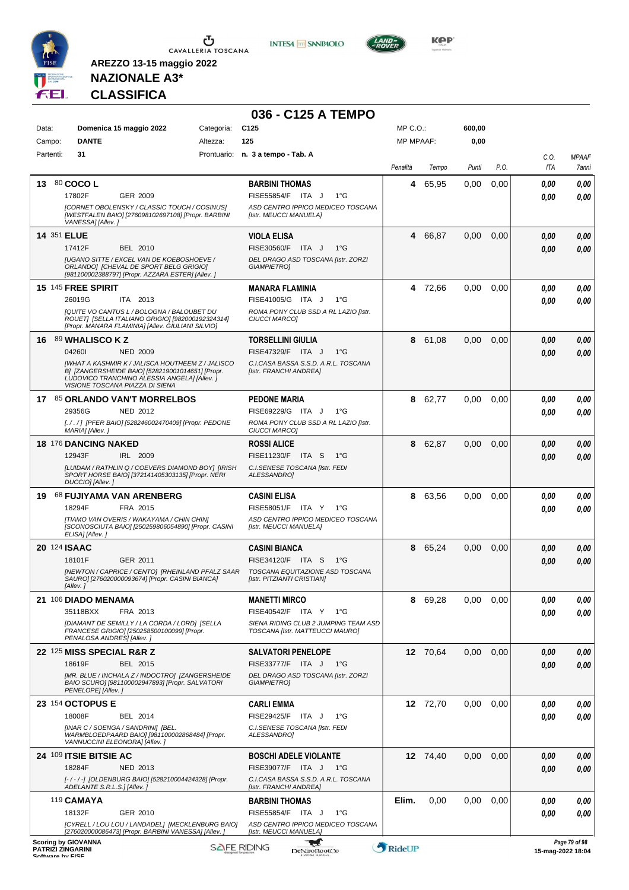**AREZZO 13-15 maggio 2022**
**NAZIONALE A3***
**CLASSIFICA**

# 036 - C125 A TEMPO

| | | | |
|---|---|---|---|
| Data: | Domenica 15 maggio 2022 | Categoria: | C125 |
| Campo: | DANTE | Altezza: | 125 |
| Partenti: | 31 | Prontuario: | n. 3 a tempo - Tab. A |

MP C.O.: 600,00
MP MPAAF: 0,00

| Cl. | Cavallo | Cavaliere | Penalità | Tempo | Punti | P.O. | C.O. ITA | MPAAF 7anni |
|---|---|---|---|---|---|---|---|---|
| 13 | 80 **COCO L** 17802F GER 2009 *[CORNET OBOLENSKY / CLASSIC TOUCH / COSINUS] [WESTFALEN BAIO] [276098102697108] [Propr. BARBINI VANESSA] [Allev. ]* | **BARBINI THOMAS** FISE55854/F ITA J 1°G *ASD CENTRO IPPICO MEDICEO TOSCANA [Istr. MEUCCI MANUELA]* | 4 | 65,95 | 0,00 | 0,00 | 0,00 / 0,00 | 0,00 / 0,00 |
| 14 | 351 **ELUE** 17412F BEL 2010 *[UGANO SITTE / EXCEL VAN DE KOEBOSHOEVE / ORLANDO] [CHEVAL DE SPORT BELG GRIGIO] [981100002388797] [Propr. AZZARA ESTER] [Allev. ]* | **VIOLA ELISA** FISE30560/F ITA J 1°G *DEL DRAGO ASD TOSCANA [Istr. ZORZI GIAMPIETRO]* | 4 | 66,87 | 0,00 | 0,00 | 0,00 / 0,00 | 0,00 / 0,00 |
| 15 | 145 **FREE SPIRIT** 26019G ITA 2013 *[QUITE VO CANTUS L / BOLOGNA / BALOUBET DU ROUET] [SELLA ITALIANO GRIGIO] [982000192324314] [Propr. MANARA FLAMINIA] [Allev. GIULIANI SILVIO]* | **MANARA FLAMINIA** FISE41005/G ITA J 1°G *ROMA PONY CLUB SSD A RL LAZIO [Istr. CIUCCI MARCO]* | 4 | 72,66 | 0,00 | 0,00 | 0,00 / 0,00 | 0,00 / 0,00 |
| 16 | 89 **WHALISCO K Z** 04260I NED 2009 *[WHAT A KASHMIR K / JALISCA HOUTHEEM Z / JALISCO B] [ZANGERSHEIDE BAIO] [528219001014651] [Propr. LUDOVICO TRANCHINO ALESSIA ANGELA] [Allev. ] VISIONE TOSCANA PIAZZA DI SIENA* | **TORSELLINI GIULIA** FISE47329/F ITA J 1°G *C.I.CASA BASSA S.S.D. A R.L. TOSCANA [Istr. FRANCHI ANDREA]* | 8 | 61,08 | 0,00 | 0,00 | 0,00 / 0,00 | 0,00 / 0,00 |
| 17 | 85 **ORLANDO VAN'T MORRELBOS** 29356G NED 2012 *[. / . / ] [PFER BAIO] [528246002470409] [Propr. PEDONE MARIA] [Allev. ]* | **PEDONE MARIA** FISE69229/G ITA J 1°G *ROMA PONY CLUB SSD A RL LAZIO [Istr. CIUCCI MARCO]* | 8 | 62,77 | 0,00 | 0,00 | 0,00 / 0,00 | 0,00 / 0,00 |
| 18 | 176 **DANCING NAKED** 12943F IRL 2009 *[LUIDAM / RATHLIN Q / COEVERS DIAMOND BOY] [IRISH SPORT HORSE BAIO] [372141405303135] [Propr. NERI DUCCIO] [Allev. ]* | **ROSSI ALICE** FISE11230/F ITA S 1°G *C.I.SENESE TOSCANA [Istr. FEDI ALESSANDRO]* | 8 | 62,87 | 0,00 | 0,00 | 0,00 / 0,00 | 0,00 / 0,00 |
| 19 | 68 **FUJIYAMA VAN ARENBERG** 18294F FRA 2015 *[TIAMO VAN OVERIS / WAKAYAMA / CHIN CHIN] [SCONOSCIUTA BAIO] [250259806054890] [Propr. CASINI ELISA] [Allev. ]* | **CASINI ELISA** FISE58051/F ITA Y 1°G *ASD CENTRO IPPICO MEDICEO TOSCANA [Istr. MEUCCI MANUELA]* | 8 | 63,56 | 0,00 | 0,00 | 0,00 / 0,00 | 0,00 / 0,00 |
| 20 | 124 **ISAAC** 18101F GER 2011 *[NEWTON / CAPRICE / CENTO] [RHEINLAND PFALZ SAAR SAURO] [276020000093674] [Propr. CASINI BIANCA] [Allev. ]* | **CASINI BIANCA** FISE34120/F ITA S 1°G *TOSCANA EQUITAZIONE ASD TOSCANA [Istr. PITZIANTI CRISTIAN]* | 8 | 65,24 | 0,00 | 0,00 | 0,00 / 0,00 | 0,00 / 0,00 |
| 21 | 106 **DIADO MENAMA** 35118BXX FRA 2013 *[DIAMANT DE SEMILLY / LA CORDA / LORD] [SELLA FRANCESE GRIGIO] [250258500100099] [Propr. PENALOSA ANDRES] [Allev. ]* | **MANETTI MIRCO** FISE40542/F ITA Y 1°G *SIENA RIDING CLUB 2 JUMPING TEAM ASD TOSCANA [Istr. MATTEUCCI MAURO]* | 8 | 69,28 | 0,00 | 0,00 | 0,00 / 0,00 | 0,00 / 0,00 |
| 22 | 125 **MISS SPECIAL R&R Z** 18619F BEL 2015 *[MR. BLUE / INCHALA Z / INDOCTRO] [ZANGERSHEIDE BAIO SCURO] [981100002947893] [Propr. SALVATORI PENELOPE] [Allev. ]* | **SALVATORI PENELOPE** FISE33777/F ITA J 1°G *DEL DRAGO ASD TOSCANA [Istr. ZORZI GIAMPIETRO]* | 12 | 70,64 | 0,00 | 0,00 | 0,00 / 0,00 | 0,00 / 0,00 |
| 23 | 154 **OCTOPUS E** 18008F BEL 2014 *[INAR C / SOENGA / SANDRINI] [BEL. WARMBLOEDPAARD BAIO] [981100002868484] [Propr. VANNUCCINI ELEONORA] [Allev. ]* | **CARLI EMMA** FISE29425/F ITA J 1°G *C.I.SENESE TOSCANA [Istr. FEDI ALESSANDRO]* | 12 | 72,70 | 0,00 | 0,00 | 0,00 / 0,00 | 0,00 / 0,00 |
| 24 | 109 **ITSIE BITSIE AC** 18284F NED 2013 *[- / - / -] [OLDENBURG BAIO] [528210004424328] [Propr. ADELANTE S.R.L.S.] [Allev. ]* | **BOSCHI ADELE VIOLANTE** FISE39077/F ITA J 1°G *C.I.CASA BASSA S.S.D. A R.L. TOSCANA [Istr. FRANCHI ANDREA]* | 12 | 74,40 | 0,00 | 0,00 | 0,00 / 0,00 | 0,00 / 0,00 |
| | 119 **CAMAYA** 18132F GER 2010 *[CYRELL / LOU LOU / LANDADEL] [MECKLENBURG BAIO] [276020000086473] [Propr. BARBINI VANESSA] [Allev. ]* | **BARBINI THOMAS** FISE55854/F ITA J 1°G *ASD CENTRO IPPICO MEDICEO TOSCANA [Istr. MEUCCI MANUELA]* | Elim. | 0,00 | 0,00 | 0,00 | 0,00 / 0,00 | 0,00 / 0,00 |

Scoring by GIOVANNA PATRIZI ZINGARINI
15-mag-2022 18:04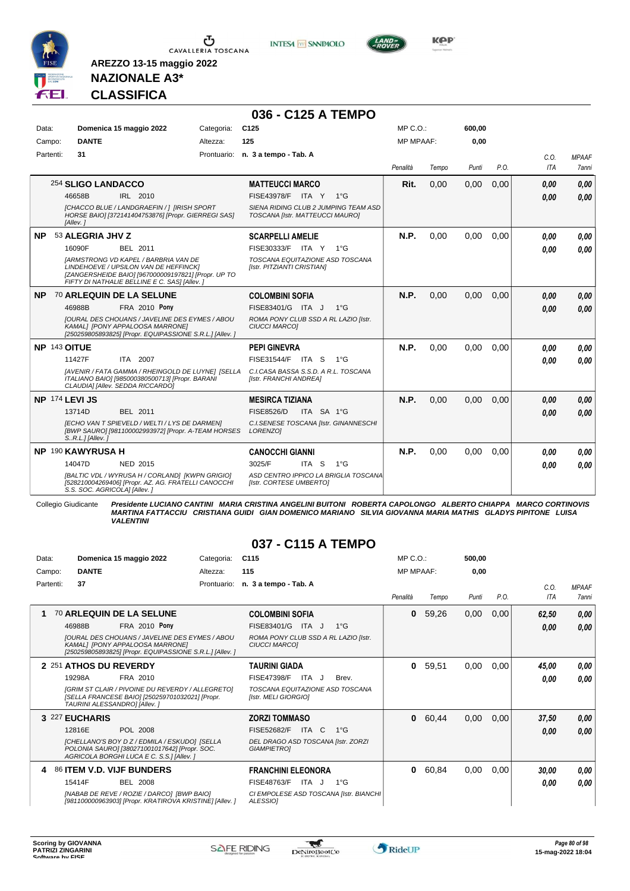**AREZZO 13-15 maggio 2022**

**NAZIONALE A3***

**CLASSIFICA**

## 036 - C125 A TEMPO

| | | | | | |
|---|---|---|---|---|---|
| Data: | Domenica 15 maggio 2022 | Categoria: | C125 | MP C.O.: | 600,00 |
| Campo: | DANTE | Altezza: | 125 | MP MPAAF: | 0,00 |
| Partenti: | 31 | Prontuario: | n. 3 a tempo - Tab. A | | |

| | Cavallo | Cavaliere | Penalità | Tempo | Punti | P.O. | C.O. ITA | MPAAF 7anni |
|---|---|---|---|---|---|---|---|---|
| | 254 **SLIGO LANDACCO** 46658B IRL 2010 *[CHACCO BLUE / LANDGRAEFIN / ] [IRISH SPORT HORSE BAIO] [372141404753876] [Propr. GIERREGI SAS] [Allev. ]* | **MATTEUCCI MARCO** FISE43978/F ITA Y 1°G *SIENA RIDING CLUB 2 JUMPING TEAM ASD TOSCANA [Istr. MATTEUCCI MAURO]* | **Rit.** | 0,00 | 0,00 | 0,00 | 0,00 / 0,00 | 0,00 / 0,00 |
| **NP** | 53 **ALEGRIA JHV Z** 16090F BEL 2011 *[ARMSTRONG VD KAPEL / BARBRIA VAN DE LINDEHOEVE / UPSILON VAN DE HEFFINCK] [ZANGERSHEIDE BAIO] [967000009197821] [Propr. UP TO FIFTY DI NATHALIE BELLINE E C. SAS] [Allev. ]* | **SCARPELLI AMELIE** FISE30333/F ITA Y 1°G *TOSCANA EQUITAZIONE ASD TOSCANA [Istr. PITZIANTI CRISTIAN]* | **N.P.** | 0,00 | 0,00 | 0,00 | 0,00 / 0,00 | 0,00 / 0,00 |
| **NP** | 70 **ARLEQUIN DE LA SELUNE** 46988B FRA 2010 **Pony** *[OURAL DES CHOUANS / JAVELINE DES EYMES / ABOU KAMAL] [PONY APPALOOSA MARRONE] [250259805893825] [Propr. EQUIPASSIONE S.R.L.] [Allev. ]* | **COLOMBINI SOFIA** FISE83401/G ITA J 1°G *ROMA PONY CLUB SSD A RL LAZIO [Istr. CIUCCI MARCO]* | **N.P.** | 0,00 | 0,00 | 0,00 | 0,00 / 0,00 | 0,00 / 0,00 |
| **NP** | 143 **OITUE** 11427F ITA 2007 *[AVENIR / FATA GAMMA / RHEINGOLD DE LUYNE] [SELLA ITALIANO BAIO] [985000380500713] [Propr. BARANI CLAUDIA] [Allev. SEDDA RICCARDO]* | **PEPI GINEVRA** FISE31544/F ITA S 1°G *C.I.CASA BASSA S.S.D. A R.L. TOSCANA [Istr. FRANCHI ANDREA]* | **N.P.** | 0,00 | 0,00 | 0,00 | 0,00 / 0,00 | 0,00 / 0,00 |
| **NP** | 174 **LEVI JS** 13714D BEL 2011 *[ECHO VAN T SPIEVELD / WELTI / LYS DE DARMEN] [BWP SAURO] [981100002993972] [Propr. A-TEAM HORSES S..R.L.] [Allev. ]* | **MESIRCA TIZIANA** FISE8526/D ITA SA 1°G *C.I.SENESE TOSCANA [Istr. GINANNESCHI LORENZO]* | **N.P.** | 0,00 | 0,00 | 0,00 | 0,00 / 0,00 | 0,00 / 0,00 |
| **NP** | 190 **KAWYRUSA H** 14047D NED 2015 *[BALTIC VDL / WYRUSA H / CORLAND] [KWPN GRIGIO] [528210004269406] [Propr. AZ. AG. FRATELLI CANOCCHI S.S. SOC. AGRICOLA] [Allev. ]* | **CANOCCHI GIANNI** 3025/F ITA S 1°G *ASD CENTRO IPPICO LA BRIGLIA TOSCANA [Istr. CORTESE UMBERTO]* | **N.P.** | 0,00 | 0,00 | 0,00 | 0,00 / 0,00 | 0,00 / 0,00 |

Collegio Giudicante ***Presidente LUCIANO CANTINI MARIA CRISTINA ANGELINI BUITONI ROBERTA CAPOLONGO ALBERTO CHIAPPA MARCO CORTINOVIS MARTINA FATTACCIU CRISTIANA GUIDI GIAN DOMENICO MARIANO SILVIA GIOVANNA MARIA MATHIS GLADYS PIPITONE LUISA VALENTINI***

## 037 - C115 A TEMPO

| | | | | | |
|---|---|---|---|---|---|
| Data: | Domenica 15 maggio 2022 | Categoria: | C115 | MP C.O.: | 500,00 |
| Campo: | DANTE | Altezza: | 115 | MP MPAAF: | 0,00 |
| Partenti: | 37 | Prontuario: | n. 3 a tempo - Tab. A | | |

| | Cavallo | Cavaliere | Penalità | Tempo | Punti | P.O. | C.O. ITA | MPAAF 7anni |
|---|---|---|---|---|---|---|---|---|
| **1** | 70 **ARLEQUIN DE LA SELUNE** 46988B FRA 2010 **Pony** *[OURAL DES CHOUANS / JAVELINE DES EYMES / ABOU KAMAL] [PONY APPALOOSA MARRONE] [250259805893825] [Propr. EQUIPASSIONE S.R.L.] [Allev. ]* | **COLOMBINI SOFIA** FISE83401/G ITA J 1°G *ROMA PONY CLUB SSD A RL LAZIO [Istr. CIUCCI MARCO]* | **0** | 59,26 | 0,00 | 0,00 | 62,50 / 0,00 | 0,00 / 0,00 |
| **2** | 251 **ATHOS DU REVERDY** 19298A FRA 2010 *[GRIM ST CLAIR / PIVOINE DU REVERDY / ALLEGRETO] [SELLA FRANCESE BAIO] [250259701032021] [Propr. TAURINI ALESSANDRO] [Allev. ]* | **TAURINI GIADA** FISE47398/F ITA J Brev. *TOSCANA EQUITAZIONE ASD TOSCANA [Istr. MELI GIORGIO]* | **0** | 59,51 | 0,00 | 0,00 | 45,00 / 0,00 | 0,00 / 0,00 |
| **3** | 227 **EUCHARIS** 12816E POL 2008 *[CHELLANO'S BOY D Z / EDMILA / ESKUDO] [SELLA POLONIA SAURO] [380271001017642] [Propr. SOC. AGRICOLA BORGHI LUCA E C. S.S.] [Allev. ]* | **ZORZI TOMMASO** FISE52682/F ITA C 1°G *DEL DRAGO ASD TOSCANA [Istr. ZORZI GIAMPIETRO]* | **0** | 60,44 | 0,00 | 0,00 | 37,50 / 0,00 | 0,00 / 0,00 |
| **4** | 86 **ITEM V.D. VIJF BUNDERS** 15414F BEL 2008 *[NABAB DE REVE / ROZIE / DARCO] [BWP BAIO] [981100000963903] [Propr. KRATIROVA KRISTINE] [Allev. ]* | **FRANCHINI ELEONORA** FISE48763/F ITA J 1°G *CI EMPOLESE ASD TOSCANA [Istr. BIANCHI ALESSIO]* | **0** | 60,84 | 0,00 | 0,00 | 30,00 / 0,00 | 0,00 / 0,00 |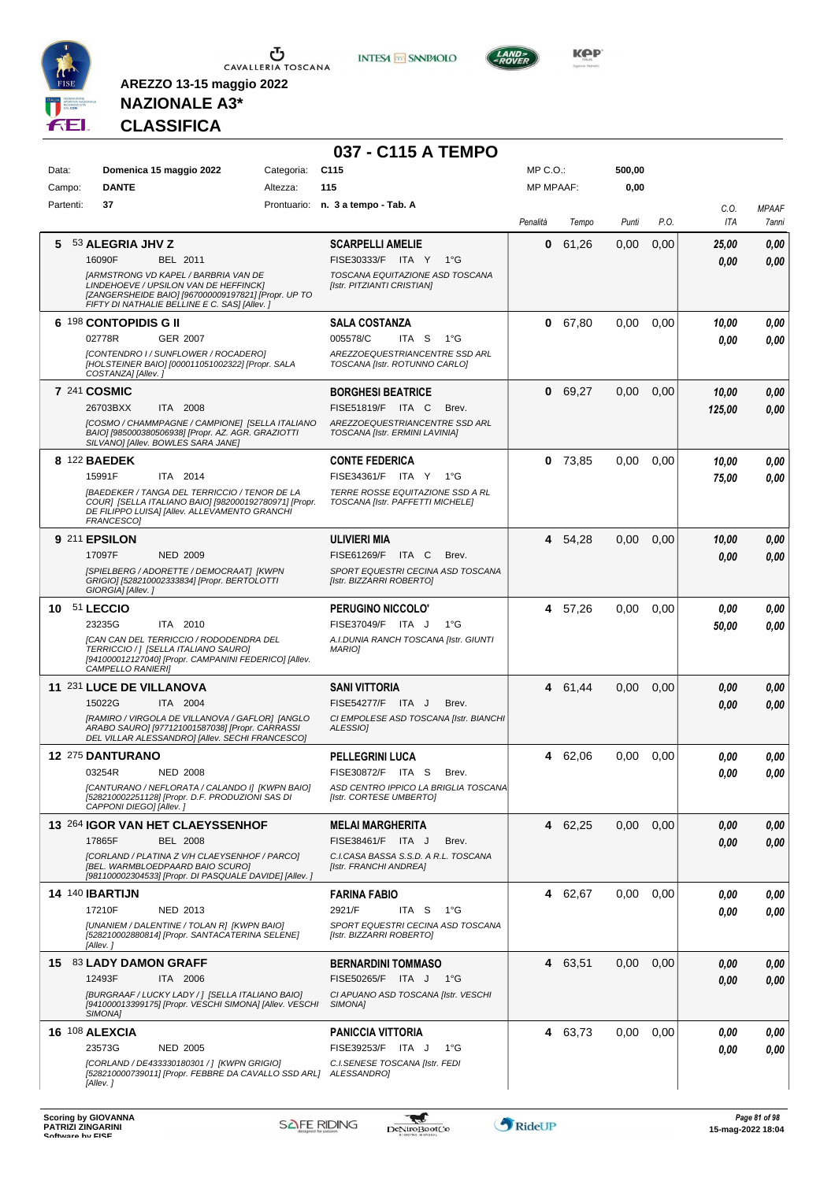AREZZO 13-15 maggio 2022

**NAZIONALE A3***

**CLASSIFICA**

# 037 - C115 A TEMPO

| | | | | | |
|---|---|---|---|---|---|
| Data: | Domenica 15 maggio 2022 | Categoria: | C115 | MP C.O.: | 500,00 |
| Campo: | DANTE | Altezza: | 115 | MP MPAAF: | 0,00 |
| Partenti: | 37 | Prontuario: | n. 3 a tempo - Tab. A | | |

| Cl. | Cavallo | Cavaliere | Penalità | Tempo | Punti | P.O. | C.O. ITA | MPAAF 7anni |
|---|---|---|---|---|---|---|---|---|
| 5 | 53 **ALEGRIA JHV Z** 16090F BEL 2011 *[ARMSTRONG VD KAPEL / BARBRIA VAN DE LINDEHOEVE / UPSILON VAN DE HEFFINCK] [ZANGERSHEIDE BAIO] [967000009197821] [Propr. UP TO FIFTY DI NATHALIE BELLINE E C. SAS] [Allev. ]* | **SCARPELLI AMELIE** FISE30333/F ITA Y 1°G *TOSCANA EQUITAZIONE ASD TOSCANA [Istr. PITZIANTI CRISTIAN]* | 0 | 61,26 | 0,00 | 0,00 | 25,00 / 0,00 | 0,00 / 0,00 |
| 6 | 198 **CONTOPIDIS G II** 02778R GER 2007 *[CONTENDRO I / SUNFLOWER / ROCADERO] [HOLSTEINER BAIO] [000011051002322] [Propr. SALA COSTANZA] [Allev. ]* | **SALA COSTANZA** 005578/C ITA S 1°G *AREZZOEQUESTRIANCENTRE SSD ARL TOSCANA [Istr. ROTUNNO CARLO]* | 0 | 67,80 | 0,00 | 0,00 | 10,00 / 0,00 | 0,00 / 0,00 |
| 7 | 241 **COSMIC** 26703BXX ITA 2008 *[COSMO / CHAMMPAGNE / CAMPIONE] [SELLA ITALIANO BAIO] [985000380506938] [Propr. AZ. AGR. GRAZIOTTI SILVANO] [Allev. BOWLES SARA JANE]* | **BORGHESI BEATRICE** FISE51819/F ITA C Brev. *AREZZOEQUESTRIANCENTRE SSD ARL TOSCANA [Istr. ERMINI LAVINIA]* | 0 | 69,27 | 0,00 | 0,00 | 10,00 / 125,00 | 0,00 / 0,00 |
| 8 | 122 **BAEDEK** 15991F ITA 2014 *[BAEDEKER / TANGA DEL TERRICCIO / TENOR DE LA COUR] [SELLA ITALIANO BAIO] [982000192780971] [Propr. DE FILIPPO LUISA] [Allev. ALLEVAMENTO GRANCHI FRANCESCO]* | **CONTE FEDERICA** FISE34361/F ITA Y 1°G *TERRE ROSSE EQUITAZIONE SSD A RL TOSCANA [Istr. PAFFETTI MICHELE]* | 0 | 73,85 | 0,00 | 0,00 | 10,00 / 75,00 | 0,00 / 0,00 |
| 9 | 211 **EPSILON** 17097F NED 2009 *[SPIELBERG / ADORETTE / DEMOCRAAT] [KWPN GRIGIO] [528210002333834] [Propr. BERTOLOTTI GIORGIA] [Allev. ]* | **ULIVIERI MIA** FISE61269/F ITA C Brev. *SPORT EQUESTRI CECINA ASD TOSCANA [Istr. BIZZARRI ROBERTO]* | 4 | 54,28 | 0,00 | 0,00 | 10,00 / 0,00 | 0,00 / 0,00 |
| 10 | 51 **LECCIO** 23235G ITA 2010 *[CAN CAN DEL TERRICCIO / RODODENDRA DEL TERRICCIO / ] [SELLA ITALIANO SAURO] [941000012127040] [Propr. CAMPANINI FEDERICO] [Allev. CAMPELLO RANIERI]* | **PERUGINO NICCOLO'** FISE37049/F ITA J 1°G *A.I.DUNIA RANCH TOSCANA [Istr. GIUNTI MARIO]* | 4 | 57,26 | 0,00 | 0,00 | 0,00 / 50,00 | 0,00 / 0,00 |
| 11 | 231 **LUCE DE VILLANOVA** 15022G ITA 2004 *[RAMIRO / VIRGOLA DE VILLANOVA / GAFLOR] [ANGLO ARABO SAURO] [977121001587038] [Propr. CARRASSI DEL VILLAR ALESSANDRO] [Allev. SECHI FRANCESCO]* | **SANI VITTORIA** FISE54277/F ITA J Brev. *CI EMPOLESE ASD TOSCANA [Istr. BIANCHI ALESSIO]* | 4 | 61,44 | 0,00 | 0,00 | 0,00 / 0,00 | 0,00 / 0,00 |
| 12 | 275 **DANTURANO** 03254R NED 2008 *[CANTURANO / NEFLORATA / CALANDO I] [KWPN BAIO] [528210002251128] [Propr. D.F. PRODUZIONI SAS DI CAPPONI DIEGO] [Allev. ]* | **PELLEGRINI LUCA** FISE30872/F ITA S Brev. *ASD CENTRO IPPICO LA BRIGLIA TOSCANA [Istr. CORTESE UMBERTO]* | 4 | 62,06 | 0,00 | 0,00 | 0,00 / 0,00 | 0,00 / 0,00 |
| 13 | 264 **IGOR VAN HET CLAEYSSENHOF** 17865F BEL 2008 *[CORLAND / PLATINA Z V/H CLAEYSENHOF / PARCO] [BEL. WARMBLOEDPAARD BAIO SCURO] [981100002304533] [Propr. DI PASQUALE DAVIDE] [Allev. ]* | **MELAI MARGHERITA** FISE38461/F ITA J Brev. *C.I.CASA BASSA S.S.D. A R.L. TOSCANA [Istr. FRANCHI ANDREA]* | 4 | 62,25 | 0,00 | 0,00 | 0,00 / 0,00 | 0,00 / 0,00 |
| 14 | 140 **IBARTIJN** 17210F NED 2013 *[UNANIEM / DALENTINE / TOLAN R] [KWPN BAIO] [528210002880814] [Propr. SANTACATERINA SELENE] [Allev. ]* | **FARINA FABIO** 2921/F ITA S 1°G *SPORT EQUESTRI CECINA ASD TOSCANA [Istr. BIZZARRI ROBERTO]* | 4 | 62,67 | 0,00 | 0,00 | 0,00 / 0,00 | 0,00 / 0,00 |
| 15 | 83 **LADY DAMON GRAFF** 12493F ITA 2006 *[BURGRAAF / LUCKY LADY / ] [SELLA ITALIANO BAIO] [941000013399175] [Propr. VESCHI SIMONA] [Allev. VESCHI SIMONA]* | **BERNARDINI TOMMASO** FISE50265/F ITA J 1°G *CI APUANO ASD TOSCANA [Istr. VESCHI SIMONA]* | 4 | 63,51 | 0,00 | 0,00 | 0,00 / 0,00 | 0,00 / 0,00 |
| 16 | 108 **ALEXCIA** 23573G NED 2005 *[CORLAND / DE433330180301 / ] [KWPN GRIGIO] [528210000739011] [Propr. FEBBRE DA CAVALLO SSD ARL] [Allev. ]* | **PANICCIA VITTORIA** FISE39253/F ITA J 1°G *C.I.SENESE TOSCANA [Istr. FEDI ALESSANDRO]* | 4 | 63,73 | 0,00 | 0,00 | 0,00 / 0,00 | 0,00 / 0,00 |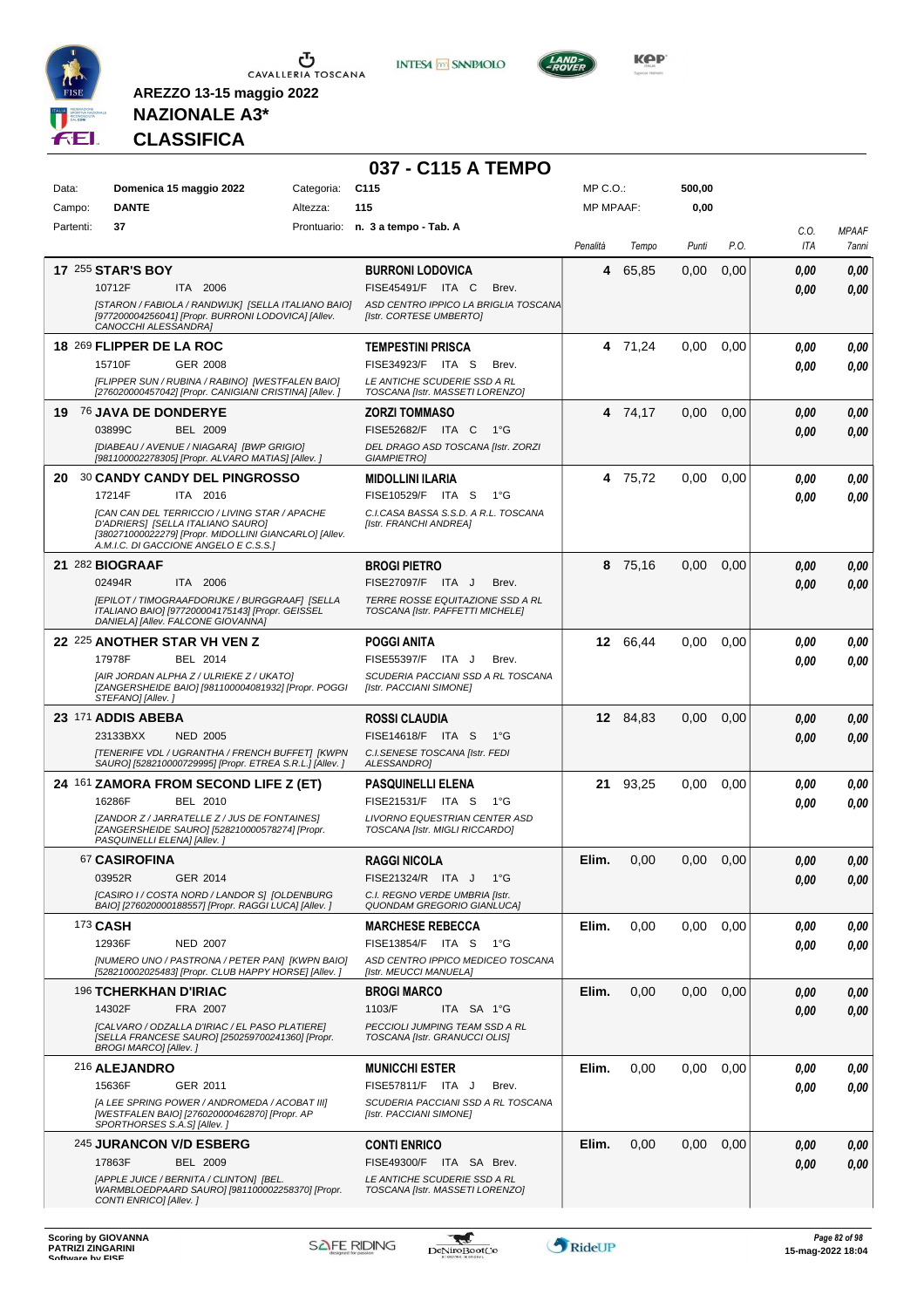AREZZO 13-15 maggio 2022

**NAZIONALE A3***

**CLASSIFICA**

# 037 - C115 A TEMPO

| Data: | Domenica 15 maggio 2022 | Categoria: | C115 | MP C.O.: | 500,00 |
|---|---|---|---|---|---|
| Campo: | DANTE | Altezza: | 115 | MP MPAAF: | 0,00 |
| Partenti: | 37 | Prontuario: | n. 3 a tempo - Tab. A | | |

| Pos. | Cavallo | Cavaliere | Penalità | Tempo | Punti | P.O. | C.O. ITA | MPAAF 7anni |
|---|---|---|---|---|---|---|---|---|
| 17 | 255 **STAR'S BOY** 10712F ITA 2006 *[STARON / FABIOLA / RANDWIJK] [SELLA ITALIANO BAIO] [977200004256041] [Propr. BURRONI LODOVICA] [Allev. CANOCCHI ALESSANDRA]* | **BURRONI LODOVICA** FISE45491/F ITA C Brev. *ASD CENTRO IPPICO LA BRIGLIA TOSCANA [Istr. CORTESE UMBERTO]* | 4 | 65,85 | 0,00 | 0,00 | 0,00 / 0,00 | 0,00 / 0,00 |
| 18 | 269 **FLIPPER DE LA ROC** 15710F GER 2008 *[FLIPPER SUN / RUBINA / RABINO] [WESTFALEN BAIO] [276020000457042] [Propr. CANIGIANI CRISTINA] [Allev. ]* | **TEMPESTINI PRISCA** FISE34923/F ITA S Brev. *LE ANTICHE SCUDERIE SSD A RL TOSCANA [Istr. MASSETI LORENZO]* | 4 | 71,24 | 0,00 | 0,00 | 0,00 / 0,00 | 0,00 / 0,00 |
| 19 | 76 **JAVA DE DONDERYE** 03899C BEL 2009 *[DIABEAU / AVENUE / NIAGARA] [BWP GRIGIO] [981100002278305] [Propr. ALVARO MATIAS] [Allev. ]* | **ZORZI TOMMASO** FISE52682/F ITA C 1°G *DEL DRAGO ASD TOSCANA [Istr. ZORZI GIAMPIETRO]* | 4 | 74,17 | 0,00 | 0,00 | 0,00 / 0,00 | 0,00 / 0,00 |
| 20 | 30 **CANDY CANDY DEL PINGROSSO** 17214F ITA 2016 *[CAN CAN DEL TERRICCIO / LIVING STAR / APACHE D'ADRIERS] [SELLA ITALIANO SAURO] [380271000022279] [Propr. MIDOLLINI GIANCARLO] [Allev. A.M.I.C. DI GACCIONE ANGELO E C.S.S.]* | **MIDOLLINI ILARIA** FISE10529/F ITA S 1°G *C.I.CASA BASSA S.S.D. A R.L. TOSCANA [Istr. FRANCHI ANDREA]* | 4 | 75,72 | 0,00 | 0,00 | 0,00 / 0,00 | 0,00 / 0,00 |
| 21 | 282 **BIOGRAAF** 02494R ITA 2006 *[EPILOT / TIMOGRAAFDORIJKE / BURGGRAAF] [SELLA ITALIANO BAIO] [977200004175143] [Propr. GEISSEL DANIELA] [Allev. FALCONE GIOVANNA]* | **BROGI PIETRO** FISE27097/F ITA J Brev. *TERRE ROSSE EQUITAZIONE SSD A RL TOSCANA [Istr. PAFFETTI MICHELE]* | 8 | 75,16 | 0,00 | 0,00 | 0,00 / 0,00 | 0,00 / 0,00 |
| 22 | 225 **ANOTHER STAR VH VEN Z** 17978F BEL 2014 *[AIR JORDAN ALPHA Z / ULRIEKE Z / UKATO] [ZANGERSHEIDE BAIO] [981100004081932] [Propr. POGGI STEFANO] [Allev. ]* | **POGGI ANITA** FISE55397/F ITA J Brev. *SCUDERIA PACCIANI SSD A RL TOSCANA [Istr. PACCIANI SIMONE]* | 12 | 66,44 | 0,00 | 0,00 | 0,00 / 0,00 | 0,00 / 0,00 |
| 23 | 171 **ADDIS ABEBA** 23133BXX NED 2005 *[TENERIFE VDL / UGRANTHA / FRENCH BUFFET] [KWPN SAURO] [528210000729995] [Propr. ETREA S.R.L.] [Allev. ]* | **ROSSI CLAUDIA** FISE14618/F ITA S 1°G *C.I.SENESE TOSCANA [Istr. FEDI ALESSANDRO]* | 12 | 84,83 | 0,00 | 0,00 | 0,00 / 0,00 | 0,00 / 0,00 |
| 24 | 161 **ZAMORA FROM SECOND LIFE Z (ET)** 16286F BEL 2010 *[ZANDOR Z / JARRATELLE Z / JUS DE FONTAINES] [ZANGERSHEIDE SAURO] [528210000578274] [Propr. PASQUINELLI ELENA] [Allev. ]* | **PASQUINELLI ELENA** FISE21531/F ITA S 1°G *LIVORNO EQUESTRIAN CENTER ASD TOSCANA [Istr. MIGLI RICCARDO]* | 21 | 93,25 | 0,00 | 0,00 | 0,00 / 0,00 | 0,00 / 0,00 |
| | 67 **CASIROFINA** 03952R GER 2014 *[CASIRO I / COSTA NORD / LANDOR S] [OLDENBURG BAIO] [276020000188557] [Propr. RAGGI LUCA] [Allev. ]* | **RAGGI NICOLA** FISE21324/R ITA J 1°G *C.I. REGNO VERDE UMBRIA [Istr. QUONDAM GREGORIO GIANLUCA]* | Elim. | 0,00 | 0,00 | 0,00 | 0,00 / 0,00 | 0,00 / 0,00 |
| | 173 **CASH** 12936F NED 2007 *[NUMERO UNO / PASTRONA / PETER PAN] [KWPN BAIO] [528210002025483] [Propr. CLUB HAPPY HORSE] [Allev. ]* | **MARCHESE REBECCA** FISE13854/F ITA S 1°G *ASD CENTRO IPPICO MEDICEO TOSCANA [Istr. MEUCCI MANUELA]* | Elim. | 0,00 | 0,00 | 0,00 | 0,00 / 0,00 | 0,00 / 0,00 |
| | 196 **TCHERKHAN D'IRIAC** 14302F FRA 2007 *[CALVARO / ODZALLA D'IRIAC / EL PASO PLATIERE] [SELLA FRANCESE SAURO] [250259700241360] [Propr. BROGI MARCO] [Allev. ]* | **BROGI MARCO** 1103/F ITA SA 1°G *PECCIOLI JUMPING TEAM SSD A RL TOSCANA [Istr. GRANUCCI OLIS]* | Elim. | 0,00 | 0,00 | 0,00 | 0,00 / 0,00 | 0,00 / 0,00 |
| | 216 **ALEJANDRO** 15636F GER 2011 *[A LEE SPRING POWER / ANDROMEDA / ACOBAT III] [WESTFALEN BAIO] [276020000462870] [Propr. AP SPORTHORSES S.A.S] [Allev. ]* | **MUNICCHI ESTER** FISE57811/F ITA J Brev. *SCUDERIA PACCIANI SSD A RL TOSCANA [Istr. PACCIANI SIMONE]* | Elim. | 0,00 | 0,00 | 0,00 | 0,00 / 0,00 | 0,00 / 0,00 |
| | 245 **JURANCON V/D ESBERG** 17863F BEL 2009 *[APPLE JUICE / BERNITA / CLINTON] [BEL. WARMBLOEDPAARD SAURO] [981100002258370] [Propr. CONTI ENRICO] [Allev. ]* | **CONTI ENRICO** FISE49300/F ITA SA Brev. *LE ANTICHE SCUDERIE SSD A RL TOSCANA [Istr. MASSETI LORENZO]* | Elim. | 0,00 | 0,00 | 0,00 | 0,00 / 0,00 | 0,00 / 0,00 |

Scoring by GIOVANNA PATRIZI ZINGARINI
Software by FISE

15-mag-2022 18:04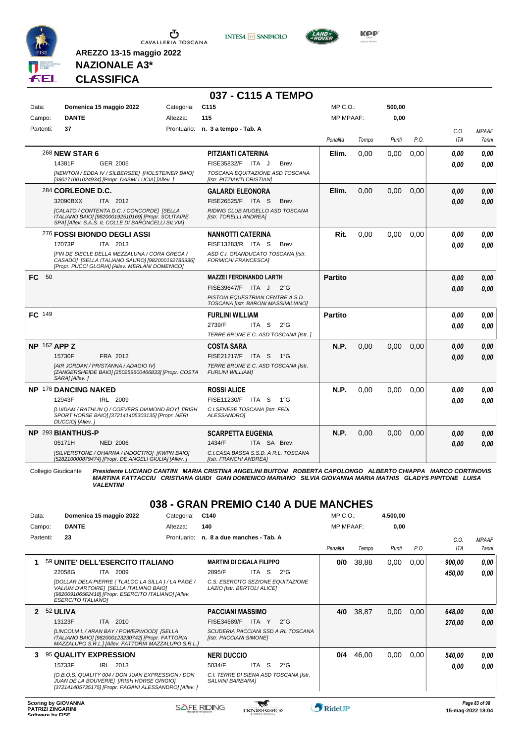AREZZO 13-15 maggio 2022

**NAZIONALE A3***

**CLASSIFICA**

## 037 - C115 A TEMPO

| | | | | | |
|---|---|---|---|---|---|
| Data: | Domenica 15 maggio 2022 | Categoria: | C115 | MP C.O.: | 500,00 |
| Campo: | DANTE | Altezza: | 115 | MP MPAAF: | 0,00 |
| Partenti: | 37 | Prontuario: | n. 3 a tempo - Tab. A | | |

| | Cavallo | Cavaliere | Penalità | Tempo | Punti | P.O. | C.O. ITA | MPAAF 7anni |
|---|---|---|---|---|---|---|---|---|
| | 268 **NEW STAR 6** 14381F GER 2005 *[NEWTON / EDDA IV / SILBERSEE] [HOLSTEINER BAIO] [380271001024934] [Propr. DASMI LUCIA] [Allev. ]* | **PITZIANTI CATERINA** FISE35832/F ITA J Brev. *TOSCANA EQUITAZIONE ASD TOSCANA [Istr. PITZIANTI CRISTIAN]* | Elim. | 0,00 | 0,00 | 0,00 | 0,00 / 0,00 | 0,00 / 0,00 |
| | 284 **CORLEONE D.C.** 32090BXX ITA 2012 *[CALATO / CONTENTA D.C. / CONCORDE] [SELLA ITALIANO BAIO] [982000192510169] [Propr. SOLITAIRE SPA] [Allev. S.A.S. IL COLLE DI BARONCELLI SILVIA]* | **GALARDI ELEONORA** FISE26525/F ITA S Brev. *RIDING CLUB MUGELLO ASD TOSCANA [Istr. TORELLI ANDREA]* | Elim. | 0,00 | 0,00 | 0,00 | 0,00 / 0,00 | 0,00 / 0,00 |
| | 276 **FOSSI BIONDO DEGLI ASSI** 17073P ITA 2013 *[FIN DE SIECLE DELLA MEZZALUNA / CORA GRECA / CASADO] [SELLA ITALIANO SAURO] [982000192785936] [Propr. PUCCI GLORIA] [Allev. MERLANI DOMENICO]* | **NANNOTTI CATERINA** FISE13283/R ITA S Brev. *ASD C.I. GRANDUCATO TOSCANA [Istr. FORMICHI FRANCESCA]* | Rit. | 0,00 | 0,00 | 0,00 | 0,00 / 0,00 | 0,00 / 0,00 |
| FC | 50 | **MAZZEI FERDINANDO LARTH** FISE39647/F ITA J 2°G *PISTOIA EQUESTRIAN CENTRE A.S.D. TOSCANA [Istr. BARONI MASSIMILIANO]* | Partito | | | | 0,00 / 0,00 | 0,00 / 0,00 |
| FC | 149 | **FURLINI WILLIAM** 2739/F ITA S 2°G *TERRE BRUNE E.C. ASD TOSCANA [Istr. ]* | Partito | | | | 0,00 / 0,00 | 0,00 / 0,00 |
| NP | 162 **APP Z** 15730F FRA 2012 *[AIR JORDAN / PRISTANNA / ADAGIO IV] [ZANGERSHEIDE BAIO] [250259600466833] [Propr. COSTA SARA] [Allev. ]* | **COSTA SARA** FISE21217/F ITA S 1°G *TERRE BRUNE E.C. ASD TOSCANA [Istr. FURLINI WILLIAM]* | N.P. | 0,00 | 0,00 | 0,00 | 0,00 / 0,00 | 0,00 / 0,00 |
| NP | 176 **DANCING NAKED** 12943F IRL 2009 *[LUIDAM / RATHLIN Q / COEVERS DIAMOND BOY] [IRISH SPORT HORSE BAIO] [372141405303135] [Propr. NERI DUCCIO] [Allev. ]* | **ROSSI ALICE** FISE11230/F ITA S 1°G *C.I.SENESE TOSCANA [Istr. FEDI ALESSANDRO]* | N.P. | 0,00 | 0,00 | 0,00 | 0,00 / 0,00 | 0,00 / 0,00 |
| NP | 293 **BIANTHUS-P** 05171H NED 2006 *[SILVERSTONE / OHARNA / INDOCTRO] [KWPN BAIO] [528210000879474] [Propr. DE ANGELI GIULIA] [Allev. ]* | **SCARPETTA EUGENIA** 1434/F ITA SA Brev. *C.I.CASA BASSA S.S.D. A R.L. TOSCANA [Istr. FRANCHI ANDREA]* | N.P. | 0,00 | 0,00 | 0,00 | 0,00 / 0,00 | 0,00 / 0,00 |

Collegio Giudicante ***Presidente LUCIANO CANTINI MARIA CRISTINA ANGELINI BUITONI ROBERTA CAPOLONGO ALBERTO CHIAPPA MARCO CORTINOVIS MARTINA FATTACCIU CRISTIANA GUIDI GIAN DOMENICO MARIANO SILVIA GIOVANNA MARIA MATHIS GLADYS PIPITONE LUISA VALENTINI***

## 038 - GRAN PREMIO C140 A DUE MANCHES

| | | | | | |
|---|---|---|---|---|---|
| Data: | Domenica 15 maggio 2022 | Categoria: | C140 | MP C.O.: | 4.500,00 |
| Campo: | DANTE | Altezza: | 140 | MP MPAAF: | 0,00 |
| Partenti: | 23 | Prontuario: | n. 8 a due manches - Tab. A | | |

| | Cavallo | Cavaliere | Penalità | Tempo | Punti | P.O. | C.O. ITA | MPAAF 7anni |
|---|---|---|---|---|---|---|---|---|
| 1 | 59 **UNITE' DELL'ESERCITO ITALIANO** 22058G ITA 2009 *[DOLLAR DELA PIERRE ( TLALOC LA SILLA ) / LA PAGE / VALIUM D'ARTOIRE] [SELLA ITALIANO BAIO] [982009106562418] [Propr. ESERCITO ITALIANO] [Allev. ESERCITO ITALIANO]* | **MARTINI DI CIGALA FILIPPO** 2895/F ITA S 2°G *C.S. ESERCITO SEZIONE EQUITAZIONE LAZIO [Istr. BERTOLI ALICE]* | 0/0 | 38,88 | 0,00 | 0,00 | 900,00 / 450,00 | 0,00 / 0,00 |
| 2 | 52 **ULIVA** 13123F ITA 2010 *[LINCOLM L / ARAN BAY / POWERWOOD] [SELLA ITALIANO BAIO] [982000123230742] [Propr. FATTORIA MAZZALUPO S.R.L.] [Allev. FATTORIA MAZZALUPO S.R.L.]* | **PACCIANI MASSIMO** FISE34589/F ITA Y 2°G *SCUDERIA PACCIANI SSD A RL TOSCANA [Istr. PACCIANI SIMONE]* | 4/0 | 38,87 | 0,00 | 0,00 | 648,00 / 270,00 | 0,00 / 0,00 |
| 3 | 95 **QUALITY EXPRESSION** 15733F IRL 2013 *[O.B.O.S. QUALITY 004 / DON JUAN EXPRESSION / DON JUAN DE LA BOUVERIE] [IRISH HORSE GRIGIO] [372141405735175] [Propr. PAGANI ALESSANDRO] [Allev. ]* | **NERI DUCCIO** 5034/F ITA S 2°G *C.I. TERRE DI SIENA ASD TOSCANA [Istr. SALVINI BARBARA]* | 0/4 | 46,00 | 0,00 | 0,00 | 540,00 / 0,00 | 0,00 / 0,00 |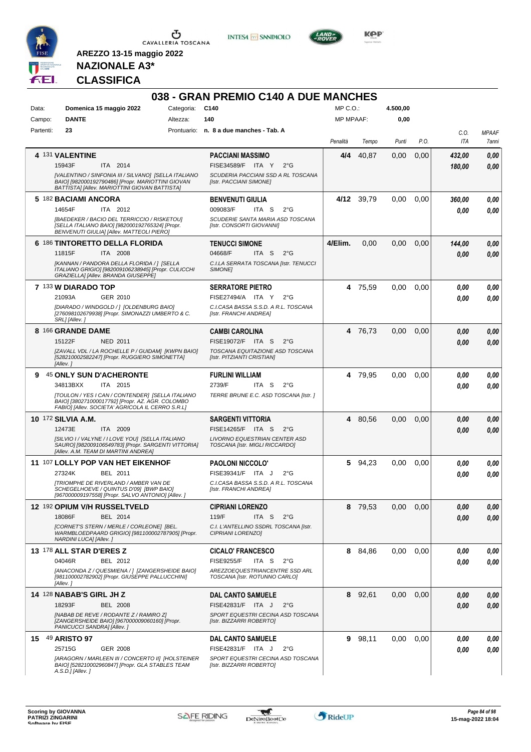AREZZO 13-15 maggio 2022

**NAZIONALE A3***

**CLASSIFICA**

# 038 - GRAN PREMIO C140 A DUE MANCHES

Data: **Domenica 15 maggio 2022** Categoria: **C140** MP C.O.: **4.500,00**

Campo: **DANTE** Altezza: **140** MP MPAAF: **0,00**

Partenti: **23** Prontuario: **n. 8 a due manches - Tab. A**

| | Cavallo | Cavaliere | Penalità | Tempo | Punti | P.O. | C.O. ITA | MPAAF 7anni |
|---|---|---|---|---|---|---|---|---|
| 4 | 131 **VALENTINE**<br>15943F ITA 2014<br>*[VALENTINO / SINFONIA III / SILVANO] [SELLA ITALIANO BAIO] [982000192790486] [Propr. MARIOTTINI GIOVAN BATTISTA] [Allev. MARIOTTINI GIOVAN BATTISTA]* | **PACCIANI MASSIMO**<br>FISE34589/F ITA Y 2°G<br>*SCUDERIA PACCIANI SSD A RL TOSCANA [Istr. PACCIANI SIMONE]* | **4/4** | 40,87 | 0,00 | 0,00 | ***432,00***<br>***180,00*** | ***0,00***<br>***0,00*** |
| 5 | 182 **BACIAMI ANCORA**<br>14654F ITA 2012<br>*[BAEDEKER / BACIO DEL TERRICCIO / RISKETOU] [SELLA ITALIANO BAIO] [982000192765324] [Propr. BENVENUTI GIULIA] [Allev. MATTEOLI PIERO]* | **BENVENUTI GIULIA**<br>009083/F ITA S 2°G<br>*SCUDERIE SANTA MARIA ASD TOSCANA [Istr. CONSORTI GIOVANNI]* | **4/12** | 39,79 | 0,00 | 0,00 | ***360,00***<br>***0,00*** | ***0,00***<br>***0,00*** |
| 6 | 186 **TINTORETTO DELLA FLORIDA**<br>11815F ITA 2008<br>*[KANNAN / PANDORA DELLA FLORIDA / ] [SELLA ITALIANO GRIGIO] [982009106238945] [Propr. CULICCHI GRAZIELLA] [Allev. BRANDA GIUSEPPE]* | **TENUCCI SIMONE**<br>04668/F ITA S 2°G<br>*C.I.LA SERRATA TOSCANA [Istr. TENUCCI SIMONE]* | **4/Elim.** | 0,00 | 0,00 | 0,00 | ***144,00***<br>***0,00*** | ***0,00***<br>***0,00*** |
| 7 | 133 **W DIARADO TOP**<br>21093A GER 2010<br>*[DIARADO / WINDGOLD / ] [OLDENBURG BAIO] [276098102679938] [Propr. SIMONAZZI UMBERTO & C. SRL] [Allev. ]* | **SERRATORE PIETRO**<br>FISE27494/A ITA Y 2°G<br>*C.I.CASA BASSA S.S.D. A R.L. TOSCANA [Istr. FRANCHI ANDREA]* | **4** | 75,59 | 0,00 | 0,00 | ***0,00***<br>***0,00*** | ***0,00***<br>***0,00*** |
| 8 | 166 **GRANDE DAME**<br>15122F NED 2011<br>*[ZAVALL VDL / LA ROCHELLE P / GUIDAM] [KWPN BAIO] [528210002582247] [Propr. RUGGIERO SIMONETTA] [Allev. ]* | **CAMBI CAROLINA**<br>FISE19072/F ITA S 2°G<br>*TOSCANA EQUITAZIONE ASD TOSCANA [Istr. PITZIANTI CRISTIAN]* | **4** | 76,73 | 0,00 | 0,00 | ***0,00***<br>***0,00*** | ***0,00***<br>***0,00*** |
| 9 | 45 **ONLY SUN D'ACHERONTE**<br>34813BXX ITA 2015<br>*[TOULON / YES I CAN / CONTENDER] [SELLA ITALIANO BAIO] [380271000017792] [Propr. AZ. AGR. COLOMBO FABIO] [Allev. SOCIETA' AGRICOLA IL CERRO S.R.L]* | **FURLINI WILLIAM**<br>2739/F ITA S 2°G<br>*TERRE BRUNE E.C. ASD TOSCANA [Istr. ]* | **4** | 79,95 | 0,00 | 0,00 | ***0,00***<br>***0,00*** | ***0,00***<br>***0,00*** |
| 10 | 172 **SILVIA A.M.**<br>12473E ITA 2009<br>*[SILVIO I / VALYNE / I LOVE YOU] [SELLA ITALIANO SAURO] [982009106549783] [Propr. SARGENTI VITTORIA] [Allev. A.M. TEAM DI MARTINI ANDREA]* | **SARGENTI VITTORIA**<br>FISE14265/F ITA S 2°G<br>*LIVORNO EQUESTRIAN CENTER ASD TOSCANA [Istr. MIGLI RICCARDO]* | **4** | 80,56 | 0,00 | 0,00 | ***0,00***<br>***0,00*** | ***0,00***<br>***0,00*** |
| 11 | 107 **LOLLY POP VAN HET EIKENHOF**<br>27324K BEL 2011<br>*[TRIOMPHE DE RIVERLAND / AMBER VAN DE SCHEGELHOEVE / QUINTUS D'09] [BWP BAIO] [967000009197558] [Propr. SALVO ANTONIO] [Allev. ]* | **PAOLONI NICCOLO'**<br>FISE39341/F ITA J 2°G<br>*C.I.CASA BASSA S.S.D. A R.L. TOSCANA [Istr. FRANCHI ANDREA]* | **5** | 94,23 | 0,00 | 0,00 | ***0,00***<br>***0,00*** | ***0,00***<br>***0,00*** |
| 12 | 192 **OPIUM V/H RUSSELTVELD**<br>18086F BEL 2014<br>*[CORNET'S STERN / MERLE / CORLEONE] [BEL. WARMBLOEDPAARD GRIGIO] [981100002787905] [Propr. NARDINI LUCA] [Allev. ]* | **CIPRIANI LORENZO**<br>119/F ITA S 2°G<br>*C.I. L'ANTELLINO SSDRL TOSCANA [Istr. CIPRIANI LORENZO]* | **8** | 79,53 | 0,00 | 0,00 | ***0,00***<br>***0,00*** | ***0,00***<br>***0,00*** |
| 13 | 178 **ALL STAR D'ERES Z**<br>04046R BEL 2012<br>*[ANACONDA Z / QUESMIENA / ] [ZANGERSHEIDE BAIO] [981100002782902] [Propr. GIUSEPPE PALLUCCHINI] [Allev. ]* | **CICALO' FRANCESCO**<br>FISE9255/F ITA S 2°G<br>*AREZZOEQUESTRIANCENTRE SSD ARL TOSCANA [Istr. ROTUNNO CARLO]* | **8** | 84,86 | 0,00 | 0,00 | ***0,00***<br>***0,00*** | ***0,00***<br>***0,00*** |
| 14 | 128 **NABAB'S GIRL JH Z**<br>18293F BEL 2008<br>*[NABAB DE REVE / RODANTE Z / RAMIRO Z] [ZANGERSHEIDE BAIO] [967000009060160] [Propr. PANICUCCI SANDRA] [Allev. ]* | **DAL CANTO SAMUELE**<br>FISE42831/F ITA J 2°G<br>*SPORT EQUESTRI CECINA ASD TOSCANA [Istr. BIZZARRI ROBERTO]* | **8** | 92,61 | 0,00 | 0,00 | ***0,00***<br>***0,00*** | ***0,00***<br>***0,00*** |
| 15 | 49 **ARISTO 97**<br>25715G GER 2008<br>*[ARAGORN / MARLEEN III / CONCERTO II] [HOLSTEINER BAIO] [528210002960847] [Propr. GLA STABLES TEAM A.S.D.] [Allev. ]* | **DAL CANTO SAMUELE**<br>FISE42831/F ITA J 2°G<br>*SPORT EQUESTRI CECINA ASD TOSCANA [Istr. BIZZARRI ROBERTO]* | **9** | 98,11 | 0,00 | 0,00 | ***0,00***<br>***0,00*** | ***0,00***<br>***0,00*** |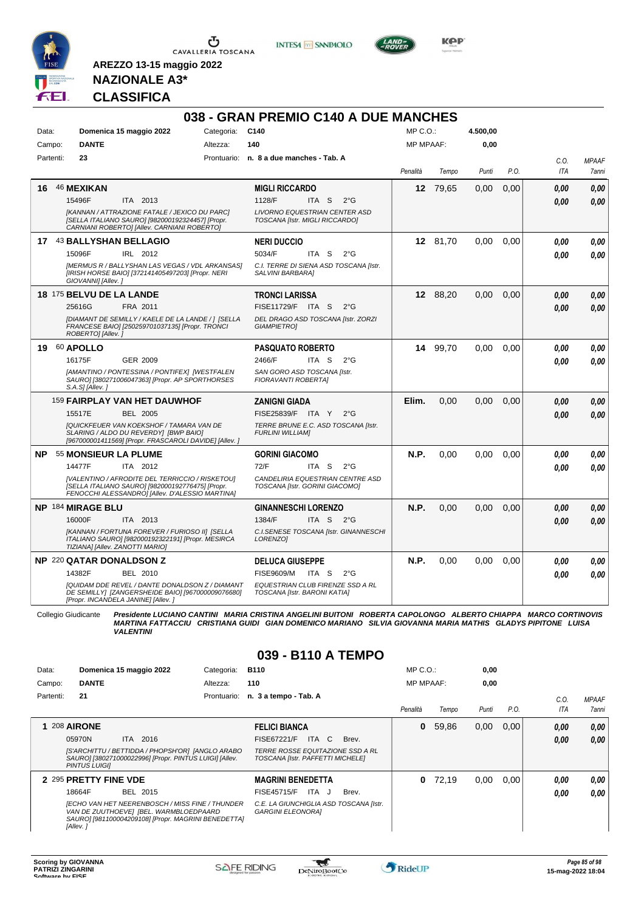AREZZO 13-15 maggio 2022

**NAZIONALE A3***

**CLASSIFICA**

## 038 - GRAN PREMIO C140 A DUE MANCHES

Data: **Domenica 15 maggio 2022** Categoria: **C140** MP C.O.: **4.500,00**

Campo: **DANTE** Altezza: **140** MP MPAAF: **0,00**

Partenti: **23** Prontuario: **n. 8 a due manches - Tab. A**

| | Cavallo | Cavaliere | Penalità | Tempo | Punti | P.O. | C.O. ITA | MPAAF 7anni |
|---|---|---|---|---|---|---|---|---|
| 16 | 46 **MEXIKAN** 15496F ITA 2013 *[KANNAN / ATTRAZIONE FATALE / JEXICO DU PARC] [SELLA ITALIANO SAURO] [982000192324457] [Propr. CARNIANI ROBERTO] [Allev. CARNIANI ROBERTO]* | **MIGLI RICCARDO** 1128/F ITA S 2°G *LIVORNO EQUESTRIAN CENTER ASD TOSCANA [Istr. MIGLI RICCARDO]* | **12** | 79,65 | 0,00 | 0,00 | 0,00 / 0,00 | 0,00 / 0,00 |
| 17 | 43 **BALLYSHAN BELLAGIO** 15096F IRL 2012 *[MERMUS R / BALLYSHAN LAS VEGAS / VDL ARKANSAS] [IRISH HORSE BAIO] [372141405497203] [Propr. NERI GIOVANNI] [Allev. ]* | **NERI DUCCIO** 5034/F ITA S 2°G *C.I. TERRE DI SIENA ASD TOSCANA [Istr. SALVINI BARBARA]* | **12** | 81,70 | 0,00 | 0,00 | 0,00 / 0,00 | 0,00 / 0,00 |
| 18 | 175 **BELVU DE LA LANDE** 25616G FRA 2011 *[DIAMANT DE SEMILLY / KAELE DE LA LANDE / ] [SELLA FRANCESE BAIO] [250259701037135] [Propr. TRONCI ROBERTO] [Allev. ]* | **TRONCI LARISSA** FISE11729/F ITA S 2°G *DEL DRAGO ASD TOSCANA [Istr. ZORZI GIAMPIETRO]* | **12** | 88,20 | 0,00 | 0,00 | 0,00 / 0,00 | 0,00 / 0,00 |
| 19 | 60 **APOLLO** 16175F GER 2009 *[AMANTINO / PONTESSINA / PONTIFEX] [WESTFALEN SAURO] [380271006047363] [Propr. AP SPORTHORSES S.A.S] [Allev. ]* | **PASQUATO ROBERTO** 2466/F ITA S 2°G *SAN GORO ASD TOSCANA [Istr. FIORAVANTI ROBERTA]* | **14** | 99,70 | 0,00 | 0,00 | 0,00 / 0,00 | 0,00 / 0,00 |
| | 159 **FAIRPLAY VAN HET DAUWHOF** 15517E BEL 2005 *[QUICKFEUER VAN KOEKSHOF / TAMARA VAN DE SLARING / ALDO DU REVERDY] [BWP BAIO] [967000001411569] [Propr. FRASCAROLI DAVIDE] [Allev. ]* | **ZANIGNI GIADA** FISE25839/F ITA Y 2°G *TERRE BRUNE E.C. ASD TOSCANA [Istr. FURLINI WILLIAM]* | **Elim.** | 0,00 | 0,00 | 0,00 | 0,00 / 0,00 | 0,00 / 0,00 |
| NP | 55 **MONSIEUR LA PLUME** 14477F ITA 2012 *[VALENTINO / AFRODITE DEL TERRICCIO / RISKETOU] [SELLA ITALIANO SAURO] [982000192776475] [Propr. FENOCCHI ALESSANDRO] [Allev. D'ALESSIO MARTINA]* | **GORINI GIACOMO** 72/F ITA S 2°G *CANDELIRIA EQUESTRIAN CENTRE ASD TOSCANA [Istr. GORINI GIACOMO]* | **N.P.** | 0,00 | 0,00 | 0,00 | 0,00 / 0,00 | 0,00 / 0,00 |
| NP | 184 **MIRAGE BLU** 16000F ITA 2013 *[KANNAN / FORTUNA FOREVER / FURIOSO II] [SELLA ITALIANO SAURO] [982000192322191] [Propr. MESIRCA TIZIANA] [Allev. ZANOTTI MARIO]* | **GINANNESCHI LORENZO** 1384/F ITA S 2°G *C.I.SENESE TOSCANA [Istr. GINANNESCHI LORENZO]* | **N.P.** | 0,00 | 0,00 | 0,00 | 0,00 / 0,00 | 0,00 / 0,00 |
| NP | 220 **QATAR DONALDSON Z** 14382F BEL 2010 *[QUIDAM DDE REVEL / DANTE DONALDSON Z / DIAMANT DE SEMILLY] [ZANGERSHEIDE BAIO] [967000009076680] [Propr. INCANDELA JANINE] [Allev. ]* | **DELUCA GIUSEPPE** FISE9609/M ITA S 2°G *EQUESTRIAN CLUB FIRENZE SSD A RL TOSCANA [Istr. BARONI KATIA]* | **N.P.** | 0,00 | 0,00 | 0,00 | 0,00 / 0,00 | 0,00 / 0,00 |

Collegio Giudicante *Presidente LUCIANO CANTINI MARIA CRISTINA ANGELINI BUITONI ROBERTA CAPOLONGO ALBERTO CHIAPPA MARCO CORTINOVIS MARTINA FATTACCIU CRISTIANA GUIDI GIAN DOMENICO MARIANO SILVIA GIOVANNA MARIA MATHIS GLADYS PIPITONE LUISA VALENTINI*

## 039 - B110 A TEMPO

Data: **Domenica 15 maggio 2022** Categoria: **B110** MP C.O.: **0,00**

Campo: **DANTE** Altezza: **110** MP MPAAF: **0,00**

Partenti: **21** Prontuario: **n. 3 a tempo - Tab. A**

| | Cavallo | Cavaliere | Penalità | Tempo | Punti | P.O. | C.O. ITA | MPAAF 7anni |
|---|---|---|---|---|---|---|---|---|
| 1 | 208 **AIRONE** 05970N ITA 2016 *[S'ARCHITTU / BETTIDDA / PHOPSH'OR] [ANGLO ARABO SAURO] [380271000022996] [Propr. PINTUS LUIGI] [Allev. PINTUS LUIGI]* | **FELICI BIANCA** FISE67221/F ITA C Brev. *TERRE ROSSE EQUITAZIONE SSD A RL TOSCANA [Istr. PAFFETTI MICHELE]* | **0** | 59,86 | 0,00 | 0,00 | 0,00 / 0,00 | 0,00 / 0,00 |
| 2 | 295 **PRETTY FINE VDE** 18664F BEL 2015 *[ECHO VAN HET NEERENBOSCH / MISS FINE / THUNDER VAN DE ZUUTHOEVE] [BEL. WARMBLOEDPAARD SAURO] [981100004209108] [Propr. MAGRINI BENEDETTA] [Allev. ]* | **MAGRINI BENEDETTA** FISE45715/F ITA J Brev. *C.E. LA GIUNCHIGLIA ASD TOSCANA [Istr. GARGINI ELEONORA]* | **0** | 72,19 | 0,00 | 0,00 | 0,00 / 0,00 | 0,00 / 0,00 |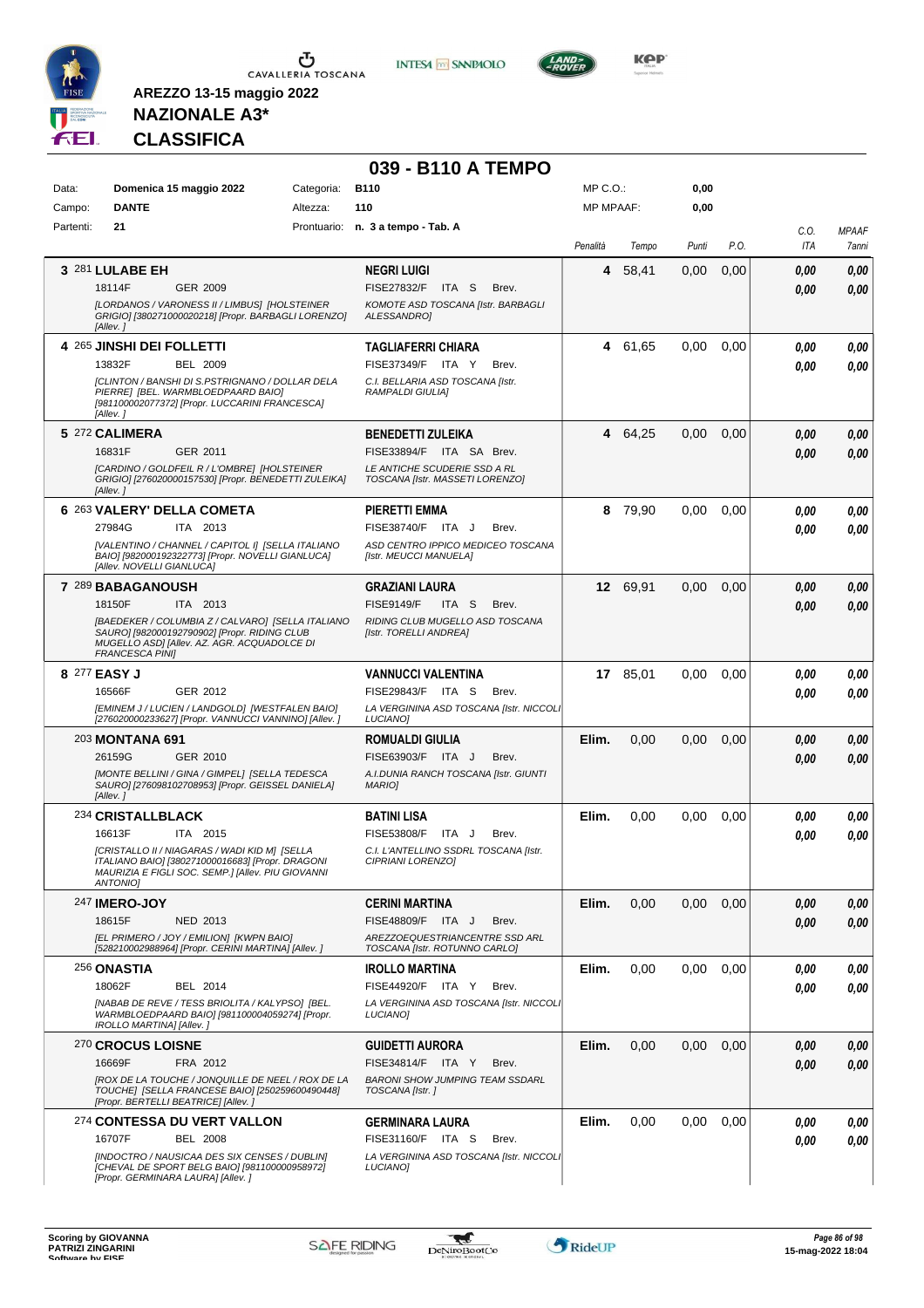**AREZZO 13-15 maggio 2022**

**NAZIONALE A3***

**CLASSIFICA**

## 039 - B110 A TEMPO

| Data: | Domenica 15 maggio 2022 | Categoria: | B110 | MP C.O.: | 0,00 |
|---|---|---|---|---|---|
| Campo: | DANTE | Altezza: | 110 | MP MPAAF: | 0,00 |
| Partenti: | 21 | Prontuario: | n. 3 a tempo - Tab. A | | |

| Cl. | Cav. | Cavallo | Cavaliere | Penalità | Tempo | Punti | P.O. | C.O. ITA | MPAAF 7anni |
|---|---|---|---|---|---|---|---|---|---|
| 3 | 281 | **LULABE EH** 18114F GER 2009 [LORDANOS / VARONESS II / LIMBUS] [HOLSTEINER GRIGIO] [380271000020218] [Propr. BARBAGLI LORENZO] [Allev. ] | **NEGRI LUIGI** FISE27832/F ITA S Brev. KOMOTE ASD TOSCANA [Istr. BARBAGLI ALESSANDRO] | 4 | 58,41 | 0,00 | 0,00 | 0,00 / 0,00 | 0,00 / 0,00 |
| 4 | 265 | **JINSHI DEI FOLLETTI** 13832F BEL 2009 [CLINTON / BANSHI DI S.PSTRIGNANO / DOLLAR DELA PIERRE] [BEL. WARMBLOEDPAARD BAIO] [981100002077372] [Propr. LUCCARINI FRANCESCA] [Allev. ] | **TAGLIAFERRI CHIARA** FISE37349/F ITA Y Brev. C.I. BELLARIA ASD TOSCANA [Istr. RAMPALDI GIULIA] | 4 | 61,65 | 0,00 | 0,00 | 0,00 / 0,00 | 0,00 / 0,00 |
| 5 | 272 | **CALIMERA** 16831F GER 2011 [CARDINO / GOLDFEIL R / L'OMBRE] [HOLSTEINER GRIGIO] [276020000157530] [Propr. BENEDETTI ZULEIKA] [Allev. ] | **BENEDETTI ZULEIKA** FISE33894/F ITA SA Brev. LE ANTICHE SCUDERIE SSD A RL TOSCANA [Istr. MASSETI LORENZO] | 4 | 64,25 | 0,00 | 0,00 | 0,00 / 0,00 | 0,00 / 0,00 |
| 6 | 263 | **VALERY' DELLA COMETA** 27984G ITA 2013 [VALENTINO / CHANNEL / CAPITOL I] [SELLA ITALIANO BAIO] [982000192322773] [Propr. NOVELLI GIANLUCA] [Allev. NOVELLI GIANLUCA] | **PIERETTI EMMA** FISE38740/F ITA J Brev. ASD CENTRO IPPICO MEDICEO TOSCANA [Istr. MEUCCI MANUELA] | 8 | 79,90 | 0,00 | 0,00 | 0,00 / 0,00 | 0,00 / 0,00 |
| 7 | 289 | **BABAGANOUSH** 18150F ITA 2013 [BAEDEKER / COLUMBIA Z / CALVARO] [SELLA ITALIANO SAURO] [982000192790902] [Propr. RIDING CLUB MUGELLO ASD] [Allev. AZ. AGR. ACQUADOLCE DI FRANCESCA PINI] | **GRAZIANI LAURA** FISE9149/F ITA S Brev. RIDING CLUB MUGELLO ASD TOSCANA [Istr. TORELLI ANDREA] | 12 | 69,91 | 0,00 | 0,00 | 0,00 / 0,00 | 0,00 / 0,00 |
| 8 | 277 | **EASY J** 16566F GER 2012 [EMINEM J / LUCIEN / LANDGOLD] [WESTFALEN BAIO] [276020000233627] [Propr. VANNUCCI VANNINO] [Allev. ] | **VANNUCCI VALENTINA** FISE29843/F ITA S Brev. LA VERGININA ASD TOSCANA [Istr. NICCOLI LUCIANO] | 17 | 85,01 | 0,00 | 0,00 | 0,00 / 0,00 | 0,00 / 0,00 |
| | 203 | **MONTANA 691** 26159G GER 2010 [MONTE BELLINI / GINA / GIMPEL] [SELLA TEDESCA SAURO] [276098102708953] [Propr. GEISSEL DANIELA] [Allev. ] | **ROMUALDI GIULIA** FISE63903/F ITA J Brev. A.I.DUNIA RANCH TOSCANA [Istr. GIUNTI MARIO] | Elim. | 0,00 | 0,00 | 0,00 | 0,00 / 0,00 | 0,00 / 0,00 |
| | 234 | **CRISTALLBLACK** 16613F ITA 2015 [CRISTALLO II / NIAGARAS / WADI KID M] [SELLA ITALIANO BAIO] [380271000016683] [Propr. DRAGONI MAURIZIA E FIGLI SOC. SEMP.] [Allev. PIU GIOVANNI ANTONIO] | **BATINI LISA** FISE53808/F ITA J Brev. C.I. L'ANTELLINO SSDRL TOSCANA [Istr. CIPRIANI LORENZO] | Elim. | 0,00 | 0,00 | 0,00 | 0,00 / 0,00 | 0,00 / 0,00 |
| | 247 | **IMERO-JOY** 18615F NED 2013 [EL PRIMERO / JOY / EMILION] [KWPN BAIO] [528210002988964] [Propr. CERINI MARTINA] [Allev. ] | **CERINI MARTINA** FISE48809/F ITA J Brev. AREZZOEQUESTRIANCENTRE SSD ARL TOSCANA [Istr. ROTUNNO CARLO] | Elim. | 0,00 | 0,00 | 0,00 | 0,00 / 0,00 | 0,00 / 0,00 |
| | 256 | **ONASTIA** 18062F BEL 2014 [NABAB DE REVE / TESS BRIOLITA / KALYPSO] [BEL. WARMBLOEDPAARD BAIO] [981100004059274] [Propr. IROLLO MARTINA] [Allev. ] | **IROLLO MARTINA** FISE44920/F ITA Y Brev. LA VERGININA ASD TOSCANA [Istr. NICCOLI LUCIANO] | Elim. | 0,00 | 0,00 | 0,00 | 0,00 / 0,00 | 0,00 / 0,00 |
| | 270 | **CROCUS LOISNE** 16669F FRA 2012 [ROX DE LA TOUCHE / JONQUILLE DE NEEL / ROX DE LA TOUCHE] [SELLA FRANCESE BAIO] [250259600490448] [Propr. BERTELLI BEATRICE] [Allev. ] | **GUIDETTI AURORA** FISE34814/F ITA Y Brev. BARONI SHOW JUMPING TEAM SSDARL TOSCANA [Istr. ] | Elim. | 0,00 | 0,00 | 0,00 | 0,00 / 0,00 | 0,00 / 0,00 |
| | 274 | **CONTESSA DU VERT VALLON** 16707F BEL 2008 [INDOCTRO / NAUSICAA DES SIX CENSES / DUBLIN] [CHEVAL DE SPORT BELG BAIO] [981100000958972] [Propr. GERMINARA LAURA] [Allev. ] | **GERMINARA LAURA** FISE31160/F ITA S Brev. LA VERGININA ASD TOSCANA [Istr. NICCOLI LUCIANO] | Elim. | 0,00 | 0,00 | 0,00 | 0,00 / 0,00 | 0,00 / 0,00 |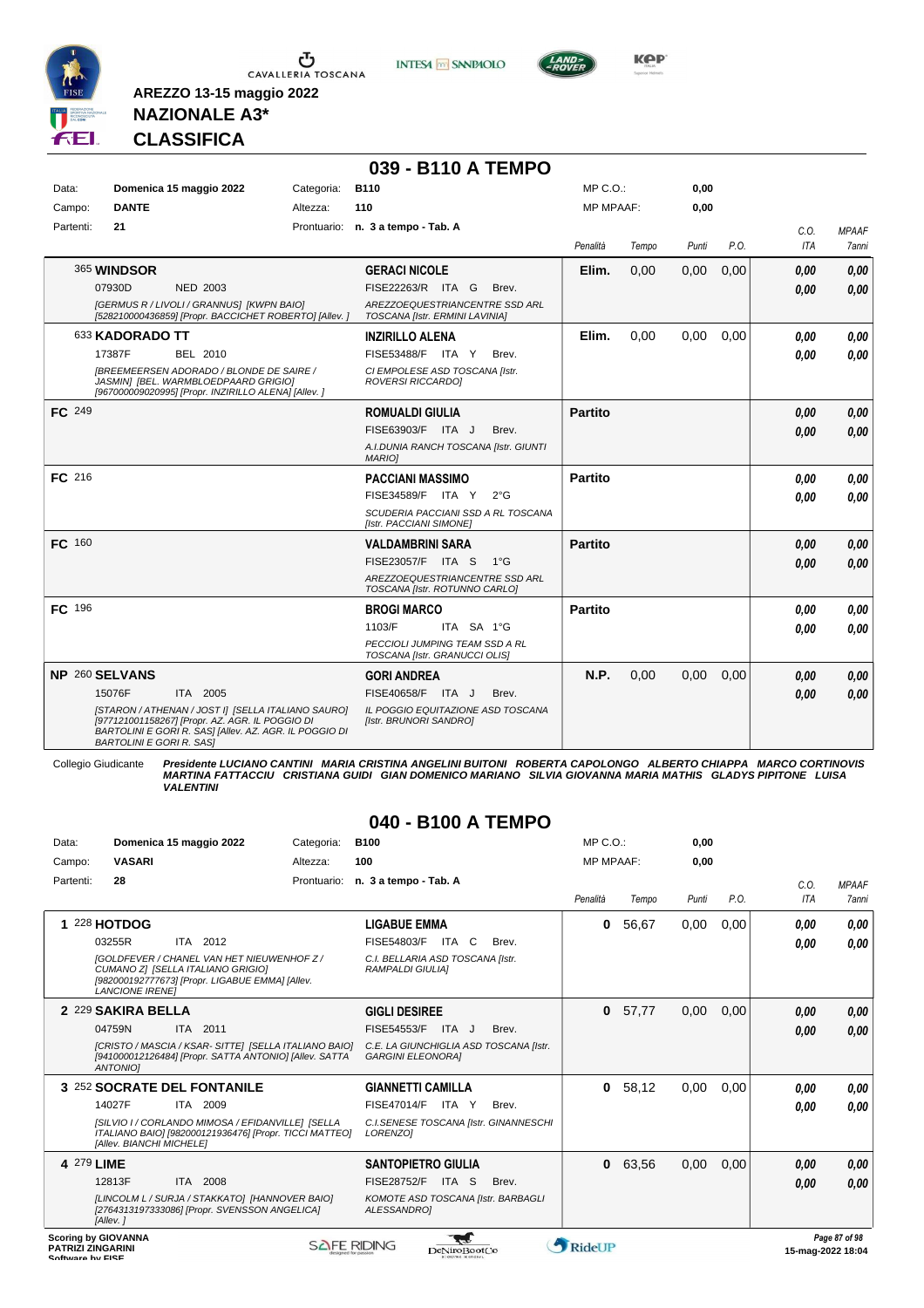AREZZO 13-15 maggio 2022

**NAZIONALE A3***

**CLASSIFICA**

## 039 - B110 A TEMPO

| | | | |
|---|---|---|---|
| Data: | Domenica 15 maggio 2022 | Categoria: | B110 |
| Campo: | DANTE | Altezza: | 110 |
| Partenti: | 21 | Prontuario: | n. 3 a tempo - Tab. A |

MP C.O.: 0,00
MP MPAAF: 0,00

| Cavallo | Cavaliere | Penalità | Tempo | Punti | P.O. | C.O. ITA | MPAAF 7anni |
|---|---|---|---|---|---|---|---|
| 365 **WINDSOR** 07930D NED 2003 *[GERMUS R / LIVOLI / GRANNUS] [KWPN BAIO] [528210000436859] [Propr. BACCICHET ROBERTO] [Allev. ]* | **GERACI NICOLE** FISE22263/R ITA G Brev. *AREZZOEQUESTRIANCENTRE SSD ARL TOSCANA [Istr. ERMINI LAVINIA]* | **Elim.** | 0,00 | 0,00 | 0,00 | 0,00 / 0,00 | 0,00 / 0,00 |
| 633 **KADORADO TT** 17387F BEL 2010 *[BREEMEERSEN ADORADO / BLONDE DE SAIRE / JASMIN] [BEL. WARMBLOEDPAARD GRIGIO] [967000009020995] [Propr. INZIRILLO ALENA] [Allev. ]* | **INZIRILLO ALENA** FISE53488/F ITA Y Brev. *CI EMPOLESE ASD TOSCANA [Istr. ROVERSI RICCARDO]* | **Elim.** | 0,00 | 0,00 | 0,00 | 0,00 / 0,00 | 0,00 / 0,00 |
| **FC** 249 | **ROMUALDI GIULIA** FISE63903/F ITA J Brev. *A.I.DUNIA RANCH TOSCANA [Istr. GIUNTI MARIO]* | **Partito** | | | | 0,00 / 0,00 | 0,00 / 0,00 |
| **FC** 216 | **PACCIANI MASSIMO** FISE34589/F ITA Y 2°G *SCUDERIA PACCIANI SSD A RL TOSCANA [Istr. PACCIANI SIMONE]* | **Partito** | | | | 0,00 / 0,00 | 0,00 / 0,00 |
| **FC** 160 | **VALDAMBRINI SARA** FISE23057/F ITA S 1°G *AREZZOEQUESTRIANCENTRE SSD ARL TOSCANA [Istr. ROTUNNO CARLO]* | **Partito** | | | | 0,00 / 0,00 | 0,00 / 0,00 |
| **FC** 196 | **BROGI MARCO** 1103/F ITA SA 1°G *PECCIOLI JUMPING TEAM SSD A RL TOSCANA [Istr. GRANUCCI OLIS]* | **Partito** | | | | 0,00 / 0,00 | 0,00 / 0,00 |
| **NP** 260 **SELVANS** 15076F ITA 2005 *[STARON / ATHENAN / JOST I] [SELLA ITALIANO SAURO] [977121001158267] [Propr. AZ. AGR. IL POGGIO DI BARTOLINI E GORI R. SAS] [Allev. AZ. AGR. IL POGGIO DI BARTOLINI E GORI R. SAS]* | **GORI ANDREA** FISE40658/F ITA J Brev. *IL POGGIO EQUITAZIONE ASD TOSCANA [Istr. BRUNORI SANDRO]* | **N.P.** | 0,00 | 0,00 | 0,00 | 0,00 / 0,00 | 0,00 / 0,00 |

Collegio Giudicante ***Presidente LUCIANO CANTINI MARIA CRISTINA ANGELINI BUITONI ROBERTA CAPOLONGO ALBERTO CHIAPPA MARCO CORTINOVIS MARTINA FATTACCIU CRISTIANA GUIDI GIAN DOMENICO MARIANO SILVIA GIOVANNA MARIA MATHIS GLADYS PIPITONE LUISA VALENTINI***

## 040 - B100 A TEMPO

| | | | |
|---|---|---|---|
| Data: | Domenica 15 maggio 2022 | Categoria: | B100 |
| Campo: | VASARI | Altezza: | 100 |
| Partenti: | 28 | Prontuario: | n. 3 a tempo - Tab. A |

MP C.O.: 0,00
MP MPAAF: 0,00

| Cavallo | Cavaliere | Penalità | Tempo | Punti | P.O. | C.O. ITA | MPAAF 7anni |
|---|---|---|---|---|---|---|---|
| **1** 228 **HOTDOG** 03255R ITA 2012 *[GOLDFEVER / CHANEL VAN HET NIEUWENHOF Z / CUMANO Z] [SELLA ITALIANO GRIGIO] [982000192777673] [Propr. LIGABUE EMMA] [Allev. LANCIONE IRENE]* | **LIGABUE EMMA** FISE54803/F ITA C Brev. *C.I. BELLARIA ASD TOSCANA [Istr. RAMPALDI GIULIA]* | **0** | 56,67 | 0,00 | 0,00 | 0,00 / 0,00 | 0,00 / 0,00 |
| **2** 229 **SAKIRA BELLA** 04759N ITA 2011 *[CRISTO / MASCIA / KSAR- SITTE] [SELLA ITALIANO BAIO] [941000012126484] [Propr. SATTA ANTONIO] [Allev. SATTA ANTONIO]* | **GIGLI DESIREE** FISE54553/F ITA J Brev. *C.E. LA GIUNCHIGLIA ASD TOSCANA [Istr. GARGINI ELEONORA]* | **0** | 57,77 | 0,00 | 0,00 | 0,00 / 0,00 | 0,00 / 0,00 |
| **3** 252 **SOCRATE DEL FONTANILE** 14027F ITA 2009 *[SILVIO I / CORLANDO MIMOSA / EFIDANVILLE] [SELLA ITALIANO BAIO] [982000121936476] [Propr. TICCI MATTEO] [Allev. BIANCHI MICHELE]* | **GIANNETTI CAMILLA** FISE47014/F ITA Y Brev. *C.I.SENESE TOSCANA [Istr. GINANNESCHI LORENZO]* | **0** | 58,12 | 0,00 | 0,00 | 0,00 / 0,00 | 0,00 / 0,00 |
| **4** 279 **LIME** 12813F ITA 2008 *[LINCOLM L / SURJA / STAKKATO] [HANNOVER BAIO] [276431319733086] [Propr. SVENSSON ANGELICA] [Allev. ]* | **SANTOPIETRO GIULIA** FISE28752/F ITA S Brev. *KOMOTE ASD TOSCANA [Istr. BARBAGLI ALESSANDRO]* | **0** | 63,56 | 0,00 | 0,00 | 0,00 / 0,00 | 0,00 / 0,00 |

Scoring by GIOVANNA PATRIZI ZINGARINI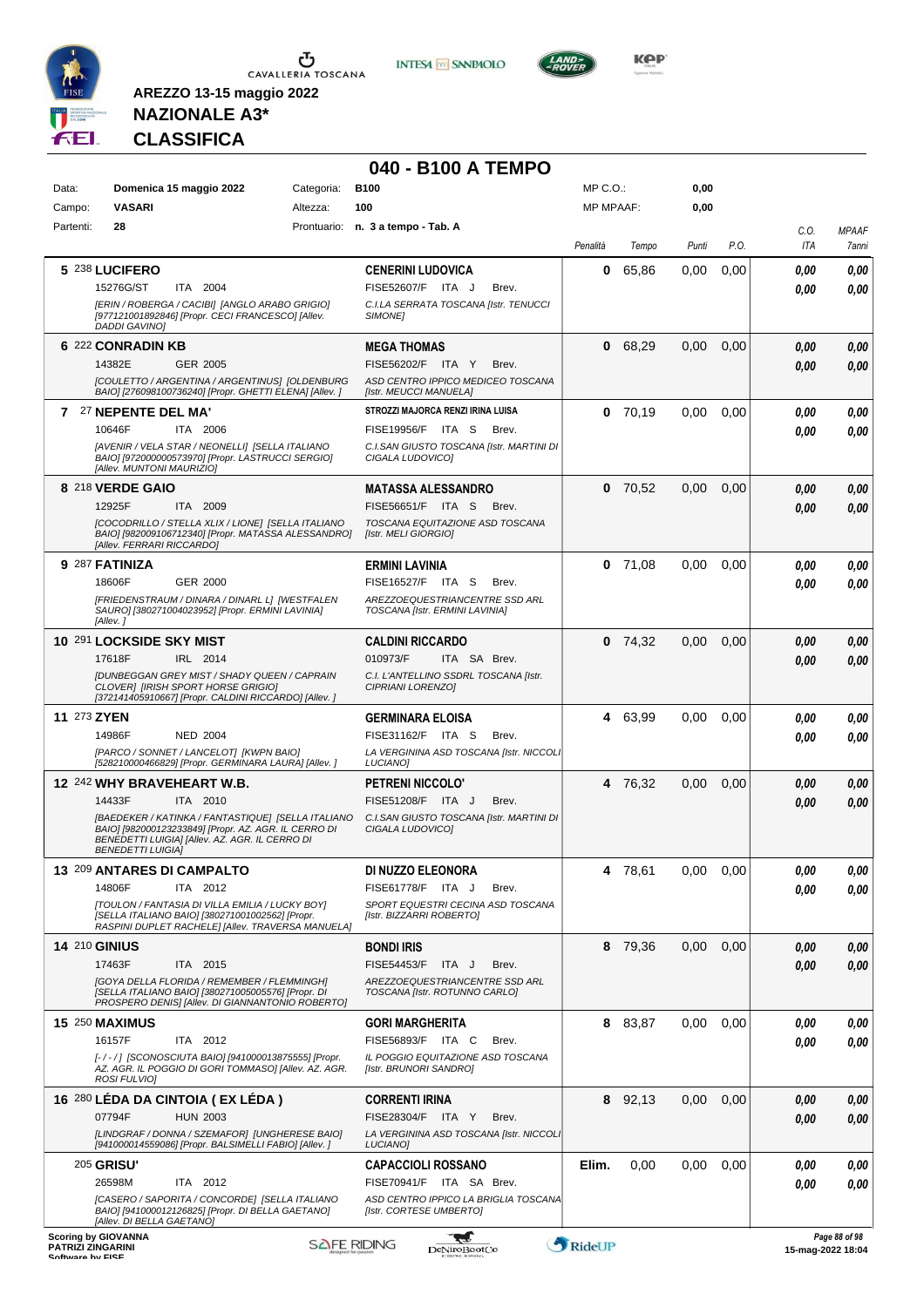AREZZO 13-15 maggio 2022

**NAZIONALE A3***

**CLASSIFICA**

## 040 - B100 A TEMPO

| Data: | Domenica 15 maggio 2022 | Categoria: | B100 | MP C.O.: | 0,00 |
|---|---|---|---|---|---|
| Campo: | VASARI | Altezza: | 100 | MP MPAAF: | 0,00 |
| Partenti: | 28 | Prontuario: | n. 3 a tempo - Tab. A | | |

| Cl. | N. | Cavallo | Cavaliere | Penalità | Tempo | Punti | P.O. | C.O. ITA | MPAAF 7anni |
|---|---|---|---|---|---|---|---|---|---|
| 5 | 238 | **LUCIFERO** 15276G/ST ITA 2004 [ERIN / ROBERGA / CACIBI] [ANGLO ARABO GRIGIO] [977121001892846] [Propr. CECI FRANCESCO] [Allev. DADDI GAVINO] | **CENERINI LUDOVICA** FISE52607/F ITA J Brev. C.I.LA SERRATA TOSCANA [Istr. TENUCCI SIMONE] | 0 | 65,86 | 0,00 | 0,00 | 0,00 / 0,00 | 0,00 / 0,00 |
| 6 | 222 | **CONRADIN KB** 14382E GER 2005 [COULETTO / ARGENTINA / ARGENTINUS] [OLDENBURG BAIO] [276098100736240] [Propr. GHETTI ELENA] [Allev. ] | **MEGA THOMAS** FISE56202/F ITA Y Brev. ASD CENTRO IPPICO MEDICEO TOSCANA [Istr. MEUCCI MANUELA] | 0 | 68,29 | 0,00 | 0,00 | 0,00 / 0,00 | 0,00 / 0,00 |
| 7 | 27 | **NEPENTE DEL MA'** 10646F ITA 2006 [AVENIR / VELA STAR / NEONELLI] [SELLA ITALIANO BAIO] [972000000573970] [Propr. LASTRUCCI SERGIO] [Allev. MUNTONI MAURIZIO] | **STROZZI MAJORCA RENZI IRINA LUISA** FISE19956/F ITA S Brev. C.I.SAN GIUSTO TOSCANA [Istr. MARTINI DI CIGALA LUDOVICO] | 0 | 70,19 | 0,00 | 0,00 | 0,00 / 0,00 | 0,00 / 0,00 |
| 8 | 218 | **VERDE GAIO** 12925F ITA 2009 [COCODRILLO / STELLA XLIX / LIONE] [SELLA ITALIANO BAIO] [982009106712340] [Propr. MATASSA ALESSANDRO] [Allev. FERRARI RICCARDO] | **MATASSA ALESSANDRO** FISE56651/F ITA S Brev. TOSCANA EQUITAZIONE ASD TOSCANA [Istr. MELI GIORGIO] | 0 | 70,52 | 0,00 | 0,00 | 0,00 / 0,00 | 0,00 / 0,00 |
| 9 | 287 | **FATINIZA** 18606F GER 2000 [FRIEDENSTRAUM / DINARA / DINARL L] [WESTFALEN SAURO] [380271004023952] [Propr. ERMINI LAVINIA] [Allev. ] | **ERMINI LAVINIA** FISE16527/F ITA S Brev. AREZZOEQUESTRIANCENTRE SSD ARL TOSCANA [Istr. ERMINI LAVINIA] | 0 | 71,08 | 0,00 | 0,00 | 0,00 / 0,00 | 0,00 / 0,00 |
| 10 | 291 | **LOCKSIDE SKY MIST** 17618F IRL 2014 [DUNBEGGAN GREY MIST / SHADY QUEEN / CAPRAIN CLOVER] [IRISH SPORT HORSE GRIGIO] [372141405910667] [Propr. CALDINI RICCARDO] [Allev. ] | **CALDINI RICCARDO** 010973/F ITA SA Brev. C.I. L'ANTELLINO SSDRL TOSCANA [Istr. CIPRIANI LORENZO] | 0 | 74,32 | 0,00 | 0,00 | 0,00 / 0,00 | 0,00 / 0,00 |
| 11 | 273 | **ZYEN** 14986F NED 2004 [PARCO / SONNET / LANCELOT] [KWPN BAIO] [528210000466829] [Propr. GERMINARA LAURA] [Allev. ] | **GERMINARA ELOISA** FISE31162/F ITA S Brev. LA VERGININA ASD TOSCANA [Istr. NICCOLI LUCIANO] | 4 | 63,99 | 0,00 | 0,00 | 0,00 / 0,00 | 0,00 / 0,00 |
| 12 | 242 | **WHY BRAVEHEART W.B.** 14433F ITA 2010 [BAEDEKER / KATINKA / FANTASTIQUE] [SELLA ITALIANO BAIO] [982000123233849] [Propr. AZ. AGR. IL CERRO DI BENEDETTI LUIGIA] [Allev. AZ. AGR. IL CERRO DI BENEDETTI LUIGIA] | **PETRENI NICCOLO'** FISE51208/F ITA J Brev. C.I.SAN GIUSTO TOSCANA [Istr. MARTINI DI CIGALA LUDOVICO] | 4 | 76,32 | 0,00 | 0,00 | 0,00 / 0,00 | 0,00 / 0,00 |
| 13 | 209 | **ANTARES DI CAMPALTO** 14806F ITA 2012 [TOULON / FANTASIA DI VILLA EMILIA / LUCKY BOY] [SELLA ITALIANO BAIO] [380271001002562] [Propr. RASPINI DUPLET RACHELE] [Allev. TRAVERSA MANUELA] | **DI NUZZO ELEONORA** FISE61778/F ITA J Brev. SPORT EQUESTRI CECINA ASD TOSCANA [Istr. BIZZARRI ROBERTO] | 4 | 78,61 | 0,00 | 0,00 | 0,00 / 0,00 | 0,00 / 0,00 |
| 14 | 210 | **GINIUS** 17463F ITA 2015 [GOYA DELLA FLORIDA / REMEMBER / FLEMMINGH] [SELLA ITALIANO BAIO] [380271005005576] [Propr. DI PROSPERO DENIS] [Allev. DI GIANNANTONIO ROBERTO] | **BONDI IRIS** FISE54453/F ITA J Brev. AREZZOEQUESTRIANCENTRE SSD ARL TOSCANA [Istr. ROTUNNO CARLO] | 8 | 79,36 | 0,00 | 0,00 | 0,00 / 0,00 | 0,00 / 0,00 |
| 15 | 250 | **MAXIMUS** 16157F ITA 2012 [- / - / ] [SCONOSCIUTA BAIO] [941000013875555] [Propr. AZ. AGR. IL POGGIO DI GORI TOMMASO] [Allev. AZ. AGR. ROSI FULVIO] | **GORI MARGHERITA** FISE56893/F ITA C Brev. IL POGGIO EQUITAZIONE ASD TOSCANA [Istr. BRUNORI SANDRO] | 8 | 83,87 | 0,00 | 0,00 | 0,00 / 0,00 | 0,00 / 0,00 |
| 16 | 280 | **LÉDA DA CINTOIA ( EX LÉDA )** 07794F HUN 2003 [LINDGRAF / DONNA / SZEMAFOR] [UNGHERESE BAIO] [941000014559086] [Propr. BALSIMELLI FABIO] [Allev. ] | **CORRENTI IRINA** FISE28304/F ITA Y Brev. LA VERGININA ASD TOSCANA [Istr. NICCOLI LUCIANO] | 8 | 92,13 | 0,00 | 0,00 | 0,00 / 0,00 | 0,00 / 0,00 |
| | 205 | **GRISU'** 26598M ITA 2012 [CASERO / SAPORITA / CONCORDE] [SELLA ITALIANO BAIO] [941000012126825] [Propr. DI BELLA GAETANO] [Allev. DI BELLA GAETANO] | **CAPACCIOLI ROSSANO** FISE70941/F ITA SA Brev. ASD CENTRO IPPICO LA BRIGLIA TOSCANA [Istr. CORTESE UMBERTO] | Elim. | 0,00 | 0,00 | 0,00 | 0,00 / 0,00 | 0,00 / 0,00 |

Scoring by GIOVANNA PATRIZI ZINGARINI

15-mag-2022 18:04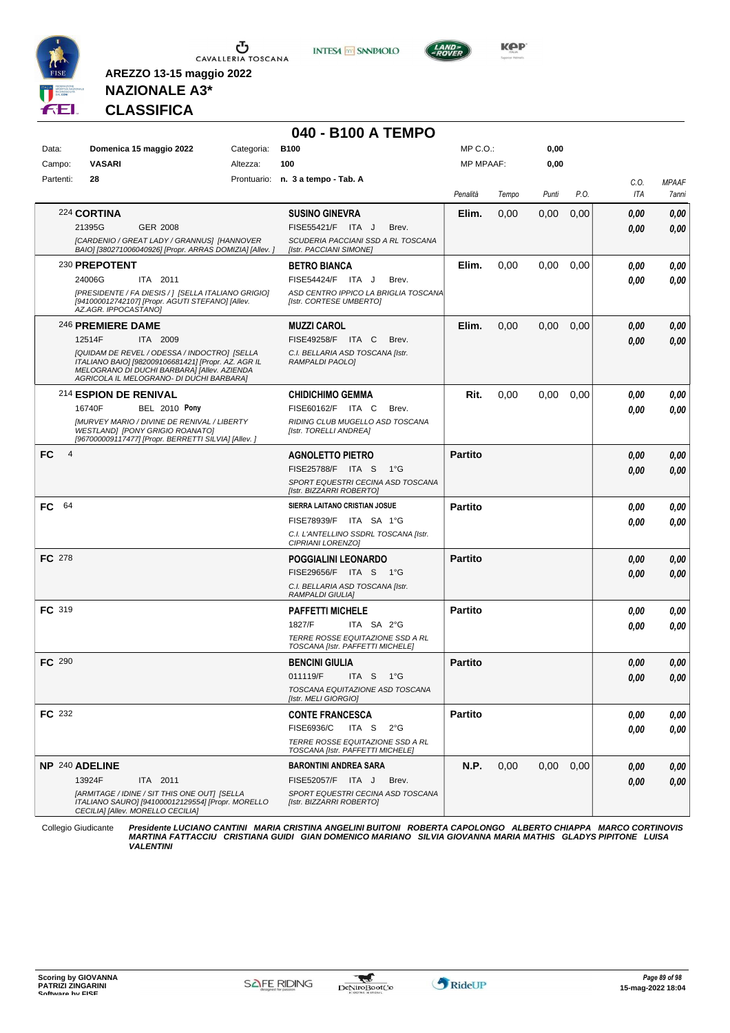**AREZZO 13-15 maggio 2022**

**NAZIONALE A3***

**CLASSIFICA**

## 040 - B100 A TEMPO

| | | | |
|---|---|---|---|
| Data: | **Domenica 15 maggio 2022** | Categoria: | **B100** |
| Campo: | **VASARI** | Altezza: | **100** |
| Partenti: | **28** | Prontuario: | **n. 3 a tempo - Tab. A** |

MP C.O.: **0,00**
MP MPAAF: **0,00**

| | Cavallo | Cavaliere | Penalità | Tempo | Punti | P.O. | C.O. ITA | MPAAF 7anni |
|---|---|---|---|---|---|---|---|---|
| | 224 **CORTINA**<br>21395G GER 2008<br>*[CARDENIO / GREAT LADY / GRANNUS] [HANNOVER BAIO] [380271006040926] [Propr. ARRAS DOMIZIA] [Allev. ]* | **SUSINO GINEVRA**<br>FISE55421/F ITA J Brev.<br>*SCUDERIA PACCIANI SSD A RL TOSCANA [Istr. PACCIANI SIMONE]* | **Elim.** | 0,00 | 0,00 | 0,00 | *0,00*<br>*0,00* | *0,00*<br>*0,00* |
| | 230 **PREPOTENT**<br>24006G ITA 2011<br>*[PRESIDENTE / FA DIESIS / ] [SELLA ITALIANO GRIGIO] [941000012742107] [Propr. AGUTI STEFANO] [Allev. AZ.AGR. IPPOCASTANO]* | **BETRO BIANCA**<br>FISE54424/F ITA J Brev.<br>*ASD CENTRO IPPICO LA BRIGLIA TOSCANA [Istr. CORTESE UMBERTO]* | **Elim.** | 0,00 | 0,00 | 0,00 | *0,00*<br>*0,00* | *0,00*<br>*0,00* |
| | 246 **PREMIERE DAME**<br>12514F ITA 2009<br>*[QUIDAM DE REVEL / ODESSA / INDOCTRO] [SELLA ITALIANO BAIO] [982009106681421] [Propr. AZ. AGR IL MELOGRANO DI DUCHI BARBARA] [Allev. AZIENDA AGRICOLA IL MELOGRANO- DI DUCHI BARBARA]* | **MUZZI CAROL**<br>FISE49258/F ITA C Brev.<br>*C.I. BELLARIA ASD TOSCANA [Istr. RAMPALDI PAOLO]* | **Elim.** | 0,00 | 0,00 | 0,00 | *0,00*<br>*0,00* | *0,00*<br>*0,00* |
| | 214 **ESPION DE RENIVAL**<br>16740F BEL 2010 **Pony**<br>*[MURVEY MARIO / DIVINE DE RENIVAL / LIBERTY WESTLAND] [PONY GRIGIO ROANATO] [967000009117477] [Propr. BERRETTI SILVIA] [Allev. ]* | **CHIDICHIMO GEMMA**<br>FISE60162/F ITA C Brev.<br>*RIDING CLUB MUGELLO ASD TOSCANA [Istr. TORELLI ANDREA]* | **Rit.** | 0,00 | 0,00 | 0,00 | *0,00*<br>*0,00* | *0,00*<br>*0,00* |
| **FC** | 4 | **AGNOLETTO PIETRO**<br>FISE25788/F ITA S 1°G<br>*SPORT EQUESTRI CECINA ASD TOSCANA [Istr. BIZZARRI ROBERTO]* | **Partito** | | | | *0,00*<br>*0,00* | *0,00*<br>*0,00* |
| **FC** | 64 | **SIERRA LAITANO CRISTIAN JOSUE**<br>FISE78939/F ITA SA 1°G<br>*C.I. L'ANTELLINO SSDRL TOSCANA [Istr. CIPRIANI LORENZO]* | **Partito** | | | | *0,00*<br>*0,00* | *0,00*<br>*0,00* |
| **FC** | 278 | **POGGIALINI LEONARDO**<br>FISE29656/F ITA S 1°G<br>*C.I. BELLARIA ASD TOSCANA [Istr. RAMPALDI GIULIA]* | **Partito** | | | | *0,00*<br>*0,00* | *0,00*<br>*0,00* |
| **FC** | 319 | **PAFFETTI MICHELE**<br>1827/F ITA SA 2°G<br>*TERRE ROSSE EQUITAZIONE SSD A RL TOSCANA [Istr. PAFFETTI MICHELE]* | **Partito** | | | | *0,00*<br>*0,00* | *0,00*<br>*0,00* |
| **FC** | 290 | **BENCINI GIULIA**<br>011119/F ITA S 1°G<br>*TOSCANA EQUITAZIONE ASD TOSCANA [Istr. MELI GIORGIO]* | **Partito** | | | | *0,00*<br>*0,00* | *0,00*<br>*0,00* |
| **FC** | 232 | **CONTE FRANCESCA**<br>FISE6936/C ITA S 2°G<br>*TERRE ROSSE EQUITAZIONE SSD A RL TOSCANA [Istr. PAFFETTI MICHELE]* | **Partito** | | | | *0,00*<br>*0,00* | *0,00*<br>*0,00* |
| **NP** | 240 **ADELINE**<br>13924F ITA 2011<br>*[ARMITAGE / IDINE / SIT THIS ONE OUT] [SELLA ITALIANO SAURO] [941000012129554] [Propr. MORELLO CECILIA] [Allev. MORELLO CECILIA]* | **BARONTINI ANDREA SARA**<br>FISE52057/F ITA J Brev.<br>*SPORT EQUESTRI CECINA ASD TOSCANA [Istr. BIZZARRI ROBERTO]* | **N.P.** | 0,00 | 0,00 | 0,00 | *0,00*<br>*0,00* | *0,00*<br>*0,00* |

Collegio Giudicante ***Presidente LUCIANO CANTINI MARIA CRISTINA ANGELINI BUITONI ROBERTA CAPOLONGO ALBERTO CHIAPPA MARCO CORTINOVIS MARTINA FATTACCIU CRISTIANA GUIDI GIAN DOMENICO MARIANO SILVIA GIOVANNA MARIA MATHIS GLADYS PIPITONE LUISA VALENTINI***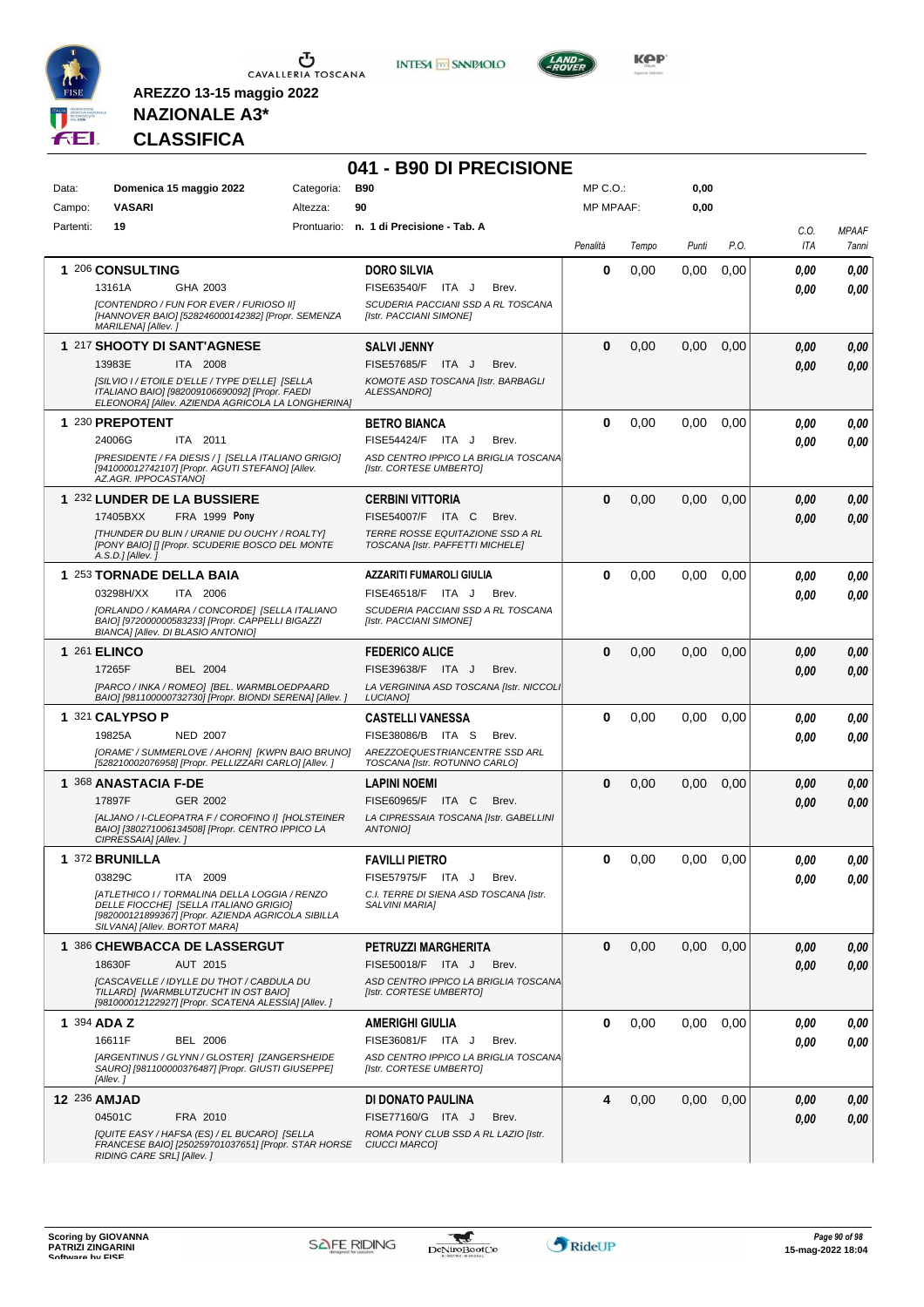**AREZZO 13-15 maggio 2022**

**NAZIONALE A3***

**CLASSIFICA**

# 041 - B90 DI PRECISIONE

| | | | | | |
|---|---|---|---|---|---|
| Data: | **Domenica 15 maggio 2022** | Categoria: | **B90** | MP C.O.: | **0,00** |
| Campo: | **VASARI** | Altezza: | **90** | MP MPAAF: | **0,00** |
| Partenti: | **19** | Prontuario: | **n. 1 di Precisione - Tab. A** | | |

| Cl. | N. | Cavallo | Cavaliere | Penalità | Tempo | Punti | P.O. | C.O. ITA | MPAAF 7anni |
|---|---|---|---|---|---|---|---|---|---|
| 1 | 206 | **CONSULTING** 13161A GHA 2003 *[CONTENDRO / FUN FOR EVER / FURIOSO II] [HANNOVER BAIO] [528246000142382] [Propr. SEMENZA MARILENA] [Allev. ]* | **DORO SILVIA** FISE63540/F ITA J Brev. *SCUDERIA PACCIANI SSD A RL TOSCANA [Istr. PACCIANI SIMONE]* | 0 | 0,00 | 0,00 | 0,00 | 0,00 / 0,00 | 0,00 / 0,00 |
| 1 | 217 | **SHOOTY DI SANT'AGNESE** 13983E ITA 2008 *[SILVIO I / ETOILE D'ELLE / TYPE D'ELLE] [SELLA ITALIANO BAIO] [982009106690092] [Propr. FAEDI ELEONORA] [Allev. AZIENDA AGRICOLA LA LONGHERINA]* | **SALVI JENNY** FISE57685/F ITA J Brev. *KOMOTE ASD TOSCANA [Istr. BARBAGLI ALESSANDRO]* | 0 | 0,00 | 0,00 | 0,00 | 0,00 / 0,00 | 0,00 / 0,00 |
| 1 | 230 | **PREPOTENT** 24006G ITA 2011 *[PRESIDENTE / FA DIESIS / ] [SELLA ITALIANO GRIGIO] [941000012742107] [Propr. AGUTI STEFANO] [Allev. AZ.AGR. IPPOCASTANO]* | **BETRO BIANCA** FISE54424/F ITA J Brev. *ASD CENTRO IPPICO LA BRIGLIA TOSCANA [Istr. CORTESE UMBERTO]* | 0 | 0,00 | 0,00 | 0,00 | 0,00 / 0,00 | 0,00 / 0,00 |
| 1 | 232 | **LUNDER DE LA BUSSIERE** 17405BXX FRA 1999 **Pony** *[THUNDER DU BLIN / URANIE DU OUCHY / ROALTY] [PONY BAIO] [] [Propr. SCUDERIE BOSCO DEL MONTE A.S.D.] [Allev. ]* | **CERBINI VITTORIA** FISE54007/F ITA C Brev. *TERRE ROSSE EQUITAZIONE SSD A RL TOSCANA [Istr. PAFFETTI MICHELE]* | 0 | 0,00 | 0,00 | 0,00 | 0,00 / 0,00 | 0,00 / 0,00 |
| 1 | 253 | **TORNADE DELLA BAIA** 03298H/XX ITA 2006 *[ORLANDO / KAMARA / CONCORDE] [SELLA ITALIANO BAIO] [972000000583233] [Propr. CAPPELLI BIGAZZI BIANCA] [Allev. DI BLASIO ANTONIO]* | **AZZARITI FUMAROLI GIULIA** FISE46518/F ITA J Brev. *SCUDERIA PACCIANI SSD A RL TOSCANA [Istr. PACCIANI SIMONE]* | 0 | 0,00 | 0,00 | 0,00 | 0,00 / 0,00 | 0,00 / 0,00 |
| 1 | 261 | **ELINCO** 17265F BEL 2004 *[PARCO / INKA / ROMEO] [BEL. WARMBLOEDPAARD BAIO] [981100000732730] [Propr. BIONDI SERENA] [Allev. ]* | **FEDERICO ALICE** FISE39638/F ITA J Brev. *LA VERGININA ASD TOSCANA [Istr. NICCOLI LUCIANO]* | 0 | 0,00 | 0,00 | 0,00 | 0,00 / 0,00 | 0,00 / 0,00 |
| 1 | 321 | **CALYPSO P** 19825A NED 2007 *[ORAME' / SUMMERLOVE / AHORN] [KWPN BAIO BRUNO] [528210002076958] [Propr. PELLIZZARI CARLO] [Allev. ]* | **CASTELLI VANESSA** FISE38086/B ITA S Brev. *AREZZOEQUESTRIANCENTRE SSD ARL TOSCANA [Istr. ROTUNNO CARLO]* | 0 | 0,00 | 0,00 | 0,00 | 0,00 / 0,00 | 0,00 / 0,00 |
| 1 | 368 | **ANASTACIA F-DE** 17897F GER 2002 *[ALJANO / I-CLEOPATRA F / COROFINO I] [HOLSTEINER BAIO] [380271006134508] [Propr. CENTRO IPPICO LA CIPRESSAIA] [Allev. ]* | **LAPINI NOEMI** FISE60965/F ITA C Brev. *LA CIPRESSAIA TOSCANA [Istr. GABELLINI ANTONIO]* | 0 | 0,00 | 0,00 | 0,00 | 0,00 / 0,00 | 0,00 / 0,00 |
| 1 | 372 | **BRUNILLA** 03829C ITA 2009 *[ATLETHICO I / TORMALINA DELLA LOGGIA / RENZO DELLE FIOCCHE] [SELLA ITALIANO GRIGIO] [982000121899367] [Propr. AZIENDA AGRICOLA SIBILLA SILVANA] [Allev. BORTOT MARA]* | **FAVILLI PIETRO** FISE57975/F ITA J Brev. *C.I. TERRE DI SIENA ASD TOSCANA [Istr. SALVINI MARIA]* | 0 | 0,00 | 0,00 | 0,00 | 0,00 / 0,00 | 0,00 / 0,00 |
| 1 | 386 | **CHEWBACCA DE LASSERGUT** 18630F AUT 2015 *[CASCAVELLE / IDYLLE DU THOT / CABDULA DU TILLARD] [WARMBLUTZUCHT IN OST BAIO] [981000012122927] [Propr. SCATENA ALESSIA] [Allev. ]* | **PETRUZZI MARGHERITA** FISE50018/F ITA J Brev. *ASD CENTRO IPPICO LA BRIGLIA TOSCANA [Istr. CORTESE UMBERTO]* | 0 | 0,00 | 0,00 | 0,00 | 0,00 / 0,00 | 0,00 / 0,00 |
| 1 | 394 | **ADA Z** 16611F BEL 2006 *[ARGENTINUS / GLYNN / GLOSTER] [ZANGERSHEIDE SAURO] [981100000376487] [Propr. GIUSTI GIUSEPPE] [Allev. ]* | **AMERIGHI GIULIA** FISE36081/F ITA J Brev. *ASD CENTRO IPPICO LA BRIGLIA TOSCANA [Istr. CORTESE UMBERTO]* | 0 | 0,00 | 0,00 | 0,00 | 0,00 / 0,00 | 0,00 / 0,00 |
| 12 | 236 | **AMJAD** 04501C FRA 2010 *[QUITE EASY / HAFSA (ES) / EL BUCARO] [SELLA FRANCESE BAIO] [250259701037651] [Propr. STAR HORSE RIDING CARE SRL] [Allev. ]* | **DI DONATO PAULINA** FISE77160/G ITA J Brev. *ROMA PONY CLUB SSD A RL LAZIO [Istr. CIUCCI MARCO]* | 4 | 0,00 | 0,00 | 0,00 | 0,00 / 0,00 | 0,00 / 0,00 |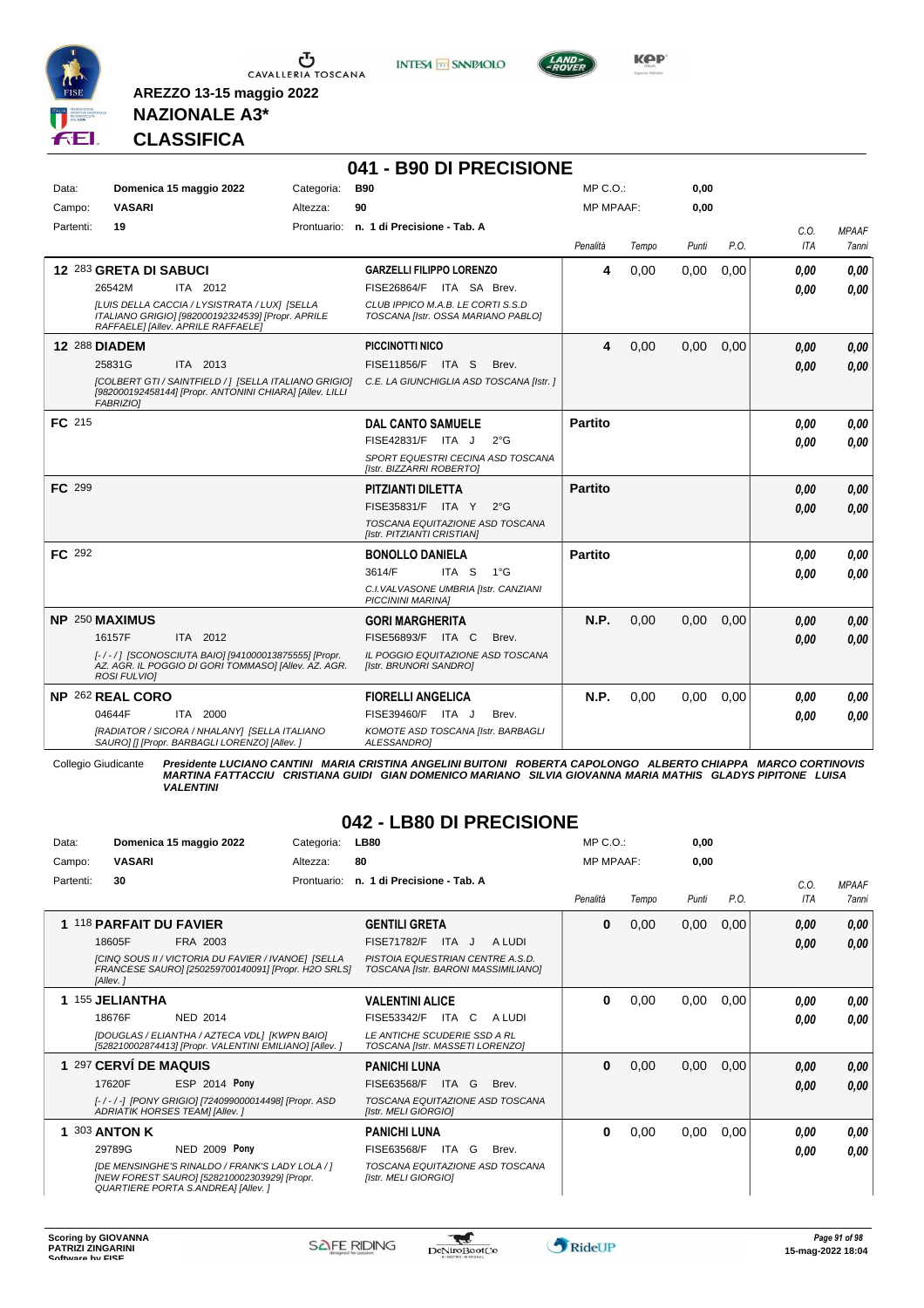**AREZZO 13-15 maggio 2022**

**NAZIONALE A3***

**CLASSIFICA**

## 041 - B90 DI PRECISIONE

| | | | | | |
|---|---|---|---|---|---|
| Data: | **Domenica 15 maggio 2022** | Categoria: | **B90** | MP C.O.: | **0,00** |
| Campo: | **VASARI** | Altezza: | **90** | MP MPAAF: | **0,00** |
| Partenti: | **19** | Prontuario: | **n. 1 di Precisione - Tab. A** | | |

| Pos. | Cavallo | Cavaliere | Penalità | Tempo | Punti | P.O. | C.O. ITA | MPAAF 7anni |
|---|---|---|---|---|---|---|---|---|
| 12 | 283 **GRETA DI SABUCI** 26542M ITA 2012 *[LUIS DELLA CACCIA / LYSISTRATA / LUX] [SELLA ITALIANO GRIGIO] [982000192324539] [Propr. APRILE RAFFAELE] [Allev. APRILE RAFFAELE]* | **GARZELLI FILIPPO LORENZO** FISE26864/F ITA SA Brev. *CLUB IPPICO M.A.B. LE CORTI S.S.D TOSCANA [Istr. OSSA MARIANO PABLO]* | **4** | 0,00 | 0,00 | 0,00 | **0,00** **0,00** | **0,00** **0,00** |
| 12 | 288 **DIADEM** 25831G ITA 2013 *[COLBERT GTI / SAINTFIELD / ] [SELLA ITALIANO GRIGIO] [982000192458144] [Propr. ANTONINI CHIARA] [Allev. LILLI FABRIZIO]* | **PICCINOTTI NICO** FISE11856/F ITA S Brev. *C.E. LA GIUNCHIGLIA ASD TOSCANA [Istr. ]* | **4** | 0,00 | 0,00 | 0,00 | **0,00** **0,00** | **0,00** **0,00** |
| FC | 215 | **DAL CANTO SAMUELE** FISE42831/F ITA J 2°G *SPORT EQUESTRI CECINA ASD TOSCANA [Istr. BIZZARRI ROBERTO]* | **Partito** | | | | **0,00** **0,00** | **0,00** **0,00** |
| FC | 299 | **PITZIANTI DILETTA** FISE35831/F ITA Y 2°G *TOSCANA EQUITAZIONE ASD TOSCANA [Istr. PITZIANTI CRISTIAN]* | **Partito** | | | | **0,00** **0,00** | **0,00** **0,00** |
| FC | 292 | **BONOLLO DANIELA** 3614/F ITA S 1°G *C.I.VALVASONE UMBRIA [Istr. CANZIANI PICCININI MARINA]* | **Partito** | | | | **0,00** **0,00** | **0,00** **0,00** |
| NP | 250 **MAXIMUS** 16157F ITA 2012 *[- / - / ] [SCONOSCIUTA BAIO] [941000013875555] [Propr. AZ. AGR. IL POGGIO DI GORI TOMMASO] [Allev. AZ. AGR. ROSI FULVIO]* | **GORI MARGHERITA** FISE56893/F ITA C Brev. *IL POGGIO EQUITAZIONE ASD TOSCANA [Istr. BRUNORI SANDRO]* | **N.P.** | 0,00 | 0,00 | 0,00 | **0,00** **0,00** | **0,00** **0,00** |
| NP | 262 **REAL CORO** 04644F ITA 2000 *[RADIATOR / SICORA / NHALANY] [SELLA ITALIANO SAURO] [] [Propr. BARBAGLI LORENZO] [Allev. ]* | **FIORELLI ANGELICA** FISE39460/F ITA J Brev. *KOMOTE ASD TOSCANA [Istr. BARBAGLI ALESSANDRO]* | **N.P.** | 0,00 | 0,00 | 0,00 | **0,00** **0,00** | **0,00** **0,00** |

Collegio Giudicante *Presidente LUCIANO CANTINI MARIA CRISTINA ANGELINI BUITONI ROBERTA CAPOLONGO ALBERTO CHIAPPA MARCO CORTINOVIS MARTINA FATTACCIU CRISTIANA GUIDI GIAN DOMENICO MARIANO SILVIA GIOVANNA MARIA MATHIS GLADYS PIPITONE LUISA VALENTINI*

## 042 - LB80 DI PRECISIONE

| | | | | | |
|---|---|---|---|---|---|
| Data: | **Domenica 15 maggio 2022** | Categoria: | **LB80** | MP C.O.: | **0,00** |
| Campo: | **VASARI** | Altezza: | **80** | MP MPAAF: | **0,00** |
| Partenti: | **30** | Prontuario: | **n. 1 di Precisione - Tab. A** | | |

| Pos. | Cavallo | Cavaliere | Penalità | Tempo | Punti | P.O. | C.O. ITA | MPAAF 7anni |
|---|---|---|---|---|---|---|---|---|
| 1 | 118 **PARFAIT DU FAVIER** 18605F FRA 2003 *[CINQ SOUS II / VICTORIA DU FAVIER / IVANOE] [SELLA FRANCESE SAURO] [250259700140091] [Propr. H2O SRLS] [Allev. ]* | **GENTILI GRETA** FISE71782/F ITA J A LUDI *PISTOIA EQUESTRIAN CENTRE A.S.D. TOSCANA [Istr. BARONI MASSIMILIANO]* | **0** | 0,00 | 0,00 | 0,00 | **0,00** **0,00** | **0,00** **0,00** |
| 1 | 155 **JELIANTHA** 18676F NED 2014 *[DOUGLAS / ELIANTHA / AZTECA VDL] [KWPN BAIO] [528210002874413] [Propr. VALENTINI EMILIANO] [Allev. ]* | **VALENTINI ALICE** FISE53342/F ITA C A LUDI *LE ANTICHE SCUDERIE SSD A RL TOSCANA [Istr. MASSETI LORENZO]* | **0** | 0,00 | 0,00 | 0,00 | **0,00** **0,00** | **0,00** **0,00** |
| 1 | 297 **CERVÍ DE MAQUIS** 17620F ESP 2014 **Pony** *[- / - / -] [PONY GRIGIO] [724099000014498] [Propr. ASD ADRIATIK HORSES TEAM] [Allev. ]* | **PANICHI LUNA** FISE63568/F ITA G Brev. *TOSCANA EQUITAZIONE ASD TOSCANA [Istr. MELI GIORGIO]* | **0** | 0,00 | 0,00 | 0,00 | **0,00** **0,00** | **0,00** **0,00** |
| 1 | 303 **ANTON K** 29789G NED 2009 **Pony** *[DE MENSINGHE'S RINALDO / FRANK'S LADY LOLA / ] [NEW FOREST SAURO] [528210002303929] [Propr. QUARTIERE PORTA S.ANDREA] [Allev. ]* | **PANICHI LUNA** FISE63568/F ITA G Brev. *TOSCANA EQUITAZIONE ASD TOSCANA [Istr. MELI GIORGIO]* | **0** | 0,00 | 0,00 | 0,00 | **0,00** **0,00** | **0,00** **0,00** |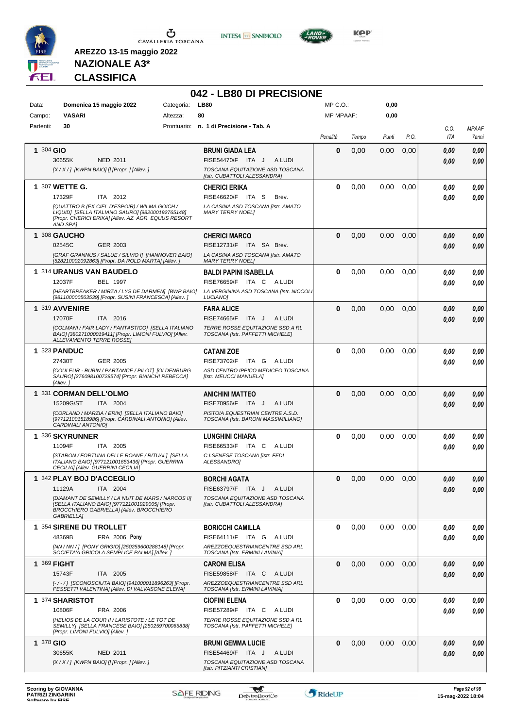AREZZO 13-15 maggio 2022

**NAZIONALE A3***

**CLASSIFICA**

# 042 - LB80 DI PRECISIONE

| | | | | | |
|---|---|---|---|---|---|
| Data: | **Domenica 15 maggio 2022** | Categoria: | **LB80** | MP C.O.: | **0,00** |
| Campo: | **VASARI** | Altezza: | **80** | MP MPAAF: | **0,00** |
| Partenti: | **30** | Prontuario: | **n. 1 di Precisione - Tab. A** | | |

| Cl. | Cavallo | Cavaliere | Penalità | Tempo | Punti | P.O. | C.O. ITA | MPAAF 7anni |
|---|---|---|---|---|---|---|---|---|
| 1 | 304 **GIO** 30655K NED 2011 [X / X / ] [KWPN BAIO] [] [Propr. ] [Allev. ] | **BRUNI GIADA LEA** FISE54470/F ITA J A LUDI TOSCANA EQUITAZIONE ASD TOSCANA [Istr. CUBATTOLI ALESSANDRA] | 0 | 0,00 | 0,00 | 0,00 | 0,00 / 0,00 | 0,00 / 0,00 |
| 1 | 307 **WETTE G.** 17329F ITA 2012 [QUATTRO B (EX CIEL D'ESPOIR) / WILMA GOICH / LIQUID] [SELLA ITALIANO SAURO] [982000192765148] [Propr. CHERICI ERIKA] [Allev. AZ. AGR. EQUUS RESORT AND SPA] | **CHERICI ERIKA** FISE46620/F ITA S Brev. LA CASINA ASD TOSCANA [Istr. AMATO MARY TERRY NOEL] | 0 | 0,00 | 0,00 | 0,00 | 0,00 / 0,00 | 0,00 / 0,00 |
| 1 | 308 **GAUCHO** 02545C GER 2003 [GRAF GRANNUS / SALUE / SILVIO I] [HANNOVER BAIO] [528210002092863] [Propr. DA ROLD MARTA] [Allev. ] | **CHERICI MARCO** FISE12731/F ITA SA Brev. LA CASINA ASD TOSCANA [Istr. AMATO MARY TERRY NOEL] | 0 | 0,00 | 0,00 | 0,00 | 0,00 / 0,00 | 0,00 / 0,00 |
| 1 | 314 **URANUS VAN BAUDELO** 12037F BEL 1997 [HEARTBREAKER / MIRZA / LYS DE DARMEN] [BWP BAIO] [981100000563539] [Propr. SUSINI FRANCESCA] [Allev. ] | **BALDI PAPINI ISABELLA** FISE76659/F ITA C A LUDI LA VERGININA ASD TOSCANA [Istr. NICCOLI LUCIANO] | 0 | 0,00 | 0,00 | 0,00 | 0,00 / 0,00 | 0,00 / 0,00 |
| 1 | 319 **AVVENIRE** 17070F ITA 2016 [COLMANI / FAIR LADY / FANTASTICO] [SELLA ITALIANO BAIO] [380271000019411] [Propr. LIMONI FULVIO] [Allev. ALLEVAMENTO TERRE ROSSE] | **FARA ALICE** FISE74665/F ITA J A LUDI TERRE ROSSE EQUITAZIONE SSD A RL TOSCANA [Istr. PAFFETTI MICHELE] | 0 | 0,00 | 0,00 | 0,00 | 0,00 / 0,00 | 0,00 / 0,00 |
| 1 | 323 **PANDUC** 27430T GER 2005 [COULEUR - RUBIN / PARTANCE / PILOT] [OLDENBURG SAURO] [276098100728574] [Propr. BIANCHI REBECCA] [Allev. ] | **CATANI ZOE** FISE73702/F ITA G A LUDI ASD CENTRO IPPICO MEDICEO TOSCANA [Istr. MEUCCI MANUELA] | 0 | 0,00 | 0,00 | 0,00 | 0,00 / 0,00 | 0,00 / 0,00 |
| 1 | 331 **CORMAN DELL'OLMO** 15209G/ST ITA 2004 [CORLAND / MARZIA / ERIN] [SELLA ITALIANO BAIO] [977121001518986] [Propr. CARDINALI ANTONIO] [Allev. CARDINALI ANTONIO] | **ANICHINI MATTEO** FISE70956/F ITA J A LUDI PISTOIA EQUESTRIAN CENTRE A.S.D. TOSCANA [Istr. BARONI MASSIMILIANO] | 0 | 0,00 | 0,00 | 0,00 | 0,00 / 0,00 | 0,00 / 0,00 |
| 1 | 336 **SKYRUNNER** 11094F ITA 2005 [STARON / FORTUNA DELLE ROANE / RITUAL] [SELLA ITALIANO BAIO] [977121001653436] [Propr. GUERRINI CECILIA] [Allev. GUERRINI CECILIA] | **LUNGHINI CHIARA** FISE66533/F ITA C A LUDI C.I.SENESE TOSCANA [Istr. FEDI ALESSANDRO] | 0 | 0,00 | 0,00 | 0,00 | 0,00 / 0,00 | 0,00 / 0,00 |
| 1 | 342 **PLAY BOJ D'ACCEGLIO** 11129A ITA 2004 [DIAMANT DE SEMILLY / LA NUIT DE MARS / NARCOS II] [SELLA ITALIANO BAIO] [977121001929005] [Propr. BROCCHIERO GABRIELLA] [Allev. BROCCHIERO GABRIELLA] | **BORCHI AGATA** FISE63797/F ITA J A LUDI TOSCANA EQUITAZIONE ASD TOSCANA [Istr. CUBATTOLI ALESSANDRA] | 0 | 0,00 | 0,00 | 0,00 | 0,00 / 0,00 | 0,00 / 0,00 |
| 1 | 354 **SIRENE DU TROLLET** 48369B FRA 2006 **Pony** [NN / NN / ] [PONY GRIGIO] [250259600288148] [Propr. SOCIETA'A GRICOLA SEMPLICE PALMA] [Allev. ] | **BORICCHI CAMILLA** FISE64111/F ITA G A LUDI AREZZOEQUESTRIANCENTRE SSD ARL TOSCANA [Istr. ERMINI LAVINIA] | 0 | 0,00 | 0,00 | 0,00 | 0,00 / 0,00 | 0,00 / 0,00 |
| 1 | 369 **FIGHT** 15743F ITA 2005 [- / - / ] [SCONOSCIUTA BAIO] [941000011896263] [Propr. PESSETTI VALENTINA] [Allev. DI VALVASONE ELENA] | **CARONI ELISA** FISE59858/F ITA C A LUDI AREZZOEQUESTRIANCENTRE SSD ARL TOSCANA [Istr. ERMINI LAVINIA] | 0 | 0,00 | 0,00 | 0,00 | 0,00 / 0,00 | 0,00 / 0,00 |
| 1 | 374 **SHARISTOT** 10806F FRA 2006 [HELIOS DE LA COUR II / LARISTOTE / LE TOT DE SEMILLY] [SELLA FRANCESE BAIO] [250259700065838] [Propr. LIMONI FULVIO] [Allev. ] | **CIOFINI ELENA** FISE57289/F ITA C A LUDI TERRE ROSSE EQUITAZIONE SSD A RL TOSCANA [Istr. PAFFETTI MICHELE] | 0 | 0,00 | 0,00 | 0,00 | 0,00 / 0,00 | 0,00 / 0,00 |
| 1 | 378 **GIO** 30655K NED 2011 [X / X / ] [KWPN BAIO] [] [Propr. ] [Allev. ] | **BRUNI GEMMA LUCIE** FISE54469/F ITA J A LUDI TOSCANA EQUITAZIONE ASD TOSCANA [Istr. PITZIANTI CRISTIAN] | 0 | 0,00 | 0,00 | 0,00 | 0,00 / 0,00 | 0,00 / 0,00 |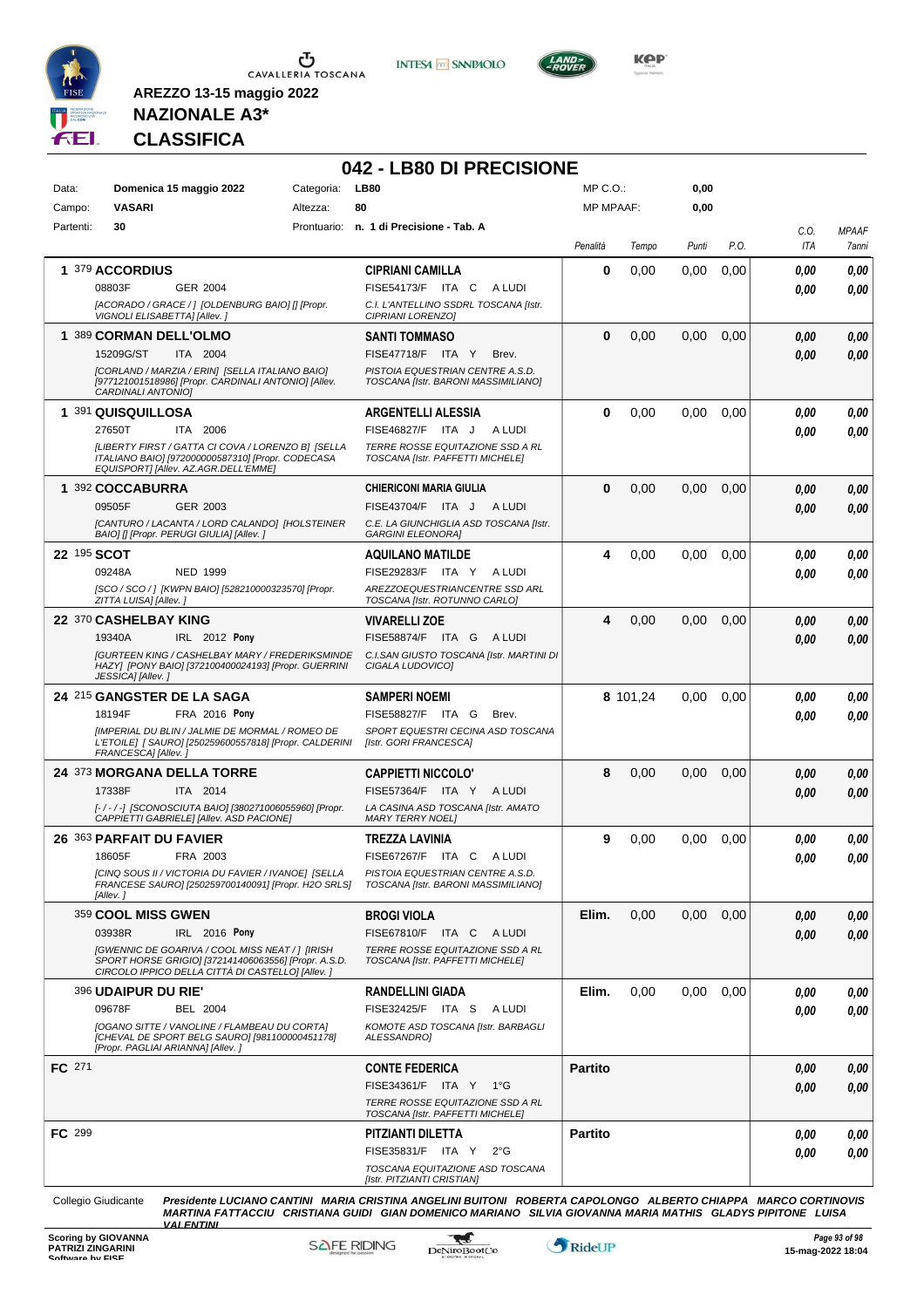AREZZO 13-15 maggio 2022

**NAZIONALE A3***

**CLASSIFICA**

## 042 - LB80 DI PRECISIONE

| | | | |
|---|---|---|---|
| Data: | Domenica 15 maggio 2022 | Categoria: | LB80 |
| Campo: | VASARI | Altezza: | 80 |
| Partenti: | 30 | Prontuario: | n. 1 di Precisione - Tab. A |

MP C.O.: 0,00
MP MPAAF: 0,00

| Pos. | Cavallo | Cavaliere | Penalità | Tempo | Punti | P.O. | C.O. ITA | MPAAF 7anni |
|---|---|---|---|---|---|---|---|---|
| 1 | 379 **ACCORDIUS** 08803F GER 2004 [ACORADO / GRACE / ] [OLDENBURG BAIO] [] [Propr. VIGNOLI ELISABETTA] [Allev. ] | **CIPRIANI CAMILLA** FISE54173/F ITA C A LUDI C.I. L'ANTELLINO SSDRL TOSCANA [Istr. CIPRIANI LORENZO] | 0 | 0,00 | 0,00 | 0,00 | 0,00 / 0,00 | 0,00 / 0,00 |
| 1 | 389 **CORMAN DELL'OLMO** 15209G/ST ITA 2004 [CORLAND / MARZIA / ERIN] [SELLA ITALIANO BAIO] [977121001518986] [Propr. CARDINALI ANTONIO] [Allev. CARDINALI ANTONIO] | **SANTI TOMMASO** FISE47718/F ITA Y Brev. PISTOIA EQUESTRIAN CENTRE A.S.D. TOSCANA [Istr. BARONI MASSIMILIANO] | 0 | 0,00 | 0,00 | 0,00 | 0,00 / 0,00 | 0,00 / 0,00 |
| 1 | 391 **QUISQUILLOSA** 27650T ITA 2006 [LIBERTY FIRST / GATTA CI COVA / LORENZO B] [SELLA ITALIANO BAIO] [972000000587310] [Propr. CODECASA EQUISPORT] [Allev. AZ.AGR.DELL'EMME] | **ARGENTELLI ALESSIA** FISE46827/F ITA J A LUDI TERRE ROSSE EQUITAZIONE SSD A RL TOSCANA [Istr. PAFFETTI MICHELE] | 0 | 0,00 | 0,00 | 0,00 | 0,00 / 0,00 | 0,00 / 0,00 |
| 1 | 392 **COCCABURRA** 09505F GER 2003 [CANTURO / LACANTA / LORD CALANDO] [HOLSTEINER BAIO] [] [Propr. PERUGI GIULIA] [Allev. ] | **CHIERICONI MARIA GIULIA** FISE43704/F ITA J A LUDI C.E. LA GIUNCHIGLIA ASD TOSCANA [Istr. GARGINI ELEONORA] | 0 | 0,00 | 0,00 | 0,00 | 0,00 / 0,00 | 0,00 / 0,00 |
| 22 | 195 **SCOT** 09248A NED 1999 [SCO / SCO / ] [KWPN BAIO] [528210000323570] [Propr. ZITTA LUISA] [Allev. ] | **AQUILANO MATILDE** FISE29283/F ITA Y A LUDI AREZZOEQUESTRIANCENTRE SSD ARL TOSCANA [Istr. ROTUNNO CARLO] | 4 | 0,00 | 0,00 | 0,00 | 0,00 / 0,00 | 0,00 / 0,00 |
| 22 | 370 **CASHELBAY KING** 19340A IRL 2012 Pony [GURTEEN KING / CASHELBAY MARY / FREDERIKSMINDE HAZY] [PONY BAIO] [372100400024193] [Propr. GUERRINI JESSICA] [Allev. ] | **VIVARELLI ZOE** FISE58874/F ITA G A LUDI C.I.SAN GIUSTO TOSCANA [Istr. MARTINI DI CIGALA LUDOVICO] | 4 | 0,00 | 0,00 | 0,00 | 0,00 / 0,00 | 0,00 / 0,00 |
| 24 | 215 **GANGSTER DE LA SAGA** 18194F FRA 2016 Pony [IMPERIAL DU BLIN / JALMIE DE MORMAL / ROMEO DE L'ETOILE] [ SAURO] [250259600557818] [Propr. CALDERINI FRANCESCA] [Allev. ] | **SAMPERI NOEMI** FISE58827/F ITA G Brev. SPORT EQUESTRI CECINA ASD TOSCANA [Istr. GORI FRANCESCA] | 8 | 101,24 | 0,00 | 0,00 | 0,00 / 0,00 | 0,00 / 0,00 |
| 24 | 373 **MORGANA DELLA TORRE** 17338F ITA 2014 [- / - / -] [SCONOSCIUTA BAIO] [380271006055960] [Propr. CAPPIETTI GABRIELE] [Allev. ASD PACIONE] | **CAPPIETTI NICCOLO'** FISE57364/F ITA Y A LUDI LA CASINA ASD TOSCANA [Istr. AMATO MARY TERRY NOEL] | 8 | 0,00 | 0,00 | 0,00 | 0,00 / 0,00 | 0,00 / 0,00 |
| 26 | 363 **PARFAIT DU FAVIER** 18605F FRA 2003 [CINQ SOUS II / VICTORIA DU FAVIER / IVANOE] [SELLA FRANCESE SAURO] [250259700140091] [Propr. H2O SRLS] [Allev. ] | **TREZZA LAVINIA** FISE67267/F ITA C A LUDI PISTOIA EQUESTRIAN CENTRE A.S.D. TOSCANA [Istr. BARONI MASSIMILIANO] | 9 | 0,00 | 0,00 | 0,00 | 0,00 / 0,00 | 0,00 / 0,00 |
| | 359 **COOL MISS GWEN** 03938R IRL 2016 Pony [GWENNIC DE GOARIVA / COOL MISS NEAT / ] [IRISH SPORT HORSE GRIGIO] [372141406063556] [Propr. A.S.D. CIRCOLO IPPICO DELLA CITTÀ DI CASTELLO] [Allev. ] | **BROGI VIOLA** FISE67810/F ITA C A LUDI TERRE ROSSE EQUITAZIONE SSD A RL TOSCANA [Istr. PAFFETTI MICHELE] | Elim. | 0,00 | 0,00 | 0,00 | 0,00 / 0,00 | 0,00 / 0,00 |
| | 396 **UDAIPUR DU RIE'** 09678F BEL 2004 [OGANO SITTE / VANOLINE / FLAMBEAU DU CORTA] [CHEVAL DE SPORT BELG SAURO] [981100000451178] [Propr. PAGLIAI ARIANNA] [Allev. ] | **RANDELLINI GIADA** FISE32425/F ITA S A LUDI KOMOTE ASD TOSCANA [Istr. BARBAGLI ALESSANDRO] | Elim. | 0,00 | 0,00 | 0,00 | 0,00 / 0,00 | 0,00 / 0,00 |
| FC | 271 | **CONTE FEDERICA** FISE34361/F ITA Y 1°G TERRE ROSSE EQUITAZIONE SSD A RL TOSCANA [Istr. PAFFETTI MICHELE] | Partito | | | | 0,00 / 0,00 | 0,00 / 0,00 |
| FC | 299 | **PITZIANTI DILETTA** FISE35831/F ITA Y 2°G TOSCANA EQUITAZIONE ASD TOSCANA [Istr. PITZIANTI CRISTIAN] | Partito | | | | 0,00 / 0,00 | 0,00 / 0,00 |

Collegio Giudicante *Presidente LUCIANO CANTINI MARIA CRISTINA ANGELINI BUITONI ROBERTA CAPOLONGO ALBERTO CHIAPPA MARCO CORTINOVIS MARTINA FATTACCIU CRISTIANA GUIDI GIAN DOMENICO MARIANO SILVIA GIOVANNA MARIA MATHIS GLADYS PIPITONE LUISA VALENTINI*

Scoring by GIOVANNA PATRIZI ZINGARINI Software by FISE

15-mag-2022 18:04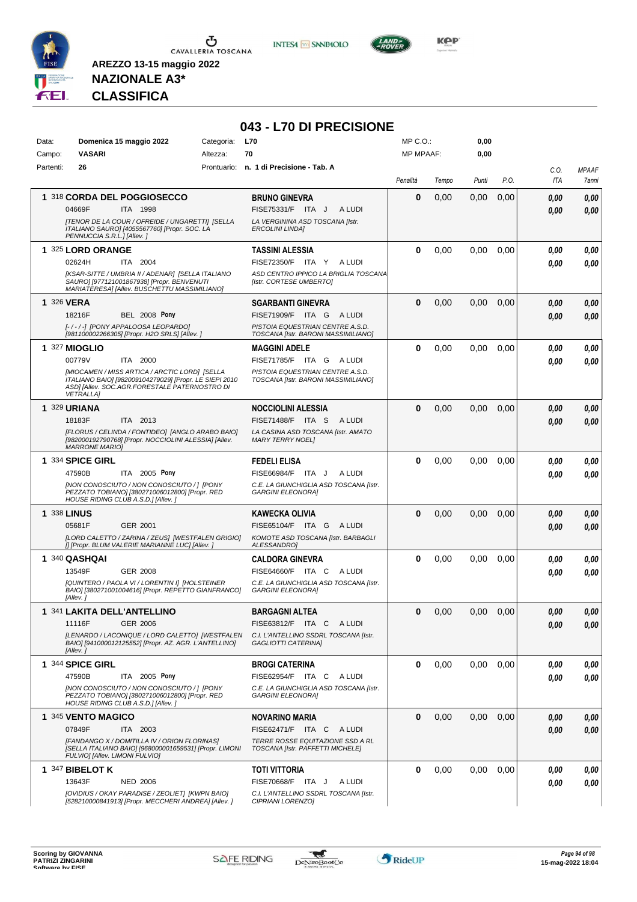**AREZZO 13-15 maggio 2022**
**NAZIONALE A3***
**CLASSIFICA**

## 043 - L70 DI PRECISIONE

| | | | |
|---|---|---|---|
| Data: | Domenica 15 maggio 2022 | Categoria: | L70 |
| Campo: | VASARI | Altezza: | 70 |
| Partenti: | 26 | Prontuario: | n. 1 di Precisione - Tab. A |

MP C.O.: 0,00
MP MPAAF: 0,00

| Cl. | Cavallo | Cavaliere | Penalità | Tempo | Punti | P.O. | C.O. ITA | MPAAF 7anni |
|---|---|---|---|---|---|---|---|---|
| 1 | 318 **CORDA DEL POGGIOSECCO**<br>04669F ITA 1998<br>*[TENOR DE LA COUR / OFREIDE / UNGARETTI] [SELLA ITALIANO SAURO] [4055567760] [Propr. SOC. LA PENNUCCIA S.R.L.] [Allev. ]* | **BRUNO GINEVRA**<br>FISE75331/F ITA J A LUDI<br>*LA VERGININA ASD TOSCANA [Istr. ERCOLINI LINDA]* | 0 | 0,00 | 0,00 | 0,00 | 0,00<br>0,00 | 0,00<br>0,00 |
| 1 | 325 **LORD ORANGE**<br>02624H ITA 2004<br>*[KSAR-SITTE / UMBRIA II / ADENAR] [SELLA ITALIANO SAURO] [977121001867938] [Propr. BENVENUTI MARIATERESA] [Allev. BUSCHETTU MASSIMILIANO]* | **TASSINI ALESSIA**<br>FISE72350/F ITA Y A LUDI<br>*ASD CENTRO IPPICO LA BRIGLIA TOSCANA [Istr. CORTESE UMBERTO]* | 0 | 0,00 | 0,00 | 0,00 | 0,00<br>0,00 | 0,00<br>0,00 |
| 1 | 326 **VERA**<br>18216F BEL 2008 **Pony**<br>*[- / - / -] [PONY APPALOOSA LEOPARDO] [981100002266305] [Propr. H2O SRLS] [Allev. ]* | **SGARBANTI GINEVRA**<br>FISE71909/F ITA G A LUDI<br>*PISTOIA EQUESTRIAN CENTRE A.S.D. TOSCANA [Istr. BARONI MASSIMILIANO]* | 0 | 0,00 | 0,00 | 0,00 | 0,00<br>0,00 | 0,00<br>0,00 |
| 1 | 327 **MIOGLIO**<br>00779V ITA 2000<br>*[MIOCAMEN / MISS ARTICA / ARCTIC LORD] [SELLA ITALIANO BAIO] [982009104279029] [Propr. LE SIEPI 2010 ASD] [Allev. SOC.AGR.FORESTALE PATERNOSTRO DI VETRALLA]* | **MAGGINI ADELE**<br>FISE71785/F ITA G A LUDI<br>*PISTOIA EQUESTRIAN CENTRE A.S.D. TOSCANA [Istr. BARONI MASSIMILIANO]* | 0 | 0,00 | 0,00 | 0,00 | 0,00<br>0,00 | 0,00<br>0,00 |
| 1 | 329 **URIANA**<br>18183F ITA 2013<br>*[FLORUS / CELINDA / FONTIDEO] [ANGLO ARABO BAIO] [982000192790768] [Propr. NOCCIOLINI ALESSIA] [Allev. MARRONE MARIO]* | **NOCCIOLINI ALESSIA**<br>FISE71488/F ITA S A LUDI<br>*LA CASINA ASD TOSCANA [Istr. AMATO MARY TERRY NOEL]* | 0 | 0,00 | 0,00 | 0,00 | 0,00<br>0,00 | 0,00<br>0,00 |
| 1 | 334 **SPICE GIRL**<br>47590B ITA 2005 **Pony**<br>*[NON CONOSCIUTO / NON CONOSCIUTO / ] [PONY PEZZATO TOBIANO] [380271006012800] [Propr. RED HOUSE RIDING CLUB A.S.D.] [Allev. ]* | **FEDELI ELISA**<br>FISE66984/F ITA J A LUDI<br>*C.E. LA GIUNCHIGLIA ASD TOSCANA [Istr. GARGINI ELEONORA]* | 0 | 0,00 | 0,00 | 0,00 | 0,00<br>0,00 | 0,00<br>0,00 |
| 1 | 338 **LINUS**<br>05681F GER 2001<br>*[LORD CALETTO / ZARINA / ZEUS] [WESTFALEN GRIGIO] [] [Propr. BLUM VALERIE MARIANNE LUC] [Allev. ]* | **KAWECKA OLIVIA**<br>FISE65104/F ITA G A LUDI<br>*KOMOTE ASD TOSCANA [Istr. BARBAGLI ALESSANDRO]* | 0 | 0,00 | 0,00 | 0,00 | 0,00<br>0,00 | 0,00<br>0,00 |
| 1 | 340 **QASHQAI**<br>13549F GER 2008<br>*[QUINTERO / PAOLA VI / LORENTIN I] [HOLSTEINER BAIO] [380271001004616] [Propr. REPETTO GIANFRANCO] [Allev. ]* | **CALDORA GINEVRA**<br>FISE64660/F ITA C A LUDI<br>*C.E. LA GIUNCHIGLIA ASD TOSCANA [Istr. GARGINI ELEONORA]* | 0 | 0,00 | 0,00 | 0,00 | 0,00<br>0,00 | 0,00<br>0,00 |
| 1 | 341 **LAKITA DELL'ANTELLINO**<br>11116F GER 2006<br>*[LENARDO / LACONIQUE / LORD CALETTO] [WESTFALEN BAIO] [941000012125552] [Propr. AZ. AGR. L'ANTELLINO] [Allev. ]* | **BARGAGNI ALTEA**<br>FISE63812/F ITA C A LUDI<br>*C.I. L'ANTELLINO SSDRL TOSCANA [Istr. GAGLIOTTI CATERINA]* | 0 | 0,00 | 0,00 | 0,00 | 0,00<br>0,00 | 0,00<br>0,00 |
| 1 | 344 **SPICE GIRL**<br>47590B ITA 2005 **Pony**<br>*[NON CONOSCIUTO / NON CONOSCIUTO / ] [PONY PEZZATO TOBIANO] [380271006012800] [Propr. RED HOUSE RIDING CLUB A.S.D.] [Allev. ]* | **BROGI CATERINA**<br>FISE62954/F ITA C A LUDI<br>*C.E. LA GIUNCHIGLIA ASD TOSCANA [Istr. GARGINI ELEONORA]* | 0 | 0,00 | 0,00 | 0,00 | 0,00<br>0,00 | 0,00<br>0,00 |
| 1 | 345 **VENTO MAGICO**<br>07849F ITA 2003<br>*[FANDANGO X / DOMITILLA IV / ORION FLORINAS] [SELLA ITALIANO BAIO] [968000001659531] [Propr. LIMONI FULVIO] [Allev. LIMONI FULVIO]* | **NOVARINO MARIA**<br>FISE62471/F ITA C A LUDI<br>*TERRE ROSSE EQUITAZIONE SSD A RL TOSCANA [Istr. PAFFETTI MICHELE]* | 0 | 0,00 | 0,00 | 0,00 | 0,00<br>0,00 | 0,00<br>0,00 |
| 1 | 347 **BIBELOT K**<br>13643F NED 2006<br>*[OVIDIUS / OKAY PARADISE / ZEOLIET] [KWPN BAIO] [528210000841913] [Propr. MECCHERI ANDREA] [Allev. ]* | **TOTI VITTORIA**<br>FISE70668/F ITA J A LUDI<br>*C.I. L'ANTELLINO SSDRL TOSCANA [Istr. CIPRIANI LORENZO]* | 0 | 0,00 | 0,00 | 0,00 | 0,00<br>0,00 | 0,00<br>0,00 |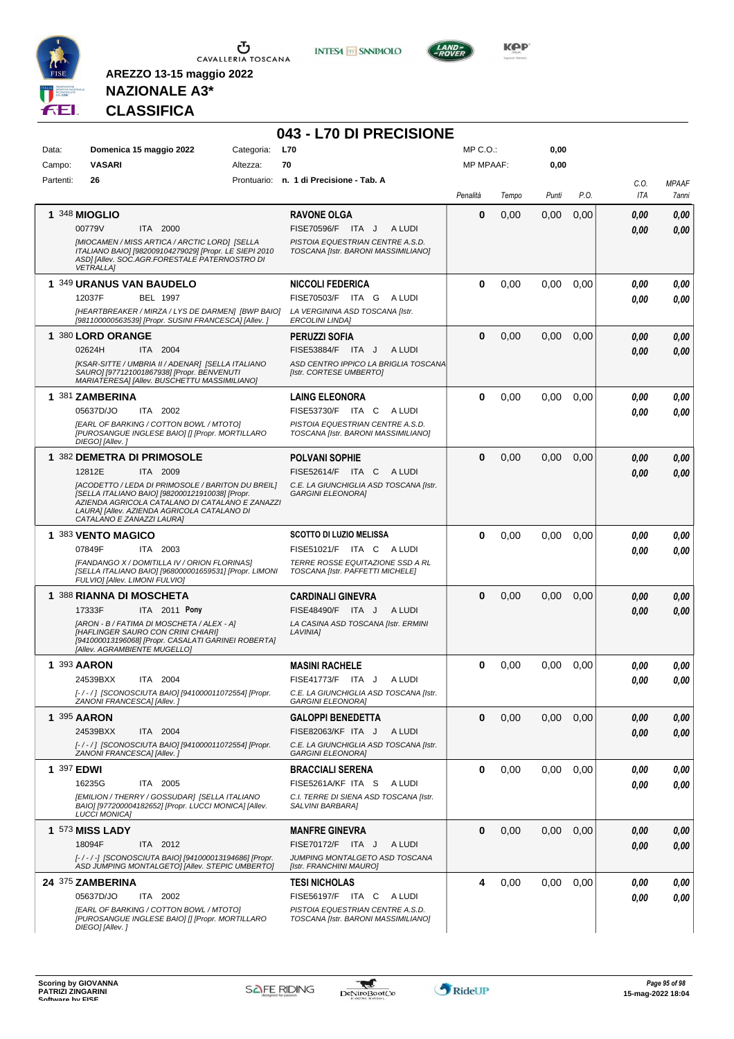**AREZZO 13-15 maggio 2022**

**NAZIONALE A3***

**CLASSIFICA**

# 043 - L70 DI PRECISIONE

| | | | | | |
|---|---|---|---|---|---|
| Data: | Domenica 15 maggio 2022 | Categoria: | L70 | MP C.O.: | 0,00 |
| Campo: | VASARI | Altezza: | 70 | MP MPAAF: | 0,00 |
| Partenti: | 26 | Prontuario: | n. 1 di Precisione - Tab. A | | |

| Cl. | Cavallo | Cavaliere | Penalità | Tempo | Punti | P.O. | C.O. ITA | MPAAF 7anni |
|---|---|---|---|---|---|---|---|---|
| 1 | 348 **MIOGLIO** 00779V ITA 2000 *[MIOCAMEN / MISS ARTICA / ARCTIC LORD] [SELLA ITALIANO BAIO] [982009104279029] [Propr. LE SIEPI 2010 ASD] [Allev. SOC.AGR.FORESTALE PATERNOSTRO DI VETRALLA]* | **RAVONE OLGA** FISE70596/F ITA J A LUDI *PISTOIA EQUESTRIAN CENTRE A.S.D. TOSCANA [Istr. BARONI MASSIMILIANO]* | 0 | 0,00 | 0,00 | 0,00 | 0,00 / 0,00 | 0,00 / 0,00 |
| 1 | 349 **URANUS VAN BAUDELO** 12037F BEL 1997 *[HEARTBREAKER / MIRZA / LYS DE DARMEN] [BWP BAIO] [981100000563539] [Propr. SUSINI FRANCESCA] [Allev. ]* | **NICCOLI FEDERICA** FISE70503/F ITA G A LUDI *LA VERGININA ASD TOSCANA [Istr. ERCOLINI LINDA]* | 0 | 0,00 | 0,00 | 0,00 | 0,00 / 0,00 | 0,00 / 0,00 |
| 1 | 380 **LORD ORANGE** 02624H ITA 2004 *[KSAR-SITTE / UMBRIA II / ADENAR] [SELLA ITALIANO SAURO] [977121001867938] [Propr. BENVENUTI MARIATERESA] [Allev. BUSCHETTU MASSIMILIANO]* | **PERUZZI SOFIA** FISE53884/F ITA J A LUDI *ASD CENTRO IPPICO LA BRIGLIA TOSCANA [Istr. CORTESE UMBERTO]* | 0 | 0,00 | 0,00 | 0,00 | 0,00 / 0,00 | 0,00 / 0,00 |
| 1 | 381 **ZAMBERINA** 05637D/JO ITA 2002 *[EARL OF BARKING / COTTON BOWL / MTOTO] [PUROSANGUE INGLESE BAIO] [] [Propr. MORTILLARO DIEGO] [Allev. ]* | **LAING ELEONORA** FISE53730/F ITA C A LUDI *PISTOIA EQUESTRIAN CENTRE A.S.D. TOSCANA [Istr. BARONI MASSIMILIANO]* | 0 | 0,00 | 0,00 | 0,00 | 0,00 / 0,00 | 0,00 / 0,00 |
| 1 | 382 **DEMETRA DI PRIMOSOLE** 12812E ITA 2009 *[ACODETTO / LEDA DI PRIMOSOLE / BARITON DU BREIL] [SELLA ITALIANO BAIO] [982000121910038] [Propr. AZIENDA AGRICOLA CATALANO DI CATALANO E ZANAZZI LAURA] [Allev. AZIENDA AGRICOLA CATALANO DI CATALANO E ZANAZZI LAURA]* | **POLVANI SOPHIE** FISE52614/F ITA C A LUDI *C.E. LA GIUNCHIGLIA ASD TOSCANA [Istr. GARGINI ELEONORA]* | 0 | 0,00 | 0,00 | 0,00 | 0,00 / 0,00 | 0,00 / 0,00 |
| 1 | 383 **VENTO MAGICO** 07849F ITA 2003 *[FANDANGO X / DOMITILLA IV / ORION FLORINAS] [SELLA ITALIANO BAIO] [968000001659531] [Propr. LIMONI FULVIO] [Allev. LIMONI FULVIO]* | **SCOTTO DI LUZIO MELISSA** FISE51021/F ITA C A LUDI *TERRE ROSSE EQUITAZIONE SSD A RL TOSCANA [Istr. PAFFETTI MICHELE]* | 0 | 0,00 | 0,00 | 0,00 | 0,00 / 0,00 | 0,00 / 0,00 |
| 1 | 388 **RIANNA DI MOSCHETA** 17333F ITA 2011 **Pony** *[ARON - B / FATIMA DI MOSCHETA / ALEX - A] [HAFLINGER SAURO CON CRINI CHIARI] [941000013196068] [Propr. CASALATI GARINEI ROBERTA] [Allev. AGRAMBIENTE MUGELLO]* | **CARDINALI GINEVRA** FISE48490/F ITA J A LUDI *LA CASINA ASD TOSCANA [Istr. ERMINI LAVINIA]* | 0 | 0,00 | 0,00 | 0,00 | 0,00 / 0,00 | 0,00 / 0,00 |
| 1 | 393 **AARON** 24539BXX ITA 2004 *[- / - / ] [SCONOSCIUTA BAIO] [941000011072554] [Propr. ZANONI FRANCESCA] [Allev. ]* | **MASINI RACHELE** FISE41773/F ITA J A LUDI *C.E. LA GIUNCHIGLIA ASD TOSCANA [Istr. GARGINI ELEONORA]* | 0 | 0,00 | 0,00 | 0,00 | 0,00 / 0,00 | 0,00 / 0,00 |
| 1 | 395 **AARON** 24539BXX ITA 2004 *[- / - / ] [SCONOSCIUTA BAIO] [941000011072554] [Propr. ZANONI FRANCESCA] [Allev. ]* | **GALOPPI BENEDETTA** FISE82063/KF ITA J A LUDI *C.E. LA GIUNCHIGLIA ASD TOSCANA [Istr. GARGINI ELEONORA]* | 0 | 0,00 | 0,00 | 0,00 | 0,00 / 0,00 | 0,00 / 0,00 |
| 1 | 397 **EDWI** 16235G ITA 2005 *[EMILION / THERRY / GOSSUDAR] [SELLA ITALIANO BAIO] [977200004182652] [Propr. LUCCI MONICA] [Allev. LUCCI MONICA]* | **BRACCIALI SERENA** FISE5261A/KF ITA S A LUDI *C.I. TERRE DI SIENA ASD TOSCANA [Istr. SALVINI BARBARA]* | 0 | 0,00 | 0,00 | 0,00 | 0,00 / 0,00 | 0,00 / 0,00 |
| 1 | 573 **MISS LADY** 18094F ITA 2012 *[- / - / -] [SCONOSCIUTA BAIO] [941000013194686] [Propr. ASD JUMPING MONTALGETO] [Allev. STEPIC UMBERTO]* | **MANFRE GINEVRA** FISE70172/F ITA J A LUDI *JUMPING MONTALGETO ASD TOSCANA [Istr. FRANCHINI MAURO]* | 0 | 0,00 | 0,00 | 0,00 | 0,00 / 0,00 | 0,00 / 0,00 |
| 24 | 375 **ZAMBERINA** 05637D/JO ITA 2002 *[EARL OF BARKING / COTTON BOWL / MTOTO] [PUROSANGUE INGLESE BAIO] [] [Propr. MORTILLARO DIEGO] [Allev. ]* | **TESI NICHOLAS** FISE56197/F ITA C A LUDI *PISTOIA EQUESTRIAN CENTRE A.S.D. TOSCANA [Istr. BARONI MASSIMILIANO]* | 4 | 0,00 | 0,00 | 0,00 | 0,00 / 0,00 | 0,00 / 0,00 |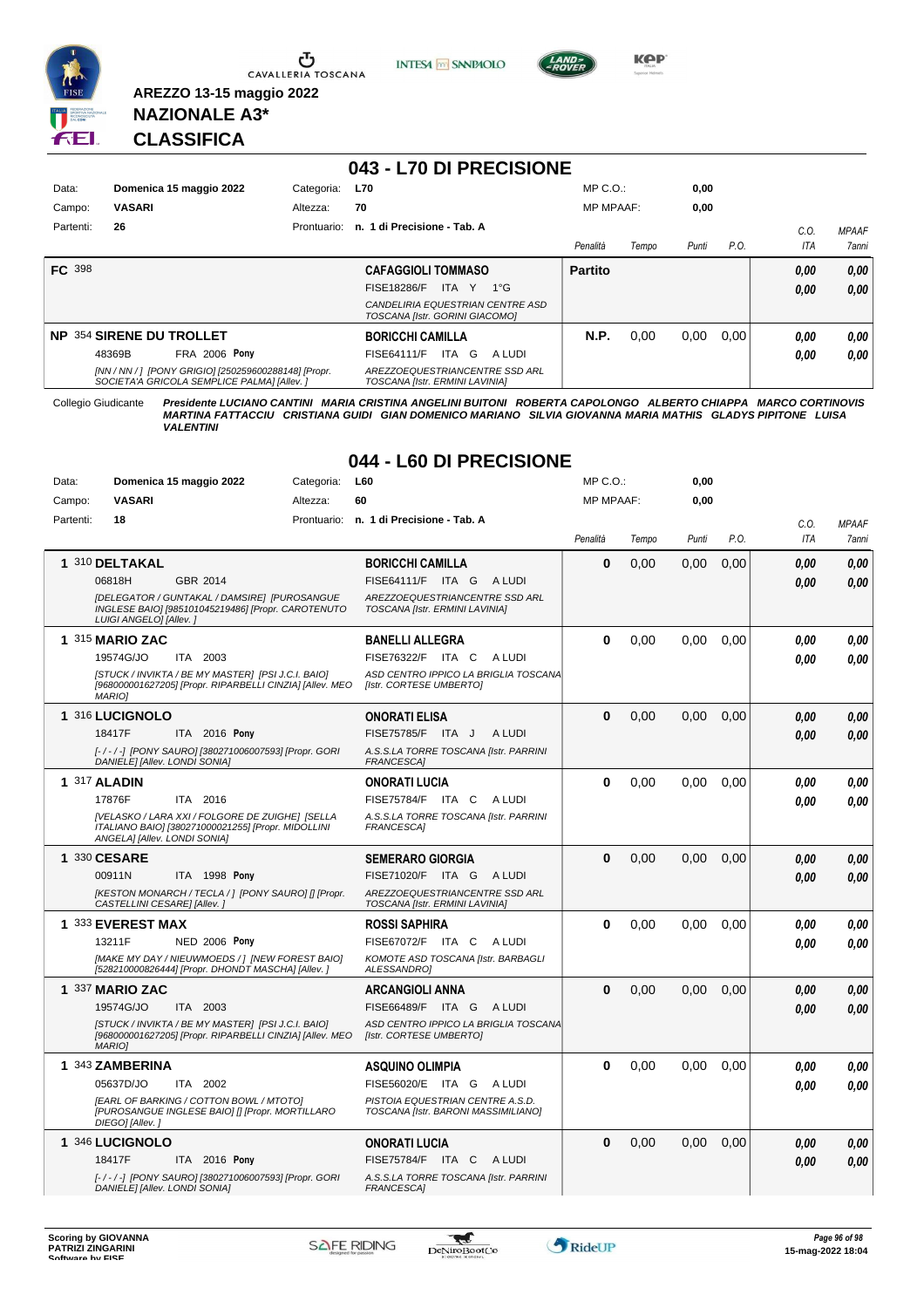**AREZZO 13-15 maggio 2022**

**NAZIONALE A3***

**CLASSIFICA**

## 043 - L70 DI PRECISIONE

| | | | | | |
|---|---|---|---|---|---|
| Data: | **Domenica 15 maggio 2022** | Categoria: | **L70** | MP C.O.: | **0,00** |
| Campo: | **VASARI** | Altezza: | **70** | MP MPAAF: | **0,00** |
| Partenti: | **26** | Prontuario: | **n. 1 di Precisione - Tab. A** | | |

| | Cavallo | Cavaliere | Penalità | Tempo | Punti | P.O. | C.O. ITA | MPAAF 7anni |
|---|---|---|---|---|---|---|---|---|
| **FC** 398 | | **CAFAGGIOLI TOMMASO**<br>FISE18286/F ITA Y 1°G<br>*CANDELIRIA EQUESTRIAN CENTRE ASD TOSCANA [Istr. GORINI GIACOMO]* | **Partito** | | | | ***0,00***<br>***0,00*** | ***0,00***<br>***0,00*** |
| **NP** 354 | **SIRENE DU TROLLET**<br>48369B FRA 2006 **Pony**<br>*[NN / NN / ] [PONY GRIGIO] [250259600288148] [Propr. SOCIETA'A GRICOLA SEMPLICE PALMA] [Allev. ]* | **BORICCHI CAMILLA**<br>FISE64111/F ITA G A LUDI<br>*AREZZOEQUESTRIANCENTRE SSD ARL TOSCANA [Istr. ERMINI LAVINIA]* | **N.P.** | 0,00 | 0,00 | 0,00 | ***0,00***<br>***0,00*** | ***0,00***<br>***0,00*** |

Collegio Giudicante *Presidente LUCIANO CANTINI MARIA CRISTINA ANGELINI BUITONI ROBERTA CAPOLONGO ALBERTO CHIAPPA MARCO CORTINOVIS MARTINA FATTACCIU CRISTIANA GUIDI GIAN DOMENICO MARIANO SILVIA GIOVANNA MARIA MATHIS GLADYS PIPITONE LUISA VALENTINI*

## 044 - L60 DI PRECISIONE

| | | | | | |
|---|---|---|---|---|---|
| Data: | **Domenica 15 maggio 2022** | Categoria: | **L60** | MP C.O.: | **0,00** |
| Campo: | **VASARI** | Altezza: | **60** | MP MPAAF: | **0,00** |
| Partenti: | **18** | Prontuario: | **n. 1 di Precisione - Tab. A** | | |

| | Cavallo | Cavaliere | Penalità | Tempo | Punti | P.O. | C.O. ITA | MPAAF 7anni |
|---|---|---|---|---|---|---|---|---|
| **1** 310 | **DELTAKAL**<br>06818H GBR 2014<br>*[DELEGATOR / GUNTAKAL / DAMSIRE] [PUROSANGUE INGLESE BAIO] [985101045219486] [Propr. CAROTENUTO LUIGI ANGELO] [Allev. ]* | **BORICCHI CAMILLA**<br>FISE64111/F ITA G A LUDI<br>*AREZZOEQUESTRIANCENTRE SSD ARL TOSCANA [Istr. ERMINI LAVINIA]* | **0** | 0,00 | 0,00 | 0,00 | ***0,00***<br>***0,00*** | ***0,00***<br>***0,00*** |
| **1** 315 | **MARIO ZAC**<br>19574G/JO ITA 2003<br>*[STUCK / INVIKTA / BE MY MASTER] [PSI J.C.I. BAIO] [968000001627205] [Propr. RIPARBELLI CINZIA] [Allev. MEO MARIO]* | **BANELLI ALLEGRA**<br>FISE76322/F ITA C A LUDI<br>*ASD CENTRO IPPICO LA BRIGLIA TOSCANA [Istr. CORTESE UMBERTO]* | **0** | 0,00 | 0,00 | 0,00 | ***0,00***<br>***0,00*** | ***0,00***<br>***0,00*** |
| **1** 316 | **LUCIGNOLO**<br>18417F ITA 2016 **Pony**<br>*[- / - / -] [PONY SAURO] [380271006007593] [Propr. GORI DANIELE] [Allev. LONDI SONIA]* | **ONORATI ELISA**<br>FISE75785/F ITA J A LUDI<br>*A.S.S.LA TORRE TOSCANA [Istr. PARRINI FRANCESCA]* | **0** | 0,00 | 0,00 | 0,00 | ***0,00***<br>***0,00*** | ***0,00***<br>***0,00*** |
| **1** 317 | **ALADIN**<br>17876F ITA 2016<br>*[VELASKO / LARA XXI / FOLGORE DE ZUIGHE] [SELLA ITALIANO BAIO] [380271000021255] [Propr. MIDOLLINI ANGELA] [Allev. LONDI SONIA]* | **ONORATI LUCIA**<br>FISE75784/F ITA C A LUDI<br>*A.S.S.LA TORRE TOSCANA [Istr. PARRINI FRANCESCA]* | **0** | 0,00 | 0,00 | 0,00 | ***0,00***<br>***0,00*** | ***0,00***<br>***0,00*** |
| **1** 330 | **CESARE**<br>00911N ITA 1998 **Pony**<br>*[KESTON MONARCH / TECLA / ] [PONY SAURO] [] [Propr. CASTELLINI CESARE] [Allev. ]* | **SEMERARO GIORGIA**<br>FISE71020/F ITA G A LUDI<br>*AREZZOEQUESTRIANCENTRE SSD ARL TOSCANA [Istr. ERMINI LAVINIA]* | **0** | 0,00 | 0,00 | 0,00 | ***0,00***<br>***0,00*** | ***0,00***<br>***0,00*** |
| **1** 333 | **EVEREST MAX**<br>13211F NED 2006 **Pony**<br>*[MAKE MY DAY / NIEUWMOEDS / ] [NEW FOREST BAIO] [528210000826444] [Propr. DHONDT MASCHA] [Allev. ]* | **ROSSI SAPHIRA**<br>FISE67072/F ITA C A LUDI<br>*KOMOTE ASD TOSCANA [Istr. BARBAGLI ALESSANDRO]* | **0** | 0,00 | 0,00 | 0,00 | ***0,00***<br>***0,00*** | ***0,00***<br>***0,00*** |
| **1** 337 | **MARIO ZAC**<br>19574G/JO ITA 2003<br>*[STUCK / INVIKTA / BE MY MASTER] [PSI J.C.I. BAIO] [968000001627205] [Propr. RIPARBELLI CINZIA] [Allev. MEO MARIO]* | **ARCANGIOLI ANNA**<br>FISE66489/F ITA G A LUDI<br>*ASD CENTRO IPPICO LA BRIGLIA TOSCANA [Istr. CORTESE UMBERTO]* | **0** | 0,00 | 0,00 | 0,00 | ***0,00***<br>***0,00*** | ***0,00***<br>***0,00*** |
| **1** 343 | **ZAMBERINA**<br>05637D/JO ITA 2002<br>*[EARL OF BARKING / COTTON BOWL / MTOTO] [PUROSANGUE INGLESE BAIO] [] [Propr. MORTILLARO DIEGO] [Allev. ]* | **ASQUINO OLIMPIA**<br>FISE56020/E ITA G A LUDI<br>*PISTOIA EQUESTRIAN CENTRE A.S.D. TOSCANA [Istr. BARONI MASSIMILIANO]* | **0** | 0,00 | 0,00 | 0,00 | ***0,00***<br>***0,00*** | ***0,00***<br>***0,00*** |
| **1** 346 | **LUCIGNOLO**<br>18417F ITA 2016 **Pony**<br>*[- / - / -] [PONY SAURO] [380271006007593] [Propr. GORI DANIELE] [Allev. LONDI SONIA]* | **ONORATI LUCIA**<br>FISE75784/F ITA C A LUDI<br>*A.S.S.LA TORRE TOSCANA [Istr. PARRINI FRANCESCA]* | **0** | 0,00 | 0,00 | 0,00 | ***0,00***<br>***0,00*** | ***0,00***<br>***0,00*** |

**Scoring by GIOVANNA PATRIZI ZINGARINI**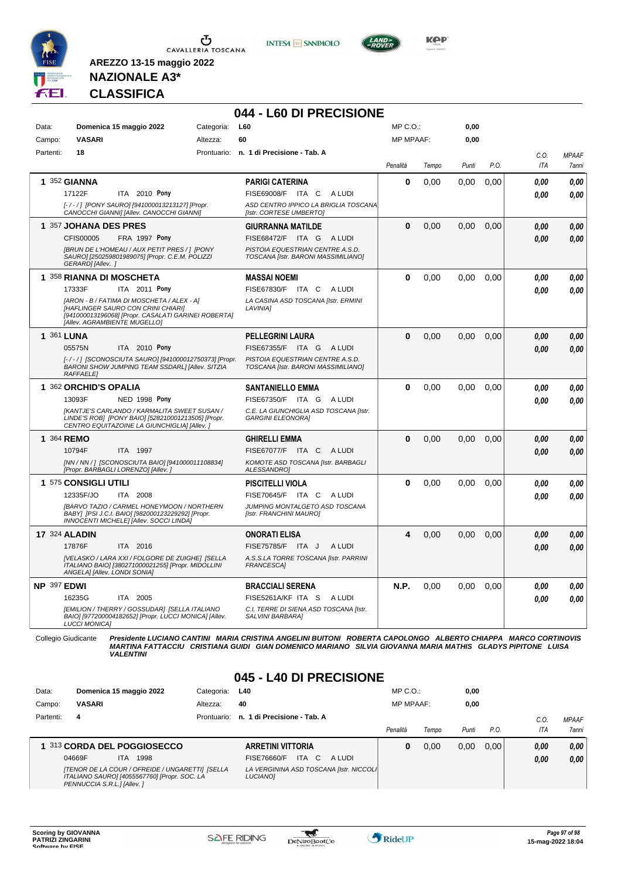AREZZO 13-15 maggio 2022

**NAZIONALE A3***

**CLASSIFICA**

## 044 - L60 DI PRECISIONE

| | | | | | |
|---|---|---|---|---|---|
| Data: | Domenica 15 maggio 2022 | Categoria: | L60 | MP C.O.: | 0,00 |
| Campo: | VASARI | Altezza: | 60 | MP MPAAF: | 0,00 |
| Partenti: | 18 | Prontuario: | n. 1 di Precisione - Tab. A | | |

| Pos. | Cavallo | Cavaliere | Penalità | Tempo | Punti | P.O. | C.O. ITA | MPAAF 7anni |
|---|---|---|---|---|---|---|---|---|
| 1 | 352 **GIANNA**<br>17122F ITA 2010 **Pony**<br>*[-/-/] [PONY SAURO] [941000013213127] [Propr. CANOCCHI GIANNI] [Allev. CANOCCHI GIANNI]* | **PARIGI CATERINA**<br>FISE69008/F ITA C A LUDI<br>*ASD CENTRO IPPICO LA BRIGLIA TOSCANA [Istr. CORTESE UMBERTO]* | 0 | 0,00 | 0,00 | 0,00 | 0,00<br>0,00 | 0,00<br>0,00 |
| 1 | 357 **JOHANA DES PRES**<br>CFIS00005 FRA 1997 **Pony**<br>*[BRUN DE L'HOMEAU / AUX PETIT PRES / ] [PONY SAURO] [250259801989075] [Propr. C.E.M. POLIZZI GERARD] [Allev. ]* | **GIURRANNA MATILDE**<br>FISE68472/F ITA G A LUDI<br>*PISTOIA EQUESTRIAN CENTRE A.S.D. TOSCANA [Istr. BARONI MASSIMILIANO]* | 0 | 0,00 | 0,00 | 0,00 | 0,00<br>0,00 | 0,00<br>0,00 |
| 1 | 358 **RIANNA DI MOSCHETA**<br>17333F ITA 2011 **Pony**<br>*[ARON - B / FATIMA DI MOSCHETA / ALEX - A] [HAFLINGER SAURO CON CRINI CHIARI] [941000013196068] [Propr. CASALATI GARINEI ROBERTA] [Allev. AGRAMBIENTE MUGELLO]* | **MASSAI NOEMI**<br>FISE67830/F ITA C A LUDI<br>*LA CASINA ASD TOSCANA [Istr. ERMINI LAVINIA]* | 0 | 0,00 | 0,00 | 0,00 | 0,00<br>0,00 | 0,00<br>0,00 |
| 1 | 361 **LUNA**<br>05575N ITA 2010 **Pony**<br>*[-/-/] [SCONOSCIUTA SAURO] [941000012750373] [Propr. BARONI SHOW JUMPING TEAM SSDARL] [Allev. SITZIA RAFFAELE]* | **PELLEGRINI LAURA**<br>FISE67355/F ITA G A LUDI<br>*PISTOIA EQUESTRIAN CENTRE A.S.D. TOSCANA [Istr. BARONI MASSIMILIANO]* | 0 | 0,00 | 0,00 | 0,00 | 0,00<br>0,00 | 0,00<br>0,00 |
| 1 | 362 **ORCHID'S OPALIA**<br>13093F NED 1998 **Pony**<br>*[KANTJE'S CARLANDO / KARMALITA SWEET SUSAN / LINDE'S ROB] [PONY BAIO] [528210001213505] [Propr. CENTRO EQUITAZOINE LA GIUNCHIGLIA] [Allev. ]* | **SANTANIELLO EMMA**<br>FISE67350/F ITA G A LUDI<br>*C.E. LA GIUNCHIGLIA ASD TOSCANA [Istr. GARGINI ELEONORA]* | 0 | 0,00 | 0,00 | 0,00 | 0,00<br>0,00 | 0,00<br>0,00 |
| 1 | 364 **REMO**<br>10794F ITA 1997<br>*[NN / NN / ] [SCONOSCIUTA BAIO] [941000011108834] [Propr. BARBAGLI LORENZO] [Allev. ]* | **GHIRELLI EMMA**<br>FISE67077/F ITA C A LUDI<br>*KOMOTE ASD TOSCANA [Istr. BARBAGLI ALESSANDRO]* | 0 | 0,00 | 0,00 | 0,00 | 0,00<br>0,00 | 0,00<br>0,00 |
| 1 | 575 **CONSIGLI UTILI**<br>12335F/JO ITA 2008<br>*[BARVO TAZIO / CARMEL HONEYMOON / NORTHERN BABY] [PSI J.C.I. BAIO] [982000123229292] [Propr. INNOCENTI MICHELE] [Allev. SOCCI LINDA]* | **PISCITELLI VIOLA**<br>FISE70645/F ITA C A LUDI<br>*JUMPING MONTALGETO ASD TOSCANA [Istr. FRANCHINI MAURO]* | 0 | 0,00 | 0,00 | 0,00 | 0,00<br>0,00 | 0,00<br>0,00 |
| 17 | 324 **ALADIN**<br>17876F ITA 2016<br>*[VELASKO / LARA XXI / FOLGORE DE ZUIGHE] [SELLA ITALIANO BAIO] [380271000021255] [Propr. MIDOLLINI ANGELA] [Allev. LONDI SONIA]* | **ONORATI ELISA**<br>FISE75785/F ITA J A LUDI<br>*A.S.S.LA TORRE TOSCANA [Istr. PARRINI FRANCESCA]* | 4 | 0,00 | 0,00 | 0,00 | 0,00<br>0,00 | 0,00<br>0,00 |
| NP | 397 **EDWI**<br>16235G ITA 2005<br>*[EMILION / THERRY / GOSSUDAR] [SELLA ITALIANO BAIO] [977200004182652] [Propr. LUCCI MONICA] [Allev. LUCCI MONICA]* | **BRACCIALI SERENA**<br>FISE5261A/KF ITA S A LUDI<br>*C.I. TERRE DI SIENA ASD TOSCANA [Istr. SALVINI BARBARA]* | N.P. | 0,00 | 0,00 | 0,00 | 0,00<br>0,00 | 0,00<br>0,00 |

Collegio Giudicante *Presidente LUCIANO CANTINI MARIA CRISTINA ANGELINI BUITONI ROBERTA CAPOLONGO ALBERTO CHIAPPA MARCO CORTINOVIS MARTINA FATTACCIU CRISTIANA GUIDI GIAN DOMENICO MARIANO SILVIA GIOVANNA MARIA MATHIS GLADYS PIPITONE LUISA VALENTINI*

## 045 - L40 DI PRECISIONE

| | | | | | |
|---|---|---|---|---|---|
| Data: | Domenica 15 maggio 2022 | Categoria: | L40 | MP C.O.: | 0,00 |
| Campo: | VASARI | Altezza: | 40 | MP MPAAF: | 0,00 |
| Partenti: | 4 | Prontuario: | n. 1 di Precisione - Tab. A | | |

| Pos. | Cavallo | Cavaliere | Penalità | Tempo | Punti | P.O. | C.O. ITA | MPAAF 7anni |
|---|---|---|---|---|---|---|---|---|
| 1 | 313 **CORDA DEL POGGIOSECCO**<br>04669F ITA 1998<br>*[TENOR DE LA COUR / OFREIDE / UNGARETTI] [SELLA ITALIANO SAURO] [4055567760] [Propr. SOC. LA PENNUCCIA S.R.L.] [Allev. ]* | **ARRETINI VITTORIA**<br>FISE76660/F ITA C A LUDI<br>*LA VERGININA ASD TOSCANA [Istr. NICCOLI LUCIANO]* | 0 | 0,00 | 0,00 | 0,00 | 0,00<br>0,00 | 0,00<br>0,00 |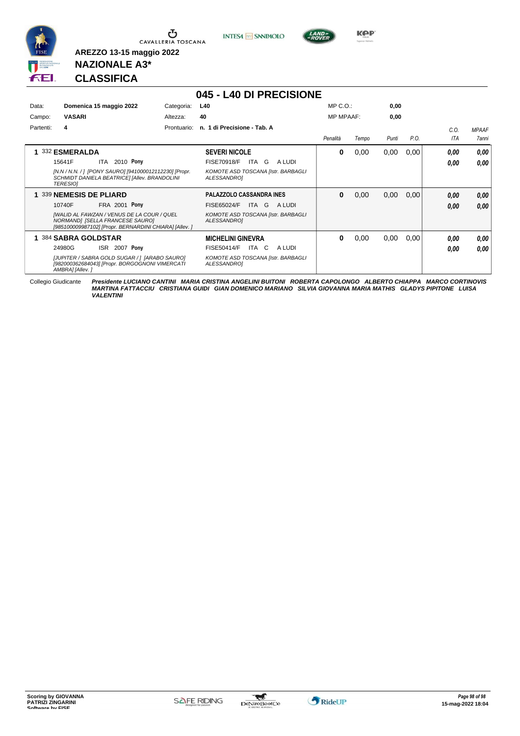AREZZO 13-15 maggio 2022

**NAZIONALE A3***

**CLASSIFICA**

# 045 - L40 DI PRECISIONE

| | | | | | |
|---|---|---|---|---|---|
| Data: | **Domenica 15 maggio 2022** | Categoria: | **L40** | MP C.O.: | **0,00** |
| Campo: | **VASARI** | Altezza: | **40** | MP MPAAF: | **0,00** |
| Partenti: | **4** | Prontuario: | **n. 1 di Precisione - Tab. A** | | |

| | Cavallo | Cavaliere | Penalità | Tempo | Punti | P.O. | C.O. ITA | MPAAF 7anni |
|---|---|---|---|---|---|---|---|---|
| 1 | 332 **ESMERALDA** 15641F ITA 2010 **Pony** *[N.N / N.N. / ] [PONY SAURO] [941000012112230] [Propr. SCHMIDT DANIELA BEATRICE] [Allev. BRANDOLINI TERESIO]* | **SEVERI NICOLE** FISE70918/F ITA G A LUDI *KOMOTE ASD TOSCANA [Istr. BARBAGLI ALESSANDRO]* | **0** | 0,00 | 0,00 | 0,00 | ***0,00*** ***0,00*** | ***0,00*** ***0,00*** |
| 1 | 339 **NEMESIS DE PLIARD** 10740F FRA 2001 **Pony** *[WALID AL FAWZAN / VENUS DE LA COUR / QUEL NORMAND] [SELLA FRANCESE SAURO] [985100009987102] [Propr. BERNARDINI CHIARA] [Allev. ]* | **PALAZZOLO CASSANDRA INES** FISE65024/F ITA G A LUDI *KOMOTE ASD TOSCANA [Istr. BARBAGLI ALESSANDRO]* | **0** | 0,00 | 0,00 | 0,00 | ***0,00*** ***0,00*** | ***0,00*** ***0,00*** |
| 1 | 384 **SABRA GOLDSTAR** 24980G ISR 2007 **Pony** *[JUPITER / SABRA GOLD SUGAR / ] [ARABO SAURO] [982000362684043] [Propr. BORGOGNONI VIMERCATI AMBRA] [Allev. ]* | **MICHELINI GINEVRA** FISE50414/F ITA C A LUDI *KOMOTE ASD TOSCANA [Istr. BARBAGLI ALESSANDRO]* | **0** | 0,00 | 0,00 | 0,00 | ***0,00*** ***0,00*** | ***0,00*** ***0,00*** |

Collegio Giudicante ***Presidente LUCIANO CANTINI MARIA CRISTINA ANGELINI BUITONI ROBERTA CAPOLONGO ALBERTO CHIAPPA MARCO CORTINOVIS MARTINA FATTACCIU CRISTIANA GUIDI GIAN DOMENICO MARIANO SILVIA GIOVANNA MARIA MATHIS GLADYS PIPITONE LUISA VALENTINI***

**Scoring by GIOVANNA PATRIZI ZINGARINI Software by FISE**

**15-mag-2022 18:04**